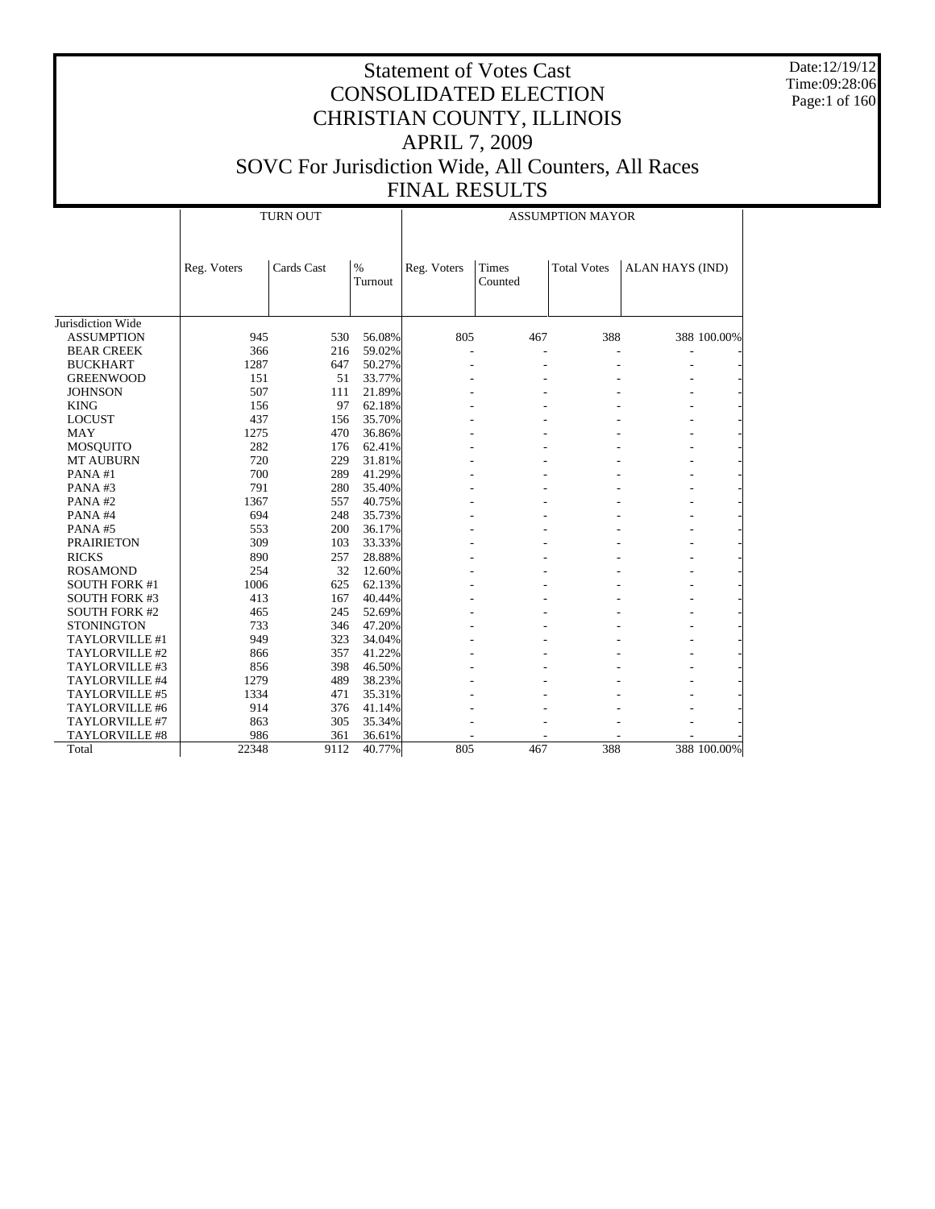# Statement of Votes Cast
# CONSOLIDATED ELECTION
# CHRISTIAN COUNTY, ILLINOIS
# APRIL 7, 2009
# SOVC For Jurisdiction Wide, All Counters, All Races
# FINAL RESULTS

Date:12/19/12
Time:09:28:06

| | TURN OUT | | | ASSUMPTION MAYOR | | | | |
|---|---|---|---|---|---|---|---|---|
| | Reg. Voters | Cards Cast | % Turnout | Reg. Voters | Times Counted | Total Votes | ALAN HAYS (IND) | |
| Jurisdiction Wide | | | | | | | | |
| ASSUMPTION | 945 | 530 | 56.08% | 805 | 467 | 388 | 388 | 100.00% |
| BEAR CREEK | 366 | 216 | 59.02% | - | - | - | - | - |
| BUCKHART | 1287 | 647 | 50.27% | - | - | - | - | - |
| GREENWOOD | 151 | 51 | 33.77% | - | - | - | - | - |
| JOHNSON | 507 | 111 | 21.89% | - | - | - | - | - |
| KING | 156 | 97 | 62.18% | - | - | - | - | - |
| LOCUST | 437 | 156 | 35.70% | - | - | - | - | - |
| MAY | 1275 | 470 | 36.86% | - | - | - | - | - |
| MOSQUITO | 282 | 176 | 62.41% | - | - | - | - | - |
| MT AUBURN | 720 | 229 | 31.81% | - | - | - | - | - |
| PANA #1 | 700 | 289 | 41.29% | - | - | - | - | - |
| PANA #3 | 791 | 280 | 35.40% | - | - | - | - | - |
| PANA #2 | 1367 | 557 | 40.75% | - | - | - | - | - |
| PANA #4 | 694 | 248 | 35.73% | - | - | - | - | - |
| PANA #5 | 553 | 200 | 36.17% | - | - | - | - | - |
| PRAIRIETON | 309 | 103 | 33.33% | - | - | - | - | - |
| RICKS | 890 | 257 | 28.88% | - | - | - | - | - |
| ROSAMOND | 254 | 32 | 12.60% | - | - | - | - | - |
| SOUTH FORK #1 | 1006 | 625 | 62.13% | - | - | - | - | - |
| SOUTH FORK #3 | 413 | 167 | 40.44% | - | - | - | - | - |
| SOUTH FORK #2 | 465 | 245 | 52.69% | - | - | - | - | - |
| STONINGTON | 733 | 346 | 47.20% | - | - | - | - | - |
| TAYLORVILLE #1 | 949 | 323 | 34.04% | - | - | - | - | - |
| TAYLORVILLE #2 | 866 | 357 | 41.22% | - | - | - | - | - |
| TAYLORVILLE #3 | 856 | 398 | 46.50% | - | - | - | - | - |
| TAYLORVILLE #4 | 1279 | 489 | 38.23% | - | - | - | - | - |
| TAYLORVILLE #5 | 1334 | 471 | 35.31% | - | - | - | - | - |
| TAYLORVILLE #6 | 914 | 376 | 41.14% | - | - | - | - | - |
| TAYLORVILLE #7 | 863 | 305 | 35.34% | - | - | - | - | - |
| TAYLORVILLE #8 | 986 | 361 | 36.61% | - | - | - | - | - |
| Total | 22348 | 9112 | 40.77% | 805 | 467 | 388 | 388 | 100.00% |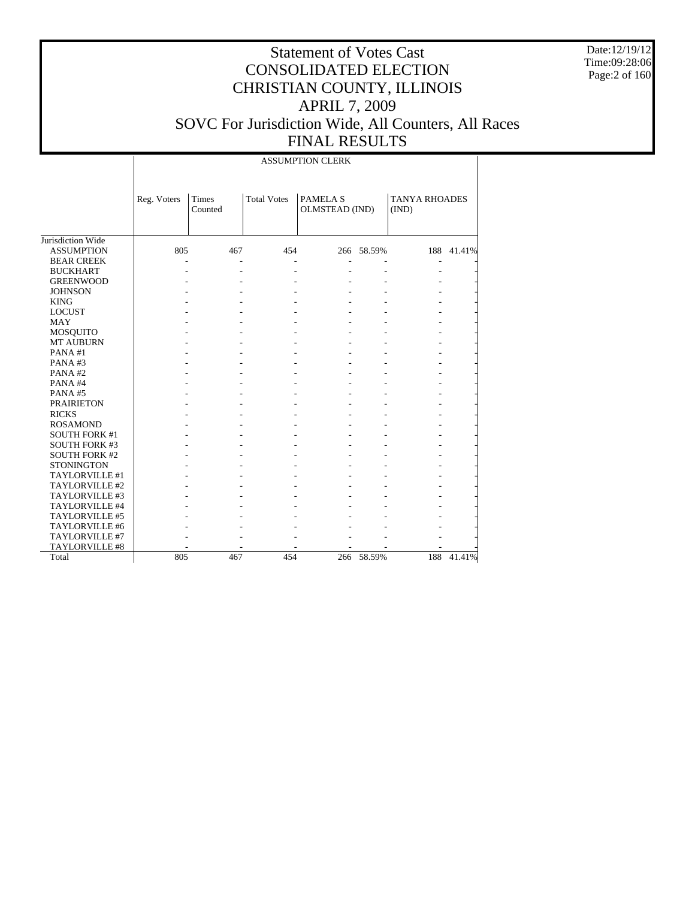# Statement of Votes Cast
# CONSOLIDATED ELECTION
# CHRISTIAN COUNTY, ILLINOIS
# APRIL 7, 2009
# SOVC For Jurisdiction Wide, All Counters, All Races
# FINAL RESULTS

Date:12/19/12
Time:09:28:06

| | ASSUMPTION CLERK | | | | | | |
|---|---|---|---|---|---|---|---|
| | Reg. Voters | Times Counted | Total Votes | PAMELA S OLMSTEAD (IND) | | TANYA RHOADES (IND) | |
| Jurisdiction Wide | | | | | | | |
| ASSUMPTION | 805 | 467 | 454 | 266 | 58.59% | 188 | 41.41% |
| BEAR CREEK | - | - | - | - | - | - | - |
| BUCKHART | - | - | - | - | - | - | - |
| GREENWOOD | - | - | - | - | - | - | - |
| JOHNSON | - | - | - | - | - | - | - |
| KING | - | - | - | - | - | - | - |
| LOCUST | - | - | - | - | - | - | - |
| MAY | - | - | - | - | - | - | - |
| MOSQUITO | - | - | - | - | - | - | - |
| MT AUBURN | - | - | - | - | - | - | - |
| PANA #1 | - | - | - | - | - | - | - |
| PANA #3 | - | - | - | - | - | - | - |
| PANA #2 | - | - | - | - | - | - | - |
| PANA #4 | - | - | - | - | - | - | - |
| PANA #5 | - | - | - | - | - | - | - |
| PRAIRIETON | - | - | - | - | - | - | - |
| RICKS | - | - | - | - | - | - | - |
| ROSAMOND | - | - | - | - | - | - | - |
| SOUTH FORK #1 | - | - | - | - | - | - | - |
| SOUTH FORK #3 | - | - | - | - | - | - | - |
| SOUTH FORK #2 | - | - | - | - | - | - | - |
| STONINGTON | - | - | - | - | - | - | - |
| TAYLORVILLE #1 | - | - | - | - | - | - | - |
| TAYLORVILLE #2 | - | - | - | - | - | - | - |
| TAYLORVILLE #3 | - | - | - | - | - | - | - |
| TAYLORVILLE #4 | - | - | - | - | - | - | - |
| TAYLORVILLE #5 | - | - | - | - | - | - | - |
| TAYLORVILLE #6 | - | - | - | - | - | - | - |
| TAYLORVILLE #7 | - | - | - | - | - | - | - |
| TAYLORVILLE #8 | - | - | - | - | - | - | - |
| Total | 805 | 467 | 454 | 266 | 58.59% | 188 | 41.41% |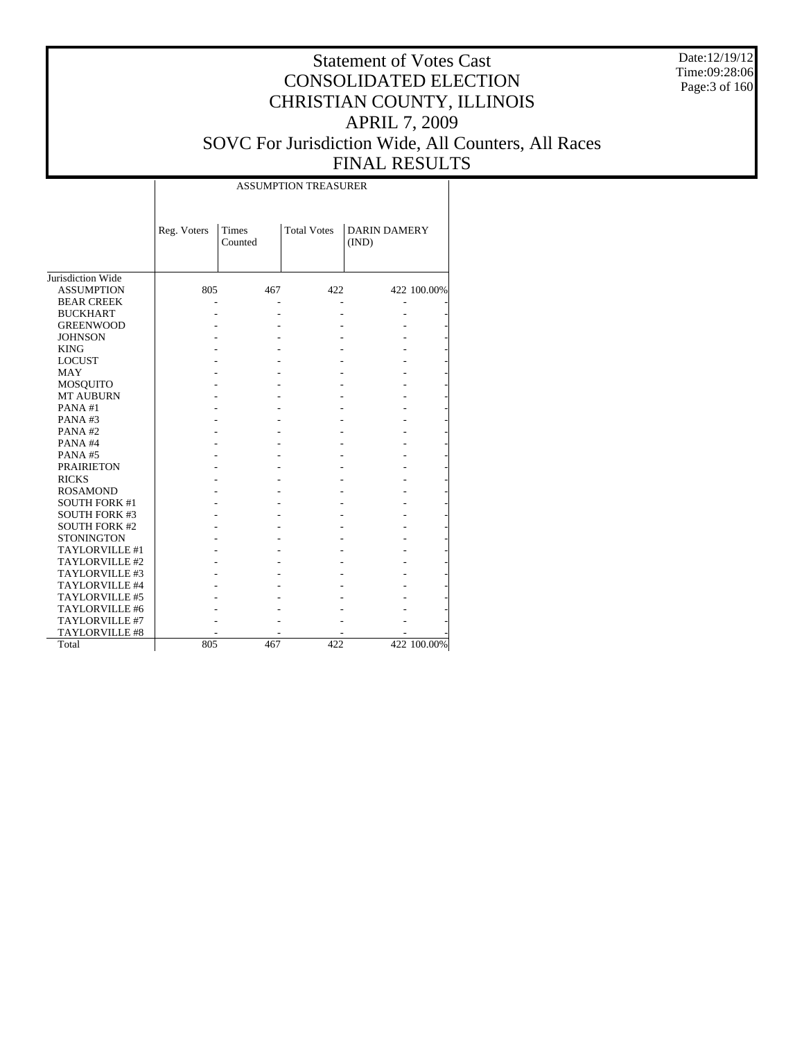# Statement of Votes Cast
# CONSOLIDATED ELECTION
# CHRISTIAN COUNTY, ILLINOIS
# APRIL 7, 2009
# SOVC For Jurisdiction Wide, All Counters, All Races
# FINAL RESULTS

Date:12/19/12
Time:09:28:06

| | ASSUMPTION TREASURER | | | | |
|---|---|---|---|---|---|
| | Reg. Voters | Times Counted | Total Votes | DARIN DAMERY (IND) | |
| Jurisdiction Wide | | | | | |
| ASSUMPTION | 805 | 467 | 422 | 422 | 100.00% |
| BEAR CREEK | - | - | - | - | - |
| BUCKHART | - | - | - | - | - |
| GREENWOOD | - | - | - | - | - |
| JOHNSON | - | - | - | - | - |
| KING | - | - | - | - | - |
| LOCUST | - | - | - | - | - |
| MAY | - | - | - | - | - |
| MOSQUITO | - | - | - | - | - |
| MT AUBURN | - | - | - | - | - |
| PANA #1 | - | - | - | - | - |
| PANA #3 | - | - | - | - | - |
| PANA #2 | - | - | - | - | - |
| PANA #4 | - | - | - | - | - |
| PANA #5 | - | - | - | - | - |
| PRAIRIETON | - | - | - | - | - |
| RICKS | - | - | - | - | - |
| ROSAMOND | - | - | - | - | - |
| SOUTH FORK #1 | - | - | - | - | - |
| SOUTH FORK #3 | - | - | - | - | - |
| SOUTH FORK #2 | - | - | - | - | - |
| STONINGTON | - | - | - | - | - |
| TAYLORVILLE #1 | - | - | - | - | - |
| TAYLORVILLE #2 | - | - | - | - | - |
| TAYLORVILLE #3 | - | - | - | - | - |
| TAYLORVILLE #4 | - | - | - | - | - |
| TAYLORVILLE #5 | - | - | - | - | - |
| TAYLORVILLE #6 | - | - | - | - | - |
| TAYLORVILLE #7 | - | - | - | - | - |
| TAYLORVILLE #8 | - | - | - | - | - |
| Total | 805 | 467 | 422 | 422 | 100.00% |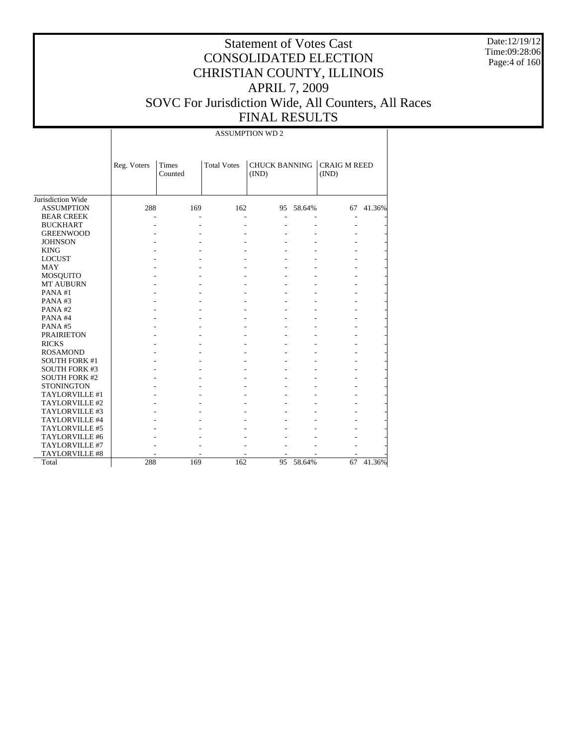# Statement of Votes Cast
# CONSOLIDATED ELECTION
# CHRISTIAN COUNTY, ILLINOIS
# APRIL 7, 2009
# SOVC For Jurisdiction Wide, All Counters, All Races
# FINAL RESULTS

Date:12/19/12
Time:09:28:06

| | ASSUMPTION WD 2 | | | | | | |
|---|---|---|---|---|---|---|---|
| | Reg. Voters | Times Counted | Total Votes | CHUCK BANNING (IND) | | CRAIG M REED (IND) | |
| Jurisdiction Wide | | | | | | | |
| ASSUMPTION | 288 | 169 | 162 | 95 | 58.64% | 67 | 41.36% |
| BEAR CREEK | - | - | - | - | - | - | - |
| BUCKHART | - | - | - | - | - | - | - |
| GREENWOOD | - | - | - | - | - | - | - |
| JOHNSON | - | - | - | - | - | - | - |
| KING | - | - | - | - | - | - | - |
| LOCUST | - | - | - | - | - | - | - |
| MAY | - | - | - | - | - | - | - |
| MOSQUITO | - | - | - | - | - | - | - |
| MT AUBURN | - | - | - | - | - | - | - |
| PANA #1 | - | - | - | - | - | - | - |
| PANA #3 | - | - | - | - | - | - | - |
| PANA #2 | - | - | - | - | - | - | - |
| PANA #4 | - | - | - | - | - | - | - |
| PANA #5 | - | - | - | - | - | - | - |
| PRAIRIETON | - | - | - | - | - | - | - |
| RICKS | - | - | - | - | - | - | - |
| ROSAMOND | - | - | - | - | - | - | - |
| SOUTH FORK #1 | - | - | - | - | - | - | - |
| SOUTH FORK #3 | - | - | - | - | - | - | - |
| SOUTH FORK #2 | - | - | - | - | - | - | - |
| STONINGTON | - | - | - | - | - | - | - |
| TAYLORVILLE #1 | - | - | - | - | - | - | - |
| TAYLORVILLE #2 | - | - | - | - | - | - | - |
| TAYLORVILLE #3 | - | - | - | - | - | - | - |
| TAYLORVILLE #4 | - | - | - | - | - | - | - |
| TAYLORVILLE #5 | - | - | - | - | - | - | - |
| TAYLORVILLE #6 | - | - | - | - | - | - | - |
| TAYLORVILLE #7 | - | - | - | - | - | - | - |
| TAYLORVILLE #8 | - | - | - | - | - | - | - |
| Total | 288 | 169 | 162 | 95 | 58.64% | 67 | 41.36% |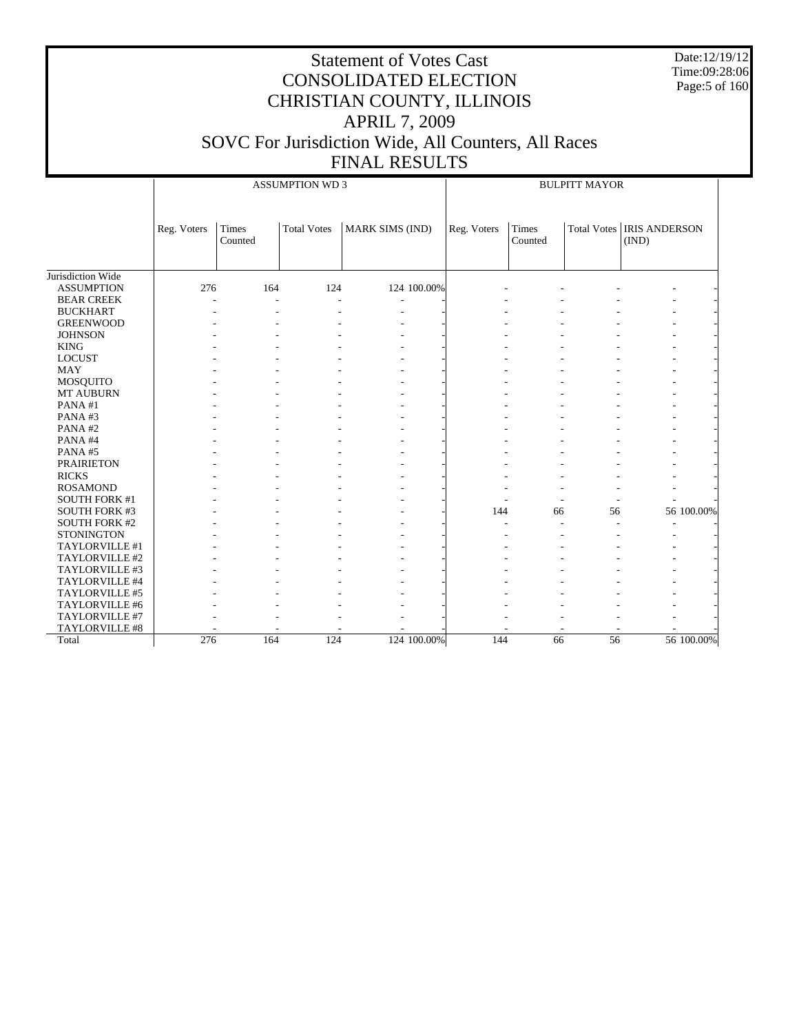# Statement of Votes Cast
## CONSOLIDATED ELECTION
## CHRISTIAN COUNTY, ILLINOIS
## APRIL 7, 2009
## SOVC For Jurisdiction Wide, All Counters, All Races
## FINAL RESULTS

Date:12/19/12
Time:09:28:06

| | ASSUMPTION WD 3 | | | | | BULPITT MAYOR | | | | |
|---|---|---|---|---|---|---|---|---|---|---|
| | Reg. Voters | Times Counted | Total Votes | MARK SIMS (IND) | | Reg. Voters | Times Counted | Total Votes | IRIS ANDERSON (IND) | |
| Jurisdiction Wide | | | | | | | | | | |
| ASSUMPTION | 276 | 164 | 124 | 124 | 100.00% | - | - | - | - | - |
| BEAR CREEK | - | - | - | - | - | - | - | - | - | - |
| BUCKHART | - | - | - | - | - | - | - | - | - | - |
| GREENWOOD | - | - | - | - | - | - | - | - | - | - |
| JOHNSON | - | - | - | - | - | - | - | - | - | - |
| KING | - | - | - | - | - | - | - | - | - | - |
| LOCUST | - | - | - | - | - | - | - | - | - | - |
| MAY | - | - | - | - | - | - | - | - | - | - |
| MOSQUITO | - | - | - | - | - | - | - | - | - | - |
| MT AUBURN | - | - | - | - | - | - | - | - | - | - |
| PANA #1 | - | - | - | - | - | - | - | - | - | - |
| PANA #3 | - | - | - | - | - | - | - | - | - | - |
| PANA #2 | - | - | - | - | - | - | - | - | - | - |
| PANA #4 | - | - | - | - | - | - | - | - | - | - |
| PANA #5 | - | - | - | - | - | - | - | - | - | - |
| PRAIRIETON | - | - | - | - | - | - | - | - | - | - |
| RICKS | - | - | - | - | - | - | - | - | - | - |
| ROSAMOND | - | - | - | - | - | - | - | - | - | - |
| SOUTH FORK #1 | - | - | - | - | - | - | - | - | - | - |
| SOUTH FORK #3 | - | - | - | - | - | 144 | 66 | 56 | 56 | 100.00% |
| SOUTH FORK #2 | - | - | - | - | - | - | - | - | - | - |
| STONINGTON | - | - | - | - | - | - | - | - | - | - |
| TAYLORVILLE #1 | - | - | - | - | - | - | - | - | - | - |
| TAYLORVILLE #2 | - | - | - | - | - | - | - | - | - | - |
| TAYLORVILLE #3 | - | - | - | - | - | - | - | - | - | - |
| TAYLORVILLE #4 | - | - | - | - | - | - | - | - | - | - |
| TAYLORVILLE #5 | - | - | - | - | - | - | - | - | - | - |
| TAYLORVILLE #6 | - | - | - | - | - | - | - | - | - | - |
| TAYLORVILLE #7 | - | - | - | - | - | - | - | - | - | - |
| TAYLORVILLE #8 | - | - | - | - | - | - | - | - | - | - |
| Total | 276 | 164 | 124 | 124 | 100.00% | 144 | 66 | 56 | 56 | 100.00% |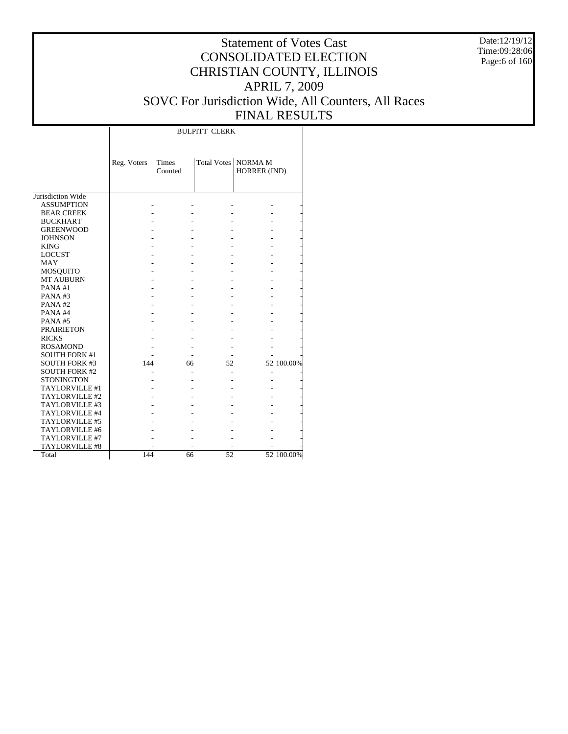# Statement of Votes Cast
# CONSOLIDATED ELECTION
# CHRISTIAN COUNTY, ILLINOIS
# APRIL 7, 2009
# SOVC For Jurisdiction Wide, All Counters, All Races
# FINAL RESULTS

Date:12/19/12
Time:09:28:06

| | BULPITT CLERK | | | | |
|---|---|---|---|---|---|
| | Reg. Voters | Times Counted | Total Votes | NORMA M HORRER (IND) | |
| Jurisdiction Wide | | | | | |
| ASSUMPTION | - | - | - | - | - |
| BEAR CREEK | - | - | - | - | - |
| BUCKHART | - | - | - | - | - |
| GREENWOOD | - | - | - | - | - |
| JOHNSON | - | - | - | - | - |
| KING | - | - | - | - | - |
| LOCUST | - | - | - | - | - |
| MAY | - | - | - | - | - |
| MOSQUITO | - | - | - | - | - |
| MT AUBURN | - | - | - | - | - |
| PANA #1 | - | - | - | - | - |
| PANA #3 | - | - | - | - | - |
| PANA #2 | - | - | - | - | - |
| PANA #4 | - | - | - | - | - |
| PANA #5 | - | - | - | - | - |
| PRAIRIETON | - | - | - | - | - |
| RICKS | - | - | - | - | - |
| ROSAMOND | - | - | - | - | - |
| SOUTH FORK #1 | - | - | - | - | - |
| SOUTH FORK #3 | 144 | 66 | 52 | 52 | 100.00% |
| SOUTH FORK #2 | - | - | - | - | - |
| STONINGTON | - | - | - | - | - |
| TAYLORVILLE #1 | - | - | - | - | - |
| TAYLORVILLE #2 | - | - | - | - | - |
| TAYLORVILLE #3 | - | - | - | - | - |
| TAYLORVILLE #4 | - | - | - | - | - |
| TAYLORVILLE #5 | - | - | - | - | - |
| TAYLORVILLE #6 | - | - | - | - | - |
| TAYLORVILLE #7 | - | - | - | - | - |
| TAYLORVILLE #8 | - | - | - | - | - |
| Total | 144 | 66 | 52 | 52 | 100.00% |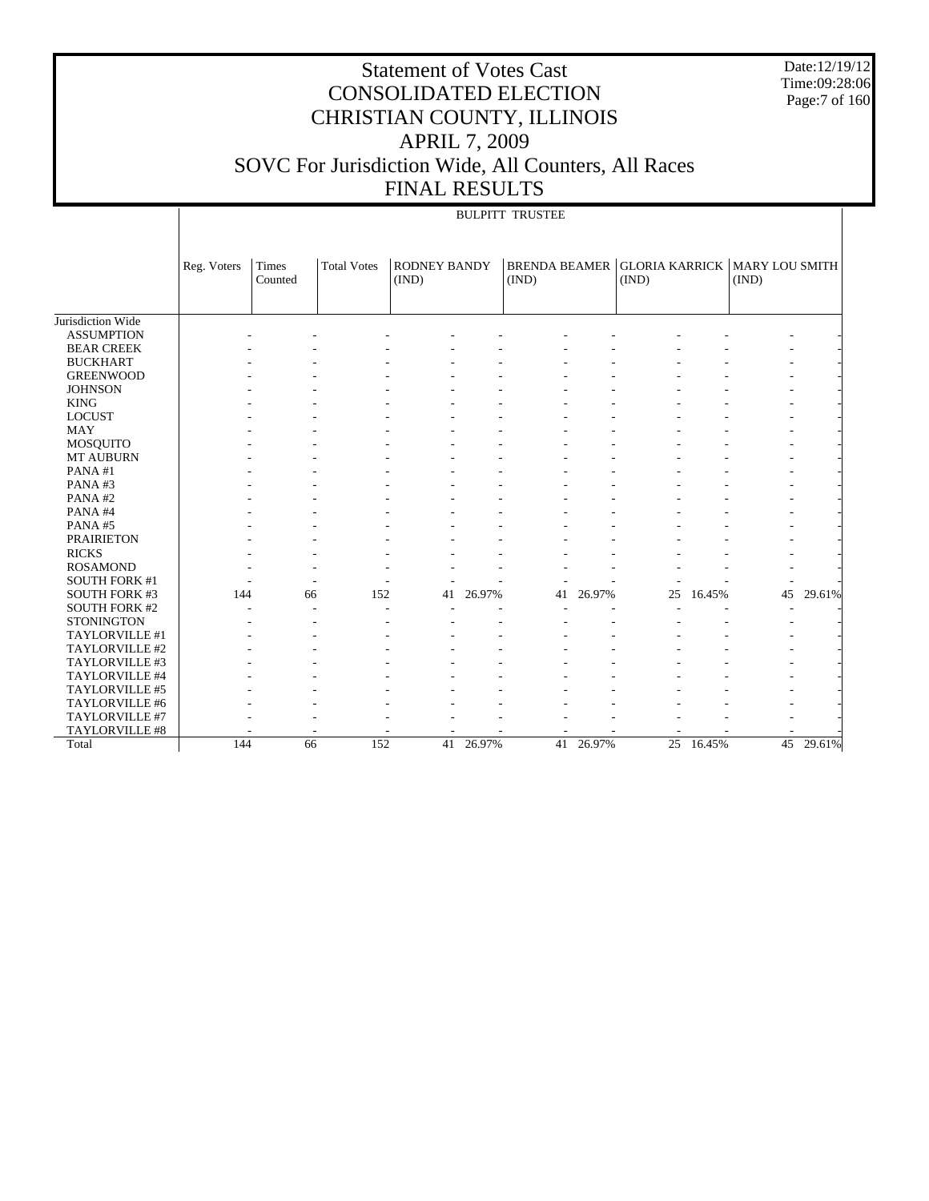# Statement of Votes Cast
# CONSOLIDATED ELECTION
# CHRISTIAN COUNTY, ILLINOIS
# APRIL 7, 2009
# SOVC For Jurisdiction Wide, All Counters, All Races
# FINAL RESULTS

Date:12/19/12
Time:09:28:06

BULPITT TRUSTEE

| | Reg. Voters | Times Counted | Total Votes | RODNEY BANDY (IND) | | BRENDA BEAMER (IND) | | GLORIA KARRICK (IND) | | MARY LOU SMITH (IND) | |
|---|---|---|---|---|---|---|---|---|---|---|---|
| Jurisdiction Wide | | | | | | | | | | | |
| ASSUMPTION | - | - | - | - | - | - | - | - | - | - | - |
| BEAR CREEK | - | - | - | - | - | - | - | - | - | - | - |
| BUCKHART | - | - | - | - | - | - | - | - | - | - | - |
| GREENWOOD | - | - | - | - | - | - | - | - | - | - | - |
| JOHNSON | - | - | - | - | - | - | - | - | - | - | - |
| KING | - | - | - | - | - | - | - | - | - | - | - |
| LOCUST | - | - | - | - | - | - | - | - | - | - | - |
| MAY | - | - | - | - | - | - | - | - | - | - | - |
| MOSQUITO | - | - | - | - | - | - | - | - | - | - | - |
| MT AUBURN | - | - | - | - | - | - | - | - | - | - | - |
| PANA #1 | - | - | - | - | - | - | - | - | - | - | - |
| PANA #3 | - | - | - | - | - | - | - | - | - | - | - |
| PANA #2 | - | - | - | - | - | - | - | - | - | - | - |
| PANA #4 | - | - | - | - | - | - | - | - | - | - | - |
| PANA #5 | - | - | - | - | - | - | - | - | - | - | - |
| PRAIRIETON | - | - | - | - | - | - | - | - | - | - | - |
| RICKS | - | - | - | - | - | - | - | - | - | - | - |
| ROSAMOND | - | - | - | - | - | - | - | - | - | - | - |
| SOUTH FORK #1 | - | - | - | - | - | - | - | - | - | - | - |
| SOUTH FORK #3 | 144 | 66 | 152 | 41 | 26.97% | 41 | 26.97% | 25 | 16.45% | 45 | 29.61% |
| SOUTH FORK #2 | - | - | - | - | - | - | - | - | - | - | - |
| STONINGTON | - | - | - | - | - | - | - | - | - | - | - |
| TAYLORVILLE #1 | - | - | - | - | - | - | - | - | - | - | - |
| TAYLORVILLE #2 | - | - | - | - | - | - | - | - | - | - | - |
| TAYLORVILLE #3 | - | - | - | - | - | - | - | - | - | - | - |
| TAYLORVILLE #4 | - | - | - | - | - | - | - | - | - | - | - |
| TAYLORVILLE #5 | - | - | - | - | - | - | - | - | - | - | - |
| TAYLORVILLE #6 | - | - | - | - | - | - | - | - | - | - | - |
| TAYLORVILLE #7 | - | - | - | - | - | - | - | - | - | - | - |
| TAYLORVILLE #8 | - | - | - | - | - | - | - | - | - | - | - |
| Total | 144 | 66 | 152 | 41 | 26.97% | 41 | 26.97% | 25 | 16.45% | 45 | 29.61% |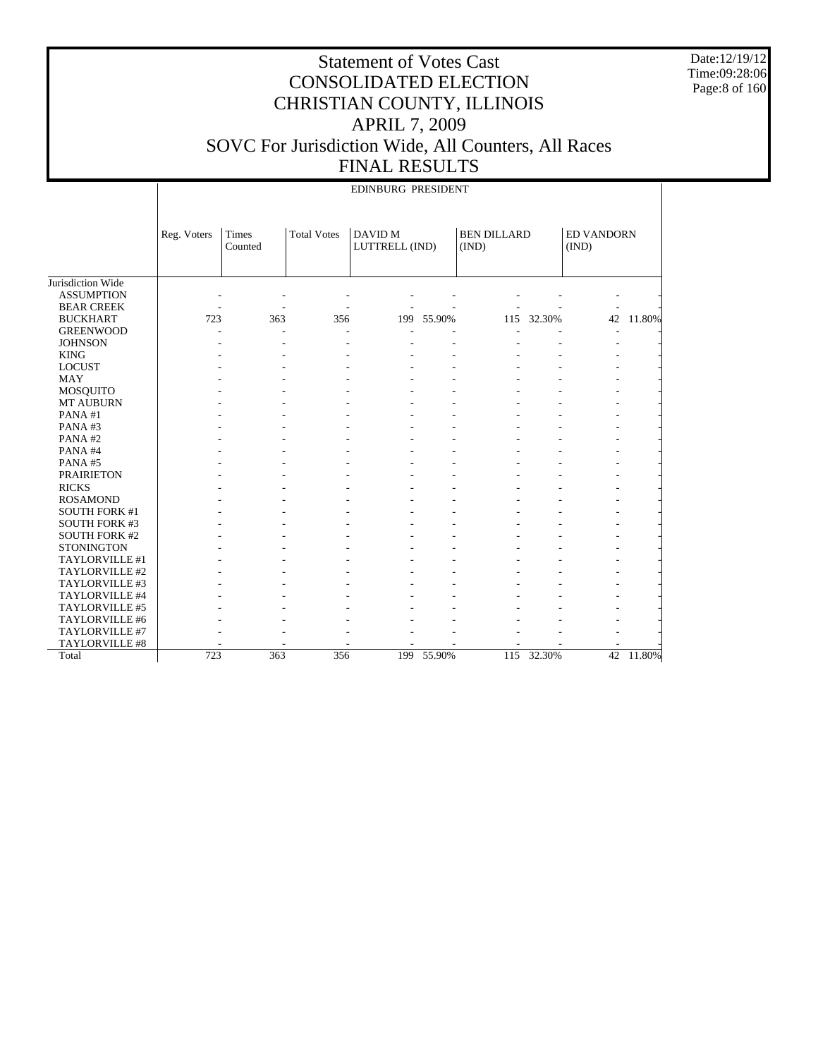# Statement of Votes Cast
# CONSOLIDATED ELECTION
# CHRISTIAN COUNTY, ILLINOIS
# APRIL 7, 2009
# SOVC For Jurisdiction Wide, All Counters, All Races
# FINAL RESULTS

Date:12/19/12
Time:09:28:06

EDINBURG PRESIDENT

| | Reg. Voters | Times Counted | Total Votes | DAVID M LUTTRELL (IND) | | BEN DILLARD (IND) | | ED VANDORN (IND) | |
|---|---|---|---|---|---|---|---|---|---|
| Jurisdiction Wide | | | | | | | | | |
| ASSUMPTION | - | - | - | - | - | - | - | - | - |
| BEAR CREEK | - | - | - | - | - | - | - | - | - |
| BUCKHART | 723 | 363 | 356 | 199 | 55.90% | 115 | 32.30% | 42 | 11.80% |
| GREENWOOD | - | - | - | - | - | - | - | - | - |
| JOHNSON | - | - | - | - | - | - | - | - | - |
| KING | - | - | - | - | - | - | - | - | - |
| LOCUST | - | - | - | - | - | - | - | - | - |
| MAY | - | - | - | - | - | - | - | - | - |
| MOSQUITO | - | - | - | - | - | - | - | - | - |
| MT AUBURN | - | - | - | - | - | - | - | - | - |
| PANA #1 | - | - | - | - | - | - | - | - | - |
| PANA #3 | - | - | - | - | - | - | - | - | - |
| PANA #2 | - | - | - | - | - | - | - | - | - |
| PANA #4 | - | - | - | - | - | - | - | - | - |
| PANA #5 | - | - | - | - | - | - | - | - | - |
| PRAIRIETON | - | - | - | - | - | - | - | - | - |
| RICKS | - | - | - | - | - | - | - | - | - |
| ROSAMOND | - | - | - | - | - | - | - | - | - |
| SOUTH FORK #1 | - | - | - | - | - | - | - | - | - |
| SOUTH FORK #3 | - | - | - | - | - | - | - | - | - |
| SOUTH FORK #2 | - | - | - | - | - | - | - | - | - |
| STONINGTON | - | - | - | - | - | - | - | - | - |
| TAYLORVILLE #1 | - | - | - | - | - | - | - | - | - |
| TAYLORVILLE #2 | - | - | - | - | - | - | - | - | - |
| TAYLORVILLE #3 | - | - | - | - | - | - | - | - | - |
| TAYLORVILLE #4 | - | - | - | - | - | - | - | - | - |
| TAYLORVILLE #5 | - | - | - | - | - | - | - | - | - |
| TAYLORVILLE #6 | - | - | - | - | - | - | - | - | - |
| TAYLORVILLE #7 | - | - | - | - | - | - | - | - | - |
| TAYLORVILLE #8 | - | - | - | - | - | - | - | - | - |
| Total | 723 | 363 | 356 | 199 | 55.90% | 115 | 32.30% | 42 | 11.80% |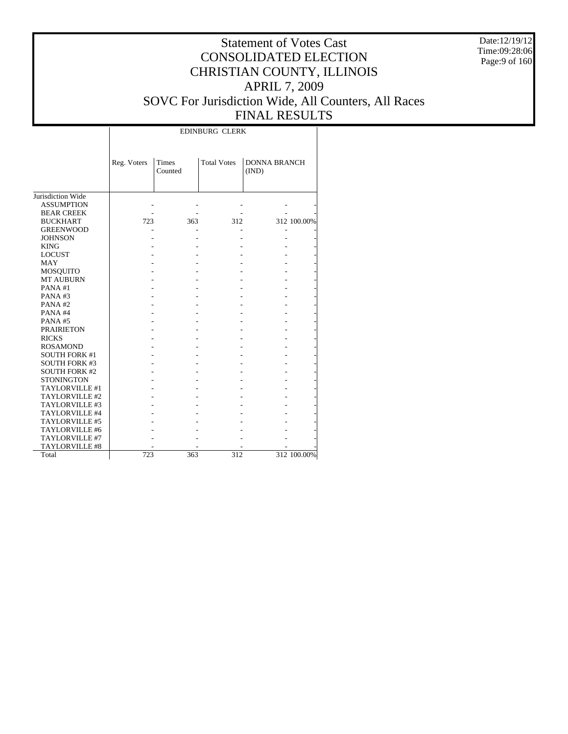# Statement of Votes Cast
# CONSOLIDATED ELECTION
# CHRISTIAN COUNTY, ILLINOIS
# APRIL 7, 2009
# SOVC For Jurisdiction Wide, All Counters, All Races
# FINAL RESULTS

Date:12/19/12
Time:09:28:06

| | EDINBURG CLERK | | | | |
|---|---|---|---|---|---|
| | Reg. Voters | Times Counted | Total Votes | DONNA BRANCH (IND) | |
| Jurisdiction Wide | | | | | |
| ASSUMPTION | - | - | - | - | - |
| BEAR CREEK | - | - | - | - | - |
| BUCKHART | 723 | 363 | 312 | 312 | 100.00% |
| GREENWOOD | - | - | - | - | - |
| JOHNSON | - | - | - | - | - |
| KING | - | - | - | - | - |
| LOCUST | - | - | - | - | - |
| MAY | - | - | - | - | - |
| MOSQUITO | - | - | - | - | - |
| MT AUBURN | - | - | - | - | - |
| PANA #1 | - | - | - | - | - |
| PANA #3 | - | - | - | - | - |
| PANA #2 | - | - | - | - | - |
| PANA #4 | - | - | - | - | - |
| PANA #5 | - | - | - | - | - |
| PRAIRIETON | - | - | - | - | - |
| RICKS | - | - | - | - | - |
| ROSAMOND | - | - | - | - | - |
| SOUTH FORK #1 | - | - | - | - | - |
| SOUTH FORK #3 | - | - | - | - | - |
| SOUTH FORK #2 | - | - | - | - | - |
| STONINGTON | - | - | - | - | - |
| TAYLORVILLE #1 | - | - | - | - | - |
| TAYLORVILLE #2 | - | - | - | - | - |
| TAYLORVILLE #3 | - | - | - | - | - |
| TAYLORVILLE #4 | - | - | - | - | - |
| TAYLORVILLE #5 | - | - | - | - | - |
| TAYLORVILLE #6 | - | - | - | - | - |
| TAYLORVILLE #7 | - | - | - | - | - |
| TAYLORVILLE #8 | - | - | - | - | - |
| Total | 723 | 363 | 312 | 312 | 100.00% |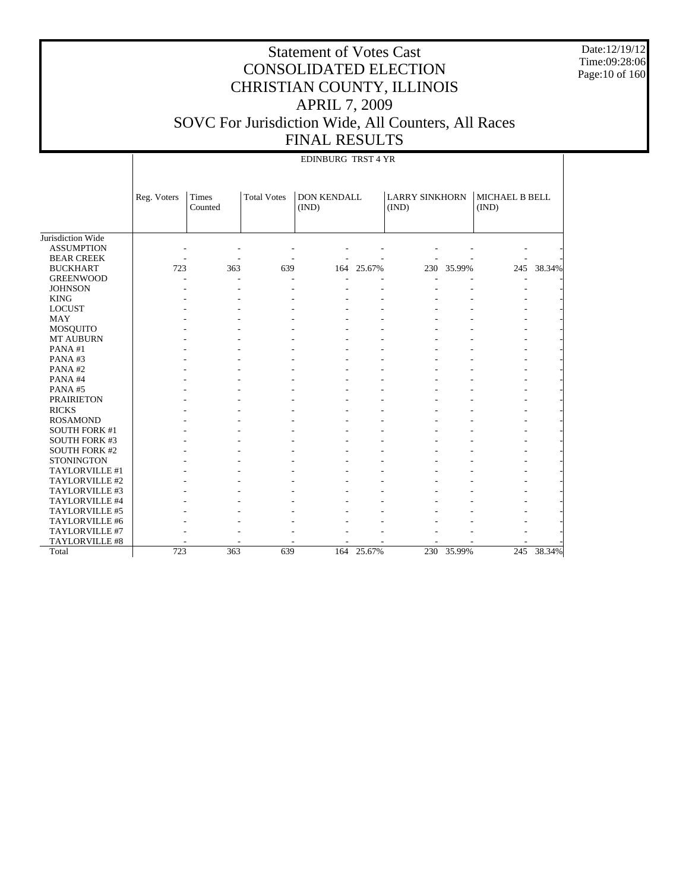# Statement of Votes Cast
# CONSOLIDATED ELECTION
# CHRISTIAN COUNTY, ILLINOIS
# APRIL 7, 2009
# SOVC For Jurisdiction Wide, All Counters, All Races
# FINAL RESULTS

Date:12/19/12
Time:09:28:06

EDINBURG TRST 4 YR

| | Reg. Voters | Times Counted | Total Votes | DON KENDALL (IND) | | LARRY SINKHORN (IND) | | MICHAEL B BELL (IND) | |
|---|---|---|---|---|---|---|---|---|---|
| Jurisdiction Wide | | | | | | | | | |
| ASSUMPTION | - | - | - | - | - | - | - | - | - |
| BEAR CREEK | - | - | - | - | - | - | - | - | - |
| BUCKHART | 723 | 363 | 639 | 164 | 25.67% | 230 | 35.99% | 245 | 38.34% |
| GREENWOOD | - | - | - | - | - | - | - | - | - |
| JOHNSON | - | - | - | - | - | - | - | - | - |
| KING | - | - | - | - | - | - | - | - | - |
| LOCUST | - | - | - | - | - | - | - | - | - |
| MAY | - | - | - | - | - | - | - | - | - |
| MOSQUITO | - | - | - | - | - | - | - | - | - |
| MT AUBURN | - | - | - | - | - | - | - | - | - |
| PANA #1 | - | - | - | - | - | - | - | - | - |
| PANA #3 | - | - | - | - | - | - | - | - | - |
| PANA #2 | - | - | - | - | - | - | - | - | - |
| PANA #4 | - | - | - | - | - | - | - | - | - |
| PANA #5 | - | - | - | - | - | - | - | - | - |
| PRAIRIETON | - | - | - | - | - | - | - | - | - |
| RICKS | - | - | - | - | - | - | - | - | - |
| ROSAMOND | - | - | - | - | - | - | - | - | - |
| SOUTH FORK #1 | - | - | - | - | - | - | - | - | - |
| SOUTH FORK #3 | - | - | - | - | - | - | - | - | - |
| SOUTH FORK #2 | - | - | - | - | - | - | - | - | - |
| STONINGTON | - | - | - | - | - | - | - | - | - |
| TAYLORVILLE #1 | - | - | - | - | - | - | - | - | - |
| TAYLORVILLE #2 | - | - | - | - | - | - | - | - | - |
| TAYLORVILLE #3 | - | - | - | - | - | - | - | - | - |
| TAYLORVILLE #4 | - | - | - | - | - | - | - | - | - |
| TAYLORVILLE #5 | - | - | - | - | - | - | - | - | - |
| TAYLORVILLE #6 | - | - | - | - | - | - | - | - | - |
| TAYLORVILLE #7 | - | - | - | - | - | - | - | - | - |
| TAYLORVILLE #8 | - | - | - | - | - | - | - | - | - |
| Total | 723 | 363 | 639 | 164 | 25.67% | 230 | 35.99% | 245 | 38.34% |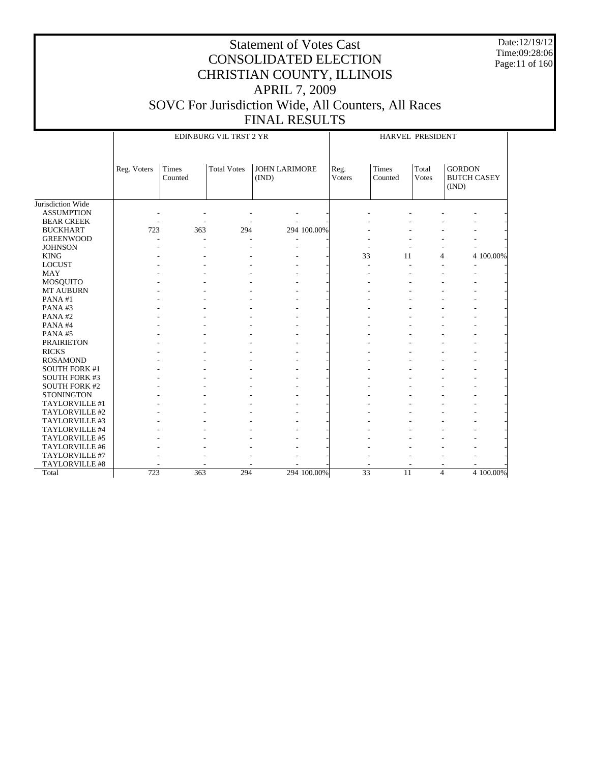# Statement of Votes Cast
# CONSOLIDATED ELECTION
# CHRISTIAN COUNTY, ILLINOIS
# APRIL 7, 2009
# SOVC For Jurisdiction Wide, All Counters, All Races
# FINAL RESULTS

Date:12/19/12
Time:09:28:06

| | EDINBURG VIL TRST 2 YR | | | | | HARVEL PRESIDENT | | | | |
|---|---|---|---|---|---|---|---|---|---|---|
| | Reg. Voters | Times Counted | Total Votes | JOHN LARIMORE (IND) | | Reg. Voters | Times Counted | Total Votes | GORDON BUTCH CASEY (IND) | |
| Jurisdiction Wide | | | | | | | | | | |
| ASSUMPTION | - | - | - | - | - | - | - | - | - | - |
| BEAR CREEK | - | - | - | - | - | - | - | - | - | - |
| BUCKHART | 723 | 363 | 294 | 294 | 100.00% | - | - | - | - | - |
| GREENWOOD | - | - | - | - | - | - | - | - | - | - |
| JOHNSON | - | - | - | - | - | - | - | - | - | - |
| KING | - | - | - | - | - | 33 | 11 | 4 | 4 | 100.00% |
| LOCUST | - | - | - | - | - | - | - | - | - | - |
| MAY | - | - | - | - | - | - | - | - | - | - |
| MOSQUITO | - | - | - | - | - | - | - | - | - | - |
| MT AUBURN | - | - | - | - | - | - | - | - | - | - |
| PANA #1 | - | - | - | - | - | - | - | - | - | - |
| PANA #3 | - | - | - | - | - | - | - | - | - | - |
| PANA #2 | - | - | - | - | - | - | - | - | - | - |
| PANA #4 | - | - | - | - | - | - | - | - | - | - |
| PANA #5 | - | - | - | - | - | - | - | - | - | - |
| PRAIRIETON | - | - | - | - | - | - | - | - | - | - |
| RICKS | - | - | - | - | - | - | - | - | - | - |
| ROSAMOND | - | - | - | - | - | - | - | - | - | - |
| SOUTH FORK #1 | - | - | - | - | - | - | - | - | - | - |
| SOUTH FORK #3 | - | - | - | - | - | - | - | - | - | - |
| SOUTH FORK #2 | - | - | - | - | - | - | - | - | - | - |
| STONINGTON | - | - | - | - | - | - | - | - | - | - |
| TAYLORVILLE #1 | - | - | - | - | - | - | - | - | - | - |
| TAYLORVILLE #2 | - | - | - | - | - | - | - | - | - | - |
| TAYLORVILLE #3 | - | - | - | - | - | - | - | - | - | - |
| TAYLORVILLE #4 | - | - | - | - | - | - | - | - | - | - |
| TAYLORVILLE #5 | - | - | - | - | - | - | - | - | - | - |
| TAYLORVILLE #6 | - | - | - | - | - | - | - | - | - | - |
| TAYLORVILLE #7 | - | - | - | - | - | - | - | - | - | - |
| TAYLORVILLE #8 | - | - | - | - | - | - | - | - | - | - |
| Total | 723 | 363 | 294 | 294 | 100.00% | 33 | 11 | 4 | 4 | 100.00% |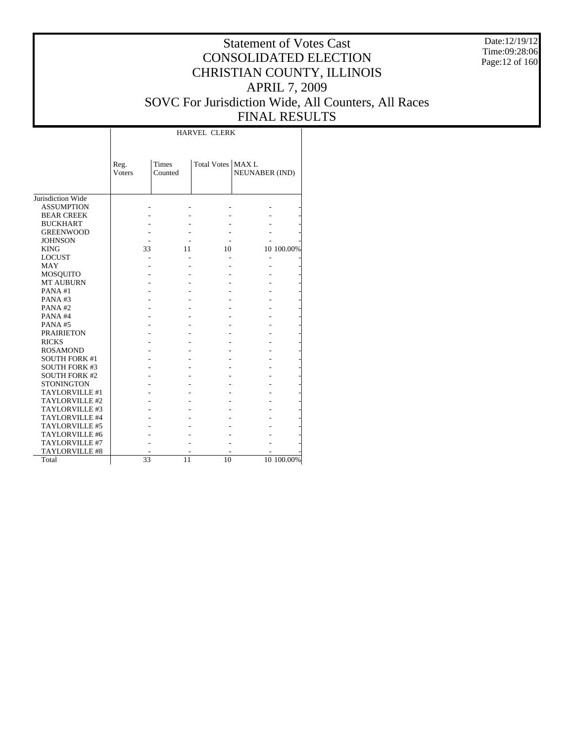# Statement of Votes Cast
# CONSOLIDATED ELECTION
# CHRISTIAN COUNTY, ILLINOIS
# APRIL 7, 2009
# SOVC For Jurisdiction Wide, All Counters, All Races
# FINAL RESULTS

Date:12/19/12
Time:09:28:06

| | HARVEL CLERK | | | | |
|---|---|---|---|---|---|
| | Reg. Voters | Times Counted | Total Votes | MAX L NEUNABER (IND) | |
| Jurisdiction Wide | | | | | |
| ASSUMPTION | - | - | - | - | - |
| BEAR CREEK | - | - | - | - | - |
| BUCKHART | - | - | - | - | - |
| GREENWOOD | - | - | - | - | - |
| JOHNSON | - | - | - | - | - |
| KING | 33 | 11 | 10 | 10 | 100.00% |
| LOCUST | - | - | - | - | - |
| MAY | - | - | - | - | - |
| MOSQUITO | - | - | - | - | - |
| MT AUBURN | - | - | - | - | - |
| PANA #1 | - | - | - | - | - |
| PANA #3 | - | - | - | - | - |
| PANA #2 | - | - | - | - | - |
| PANA #4 | - | - | - | - | - |
| PANA #5 | - | - | - | - | - |
| PRAIRIETON | - | - | - | - | - |
| RICKS | - | - | - | - | - |
| ROSAMOND | - | - | - | - | - |
| SOUTH FORK #1 | - | - | - | - | - |
| SOUTH FORK #3 | - | - | - | - | - |
| SOUTH FORK #2 | - | - | - | - | - |
| STONINGTON | - | - | - | - | - |
| TAYLORVILLE #1 | - | - | - | - | - |
| TAYLORVILLE #2 | - | - | - | - | - |
| TAYLORVILLE #3 | - | - | - | - | - |
| TAYLORVILLE #4 | - | - | - | - | - |
| TAYLORVILLE #5 | - | - | - | - | - |
| TAYLORVILLE #6 | - | - | - | - | - |
| TAYLORVILLE #7 | - | - | - | - | - |
| TAYLORVILLE #8 | - | - | - | - | - |
| Total | 33 | 11 | 10 | 10 | 100.00% |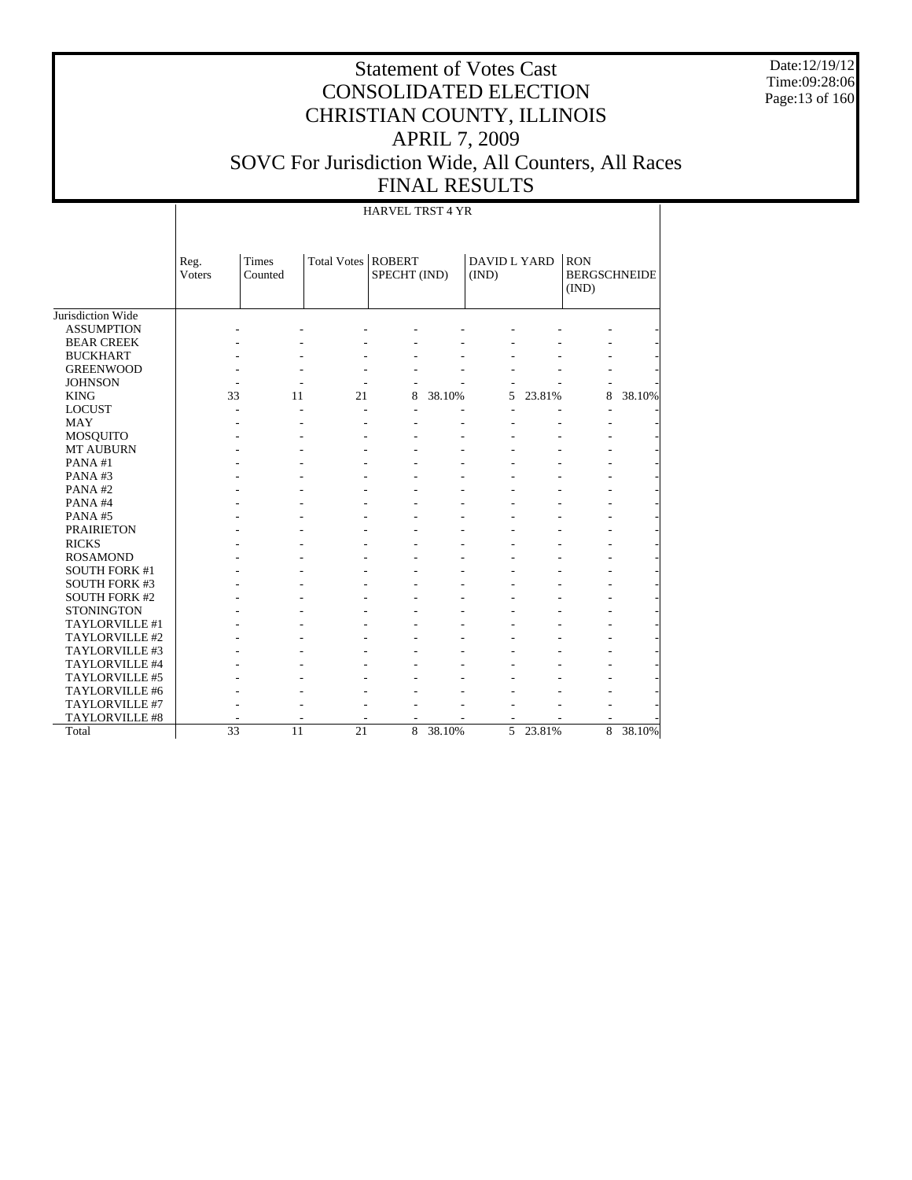# Statement of Votes Cast
# CONSOLIDATED ELECTION
# CHRISTIAN COUNTY, ILLINOIS
# APRIL 7, 2009
# SOVC For Jurisdiction Wide, All Counters, All Races
# FINAL RESULTS

Date:12/19/12
Time:09:28:06

HARVEL TRST 4 YR

| | Reg. Voters | Times Counted | Total Votes | ROBERT SPECHT (IND) | | DAVID L YARD (IND) | | RON BERGSCHNEIDE (IND) | |
|---|---|---|---|---|---|---|---|---|---|
| Jurisdiction Wide | | | | | | | | | |
| ASSUMPTION | - | - | - | - | - | - | - | - | - |
| BEAR CREEK | - | - | - | - | - | - | - | - | - |
| BUCKHART | - | - | - | - | - | - | - | - | - |
| GREENWOOD | - | - | - | - | - | - | - | - | - |
| JOHNSON | - | - | - | - | - | - | - | - | - |
| KING | 33 | 11 | 21 | 8 | 38.10% | 5 | 23.81% | 8 | 38.10% |
| LOCUST | - | - | - | - | - | - | - | - | - |
| MAY | - | - | - | - | - | - | - | - | - |
| MOSQUITO | - | - | - | - | - | - | - | - | - |
| MT AUBURN | - | - | - | - | - | - | - | - | - |
| PANA #1 | - | - | - | - | - | - | - | - | - |
| PANA #3 | - | - | - | - | - | - | - | - | - |
| PANA #2 | - | - | - | - | - | - | - | - | - |
| PANA #4 | - | - | - | - | - | - | - | - | - |
| PANA #5 | - | - | - | - | - | - | - | - | - |
| PRAIRIETON | - | - | - | - | - | - | - | - | - |
| RICKS | - | - | - | - | - | - | - | - | - |
| ROSAMOND | - | - | - | - | - | - | - | - | - |
| SOUTH FORK #1 | - | - | - | - | - | - | - | - | - |
| SOUTH FORK #3 | - | - | - | - | - | - | - | - | - |
| SOUTH FORK #2 | - | - | - | - | - | - | - | - | - |
| STONINGTON | - | - | - | - | - | - | - | - | - |
| TAYLORVILLE #1 | - | - | - | - | - | - | - | - | - |
| TAYLORVILLE #2 | - | - | - | - | - | - | - | - | - |
| TAYLORVILLE #3 | - | - | - | - | - | - | - | - | - |
| TAYLORVILLE #4 | - | - | - | - | - | - | - | - | - |
| TAYLORVILLE #5 | - | - | - | - | - | - | - | - | - |
| TAYLORVILLE #6 | - | - | - | - | - | - | - | - | - |
| TAYLORVILLE #7 | - | - | - | - | - | - | - | - | - |
| TAYLORVILLE #8 | - | - | - | - | - | - | - | - | - |
| Total | 33 | 11 | 21 | 8 | 38.10% | 5 | 23.81% | 8 | 38.10% |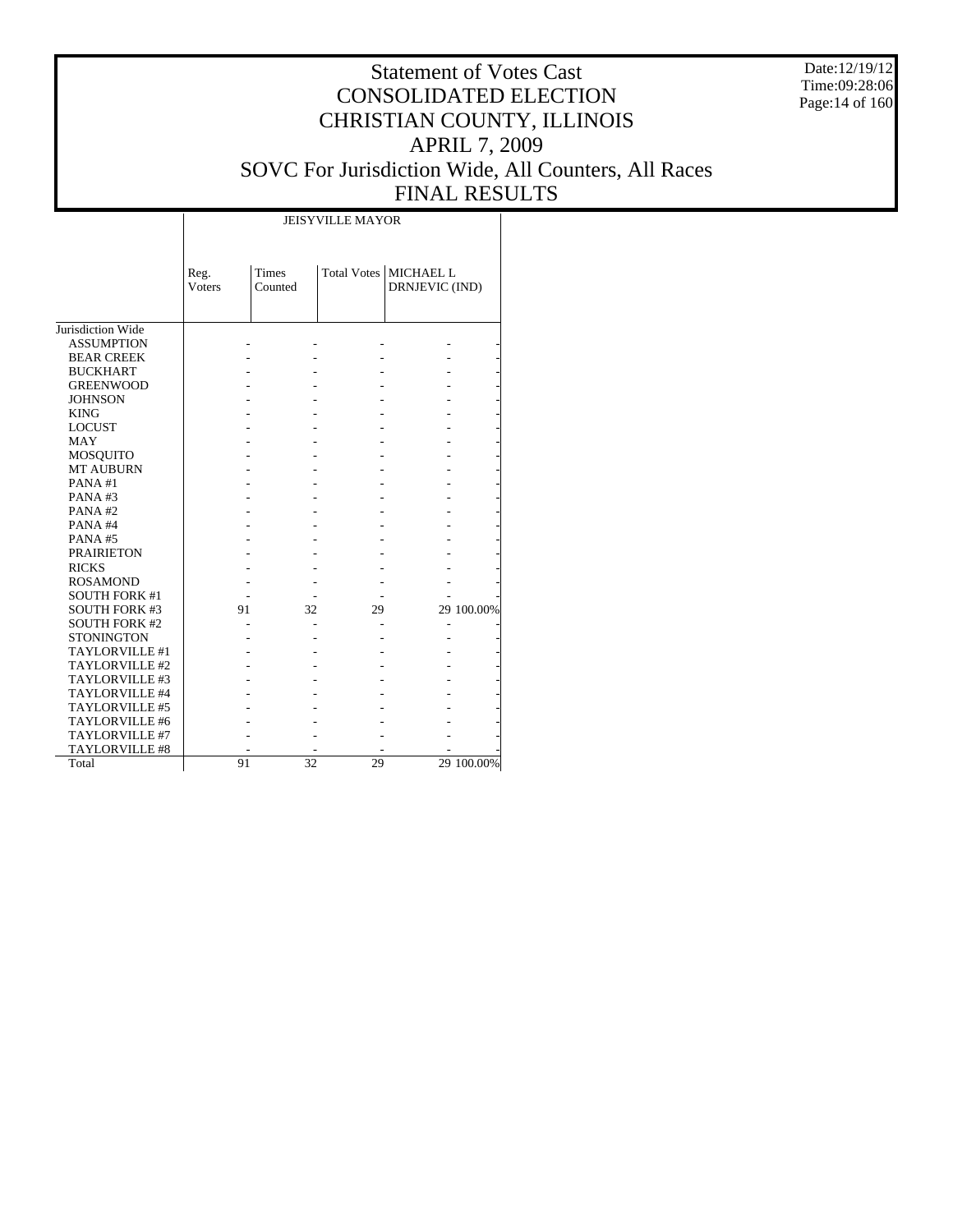# Statement of Votes Cast
# CONSOLIDATED ELECTION
# CHRISTIAN COUNTY, ILLINOIS
# APRIL 7, 2009
# SOVC For Jurisdiction Wide, All Counters, All Races
# FINAL RESULTS

Date:12/19/12
Time:09:28:06

| | JEISYVILLE MAYOR | | | | |
|---|---|---|---|---|---|
| | Reg. Voters | Times Counted | Total Votes | MICHAEL L DRNJEVIC (IND) | |
| Jurisdiction Wide | | | | | |
| ASSUMPTION | - | - | - | - | - |
| BEAR CREEK | - | - | - | - | - |
| BUCKHART | - | - | - | - | - |
| GREENWOOD | - | - | - | - | - |
| JOHNSON | - | - | - | - | - |
| KING | - | - | - | - | - |
| LOCUST | - | - | - | - | - |
| MAY | - | - | - | - | - |
| MOSQUITO | - | - | - | - | - |
| MT AUBURN | - | - | - | - | - |
| PANA #1 | - | - | - | - | - |
| PANA #3 | - | - | - | - | - |
| PANA #2 | - | - | - | - | - |
| PANA #4 | - | - | - | - | - |
| PANA #5 | - | - | - | - | - |
| PRAIRIETON | - | - | - | - | - |
| RICKS | - | - | - | - | - |
| ROSAMOND | - | - | - | - | - |
| SOUTH FORK #1 | - | - | - | - | - |
| SOUTH FORK #3 | 91 | 32 | 29 | 29 | 100.00% |
| SOUTH FORK #2 | - | - | - | - | - |
| STONINGTON | - | - | - | - | - |
| TAYLORVILLE #1 | - | - | - | - | - |
| TAYLORVILLE #2 | - | - | - | - | - |
| TAYLORVILLE #3 | - | - | - | - | - |
| TAYLORVILLE #4 | - | - | - | - | - |
| TAYLORVILLE #5 | - | - | - | - | - |
| TAYLORVILLE #6 | - | - | - | - | - |
| TAYLORVILLE #7 | - | - | - | - | - |
| TAYLORVILLE #8 | - | - | - | - | - |
| Total | 91 | 32 | 29 | 29 | 100.00% |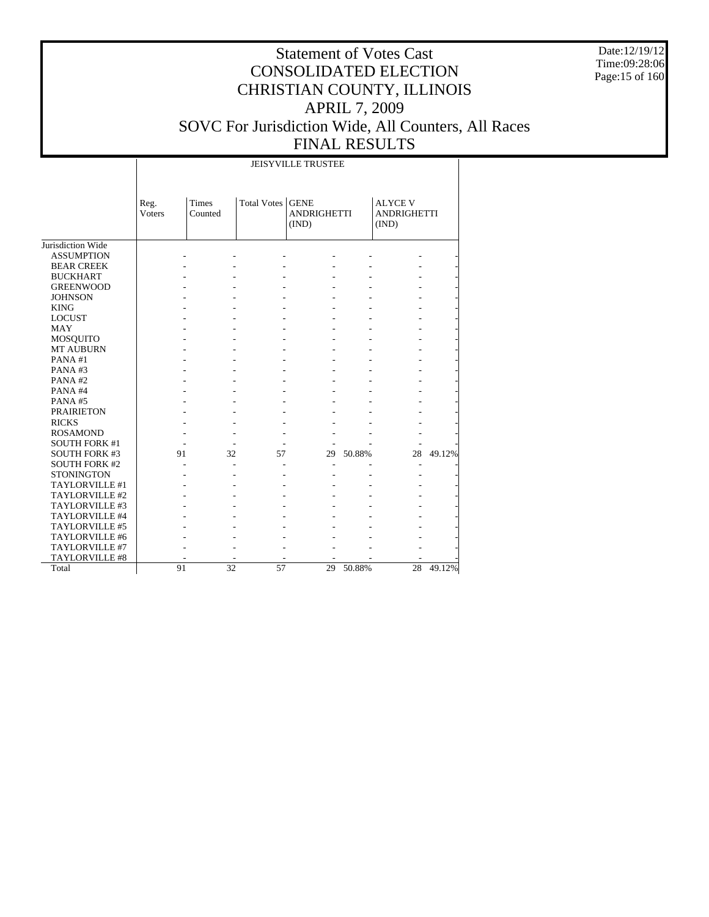# Statement of Votes Cast
# CONSOLIDATED ELECTION
# CHRISTIAN COUNTY, ILLINOIS
# APRIL 7, 2009
# SOVC For Jurisdiction Wide, All Counters, All Races
# FINAL RESULTS

Date:12/19/12
Time:09:28:06

| | JEISYVILLE TRUSTEE | | | | | | |
|---|---|---|---|---|---|---|---|
| | Reg. Voters | Times Counted | Total Votes | GENE ANDRIGHETTI (IND) | | ALYCE V ANDRIGHETTI (IND) | |
| Jurisdiction Wide | | | | | | | |
| ASSUMPTION | - | - | - | - | - | - | - |
| BEAR CREEK | - | - | - | - | - | - | - |
| BUCKHART | - | - | - | - | - | - | - |
| GREENWOOD | - | - | - | - | - | - | - |
| JOHNSON | - | - | - | - | - | - | - |
| KING | - | - | - | - | - | - | - |
| LOCUST | - | - | - | - | - | - | - |
| MAY | - | - | - | - | - | - | - |
| MOSQUITO | - | - | - | - | - | - | - |
| MT AUBURN | - | - | - | - | - | - | - |
| PANA #1 | - | - | - | - | - | - | - |
| PANA #3 | - | - | - | - | - | - | - |
| PANA #2 | - | - | - | - | - | - | - |
| PANA #4 | - | - | - | - | - | - | - |
| PANA #5 | - | - | - | - | - | - | - |
| PRAIRIETON | - | - | - | - | - | - | - |
| RICKS | - | - | - | - | - | - | - |
| ROSAMOND | - | - | - | - | - | - | - |
| SOUTH FORK #1 | - | - | - | - | - | - | - |
| SOUTH FORK #3 | 91 | 32 | 57 | 29 | 50.88% | 28 | 49.12% |
| SOUTH FORK #2 | - | - | - | - | - | - | - |
| STONINGTON | - | - | - | - | - | - | - |
| TAYLORVILLE #1 | - | - | - | - | - | - | - |
| TAYLORVILLE #2 | - | - | - | - | - | - | - |
| TAYLORVILLE #3 | - | - | - | - | - | - | - |
| TAYLORVILLE #4 | - | - | - | - | - | - | - |
| TAYLORVILLE #5 | - | - | - | - | - | - | - |
| TAYLORVILLE #6 | - | - | - | - | - | - | - |
| TAYLORVILLE #7 | - | - | - | - | - | - | - |
| TAYLORVILLE #8 | - | - | - | - | - | - | - |
| Total | 91 | 32 | 57 | 29 | 50.88% | 28 | 49.12% |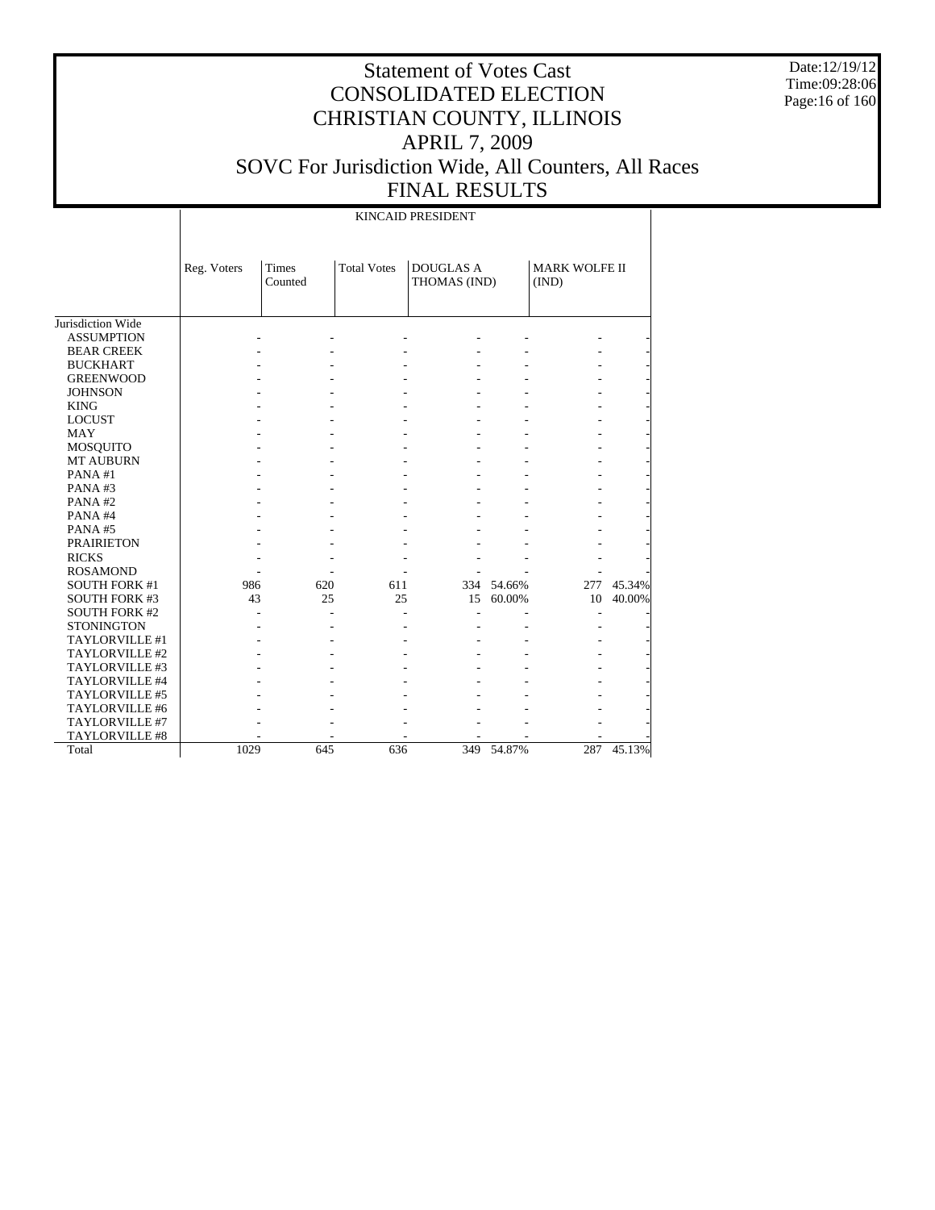# Statement of Votes Cast
# CONSOLIDATED ELECTION
# CHRISTIAN COUNTY, ILLINOIS
# APRIL 7, 2009
# SOVC For Jurisdiction Wide, All Counters, All Races
# FINAL RESULTS

Date:12/19/12
Time:09:28:06

| | KINCAID PRESIDENT | | | | | | |
|---|---|---|---|---|---|---|---|
| | Reg. Voters | Times Counted | Total Votes | DOUGLAS A THOMAS (IND) | | MARK WOLFE II (IND) | |
| Jurisdiction Wide | | | | | | | |
| ASSUMPTION | - | - | - | - | - | - | - |
| BEAR CREEK | - | - | - | - | - | - | - |
| BUCKHART | - | - | - | - | - | - | - |
| GREENWOOD | - | - | - | - | - | - | - |
| JOHNSON | - | - | - | - | - | - | - |
| KING | - | - | - | - | - | - | - |
| LOCUST | - | - | - | - | - | - | - |
| MAY | - | - | - | - | - | - | - |
| MOSQUITO | - | - | - | - | - | - | - |
| MT AUBURN | - | - | - | - | - | - | - |
| PANA #1 | - | - | - | - | - | - | - |
| PANA #3 | - | - | - | - | - | - | - |
| PANA #2 | - | - | - | - | - | - | - |
| PANA #4 | - | - | - | - | - | - | - |
| PANA #5 | - | - | - | - | - | - | - |
| PRAIRIETON | - | - | - | - | - | - | - |
| RICKS | - | - | - | - | - | - | - |
| ROSAMOND | - | - | - | - | - | - | - |
| SOUTH FORK #1 | 986 | 620 | 611 | 334 | 54.66% | 277 | 45.34% |
| SOUTH FORK #3 | 43 | 25 | 25 | 15 | 60.00% | 10 | 40.00% |
| SOUTH FORK #2 | - | - | - | - | - | - | - |
| STONINGTON | - | - | - | - | - | - | - |
| TAYLORVILLE #1 | - | - | - | - | - | - | - |
| TAYLORVILLE #2 | - | - | - | - | - | - | - |
| TAYLORVILLE #3 | - | - | - | - | - | - | - |
| TAYLORVILLE #4 | - | - | - | - | - | - | - |
| TAYLORVILLE #5 | - | - | - | - | - | - | - |
| TAYLORVILLE #6 | - | - | - | - | - | - | - |
| TAYLORVILLE #7 | - | - | - | - | - | - | - |
| TAYLORVILLE #8 | - | - | - | - | - | - | - |
| Total | 1029 | 645 | 636 | 349 | 54.87% | 287 | 45.13% |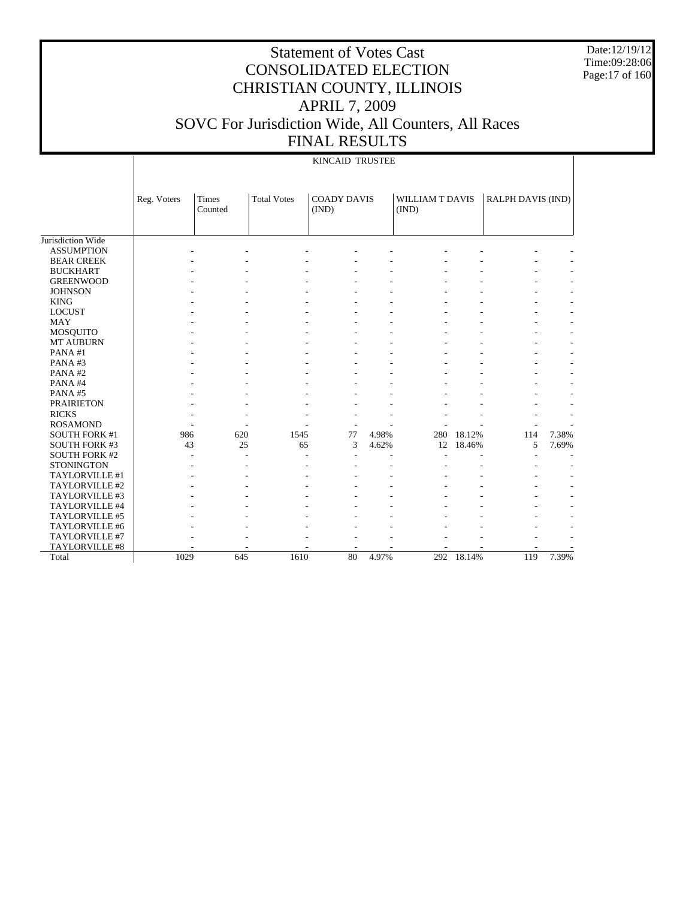# Statement of Votes Cast
# CONSOLIDATED ELECTION
# CHRISTIAN COUNTY, ILLINOIS
# APRIL 7, 2009
# SOVC For Jurisdiction Wide, All Counters, All Races
# FINAL RESULTS

Date:12/19/12
Time:09:28:06

KINCAID TRUSTEE

| | Reg. Voters | Times Counted | Total Votes | COADY DAVIS (IND) | | WILLIAM T DAVIS (IND) | | RALPH DAVIS (IND) | |
|---|---|---|---|---|---|---|---|---|---|
| Jurisdiction Wide | | | | | | | | | |
| ASSUMPTION | - | - | - | - | - | - | - | - | - |
| BEAR CREEK | - | - | - | - | - | - | - | - | - |
| BUCKHART | - | - | - | - | - | - | - | - | - |
| GREENWOOD | - | - | - | - | - | - | - | - | - |
| JOHNSON | - | - | - | - | - | - | - | - | - |
| KING | - | - | - | - | - | - | - | - | - |
| LOCUST | - | - | - | - | - | - | - | - | - |
| MAY | - | - | - | - | - | - | - | - | - |
| MOSQUITO | - | - | - | - | - | - | - | - | - |
| MT AUBURN | - | - | - | - | - | - | - | - | - |
| PANA #1 | - | - | - | - | - | - | - | - | - |
| PANA #3 | - | - | - | - | - | - | - | - | - |
| PANA #2 | - | - | - | - | - | - | - | - | - |
| PANA #4 | - | - | - | - | - | - | - | - | - |
| PANA #5 | - | - | - | - | - | - | - | - | - |
| PRAIRIETON | - | - | - | - | - | - | - | - | - |
| RICKS | - | - | - | - | - | - | - | - | - |
| ROSAMOND | - | - | - | - | - | - | - | - | - |
| SOUTH FORK #1 | 986 | 620 | 1545 | 77 | 4.98% | 280 | 18.12% | 114 | 7.38% |
| SOUTH FORK #3 | 43 | 25 | 65 | 3 | 4.62% | 12 | 18.46% | 5 | 7.69% |
| SOUTH FORK #2 | - | - | - | - | - | - | - | - | - |
| STONINGTON | - | - | - | - | - | - | - | - | - |
| TAYLORVILLE #1 | - | - | - | - | - | - | - | - | - |
| TAYLORVILLE #2 | - | - | - | - | - | - | - | - | - |
| TAYLORVILLE #3 | - | - | - | - | - | - | - | - | - |
| TAYLORVILLE #4 | - | - | - | - | - | - | - | - | - |
| TAYLORVILLE #5 | - | - | - | - | - | - | - | - | - |
| TAYLORVILLE #6 | - | - | - | - | - | - | - | - | - |
| TAYLORVILLE #7 | - | - | - | - | - | - | - | - | - |
| TAYLORVILLE #8 | - | - | - | - | - | - | - | - | - |
| Total | 1029 | 645 | 1610 | 80 | 4.97% | 292 | 18.14% | 119 | 7.39% |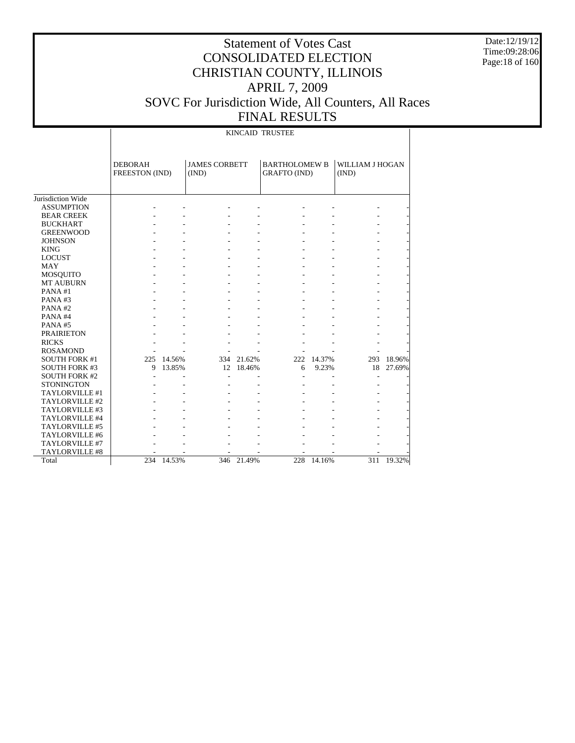# Statement of Votes Cast
# CONSOLIDATED ELECTION
# CHRISTIAN COUNTY, ILLINOIS
# APRIL 7, 2009
# SOVC For Jurisdiction Wide, All Counters, All Races
# FINAL RESULTS

Date:12/19/12
Time:09:28:06

KINCAID TRUSTEE

| | DEBORAH FREESTON (IND) | | JAMES CORBETT (IND) | | BARTHOLOMEW B GRAFTO (IND) | | WILLIAM J HOGAN (IND) | |
|---|---|---|---|---|---|---|---|---|
| Jurisdiction Wide | | | | | | | | |
| ASSUMPTION | - | - | - | - | - | - | - | - |
| BEAR CREEK | - | - | - | - | - | - | - | - |
| BUCKHART | - | - | - | - | - | - | - | - |
| GREENWOOD | - | - | - | - | - | - | - | - |
| JOHNSON | - | - | - | - | - | - | - | - |
| KING | - | - | - | - | - | - | - | - |
| LOCUST | - | - | - | - | - | - | - | - |
| MAY | - | - | - | - | - | - | - | - |
| MOSQUITO | - | - | - | - | - | - | - | - |
| MT AUBURN | - | - | - | - | - | - | - | - |
| PANA #1 | - | - | - | - | - | - | - | - |
| PANA #3 | - | - | - | - | - | - | - | - |
| PANA #2 | - | - | - | - | - | - | - | - |
| PANA #4 | - | - | - | - | - | - | - | - |
| PANA #5 | - | - | - | - | - | - | - | - |
| PRAIRIETON | - | - | - | - | - | - | - | - |
| RICKS | - | - | - | - | - | - | - | - |
| ROSAMOND | - | - | - | - | - | - | - | - |
| SOUTH FORK #1 | 225 | 14.56% | 334 | 21.62% | 222 | 14.37% | 293 | 18.96% |
| SOUTH FORK #3 | 9 | 13.85% | 12 | 18.46% | 6 | 9.23% | 18 | 27.69% |
| SOUTH FORK #2 | - | - | - | - | - | - | - | - |
| STONINGTON | - | - | - | - | - | - | - | - |
| TAYLORVILLE #1 | - | - | - | - | - | - | - | - |
| TAYLORVILLE #2 | - | - | - | - | - | - | - | - |
| TAYLORVILLE #3 | - | - | - | - | - | - | - | - |
| TAYLORVILLE #4 | - | - | - | - | - | - | - | - |
| TAYLORVILLE #5 | - | - | - | - | - | - | - | - |
| TAYLORVILLE #6 | - | - | - | - | - | - | - | - |
| TAYLORVILLE #7 | - | - | - | - | - | - | - | - |
| TAYLORVILLE #8 | - | - | - | - | - | - | - | - |
| Total | 234 | 14.53% | 346 | 21.49% | 228 | 14.16% | 311 | 19.32% |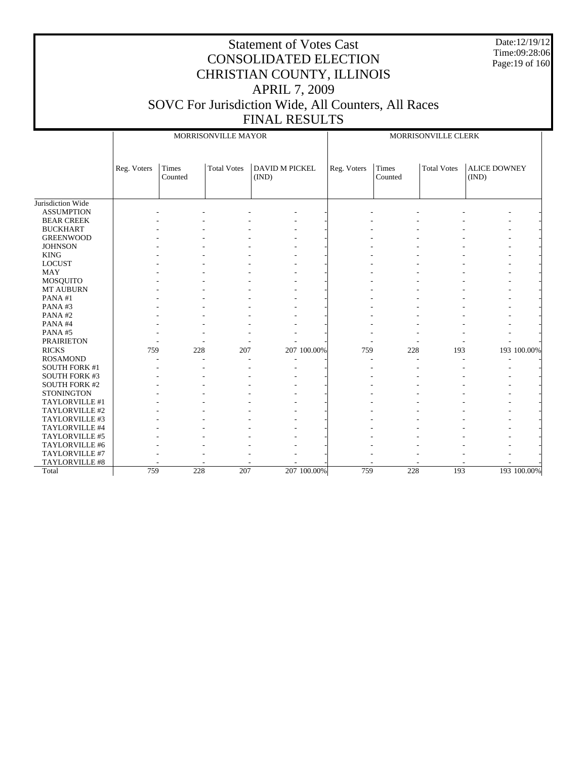# Statement of Votes Cast
## CONSOLIDATED ELECTION
## CHRISTIAN COUNTY, ILLINOIS
## APRIL 7, 2009
## SOVC For Jurisdiction Wide, All Counters, All Races
## FINAL RESULTS

Date:12/19/12
Time:09:28:06

| | MORRISONVILLE MAYOR | | | | | MORRISONVILLE CLERK | | | | |
|---|---|---|---|---|---|---|---|---|---|---|
| | Reg. Voters | Times Counted | Total Votes | DAVID M PICKEL (IND) | | Reg. Voters | Times Counted | Total Votes | ALICE DOWNEY (IND) | |
| Jurisdiction Wide | | | | | | | | | | |
| ASSUMPTION | - | - | - | - | - | - | - | - | - | - |
| BEAR CREEK | - | - | - | - | - | - | - | - | - | - |
| BUCKHART | - | - | - | - | - | - | - | - | - | - |
| GREENWOOD | - | - | - | - | - | - | - | - | - | - |
| JOHNSON | - | - | - | - | - | - | - | - | - | - |
| KING | - | - | - | - | - | - | - | - | - | - |
| LOCUST | - | - | - | - | - | - | - | - | - | - |
| MAY | - | - | - | - | - | - | - | - | - | - |
| MOSQUITO | - | - | - | - | - | - | - | - | - | - |
| MT AUBURN | - | - | - | - | - | - | - | - | - | - |
| PANA #1 | - | - | - | - | - | - | - | - | - | - |
| PANA #3 | - | - | - | - | - | - | - | - | - | - |
| PANA #2 | - | - | - | - | - | - | - | - | - | - |
| PANA #4 | - | - | - | - | - | - | - | - | - | - |
| PANA #5 | - | - | - | - | - | - | - | - | - | - |
| PRAIRIETON | - | - | - | - | - | - | - | - | - | - |
| RICKS | 759 | 228 | 207 | 207 | 100.00% | 759 | 228 | 193 | 193 | 100.00% |
| ROSAMOND | - | - | - | - | - | - | - | - | - | - |
| SOUTH FORK #1 | - | - | - | - | - | - | - | - | - | - |
| SOUTH FORK #3 | - | - | - | - | - | - | - | - | - | - |
| SOUTH FORK #2 | - | - | - | - | - | - | - | - | - | - |
| STONINGTON | - | - | - | - | - | - | - | - | - | - |
| TAYLORVILLE #1 | - | - | - | - | - | - | - | - | - | - |
| TAYLORVILLE #2 | - | - | - | - | - | - | - | - | - | - |
| TAYLORVILLE #3 | - | - | - | - | - | - | - | - | - | - |
| TAYLORVILLE #4 | - | - | - | - | - | - | - | - | - | - |
| TAYLORVILLE #5 | - | - | - | - | - | - | - | - | - | - |
| TAYLORVILLE #6 | - | - | - | - | - | - | - | - | - | - |
| TAYLORVILLE #7 | - | - | - | - | - | - | - | - | - | - |
| TAYLORVILLE #8 | - | - | - | - | - | - | - | - | - | - |
| Total | 759 | 228 | 207 | 207 | 100.00% | 759 | 228 | 193 | 193 | 100.00% |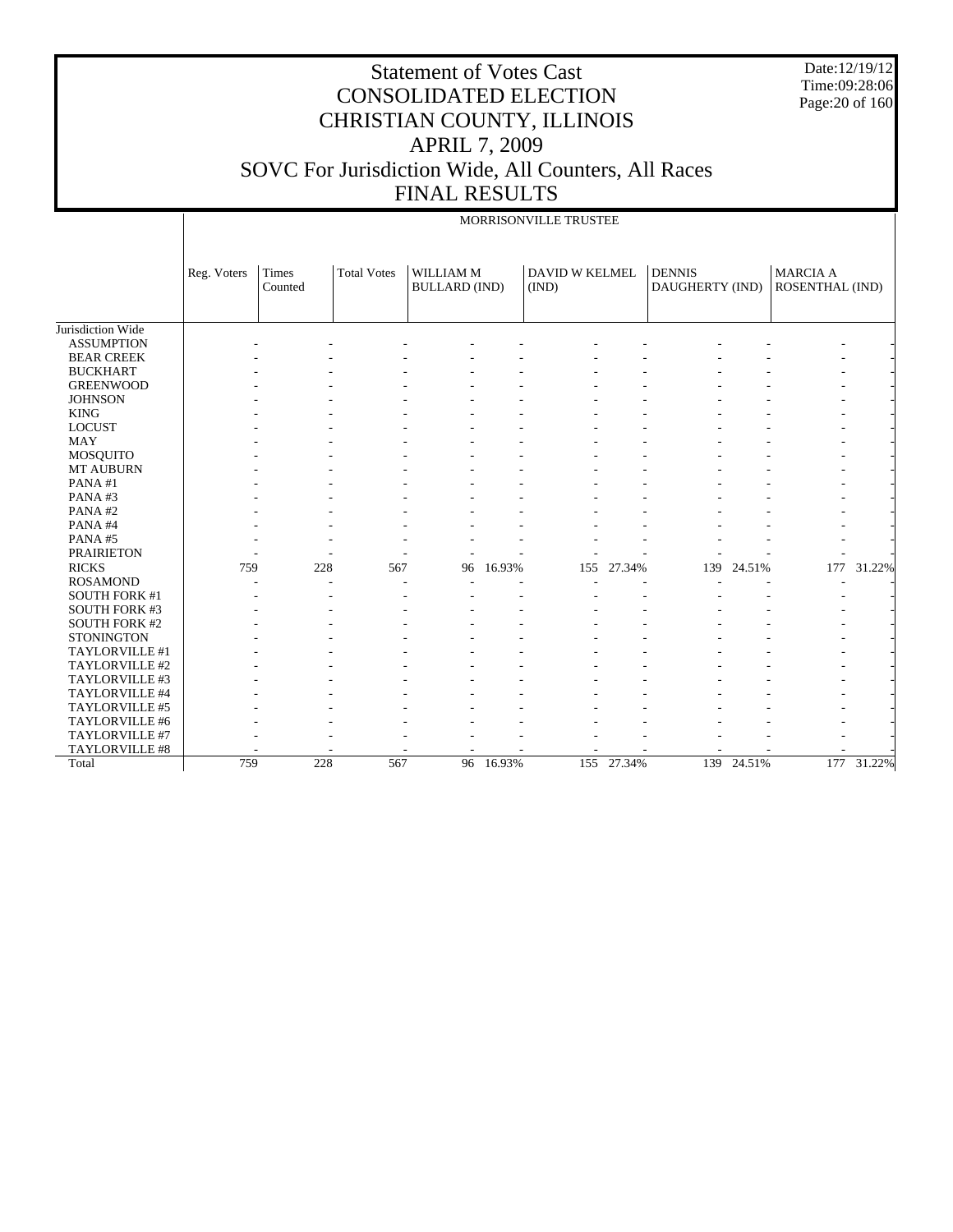# Statement of Votes Cast
# CONSOLIDATED ELECTION
# CHRISTIAN COUNTY, ILLINOIS
# APRIL 7, 2009
# SOVC For Jurisdiction Wide, All Counters, All Races
# FINAL RESULTS

Date:12/19/12
Time:09:28:06

MORRISONVILLE TRUSTEE

| | Reg. Voters | Times Counted | Total Votes | WILLIAM M BULLARD (IND) | | DAVID W KELMEL (IND) | | DENNIS DAUGHERTY (IND) | | MARCIA A ROSENTHAL (IND) | |
|---|---|---|---|---|---|---|---|---|---|---|---|
| Jurisdiction Wide | | | | | | | | | | | |
| ASSUMPTION | - | - | - | - | - | - | - | - | - | - | - |
| BEAR CREEK | - | - | - | - | - | - | - | - | - | - | - |
| BUCKHART | - | - | - | - | - | - | - | - | - | - | - |
| GREENWOOD | - | - | - | - | - | - | - | - | - | - | - |
| JOHNSON | - | - | - | - | - | - | - | - | - | - | - |
| KING | - | - | - | - | - | - | - | - | - | - | - |
| LOCUST | - | - | - | - | - | - | - | - | - | - | - |
| MAY | - | - | - | - | - | - | - | - | - | - | - |
| MOSQUITO | - | - | - | - | - | - | - | - | - | - | - |
| MT AUBURN | - | - | - | - | - | - | - | - | - | - | - |
| PANA #1 | - | - | - | - | - | - | - | - | - | - | - |
| PANA #3 | - | - | - | - | - | - | - | - | - | - | - |
| PANA #2 | - | - | - | - | - | - | - | - | - | - | - |
| PANA #4 | - | - | - | - | - | - | - | - | - | - | - |
| PANA #5 | - | - | - | - | - | - | - | - | - | - | - |
| PRAIRIETON | - | - | - | - | - | - | - | - | - | - | - |
| RICKS | 759 | 228 | 567 | 96 | 16.93% | 155 | 27.34% | 139 | 24.51% | 177 | 31.22% |
| ROSAMOND | - | - | - | - | - | - | - | - | - | - | - |
| SOUTH FORK #1 | - | - | - | - | - | - | - | - | - | - | - |
| SOUTH FORK #3 | - | - | - | - | - | - | - | - | - | - | - |
| SOUTH FORK #2 | - | - | - | - | - | - | - | - | - | - | - |
| STONINGTON | - | - | - | - | - | - | - | - | - | - | - |
| TAYLORVILLE #1 | - | - | - | - | - | - | - | - | - | - | - |
| TAYLORVILLE #2 | - | - | - | - | - | - | - | - | - | - | - |
| TAYLORVILLE #3 | - | - | - | - | - | - | - | - | - | - | - |
| TAYLORVILLE #4 | - | - | - | - | - | - | - | - | - | - | - |
| TAYLORVILLE #5 | - | - | - | - | - | - | - | - | - | - | - |
| TAYLORVILLE #6 | - | - | - | - | - | - | - | - | - | - | - |
| TAYLORVILLE #7 | - | - | - | - | - | - | - | - | - | - | - |
| TAYLORVILLE #8 | - | - | - | - | - | - | - | - | - | - | - |
| Total | 759 | 228 | 567 | 96 | 16.93% | 155 | 27.34% | 139 | 24.51% | 177 | 31.22% |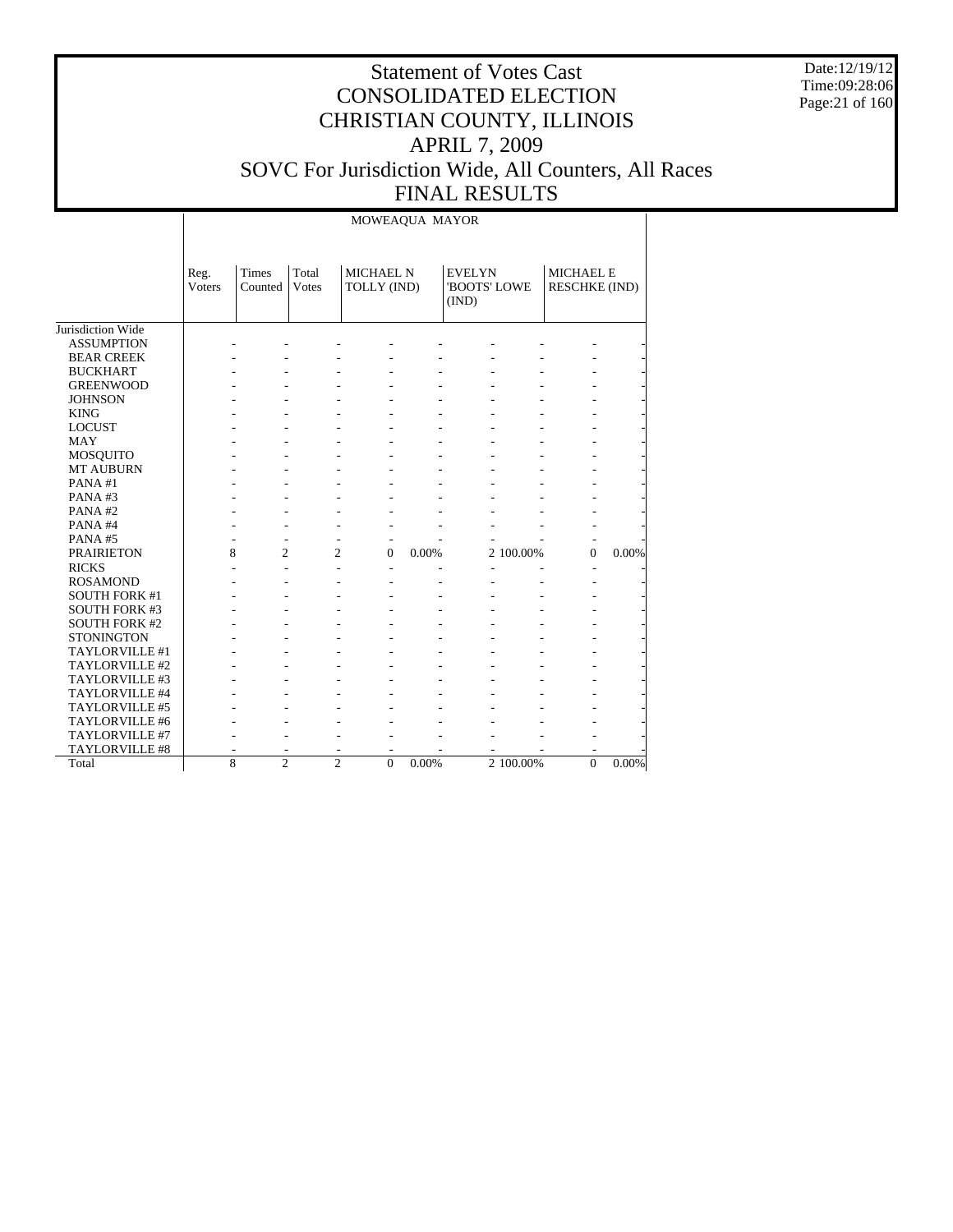# Statement of Votes Cast
# CONSOLIDATED ELECTION
# CHRISTIAN COUNTY, ILLINOIS
# APRIL 7, 2009
# SOVC For Jurisdiction Wide, All Counters, All Races
# FINAL RESULTS

Date:12/19/12
Time:09:28:06

MOWEAQUA MAYOR

| | Reg. Voters | Times Counted | Total Votes | MICHAEL N TOLLY (IND) | | EVELYN 'BOOTS' LOWE (IND) | | MICHAEL E RESCHKE (IND) | |
|---|---|---|---|---|---|---|---|---|---|
| Jurisdiction Wide | | | | | | | | | |
| ASSUMPTION | - | - | - | - | - | - | - | - | - |
| BEAR CREEK | - | - | - | - | - | - | - | - | - |
| BUCKHART | - | - | - | - | - | - | - | - | - |
| GREENWOOD | - | - | - | - | - | - | - | - | - |
| JOHNSON | - | - | - | - | - | - | - | - | - |
| KING | - | - | - | - | - | - | - | - | - |
| LOCUST | - | - | - | - | - | - | - | - | - |
| MAY | - | - | - | - | - | - | - | - | - |
| MOSQUITO | - | - | - | - | - | - | - | - | - |
| MT AUBURN | - | - | - | - | - | - | - | - | - |
| PANA #1 | - | - | - | - | - | - | - | - | - |
| PANA #3 | - | - | - | - | - | - | - | - | - |
| PANA #2 | - | - | - | - | - | - | - | - | - |
| PANA #4 | - | - | - | - | - | - | - | - | - |
| PANA #5 | - | - | - | - | - | - | - | - | - |
| PRAIRIETON | 8 | 2 | 2 | 0 | 0.00% | 2 | 100.00% | 0 | 0.00% |
| RICKS | - | - | - | - | - | - | - | - | - |
| ROSAMOND | - | - | - | - | - | - | - | - | - |
| SOUTH FORK #1 | - | - | - | - | - | - | - | - | - |
| SOUTH FORK #3 | - | - | - | - | - | - | - | - | - |
| SOUTH FORK #2 | - | - | - | - | - | - | - | - | - |
| STONINGTON | - | - | - | - | - | - | - | - | - |
| TAYLORVILLE #1 | - | - | - | - | - | - | - | - | - |
| TAYLORVILLE #2 | - | - | - | - | - | - | - | - | - |
| TAYLORVILLE #3 | - | - | - | - | - | - | - | - | - |
| TAYLORVILLE #4 | - | - | - | - | - | - | - | - | - |
| TAYLORVILLE #5 | - | - | - | - | - | - | - | - | - |
| TAYLORVILLE #6 | - | - | - | - | - | - | - | - | - |
| TAYLORVILLE #7 | - | - | - | - | - | - | - | - | - |
| TAYLORVILLE #8 | - | - | - | - | - | - | - | - | - |
| Total | 8 | 2 | 2 | 0 | 0.00% | 2 | 100.00% | 0 | 0.00% |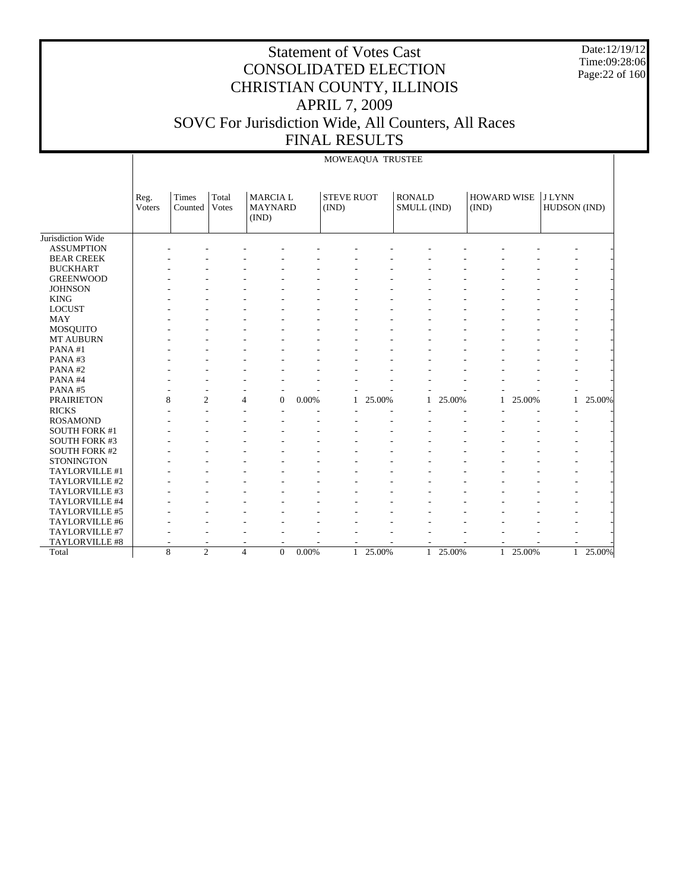# Statement of Votes Cast
# CONSOLIDATED ELECTION
# CHRISTIAN COUNTY, ILLINOIS
# APRIL 7, 2009
# SOVC For Jurisdiction Wide, All Counters, All Races
# FINAL RESULTS

Date:12/19/12
Time:09:28:06

MOWEAQUA TRUSTEE

| | Reg. Voters | Times Counted | Total Votes | MARCIA L MAYNARD (IND) | | STEVE RUOT (IND) | | RONALD SMULL (IND) | | HOWARD WISE (IND) | | J LYNN HUDSON (IND) | |
|---|---|---|---|---|---|---|---|---|---|---|---|---|---|
| Jurisdiction Wide | | | | | | | | | | | | | |
| ASSUMPTION | - | - | - | - | - | - | - | - | - | - | - | - | - |
| BEAR CREEK | - | - | - | - | - | - | - | - | - | - | - | - | - |
| BUCKHART | - | - | - | - | - | - | - | - | - | - | - | - | - |
| GREENWOOD | - | - | - | - | - | - | - | - | - | - | - | - | - |
| JOHNSON | - | - | - | - | - | - | - | - | - | - | - | - | - |
| KING | - | - | - | - | - | - | - | - | - | - | - | - | - |
| LOCUST | - | - | - | - | - | - | - | - | - | - | - | - | - |
| MAY | - | - | - | - | - | - | - | - | - | - | - | - | - |
| MOSQUITO | - | - | - | - | - | - | - | - | - | - | - | - | - |
| MT AUBURN | - | - | - | - | - | - | - | - | - | - | - | - | - |
| PANA #1 | - | - | - | - | - | - | - | - | - | - | - | - | - |
| PANA #3 | - | - | - | - | - | - | - | - | - | - | - | - | - |
| PANA #2 | - | - | - | - | - | - | - | - | - | - | - | - | - |
| PANA #4 | - | - | - | - | - | - | - | - | - | - | - | - | - |
| PANA #5 | - | - | - | - | - | - | - | - | - | - | - | - | - |
| PRAIRIETON | 8 | 2 | 4 | 0 | 0.00% | 1 | 25.00% | 1 | 25.00% | 1 | 25.00% | 1 | 25.00% |
| RICKS | - | - | - | - | - | - | - | - | - | - | - | - | - |
| ROSAMOND | - | - | - | - | - | - | - | - | - | - | - | - | - |
| SOUTH FORK #1 | - | - | - | - | - | - | - | - | - | - | - | - | - |
| SOUTH FORK #3 | - | - | - | - | - | - | - | - | - | - | - | - | - |
| SOUTH FORK #2 | - | - | - | - | - | - | - | - | - | - | - | - | - |
| STONINGTON | - | - | - | - | - | - | - | - | - | - | - | - | - |
| TAYLORVILLE #1 | - | - | - | - | - | - | - | - | - | - | - | - | - |
| TAYLORVILLE #2 | - | - | - | - | - | - | - | - | - | - | - | - | - |
| TAYLORVILLE #3 | - | - | - | - | - | - | - | - | - | - | - | - | - |
| TAYLORVILLE #4 | - | - | - | - | - | - | - | - | - | - | - | - | - |
| TAYLORVILLE #5 | - | - | - | - | - | - | - | - | - | - | - | - | - |
| TAYLORVILLE #6 | - | - | - | - | - | - | - | - | - | - | - | - | - |
| TAYLORVILLE #7 | - | - | - | - | - | - | - | - | - | - | - | - | - |
| TAYLORVILLE #8 | - | - | - | - | - | - | - | - | - | - | - | - | - |
| Total | 8 | 2 | 4 | 0 | 0.00% | 1 | 25.00% | 1 | 25.00% | 1 | 25.00% | 1 | 25.00% |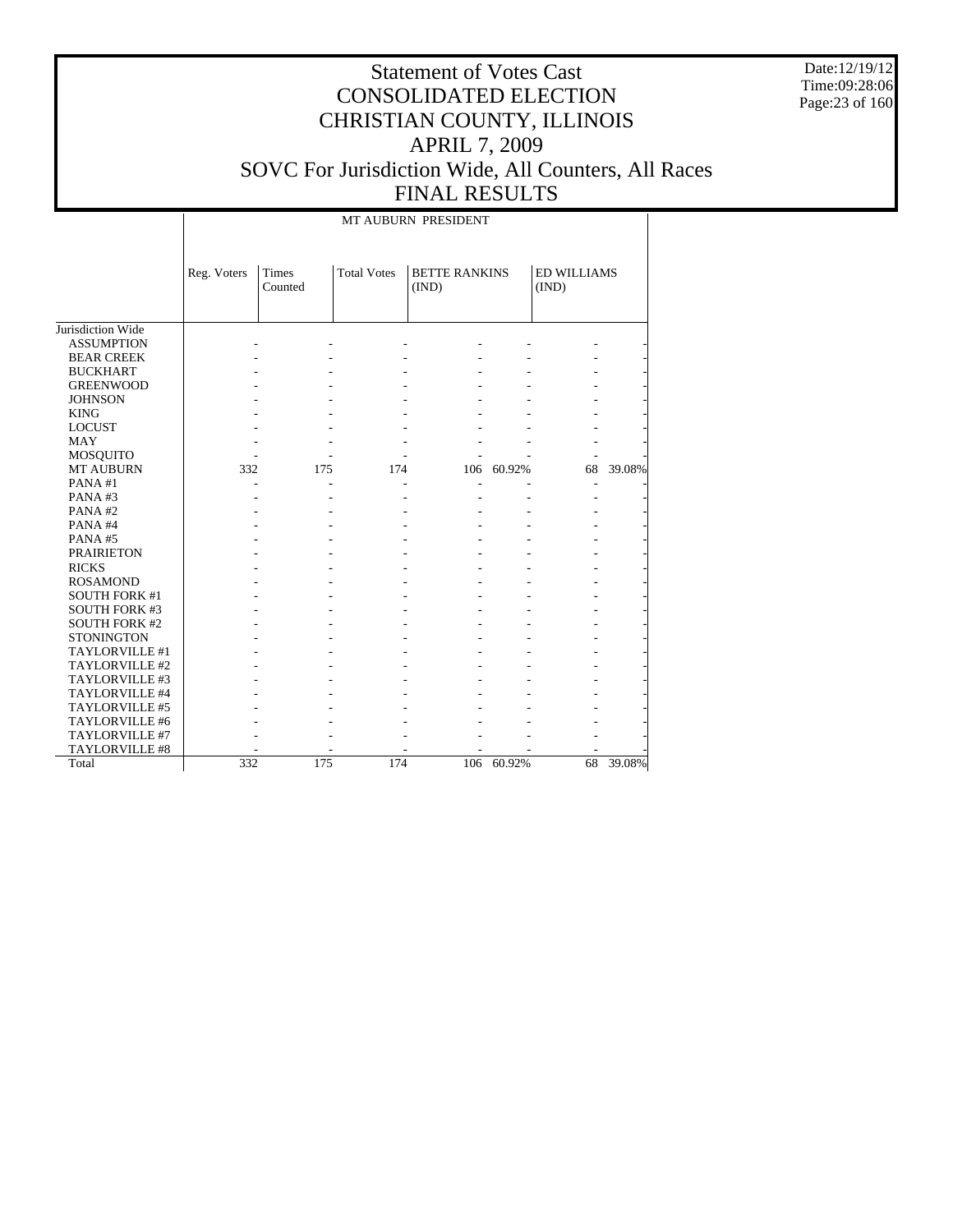# Statement of Votes Cast
# CONSOLIDATED ELECTION
# CHRISTIAN COUNTY, ILLINOIS
# APRIL 7, 2009
# SOVC For Jurisdiction Wide, All Counters, All Races
# FINAL RESULTS

Date:12/19/12
Time:09:28:06

| | MT AUBURN PRESIDENT | | | | | | |
|---|---|---|---|---|---|---|---|
| | Reg. Voters | Times Counted | Total Votes | BETTE RANKINS (IND) | | ED WILLIAMS (IND) | |
| Jurisdiction Wide | | | | | | | |
| ASSUMPTION | - | - | - | - | - | - | - |
| BEAR CREEK | - | - | - | - | - | - | - |
| BUCKHART | - | - | - | - | - | - | - |
| GREENWOOD | - | - | - | - | - | - | - |
| JOHNSON | - | - | - | - | - | - | - |
| KING | - | - | - | - | - | - | - |
| LOCUST | - | - | - | - | - | - | - |
| MAY | - | - | - | - | - | - | - |
| MOSQUITO | - | - | - | - | - | - | - |
| MT AUBURN | 332 | 175 | 174 | 106 | 60.92% | 68 | 39.08% |
| PANA #1 | - | - | - | - | - | - | - |
| PANA #3 | - | - | - | - | - | - | - |
| PANA #2 | - | - | - | - | - | - | - |
| PANA #4 | - | - | - | - | - | - | - |
| PANA #5 | - | - | - | - | - | - | - |
| PRAIRIETON | - | - | - | - | - | - | - |
| RICKS | - | - | - | - | - | - | - |
| ROSAMOND | - | - | - | - | - | - | - |
| SOUTH FORK #1 | - | - | - | - | - | - | - |
| SOUTH FORK #3 | - | - | - | - | - | - | - |
| SOUTH FORK #2 | - | - | - | - | - | - | - |
| STONINGTON | - | - | - | - | - | - | - |
| TAYLORVILLE #1 | - | - | - | - | - | - | - |
| TAYLORVILLE #2 | - | - | - | - | - | - | - |
| TAYLORVILLE #3 | - | - | - | - | - | - | - |
| TAYLORVILLE #4 | - | - | - | - | - | - | - |
| TAYLORVILLE #5 | - | - | - | - | - | - | - |
| TAYLORVILLE #6 | - | - | - | - | - | - | - |
| TAYLORVILLE #7 | - | - | - | - | - | - | - |
| TAYLORVILLE #8 | - | - | - | - | - | - | - |
| Total | 332 | 175 | 174 | 106 | 60.92% | 68 | 39.08% |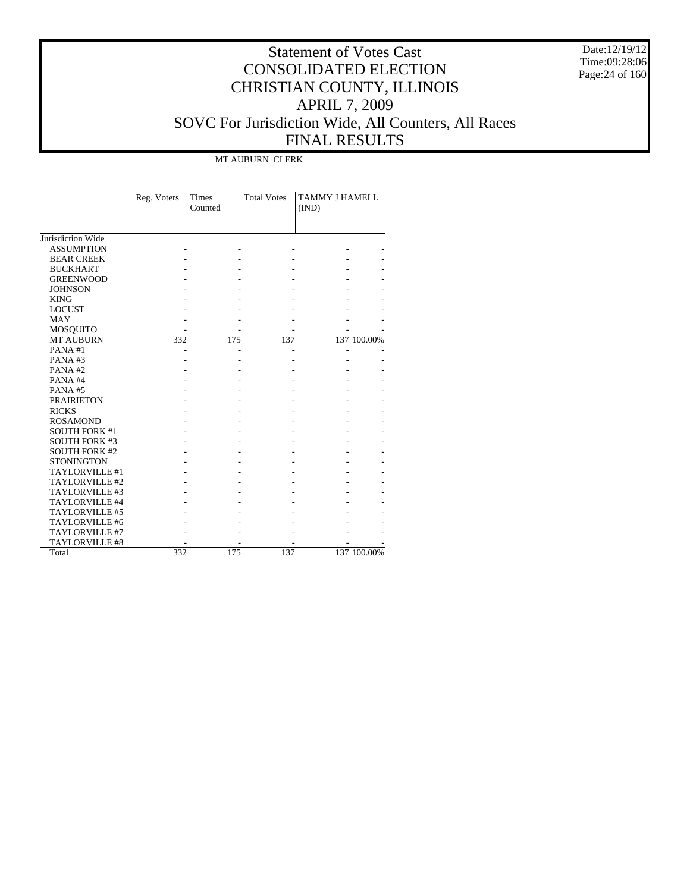# Statement of Votes Cast
# CONSOLIDATED ELECTION
# CHRISTIAN COUNTY, ILLINOIS
# APRIL 7, 2009
# SOVC For Jurisdiction Wide, All Counters, All Races
# FINAL RESULTS

Date:12/19/12
Time:09:28:06

| | MT AUBURN CLERK | | | | |
|---|---|---|---|---|---|
| | Reg. Voters | Times Counted | Total Votes | TAMMY J HAMELL (IND) | |
| Jurisdiction Wide | | | | | |
| ASSUMPTION | - | - | - | - | - |
| BEAR CREEK | - | - | - | - | - |
| BUCKHART | - | - | - | - | - |
| GREENWOOD | - | - | - | - | - |
| JOHNSON | - | - | - | - | - |
| KING | - | - | - | - | - |
| LOCUST | - | - | - | - | - |
| MAY | - | - | - | - | - |
| MOSQUITO | - | - | - | - | - |
| MT AUBURN | 332 | 175 | 137 | 137 | 100.00% |
| PANA #1 | - | - | - | - | - |
| PANA #3 | - | - | - | - | - |
| PANA #2 | - | - | - | - | - |
| PANA #4 | - | - | - | - | - |
| PANA #5 | - | - | - | - | - |
| PRAIRIETON | - | - | - | - | - |
| RICKS | - | - | - | - | - |
| ROSAMOND | - | - | - | - | - |
| SOUTH FORK #1 | - | - | - | - | - |
| SOUTH FORK #3 | - | - | - | - | - |
| SOUTH FORK #2 | - | - | - | - | - |
| STONINGTON | - | - | - | - | - |
| TAYLORVILLE #1 | - | - | - | - | - |
| TAYLORVILLE #2 | - | - | - | - | - |
| TAYLORVILLE #3 | - | - | - | - | - |
| TAYLORVILLE #4 | - | - | - | - | - |
| TAYLORVILLE #5 | - | - | - | - | - |
| TAYLORVILLE #6 | - | - | - | - | - |
| TAYLORVILLE #7 | - | - | - | - | - |
| TAYLORVILLE #8 | - | - | - | - | - |
| Total | 332 | 175 | 137 | 137 | 100.00% |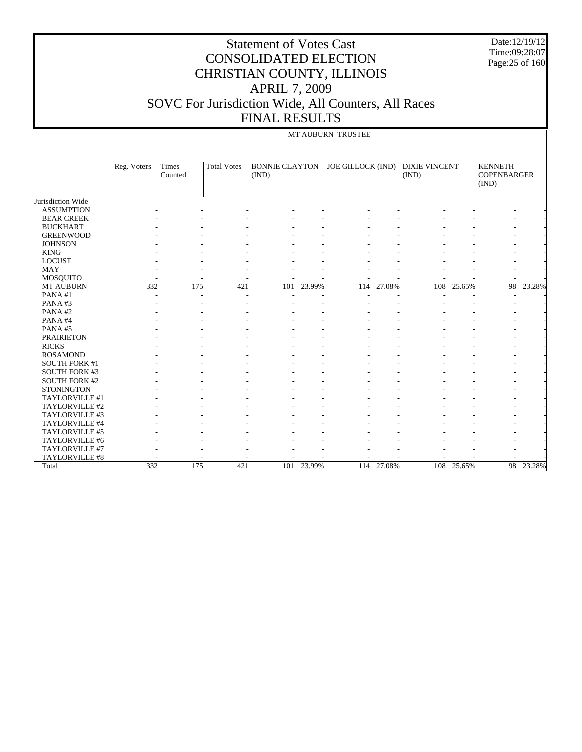# Statement of Votes Cast
# CONSOLIDATED ELECTION
# CHRISTIAN COUNTY, ILLINOIS
# APRIL 7, 2009
# SOVC For Jurisdiction Wide, All Counters, All Races
# FINAL RESULTS

Date:12/19/12
Time:09:28:07

| | MT AUBURN TRUSTEE | | | | | | | | | | |
|---|---|---|---|---|---|---|---|---|---|---|---|
| | Reg. Voters | Times Counted | Total Votes | BONNIE CLAYTON (IND) | | JOE GILLOCK (IND) | | DIXIE VINCENT (IND) | | KENNETH COPENBARGER (IND) | |
| Jurisdiction Wide | | | | | | | | | | | |
| ASSUMPTION | - | - | - | - | - | - | - | - | - | - | - |
| BEAR CREEK | - | - | - | - | - | - | - | - | - | - | - |
| BUCKHART | - | - | - | - | - | - | - | - | - | - | - |
| GREENWOOD | - | - | - | - | - | - | - | - | - | - | - |
| JOHNSON | - | - | - | - | - | - | - | - | - | - | - |
| KING | - | - | - | - | - | - | - | - | - | - | - |
| LOCUST | - | - | - | - | - | - | - | - | - | - | - |
| MAY | - | - | - | - | - | - | - | - | - | - | - |
| MOSQUITO | - | - | - | - | - | - | - | - | - | - | - |
| MT AUBURN | 332 | 175 | 421 | 101 | 23.99% | 114 | 27.08% | 108 | 25.65% | 98 | 23.28% |
| PANA #1 | - | - | - | - | - | - | - | - | - | - | - |
| PANA #3 | - | - | - | - | - | - | - | - | - | - | - |
| PANA #2 | - | - | - | - | - | - | - | - | - | - | - |
| PANA #4 | - | - | - | - | - | - | - | - | - | - | - |
| PANA #5 | - | - | - | - | - | - | - | - | - | - | - |
| PRAIRIETON | - | - | - | - | - | - | - | - | - | - | - |
| RICKS | - | - | - | - | - | - | - | - | - | - | - |
| ROSAMOND | - | - | - | - | - | - | - | - | - | - | - |
| SOUTH FORK #1 | - | - | - | - | - | - | - | - | - | - | - |
| SOUTH FORK #3 | - | - | - | - | - | - | - | - | - | - | - |
| SOUTH FORK #2 | - | - | - | - | - | - | - | - | - | - | - |
| STONINGTON | - | - | - | - | - | - | - | - | - | - | - |
| TAYLORVILLE #1 | - | - | - | - | - | - | - | - | - | - | - |
| TAYLORVILLE #2 | - | - | - | - | - | - | - | - | - | - | - |
| TAYLORVILLE #3 | - | - | - | - | - | - | - | - | - | - | - |
| TAYLORVILLE #4 | - | - | - | - | - | - | - | - | - | - | - |
| TAYLORVILLE #5 | - | - | - | - | - | - | - | - | - | - | - |
| TAYLORVILLE #6 | - | - | - | - | - | - | - | - | - | - | - |
| TAYLORVILLE #7 | - | - | - | - | - | - | - | - | - | - | - |
| TAYLORVILLE #8 | - | - | - | - | - | - | - | - | - | - | - |
| Total | 332 | 175 | 421 | 101 | 23.99% | 114 | 27.08% | 108 | 25.65% | 98 | 23.28% |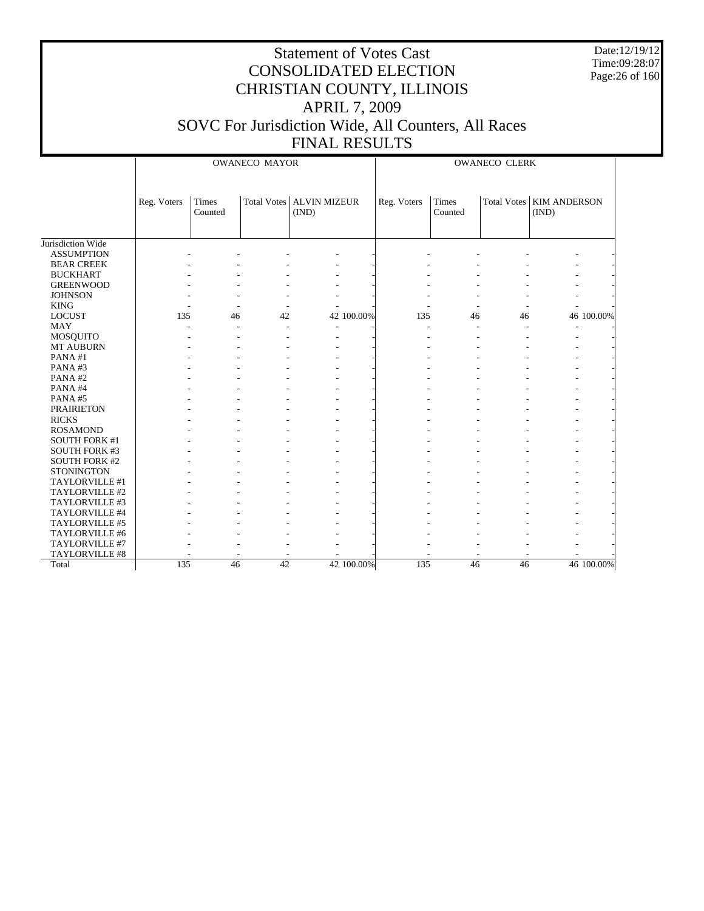# Statement of Votes Cast
# CONSOLIDATED ELECTION
# CHRISTIAN COUNTY, ILLINOIS
# APRIL 7, 2009
# SOVC For Jurisdiction Wide, All Counters, All Races
# FINAL RESULTS

Date:12/19/12
Time:09:28:07

| | OWANECO MAYOR | | | | | OWANECO CLERK | | | | |
|---|---|---|---|---|---|---|---|---|---|---|
| | Reg. Voters | Times Counted | Total Votes | ALVIN MIZEUR (IND) | | Reg. Voters | Times Counted | Total Votes | KIM ANDERSON (IND) | |
| Jurisdiction Wide | | | | | | | | | | |
| ASSUMPTION | - | - | - | - | - | - | - | - | - | - |
| BEAR CREEK | - | - | - | - | - | - | - | - | - | - |
| BUCKHART | - | - | - | - | - | - | - | - | - | - |
| GREENWOOD | - | - | - | - | - | - | - | - | - | - |
| JOHNSON | - | - | - | - | - | - | - | - | - | - |
| KING | - | - | - | - | - | - | - | - | - | - |
| LOCUST | 135 | 46 | 42 | 42 | 100.00% | 135 | 46 | 46 | 46 | 100.00% |
| MAY | - | - | - | - | - | - | - | - | - | - |
| MOSQUITO | - | - | - | - | - | - | - | - | - | - |
| MT AUBURN | - | - | - | - | - | - | - | - | - | - |
| PANA #1 | - | - | - | - | - | - | - | - | - | - |
| PANA #3 | - | - | - | - | - | - | - | - | - | - |
| PANA #2 | - | - | - | - | - | - | - | - | - | - |
| PANA #4 | - | - | - | - | - | - | - | - | - | - |
| PANA #5 | - | - | - | - | - | - | - | - | - | - |
| PRAIRIETON | - | - | - | - | - | - | - | - | - | - |
| RICKS | - | - | - | - | - | - | - | - | - | - |
| ROSAMOND | - | - | - | - | - | - | - | - | - | - |
| SOUTH FORK #1 | - | - | - | - | - | - | - | - | - | - |
| SOUTH FORK #3 | - | - | - | - | - | - | - | - | - | - |
| SOUTH FORK #2 | - | - | - | - | - | - | - | - | - | - |
| STONINGTON | - | - | - | - | - | - | - | - | - | - |
| TAYLORVILLE #1 | - | - | - | - | - | - | - | - | - | - |
| TAYLORVILLE #2 | - | - | - | - | - | - | - | - | - | - |
| TAYLORVILLE #3 | - | - | - | - | - | - | - | - | - | - |
| TAYLORVILLE #4 | - | - | - | - | - | - | - | - | - | - |
| TAYLORVILLE #5 | - | - | - | - | - | - | - | - | - | - |
| TAYLORVILLE #6 | - | - | - | - | - | - | - | - | - | - |
| TAYLORVILLE #7 | - | - | - | - | - | - | - | - | - | - |
| TAYLORVILLE #8 | - | - | - | - | - | - | - | - | - | - |
| Total | 135 | 46 | 42 | 42 | 100.00% | 135 | 46 | 46 | 46 | 100.00% |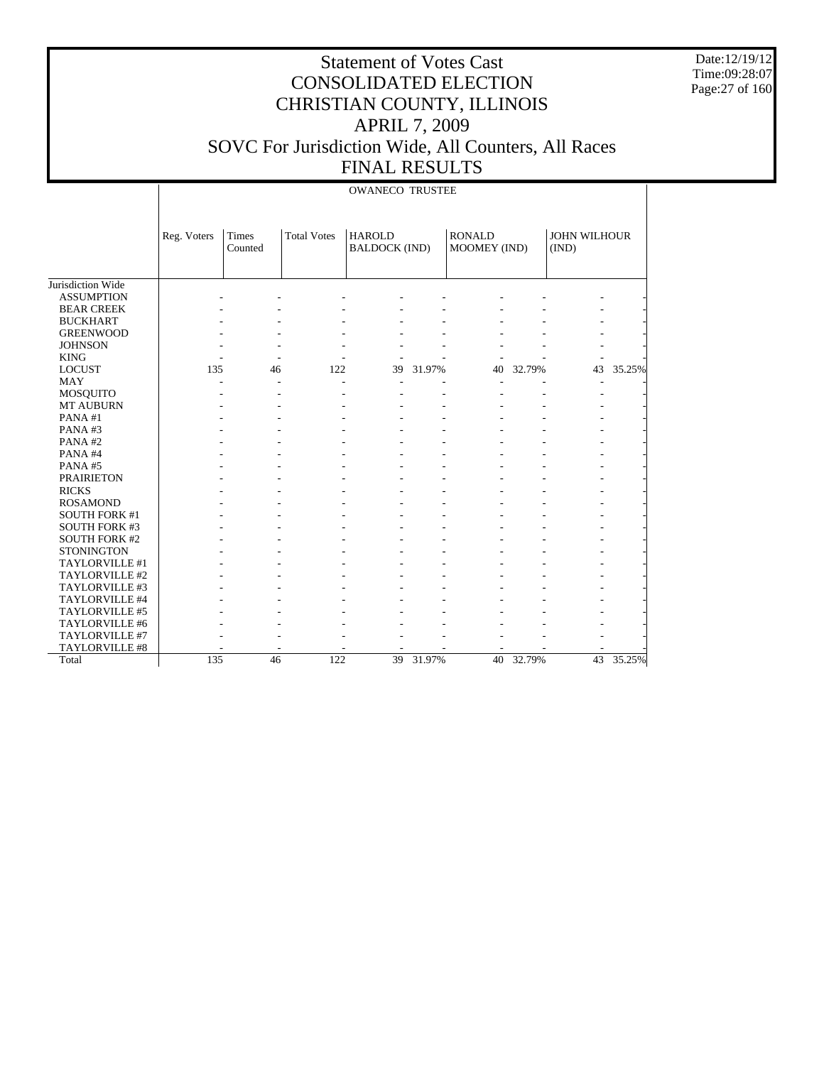# Statement of Votes Cast
# CONSOLIDATED ELECTION
# CHRISTIAN COUNTY, ILLINOIS
# APRIL 7, 2009
# SOVC For Jurisdiction Wide, All Counters, All Races
# FINAL RESULTS

Date:12/19/12
Time:09:28:07

OWANECO TRUSTEE

| | Reg. Voters | Times Counted | Total Votes | HAROLD BALDOCK (IND) | | RONALD MOOMEY (IND) | | JOHN WILHOUR (IND) | |
|---|---|---|---|---|---|---|---|---|---|
| Jurisdiction Wide | | | | | | | | | |
| ASSUMPTION | - | - | - | - | - | - | - | - | - |
| BEAR CREEK | - | - | - | - | - | - | - | - | - |
| BUCKHART | - | - | - | - | - | - | - | - | - |
| GREENWOOD | - | - | - | - | - | - | - | - | - |
| JOHNSON | - | - | - | - | - | - | - | - | - |
| KING | - | - | - | - | - | - | - | - | - |
| LOCUST | 135 | 46 | 122 | 39 | 31.97% | 40 | 32.79% | 43 | 35.25% |
| MAY | - | - | - | - | - | - | - | - | - |
| MOSQUITO | - | - | - | - | - | - | - | - | - |
| MT AUBURN | - | - | - | - | - | - | - | - | - |
| PANA #1 | - | - | - | - | - | - | - | - | - |
| PANA #3 | - | - | - | - | - | - | - | - | - |
| PANA #2 | - | - | - | - | - | - | - | - | - |
| PANA #4 | - | - | - | - | - | - | - | - | - |
| PANA #5 | - | - | - | - | - | - | - | - | - |
| PRAIRIETON | - | - | - | - | - | - | - | - | - |
| RICKS | - | - | - | - | - | - | - | - | - |
| ROSAMOND | - | - | - | - | - | - | - | - | - |
| SOUTH FORK #1 | - | - | - | - | - | - | - | - | - |
| SOUTH FORK #3 | - | - | - | - | - | - | - | - | - |
| SOUTH FORK #2 | - | - | - | - | - | - | - | - | - |
| STONINGTON | - | - | - | - | - | - | - | - | - |
| TAYLORVILLE #1 | - | - | - | - | - | - | - | - | - |
| TAYLORVILLE #2 | - | - | - | - | - | - | - | - | - |
| TAYLORVILLE #3 | - | - | - | - | - | - | - | - | - |
| TAYLORVILLE #4 | - | - | - | - | - | - | - | - | - |
| TAYLORVILLE #5 | - | - | - | - | - | - | - | - | - |
| TAYLORVILLE #6 | - | - | - | - | - | - | - | - | - |
| TAYLORVILLE #7 | - | - | - | - | - | - | - | - | - |
| TAYLORVILLE #8 | - | - | - | - | - | - | - | - | - |
| Total | 135 | 46 | 122 | 39 | 31.97% | 40 | 32.79% | 43 | 35.25% |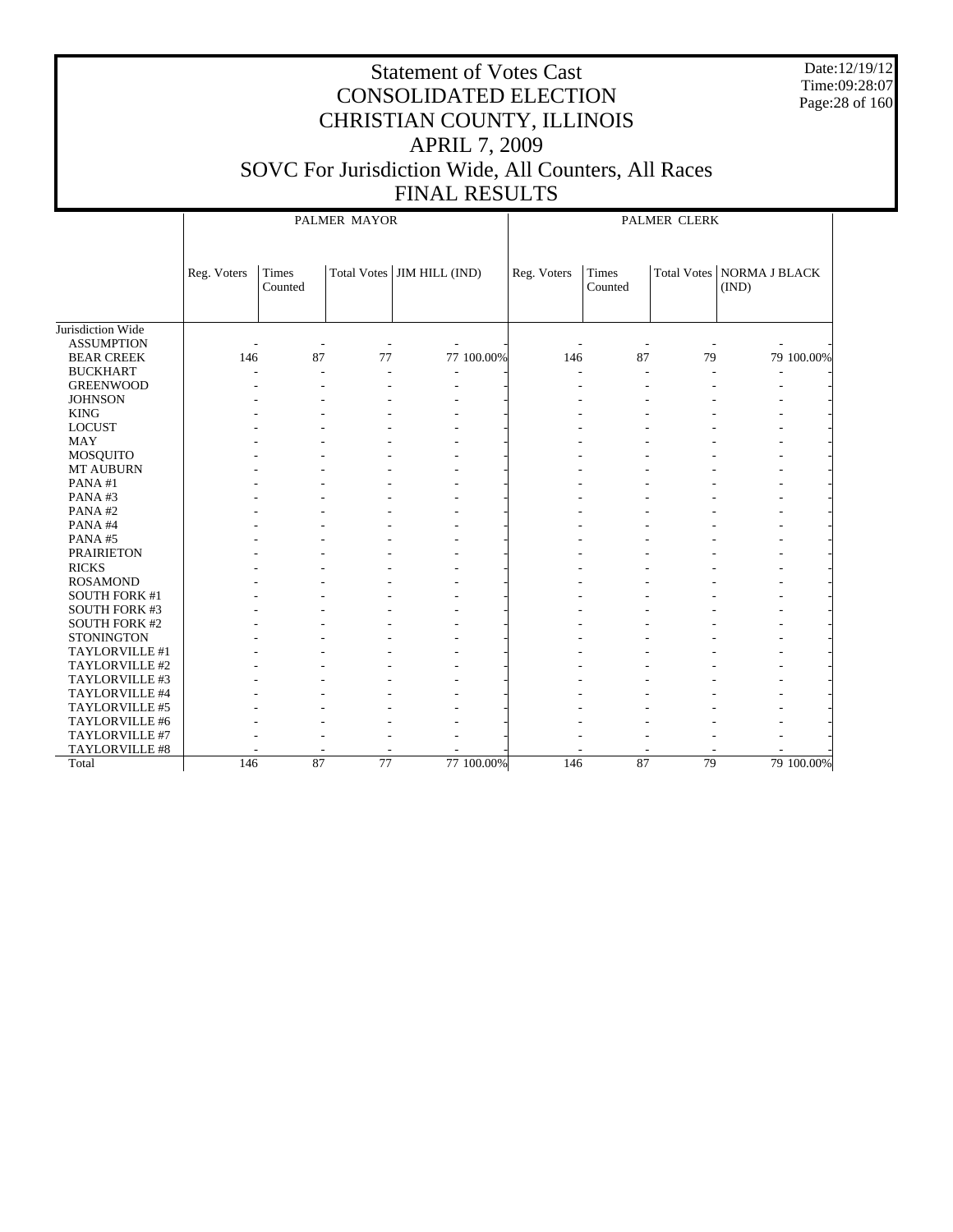# Statement of Votes Cast
## CONSOLIDATED ELECTION
## CHRISTIAN COUNTY, ILLINOIS
## APRIL 7, 2009
## SOVC For Jurisdiction Wide, All Counters, All Races
## FINAL RESULTS

Date:12/19/12
Time:09:28:07

| | PALMER MAYOR | | | | | PALMER CLERK | | | | |
|---|---|---|---|---|---|---|---|---|---|---|
| | Reg. Voters | Times Counted | Total Votes | JIM HILL (IND) | | Reg. Voters | Times Counted | Total Votes | NORMA J BLACK (IND) | |
| Jurisdiction Wide | | | | | | | | | | |
| ASSUMPTION | - | - | - | - | - | - | - | - | - | - |
| BEAR CREEK | 146 | 87 | 77 | 77 | 100.00% | 146 | 87 | 79 | 79 | 100.00% |
| BUCKHART | - | - | - | - | - | - | - | - | - | - |
| GREENWOOD | - | - | - | - | - | - | - | - | - | - |
| JOHNSON | - | - | - | - | - | - | - | - | - | - |
| KING | - | - | - | - | - | - | - | - | - | - |
| LOCUST | - | - | - | - | - | - | - | - | - | - |
| MAY | - | - | - | - | - | - | - | - | - | - |
| MOSQUITO | - | - | - | - | - | - | - | - | - | - |
| MT AUBURN | - | - | - | - | - | - | - | - | - | - |
| PANA #1 | - | - | - | - | - | - | - | - | - | - |
| PANA #3 | - | - | - | - | - | - | - | - | - | - |
| PANA #2 | - | - | - | - | - | - | - | - | - | - |
| PANA #4 | - | - | - | - | - | - | - | - | - | - |
| PANA #5 | - | - | - | - | - | - | - | - | - | - |
| PRAIRIETON | - | - | - | - | - | - | - | - | - | - |
| RICKS | - | - | - | - | - | - | - | - | - | - |
| ROSAMOND | - | - | - | - | - | - | - | - | - | - |
| SOUTH FORK #1 | - | - | - | - | - | - | - | - | - | - |
| SOUTH FORK #3 | - | - | - | - | - | - | - | - | - | - |
| SOUTH FORK #2 | - | - | - | - | - | - | - | - | - | - |
| STONINGTON | - | - | - | - | - | - | - | - | - | - |
| TAYLORVILLE #1 | - | - | - | - | - | - | - | - | - | - |
| TAYLORVILLE #2 | - | - | - | - | - | - | - | - | - | - |
| TAYLORVILLE #3 | - | - | - | - | - | - | - | - | - | - |
| TAYLORVILLE #4 | - | - | - | - | - | - | - | - | - | - |
| TAYLORVILLE #5 | - | - | - | - | - | - | - | - | - | - |
| TAYLORVILLE #6 | - | - | - | - | - | - | - | - | - | - |
| TAYLORVILLE #7 | - | - | - | - | - | - | - | - | - | - |
| TAYLORVILLE #8 | - | - | - | - | - | - | - | - | - | - |
| Total | 146 | 87 | 77 | 77 | 100.00% | 146 | 87 | 79 | 79 | 100.00% |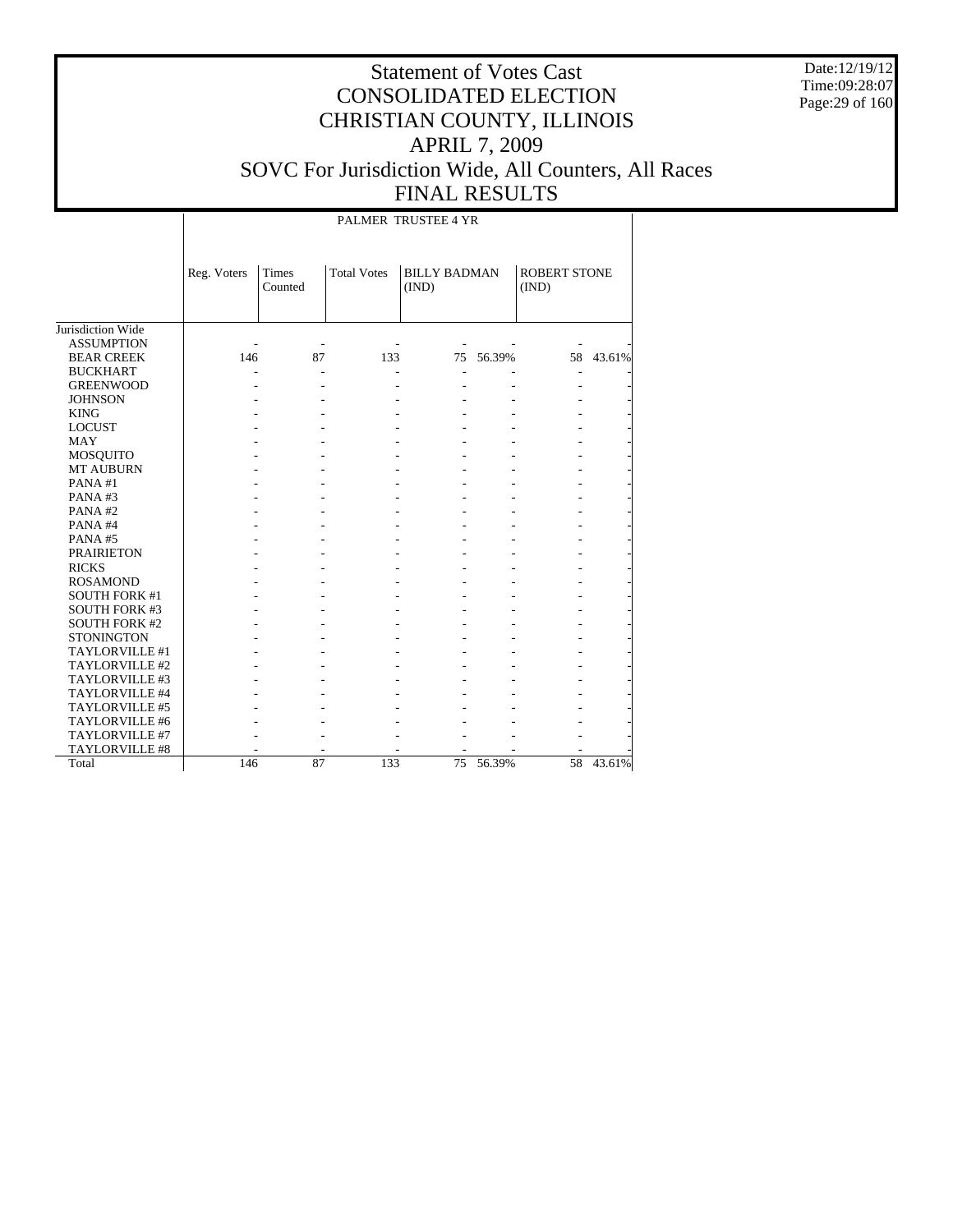# Statement of Votes Cast
# CONSOLIDATED ELECTION
# CHRISTIAN COUNTY, ILLINOIS
# APRIL 7, 2009
# SOVC For Jurisdiction Wide, All Counters, All Races
# FINAL RESULTS

Date:12/19/12
Time:09:28:07

PALMER TRUSTEE 4 YR

| | Reg. Voters | Times Counted | Total Votes | BILLY BADMAN (IND) | | ROBERT STONE (IND) | |
|---|---|---|---|---|---|---|---|
| Jurisdiction Wide | | | | | | | |
| ASSUMPTION | - | - | - | - | - | - | - |
| BEAR CREEK | 146 | 87 | 133 | 75 | 56.39% | 58 | 43.61% |
| BUCKHART | - | - | - | - | - | - | - |
| GREENWOOD | - | - | - | - | - | - | - |
| JOHNSON | - | - | - | - | - | - | - |
| KING | - | - | - | - | - | - | - |
| LOCUST | - | - | - | - | - | - | - |
| MAY | - | - | - | - | - | - | - |
| MOSQUITO | - | - | - | - | - | - | - |
| MT AUBURN | - | - | - | - | - | - | - |
| PANA #1 | - | - | - | - | - | - | - |
| PANA #3 | - | - | - | - | - | - | - |
| PANA #2 | - | - | - | - | - | - | - |
| PANA #4 | - | - | - | - | - | - | - |
| PANA #5 | - | - | - | - | - | - | - |
| PRAIRIETON | - | - | - | - | - | - | - |
| RICKS | - | - | - | - | - | - | - |
| ROSAMOND | - | - | - | - | - | - | - |
| SOUTH FORK #1 | - | - | - | - | - | - | - |
| SOUTH FORK #3 | - | - | - | - | - | - | - |
| SOUTH FORK #2 | - | - | - | - | - | - | - |
| STONINGTON | - | - | - | - | - | - | - |
| TAYLORVILLE #1 | - | - | - | - | - | - | - |
| TAYLORVILLE #2 | - | - | - | - | - | - | - |
| TAYLORVILLE #3 | - | - | - | - | - | - | - |
| TAYLORVILLE #4 | - | - | - | - | - | - | - |
| TAYLORVILLE #5 | - | - | - | - | - | - | - |
| TAYLORVILLE #6 | - | - | - | - | - | - | - |
| TAYLORVILLE #7 | - | - | - | - | - | - | - |
| TAYLORVILLE #8 | - | - | - | - | - | - | - |
| Total | 146 | 87 | 133 | 75 | 56.39% | 58 | 43.61% |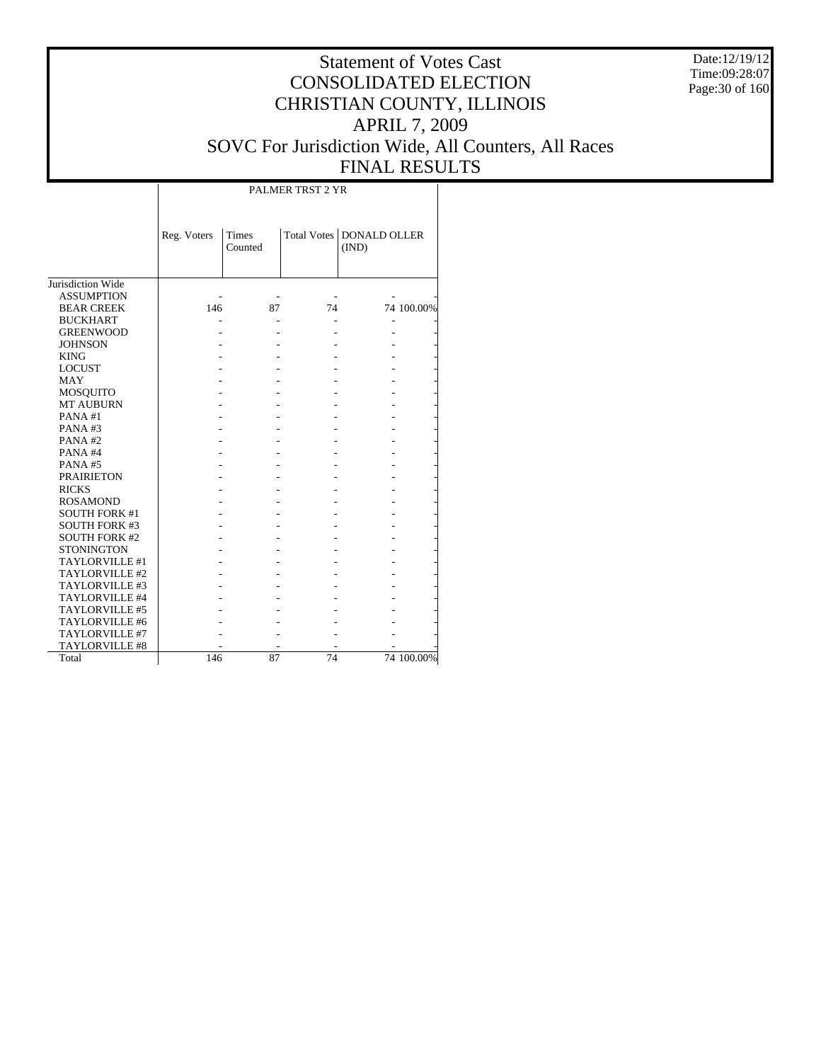# Statement of Votes Cast
## CONSOLIDATED ELECTION
## CHRISTIAN COUNTY, ILLINOIS
## APRIL 7, 2009
## SOVC For Jurisdiction Wide, All Counters, All Races
## FINAL RESULTS

Date:12/19/12
Time:09:28:07

| | PALMER TRST 2 YR | | | | |
|---|---|---|---|---|---|
| | Reg. Voters | Times Counted | Total Votes | DONALD OLLER (IND) | |
| Jurisdiction Wide | | | | | |
| ASSUMPTION | - | - | - | - | - |
| BEAR CREEK | 146 | 87 | 74 | 74 | 100.00% |
| BUCKHART | - | - | - | - | - |
| GREENWOOD | - | - | - | - | - |
| JOHNSON | - | - | - | - | - |
| KING | - | - | - | - | - |
| LOCUST | - | - | - | - | - |
| MAY | - | - | - | - | - |
| MOSQUITO | - | - | - | - | - |
| MT AUBURN | - | - | - | - | - |
| PANA #1 | - | - | - | - | - |
| PANA #3 | - | - | - | - | - |
| PANA #2 | - | - | - | - | - |
| PANA #4 | - | - | - | - | - |
| PANA #5 | - | - | - | - | - |
| PRAIRIETON | - | - | - | - | - |
| RICKS | - | - | - | - | - |
| ROSAMOND | - | - | - | - | - |
| SOUTH FORK #1 | - | - | - | - | - |
| SOUTH FORK #3 | - | - | - | - | - |
| SOUTH FORK #2 | - | - | - | - | - |
| STONINGTON | - | - | - | - | - |
| TAYLORVILLE #1 | - | - | - | - | - |
| TAYLORVILLE #2 | - | - | - | - | - |
| TAYLORVILLE #3 | - | - | - | - | - |
| TAYLORVILLE #4 | - | - | - | - | - |
| TAYLORVILLE #5 | - | - | - | - | - |
| TAYLORVILLE #6 | - | - | - | - | - |
| TAYLORVILLE #7 | - | - | - | - | - |
| TAYLORVILLE #8 | - | - | - | - | - |
| Total | 146 | 87 | 74 | 74 | 100.00% |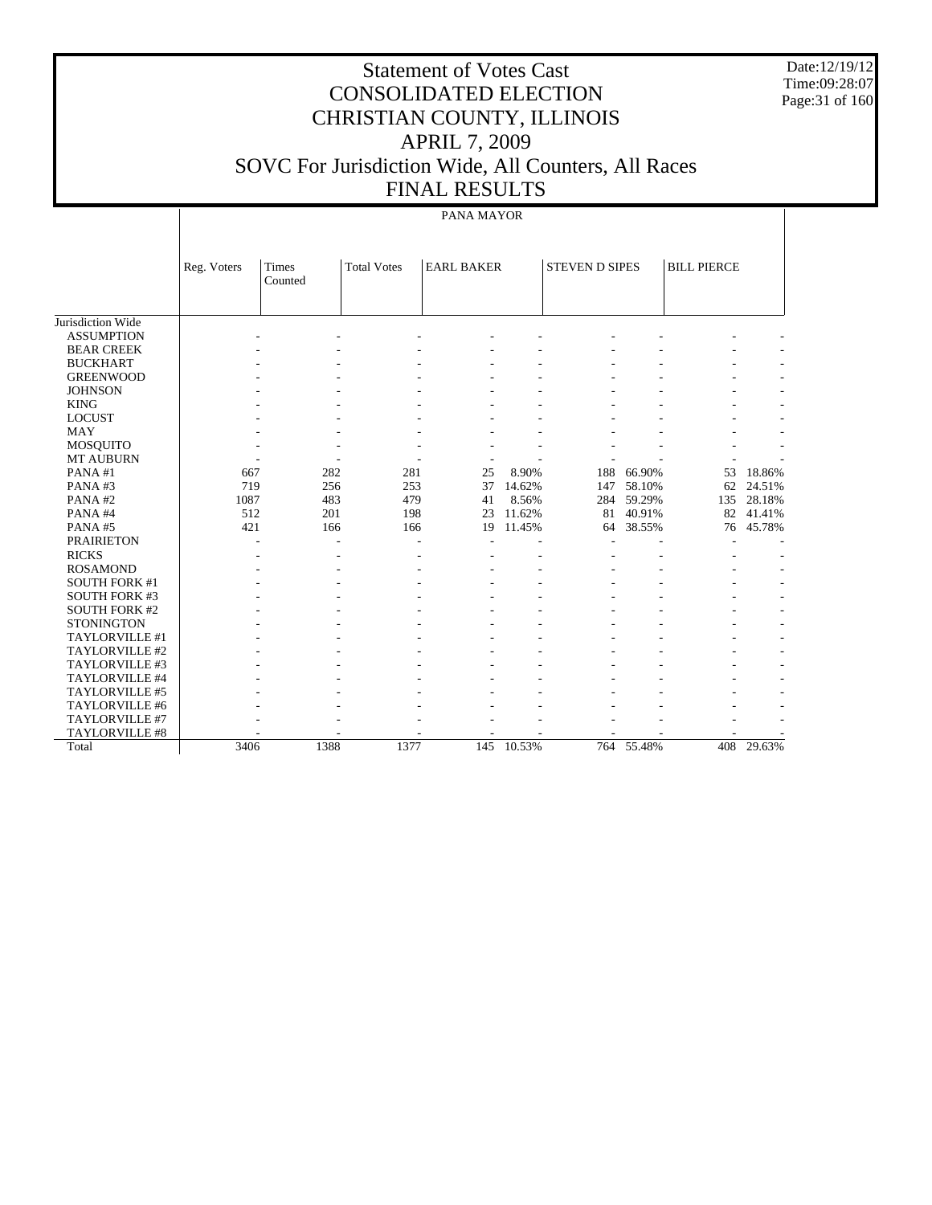# Statement of Votes Cast
# CONSOLIDATED ELECTION
# CHRISTIAN COUNTY, ILLINOIS
# APRIL 7, 2009
# SOVC For Jurisdiction Wide, All Counters, All Races
# FINAL RESULTS

Date:12/19/12
Time:09:28:07

| | PANA MAYOR | | | | | | | | |
|---|---|---|---|---|---|---|---|---|---|
| | Reg. Voters | Times Counted | Total Votes | EARL BAKER | | STEVEN D SIPES | | BILL PIERCE | |
| Jurisdiction Wide | | | | | | | | | |
| ASSUMPTION | - | - | - | - | - | - | - | - | - |
| BEAR CREEK | - | - | - | - | - | - | - | - | - |
| BUCKHART | - | - | - | - | - | - | - | - | - |
| GREENWOOD | - | - | - | - | - | - | - | - | - |
| JOHNSON | - | - | - | - | - | - | - | - | - |
| KING | - | - | - | - | - | - | - | - | - |
| LOCUST | - | - | - | - | - | - | - | - | - |
| MAY | - | - | - | - | - | - | - | - | - |
| MOSQUITO | - | - | - | - | - | - | - | - | - |
| MT AUBURN | - | - | - | - | - | - | - | - | - |
| PANA #1 | 667 | 282 | 281 | 25 | 8.90% | 188 | 66.90% | 53 | 18.86% |
| PANA #3 | 719 | 256 | 253 | 37 | 14.62% | 147 | 58.10% | 62 | 24.51% |
| PANA #2 | 1087 | 483 | 479 | 41 | 8.56% | 284 | 59.29% | 135 | 28.18% |
| PANA #4 | 512 | 201 | 198 | 23 | 11.62% | 81 | 40.91% | 82 | 41.41% |
| PANA #5 | 421 | 166 | 166 | 19 | 11.45% | 64 | 38.55% | 76 | 45.78% |
| PRAIRIETON | - | - | - | - | - | - | - | - | - |
| RICKS | - | - | - | - | - | - | - | - | - |
| ROSAMOND | - | - | - | - | - | - | - | - | - |
| SOUTH FORK #1 | - | - | - | - | - | - | - | - | - |
| SOUTH FORK #3 | - | - | - | - | - | - | - | - | - |
| SOUTH FORK #2 | - | - | - | - | - | - | - | - | - |
| STONINGTON | - | - | - | - | - | - | - | - | - |
| TAYLORVILLE #1 | - | - | - | - | - | - | - | - | - |
| TAYLORVILLE #2 | - | - | - | - | - | - | - | - | - |
| TAYLORVILLE #3 | - | - | - | - | - | - | - | - | - |
| TAYLORVILLE #4 | - | - | - | - | - | - | - | - | - |
| TAYLORVILLE #5 | - | - | - | - | - | - | - | - | - |
| TAYLORVILLE #6 | - | - | - | - | - | - | - | - | - |
| TAYLORVILLE #7 | - | - | - | - | - | - | - | - | - |
| TAYLORVILLE #8 | - | - | - | - | - | - | - | - | - |
| Total | 3406 | 1388 | 1377 | 145 | 10.53% | 764 | 55.48% | 408 | 29.63% |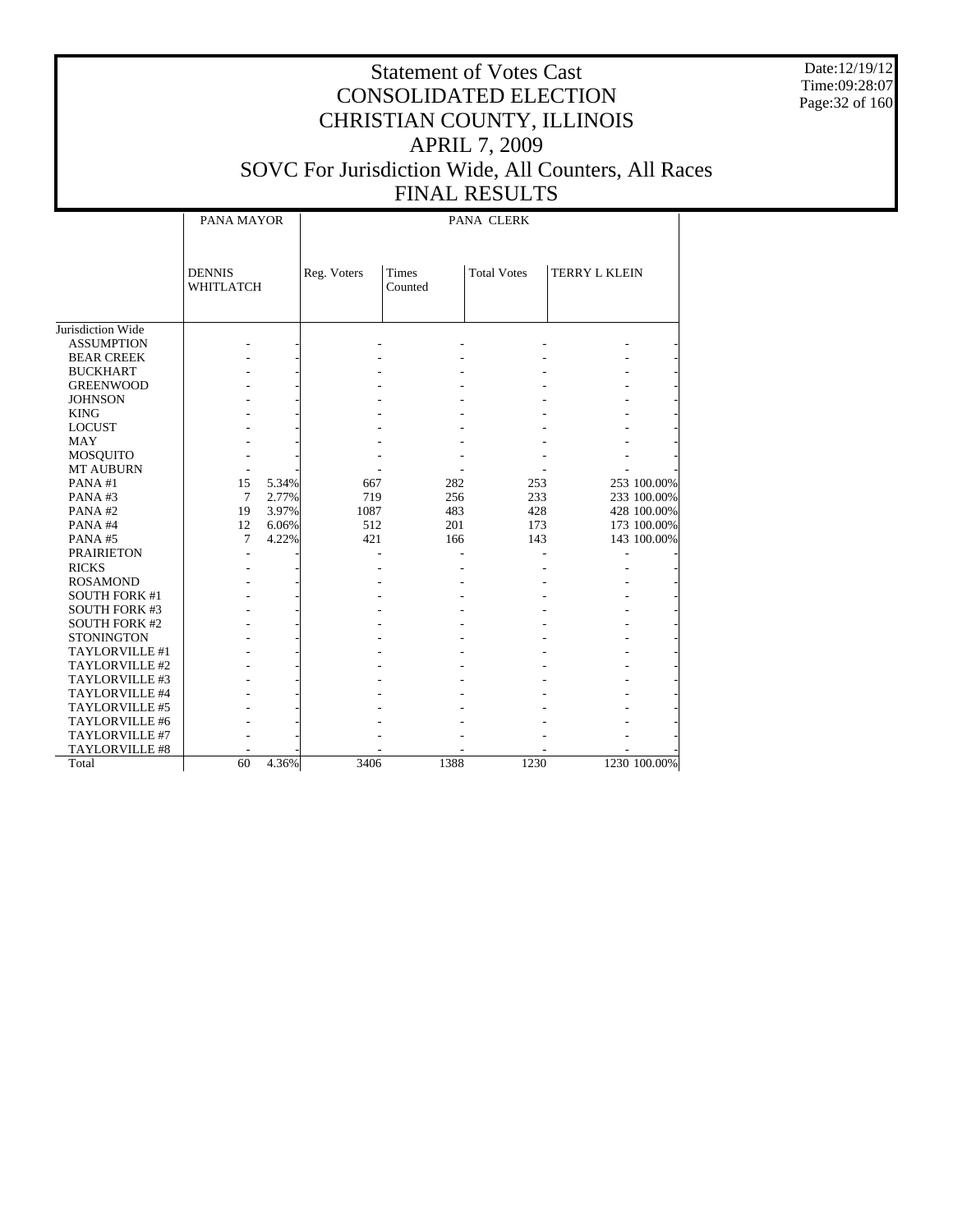# Statement of Votes Cast
# CONSOLIDATED ELECTION
# CHRISTIAN COUNTY, ILLINOIS
# APRIL 7, 2009
# SOVC For Jurisdiction Wide, All Counters, All Races
# FINAL RESULTS

Date:12/19/12
Time:09:28:07

| | PANA MAYOR | | PANA CLERK | | | | |
|---|---|---|---|---|---|---|---|
| | DENNIS WHITLATCH | | Reg. Voters | Times Counted | Total Votes | TERRY L KLEIN | |
| Jurisdiction Wide | | | | | | | |
| ASSUMPTION | - | - | - | - | - | - | - |
| BEAR CREEK | - | - | - | - | - | - | - |
| BUCKHART | - | - | - | - | - | - | - |
| GREENWOOD | - | - | - | - | - | - | - |
| JOHNSON | - | - | - | - | - | - | - |
| KING | - | - | - | - | - | - | - |
| LOCUST | - | - | - | - | - | - | - |
| MAY | - | - | - | - | - | - | - |
| MOSQUITO | - | - | - | - | - | - | - |
| MT AUBURN | - | - | - | - | - | - | - |
| PANA #1 | 15 | 5.34% | 667 | 282 | 253 | 253 | 100.00% |
| PANA #3 | 7 | 2.77% | 719 | 256 | 233 | 233 | 100.00% |
| PANA #2 | 19 | 3.97% | 1087 | 483 | 428 | 428 | 100.00% |
| PANA #4 | 12 | 6.06% | 512 | 201 | 173 | 173 | 100.00% |
| PANA #5 | 7 | 4.22% | 421 | 166 | 143 | 143 | 100.00% |
| PRAIRIETON | - | - | - | - | - | - | - |
| RICKS | - | - | - | - | - | - | - |
| ROSAMOND | - | - | - | - | - | - | - |
| SOUTH FORK #1 | - | - | - | - | - | - | - |
| SOUTH FORK #3 | - | - | - | - | - | - | - |
| SOUTH FORK #2 | - | - | - | - | - | - | - |
| STONINGTON | - | - | - | - | - | - | - |
| TAYLORVILLE #1 | - | - | - | - | - | - | - |
| TAYLORVILLE #2 | - | - | - | - | - | - | - |
| TAYLORVILLE #3 | - | - | - | - | - | - | - |
| TAYLORVILLE #4 | - | - | - | - | - | - | - |
| TAYLORVILLE #5 | - | - | - | - | - | - | - |
| TAYLORVILLE #6 | - | - | - | - | - | - | - |
| TAYLORVILLE #7 | - | - | - | - | - | - | - |
| TAYLORVILLE #8 | - | - | - | - | - | - | - |
| Total | 60 | 4.36% | 3406 | 1388 | 1230 | 1230 | 100.00% |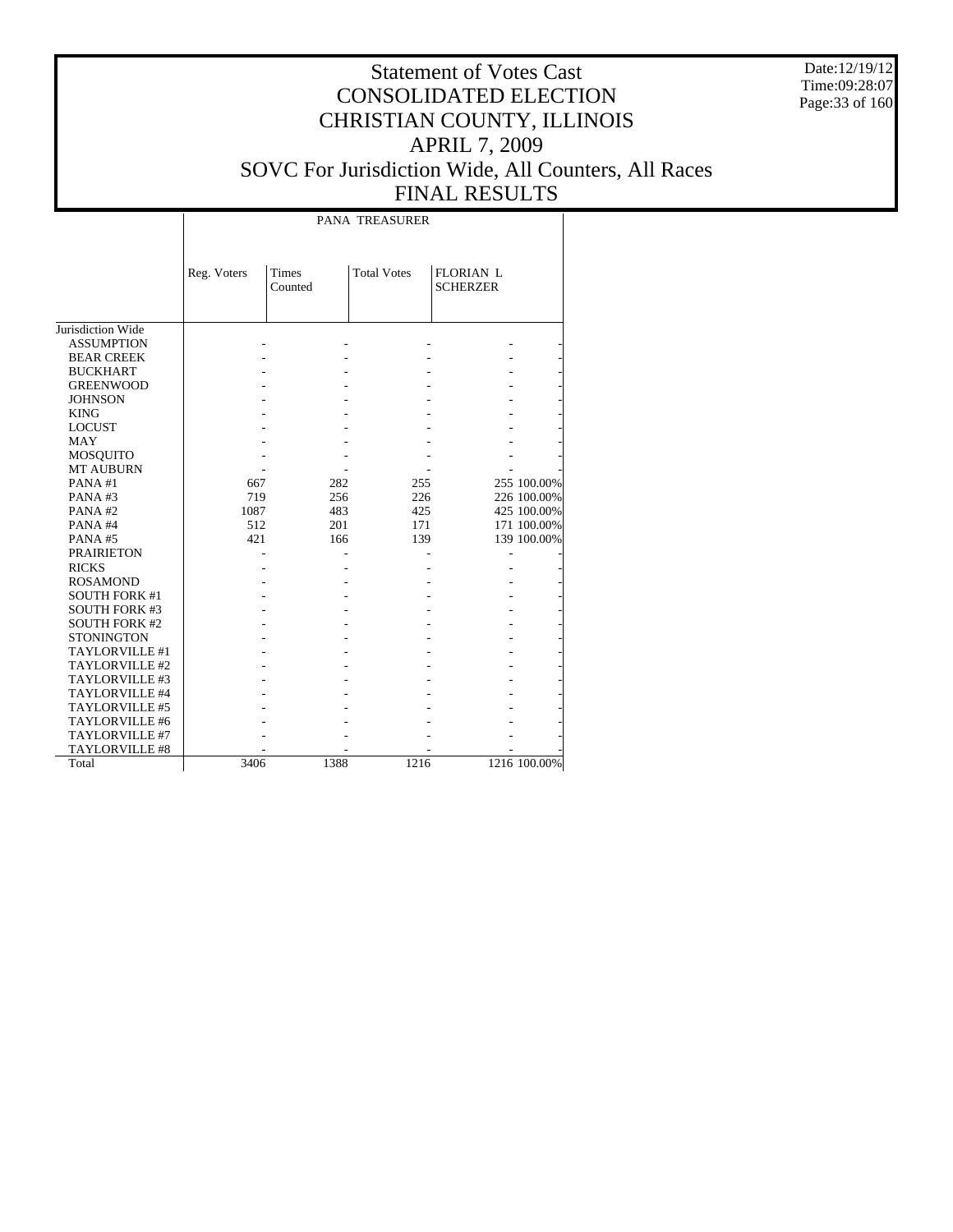# Statement of Votes Cast
# CONSOLIDATED ELECTION
# CHRISTIAN COUNTY, ILLINOIS
# APRIL 7, 2009
# SOVC For Jurisdiction Wide, All Counters, All Races
# FINAL RESULTS

Date:12/19/12
Time:09:28:07

| | PANA TREASURER | | | | |
|---|---|---|---|---|---|
| | Reg. Voters | Times Counted | Total Votes | FLORIAN L SCHERZER | |
| Jurisdiction Wide | | | | | |
| ASSUMPTION | - | - | - | - | - |
| BEAR CREEK | - | - | - | - | - |
| BUCKHART | - | - | - | - | - |
| GREENWOOD | - | - | - | - | - |
| JOHNSON | - | - | - | - | - |
| KING | - | - | - | - | - |
| LOCUST | - | - | - | - | - |
| MAY | - | - | - | - | - |
| MOSQUITO | - | - | - | - | - |
| MT AUBURN | - | - | - | - | - |
| PANA #1 | 667 | 282 | 255 | 255 | 100.00% |
| PANA #3 | 719 | 256 | 226 | 226 | 100.00% |
| PANA #2 | 1087 | 483 | 425 | 425 | 100.00% |
| PANA #4 | 512 | 201 | 171 | 171 | 100.00% |
| PANA #5 | 421 | 166 | 139 | 139 | 100.00% |
| PRAIRIETON | - | - | - | - | - |
| RICKS | - | - | - | - | - |
| ROSAMOND | - | - | - | - | - |
| SOUTH FORK #1 | - | - | - | - | - |
| SOUTH FORK #3 | - | - | - | - | - |
| SOUTH FORK #2 | - | - | - | - | - |
| STONINGTON | - | - | - | - | - |
| TAYLORVILLE #1 | - | - | - | - | - |
| TAYLORVILLE #2 | - | - | - | - | - |
| TAYLORVILLE #3 | - | - | - | - | - |
| TAYLORVILLE #4 | - | - | - | - | - |
| TAYLORVILLE #5 | - | - | - | - | - |
| TAYLORVILLE #6 | - | - | - | - | - |
| TAYLORVILLE #7 | - | - | - | - | - |
| TAYLORVILLE #8 | - | - | - | - | - |
| Total | 3406 | 1388 | 1216 | 1216 | 100.00% |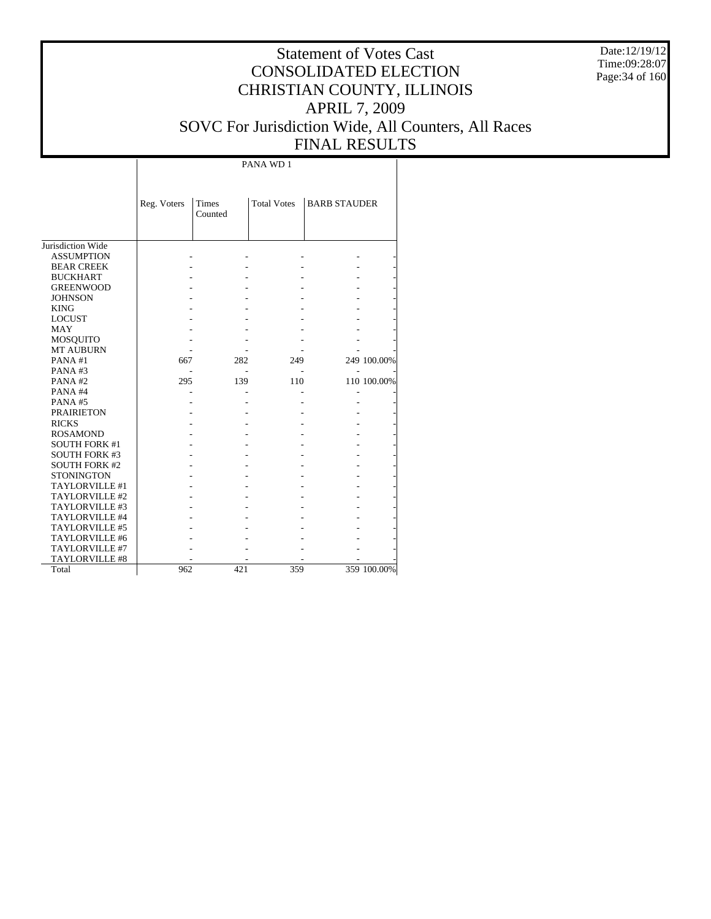# Statement of Votes Cast
# CONSOLIDATED ELECTION
# CHRISTIAN COUNTY, ILLINOIS
# APRIL 7, 2009
# SOVC For Jurisdiction Wide, All Counters, All Races
# FINAL RESULTS

Date:12/19/12
Time:09:28:07

| | PANA WD 1 | | | | |
|---|---|---|---|---|---|
| | Reg. Voters | Times Counted | Total Votes | BARB STAUDER | |
| Jurisdiction Wide | | | | | |
| ASSUMPTION | - | - | - | - | - |
| BEAR CREEK | - | - | - | - | - |
| BUCKHART | - | - | - | - | - |
| GREENWOOD | - | - | - | - | - |
| JOHNSON | - | - | - | - | - |
| KING | - | - | - | - | - |
| LOCUST | - | - | - | - | - |
| MAY | - | - | - | - | - |
| MOSQUITO | - | - | - | - | - |
| MT AUBURN | - | - | - | - | - |
| PANA #1 | 667 | 282 | 249 | 249 | 100.00% |
| PANA #3 | - | - | - | - | - |
| PANA #2 | 295 | 139 | 110 | 110 | 100.00% |
| PANA #4 | - | - | - | - | - |
| PANA #5 | - | - | - | - | - |
| PRAIRIETON | - | - | - | - | - |
| RICKS | - | - | - | - | - |
| ROSAMOND | - | - | - | - | - |
| SOUTH FORK #1 | - | - | - | - | - |
| SOUTH FORK #3 | - | - | - | - | - |
| SOUTH FORK #2 | - | - | - | - | - |
| STONINGTON | - | - | - | - | - |
| TAYLORVILLE #1 | - | - | - | - | - |
| TAYLORVILLE #2 | - | - | - | - | - |
| TAYLORVILLE #3 | - | - | - | - | - |
| TAYLORVILLE #4 | - | - | - | - | - |
| TAYLORVILLE #5 | - | - | - | - | - |
| TAYLORVILLE #6 | - | - | - | - | - |
| TAYLORVILLE #7 | - | - | - | - | - |
| TAYLORVILLE #8 | - | - | - | - | - |
| Total | 962 | 421 | 359 | 359 | 100.00% |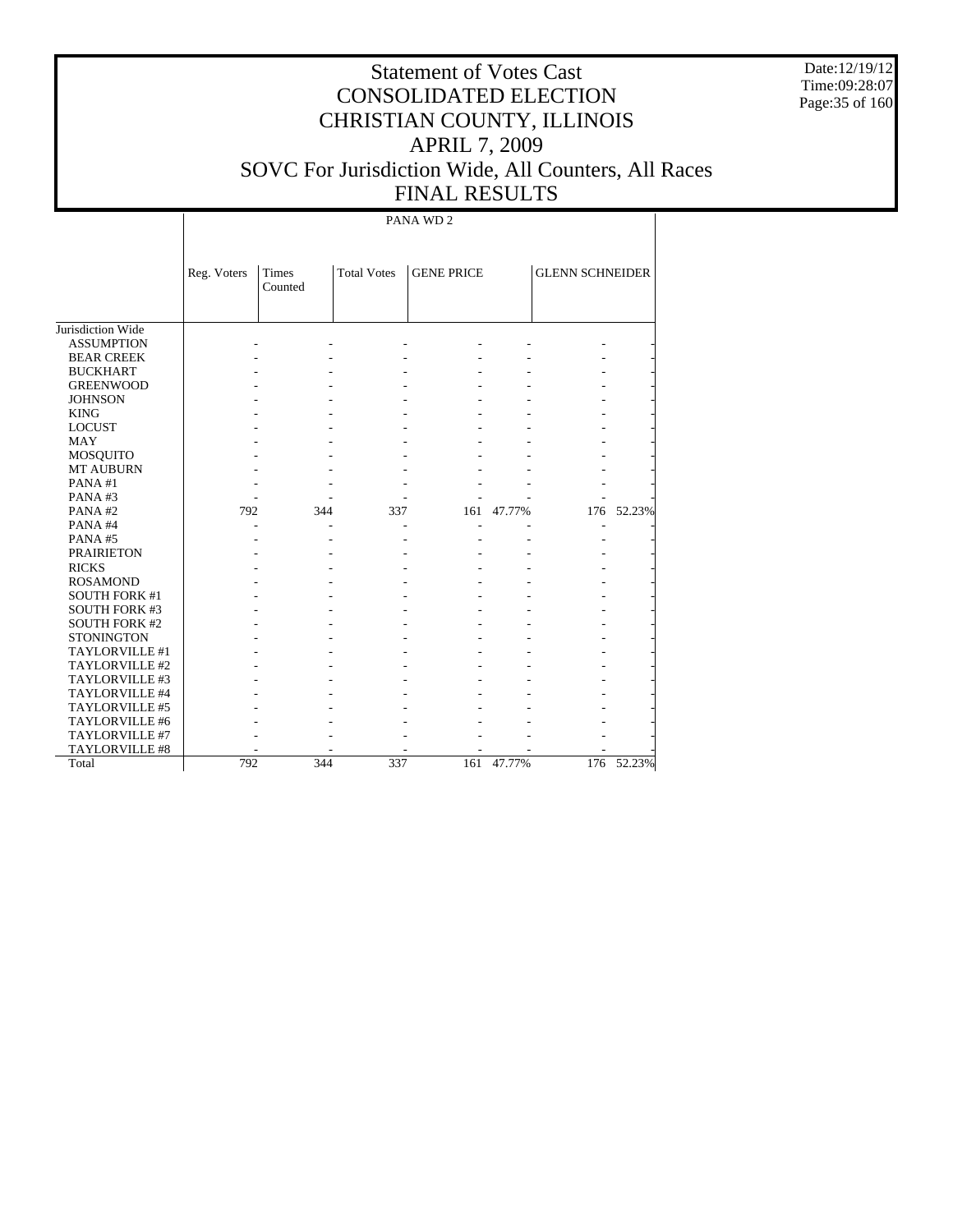# Statement of Votes Cast
# CONSOLIDATED ELECTION
# CHRISTIAN COUNTY, ILLINOIS
# APRIL 7, 2009
# SOVC For Jurisdiction Wide, All Counters, All Races
# FINAL RESULTS

Date:12/19/12
Time:09:28:07

PANA WD 2

| | Reg. Voters | Times Counted | Total Votes | GENE PRICE | | GLENN SCHNEIDER | |
|---|---|---|---|---|---|---|---|
| Jurisdiction Wide | | | | | | | |
| ASSUMPTION | - | - | - | - | - | - | - |
| BEAR CREEK | - | - | - | - | - | - | - |
| BUCKHART | - | - | - | - | - | - | - |
| GREENWOOD | - | - | - | - | - | - | - |
| JOHNSON | - | - | - | - | - | - | - |
| KING | - | - | - | - | - | - | - |
| LOCUST | - | - | - | - | - | - | - |
| MAY | - | - | - | - | - | - | - |
| MOSQUITO | - | - | - | - | - | - | - |
| MT AUBURN | - | - | - | - | - | - | - |
| PANA #1 | - | - | - | - | - | - | - |
| PANA #3 | - | - | - | - | - | - | - |
| PANA #2 | 792 | 344 | 337 | 161 | 47.77% | 176 | 52.23% |
| PANA #4 | - | - | - | - | - | - | - |
| PANA #5 | - | - | - | - | - | - | - |
| PRAIRIETON | - | - | - | - | - | - | - |
| RICKS | - | - | - | - | - | - | - |
| ROSAMOND | - | - | - | - | - | - | - |
| SOUTH FORK #1 | - | - | - | - | - | - | - |
| SOUTH FORK #3 | - | - | - | - | - | - | - |
| SOUTH FORK #2 | - | - | - | - | - | - | - |
| STONINGTON | - | - | - | - | - | - | - |
| TAYLORVILLE #1 | - | - | - | - | - | - | - |
| TAYLORVILLE #2 | - | - | - | - | - | - | - |
| TAYLORVILLE #3 | - | - | - | - | - | - | - |
| TAYLORVILLE #4 | - | - | - | - | - | - | - |
| TAYLORVILLE #5 | - | - | - | - | - | - | - |
| TAYLORVILLE #6 | - | - | - | - | - | - | - |
| TAYLORVILLE #7 | - | - | - | - | - | - | - |
| TAYLORVILLE #8 | - | - | - | - | - | - | - |
| Total | 792 | 344 | 337 | 161 | 47.77% | 176 | 52.23% |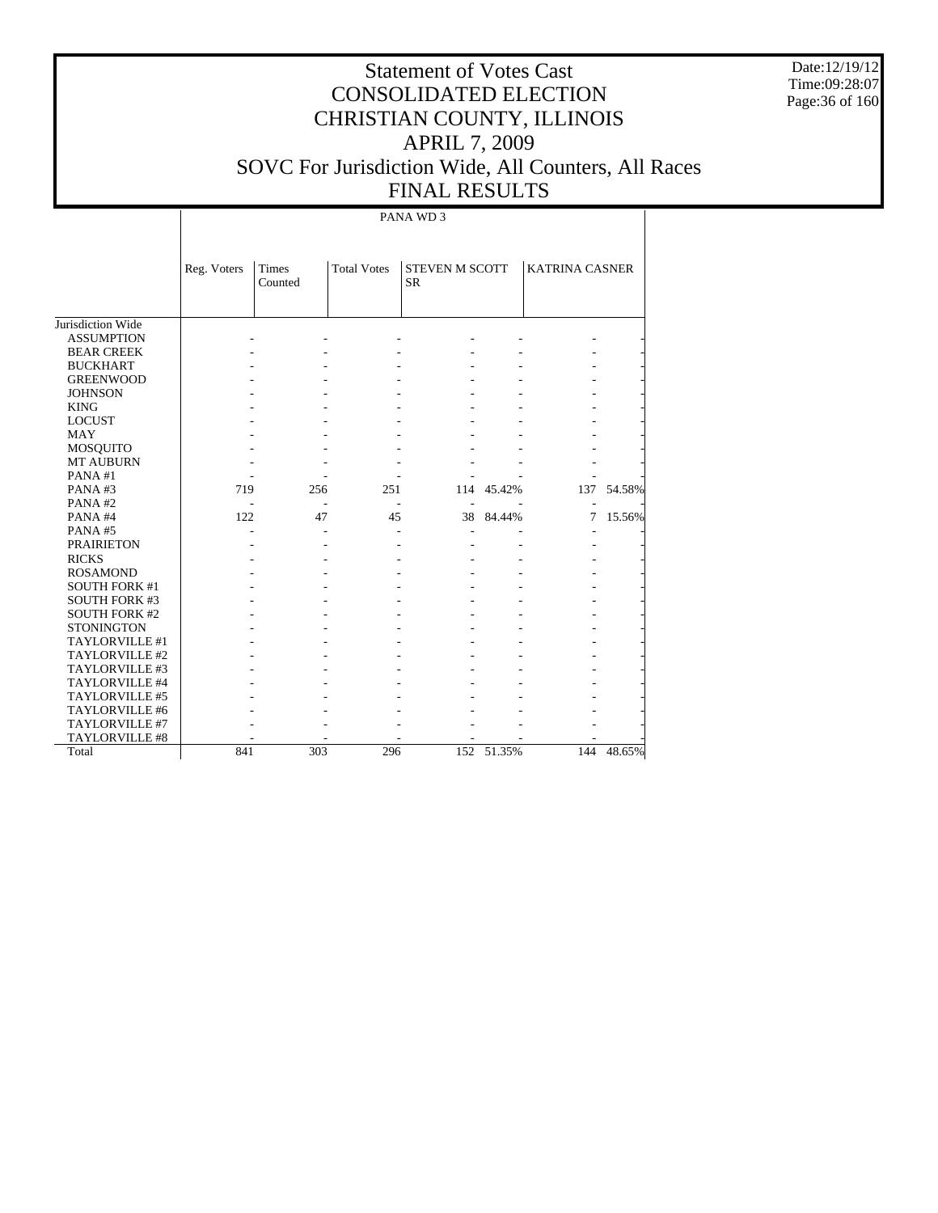# Statement of Votes Cast
# CONSOLIDATED ELECTION
# CHRISTIAN COUNTY, ILLINOIS
# APRIL 7, 2009
# SOVC For Jurisdiction Wide, All Counters, All Races
# FINAL RESULTS

Date:12/19/12
Time:09:28:07

PANA WD 3

| | Reg. Voters | Times Counted | Total Votes | STEVEN M SCOTT SR | | KATRINA CASNER | |
|---|---|---|---|---|---|---|---|
| Jurisdiction Wide | | | | | | | |
| ASSUMPTION | - | - | - | - | - | - | - |
| BEAR CREEK | - | - | - | - | - | - | - |
| BUCKHART | - | - | - | - | - | - | - |
| GREENWOOD | - | - | - | - | - | - | - |
| JOHNSON | - | - | - | - | - | - | - |
| KING | - | - | - | - | - | - | - |
| LOCUST | - | - | - | - | - | - | - |
| MAY | - | - | - | - | - | - | - |
| MOSQUITO | - | - | - | - | - | - | - |
| MT AUBURN | - | - | - | - | - | - | - |
| PANA #1 | - | - | - | - | - | - | - |
| PANA #3 | 719 | 256 | 251 | 114 | 45.42% | 137 | 54.58% |
| PANA #2 | - | - | - | - | - | - | - |
| PANA #4 | 122 | 47 | 45 | 38 | 84.44% | 7 | 15.56% |
| PANA #5 | - | - | - | - | - | - | - |
| PRAIRIETON | - | - | - | - | - | - | - |
| RICKS | - | - | - | - | - | - | - |
| ROSAMOND | - | - | - | - | - | - | - |
| SOUTH FORK #1 | - | - | - | - | - | - | - |
| SOUTH FORK #3 | - | - | - | - | - | - | - |
| SOUTH FORK #2 | - | - | - | - | - | - | - |
| STONINGTON | - | - | - | - | - | - | - |
| TAYLORVILLE #1 | - | - | - | - | - | - | - |
| TAYLORVILLE #2 | - | - | - | - | - | - | - |
| TAYLORVILLE #3 | - | - | - | - | - | - | - |
| TAYLORVILLE #4 | - | - | - | - | - | - | - |
| TAYLORVILLE #5 | - | - | - | - | - | - | - |
| TAYLORVILLE #6 | - | - | - | - | - | - | - |
| TAYLORVILLE #7 | - | - | - | - | - | - | - |
| TAYLORVILLE #8 | - | - | - | - | - | - | - |
| Total | 841 | 303 | 296 | 152 | 51.35% | 144 | 48.65% |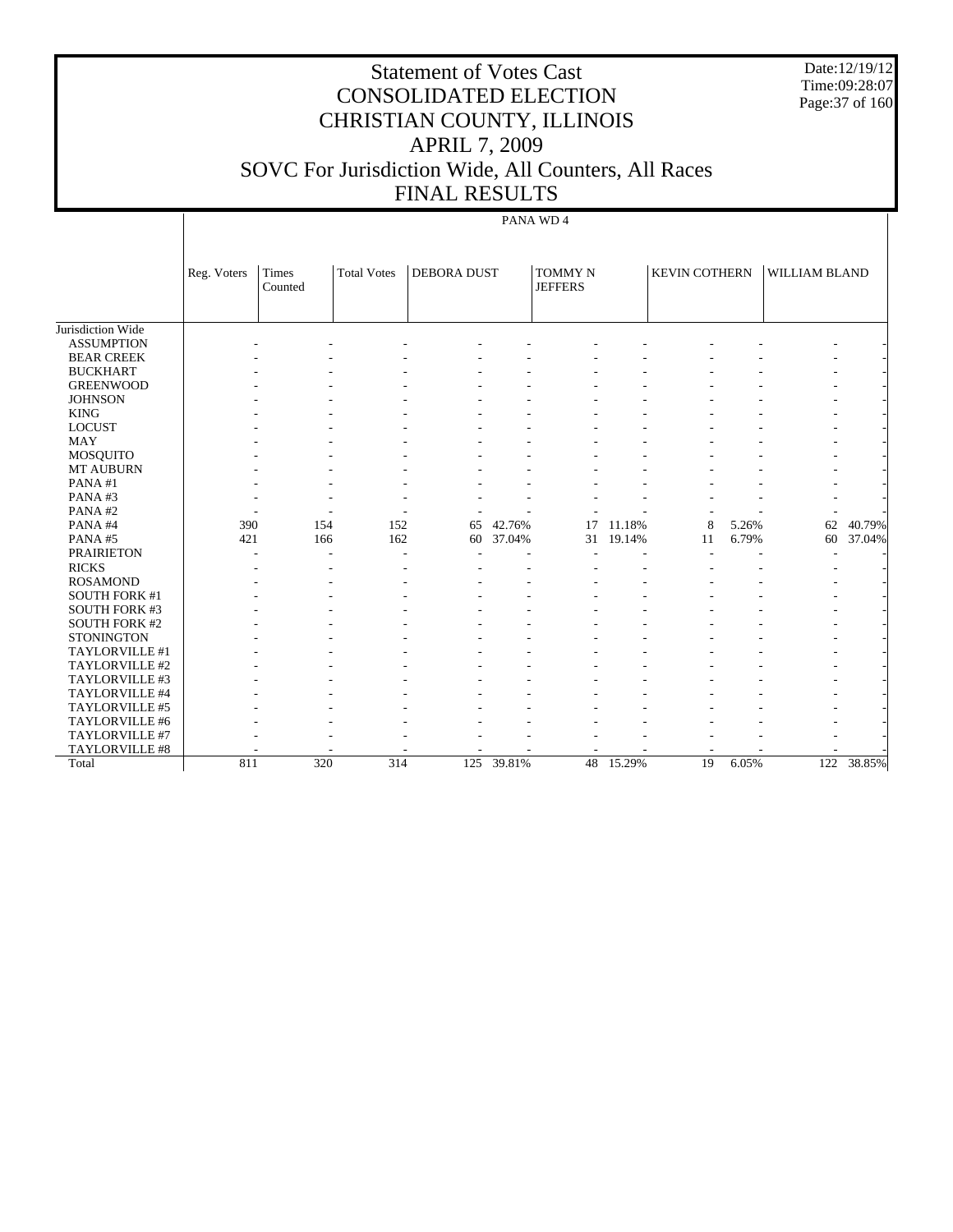# Statement of Votes Cast
# CONSOLIDATED ELECTION
# CHRISTIAN COUNTY, ILLINOIS
# APRIL 7, 2009
# SOVC For Jurisdiction Wide, All Counters, All Races
# FINAL RESULTS

Date:12/19/12
Time:09:28:07

PANA WD 4

| | Reg. Voters | Times Counted | Total Votes | DEBORA DUST | | TOMMY N JEFFERS | | KEVIN COTHERN | | WILLIAM BLAND | |
|---|---|---|---|---|---|---|---|---|---|---|---|
| Jurisdiction Wide | | | | | | | | | | | |
| ASSUMPTION | - | - | - | - | - | - | - | - | - | - | - |
| BEAR CREEK | - | - | - | - | - | - | - | - | - | - | - |
| BUCKHART | - | - | - | - | - | - | - | - | - | - | - |
| GREENWOOD | - | - | - | - | - | - | - | - | - | - | - |
| JOHNSON | - | - | - | - | - | - | - | - | - | - | - |
| KING | - | - | - | - | - | - | - | - | - | - | - |
| LOCUST | - | - | - | - | - | - | - | - | - | - | - |
| MAY | - | - | - | - | - | - | - | - | - | - | - |
| MOSQUITO | - | - | - | - | - | - | - | - | - | - | - |
| MT AUBURN | - | - | - | - | - | - | - | - | - | - | - |
| PANA #1 | - | - | - | - | - | - | - | - | - | - | - |
| PANA #3 | - | - | - | - | - | - | - | - | - | - | - |
| PANA #2 | - | - | - | - | - | - | - | - | - | - | - |
| PANA #4 | 390 | 154 | 152 | 65 | 42.76% | 17 | 11.18% | 8 | 5.26% | 62 | 40.79% |
| PANA #5 | 421 | 166 | 162 | 60 | 37.04% | 31 | 19.14% | 11 | 6.79% | 60 | 37.04% |
| PRAIRIETON | - | - | - | - | - | - | - | - | - | - | - |
| RICKS | - | - | - | - | - | - | - | - | - | - | - |
| ROSAMOND | - | - | - | - | - | - | - | - | - | - | - |
| SOUTH FORK #1 | - | - | - | - | - | - | - | - | - | - | - |
| SOUTH FORK #3 | - | - | - | - | - | - | - | - | - | - | - |
| SOUTH FORK #2 | - | - | - | - | - | - | - | - | - | - | - |
| STONINGTON | - | - | - | - | - | - | - | - | - | - | - |
| TAYLORVILLE #1 | - | - | - | - | - | - | - | - | - | - | - |
| TAYLORVILLE #2 | - | - | - | - | - | - | - | - | - | - | - |
| TAYLORVILLE #3 | - | - | - | - | - | - | - | - | - | - | - |
| TAYLORVILLE #4 | - | - | - | - | - | - | - | - | - | - | - |
| TAYLORVILLE #5 | - | - | - | - | - | - | - | - | - | - | - |
| TAYLORVILLE #6 | - | - | - | - | - | - | - | - | - | - | - |
| TAYLORVILLE #7 | - | - | - | - | - | - | - | - | - | - | - |
| TAYLORVILLE #8 | - | - | - | - | - | - | - | - | - | - | - |
| Total | 811 | 320 | 314 | 125 | 39.81% | 48 | 15.29% | 19 | 6.05% | 122 | 38.85% |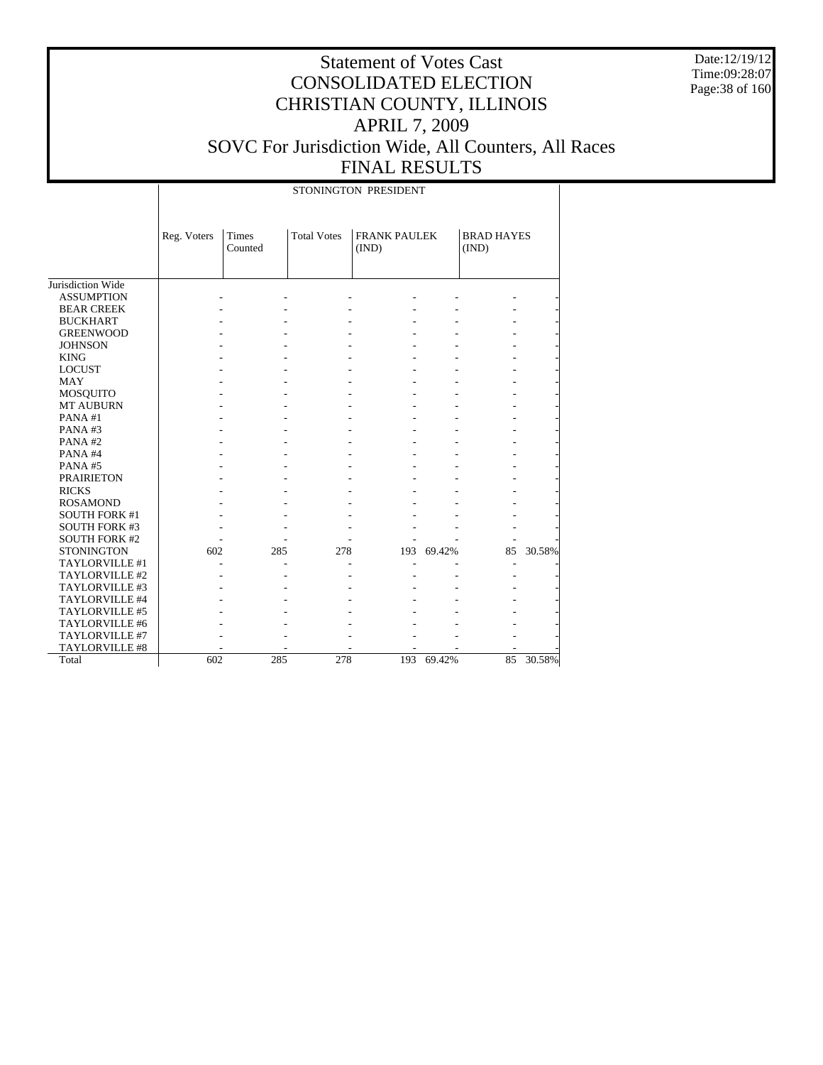# Statement of Votes Cast
# CONSOLIDATED ELECTION
# CHRISTIAN COUNTY, ILLINOIS
# APRIL 7, 2009
# SOVC For Jurisdiction Wide, All Counters, All Races
# FINAL RESULTS

Date:12/19/12
Time:09:28:07

| | STONINGTON PRESIDENT | | | | | | |
|---|---|---|---|---|---|---|---|
| | Reg. Voters | Times Counted | Total Votes | FRANK PAULEK (IND) | | BRAD HAYES (IND) | |
| Jurisdiction Wide | | | | | | | |
| ASSUMPTION | - | - | - | - | - | - | - |
| BEAR CREEK | - | - | - | - | - | - | - |
| BUCKHART | - | - | - | - | - | - | - |
| GREENWOOD | - | - | - | - | - | - | - |
| JOHNSON | - | - | - | - | - | - | - |
| KING | - | - | - | - | - | - | - |
| LOCUST | - | - | - | - | - | - | - |
| MAY | - | - | - | - | - | - | - |
| MOSQUITO | - | - | - | - | - | - | - |
| MT AUBURN | - | - | - | - | - | - | - |
| PANA #1 | - | - | - | - | - | - | - |
| PANA #3 | - | - | - | - | - | - | - |
| PANA #2 | - | - | - | - | - | - | - |
| PANA #4 | - | - | - | - | - | - | - |
| PANA #5 | - | - | - | - | - | - | - |
| PRAIRIETON | - | - | - | - | - | - | - |
| RICKS | - | - | - | - | - | - | - |
| ROSAMOND | - | - | - | - | - | - | - |
| SOUTH FORK #1 | - | - | - | - | - | - | - |
| SOUTH FORK #3 | - | - | - | - | - | - | - |
| SOUTH FORK #2 | - | - | - | - | - | - | - |
| STONINGTON | 602 | 285 | 278 | 193 | 69.42% | 85 | 30.58% |
| TAYLORVILLE #1 | - | - | - | - | - | - | - |
| TAYLORVILLE #2 | - | - | - | - | - | - | - |
| TAYLORVILLE #3 | - | - | - | - | - | - | - |
| TAYLORVILLE #4 | - | - | - | - | - | - | - |
| TAYLORVILLE #5 | - | - | - | - | - | - | - |
| TAYLORVILLE #6 | - | - | - | - | - | - | - |
| TAYLORVILLE #7 | - | - | - | - | - | - | - |
| TAYLORVILLE #8 | - | - | - | - | - | - | - |
| Total | 602 | 285 | 278 | 193 | 69.42% | 85 | 30.58% |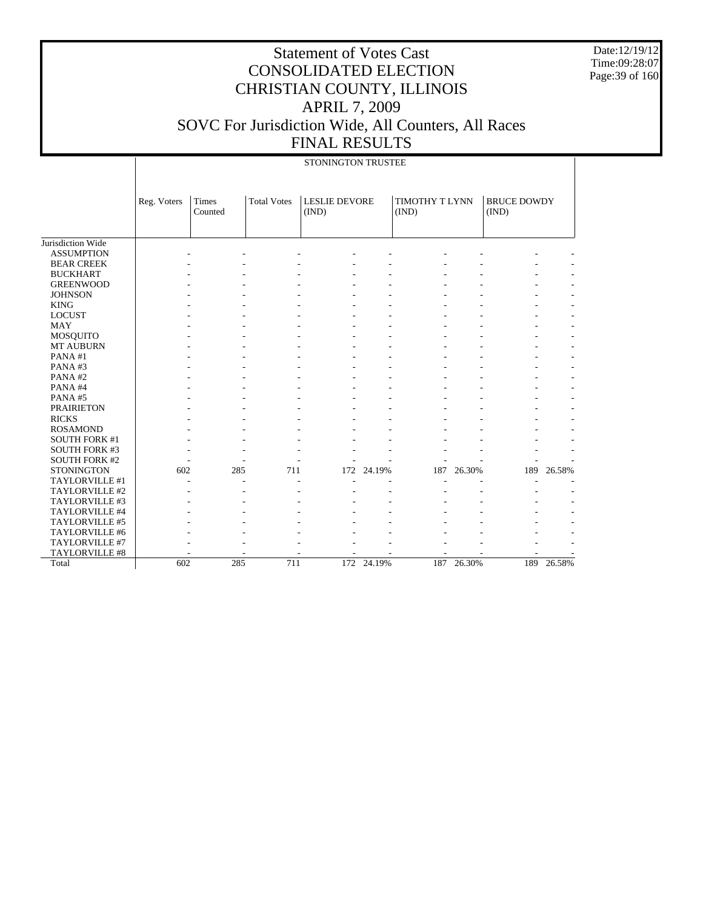# Statement of Votes Cast
# CONSOLIDATED ELECTION
# CHRISTIAN COUNTY, ILLINOIS
# APRIL 7, 2009
# SOVC For Jurisdiction Wide, All Counters, All Races
# FINAL RESULTS

Date:12/19/12
Time:09:28:07

STONINGTON TRUSTEE

| | Reg. Voters | Times Counted | Total Votes | LESLIE DEVORE (IND) | | TIMOTHY T LYNN (IND) | | BRUCE DOWDY (IND) | |
|---|---|---|---|---|---|---|---|---|---|
| Jurisdiction Wide | | | | | | | | | |
| ASSUMPTION | - | - | - | - | - | - | - | - | - |
| BEAR CREEK | - | - | - | - | - | - | - | - | - |
| BUCKHART | - | - | - | - | - | - | - | - | - |
| GREENWOOD | - | - | - | - | - | - | - | - | - |
| JOHNSON | - | - | - | - | - | - | - | - | - |
| KING | - | - | - | - | - | - | - | - | - |
| LOCUST | - | - | - | - | - | - | - | - | - |
| MAY | - | - | - | - | - | - | - | - | - |
| MOSQUITO | - | - | - | - | - | - | - | - | - |
| MT AUBURN | - | - | - | - | - | - | - | - | - |
| PANA #1 | - | - | - | - | - | - | - | - | - |
| PANA #3 | - | - | - | - | - | - | - | - | - |
| PANA #2 | - | - | - | - | - | - | - | - | - |
| PANA #4 | - | - | - | - | - | - | - | - | - |
| PANA #5 | - | - | - | - | - | - | - | - | - |
| PRAIRIETON | - | - | - | - | - | - | - | - | - |
| RICKS | - | - | - | - | - | - | - | - | - |
| ROSAMOND | - | - | - | - | - | - | - | - | - |
| SOUTH FORK #1 | - | - | - | - | - | - | - | - | - |
| SOUTH FORK #3 | - | - | - | - | - | - | - | - | - |
| SOUTH FORK #2 | - | - | - | - | - | - | - | - | - |
| STONINGTON | 602 | 285 | 711 | 172 | 24.19% | 187 | 26.30% | 189 | 26.58% |
| TAYLORVILLE #1 | - | - | - | - | - | - | - | - | - |
| TAYLORVILLE #2 | - | - | - | - | - | - | - | - | - |
| TAYLORVILLE #3 | - | - | - | - | - | - | - | - | - |
| TAYLORVILLE #4 | - | - | - | - | - | - | - | - | - |
| TAYLORVILLE #5 | - | - | - | - | - | - | - | - | - |
| TAYLORVILLE #6 | - | - | - | - | - | - | - | - | - |
| TAYLORVILLE #7 | - | - | - | - | - | - | - | - | - |
| TAYLORVILLE #8 | - | - | - | - | - | - | - | - | - |
| Total | 602 | 285 | 711 | 172 | 24.19% | 187 | 26.30% | 189 | 26.58% |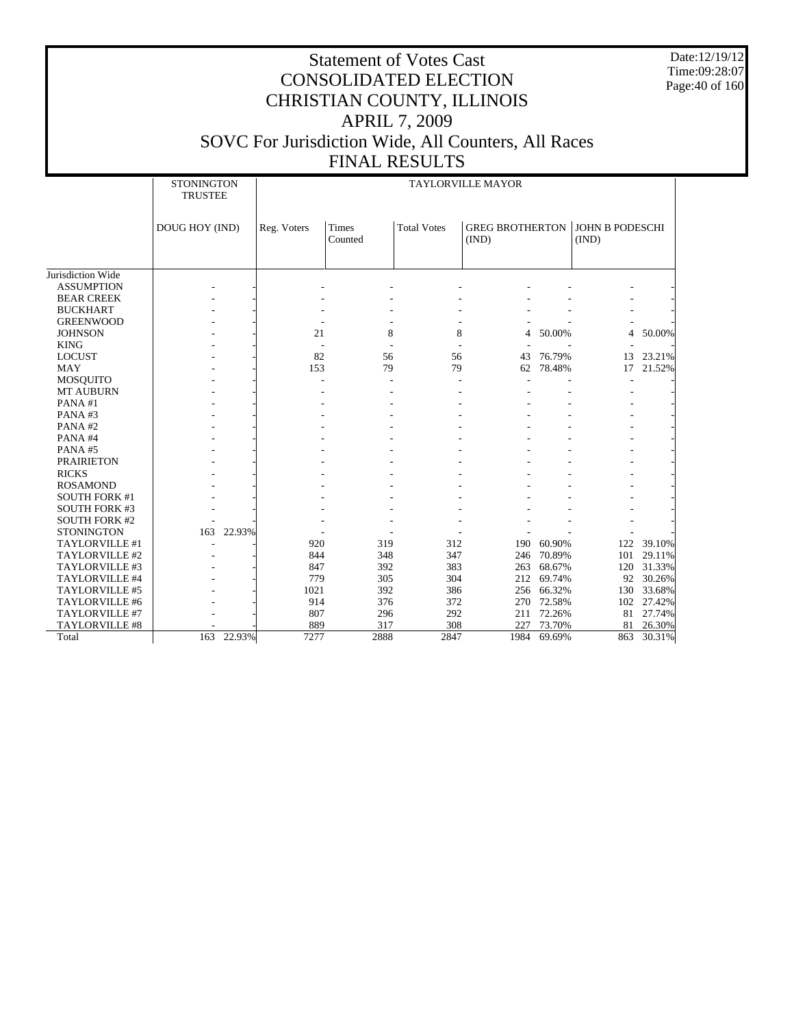# Statement of Votes Cast
# CONSOLIDATED ELECTION
# CHRISTIAN COUNTY, ILLINOIS
# APRIL 7, 2009
# SOVC For Jurisdiction Wide, All Counters, All Races
# FINAL RESULTS

Date:12/19/12
Time:09:28:07

| | STONINGTON TRUSTEE | | TAYLORVILLE MAYOR | | | | | | |
|---|---|---|---|---|---|---|---|---|---|
| | DOUG HOY (IND) | | Reg. Voters | Times Counted | Total Votes | GREG BROTHERTON (IND) | | JOHN B PODESCHI (IND) | |
| Jurisdiction Wide | | | | | | | | | |
| ASSUMPTION | - | - | - | - | - | - | - | - | - |
| BEAR CREEK | - | - | - | - | - | - | - | - | - |
| BUCKHART | - | - | - | - | - | - | - | - | - |
| GREENWOOD | - | - | - | - | - | - | - | - | - |
| JOHNSON | - | - | 21 | 8 | 8 | 4 | 50.00% | 4 | 50.00% |
| KING | - | - | - | - | - | - | - | - | - |
| LOCUST | - | - | 82 | 56 | 56 | 43 | 76.79% | 13 | 23.21% |
| MAY | - | - | 153 | 79 | 79 | 62 | 78.48% | 17 | 21.52% |
| MOSQUITO | - | - | - | - | - | - | - | - | - |
| MT AUBURN | - | - | - | - | - | - | - | - | - |
| PANA #1 | - | - | - | - | - | - | - | - | - |
| PANA #3 | - | - | - | - | - | - | - | - | - |
| PANA #2 | - | - | - | - | - | - | - | - | - |
| PANA #4 | - | - | - | - | - | - | - | - | - |
| PANA #5 | - | - | - | - | - | - | - | - | - |
| PRAIRIETON | - | - | - | - | - | - | - | - | - |
| RICKS | - | - | - | - | - | - | - | - | - |
| ROSAMOND | - | - | - | - | - | - | - | - | - |
| SOUTH FORK #1 | - | - | - | - | - | - | - | - | - |
| SOUTH FORK #3 | - | - | - | - | - | - | - | - | - |
| SOUTH FORK #2 | - | - | - | - | - | - | - | - | - |
| STONINGTON | 163 | 22.93% | - | - | - | - | - | - | - |
| TAYLORVILLE #1 | - | - | 920 | 319 | 312 | 190 | 60.90% | 122 | 39.10% |
| TAYLORVILLE #2 | - | - | 844 | 348 | 347 | 246 | 70.89% | 101 | 29.11% |
| TAYLORVILLE #3 | - | - | 847 | 392 | 383 | 263 | 68.67% | 120 | 31.33% |
| TAYLORVILLE #4 | - | - | 779 | 305 | 304 | 212 | 69.74% | 92 | 30.26% |
| TAYLORVILLE #5 | - | - | 1021 | 392 | 386 | 256 | 66.32% | 130 | 33.68% |
| TAYLORVILLE #6 | - | - | 914 | 376 | 372 | 270 | 72.58% | 102 | 27.42% |
| TAYLORVILLE #7 | - | - | 807 | 296 | 292 | 211 | 72.26% | 81 | 27.74% |
| TAYLORVILLE #8 | - | - | 889 | 317 | 308 | 227 | 73.70% | 81 | 26.30% |
| Total | 163 | 22.93% | 7277 | 2888 | 2847 | 1984 | 69.69% | 863 | 30.31% |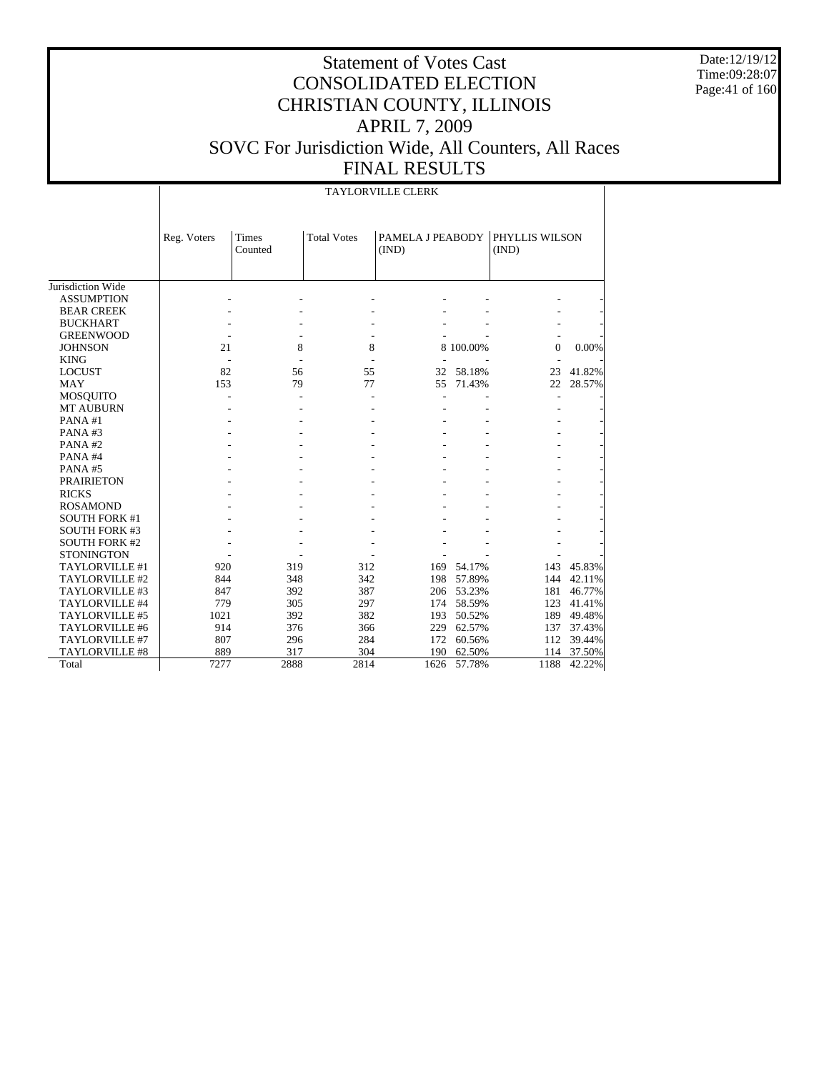# Statement of Votes Cast
# CONSOLIDATED ELECTION
# CHRISTIAN COUNTY, ILLINOIS
# APRIL 7, 2009
# SOVC For Jurisdiction Wide, All Counters, All Races
# FINAL RESULTS

Date:12/19/12
Time:09:28:07

## TAYLORVILLE CLERK

| Jurisdiction Wide | Reg. Voters | Times Counted | Total Votes | PAMELA J PEABODY (IND) | | PHYLLIS WILSON (IND) | |
|---|---|---|---|---|---|---|---|
| ASSUMPTION | - | - | - | - | - | - | - |
| BEAR CREEK | - | - | - | - | - | - | - |
| BUCKHART | - | - | - | - | - | - | - |
| GREENWOOD | - | - | - | - | - | - | - |
| JOHNSON | 21 | 8 | 8 | 8 | 100.00% | 0 | 0.00% |
| KING | - | - | - | - | - | - | - |
| LOCUST | 82 | 56 | 55 | 32 | 58.18% | 23 | 41.82% |
| MAY | 153 | 79 | 77 | 55 | 71.43% | 22 | 28.57% |
| MOSQUITO | - | - | - | - | - | - | - |
| MT AUBURN | - | - | - | - | - | - | - |
| PANA #1 | - | - | - | - | - | - | - |
| PANA #3 | - | - | - | - | - | - | - |
| PANA #2 | - | - | - | - | - | - | - |
| PANA #4 | - | - | - | - | - | - | - |
| PANA #5 | - | - | - | - | - | - | - |
| PRAIRIETON | - | - | - | - | - | - | - |
| RICKS | - | - | - | - | - | - | - |
| ROSAMOND | - | - | - | - | - | - | - |
| SOUTH FORK #1 | - | - | - | - | - | - | - |
| SOUTH FORK #3 | - | - | - | - | - | - | - |
| SOUTH FORK #2 | - | - | - | - | - | - | - |
| STONINGTON | - | - | - | - | - | - | - |
| TAYLORVILLE #1 | 920 | 319 | 312 | 169 | 54.17% | 143 | 45.83% |
| TAYLORVILLE #2 | 844 | 348 | 342 | 198 | 57.89% | 144 | 42.11% |
| TAYLORVILLE #3 | 847 | 392 | 387 | 206 | 53.23% | 181 | 46.77% |
| TAYLORVILLE #4 | 779 | 305 | 297 | 174 | 58.59% | 123 | 41.41% |
| TAYLORVILLE #5 | 1021 | 392 | 382 | 193 | 50.52% | 189 | 49.48% |
| TAYLORVILLE #6 | 914 | 376 | 366 | 229 | 62.57% | 137 | 37.43% |
| TAYLORVILLE #7 | 807 | 296 | 284 | 172 | 60.56% | 112 | 39.44% |
| TAYLORVILLE #8 | 889 | 317 | 304 | 190 | 62.50% | 114 | 37.50% |
| Total | 7277 | 2888 | 2814 | 1626 | 57.78% | 1188 | 42.22% |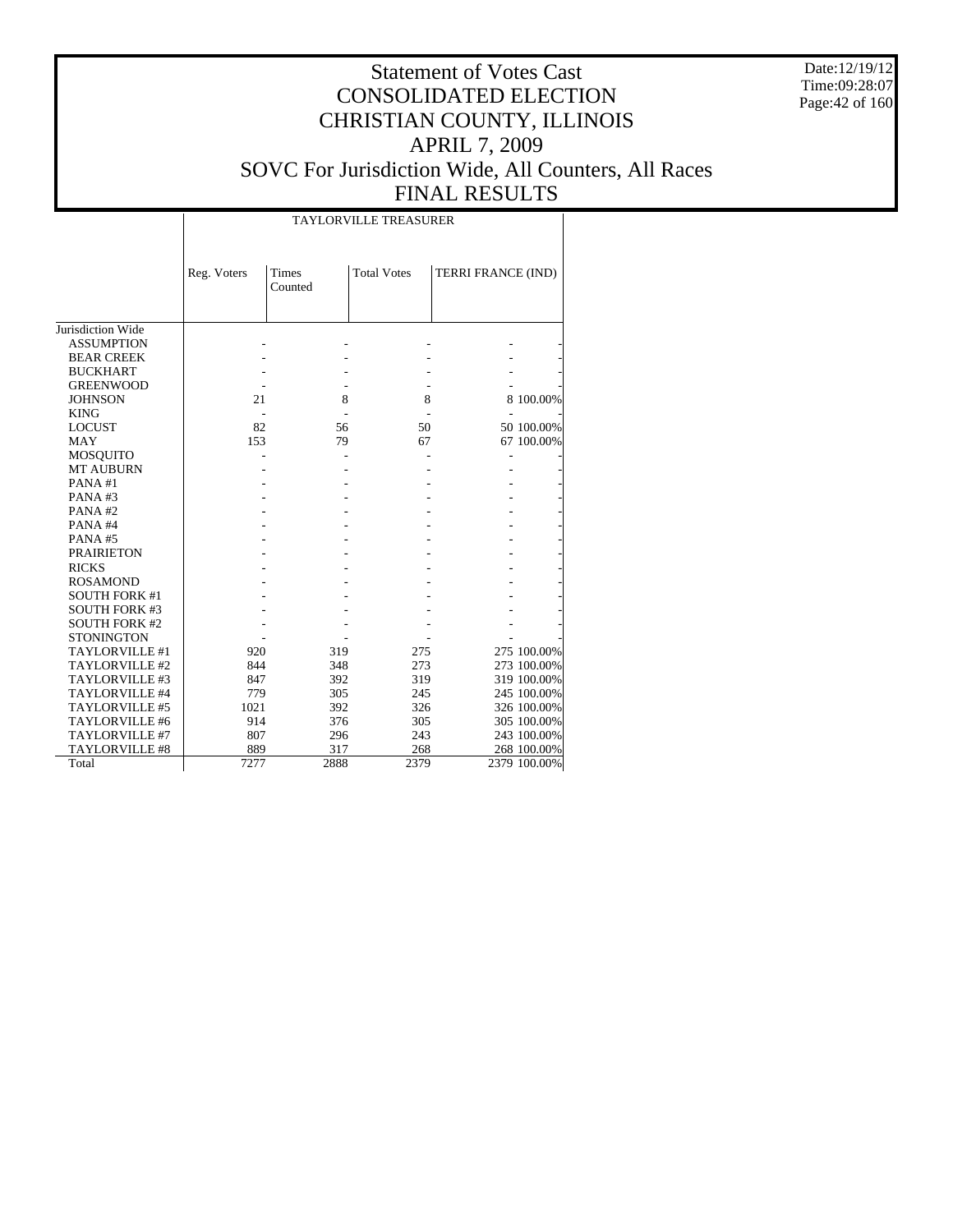# Statement of Votes Cast
# CONSOLIDATED ELECTION
# CHRISTIAN COUNTY, ILLINOIS
# APRIL 7, 2009
# SOVC For Jurisdiction Wide, All Counters, All Races
# FINAL RESULTS

Date:12/19/12
Time:09:28:07

| | TAYLORVILLE TREASURER | | | | |
|---|---|---|---|---|---|
| | Reg. Voters | Times Counted | Total Votes | TERRI FRANCE (IND) | |
| Jurisdiction Wide | | | | | |
| ASSUMPTION | - | - | - | - | - |
| BEAR CREEK | - | - | - | - | - |
| BUCKHART | - | - | - | - | - |
| GREENWOOD | - | - | - | - | - |
| JOHNSON | 21 | 8 | 8 | 8 | 100.00% |
| KING | - | - | - | - | - |
| LOCUST | 82 | 56 | 50 | 50 | 100.00% |
| MAY | 153 | 79 | 67 | 67 | 100.00% |
| MOSQUITO | - | - | - | - | - |
| MT AUBURN | - | - | - | - | - |
| PANA #1 | - | - | - | - | - |
| PANA #3 | - | - | - | - | - |
| PANA #2 | - | - | - | - | - |
| PANA #4 | - | - | - | - | - |
| PANA #5 | - | - | - | - | - |
| PRAIRIETON | - | - | - | - | - |
| RICKS | - | - | - | - | - |
| ROSAMOND | - | - | - | - | - |
| SOUTH FORK #1 | - | - | - | - | - |
| SOUTH FORK #3 | - | - | - | - | - |
| SOUTH FORK #2 | - | - | - | - | - |
| STONINGTON | - | - | - | - | - |
| TAYLORVILLE #1 | 920 | 319 | 275 | 275 | 100.00% |
| TAYLORVILLE #2 | 844 | 348 | 273 | 273 | 100.00% |
| TAYLORVILLE #3 | 847 | 392 | 319 | 319 | 100.00% |
| TAYLORVILLE #4 | 779 | 305 | 245 | 245 | 100.00% |
| TAYLORVILLE #5 | 1021 | 392 | 326 | 326 | 100.00% |
| TAYLORVILLE #6 | 914 | 376 | 305 | 305 | 100.00% |
| TAYLORVILLE #7 | 807 | 296 | 243 | 243 | 100.00% |
| TAYLORVILLE #8 | 889 | 317 | 268 | 268 | 100.00% |
| Total | 7277 | 2888 | 2379 | 2379 | 100.00% |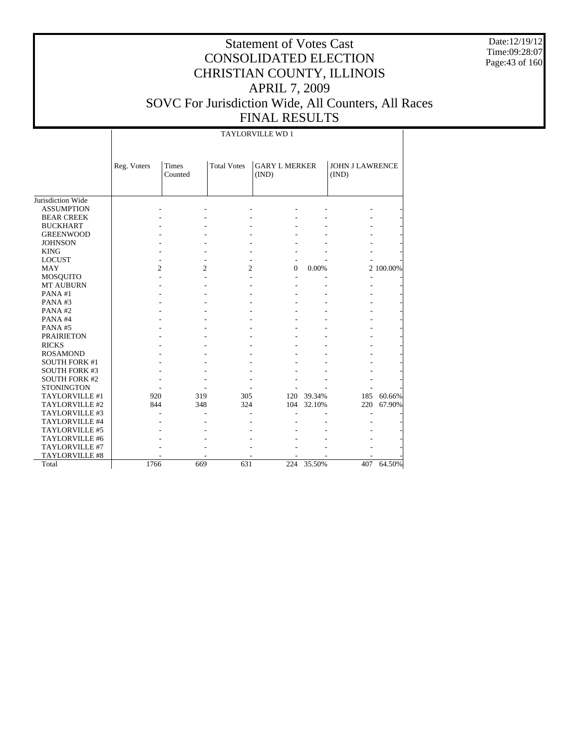# Statement of Votes Cast
# CONSOLIDATED ELECTION
# CHRISTIAN COUNTY, ILLINOIS
# APRIL 7, 2009
# SOVC For Jurisdiction Wide, All Counters, All Races
# FINAL RESULTS

Date:12/19/12
Time:09:28:07

| | TAYLORVILLE WD 1 | | | | | | |
|---|---|---|---|---|---|---|---|
| | Reg. Voters | Times Counted | Total Votes | GARY L MERKER (IND) | | JOHN J LAWRENCE (IND) | |
| Jurisdiction Wide | | | | | | | |
| ASSUMPTION | - | - | - | - | - | - | - |
| BEAR CREEK | - | - | - | - | - | - | - |
| BUCKHART | - | - | - | - | - | - | - |
| GREENWOOD | - | - | - | - | - | - | - |
| JOHNSON | - | - | - | - | - | - | - |
| KING | - | - | - | - | - | - | - |
| LOCUST | - | - | - | - | - | - | - |
| MAY | 2 | 2 | 2 | 0 | 0.00% | 2 | 100.00% |
| MOSQUITO | - | - | - | - | - | - | - |
| MT AUBURN | - | - | - | - | - | - | - |
| PANA #1 | - | - | - | - | - | - | - |
| PANA #3 | - | - | - | - | - | - | - |
| PANA #2 | - | - | - | - | - | - | - |
| PANA #4 | - | - | - | - | - | - | - |
| PANA #5 | - | - | - | - | - | - | - |
| PRAIRIETON | - | - | - | - | - | - | - |
| RICKS | - | - | - | - | - | - | - |
| ROSAMOND | - | - | - | - | - | - | - |
| SOUTH FORK #1 | - | - | - | - | - | - | - |
| SOUTH FORK #3 | - | - | - | - | - | - | - |
| SOUTH FORK #2 | - | - | - | - | - | - | - |
| STONINGTON | - | - | - | - | - | - | - |
| TAYLORVILLE #1 | 920 | 319 | 305 | 120 | 39.34% | 185 | 60.66% |
| TAYLORVILLE #2 | 844 | 348 | 324 | 104 | 32.10% | 220 | 67.90% |
| TAYLORVILLE #3 | - | - | - | - | - | - | - |
| TAYLORVILLE #4 | - | - | - | - | - | - | - |
| TAYLORVILLE #5 | - | - | - | - | - | - | - |
| TAYLORVILLE #6 | - | - | - | - | - | - | - |
| TAYLORVILLE #7 | - | - | - | - | - | - | - |
| TAYLORVILLE #8 | - | - | - | - | - | - | - |
| Total | 1766 | 669 | 631 | 224 | 35.50% | 407 | 64.50% |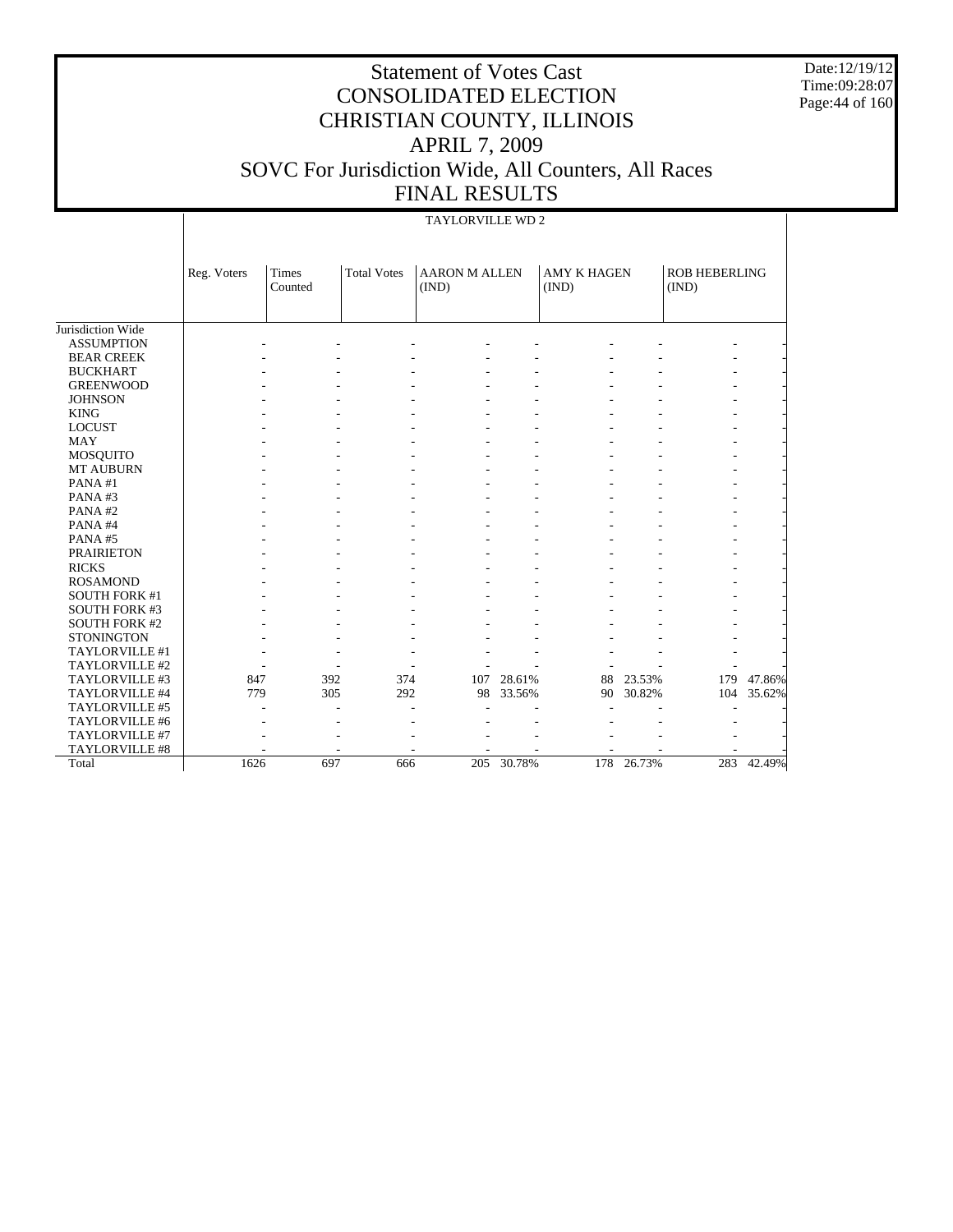# Statement of Votes Cast
# CONSOLIDATED ELECTION
# CHRISTIAN COUNTY, ILLINOIS
# APRIL 7, 2009
# SOVC For Jurisdiction Wide, All Counters, All Races
# FINAL RESULTS

Date:12/19/12
Time:09:28:07

TAYLORVILLE WD 2

| | Reg. Voters | Times Counted | Total Votes | AARON M ALLEN (IND) | | AMY K HAGEN (IND) | | ROB HEBERLING (IND) | |
|---|---|---|---|---|---|---|---|---|---|
| Jurisdiction Wide | | | | | | | | | |
| ASSUMPTION | - | - | - | - | - | - | - | - | - |
| BEAR CREEK | - | - | - | - | - | - | - | - | - |
| BUCKHART | - | - | - | - | - | - | - | - | - |
| GREENWOOD | - | - | - | - | - | - | - | - | - |
| JOHNSON | - | - | - | - | - | - | - | - | - |
| KING | - | - | - | - | - | - | - | - | - |
| LOCUST | - | - | - | - | - | - | - | - | - |
| MAY | - | - | - | - | - | - | - | - | - |
| MOSQUITO | - | - | - | - | - | - | - | - | - |
| MT AUBURN | - | - | - | - | - | - | - | - | - |
| PANA #1 | - | - | - | - | - | - | - | - | - |
| PANA #3 | - | - | - | - | - | - | - | - | - |
| PANA #2 | - | - | - | - | - | - | - | - | - |
| PANA #4 | - | - | - | - | - | - | - | - | - |
| PANA #5 | - | - | - | - | - | - | - | - | - |
| PRAIRIETON | - | - | - | - | - | - | - | - | - |
| RICKS | - | - | - | - | - | - | - | - | - |
| ROSAMOND | - | - | - | - | - | - | - | - | - |
| SOUTH FORK #1 | - | - | - | - | - | - | - | - | - |
| SOUTH FORK #3 | - | - | - | - | - | - | - | - | - |
| SOUTH FORK #2 | - | - | - | - | - | - | - | - | - |
| STONINGTON | - | - | - | - | - | - | - | - | - |
| TAYLORVILLE #1 | - | - | - | - | - | - | - | - | - |
| TAYLORVILLE #2 | - | - | - | - | - | - | - | - | - |
| TAYLORVILLE #3 | 847 | 392 | 374 | 107 | 28.61% | 88 | 23.53% | 179 | 47.86% |
| TAYLORVILLE #4 | 779 | 305 | 292 | 98 | 33.56% | 90 | 30.82% | 104 | 35.62% |
| TAYLORVILLE #5 | - | - | - | - | - | - | - | - | - |
| TAYLORVILLE #6 | - | - | - | - | - | - | - | - | - |
| TAYLORVILLE #7 | - | - | - | - | - | - | - | - | - |
| TAYLORVILLE #8 | - | - | - | - | - | - | - | - | - |
| Total | 1626 | 697 | 666 | 205 | 30.78% | 178 | 26.73% | 283 | 42.49% |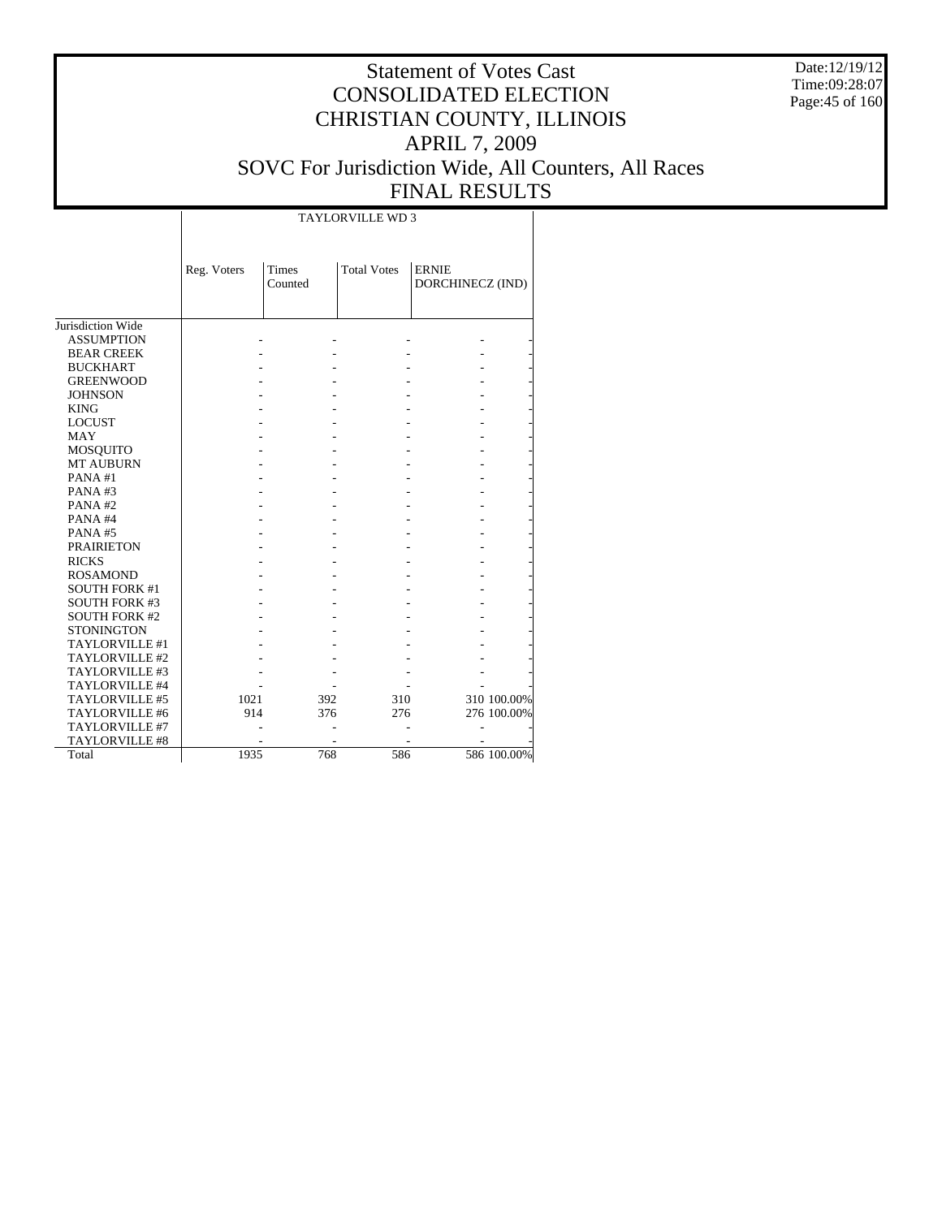# Statement of Votes Cast
# CONSOLIDATED ELECTION
# CHRISTIAN COUNTY, ILLINOIS
# APRIL 7, 2009
# SOVC For Jurisdiction Wide, All Counters, All Races
# FINAL RESULTS

Date:12/19/12
Time:09:28:07

| | TAYLORVILLE WD 3 | | | | |
|---|---|---|---|---|---|
| | Reg. Voters | Times Counted | Total Votes | ERNIE DORCHINECZ (IND) | |
| Jurisdiction Wide | | | | | |
| ASSUMPTION | - | - | - | - | - |
| BEAR CREEK | - | - | - | - | - |
| BUCKHART | - | - | - | - | - |
| GREENWOOD | - | - | - | - | - |
| JOHNSON | - | - | - | - | - |
| KING | - | - | - | - | - |
| LOCUST | - | - | - | - | - |
| MAY | - | - | - | - | - |
| MOSQUITO | - | - | - | - | - |
| MT AUBURN | - | - | - | - | - |
| PANA #1 | - | - | - | - | - |
| PANA #3 | - | - | - | - | - |
| PANA #2 | - | - | - | - | - |
| PANA #4 | - | - | - | - | - |
| PANA #5 | - | - | - | - | - |
| PRAIRIETON | - | - | - | - | - |
| RICKS | - | - | - | - | - |
| ROSAMOND | - | - | - | - | - |
| SOUTH FORK #1 | - | - | - | - | - |
| SOUTH FORK #3 | - | - | - | - | - |
| SOUTH FORK #2 | - | - | - | - | - |
| STONINGTON | - | - | - | - | - |
| TAYLORVILLE #1 | - | - | - | - | - |
| TAYLORVILLE #2 | - | - | - | - | - |
| TAYLORVILLE #3 | - | - | - | - | - |
| TAYLORVILLE #4 | - | - | - | - | - |
| TAYLORVILLE #5 | 1021 | 392 | 310 | 310 | 100.00% |
| TAYLORVILLE #6 | 914 | 376 | 276 | 276 | 100.00% |
| TAYLORVILLE #7 | - | - | - | - | - |
| TAYLORVILLE #8 | - | - | - | - | - |
| Total | 1935 | 768 | 586 | 586 | 100.00% |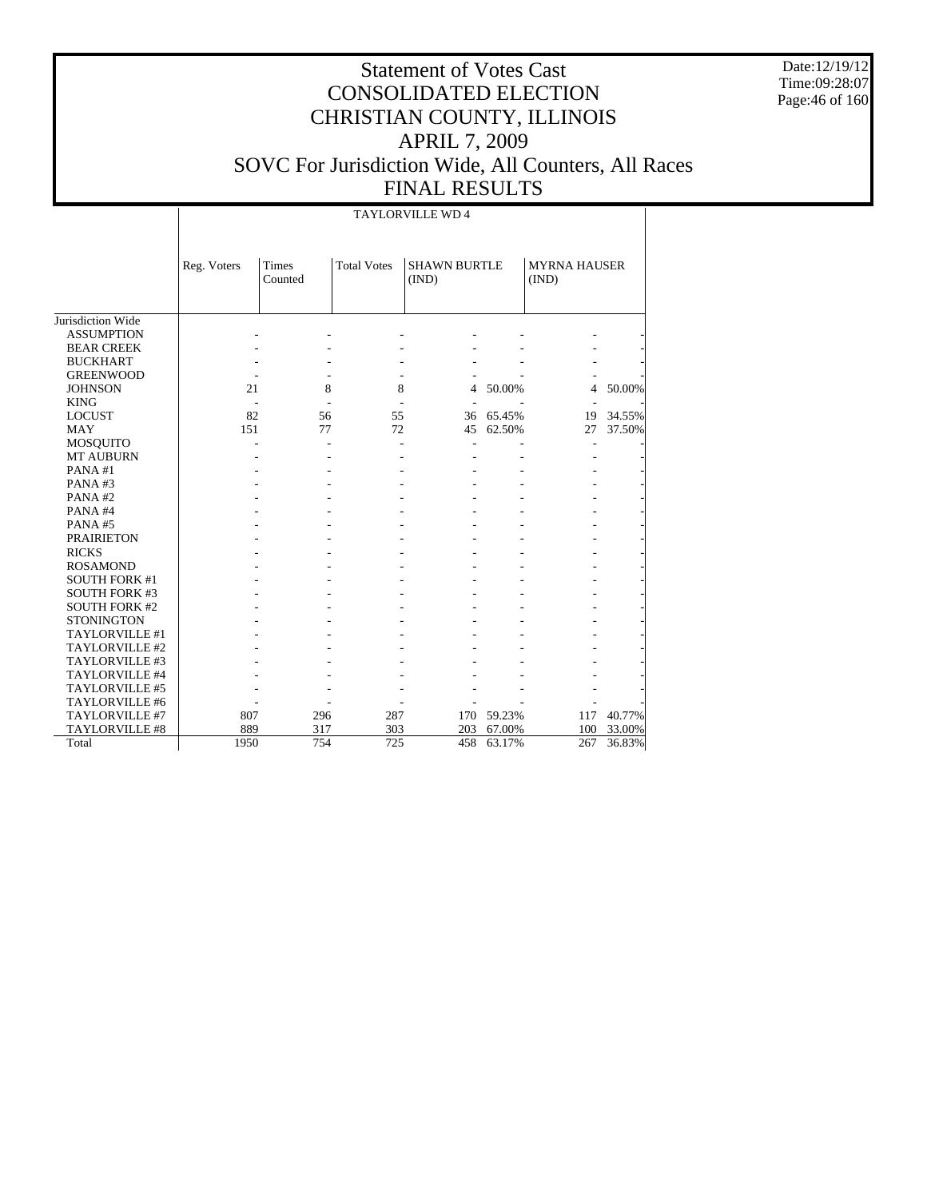# Statement of Votes Cast
# CONSOLIDATED ELECTION
# CHRISTIAN COUNTY, ILLINOIS
# APRIL 7, 2009
# SOVC For Jurisdiction Wide, All Counters, All Races
# FINAL RESULTS

Date:12/19/12
Time:09:28:07

| | TAYLORVILLE WD 4 | | | | | | |
|---|---|---|---|---|---|---|---|
| | Reg. Voters | Times Counted | Total Votes | SHAWN BURTLE (IND) | | MYRNA HAUSER (IND) | |
| Jurisdiction Wide | | | | | | | |
| ASSUMPTION | - | - | - | - | - | - | - |
| BEAR CREEK | - | - | - | - | - | - | - |
| BUCKHART | - | - | - | - | - | - | - |
| GREENWOOD | - | - | - | - | - | - | - |
| JOHNSON | 21 | 8 | 8 | 4 | 50.00% | 4 | 50.00% |
| KING | - | - | - | - | - | - | - |
| LOCUST | 82 | 56 | 55 | 36 | 65.45% | 19 | 34.55% |
| MAY | 151 | 77 | 72 | 45 | 62.50% | 27 | 37.50% |
| MOSQUITO | - | - | - | - | - | - | - |
| MT AUBURN | - | - | - | - | - | - | - |
| PANA #1 | - | - | - | - | - | - | - |
| PANA #3 | - | - | - | - | - | - | - |
| PANA #2 | - | - | - | - | - | - | - |
| PANA #4 | - | - | - | - | - | - | - |
| PANA #5 | - | - | - | - | - | - | - |
| PRAIRIETON | - | - | - | - | - | - | - |
| RICKS | - | - | - | - | - | - | - |
| ROSAMOND | - | - | - | - | - | - | - |
| SOUTH FORK #1 | - | - | - | - | - | - | - |
| SOUTH FORK #3 | - | - | - | - | - | - | - |
| SOUTH FORK #2 | - | - | - | - | - | - | - |
| STONINGTON | - | - | - | - | - | - | - |
| TAYLORVILLE #1 | - | - | - | - | - | - | - |
| TAYLORVILLE #2 | - | - | - | - | - | - | - |
| TAYLORVILLE #3 | - | - | - | - | - | - | - |
| TAYLORVILLE #4 | - | - | - | - | - | - | - |
| TAYLORVILLE #5 | - | - | - | - | - | - | - |
| TAYLORVILLE #6 | - | - | - | - | - | - | - |
| TAYLORVILLE #7 | 807 | 296 | 287 | 170 | 59.23% | 117 | 40.77% |
| TAYLORVILLE #8 | 889 | 317 | 303 | 203 | 67.00% | 100 | 33.00% |
| Total | 1950 | 754 | 725 | 458 | 63.17% | 267 | 36.83% |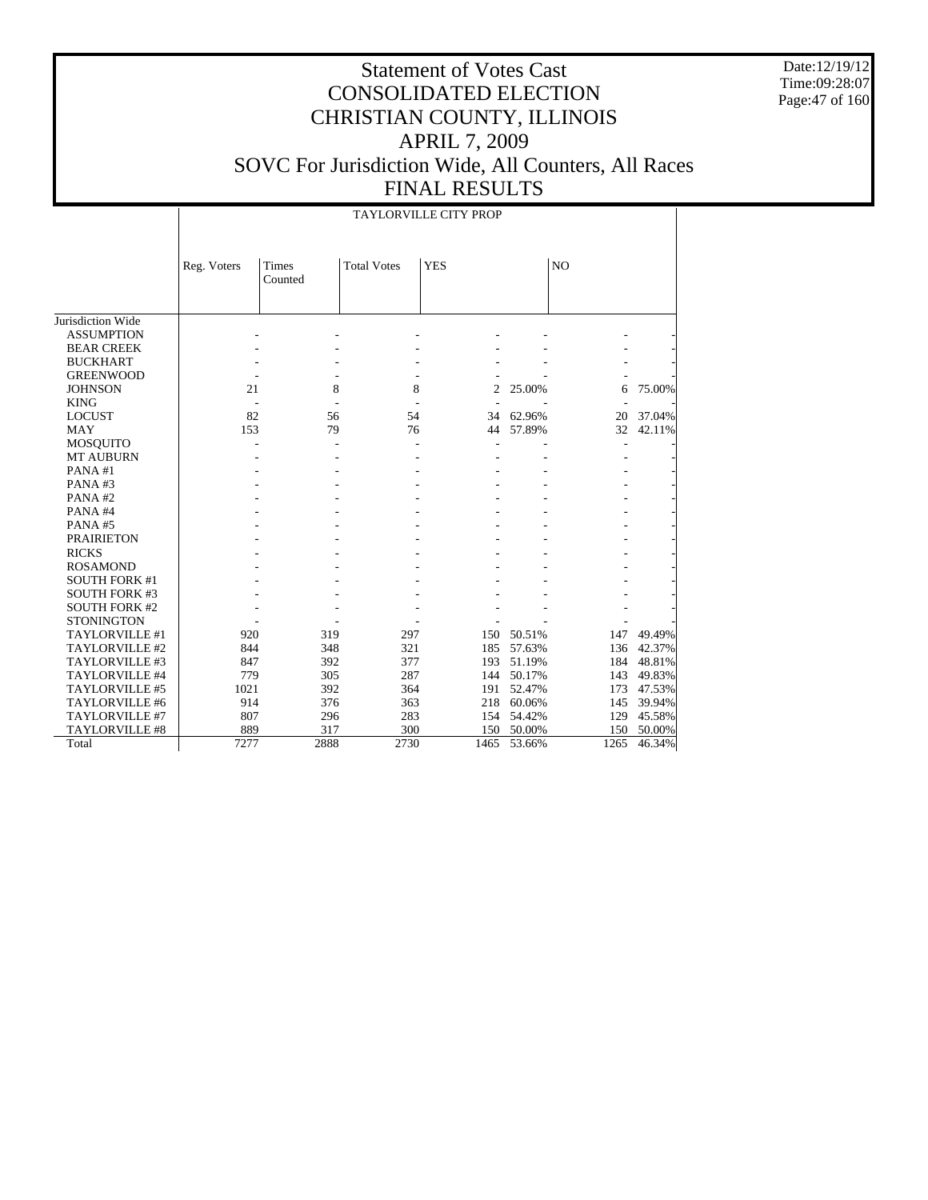# Statement of Votes Cast
# CONSOLIDATED ELECTION
# CHRISTIAN COUNTY, ILLINOIS
# APRIL 7, 2009
# SOVC For Jurisdiction Wide, All Counters, All Races
# FINAL RESULTS

Date:12/19/12
Time:09:28:07

| | TAYLORVILLE CITY PROP | | | | | | |
|---|---|---|---|---|---|---|---|
| | Reg. Voters | Times Counted | Total Votes | YES | | NO | |
| Jurisdiction Wide | | | | | | | |
| ASSUMPTION | - | - | - | - | - | - | - |
| BEAR CREEK | - | - | - | - | - | - | - |
| BUCKHART | - | - | - | - | - | - | - |
| GREENWOOD | - | - | - | - | - | - | - |
| JOHNSON | 21 | 8 | 8 | 2 | 25.00% | 6 | 75.00% |
| KING | - | - | - | - | - | - | - |
| LOCUST | 82 | 56 | 54 | 34 | 62.96% | 20 | 37.04% |
| MAY | 153 | 79 | 76 | 44 | 57.89% | 32 | 42.11% |
| MOSQUITO | - | - | - | - | - | - | - |
| MT AUBURN | - | - | - | - | - | - | - |
| PANA #1 | - | - | - | - | - | - | - |
| PANA #3 | - | - | - | - | - | - | - |
| PANA #2 | - | - | - | - | - | - | - |
| PANA #4 | - | - | - | - | - | - | - |
| PANA #5 | - | - | - | - | - | - | - |
| PRAIRIETON | - | - | - | - | - | - | - |
| RICKS | - | - | - | - | - | - | - |
| ROSAMOND | - | - | - | - | - | - | - |
| SOUTH FORK #1 | - | - | - | - | - | - | - |
| SOUTH FORK #3 | - | - | - | - | - | - | - |
| SOUTH FORK #2 | - | - | - | - | - | - | - |
| STONINGTON | - | - | - | - | - | - | - |
| TAYLORVILLE #1 | 920 | 319 | 297 | 150 | 50.51% | 147 | 49.49% |
| TAYLORVILLE #2 | 844 | 348 | 321 | 185 | 57.63% | 136 | 42.37% |
| TAYLORVILLE #3 | 847 | 392 | 377 | 193 | 51.19% | 184 | 48.81% |
| TAYLORVILLE #4 | 779 | 305 | 287 | 144 | 50.17% | 143 | 49.83% |
| TAYLORVILLE #5 | 1021 | 392 | 364 | 191 | 52.47% | 173 | 47.53% |
| TAYLORVILLE #6 | 914 | 376 | 363 | 218 | 60.06% | 145 | 39.94% |
| TAYLORVILLE #7 | 807 | 296 | 283 | 154 | 54.42% | 129 | 45.58% |
| TAYLORVILLE #8 | 889 | 317 | 300 | 150 | 50.00% | 150 | 50.00% |
| Total | 7277 | 2888 | 2730 | 1465 | 53.66% | 1265 | 46.34% |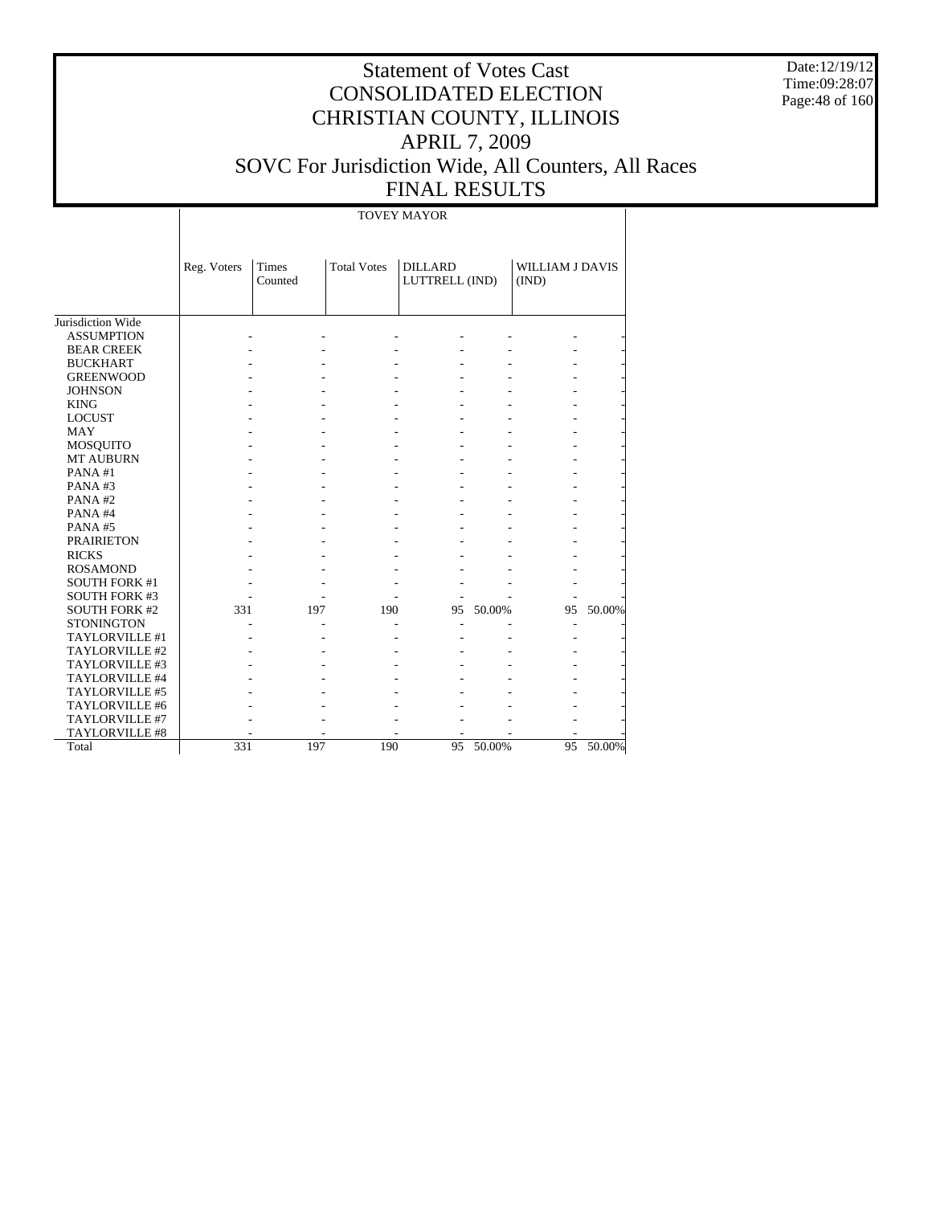# Statement of Votes Cast
# CONSOLIDATED ELECTION
# CHRISTIAN COUNTY, ILLINOIS
# APRIL 7, 2009
# SOVC For Jurisdiction Wide, All Counters, All Races
# FINAL RESULTS

Date:12/19/12
Time:09:28:07

| | TOVEY MAYOR | | | | | | |
|---|---|---|---|---|---|---|---|
| | Reg. Voters | Times Counted | Total Votes | DILLARD LUTTRELL (IND) | | WILLIAM J DAVIS (IND) | |
| Jurisdiction Wide | | | | | | | |
| ASSUMPTION | - | - | - | - | - | - | - |
| BEAR CREEK | - | - | - | - | - | - | - |
| BUCKHART | - | - | - | - | - | - | - |
| GREENWOOD | - | - | - | - | - | - | - |
| JOHNSON | - | - | - | - | - | - | - |
| KING | - | - | - | - | - | - | - |
| LOCUST | - | - | - | - | - | - | - |
| MAY | - | - | - | - | - | - | - |
| MOSQUITO | - | - | - | - | - | - | - |
| MT AUBURN | - | - | - | - | - | - | - |
| PANA #1 | - | - | - | - | - | - | - |
| PANA #3 | - | - | - | - | - | - | - |
| PANA #2 | - | - | - | - | - | - | - |
| PANA #4 | - | - | - | - | - | - | - |
| PANA #5 | - | - | - | - | - | - | - |
| PRAIRIETON | - | - | - | - | - | - | - |
| RICKS | - | - | - | - | - | - | - |
| ROSAMOND | - | - | - | - | - | - | - |
| SOUTH FORK #1 | - | - | - | - | - | - | - |
| SOUTH FORK #3 | - | - | - | - | - | - | - |
| SOUTH FORK #2 | 331 | 197 | 190 | 95 | 50.00% | 95 | 50.00% |
| STONINGTON | - | - | - | - | - | - | - |
| TAYLORVILLE #1 | - | - | - | - | - | - | - |
| TAYLORVILLE #2 | - | - | - | - | - | - | - |
| TAYLORVILLE #3 | - | - | - | - | - | - | - |
| TAYLORVILLE #4 | - | - | - | - | - | - | - |
| TAYLORVILLE #5 | - | - | - | - | - | - | - |
| TAYLORVILLE #6 | - | - | - | - | - | - | - |
| TAYLORVILLE #7 | - | - | - | - | - | - | - |
| TAYLORVILLE #8 | - | - | - | - | - | - | - |
| Total | 331 | 197 | 190 | 95 | 50.00% | 95 | 50.00% |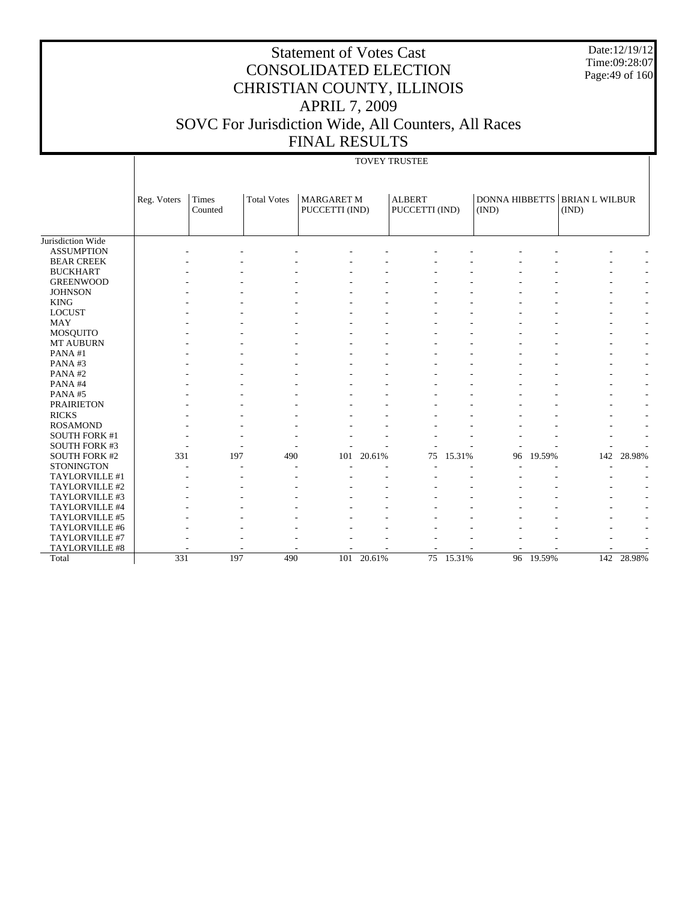# Statement of Votes Cast
# CONSOLIDATED ELECTION
# CHRISTIAN COUNTY, ILLINOIS
# APRIL 7, 2009
# SOVC For Jurisdiction Wide, All Counters, All Races
# FINAL RESULTS

Date:12/19/12
Time:09:28:07

## TOVEY TRUSTEE

| | Reg. Voters | Times Counted | Total Votes | MARGARET M PUCCETTI (IND) | | ALBERT PUCCETTI (IND) | | DONNA HIBBETTS (IND) | | BRIAN L WILBUR (IND) | |
|---|---|---|---|---|---|---|---|---|---|---|---|
| Jurisdiction Wide | | | | | | | | | | | |
| ASSUMPTION | - | - | - | - | - | - | - | - | - | - | - |
| BEAR CREEK | - | - | - | - | - | - | - | - | - | - | - |
| BUCKHART | - | - | - | - | - | - | - | - | - | - | - |
| GREENWOOD | - | - | - | - | - | - | - | - | - | - | - |
| JOHNSON | - | - | - | - | - | - | - | - | - | - | - |
| KING | - | - | - | - | - | - | - | - | - | - | - |
| LOCUST | - | - | - | - | - | - | - | - | - | - | - |
| MAY | - | - | - | - | - | - | - | - | - | - | - |
| MOSQUITO | - | - | - | - | - | - | - | - | - | - | - |
| MT AUBURN | - | - | - | - | - | - | - | - | - | - | - |
| PANA #1 | - | - | - | - | - | - | - | - | - | - | - |
| PANA #3 | - | - | - | - | - | - | - | - | - | - | - |
| PANA #2 | - | - | - | - | - | - | - | - | - | - | - |
| PANA #4 | - | - | - | - | - | - | - | - | - | - | - |
| PANA #5 | - | - | - | - | - | - | - | - | - | - | - |
| PRAIRIETON | - | - | - | - | - | - | - | - | - | - | - |
| RICKS | - | - | - | - | - | - | - | - | - | - | - |
| ROSAMOND | - | - | - | - | - | - | - | - | - | - | - |
| SOUTH FORK #1 | - | - | - | - | - | - | - | - | - | - | - |
| SOUTH FORK #3 | - | - | - | - | - | - | - | - | - | - | - |
| SOUTH FORK #2 | 331 | 197 | 490 | 101 | 20.61% | 75 | 15.31% | 96 | 19.59% | 142 | 28.98% |
| STONINGTON | - | - | - | - | - | - | - | - | - | - | - |
| TAYLORVILLE #1 | - | - | - | - | - | - | - | - | - | - | - |
| TAYLORVILLE #2 | - | - | - | - | - | - | - | - | - | - | - |
| TAYLORVILLE #3 | - | - | - | - | - | - | - | - | - | - | - |
| TAYLORVILLE #4 | - | - | - | - | - | - | - | - | - | - | - |
| TAYLORVILLE #5 | - | - | - | - | - | - | - | - | - | - | - |
| TAYLORVILLE #6 | - | - | - | - | - | - | - | - | - | - | - |
| TAYLORVILLE #7 | - | - | - | - | - | - | - | - | - | - | - |
| TAYLORVILLE #8 | - | - | - | - | - | - | - | - | - | - | - |
| Total | 331 | 197 | 490 | 101 | 20.61% | 75 | 15.31% | 96 | 19.59% | 142 | 28.98% |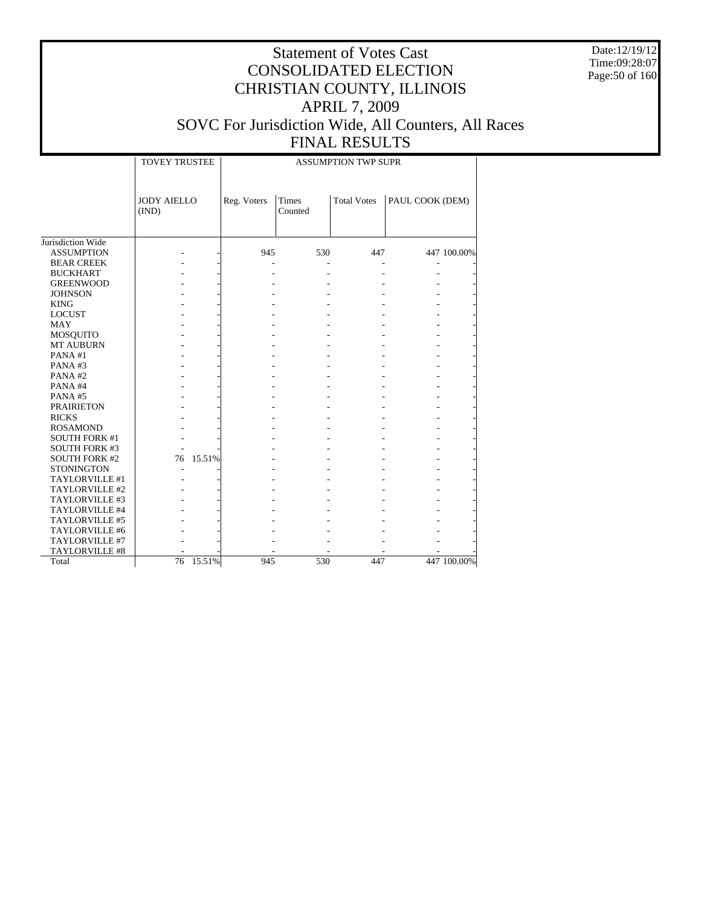# Statement of Votes Cast
# CONSOLIDATED ELECTION
# CHRISTIAN COUNTY, ILLINOIS
# APRIL 7, 2009
# SOVC For Jurisdiction Wide, All Counters, All Races
# FINAL RESULTS

Date:12/19/12
Time:09:28:07

| | TOVEY TRUSTEE | | ASSUMPTION TWP SUPR | | | | |
|---|---|---|---|---|---|---|---|
| | JODY AIELLO (IND) | | Reg. Voters | Times Counted | Total Votes | PAUL COOK (DEM) | |
| Jurisdiction Wide | | | | | | | |
| ASSUMPTION | - | - | 945 | 530 | 447 | 447 | 100.00% |
| BEAR CREEK | - | - | - | - | - | - | - |
| BUCKHART | - | - | - | - | - | - | - |
| GREENWOOD | - | - | - | - | - | - | - |
| JOHNSON | - | - | - | - | - | - | - |
| KING | - | - | - | - | - | - | - |
| LOCUST | - | - | - | - | - | - | - |
| MAY | - | - | - | - | - | - | - |
| MOSQUITO | - | - | - | - | - | - | - |
| MT AUBURN | - | - | - | - | - | - | - |
| PANA #1 | - | - | - | - | - | - | - |
| PANA #3 | - | - | - | - | - | - | - |
| PANA #2 | - | - | - | - | - | - | - |
| PANA #4 | - | - | - | - | - | - | - |
| PANA #5 | - | - | - | - | - | - | - |
| PRAIRIETON | - | - | - | - | - | - | - |
| RICKS | - | - | - | - | - | - | - |
| ROSAMOND | - | - | - | - | - | - | - |
| SOUTH FORK #1 | - | - | - | - | - | - | - |
| SOUTH FORK #3 | - | - | - | - | - | - | - |
| SOUTH FORK #2 | 76 | 15.51% | - | - | - | - | - |
| STONINGTON | - | - | - | - | - | - | - |
| TAYLORVILLE #1 | - | - | - | - | - | - | - |
| TAYLORVILLE #2 | - | - | - | - | - | - | - |
| TAYLORVILLE #3 | - | - | - | - | - | - | - |
| TAYLORVILLE #4 | - | - | - | - | - | - | - |
| TAYLORVILLE #5 | - | - | - | - | - | - | - |
| TAYLORVILLE #6 | - | - | - | - | - | - | - |
| TAYLORVILLE #7 | - | - | - | - | - | - | - |
| TAYLORVILLE #8 | - | - | - | - | - | - | - |
| Total | 76 | 15.51% | 945 | 530 | 447 | 447 | 100.00% |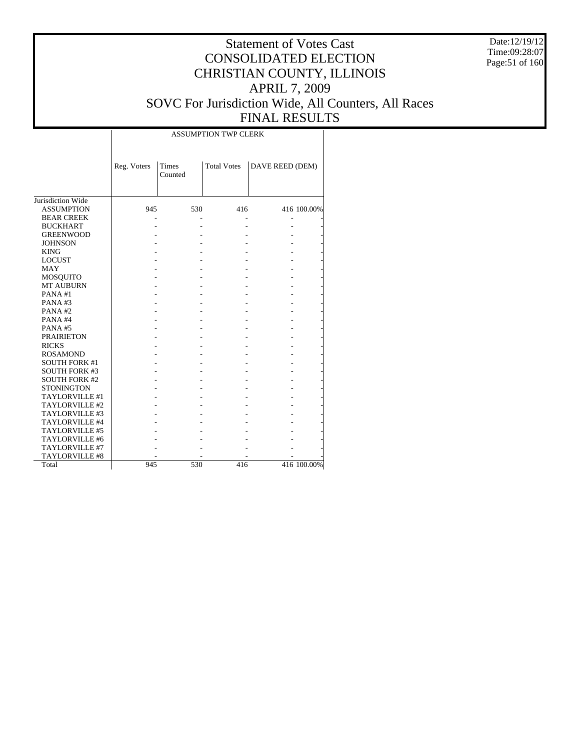# Statement of Votes Cast
# CONSOLIDATED ELECTION
# CHRISTIAN COUNTY, ILLINOIS
# APRIL 7, 2009
# SOVC For Jurisdiction Wide, All Counters, All Races
# FINAL RESULTS

Date:12/19/12
Time:09:28:07

| | ASSUMPTION TWP CLERK | | | | |
|---|---|---|---|---|---|
| | Reg. Voters | Times Counted | Total Votes | DAVE REED (DEM) | |
| Jurisdiction Wide | | | | | |
| ASSUMPTION | 945 | 530 | 416 | 416 | 100.00% |
| BEAR CREEK | - | - | - | - | - |
| BUCKHART | - | - | - | - | - |
| GREENWOOD | - | - | - | - | - |
| JOHNSON | - | - | - | - | - |
| KING | - | - | - | - | - |
| LOCUST | - | - | - | - | - |
| MAY | - | - | - | - | - |
| MOSQUITO | - | - | - | - | - |
| MT AUBURN | - | - | - | - | - |
| PANA #1 | - | - | - | - | - |
| PANA #3 | - | - | - | - | - |
| PANA #2 | - | - | - | - | - |
| PANA #4 | - | - | - | - | - |
| PANA #5 | - | - | - | - | - |
| PRAIRIETON | - | - | - | - | - |
| RICKS | - | - | - | - | - |
| ROSAMOND | - | - | - | - | - |
| SOUTH FORK #1 | - | - | - | - | - |
| SOUTH FORK #3 | - | - | - | - | - |
| SOUTH FORK #2 | - | - | - | - | - |
| STONINGTON | - | - | - | - | - |
| TAYLORVILLE #1 | - | - | - | - | - |
| TAYLORVILLE #2 | - | - | - | - | - |
| TAYLORVILLE #3 | - | - | - | - | - |
| TAYLORVILLE #4 | - | - | - | - | - |
| TAYLORVILLE #5 | - | - | - | - | - |
| TAYLORVILLE #6 | - | - | - | - | - |
| TAYLORVILLE #7 | - | - | - | - | - |
| TAYLORVILLE #8 | - | - | - | - | - |
| Total | 945 | 530 | 416 | 416 | 100.00% |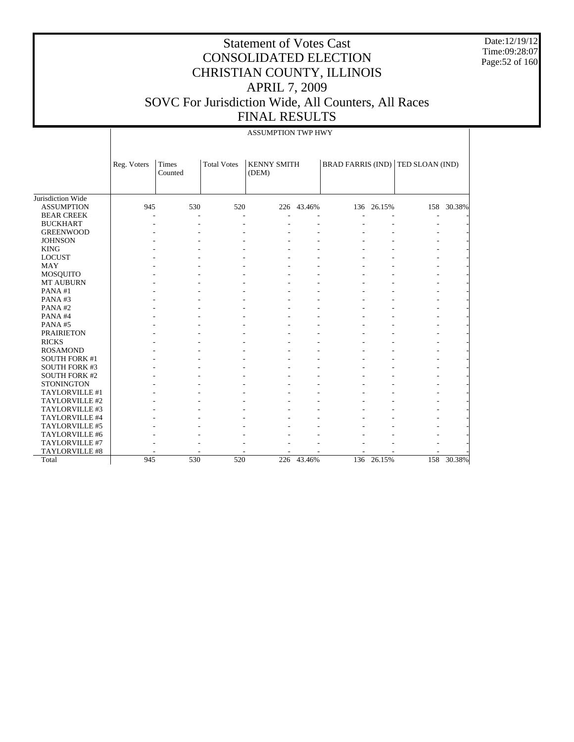# Statement of Votes Cast
# CONSOLIDATED ELECTION
# CHRISTIAN COUNTY, ILLINOIS
# APRIL 7, 2009
# SOVC For Jurisdiction Wide, All Counters, All Races
# FINAL RESULTS

Date:12/19/12
Time:09:28:07

ASSUMPTION TWP HWY

| | Reg. Voters | Times Counted | Total Votes | KENNY SMITH (DEM) | | BRAD FARRIS (IND) | | TED SLOAN (IND) | |
|---|---|---|---|---|---|---|---|---|---|
| Jurisdiction Wide | | | | | | | | | |
| ASSUMPTION | 945 | 530 | 520 | 226 | 43.46% | 136 | 26.15% | 158 | 30.38% |
| BEAR CREEK | - | - | - | - | - | - | - | - | - |
| BUCKHART | - | - | - | - | - | - | - | - | - |
| GREENWOOD | - | - | - | - | - | - | - | - | - |
| JOHNSON | - | - | - | - | - | - | - | - | - |
| KING | - | - | - | - | - | - | - | - | - |
| LOCUST | - | - | - | - | - | - | - | - | - |
| MAY | - | - | - | - | - | - | - | - | - |
| MOSQUITO | - | - | - | - | - | - | - | - | - |
| MT AUBURN | - | - | - | - | - | - | - | - | - |
| PANA #1 | - | - | - | - | - | - | - | - | - |
| PANA #3 | - | - | - | - | - | - | - | - | - |
| PANA #2 | - | - | - | - | - | - | - | - | - |
| PANA #4 | - | - | - | - | - | - | - | - | - |
| PANA #5 | - | - | - | - | - | - | - | - | - |
| PRAIRIETON | - | - | - | - | - | - | - | - | - |
| RICKS | - | - | - | - | - | - | - | - | - |
| ROSAMOND | - | - | - | - | - | - | - | - | - |
| SOUTH FORK #1 | - | - | - | - | - | - | - | - | - |
| SOUTH FORK #3 | - | - | - | - | - | - | - | - | - |
| SOUTH FORK #2 | - | - | - | - | - | - | - | - | - |
| STONINGTON | - | - | - | - | - | - | - | - | - |
| TAYLORVILLE #1 | - | - | - | - | - | - | - | - | - |
| TAYLORVILLE #2 | - | - | - | - | - | - | - | - | - |
| TAYLORVILLE #3 | - | - | - | - | - | - | - | - | - |
| TAYLORVILLE #4 | - | - | - | - | - | - | - | - | - |
| TAYLORVILLE #5 | - | - | - | - | - | - | - | - | - |
| TAYLORVILLE #6 | - | - | - | - | - | - | - | - | - |
| TAYLORVILLE #7 | - | - | - | - | - | - | - | - | - |
| TAYLORVILLE #8 | - | - | - | - | - | - | - | - | - |
| Total | 945 | 530 | 520 | 226 | 43.46% | 136 | 26.15% | 158 | 30.38% |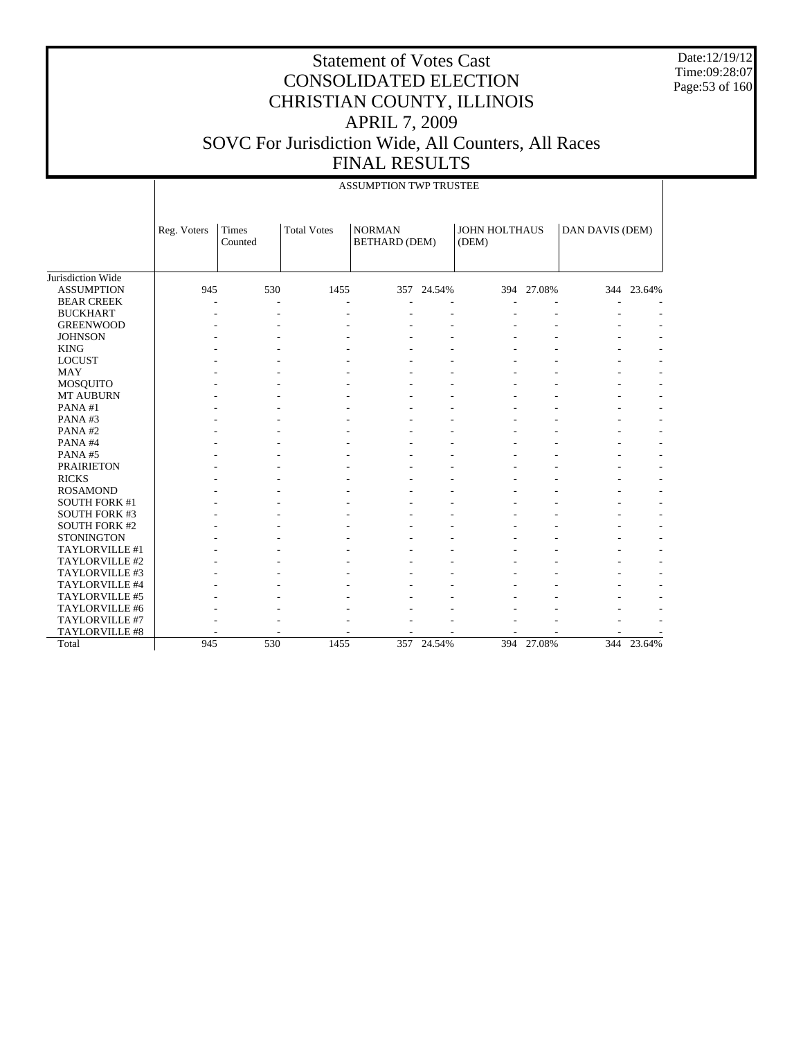# Statement of Votes Cast
# CONSOLIDATED ELECTION
# CHRISTIAN COUNTY, ILLINOIS
# APRIL 7, 2009
# SOVC For Jurisdiction Wide, All Counters, All Races
# FINAL RESULTS

Date:12/19/12
Time:09:28:07

ASSUMPTION TWP TRUSTEE

| | Reg. Voters | Times Counted | Total Votes | NORMAN BETHARD (DEM) | | JOHN HOLTHAUS (DEM) | | DAN DAVIS (DEM) | |
|---|---|---|---|---|---|---|---|---|---|
| Jurisdiction Wide | | | | | | | | | |
| ASSUMPTION | 945 | 530 | 1455 | 357 | 24.54% | 394 | 27.08% | 344 | 23.64% |
| BEAR CREEK | - | - | - | - | - | - | - | - | - |
| BUCKHART | - | - | - | - | - | - | - | - | - |
| GREENWOOD | - | - | - | - | - | - | - | - | - |
| JOHNSON | - | - | - | - | - | - | - | - | - |
| KING | - | - | - | - | - | - | - | - | - |
| LOCUST | - | - | - | - | - | - | - | - | - |
| MAY | - | - | - | - | - | - | - | - | - |
| MOSQUITO | - | - | - | - | - | - | - | - | - |
| MT AUBURN | - | - | - | - | - | - | - | - | - |
| PANA #1 | - | - | - | - | - | - | - | - | - |
| PANA #3 | - | - | - | - | - | - | - | - | - |
| PANA #2 | - | - | - | - | - | - | - | - | - |
| PANA #4 | - | - | - | - | - | - | - | - | - |
| PANA #5 | - | - | - | - | - | - | - | - | - |
| PRAIRIETON | - | - | - | - | - | - | - | - | - |
| RICKS | - | - | - | - | - | - | - | - | - |
| ROSAMOND | - | - | - | - | - | - | - | - | - |
| SOUTH FORK #1 | - | - | - | - | - | - | - | - | - |
| SOUTH FORK #3 | - | - | - | - | - | - | - | - | - |
| SOUTH FORK #2 | - | - | - | - | - | - | - | - | - |
| STONINGTON | - | - | - | - | - | - | - | - | - |
| TAYLORVILLE #1 | - | - | - | - | - | - | - | - | - |
| TAYLORVILLE #2 | - | - | - | - | - | - | - | - | - |
| TAYLORVILLE #3 | - | - | - | - | - | - | - | - | - |
| TAYLORVILLE #4 | - | - | - | - | - | - | - | - | - |
| TAYLORVILLE #5 | - | - | - | - | - | - | - | - | - |
| TAYLORVILLE #6 | - | - | - | - | - | - | - | - | - |
| TAYLORVILLE #7 | - | - | - | - | - | - | - | - | - |
| TAYLORVILLE #8 | - | - | - | - | - | - | - | - | - |
| Total | 945 | 530 | 1455 | 357 | 24.54% | 394 | 27.08% | 344 | 23.64% |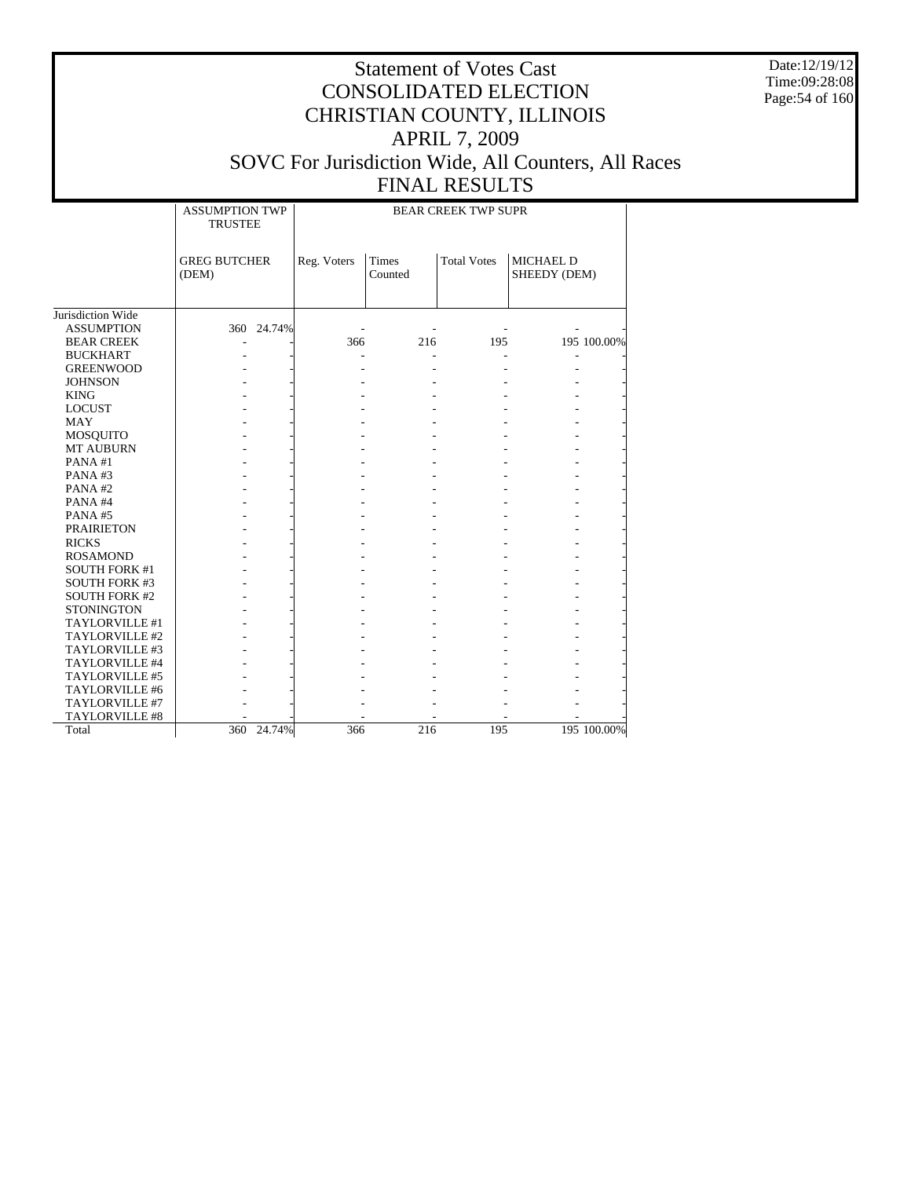# Statement of Votes Cast
# CONSOLIDATED ELECTION
# CHRISTIAN COUNTY, ILLINOIS
# APRIL 7, 2009
# SOVC For Jurisdiction Wide, All Counters, All Races
# FINAL RESULTS

Date:12/19/12
Time:09:28:08

| | ASSUMPTION TWP TRUSTEE | | BEAR CREEK TWP SUPR | | | | |
|---|---|---|---|---|---|---|---|
| | GREG BUTCHER (DEM) | | Reg. Voters | Times Counted | Total Votes | MICHAEL D SHEEDY (DEM) | |
| Jurisdiction Wide | | | | | | | |
| ASSUMPTION | 360 | 24.74% | - | - | - | - | - |
| BEAR CREEK | - | - | 366 | 216 | 195 | 195 | 100.00% |
| BUCKHART | - | - | - | - | - | - | - |
| GREENWOOD | - | - | - | - | - | - | - |
| JOHNSON | - | - | - | - | - | - | - |
| KING | - | - | - | - | - | - | - |
| LOCUST | - | - | - | - | - | - | - |
| MAY | - | - | - | - | - | - | - |
| MOSQUITO | - | - | - | - | - | - | - |
| MT AUBURN | - | - | - | - | - | - | - |
| PANA #1 | - | - | - | - | - | - | - |
| PANA #3 | - | - | - | - | - | - | - |
| PANA #2 | - | - | - | - | - | - | - |
| PANA #4 | - | - | - | - | - | - | - |
| PANA #5 | - | - | - | - | - | - | - |
| PRAIRIETON | - | - | - | - | - | - | - |
| RICKS | - | - | - | - | - | - | - |
| ROSAMOND | - | - | - | - | - | - | - |
| SOUTH FORK #1 | - | - | - | - | - | - | - |
| SOUTH FORK #3 | - | - | - | - | - | - | - |
| SOUTH FORK #2 | - | - | - | - | - | - | - |
| STONINGTON | - | - | - | - | - | - | - |
| TAYLORVILLE #1 | - | - | - | - | - | - | - |
| TAYLORVILLE #2 | - | - | - | - | - | - | - |
| TAYLORVILLE #3 | - | - | - | - | - | - | - |
| TAYLORVILLE #4 | - | - | - | - | - | - | - |
| TAYLORVILLE #5 | - | - | - | - | - | - | - |
| TAYLORVILLE #6 | - | - | - | - | - | - | - |
| TAYLORVILLE #7 | - | - | - | - | - | - | - |
| TAYLORVILLE #8 | - | - | - | - | - | - | - |
| Total | 360 | 24.74% | 366 | 216 | 195 | 195 | 100.00% |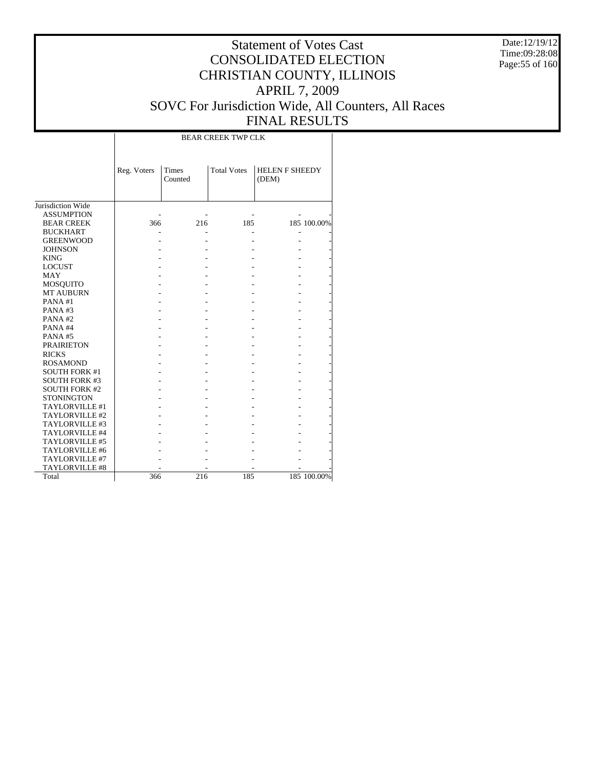# Statement of Votes Cast
# CONSOLIDATED ELECTION
# CHRISTIAN COUNTY, ILLINOIS
# APRIL 7, 2009
# SOVC For Jurisdiction Wide, All Counters, All Races
# FINAL RESULTS

Date:12/19/12
Time:09:28:08

| | BEAR CREEK TWP CLK | | | | |
|---|---|---|---|---|---|
| | Reg. Voters | Times Counted | Total Votes | HELEN F SHEEDY (DEM) | |
| Jurisdiction Wide | | | | | |
| ASSUMPTION | - | - | - | - | - |
| BEAR CREEK | 366 | 216 | 185 | 185 | 100.00% |
| BUCKHART | - | - | - | - | - |
| GREENWOOD | - | - | - | - | - |
| JOHNSON | - | - | - | - | - |
| KING | - | - | - | - | - |
| LOCUST | - | - | - | - | - |
| MAY | - | - | - | - | - |
| MOSQUITO | - | - | - | - | - |
| MT AUBURN | - | - | - | - | - |
| PANA #1 | - | - | - | - | - |
| PANA #3 | - | - | - | - | - |
| PANA #2 | - | - | - | - | - |
| PANA #4 | - | - | - | - | - |
| PANA #5 | - | - | - | - | - |
| PRAIRIETON | - | - | - | - | - |
| RICKS | - | - | - | - | - |
| ROSAMOND | - | - | - | - | - |
| SOUTH FORK #1 | - | - | - | - | - |
| SOUTH FORK #3 | - | - | - | - | - |
| SOUTH FORK #2 | - | - | - | - | - |
| STONINGTON | - | - | - | - | - |
| TAYLORVILLE #1 | - | - | - | - | - |
| TAYLORVILLE #2 | - | - | - | - | - |
| TAYLORVILLE #3 | - | - | - | - | - |
| TAYLORVILLE #4 | - | - | - | - | - |
| TAYLORVILLE #5 | - | - | - | - | - |
| TAYLORVILLE #6 | - | - | - | - | - |
| TAYLORVILLE #7 | - | - | - | - | - |
| TAYLORVILLE #8 | - | - | - | - | - |
| Total | 366 | 216 | 185 | 185 | 100.00% |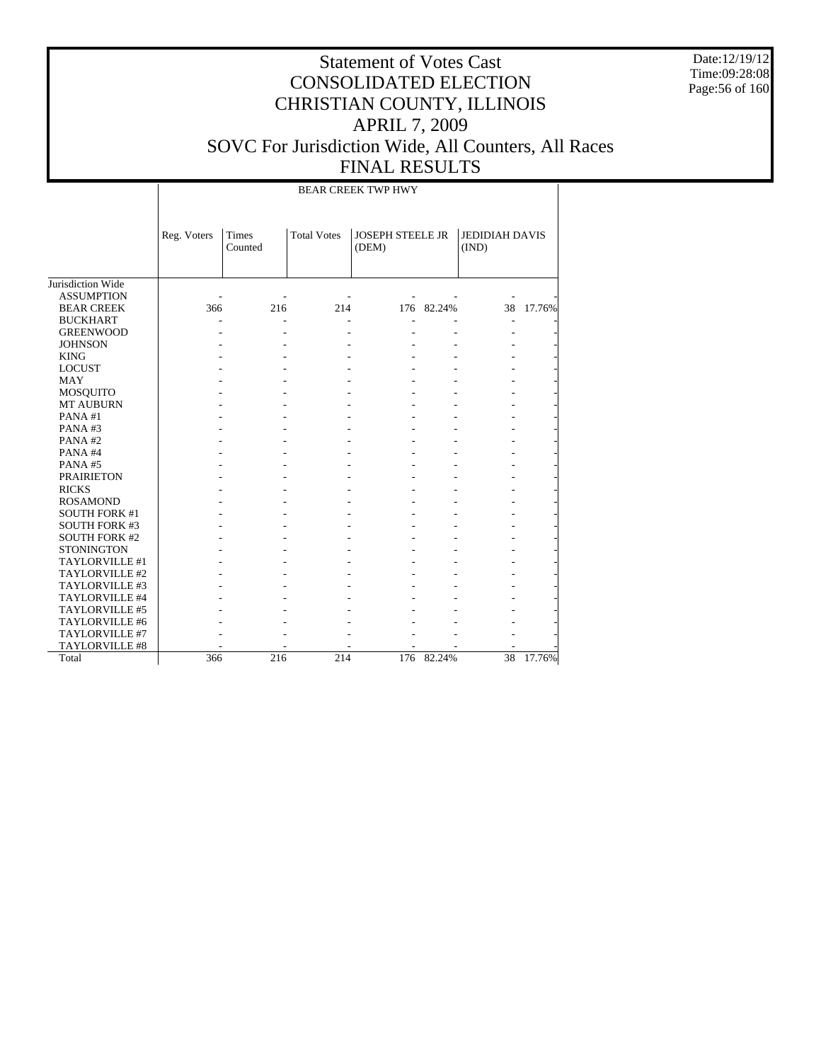# Statement of Votes Cast
# CONSOLIDATED ELECTION
# CHRISTIAN COUNTY, ILLINOIS
# APRIL 7, 2009
# SOVC For Jurisdiction Wide, All Counters, All Races
# FINAL RESULTS

Date:12/19/12
Time:09:28:08

| | BEAR CREEK TWP HWY | | | | | | |
|---|---|---|---|---|---|---|---|
| | Reg. Voters | Times Counted | Total Votes | JOSEPH STEELE JR (DEM) | | JEDIDIAH DAVIS (IND) | |
| Jurisdiction Wide | | | | | | | |
| ASSUMPTION | - | - | - | - | - | - | - |
| BEAR CREEK | 366 | 216 | 214 | 176 | 82.24% | 38 | 17.76% |
| BUCKHART | - | - | - | - | - | - | - |
| GREENWOOD | - | - | - | - | - | - | - |
| JOHNSON | - | - | - | - | - | - | - |
| KING | - | - | - | - | - | - | - |
| LOCUST | - | - | - | - | - | - | - |
| MAY | - | - | - | - | - | - | - |
| MOSQUITO | - | - | - | - | - | - | - |
| MT AUBURN | - | - | - | - | - | - | - |
| PANA #1 | - | - | - | - | - | - | - |
| PANA #3 | - | - | - | - | - | - | - |
| PANA #2 | - | - | - | - | - | - | - |
| PANA #4 | - | - | - | - | - | - | - |
| PANA #5 | - | - | - | - | - | - | - |
| PRAIRIETON | - | - | - | - | - | - | - |
| RICKS | - | - | - | - | - | - | - |
| ROSAMOND | - | - | - | - | - | - | - |
| SOUTH FORK #1 | - | - | - | - | - | - | - |
| SOUTH FORK #3 | - | - | - | - | - | - | - |
| SOUTH FORK #2 | - | - | - | - | - | - | - |
| STONINGTON | - | - | - | - | - | - | - |
| TAYLORVILLE #1 | - | - | - | - | - | - | - |
| TAYLORVILLE #2 | - | - | - | - | - | - | - |
| TAYLORVILLE #3 | - | - | - | - | - | - | - |
| TAYLORVILLE #4 | - | - | - | - | - | - | - |
| TAYLORVILLE #5 | - | - | - | - | - | - | - |
| TAYLORVILLE #6 | - | - | - | - | - | - | - |
| TAYLORVILLE #7 | - | - | - | - | - | - | - |
| TAYLORVILLE #8 | - | - | - | - | - | - | - |
| Total | 366 | 216 | 214 | 176 | 82.24% | 38 | 17.76% |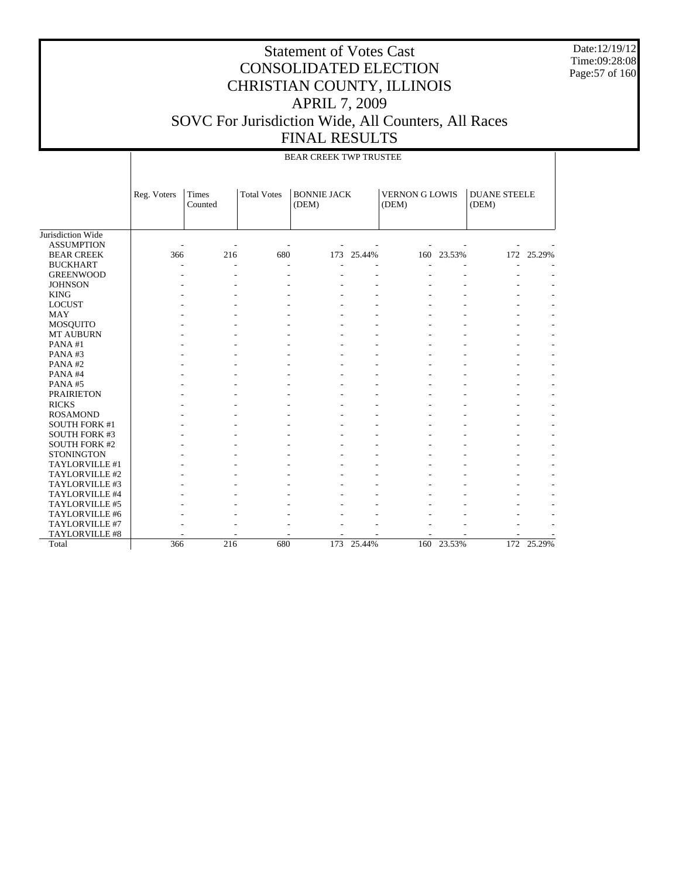# Statement of Votes Cast
# CONSOLIDATED ELECTION
# CHRISTIAN COUNTY, ILLINOIS
# APRIL 7, 2009
# SOVC For Jurisdiction Wide, All Counters, All Races
# FINAL RESULTS

Date:12/19/12
Time:09:28:08

BEAR CREEK TWP TRUSTEE

| | Reg. Voters | Times Counted | Total Votes | BONNIE JACK (DEM) | | VERNON G LOWIS (DEM) | | DUANE STEELE (DEM) | |
|---|---|---|---|---|---|---|---|---|---|
| Jurisdiction Wide | | | | | | | | | |
| ASSUMPTION | - | - | - | - | - | - | - | - | - |
| BEAR CREEK | 366 | 216 | 680 | 173 | 25.44% | 160 | 23.53% | 172 | 25.29% |
| BUCKHART | - | - | - | - | - | - | - | - | - |
| GREENWOOD | - | - | - | - | - | - | - | - | - |
| JOHNSON | - | - | - | - | - | - | - | - | - |
| KING | - | - | - | - | - | - | - | - | - |
| LOCUST | - | - | - | - | - | - | - | - | - |
| MAY | - | - | - | - | - | - | - | - | - |
| MOSQUITO | - | - | - | - | - | - | - | - | - |
| MT AUBURN | - | - | - | - | - | - | - | - | - |
| PANA #1 | - | - | - | - | - | - | - | - | - |
| PANA #3 | - | - | - | - | - | - | - | - | - |
| PANA #2 | - | - | - | - | - | - | - | - | - |
| PANA #4 | - | - | - | - | - | - | - | - | - |
| PANA #5 | - | - | - | - | - | - | - | - | - |
| PRAIRIETON | - | - | - | - | - | - | - | - | - |
| RICKS | - | - | - | - | - | - | - | - | - |
| ROSAMOND | - | - | - | - | - | - | - | - | - |
| SOUTH FORK #1 | - | - | - | - | - | - | - | - | - |
| SOUTH FORK #3 | - | - | - | - | - | - | - | - | - |
| SOUTH FORK #2 | - | - | - | - | - | - | - | - | - |
| STONINGTON | - | - | - | - | - | - | - | - | - |
| TAYLORVILLE #1 | - | - | - | - | - | - | - | - | - |
| TAYLORVILLE #2 | - | - | - | - | - | - | - | - | - |
| TAYLORVILLE #3 | - | - | - | - | - | - | - | - | - |
| TAYLORVILLE #4 | - | - | - | - | - | - | - | - | - |
| TAYLORVILLE #5 | - | - | - | - | - | - | - | - | - |
| TAYLORVILLE #6 | - | - | - | - | - | - | - | - | - |
| TAYLORVILLE #7 | - | - | - | - | - | - | - | - | - |
| TAYLORVILLE #8 | - | - | - | - | - | - | - | - | - |
| Total | 366 | 216 | 680 | 173 | 25.44% | 160 | 23.53% | 172 | 25.29% |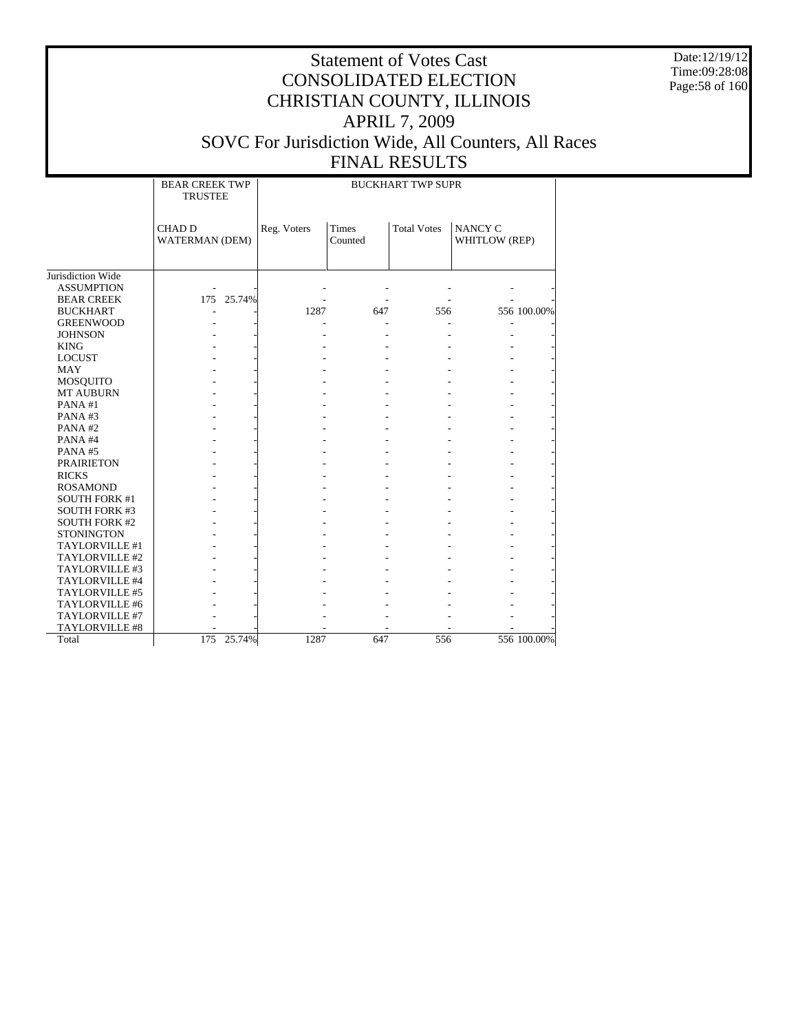# Statement of Votes Cast
# CONSOLIDATED ELECTION
# CHRISTIAN COUNTY, ILLINOIS
# APRIL 7, 2009
# SOVC For Jurisdiction Wide, All Counters, All Races
# FINAL RESULTS

| | BEAR CREEK TWP TRUSTEE | | BUCKHART TWP SUPR | | | | |
|---|---|---|---|---|---|---|---|
| | CHAD D WATERMAN (DEM) | | Reg. Voters | Times Counted | Total Votes | NANCY C WHITLOW (REP) | |
| Jurisdiction Wide | | | | | | | |
| ASSUMPTION | - | - | - | - | - | - | - |
| BEAR CREEK | 175 | 25.74% | - | - | - | - | - |
| BUCKHART | - | - | 1287 | 647 | 556 | 556 | 100.00% |
| GREENWOOD | - | - | - | - | - | - | - |
| JOHNSON | - | - | - | - | - | - | - |
| KING | - | - | - | - | - | - | - |
| LOCUST | - | - | - | - | - | - | - |
| MAY | - | - | - | - | - | - | - |
| MOSQUITO | - | - | - | - | - | - | - |
| MT AUBURN | - | - | - | - | - | - | - |
| PANA #1 | - | - | - | - | - | - | - |
| PANA #3 | - | - | - | - | - | - | - |
| PANA #2 | - | - | - | - | - | - | - |
| PANA #4 | - | - | - | - | - | - | - |
| PANA #5 | - | - | - | - | - | - | - |
| PRAIRIETON | - | - | - | - | - | - | - |
| RICKS | - | - | - | - | - | - | - |
| ROSAMOND | - | - | - | - | - | - | - |
| SOUTH FORK #1 | - | - | - | - | - | - | - |
| SOUTH FORK #3 | - | - | - | - | - | - | - |
| SOUTH FORK #2 | - | - | - | - | - | - | - |
| STONINGTON | - | - | - | - | - | - | - |
| TAYLORVILLE #1 | - | - | - | - | - | - | - |
| TAYLORVILLE #2 | - | - | - | - | - | - | - |
| TAYLORVILLE #3 | - | - | - | - | - | - | - |
| TAYLORVILLE #4 | - | - | - | - | - | - | - |
| TAYLORVILLE #5 | - | - | - | - | - | - | - |
| TAYLORVILLE #6 | - | - | - | - | - | - | - |
| TAYLORVILLE #7 | - | - | - | - | - | - | - |
| TAYLORVILLE #8 | - | - | - | - | - | - | - |
| Total | 175 | 25.74% | 1287 | 647 | 556 | 556 | 100.00% |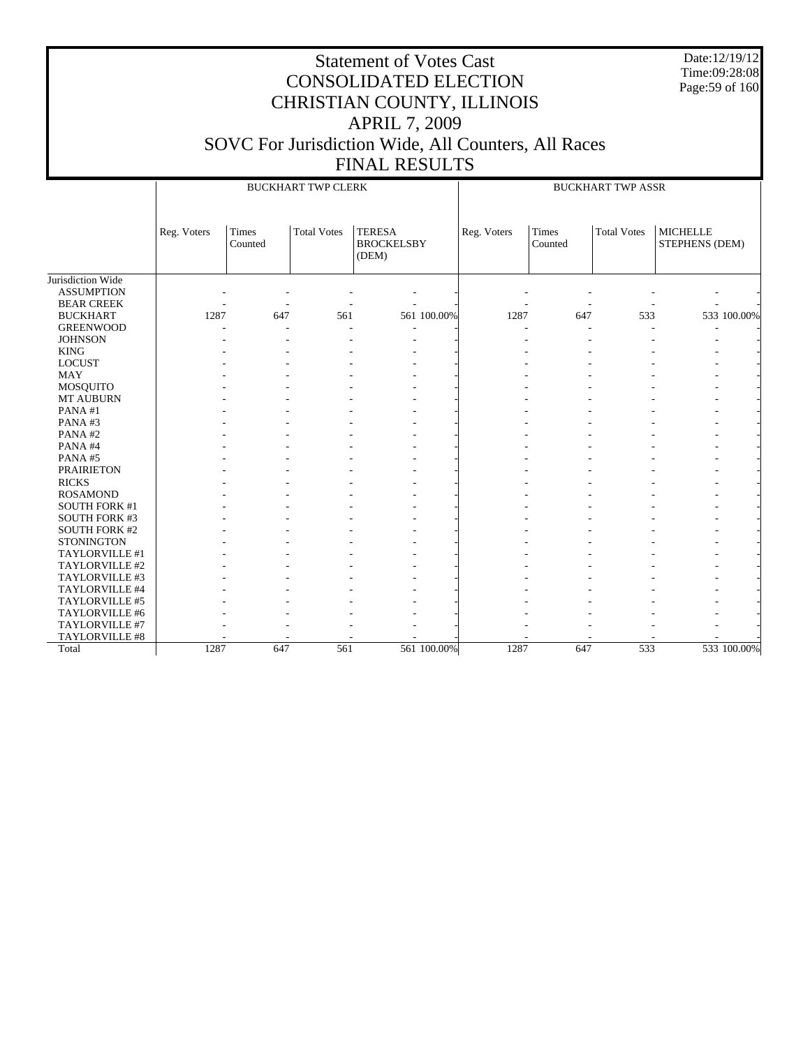# Statement of Votes Cast
# CONSOLIDATED ELECTION
# CHRISTIAN COUNTY, ILLINOIS
# APRIL 7, 2009
# SOVC For Jurisdiction Wide, All Counters, All Races
# FINAL RESULTS

Date:12/19/12
Time:09:28:08

| | BUCKHART TWP CLERK | | | | | BUCKHART TWP ASSR | | | | |
|---|---|---|---|---|---|---|---|---|---|---|
| | Reg. Voters | Times Counted | Total Votes | TERESA BROCKELSBY (DEM) | | Reg. Voters | Times Counted | Total Votes | MICHELLE STEPHENS (DEM) | |
| Jurisdiction Wide | | | | | | | | | | |
| ASSUMPTION | - | - | - | - | - | - | - | - | - | - |
| BEAR CREEK | - | - | - | - | - | - | - | - | - | - |
| BUCKHART | 1287 | 647 | 561 | 561 | 100.00% | 1287 | 647 | 533 | 533 | 100.00% |
| GREENWOOD | - | - | - | - | - | - | - | - | - | - |
| JOHNSON | - | - | - | - | - | - | - | - | - | - |
| KING | - | - | - | - | - | - | - | - | - | - |
| LOCUST | - | - | - | - | - | - | - | - | - | - |
| MAY | - | - | - | - | - | - | - | - | - | - |
| MOSQUITO | - | - | - | - | - | - | - | - | - | - |
| MT AUBURN | - | - | - | - | - | - | - | - | - | - |
| PANA #1 | - | - | - | - | - | - | - | - | - | - |
| PANA #3 | - | - | - | - | - | - | - | - | - | - |
| PANA #2 | - | - | - | - | - | - | - | - | - | - |
| PANA #4 | - | - | - | - | - | - | - | - | - | - |
| PANA #5 | - | - | - | - | - | - | - | - | - | - |
| PRAIRIETON | - | - | - | - | - | - | - | - | - | - |
| RICKS | - | - | - | - | - | - | - | - | - | - |
| ROSAMOND | - | - | - | - | - | - | - | - | - | - |
| SOUTH FORK #1 | - | - | - | - | - | - | - | - | - | - |
| SOUTH FORK #3 | - | - | - | - | - | - | - | - | - | - |
| SOUTH FORK #2 | - | - | - | - | - | - | - | - | - | - |
| STONINGTON | - | - | - | - | - | - | - | - | - | - |
| TAYLORVILLE #1 | - | - | - | - | - | - | - | - | - | - |
| TAYLORVILLE #2 | - | - | - | - | - | - | - | - | - | - |
| TAYLORVILLE #3 | - | - | - | - | - | - | - | - | - | - |
| TAYLORVILLE #4 | - | - | - | - | - | - | - | - | - | - |
| TAYLORVILLE #5 | - | - | - | - | - | - | - | - | - | - |
| TAYLORVILLE #6 | - | - | - | - | - | - | - | - | - | - |
| TAYLORVILLE #7 | - | - | - | - | - | - | - | - | - | - |
| TAYLORVILLE #8 | - | - | - | - | - | - | - | - | - | - |
| Total | 1287 | 647 | 561 | 561 | 100.00% | 1287 | 647 | 533 | 533 | 100.00% |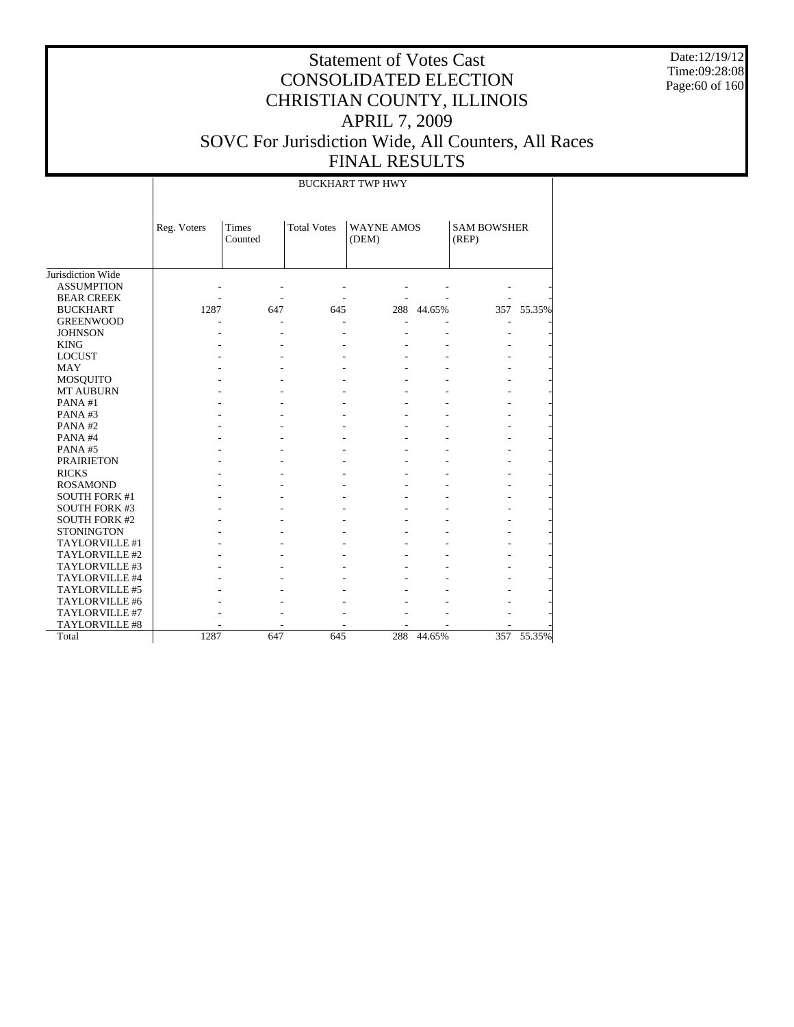# Statement of Votes Cast
# CONSOLIDATED ELECTION
# CHRISTIAN COUNTY, ILLINOIS
# APRIL 7, 2009
# SOVC For Jurisdiction Wide, All Counters, All Races
# FINAL RESULTS

Date:12/19/12
Time:09:28:08

| | BUCKHART TWP HWY | | | | | | |
|---|---|---|---|---|---|---|---|
| | Reg. Voters | Times Counted | Total Votes | WAYNE AMOS (DEM) | | SAM BOWSHER (REP) | |
| Jurisdiction Wide | | | | | | | |
| ASSUMPTION | - | - | - | - | - | - | - |
| BEAR CREEK | - | - | - | - | - | - | - |
| BUCKHART | 1287 | 647 | 645 | 288 | 44.65% | 357 | 55.35% |
| GREENWOOD | - | - | - | - | - | - | - |
| JOHNSON | - | - | - | - | - | - | - |
| KING | - | - | - | - | - | - | - |
| LOCUST | - | - | - | - | - | - | - |
| MAY | - | - | - | - | - | - | - |
| MOSQUITO | - | - | - | - | - | - | - |
| MT AUBURN | - | - | - | - | - | - | - |
| PANA #1 | - | - | - | - | - | - | - |
| PANA #3 | - | - | - | - | - | - | - |
| PANA #2 | - | - | - | - | - | - | - |
| PANA #4 | - | - | - | - | - | - | - |
| PANA #5 | - | - | - | - | - | - | - |
| PRAIRIETON | - | - | - | - | - | - | - |
| RICKS | - | - | - | - | - | - | - |
| ROSAMOND | - | - | - | - | - | - | - |
| SOUTH FORK #1 | - | - | - | - | - | - | - |
| SOUTH FORK #3 | - | - | - | - | - | - | - |
| SOUTH FORK #2 | - | - | - | - | - | - | - |
| STONINGTON | - | - | - | - | - | - | - |
| TAYLORVILLE #1 | - | - | - | - | - | - | - |
| TAYLORVILLE #2 | - | - | - | - | - | - | - |
| TAYLORVILLE #3 | - | - | - | - | - | - | - |
| TAYLORVILLE #4 | - | - | - | - | - | - | - |
| TAYLORVILLE #5 | - | - | - | - | - | - | - |
| TAYLORVILLE #6 | - | - | - | - | - | - | - |
| TAYLORVILLE #7 | - | - | - | - | - | - | - |
| TAYLORVILLE #8 | - | - | - | - | - | - | - |
| Total | 1287 | 647 | 645 | 288 | 44.65% | 357 | 55.35% |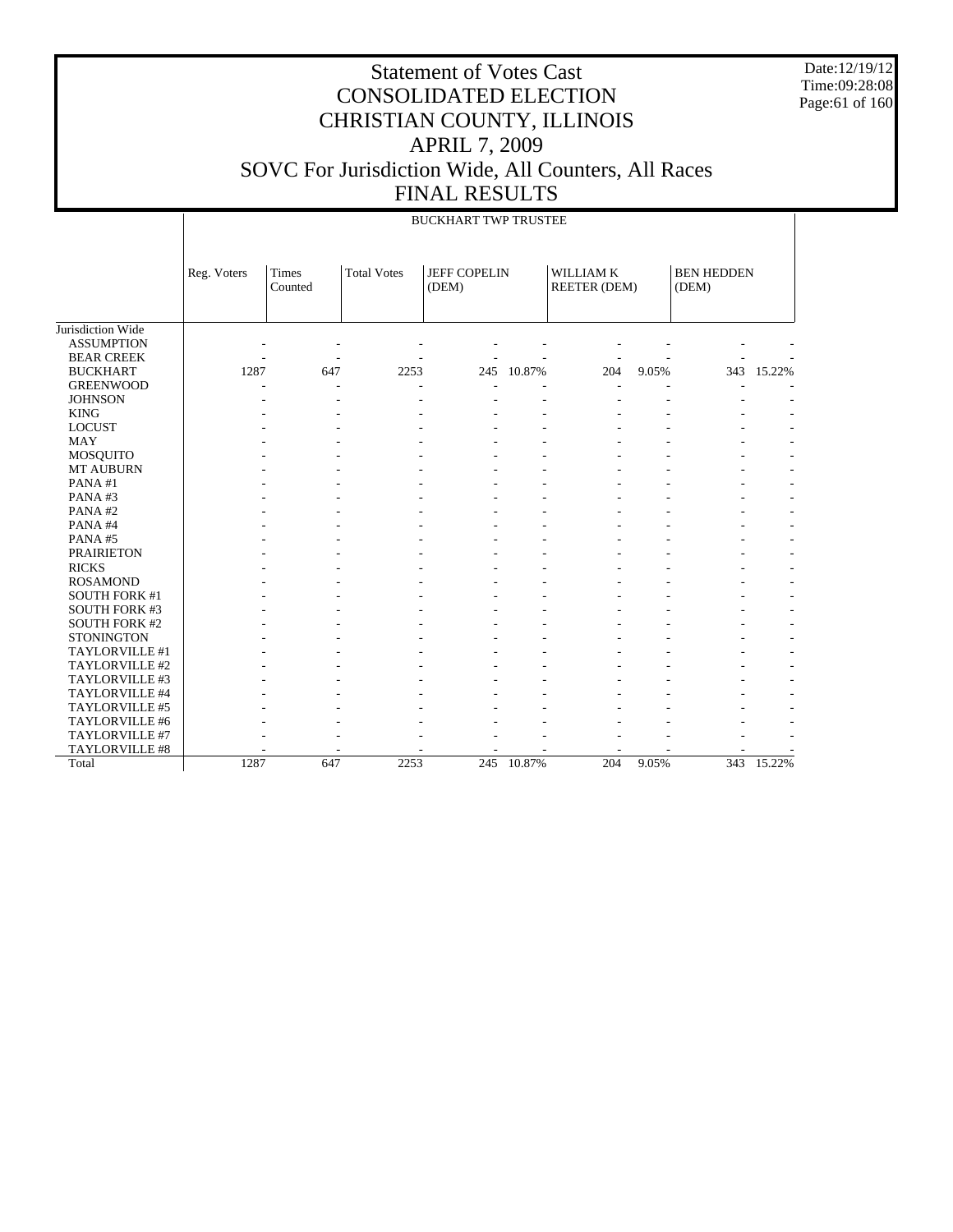# Statement of Votes Cast
# CONSOLIDATED ELECTION
# CHRISTIAN COUNTY, ILLINOIS
# APRIL 7, 2009
# SOVC For Jurisdiction Wide, All Counters, All Races
# FINAL RESULTS

Date:12/19/12
Time:09:28:08

## BUCKHART TWP TRUSTEE

| | Reg. Voters | Times Counted | Total Votes | JEFF COPELIN (DEM) | | WILLIAM K REETER (DEM) | | BEN HEDDEN (DEM) | |
|---|---|---|---|---|---|---|---|---|---|
| Jurisdiction Wide | | | | | | | | | |
| ASSUMPTION | - | - | - | - | - | - | - | - | - |
| BEAR CREEK | - | - | - | - | - | - | - | - | - |
| BUCKHART | 1287 | 647 | 2253 | 245 | 10.87% | 204 | 9.05% | 343 | 15.22% |
| GREENWOOD | - | - | - | - | - | - | - | - | - |
| JOHNSON | - | - | - | - | - | - | - | - | - |
| KING | - | - | - | - | - | - | - | - | - |
| LOCUST | - | - | - | - | - | - | - | - | - |
| MAY | - | - | - | - | - | - | - | - | - |
| MOSQUITO | - | - | - | - | - | - | - | - | - |
| MT AUBURN | - | - | - | - | - | - | - | - | - |
| PANA #1 | - | - | - | - | - | - | - | - | - |
| PANA #3 | - | - | - | - | - | - | - | - | - |
| PANA #2 | - | - | - | - | - | - | - | - | - |
| PANA #4 | - | - | - | - | - | - | - | - | - |
| PANA #5 | - | - | - | - | - | - | - | - | - |
| PRAIRIETON | - | - | - | - | - | - | - | - | - |
| RICKS | - | - | - | - | - | - | - | - | - |
| ROSAMOND | - | - | - | - | - | - | - | - | - |
| SOUTH FORK #1 | - | - | - | - | - | - | - | - | - |
| SOUTH FORK #3 | - | - | - | - | - | - | - | - | - |
| SOUTH FORK #2 | - | - | - | - | - | - | - | - | - |
| STONINGTON | - | - | - | - | - | - | - | - | - |
| TAYLORVILLE #1 | - | - | - | - | - | - | - | - | - |
| TAYLORVILLE #2 | - | - | - | - | - | - | - | - | - |
| TAYLORVILLE #3 | - | - | - | - | - | - | - | - | - |
| TAYLORVILLE #4 | - | - | - | - | - | - | - | - | - |
| TAYLORVILLE #5 | - | - | - | - | - | - | - | - | - |
| TAYLORVILLE #6 | - | - | - | - | - | - | - | - | - |
| TAYLORVILLE #7 | - | - | - | - | - | - | - | - | - |
| TAYLORVILLE #8 | - | - | - | - | - | - | - | - | - |
| Total | 1287 | 647 | 2253 | 245 | 10.87% | 204 | 9.05% | 343 | 15.22% |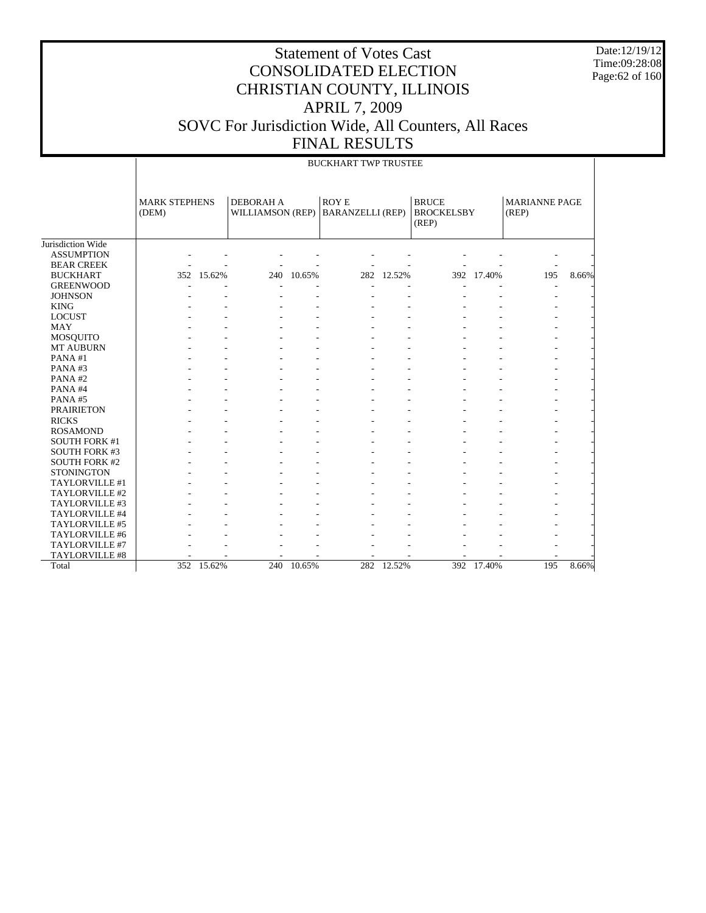# Statement of Votes Cast
# CONSOLIDATED ELECTION
# CHRISTIAN COUNTY, ILLINOIS
# APRIL 7, 2009
# SOVC For Jurisdiction Wide, All Counters, All Races
# FINAL RESULTS

Date:12/19/12
Time:09:28:08

| | BUCKHART TWP TRUSTEE | | | | | | | | | |
|---|---|---|---|---|---|---|---|---|---|---|
| | MARK STEPHENS (DEM) | | DEBORAH A WILLIAMSON (REP) | | ROY E BARANZELLI (REP) | | BRUCE BROCKELSBY (REP) | | MARIANNE PAGE (REP) | |
| Jurisdiction Wide | | | | | | | | | | |
| ASSUMPTION | - | - | - | - | - | - | - | - | - | - |
| BEAR CREEK | - | - | - | - | - | - | - | - | - | - |
| BUCKHART | 352 | 15.62% | 240 | 10.65% | 282 | 12.52% | 392 | 17.40% | 195 | 8.66% |
| GREENWOOD | - | - | - | - | - | - | - | - | - | - |
| JOHNSON | - | - | - | - | - | - | - | - | - | - |
| KING | - | - | - | - | - | - | - | - | - | - |
| LOCUST | - | - | - | - | - | - | - | - | - | - |
| MAY | - | - | - | - | - | - | - | - | - | - |
| MOSQUITO | - | - | - | - | - | - | - | - | - | - |
| MT AUBURN | - | - | - | - | - | - | - | - | - | - |
| PANA #1 | - | - | - | - | - | - | - | - | - | - |
| PANA #3 | - | - | - | - | - | - | - | - | - | - |
| PANA #2 | - | - | - | - | - | - | - | - | - | - |
| PANA #4 | - | - | - | - | - | - | - | - | - | - |
| PANA #5 | - | - | - | - | - | - | - | - | - | - |
| PRAIRIETON | - | - | - | - | - | - | - | - | - | - |
| RICKS | - | - | - | - | - | - | - | - | - | - |
| ROSAMOND | - | - | - | - | - | - | - | - | - | - |
| SOUTH FORK #1 | - | - | - | - | - | - | - | - | - | - |
| SOUTH FORK #3 | - | - | - | - | - | - | - | - | - | - |
| SOUTH FORK #2 | - | - | - | - | - | - | - | - | - | - |
| STONINGTON | - | - | - | - | - | - | - | - | - | - |
| TAYLORVILLE #1 | - | - | - | - | - | - | - | - | - | - |
| TAYLORVILLE #2 | - | - | - | - | - | - | - | - | - | - |
| TAYLORVILLE #3 | - | - | - | - | - | - | - | - | - | - |
| TAYLORVILLE #4 | - | - | - | - | - | - | - | - | - | - |
| TAYLORVILLE #5 | - | - | - | - | - | - | - | - | - | - |
| TAYLORVILLE #6 | - | - | - | - | - | - | - | - | - | - |
| TAYLORVILLE #7 | - | - | - | - | - | - | - | - | - | - |
| TAYLORVILLE #8 | - | - | - | - | - | - | - | - | - | - |
| Total | 352 | 15.62% | 240 | 10.65% | 282 | 12.52% | 392 | 17.40% | 195 | 8.66% |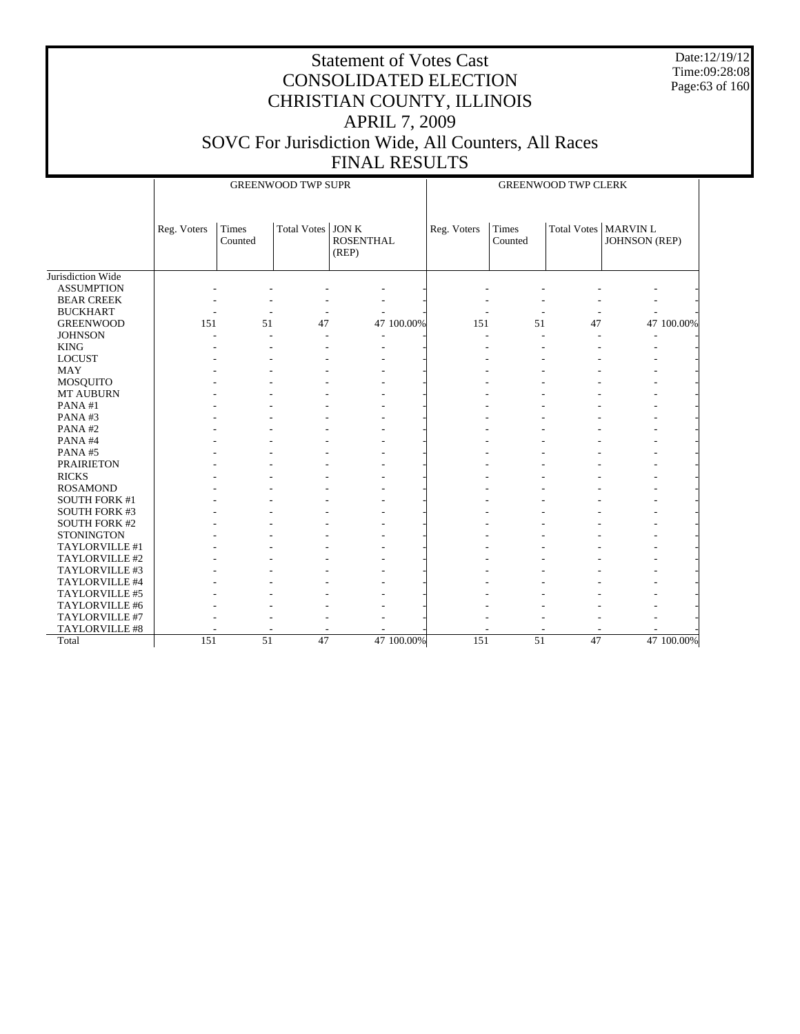# Statement of Votes Cast
# CONSOLIDATED ELECTION
# CHRISTIAN COUNTY, ILLINOIS
# APRIL 7, 2009
# SOVC For Jurisdiction Wide, All Counters, All Races
# FINAL RESULTS

Date:12/19/12
Time:09:28:08

| | GREENWOOD TWP SUPR | | | | | GREENWOOD TWP CLERK | | | | |
|---|---|---|---|---|---|---|---|---|---|---|
| | Reg. Voters | Times Counted | Total Votes | JON K ROSENTHAL (REP) | | Reg. Voters | Times Counted | Total Votes | MARVIN L JOHNSON (REP) | |
| Jurisdiction Wide | | | | | | | | | | |
| ASSUMPTION | - | - | - | - | - | - | - | - | - | - |
| BEAR CREEK | - | - | - | - | - | - | - | - | - | - |
| BUCKHART | - | - | - | - | - | - | - | - | - | - |
| GREENWOOD | 151 | 51 | 47 | 47 | 100.00% | 151 | 51 | 47 | 47 | 100.00% |
| JOHNSON | - | - | - | - | - | - | - | - | - | - |
| KING | - | - | - | - | - | - | - | - | - | - |
| LOCUST | - | - | - | - | - | - | - | - | - | - |
| MAY | - | - | - | - | - | - | - | - | - | - |
| MOSQUITO | - | - | - | - | - | - | - | - | - | - |
| MT AUBURN | - | - | - | - | - | - | - | - | - | - |
| PANA #1 | - | - | - | - | - | - | - | - | - | - |
| PANA #3 | - | - | - | - | - | - | - | - | - | - |
| PANA #2 | - | - | - | - | - | - | - | - | - | - |
| PANA #4 | - | - | - | - | - | - | - | - | - | - |
| PANA #5 | - | - | - | - | - | - | - | - | - | - |
| PRAIRIETON | - | - | - | - | - | - | - | - | - | - |
| RICKS | - | - | - | - | - | - | - | - | - | - |
| ROSAMOND | - | - | - | - | - | - | - | - | - | - |
| SOUTH FORK #1 | - | - | - | - | - | - | - | - | - | - |
| SOUTH FORK #3 | - | - | - | - | - | - | - | - | - | - |
| SOUTH FORK #2 | - | - | - | - | - | - | - | - | - | - |
| STONINGTON | - | - | - | - | - | - | - | - | - | - |
| TAYLORVILLE #1 | - | - | - | - | - | - | - | - | - | - |
| TAYLORVILLE #2 | - | - | - | - | - | - | - | - | - | - |
| TAYLORVILLE #3 | - | - | - | - | - | - | - | - | - | - |
| TAYLORVILLE #4 | - | - | - | - | - | - | - | - | - | - |
| TAYLORVILLE #5 | - | - | - | - | - | - | - | - | - | - |
| TAYLORVILLE #6 | - | - | - | - | - | - | - | - | - | - |
| TAYLORVILLE #7 | - | - | - | - | - | - | - | - | - | - |
| TAYLORVILLE #8 | - | - | - | - | - | - | - | - | - | - |
| Total | 151 | 51 | 47 | 47 | 100.00% | 151 | 51 | 47 | 47 | 100.00% |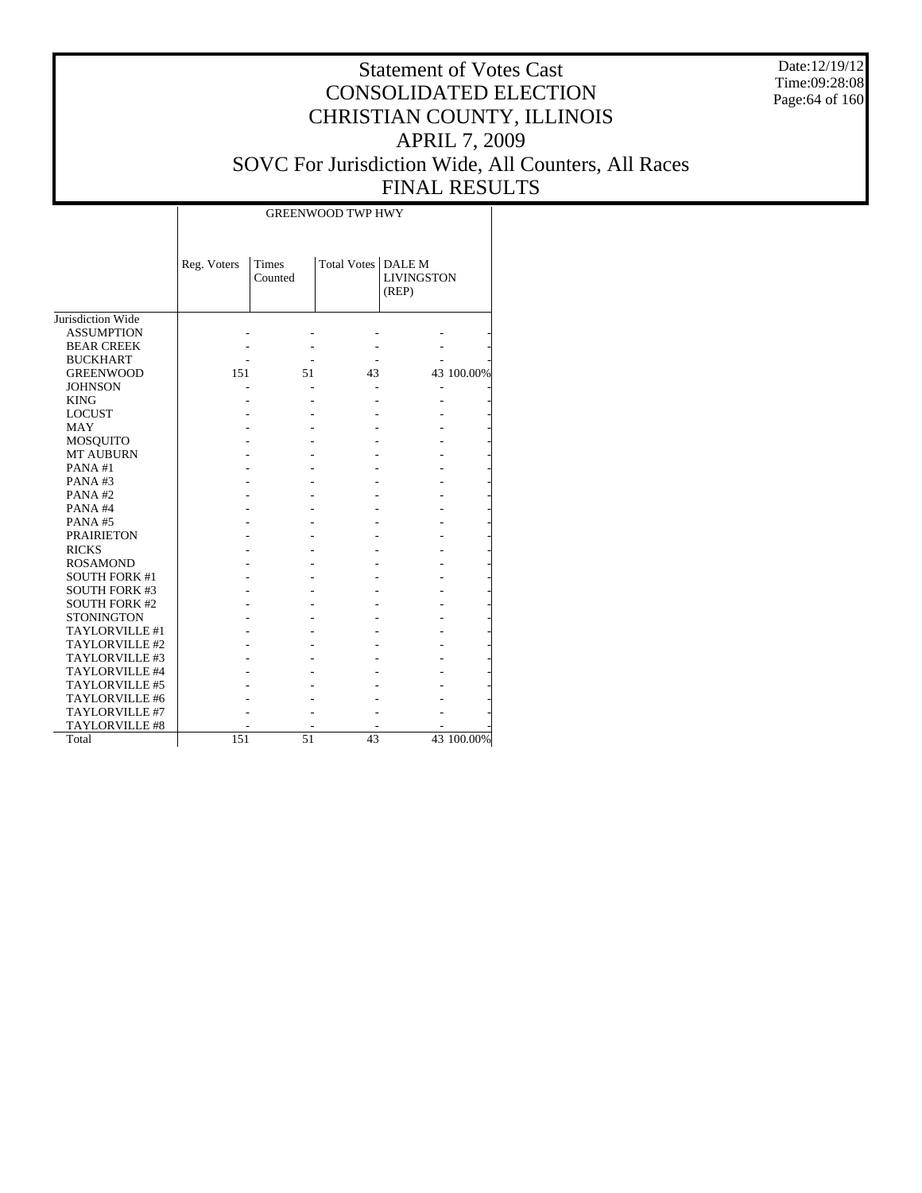# Statement of Votes Cast
# CONSOLIDATED ELECTION
# CHRISTIAN COUNTY, ILLINOIS
# APRIL 7, 2009
# SOVC For Jurisdiction Wide, All Counters, All Races
# FINAL RESULTS

Date:12/19/12
Time:09:28:08

| | GREENWOOD TWP HWY | | | | |
|---|---|---|---|---|---|
| | Reg. Voters | Times Counted | Total Votes | DALE M LIVINGSTON (REP) | |
| Jurisdiction Wide | | | | | |
| ASSUMPTION | - | - | - | - | - |
| BEAR CREEK | - | - | - | - | - |
| BUCKHART | - | - | - | - | - |
| GREENWOOD | 151 | 51 | 43 | 43 | 100.00% |
| JOHNSON | - | - | - | - | - |
| KING | - | - | - | - | - |
| LOCUST | - | - | - | - | - |
| MAY | - | - | - | - | - |
| MOSQUITO | - | - | - | - | - |
| MT AUBURN | - | - | - | - | - |
| PANA #1 | - | - | - | - | - |
| PANA #3 | - | - | - | - | - |
| PANA #2 | - | - | - | - | - |
| PANA #4 | - | - | - | - | - |
| PANA #5 | - | - | - | - | - |
| PRAIRIETON | - | - | - | - | - |
| RICKS | - | - | - | - | - |
| ROSAMOND | - | - | - | - | - |
| SOUTH FORK #1 | - | - | - | - | - |
| SOUTH FORK #3 | - | - | - | - | - |
| SOUTH FORK #2 | - | - | - | - | - |
| STONINGTON | - | - | - | - | - |
| TAYLORVILLE #1 | - | - | - | - | - |
| TAYLORVILLE #2 | - | - | - | - | - |
| TAYLORVILLE #3 | - | - | - | - | - |
| TAYLORVILLE #4 | - | - | - | - | - |
| TAYLORVILLE #5 | - | - | - | - | - |
| TAYLORVILLE #6 | - | - | - | - | - |
| TAYLORVILLE #7 | - | - | - | - | - |
| TAYLORVILLE #8 | - | - | - | - | - |
| Total | 151 | 51 | 43 | 43 | 100.00% |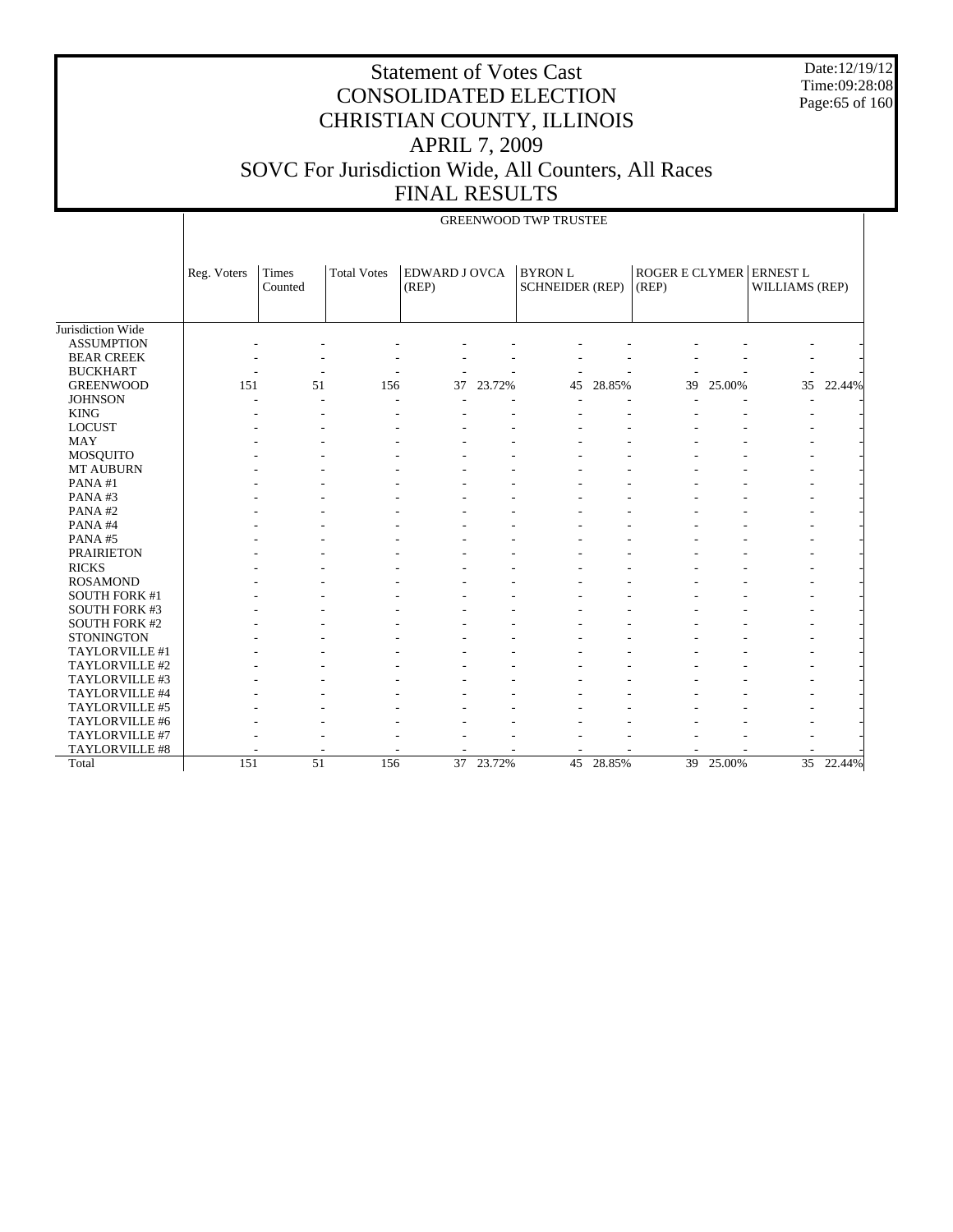# Statement of Votes Cast
# CONSOLIDATED ELECTION
# CHRISTIAN COUNTY, ILLINOIS
# APRIL 7, 2009
# SOVC For Jurisdiction Wide, All Counters, All Races
# FINAL RESULTS

Date:12/19/12
Time:09:28:08

GREENWOOD TWP TRUSTEE

| | Reg. Voters | Times Counted | Total Votes | EDWARD J OVCA (REP) | | BYRON L SCHNEIDER (REP) | | ROGER E CLYMER (REP) | | ERNEST L WILLIAMS (REP) | |
|---|---|---|---|---|---|---|---|---|---|---|---|
| Jurisdiction Wide | | | | | | | | | | | |
| ASSUMPTION | - | - | - | - | - | - | - | - | - | - | - |
| BEAR CREEK | - | - | - | - | - | - | - | - | - | - | - |
| BUCKHART | - | - | - | - | - | - | - | - | - | - | - |
| GREENWOOD | 151 | 51 | 156 | 37 | 23.72% | 45 | 28.85% | 39 | 25.00% | 35 | 22.44% |
| JOHNSON | - | - | - | - | - | - | - | - | - | - | - |
| KING | - | - | - | - | - | - | - | - | - | - | - |
| LOCUST | - | - | - | - | - | - | - | - | - | - | - |
| MAY | - | - | - | - | - | - | - | - | - | - | - |
| MOSQUITO | - | - | - | - | - | - | - | - | - | - | - |
| MT AUBURN | - | - | - | - | - | - | - | - | - | - | - |
| PANA #1 | - | - | - | - | - | - | - | - | - | - | - |
| PANA #3 | - | - | - | - | - | - | - | - | - | - | - |
| PANA #2 | - | - | - | - | - | - | - | - | - | - | - |
| PANA #4 | - | - | - | - | - | - | - | - | - | - | - |
| PANA #5 | - | - | - | - | - | - | - | - | - | - | - |
| PRAIRIETON | - | - | - | - | - | - | - | - | - | - | - |
| RICKS | - | - | - | - | - | - | - | - | - | - | - |
| ROSAMOND | - | - | - | - | - | - | - | - | - | - | - |
| SOUTH FORK #1 | - | - | - | - | - | - | - | - | - | - | - |
| SOUTH FORK #3 | - | - | - | - | - | - | - | - | - | - | - |
| SOUTH FORK #2 | - | - | - | - | - | - | - | - | - | - | - |
| STONINGTON | - | - | - | - | - | - | - | - | - | - | - |
| TAYLORVILLE #1 | - | - | - | - | - | - | - | - | - | - | - |
| TAYLORVILLE #2 | - | - | - | - | - | - | - | - | - | - | - |
| TAYLORVILLE #3 | - | - | - | - | - | - | - | - | - | - | - |
| TAYLORVILLE #4 | - | - | - | - | - | - | - | - | - | - | - |
| TAYLORVILLE #5 | - | - | - | - | - | - | - | - | - | - | - |
| TAYLORVILLE #6 | - | - | - | - | - | - | - | - | - | - | - |
| TAYLORVILLE #7 | - | - | - | - | - | - | - | - | - | - | - |
| TAYLORVILLE #8 | - | - | - | - | - | - | - | - | - | - | - |
| Total | 151 | 51 | 156 | 37 | 23.72% | 45 | 28.85% | 39 | 25.00% | 35 | 22.44% |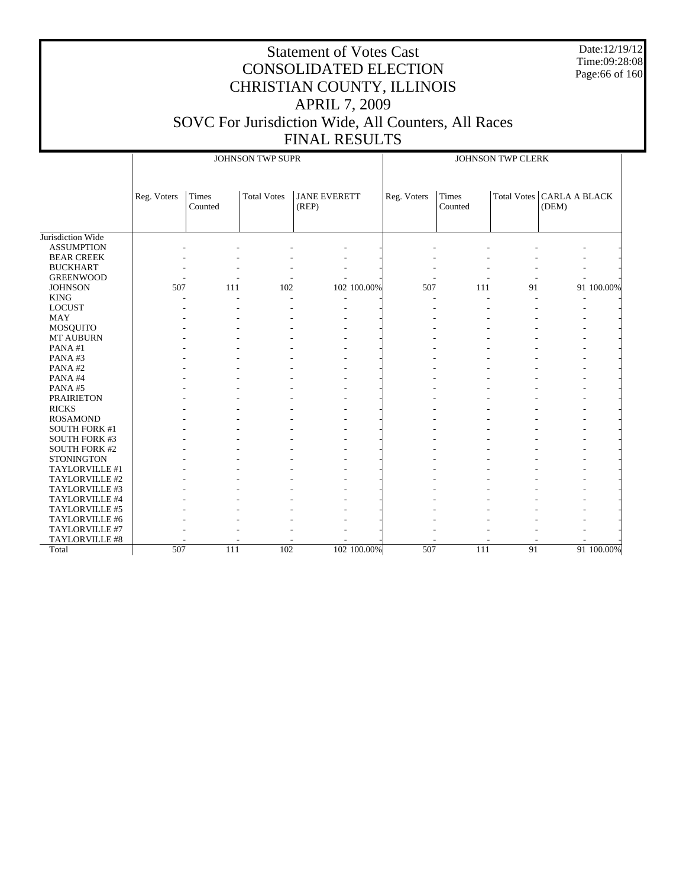# Statement of Votes Cast
## CONSOLIDATED ELECTION
## CHRISTIAN COUNTY, ILLINOIS
## APRIL 7, 2009
## SOVC For Jurisdiction Wide, All Counters, All Races
## FINAL RESULTS

Date:12/19/12
Time:09:28:08

| | JOHNSON TWP SUPR | | | | | JOHNSON TWP CLERK | | | | |
|---|---|---|---|---|---|---|---|---|---|---|
| | Reg. Voters | Times Counted | Total Votes | JANE EVERETT (REP) | | Reg. Voters | Times Counted | Total Votes | CARLA A BLACK (DEM) | |
| Jurisdiction Wide | | | | | | | | | | |
| ASSUMPTION | - | - | - | - | - | - | - | - | - | - |
| BEAR CREEK | - | - | - | - | - | - | - | - | - | - |
| BUCKHART | - | - | - | - | - | - | - | - | - | - |
| GREENWOOD | - | - | - | - | - | - | - | - | - | - |
| JOHNSON | 507 | 111 | 102 | 102 | 100.00% | 507 | 111 | 91 | 91 | 100.00% |
| KING | - | - | - | - | - | - | - | - | - | - |
| LOCUST | - | - | - | - | - | - | - | - | - | - |
| MAY | - | - | - | - | - | - | - | - | - | - |
| MOSQUITO | - | - | - | - | - | - | - | - | - | - |
| MT AUBURN | - | - | - | - | - | - | - | - | - | - |
| PANA #1 | - | - | - | - | - | - | - | - | - | - |
| PANA #3 | - | - | - | - | - | - | - | - | - | - |
| PANA #2 | - | - | - | - | - | - | - | - | - | - |
| PANA #4 | - | - | - | - | - | - | - | - | - | - |
| PANA #5 | - | - | - | - | - | - | - | - | - | - |
| PRAIRIETON | - | - | - | - | - | - | - | - | - | - |
| RICKS | - | - | - | - | - | - | - | - | - | - |
| ROSAMOND | - | - | - | - | - | - | - | - | - | - |
| SOUTH FORK #1 | - | - | - | - | - | - | - | - | - | - |
| SOUTH FORK #3 | - | - | - | - | - | - | - | - | - | - |
| SOUTH FORK #2 | - | - | - | - | - | - | - | - | - | - |
| STONINGTON | - | - | - | - | - | - | - | - | - | - |
| TAYLORVILLE #1 | - | - | - | - | - | - | - | - | - | - |
| TAYLORVILLE #2 | - | - | - | - | - | - | - | - | - | - |
| TAYLORVILLE #3 | - | - | - | - | - | - | - | - | - | - |
| TAYLORVILLE #4 | - | - | - | - | - | - | - | - | - | - |
| TAYLORVILLE #5 | - | - | - | - | - | - | - | - | - | - |
| TAYLORVILLE #6 | - | - | - | - | - | - | - | - | - | - |
| TAYLORVILLE #7 | - | - | - | - | - | - | - | - | - | - |
| TAYLORVILLE #8 | - | - | - | - | - | - | - | - | - | - |
| Total | 507 | 111 | 102 | 102 | 100.00% | 507 | 111 | 91 | 91 | 100.00% |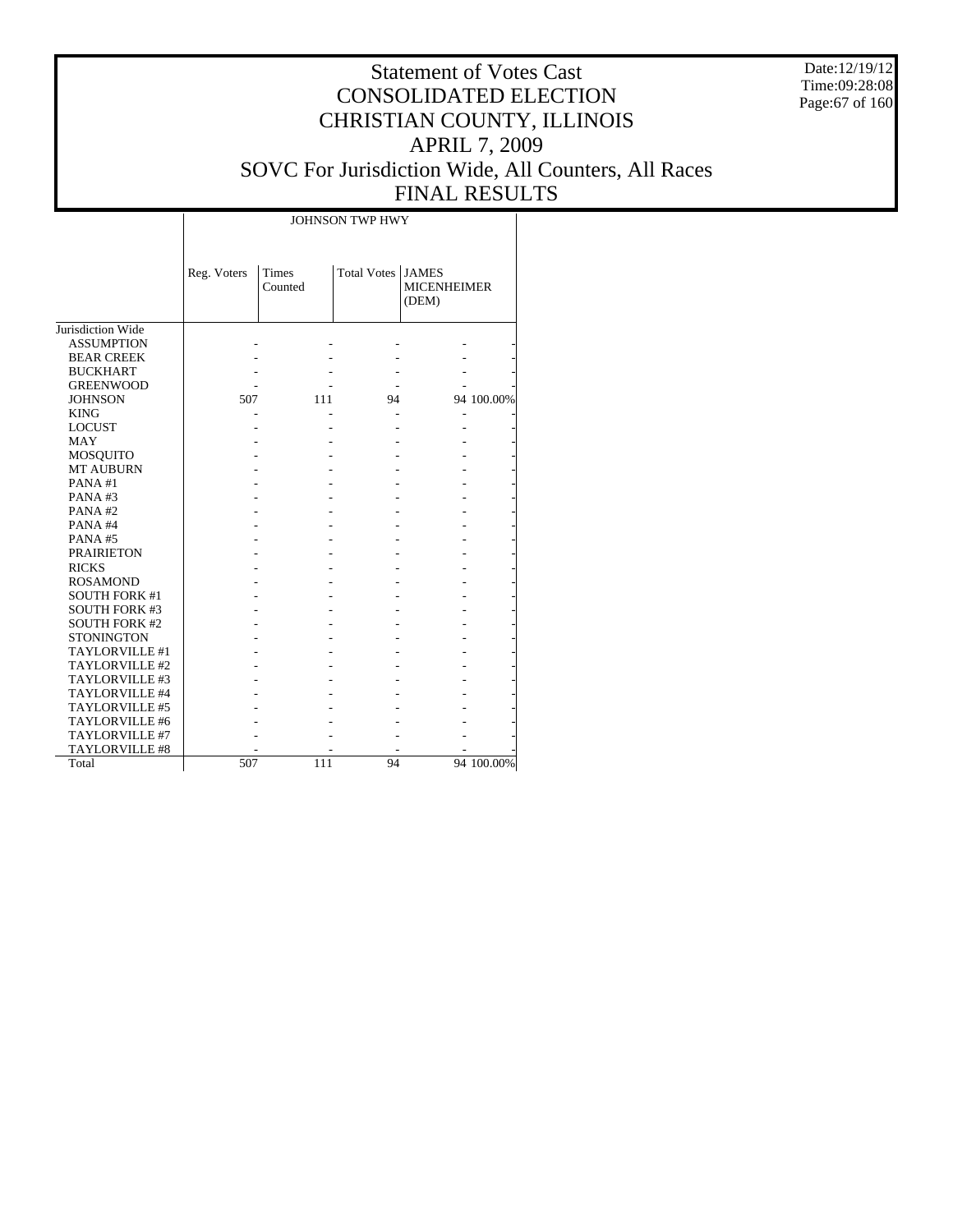# Statement of Votes Cast
# CONSOLIDATED ELECTION
# CHRISTIAN COUNTY, ILLINOIS
# APRIL 7, 2009
# SOVC For Jurisdiction Wide, All Counters, All Races
# FINAL RESULTS

Date:12/19/12
Time:09:28:08

| | JOHNSON TWP HWY | | | | |
|---|---|---|---|---|---|
| | Reg. Voters | Times Counted | Total Votes | JAMES MICENHEIMER (DEM) | |
| Jurisdiction Wide | | | | | |
| ASSUMPTION | - | - | - | - | - |
| BEAR CREEK | - | - | - | - | - |
| BUCKHART | - | - | - | - | - |
| GREENWOOD | - | - | - | - | - |
| JOHNSON | 507 | 111 | 94 | 94 | 100.00% |
| KING | - | - | - | - | - |
| LOCUST | - | - | - | - | - |
| MAY | - | - | - | - | - |
| MOSQUITO | - | - | - | - | - |
| MT AUBURN | - | - | - | - | - |
| PANA #1 | - | - | - | - | - |
| PANA #3 | - | - | - | - | - |
| PANA #2 | - | - | - | - | - |
| PANA #4 | - | - | - | - | - |
| PANA #5 | - | - | - | - | - |
| PRAIRIETON | - | - | - | - | - |
| RICKS | - | - | - | - | - |
| ROSAMOND | - | - | - | - | - |
| SOUTH FORK #1 | - | - | - | - | - |
| SOUTH FORK #3 | - | - | - | - | - |
| SOUTH FORK #2 | - | - | - | - | - |
| STONINGTON | - | - | - | - | - |
| TAYLORVILLE #1 | - | - | - | - | - |
| TAYLORVILLE #2 | - | - | - | - | - |
| TAYLORVILLE #3 | - | - | - | - | - |
| TAYLORVILLE #4 | - | - | - | - | - |
| TAYLORVILLE #5 | - | - | - | - | - |
| TAYLORVILLE #6 | - | - | - | - | - |
| TAYLORVILLE #7 | - | - | - | - | - |
| TAYLORVILLE #8 | - | - | - | - | - |
| Total | 507 | 111 | 94 | 94 | 100.00% |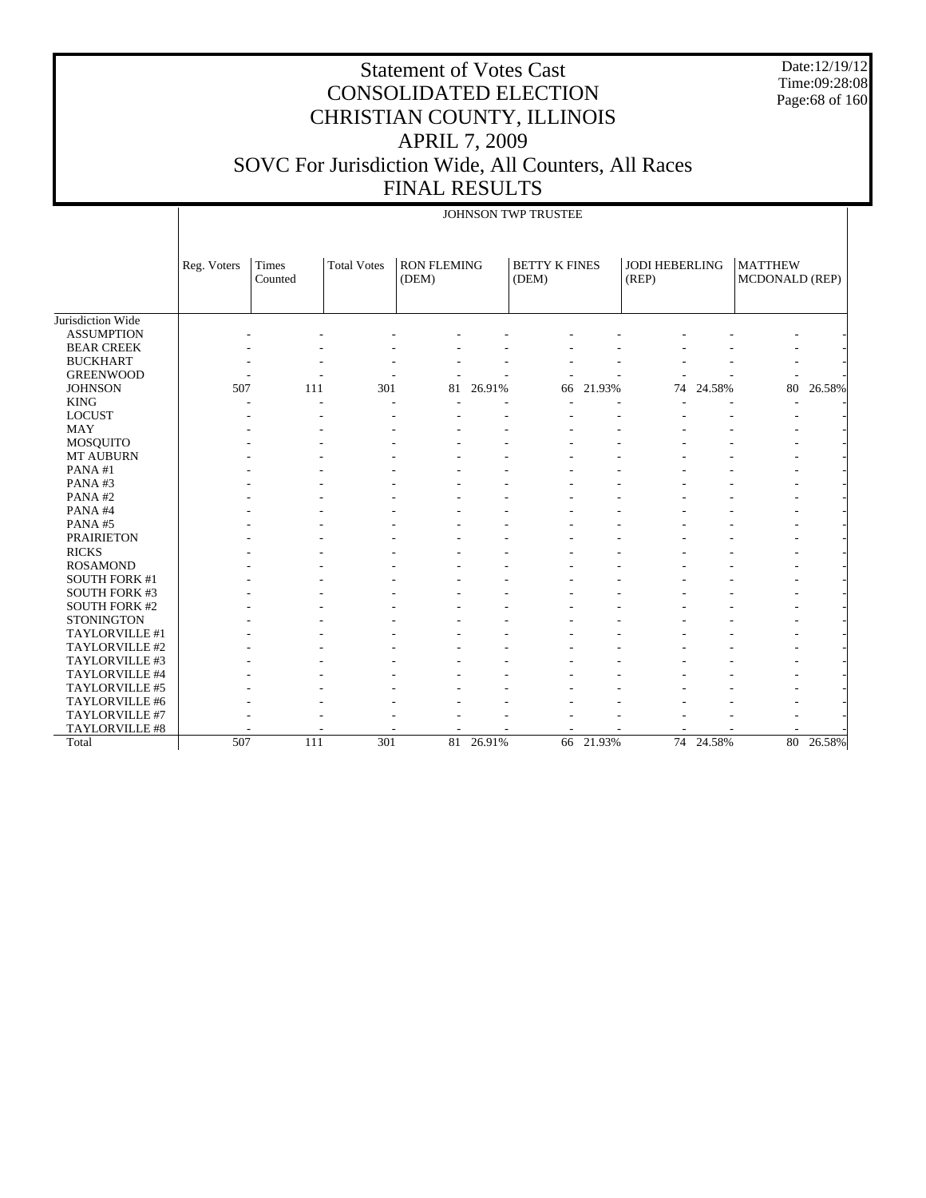# Statement of Votes Cast
# CONSOLIDATED ELECTION
# CHRISTIAN COUNTY, ILLINOIS
# APRIL 7, 2009
# SOVC For Jurisdiction Wide, All Counters, All Races
# FINAL RESULTS

Date:12/19/12
Time:09:28:08

JOHNSON TWP TRUSTEE

| | Reg. Voters | Times Counted | Total Votes | RON FLEMING (DEM) | | BETTY K FINES (DEM) | | JODI HEBERLING (REP) | | MATTHEW MCDONALD (REP) | |
|---|---|---|---|---|---|---|---|---|---|---|---|
| Jurisdiction Wide | | | | | | | | | | | |
| ASSUMPTION | - | - | - | - | - | - | - | - | - | - | - |
| BEAR CREEK | - | - | - | - | - | - | - | - | - | - | - |
| BUCKHART | - | - | - | - | - | - | - | - | - | - | - |
| GREENWOOD | - | - | - | - | - | - | - | - | - | - | - |
| JOHNSON | 507 | 111 | 301 | 81 | 26.91% | 66 | 21.93% | 74 | 24.58% | 80 | 26.58% |
| KING | - | - | - | - | - | - | - | - | - | - | - |
| LOCUST | - | - | - | - | - | - | - | - | - | - | - |
| MAY | - | - | - | - | - | - | - | - | - | - | - |
| MOSQUITO | - | - | - | - | - | - | - | - | - | - | - |
| MT AUBURN | - | - | - | - | - | - | - | - | - | - | - |
| PANA #1 | - | - | - | - | - | - | - | - | - | - | - |
| PANA #3 | - | - | - | - | - | - | - | - | - | - | - |
| PANA #2 | - | - | - | - | - | - | - | - | - | - | - |
| PANA #4 | - | - | - | - | - | - | - | - | - | - | - |
| PANA #5 | - | - | - | - | - | - | - | - | - | - | - |
| PRAIRIETON | - | - | - | - | - | - | - | - | - | - | - |
| RICKS | - | - | - | - | - | - | - | - | - | - | - |
| ROSAMOND | - | - | - | - | - | - | - | - | - | - | - |
| SOUTH FORK #1 | - | - | - | - | - | - | - | - | - | - | - |
| SOUTH FORK #3 | - | - | - | - | - | - | - | - | - | - | - |
| SOUTH FORK #2 | - | - | - | - | - | - | - | - | - | - | - |
| STONINGTON | - | - | - | - | - | - | - | - | - | - | - |
| TAYLORVILLE #1 | - | - | - | - | - | - | - | - | - | - | - |
| TAYLORVILLE #2 | - | - | - | - | - | - | - | - | - | - | - |
| TAYLORVILLE #3 | - | - | - | - | - | - | - | - | - | - | - |
| TAYLORVILLE #4 | - | - | - | - | - | - | - | - | - | - | - |
| TAYLORVILLE #5 | - | - | - | - | - | - | - | - | - | - | - |
| TAYLORVILLE #6 | - | - | - | - | - | - | - | - | - | - | - |
| TAYLORVILLE #7 | - | - | - | - | - | - | - | - | - | - | - |
| TAYLORVILLE #8 | - | - | - | - | - | - | - | - | - | - | - |
| Total | 507 | 111 | 301 | 81 | 26.91% | 66 | 21.93% | 74 | 24.58% | 80 | 26.58% |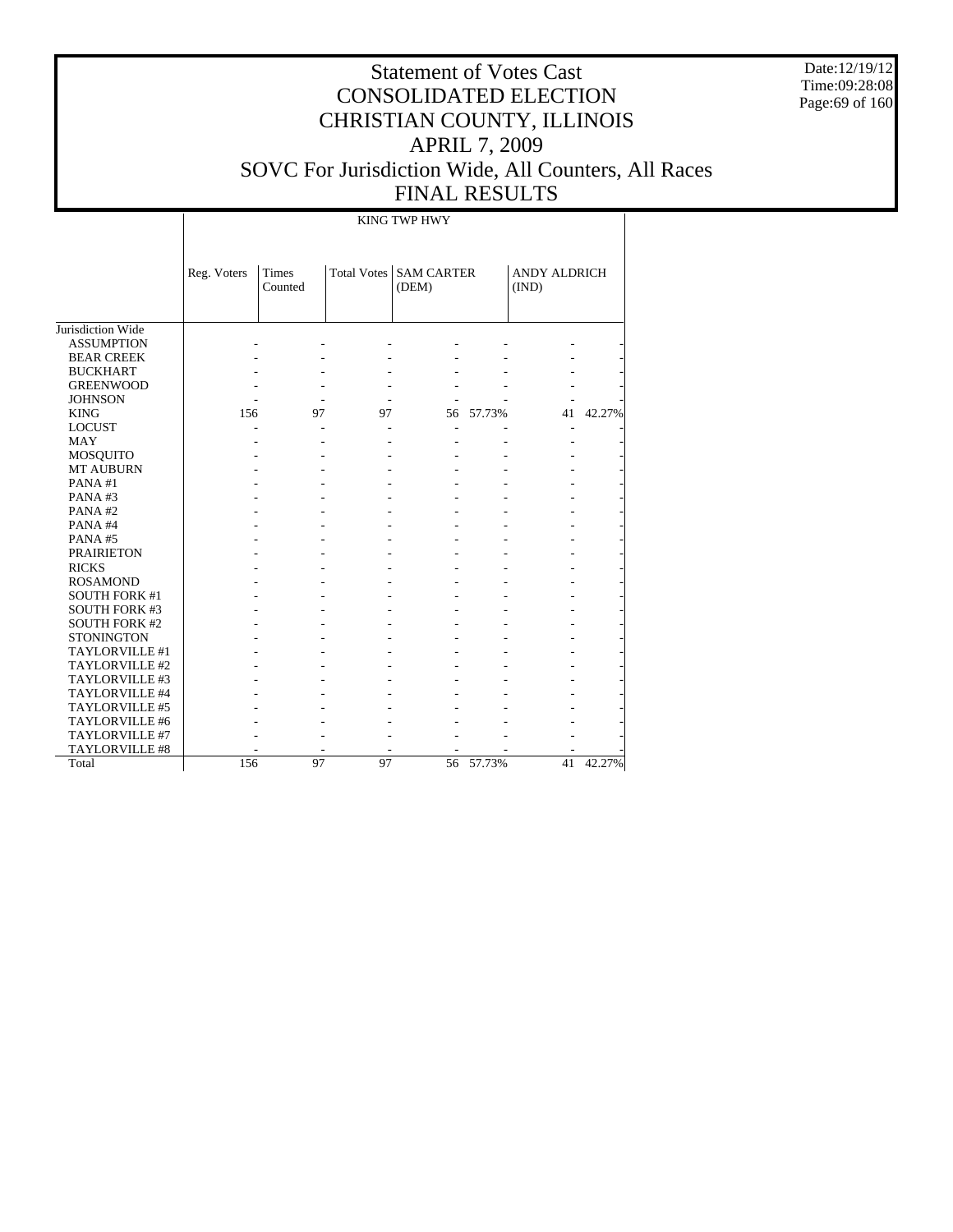# Statement of Votes Cast
# CONSOLIDATED ELECTION
# CHRISTIAN COUNTY, ILLINOIS
# APRIL 7, 2009
# SOVC For Jurisdiction Wide, All Counters, All Races
# FINAL RESULTS

Date:12/19/12
Time:09:28:08

| | KING TWP HWY | | | | | | |
|---|---|---|---|---|---|---|---|
| | Reg. Voters | Times Counted | Total Votes | SAM CARTER (DEM) | | ANDY ALDRICH (IND) | |
| Jurisdiction Wide | | | | | | | |
| ASSUMPTION | - | - | - | - | - | - | - |
| BEAR CREEK | - | - | - | - | - | - | - |
| BUCKHART | - | - | - | - | - | - | - |
| GREENWOOD | - | - | - | - | - | - | - |
| JOHNSON | - | - | - | - | - | - | - |
| KING | 156 | 97 | 97 | 56 | 57.73% | 41 | 42.27% |
| LOCUST | - | - | - | - | - | - | - |
| MAY | - | - | - | - | - | - | - |
| MOSQUITO | - | - | - | - | - | - | - |
| MT AUBURN | - | - | - | - | - | - | - |
| PANA #1 | - | - | - | - | - | - | - |
| PANA #3 | - | - | - | - | - | - | - |
| PANA #2 | - | - | - | - | - | - | - |
| PANA #4 | - | - | - | - | - | - | - |
| PANA #5 | - | - | - | - | - | - | - |
| PRAIRIETON | - | - | - | - | - | - | - |
| RICKS | - | - | - | - | - | - | - |
| ROSAMOND | - | - | - | - | - | - | - |
| SOUTH FORK #1 | - | - | - | - | - | - | - |
| SOUTH FORK #3 | - | - | - | - | - | - | - |
| SOUTH FORK #2 | - | - | - | - | - | - | - |
| STONINGTON | - | - | - | - | - | - | - |
| TAYLORVILLE #1 | - | - | - | - | - | - | - |
| TAYLORVILLE #2 | - | - | - | - | - | - | - |
| TAYLORVILLE #3 | - | - | - | - | - | - | - |
| TAYLORVILLE #4 | - | - | - | - | - | - | - |
| TAYLORVILLE #5 | - | - | - | - | - | - | - |
| TAYLORVILLE #6 | - | - | - | - | - | - | - |
| TAYLORVILLE #7 | - | - | - | - | - | - | - |
| TAYLORVILLE #8 | - | - | - | - | - | - | - |
| Total | 156 | 97 | 97 | 56 | 57.73% | 41 | 42.27% |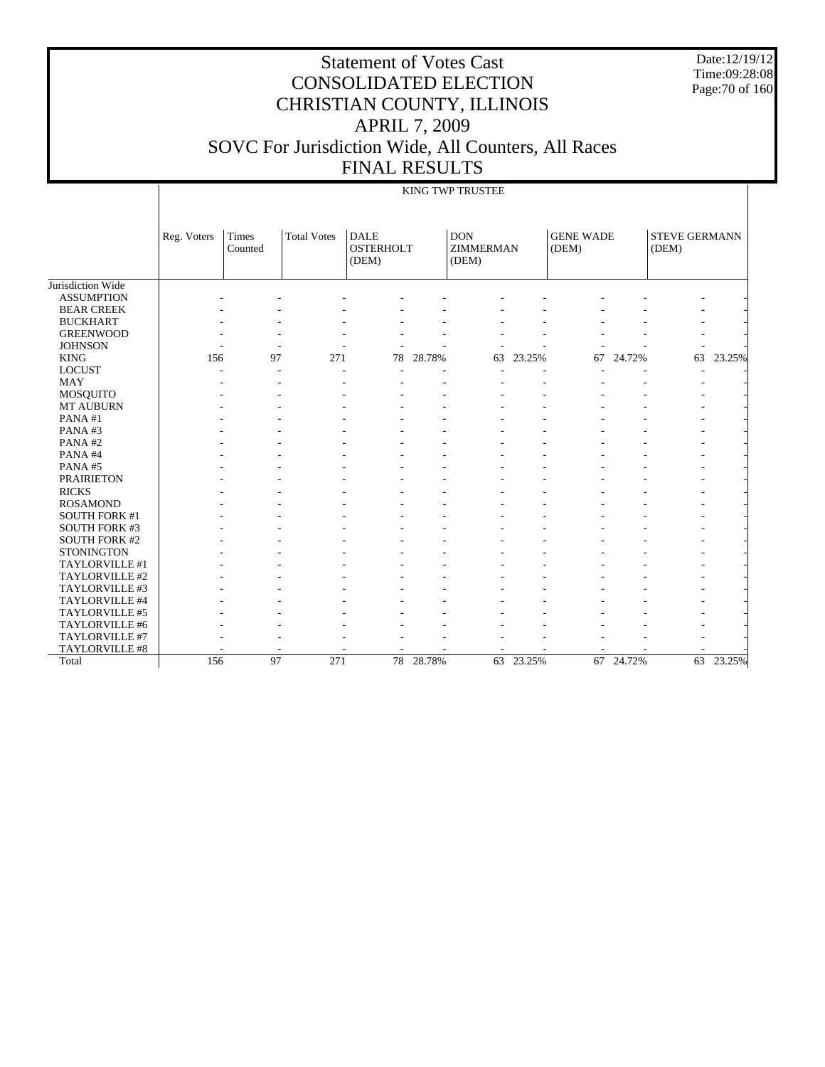# Statement of Votes Cast
# CONSOLIDATED ELECTION
# CHRISTIAN COUNTY, ILLINOIS
# APRIL 7, 2009
# SOVC For Jurisdiction Wide, All Counters, All Races
# FINAL RESULTS

Date:12/19/12
Time:09:28:08

| | KING TWP TRUSTEE | | | | | | | | | | |
|---|---|---|---|---|---|---|---|---|---|---|---|
| | Reg. Voters | Times Counted | Total Votes | DALE OSTERHOLT (DEM) | | DON ZIMMERMAN (DEM) | | GENE WADE (DEM) | | STEVE GERMANN (DEM) | |
| Jurisdiction Wide | | | | | | | | | | | |
| ASSUMPTION | - | - | - | - | - | - | - | - | - | - | - |
| BEAR CREEK | - | - | - | - | - | - | - | - | - | - | - |
| BUCKHART | - | - | - | - | - | - | - | - | - | - | - |
| GREENWOOD | - | - | - | - | - | - | - | - | - | - | - |
| JOHNSON | - | - | - | - | - | - | - | - | - | - | - |
| KING | 156 | 97 | 271 | 78 | 28.78% | 63 | 23.25% | 67 | 24.72% | 63 | 23.25% |
| LOCUST | - | - | - | - | - | - | - | - | - | - | - |
| MAY | - | - | - | - | - | - | - | - | - | - | - |
| MOSQUITO | - | - | - | - | - | - | - | - | - | - | - |
| MT AUBURN | - | - | - | - | - | - | - | - | - | - | - |
| PANA #1 | - | - | - | - | - | - | - | - | - | - | - |
| PANA #3 | - | - | - | - | - | - | - | - | - | - | - |
| PANA #2 | - | - | - | - | - | - | - | - | - | - | - |
| PANA #4 | - | - | - | - | - | - | - | - | - | - | - |
| PANA #5 | - | - | - | - | - | - | - | - | - | - | - |
| PRAIRIETON | - | - | - | - | - | - | - | - | - | - | - |
| RICKS | - | - | - | - | - | - | - | - | - | - | - |
| ROSAMOND | - | - | - | - | - | - | - | - | - | - | - |
| SOUTH FORK #1 | - | - | - | - | - | - | - | - | - | - | - |
| SOUTH FORK #3 | - | - | - | - | - | - | - | - | - | - | - |
| SOUTH FORK #2 | - | - | - | - | - | - | - | - | - | - | - |
| STONINGTON | - | - | - | - | - | - | - | - | - | - | - |
| TAYLORVILLE #1 | - | - | - | - | - | - | - | - | - | - | - |
| TAYLORVILLE #2 | - | - | - | - | - | - | - | - | - | - | - |
| TAYLORVILLE #3 | - | - | - | - | - | - | - | - | - | - | - |
| TAYLORVILLE #4 | - | - | - | - | - | - | - | - | - | - | - |
| TAYLORVILLE #5 | - | - | - | - | - | - | - | - | - | - | - |
| TAYLORVILLE #6 | - | - | - | - | - | - | - | - | - | - | - |
| TAYLORVILLE #7 | - | - | - | - | - | - | - | - | - | - | - |
| TAYLORVILLE #8 | - | - | - | - | - | - | - | - | - | - | - |
| Total | 156 | 97 | 271 | 78 | 28.78% | 63 | 23.25% | 67 | 24.72% | 63 | 23.25% |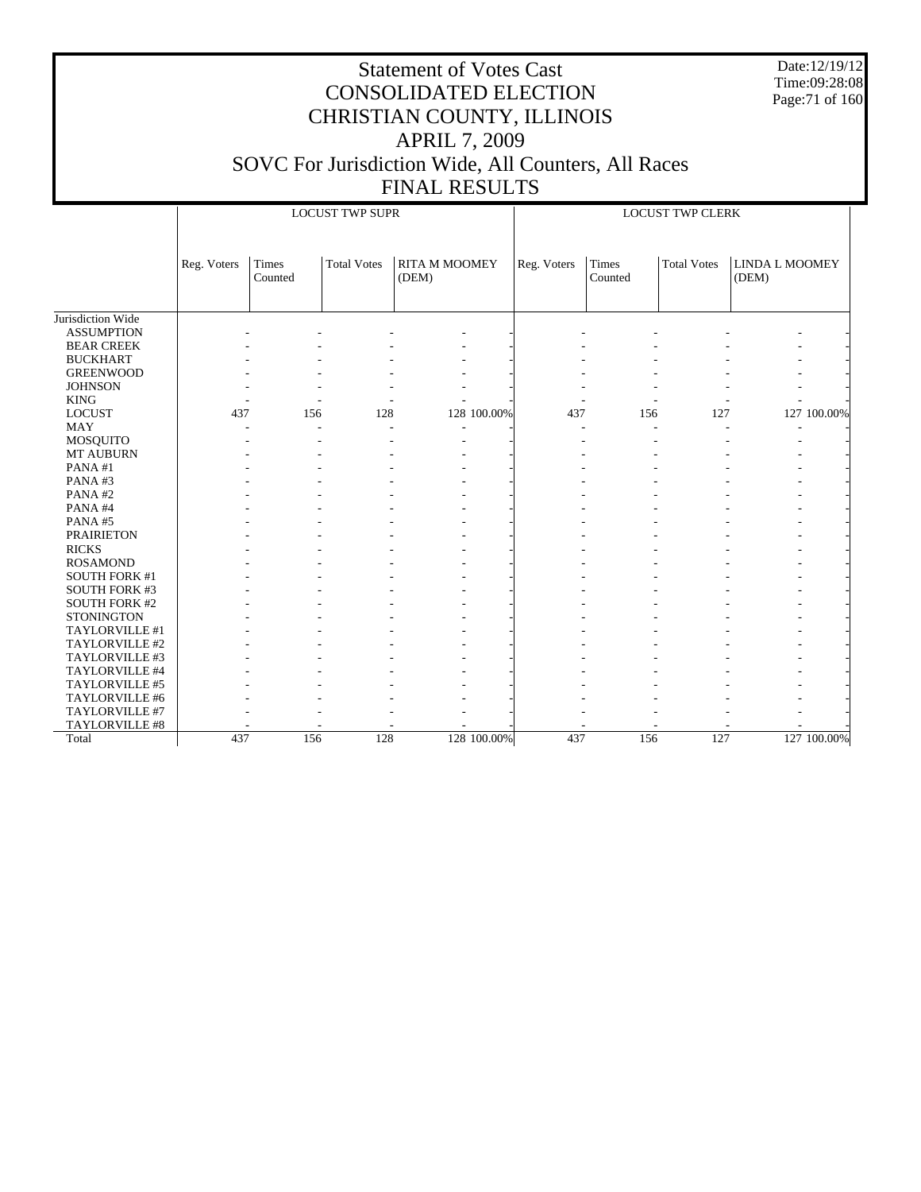# Statement of Votes Cast
# CONSOLIDATED ELECTION
# CHRISTIAN COUNTY, ILLINOIS
# APRIL 7, 2009
# SOVC For Jurisdiction Wide, All Counters, All Races
# FINAL RESULTS

Date:12/19/12
Time:09:28:08

| | LOCUST TWP SUPR | | | | | LOCUST TWP CLERK | | | | |
|---|---|---|---|---|---|---|---|---|---|---|
| | Reg. Voters | Times Counted | Total Votes | RITA M MOOMEY (DEM) | | Reg. Voters | Times Counted | Total Votes | LINDA L MOOMEY (DEM) | |
| Jurisdiction Wide | | | | | | | | | | |
| ASSUMPTION | - | - | - | - | - | - | - | - | - | - |
| BEAR CREEK | - | - | - | - | - | - | - | - | - | - |
| BUCKHART | - | - | - | - | - | - | - | - | - | - |
| GREENWOOD | - | - | - | - | - | - | - | - | - | - |
| JOHNSON | - | - | - | - | - | - | - | - | - | - |
| KING | - | - | - | - | - | - | - | - | - | - |
| LOCUST | 437 | 156 | 128 | 128 | 100.00% | 437 | 156 | 127 | 127 | 100.00% |
| MAY | - | - | - | - | - | - | - | - | - | - |
| MOSQUITO | - | - | - | - | - | - | - | - | - | - |
| MT AUBURN | - | - | - | - | - | - | - | - | - | - |
| PANA #1 | - | - | - | - | - | - | - | - | - | - |
| PANA #3 | - | - | - | - | - | - | - | - | - | - |
| PANA #2 | - | - | - | - | - | - | - | - | - | - |
| PANA #4 | - | - | - | - | - | - | - | - | - | - |
| PANA #5 | - | - | - | - | - | - | - | - | - | - |
| PRAIRIETON | - | - | - | - | - | - | - | - | - | - |
| RICKS | - | - | - | - | - | - | - | - | - | - |
| ROSAMOND | - | - | - | - | - | - | - | - | - | - |
| SOUTH FORK #1 | - | - | - | - | - | - | - | - | - | - |
| SOUTH FORK #3 | - | - | - | - | - | - | - | - | - | - |
| SOUTH FORK #2 | - | - | - | - | - | - | - | - | - | - |
| STONINGTON | - | - | - | - | - | - | - | - | - | - |
| TAYLORVILLE #1 | - | - | - | - | - | - | - | - | - | - |
| TAYLORVILLE #2 | - | - | - | - | - | - | - | - | - | - |
| TAYLORVILLE #3 | - | - | - | - | - | - | - | - | - | - |
| TAYLORVILLE #4 | - | - | - | - | - | - | - | - | - | - |
| TAYLORVILLE #5 | - | - | - | - | - | - | - | - | - | - |
| TAYLORVILLE #6 | - | - | - | - | - | - | - | - | - | - |
| TAYLORVILLE #7 | - | - | - | - | - | - | - | - | - | - |
| TAYLORVILLE #8 | - | - | - | - | - | - | - | - | - | - |
| Total | 437 | 156 | 128 | 128 | 100.00% | 437 | 156 | 127 | 127 | 100.00% |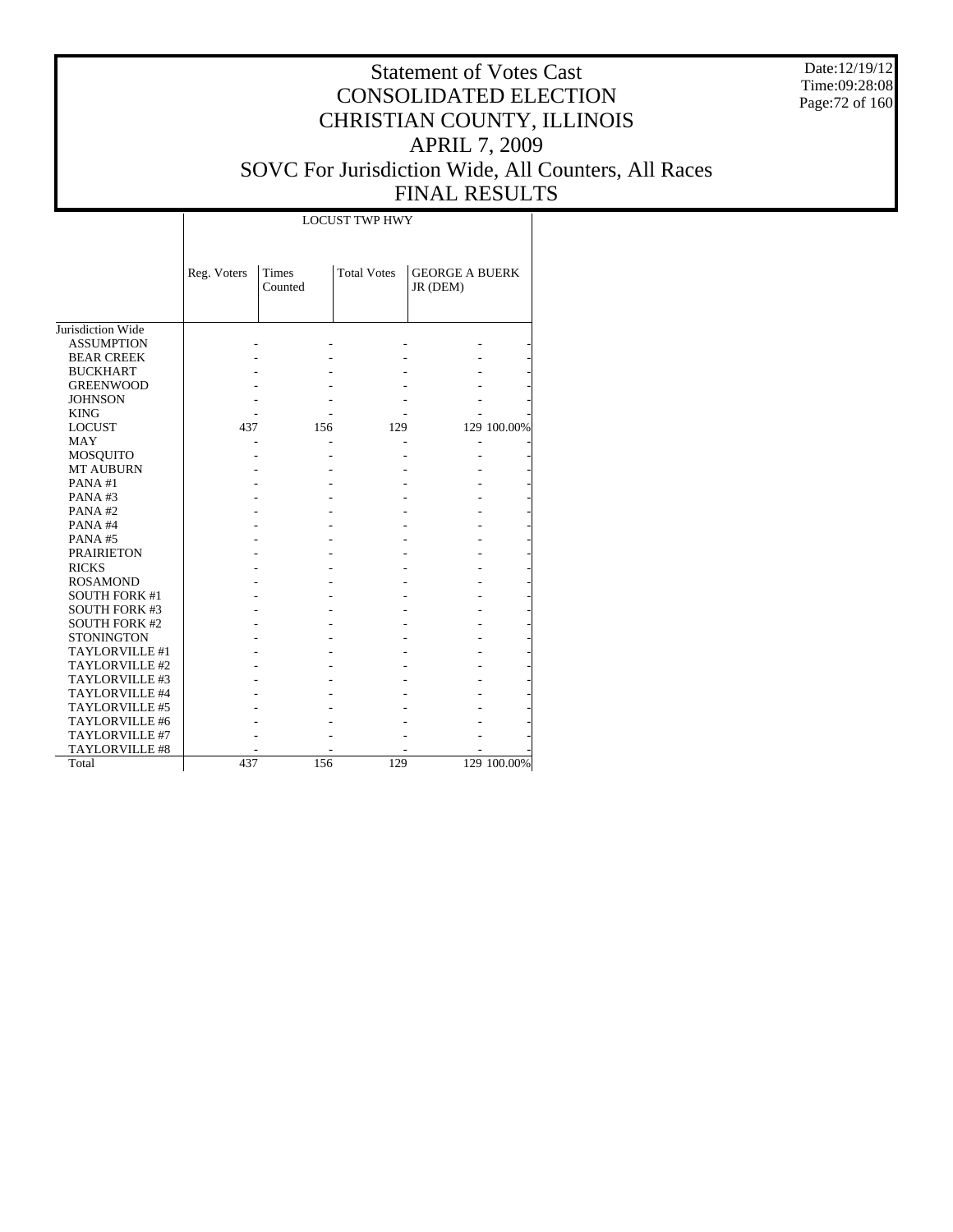# Statement of Votes Cast
# CONSOLIDATED ELECTION
# CHRISTIAN COUNTY, ILLINOIS
# APRIL 7, 2009
# SOVC For Jurisdiction Wide, All Counters, All Races
# FINAL RESULTS

Date:12/19/12
Time:09:28:08

| | LOCUST TWP HWY | | | | |
|---|---|---|---|---|---|
| | Reg. Voters | Times Counted | Total Votes | GEORGE A BUERK JR (DEM) | |
| Jurisdiction Wide | | | | | |
| ASSUMPTION | - | - | - | - | - |
| BEAR CREEK | - | - | - | - | - |
| BUCKHART | - | - | - | - | - |
| GREENWOOD | - | - | - | - | - |
| JOHNSON | - | - | - | - | - |
| KING | - | - | - | - | - |
| LOCUST | 437 | 156 | 129 | 129 | 100.00% |
| MAY | - | - | - | - | - |
| MOSQUITO | - | - | - | - | - |
| MT AUBURN | - | - | - | - | - |
| PANA #1 | - | - | - | - | - |
| PANA #3 | - | - | - | - | - |
| PANA #2 | - | - | - | - | - |
| PANA #4 | - | - | - | - | - |
| PANA #5 | - | - | - | - | - |
| PRAIRIETON | - | - | - | - | - |
| RICKS | - | - | - | - | - |
| ROSAMOND | - | - | - | - | - |
| SOUTH FORK #1 | - | - | - | - | - |
| SOUTH FORK #3 | - | - | - | - | - |
| SOUTH FORK #2 | - | - | - | - | - |
| STONINGTON | - | - | - | - | - |
| TAYLORVILLE #1 | - | - | - | - | - |
| TAYLORVILLE #2 | - | - | - | - | - |
| TAYLORVILLE #3 | - | - | - | - | - |
| TAYLORVILLE #4 | - | - | - | - | - |
| TAYLORVILLE #5 | - | - | - | - | - |
| TAYLORVILLE #6 | - | - | - | - | - |
| TAYLORVILLE #7 | - | - | - | - | - |
| TAYLORVILLE #8 | - | - | - | - | - |
| Total | 437 | 156 | 129 | 129 | 100.00% |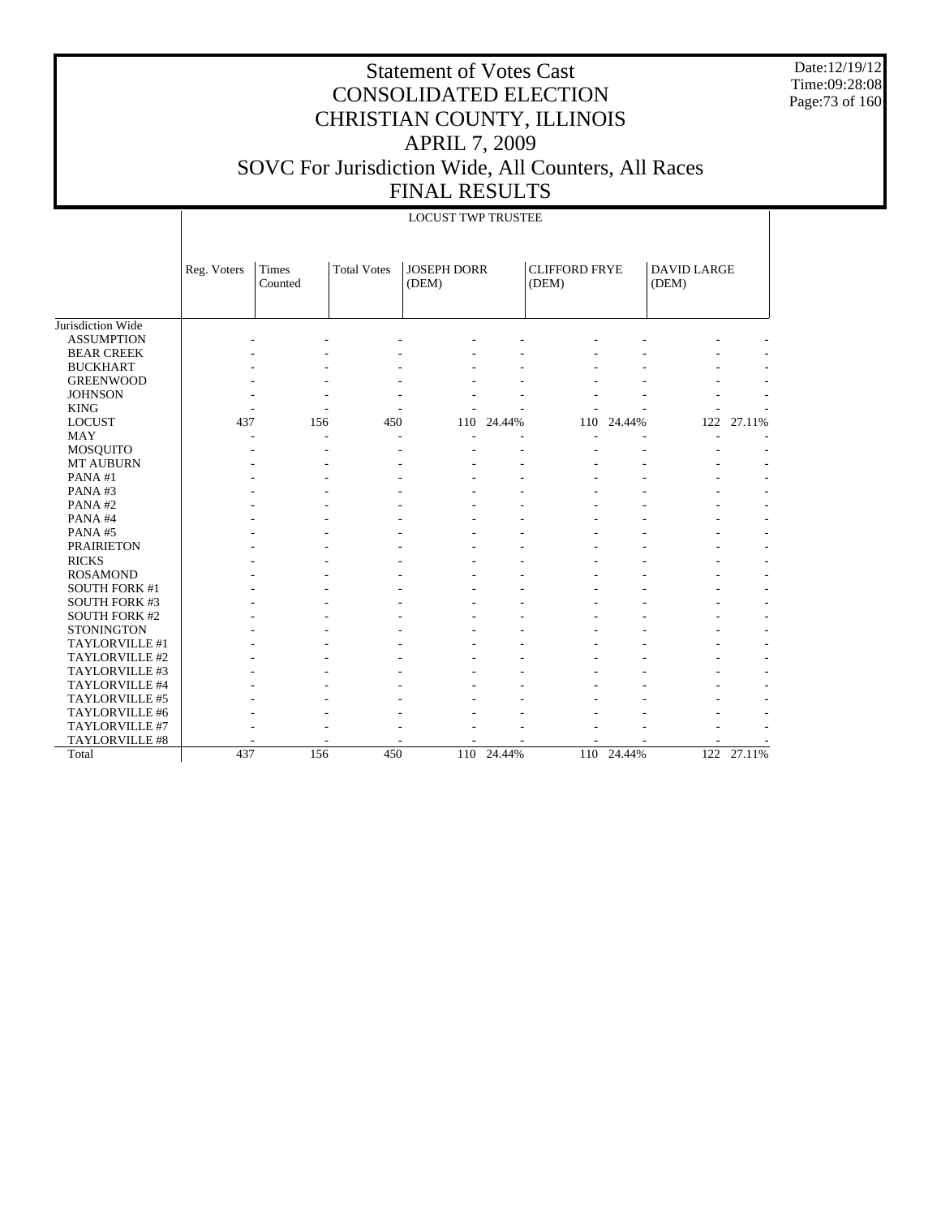# Statement of Votes Cast
# CONSOLIDATED ELECTION
# CHRISTIAN COUNTY, ILLINOIS
# APRIL 7, 2009
# SOVC For Jurisdiction Wide, All Counters, All Races
# FINAL RESULTS

Date:12/19/12
Time:09:28:08

LOCUST TWP TRUSTEE

| | Reg. Voters | Times Counted | Total Votes | JOSEPH DORR (DEM) | | CLIFFORD FRYE (DEM) | | DAVID LARGE (DEM) | |
|---|---|---|---|---|---|---|---|---|---|
| Jurisdiction Wide | | | | | | | | | |
| ASSUMPTION | - | - | - | - | - | - | - | - | - |
| BEAR CREEK | - | - | - | - | - | - | - | - | - |
| BUCKHART | - | - | - | - | - | - | - | - | - |
| GREENWOOD | - | - | - | - | - | - | - | - | - |
| JOHNSON | - | - | - | - | - | - | - | - | - |
| KING | - | - | - | - | - | - | - | - | - |
| LOCUST | 437 | 156 | 450 | 110 | 24.44% | 110 | 24.44% | 122 | 27.11% |
| MAY | - | - | - | - | - | - | - | - | - |
| MOSQUITO | - | - | - | - | - | - | - | - | - |
| MT AUBURN | - | - | - | - | - | - | - | - | - |
| PANA #1 | - | - | - | - | - | - | - | - | - |
| PANA #3 | - | - | - | - | - | - | - | - | - |
| PANA #2 | - | - | - | - | - | - | - | - | - |
| PANA #4 | - | - | - | - | - | - | - | - | - |
| PANA #5 | - | - | - | - | - | - | - | - | - |
| PRAIRIETON | - | - | - | - | - | - | - | - | - |
| RICKS | - | - | - | - | - | - | - | - | - |
| ROSAMOND | - | - | - | - | - | - | - | - | - |
| SOUTH FORK #1 | - | - | - | - | - | - | - | - | - |
| SOUTH FORK #3 | - | - | - | - | - | - | - | - | - |
| SOUTH FORK #2 | - | - | - | - | - | - | - | - | - |
| STONINGTON | - | - | - | - | - | - | - | - | - |
| TAYLORVILLE #1 | - | - | - | - | - | - | - | - | - |
| TAYLORVILLE #2 | - | - | - | - | - | - | - | - | - |
| TAYLORVILLE #3 | - | - | - | - | - | - | - | - | - |
| TAYLORVILLE #4 | - | - | - | - | - | - | - | - | - |
| TAYLORVILLE #5 | - | - | - | - | - | - | - | - | - |
| TAYLORVILLE #6 | - | - | - | - | - | - | - | - | - |
| TAYLORVILLE #7 | - | - | - | - | - | - | - | - | - |
| TAYLORVILLE #8 | - | - | - | - | - | - | - | - | - |
| Total | 437 | 156 | 450 | 110 | 24.44% | 110 | 24.44% | 122 | 27.11% |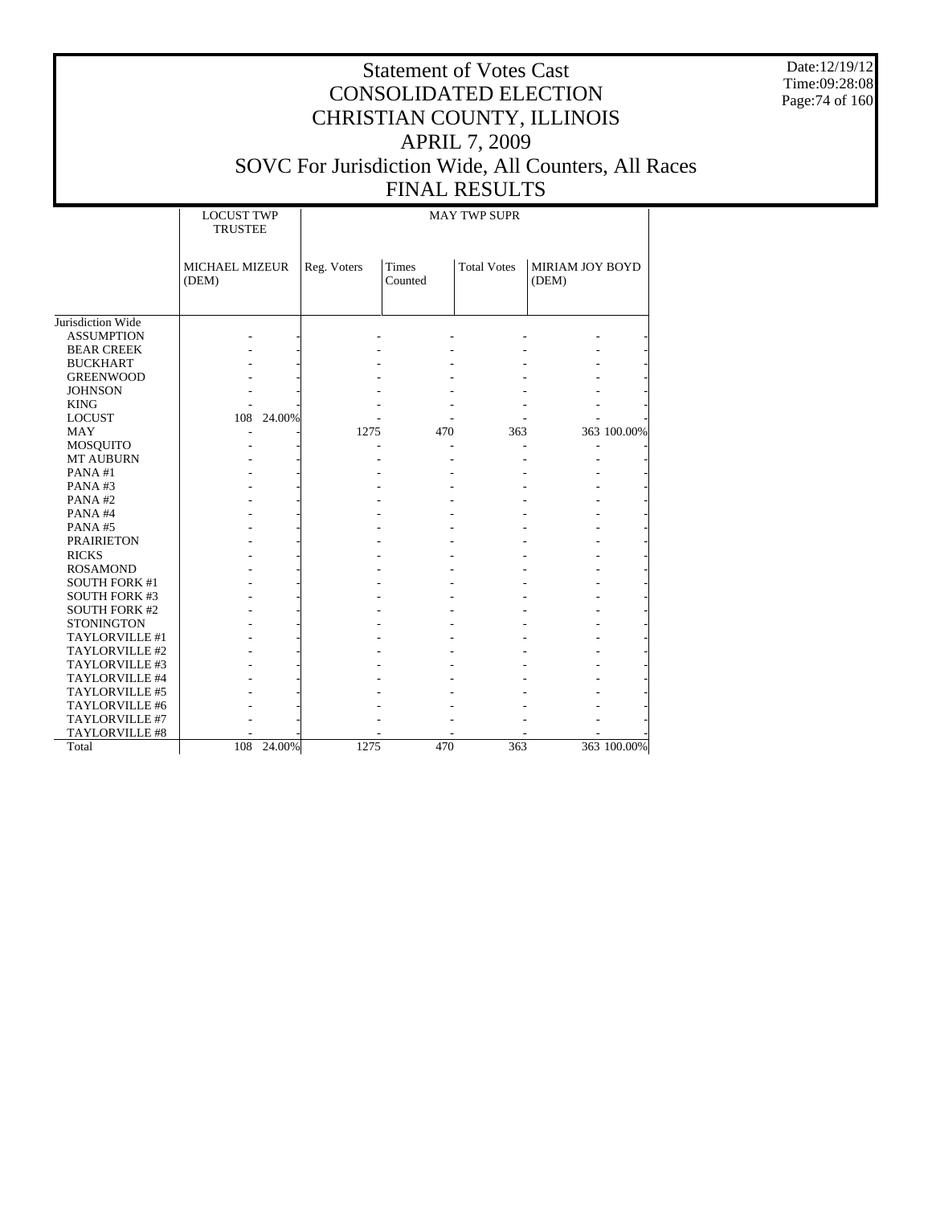# Statement of Votes Cast
# CONSOLIDATED ELECTION
# CHRISTIAN COUNTY, ILLINOIS
# APRIL 7, 2009
# SOVC For Jurisdiction Wide, All Counters, All Races
# FINAL RESULTS

Date:12/19/12
Time:09:28:08

| | LOCUST TWP TRUSTEE | | MAY TWP SUPR | | | | |
|---|---|---|---|---|---|---|---|
| | MICHAEL MIZEUR (DEM) | | Reg. Voters | Times Counted | Total Votes | MIRIAM JOY BOYD (DEM) | |
| Jurisdiction Wide | | | | | | | |
| ASSUMPTION | - | - | - | - | - | - | - |
| BEAR CREEK | - | - | - | - | - | - | - |
| BUCKHART | - | - | - | - | - | - | - |
| GREENWOOD | - | - | - | - | - | - | - |
| JOHNSON | - | - | - | - | - | - | - |
| KING | - | - | - | - | - | - | - |
| LOCUST | 108 | 24.00% | - | - | - | - | - |
| MAY | - | - | 1275 | 470 | 363 | 363 | 100.00% |
| MOSQUITO | - | - | - | - | - | - | - |
| MT AUBURN | - | - | - | - | - | - | - |
| PANA #1 | - | - | - | - | - | - | - |
| PANA #3 | - | - | - | - | - | - | - |
| PANA #2 | - | - | - | - | - | - | - |
| PANA #4 | - | - | - | - | - | - | - |
| PANA #5 | - | - | - | - | - | - | - |
| PRAIRIETON | - | - | - | - | - | - | - |
| RICKS | - | - | - | - | - | - | - |
| ROSAMOND | - | - | - | - | - | - | - |
| SOUTH FORK #1 | - | - | - | - | - | - | - |
| SOUTH FORK #3 | - | - | - | - | - | - | - |
| SOUTH FORK #2 | - | - | - | - | - | - | - |
| STONINGTON | - | - | - | - | - | - | - |
| TAYLORVILLE #1 | - | - | - | - | - | - | - |
| TAYLORVILLE #2 | - | - | - | - | - | - | - |
| TAYLORVILLE #3 | - | - | - | - | - | - | - |
| TAYLORVILLE #4 | - | - | - | - | - | - | - |
| TAYLORVILLE #5 | - | - | - | - | - | - | - |
| TAYLORVILLE #6 | - | - | - | - | - | - | - |
| TAYLORVILLE #7 | - | - | - | - | - | - | - |
| TAYLORVILLE #8 | - | - | - | - | - | - | - |
| Total | 108 | 24.00% | 1275 | 470 | 363 | 363 | 100.00% |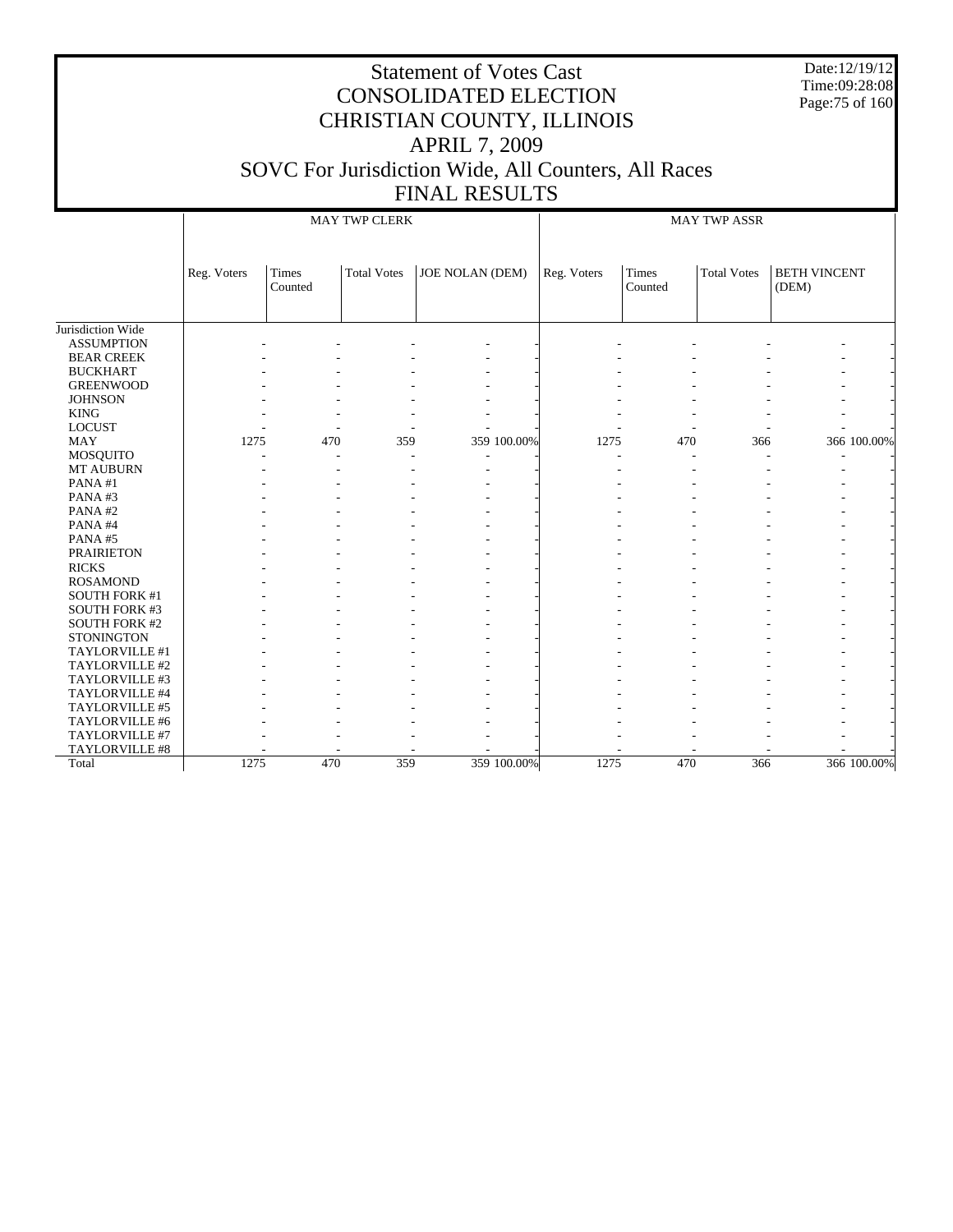# Statement of Votes Cast
## CONSOLIDATED ELECTION
## CHRISTIAN COUNTY, ILLINOIS
## APRIL 7, 2009
## SOVC For Jurisdiction Wide, All Counters, All Races
## FINAL RESULTS

Date:12/19/12
Time:09:28:08

| | MAY TWP CLERK | | | | | MAY TWP ASSR | | | | |
|---|---|---|---|---|---|---|---|---|---|---|
| | Reg. Voters | Times Counted | Total Votes | JOE NOLAN (DEM) | | Reg. Voters | Times Counted | Total Votes | BETH VINCENT (DEM) | |
| Jurisdiction Wide | | | | | | | | | | |
| ASSUMPTION | - | - | - | - | - | - | - | - | - | - |
| BEAR CREEK | - | - | - | - | - | - | - | - | - | - |
| BUCKHART | - | - | - | - | - | - | - | - | - | - |
| GREENWOOD | - | - | - | - | - | - | - | - | - | - |
| JOHNSON | - | - | - | - | - | - | - | - | - | - |
| KING | - | - | - | - | - | - | - | - | - | - |
| LOCUST | - | - | - | - | - | - | - | - | - | - |
| MAY | 1275 | 470 | 359 | 359 | 100.00% | 1275 | 470 | 366 | 366 | 100.00% |
| MOSQUITO | - | - | - | - | - | - | - | - | - | - |
| MT AUBURN | - | - | - | - | - | - | - | - | - | - |
| PANA #1 | - | - | - | - | - | - | - | - | - | - |
| PANA #3 | - | - | - | - | - | - | - | - | - | - |
| PANA #2 | - | - | - | - | - | - | - | - | - | - |
| PANA #4 | - | - | - | - | - | - | - | - | - | - |
| PANA #5 | - | - | - | - | - | - | - | - | - | - |
| PRAIRIETON | - | - | - | - | - | - | - | - | - | - |
| RICKS | - | - | - | - | - | - | - | - | - | - |
| ROSAMOND | - | - | - | - | - | - | - | - | - | - |
| SOUTH FORK #1 | - | - | - | - | - | - | - | - | - | - |
| SOUTH FORK #3 | - | - | - | - | - | - | - | - | - | - |
| SOUTH FORK #2 | - | - | - | - | - | - | - | - | - | - |
| STONINGTON | - | - | - | - | - | - | - | - | - | - |
| TAYLORVILLE #1 | - | - | - | - | - | - | - | - | - | - |
| TAYLORVILLE #2 | - | - | - | - | - | - | - | - | - | - |
| TAYLORVILLE #3 | - | - | - | - | - | - | - | - | - | - |
| TAYLORVILLE #4 | - | - | - | - | - | - | - | - | - | - |
| TAYLORVILLE #5 | - | - | - | - | - | - | - | - | - | - |
| TAYLORVILLE #6 | - | - | - | - | - | - | - | - | - | - |
| TAYLORVILLE #7 | - | - | - | - | - | - | - | - | - | - |
| TAYLORVILLE #8 | - | - | - | - | - | - | - | - | - | - |
| Total | 1275 | 470 | 359 | 359 | 100.00% | 1275 | 470 | 366 | 366 | 100.00% |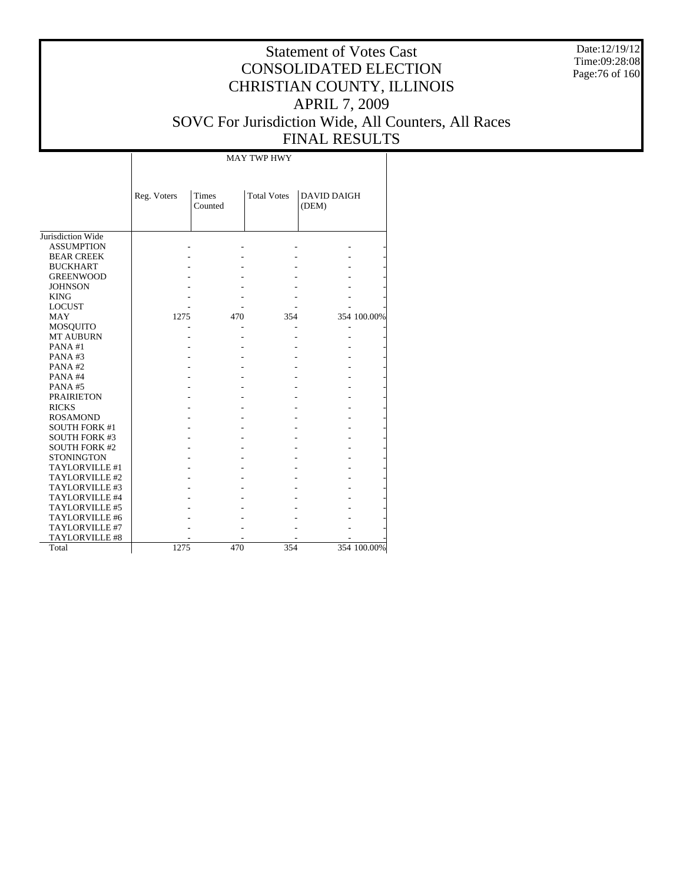# Statement of Votes Cast
# CONSOLIDATED ELECTION
# CHRISTIAN COUNTY, ILLINOIS
# APRIL 7, 2009
# SOVC For Jurisdiction Wide, All Counters, All Races
# FINAL RESULTS

Date:12/19/12
Time:09:28:08

| | MAY TWP HWY | | | | |
|---|---|---|---|---|---|
| | Reg. Voters | Times Counted | Total Votes | DAVID DAIGH (DEM) | |
| Jurisdiction Wide | | | | | |
| ASSUMPTION | - | - | - | - | - |
| BEAR CREEK | - | - | - | - | - |
| BUCKHART | - | - | - | - | - |
| GREENWOOD | - | - | - | - | - |
| JOHNSON | - | - | - | - | - |
| KING | - | - | - | - | - |
| LOCUST | - | - | - | - | - |
| MAY | 1275 | 470 | 354 | 354 | 100.00% |
| MOSQUITO | - | - | - | - | - |
| MT AUBURN | - | - | - | - | - |
| PANA #1 | - | - | - | - | - |
| PANA #3 | - | - | - | - | - |
| PANA #2 | - | - | - | - | - |
| PANA #4 | - | - | - | - | - |
| PANA #5 | - | - | - | - | - |
| PRAIRIETON | - | - | - | - | - |
| RICKS | - | - | - | - | - |
| ROSAMOND | - | - | - | - | - |
| SOUTH FORK #1 | - | - | - | - | - |
| SOUTH FORK #3 | - | - | - | - | - |
| SOUTH FORK #2 | - | - | - | - | - |
| STONINGTON | - | - | - | - | - |
| TAYLORVILLE #1 | - | - | - | - | - |
| TAYLORVILLE #2 | - | - | - | - | - |
| TAYLORVILLE #3 | - | - | - | - | - |
| TAYLORVILLE #4 | - | - | - | - | - |
| TAYLORVILLE #5 | - | - | - | - | - |
| TAYLORVILLE #6 | - | - | - | - | - |
| TAYLORVILLE #7 | - | - | - | - | - |
| TAYLORVILLE #8 | - | - | - | - | - |
| Total | 1275 | 470 | 354 | 354 | 100.00% |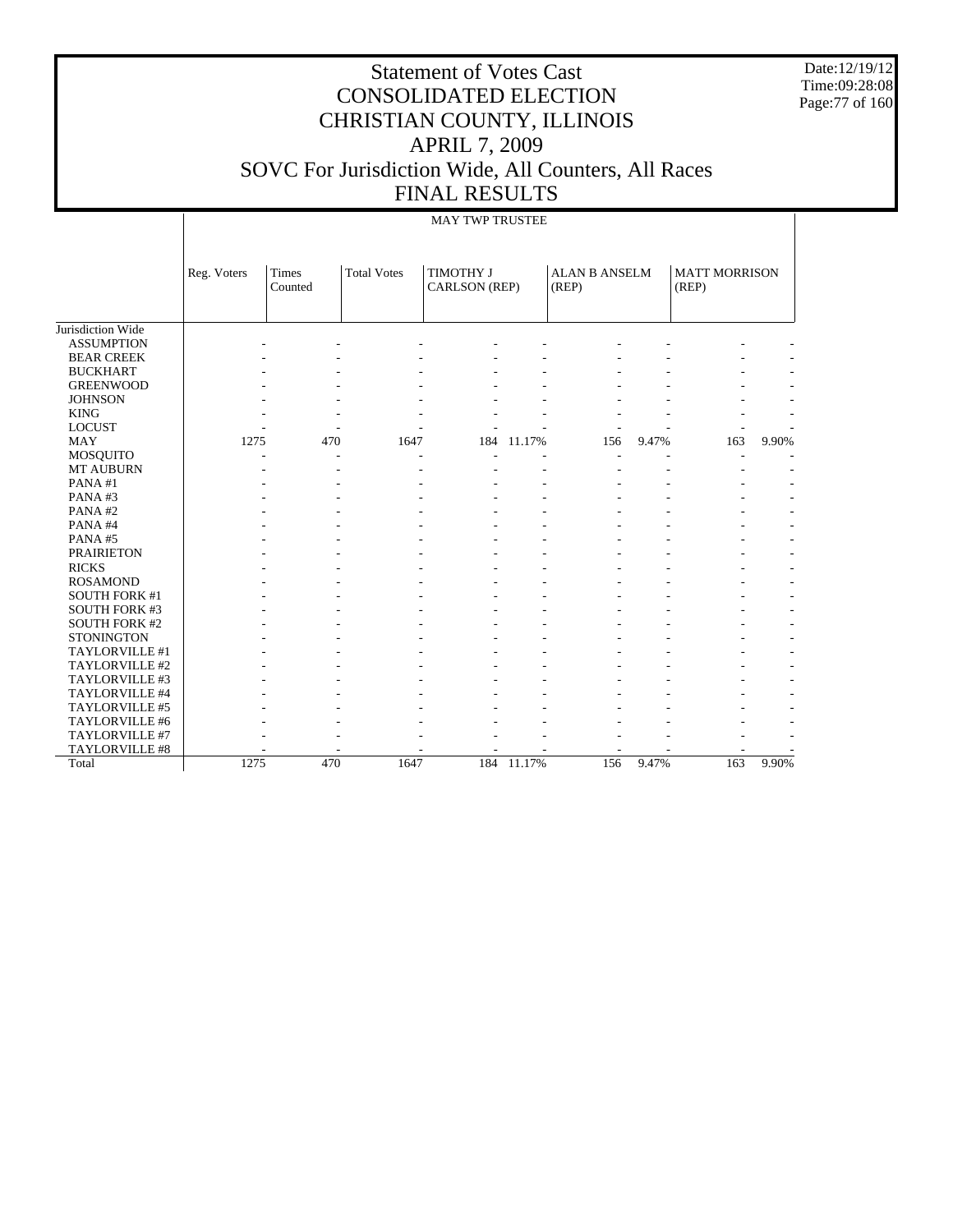# Statement of Votes Cast
# CONSOLIDATED ELECTION
# CHRISTIAN COUNTY, ILLINOIS
# APRIL 7, 2009
# SOVC For Jurisdiction Wide, All Counters, All Races
# FINAL RESULTS

Date:12/19/12
Time:09:28:08

MAY TWP TRUSTEE

| | Reg. Voters | Times Counted | Total Votes | TIMOTHY J CARLSON (REP) | | ALAN B ANSELM (REP) | | MATT MORRISON (REP) | |
|---|---|---|---|---|---|---|---|---|---|
| Jurisdiction Wide | | | | | | | | | |
| ASSUMPTION | - | - | - | - | - | - | - | - | - |
| BEAR CREEK | - | - | - | - | - | - | - | - | - |
| BUCKHART | - | - | - | - | - | - | - | - | - |
| GREENWOOD | - | - | - | - | - | - | - | - | - |
| JOHNSON | - | - | - | - | - | - | - | - | - |
| KING | - | - | - | - | - | - | - | - | - |
| LOCUST | - | - | - | - | - | - | - | - | - |
| MAY | 1275 | 470 | 1647 | 184 | 11.17% | 156 | 9.47% | 163 | 9.90% |
| MOSQUITO | - | - | - | - | - | - | - | - | - |
| MT AUBURN | - | - | - | - | - | - | - | - | - |
| PANA #1 | - | - | - | - | - | - | - | - | - |
| PANA #3 | - | - | - | - | - | - | - | - | - |
| PANA #2 | - | - | - | - | - | - | - | - | - |
| PANA #4 | - | - | - | - | - | - | - | - | - |
| PANA #5 | - | - | - | - | - | - | - | - | - |
| PRAIRIETON | - | - | - | - | - | - | - | - | - |
| RICKS | - | - | - | - | - | - | - | - | - |
| ROSAMOND | - | - | - | - | - | - | - | - | - |
| SOUTH FORK #1 | - | - | - | - | - | - | - | - | - |
| SOUTH FORK #3 | - | - | - | - | - | - | - | - | - |
| SOUTH FORK #2 | - | - | - | - | - | - | - | - | - |
| STONINGTON | - | - | - | - | - | - | - | - | - |
| TAYLORVILLE #1 | - | - | - | - | - | - | - | - | - |
| TAYLORVILLE #2 | - | - | - | - | - | - | - | - | - |
| TAYLORVILLE #3 | - | - | - | - | - | - | - | - | - |
| TAYLORVILLE #4 | - | - | - | - | - | - | - | - | - |
| TAYLORVILLE #5 | - | - | - | - | - | - | - | - | - |
| TAYLORVILLE #6 | - | - | - | - | - | - | - | - | - |
| TAYLORVILLE #7 | - | - | - | - | - | - | - | - | - |
| TAYLORVILLE #8 | - | - | - | - | - | - | - | - | - |
| Total | 1275 | 470 | 1647 | 184 | 11.17% | 156 | 9.47% | 163 | 9.90% |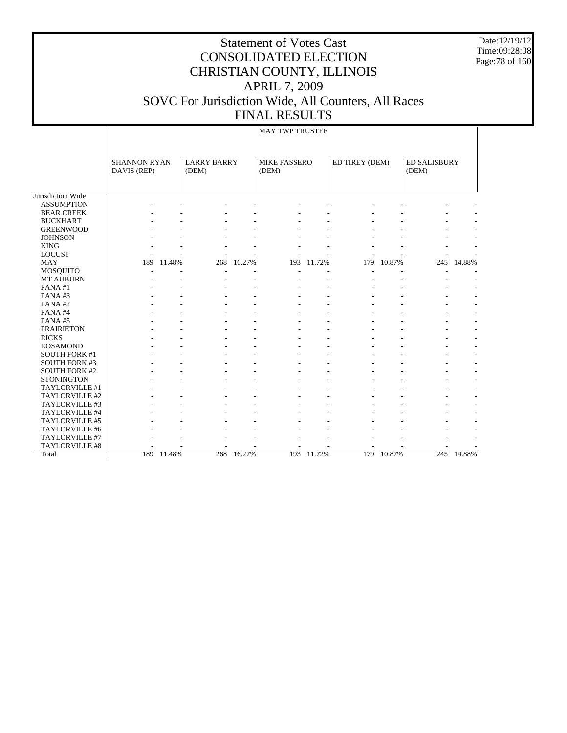# Statement of Votes Cast
# CONSOLIDATED ELECTION
# CHRISTIAN COUNTY, ILLINOIS
# APRIL 7, 2009
# SOVC For Jurisdiction Wide, All Counters, All Races
# FINAL RESULTS

Date:12/19/12
Time:09:28:08

| | MAY TWP TRUSTEE | | | | | | | | | |
|---|---|---|---|---|---|---|---|---|---|---|
| | SHANNON RYAN DAVIS (REP) | | LARRY BARRY (DEM) | | MIKE FASSERO (DEM) | | ED TIREY (DEM) | | ED SALISBURY (DEM) | |
| Jurisdiction Wide | | | | | | | | | | |
| ASSUMPTION | - | - | - | - | - | - | - | - | - | - |
| BEAR CREEK | - | - | - | - | - | - | - | - | - | - |
| BUCKHART | - | - | - | - | - | - | - | - | - | - |
| GREENWOOD | - | - | - | - | - | - | - | - | - | - |
| JOHNSON | - | - | - | - | - | - | - | - | - | - |
| KING | - | - | - | - | - | - | - | - | - | - |
| LOCUST | - | - | - | - | - | - | - | - | - | - |
| MAY | 189 | 11.48% | 268 | 16.27% | 193 | 11.72% | 179 | 10.87% | 245 | 14.88% |
| MOSQUITO | - | - | - | - | - | - | - | - | - | - |
| MT AUBURN | - | - | - | - | - | - | - | - | - | - |
| PANA #1 | - | - | - | - | - | - | - | - | - | - |
| PANA #3 | - | - | - | - | - | - | - | - | - | - |
| PANA #2 | - | - | - | - | - | - | - | - | - | - |
| PANA #4 | - | - | - | - | - | - | - | - | - | - |
| PANA #5 | - | - | - | - | - | - | - | - | - | - |
| PRAIRIETON | - | - | - | - | - | - | - | - | - | - |
| RICKS | - | - | - | - | - | - | - | - | - | - |
| ROSAMOND | - | - | - | - | - | - | - | - | - | - |
| SOUTH FORK #1 | - | - | - | - | - | - | - | - | - | - |
| SOUTH FORK #3 | - | - | - | - | - | - | - | - | - | - |
| SOUTH FORK #2 | - | - | - | - | - | - | - | - | - | - |
| STONINGTON | - | - | - | - | - | - | - | - | - | - |
| TAYLORVILLE #1 | - | - | - | - | - | - | - | - | - | - |
| TAYLORVILLE #2 | - | - | - | - | - | - | - | - | - | - |
| TAYLORVILLE #3 | - | - | - | - | - | - | - | - | - | - |
| TAYLORVILLE #4 | - | - | - | - | - | - | - | - | - | - |
| TAYLORVILLE #5 | - | - | - | - | - | - | - | - | - | - |
| TAYLORVILLE #6 | - | - | - | - | - | - | - | - | - | - |
| TAYLORVILLE #7 | - | - | - | - | - | - | - | - | - | - |
| TAYLORVILLE #8 | - | - | - | - | - | - | - | - | - | - |
| Total | 189 | 11.48% | 268 | 16.27% | 193 | 11.72% | 179 | 10.87% | 245 | 14.88% |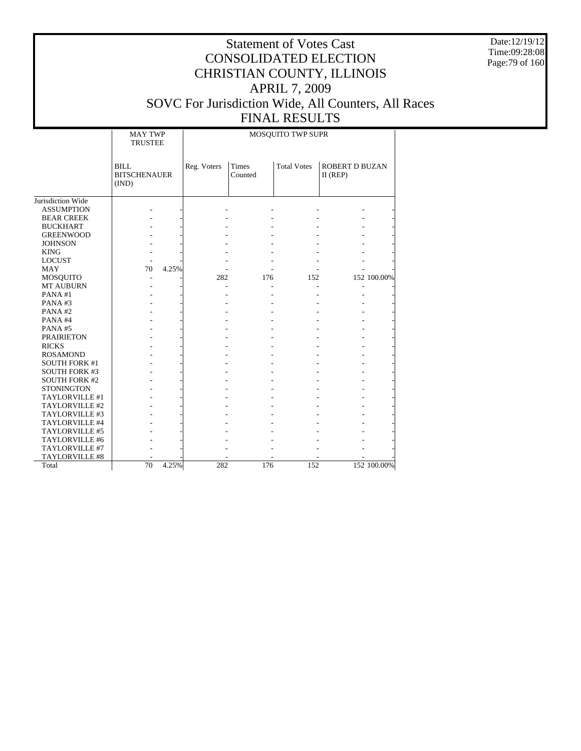# Statement of Votes Cast
# CONSOLIDATED ELECTION
# CHRISTIAN COUNTY, ILLINOIS
# APRIL 7, 2009
# SOVC For Jurisdiction Wide, All Counters, All Races
# FINAL RESULTS

Date:12/19/12
Time:09:28:08

| | MAY TWP TRUSTEE | | MOSQUITO TWP SUPR | | | | |
|---|---|---|---|---|---|---|---|
| | BILL BITSCHENAUER (IND) | | Reg. Voters | Times Counted | Total Votes | ROBERT D BUZAN II (REP) | |
| Jurisdiction Wide | | | | | | | |
| ASSUMPTION | - | - | - | - | - | - | - |
| BEAR CREEK | - | - | - | - | - | - | - |
| BUCKHART | - | - | - | - | - | - | - |
| GREENWOOD | - | - | - | - | - | - | - |
| JOHNSON | - | - | - | - | - | - | - |
| KING | - | - | - | - | - | - | - |
| LOCUST | - | - | - | - | - | - | - |
| MAY | 70 | 4.25% | - | - | - | - | - |
| MOSQUITO | - | - | 282 | 176 | 152 | 152 | 100.00% |
| MT AUBURN | - | - | - | - | - | - | - |
| PANA #1 | - | - | - | - | - | - | - |
| PANA #3 | - | - | - | - | - | - | - |
| PANA #2 | - | - | - | - | - | - | - |
| PANA #4 | - | - | - | - | - | - | - |
| PANA #5 | - | - | - | - | - | - | - |
| PRAIRIETON | - | - | - | - | - | - | - |
| RICKS | - | - | - | - | - | - | - |
| ROSAMOND | - | - | - | - | - | - | - |
| SOUTH FORK #1 | - | - | - | - | - | - | - |
| SOUTH FORK #3 | - | - | - | - | - | - | - |
| SOUTH FORK #2 | - | - | - | - | - | - | - |
| STONINGTON | - | - | - | - | - | - | - |
| TAYLORVILLE #1 | - | - | - | - | - | - | - |
| TAYLORVILLE #2 | - | - | - | - | - | - | - |
| TAYLORVILLE #3 | - | - | - | - | - | - | - |
| TAYLORVILLE #4 | - | - | - | - | - | - | - |
| TAYLORVILLE #5 | - | - | - | - | - | - | - |
| TAYLORVILLE #6 | - | - | - | - | - | - | - |
| TAYLORVILLE #7 | - | - | - | - | - | - | - |
| TAYLORVILLE #8 | - | - | - | - | - | - | - |
| Total | 70 | 4.25% | 282 | 176 | 152 | 152 | 100.00% |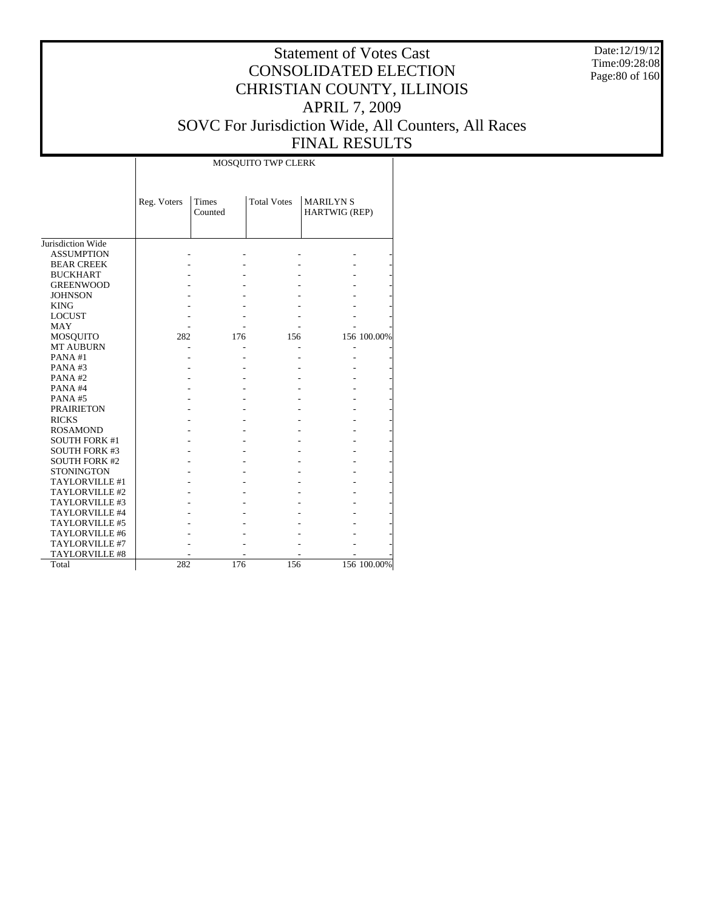# Statement of Votes Cast
# CONSOLIDATED ELECTION
# CHRISTIAN COUNTY, ILLINOIS
# APRIL 7, 2009
# SOVC For Jurisdiction Wide, All Counters, All Races
# FINAL RESULTS

Date:12/19/12
Time:09:28:08

| | MOSQUITO TWP CLERK | | | | |
|---|---|---|---|---|---|
| | Reg. Voters | Times Counted | Total Votes | MARILYN S HARTWIG (REP) | |
| Jurisdiction Wide | | | | | |
| ASSUMPTION | - | - | - | - | - |
| BEAR CREEK | - | - | - | - | - |
| BUCKHART | - | - | - | - | - |
| GREENWOOD | - | - | - | - | - |
| JOHNSON | - | - | - | - | - |
| KING | - | - | - | - | - |
| LOCUST | - | - | - | - | - |
| MAY | - | - | - | - | - |
| MOSQUITO | 282 | 176 | 156 | 156 | 100.00% |
| MT AUBURN | - | - | - | - | - |
| PANA #1 | - | - | - | - | - |
| PANA #3 | - | - | - | - | - |
| PANA #2 | - | - | - | - | - |
| PANA #4 | - | - | - | - | - |
| PANA #5 | - | - | - | - | - |
| PRAIRIETON | - | - | - | - | - |
| RICKS | - | - | - | - | - |
| ROSAMOND | - | - | - | - | - |
| SOUTH FORK #1 | - | - | - | - | - |
| SOUTH FORK #3 | - | - | - | - | - |
| SOUTH FORK #2 | - | - | - | - | - |
| STONINGTON | - | - | - | - | - |
| TAYLORVILLE #1 | - | - | - | - | - |
| TAYLORVILLE #2 | - | - | - | - | - |
| TAYLORVILLE #3 | - | - | - | - | - |
| TAYLORVILLE #4 | - | - | - | - | - |
| TAYLORVILLE #5 | - | - | - | - | - |
| TAYLORVILLE #6 | - | - | - | - | - |
| TAYLORVILLE #7 | - | - | - | - | - |
| TAYLORVILLE #8 | - | - | - | - | - |
| Total | 282 | 176 | 156 | 156 | 100.00% |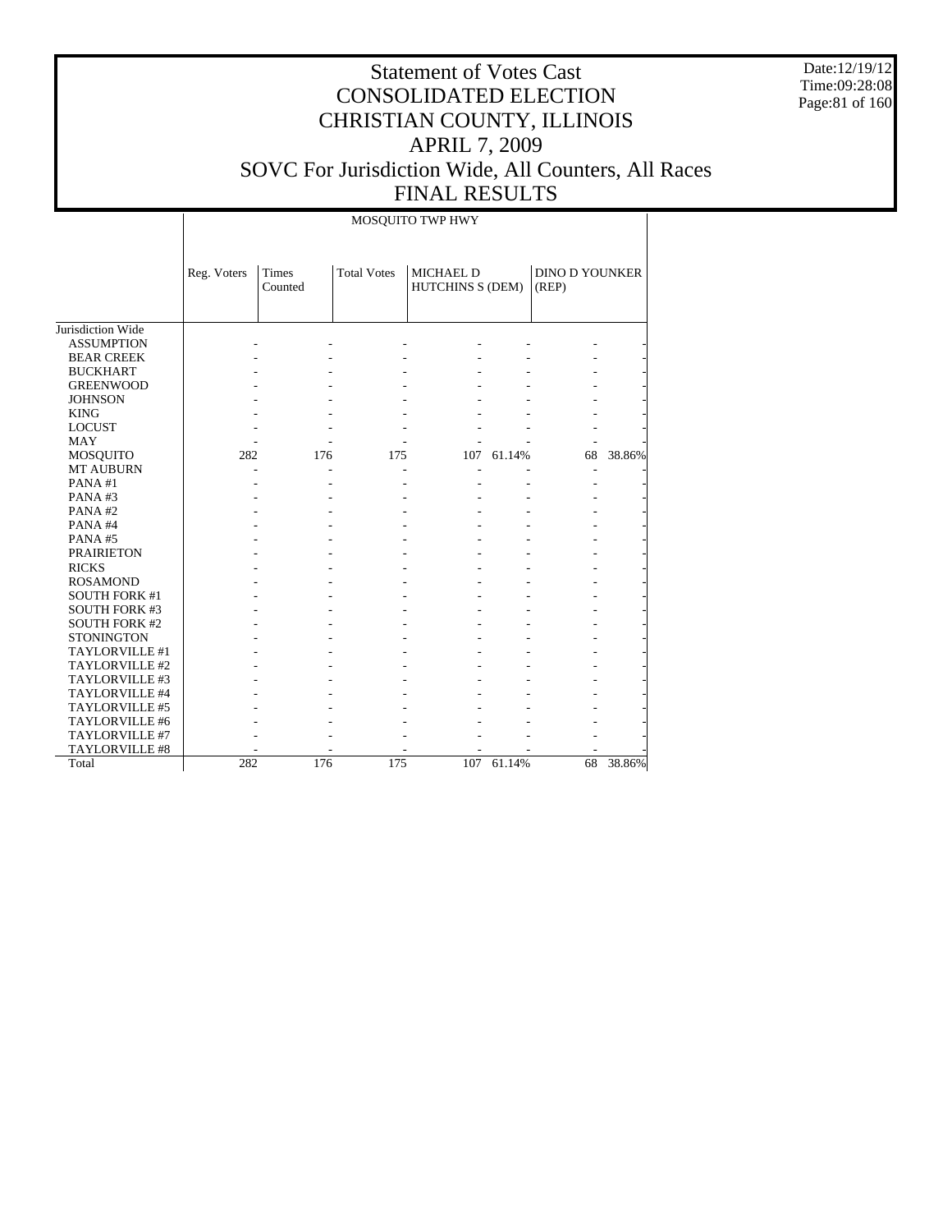# Statement of Votes Cast
# CONSOLIDATED ELECTION
# CHRISTIAN COUNTY, ILLINOIS
# APRIL 7, 2009
# SOVC For Jurisdiction Wide, All Counters, All Races
# FINAL RESULTS

Date:12/19/12
Time:09:28:08

MOSQUITO TWP HWY

| | Reg. Voters | Times Counted | Total Votes | MICHAEL D HUTCHINS S (DEM) | | DINO D YOUNKER (REP) | |
|---|---|---|---|---|---|---|---|
| Jurisdiction Wide | | | | | | | |
| ASSUMPTION | - | - | - | - | - | - | - |
| BEAR CREEK | - | - | - | - | - | - | - |
| BUCKHART | - | - | - | - | - | - | - |
| GREENWOOD | - | - | - | - | - | - | - |
| JOHNSON | - | - | - | - | - | - | - |
| KING | - | - | - | - | - | - | - |
| LOCUST | - | - | - | - | - | - | - |
| MAY | - | - | - | - | - | - | - |
| MOSQUITO | 282 | 176 | 175 | 107 | 61.14% | 68 | 38.86% |
| MT AUBURN | - | - | - | - | - | - | - |
| PANA #1 | - | - | - | - | - | - | - |
| PANA #3 | - | - | - | - | - | - | - |
| PANA #2 | - | - | - | - | - | - | - |
| PANA #4 | - | - | - | - | - | - | - |
| PANA #5 | - | - | - | - | - | - | - |
| PRAIRIETON | - | - | - | - | - | - | - |
| RICKS | - | - | - | - | - | - | - |
| ROSAMOND | - | - | - | - | - | - | - |
| SOUTH FORK #1 | - | - | - | - | - | - | - |
| SOUTH FORK #3 | - | - | - | - | - | - | - |
| SOUTH FORK #2 | - | - | - | - | - | - | - |
| STONINGTON | - | - | - | - | - | - | - |
| TAYLORVILLE #1 | - | - | - | - | - | - | - |
| TAYLORVILLE #2 | - | - | - | - | - | - | - |
| TAYLORVILLE #3 | - | - | - | - | - | - | - |
| TAYLORVILLE #4 | - | - | - | - | - | - | - |
| TAYLORVILLE #5 | - | - | - | - | - | - | - |
| TAYLORVILLE #6 | - | - | - | - | - | - | - |
| TAYLORVILLE #7 | - | - | - | - | - | - | - |
| TAYLORVILLE #8 | - | - | - | - | - | - | - |
| Total | 282 | 176 | 175 | 107 | 61.14% | 68 | 38.86% |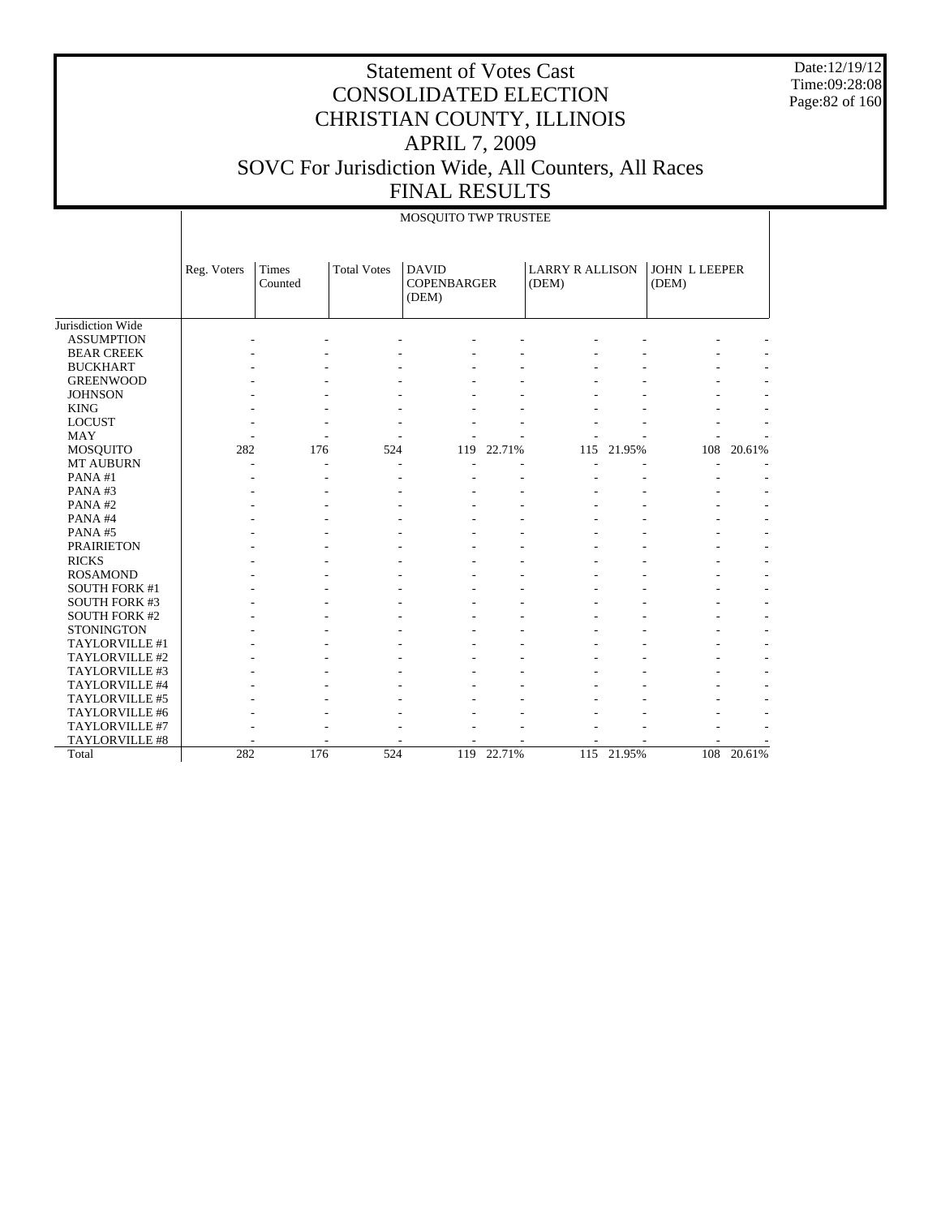# Statement of Votes Cast
# CONSOLIDATED ELECTION
# CHRISTIAN COUNTY, ILLINOIS
# APRIL 7, 2009
# SOVC For Jurisdiction Wide, All Counters, All Races
# FINAL RESULTS

Date:12/19/12
Time:09:28:08

| | MOSQUITO TWP TRUSTEE | | | | | | | | |
|---|---|---|---|---|---|---|---|---|---|
| | Reg. Voters | Times Counted | Total Votes | DAVID COPENBARGER (DEM) | | LARRY R ALLISON (DEM) | | JOHN L LEEPER (DEM) | |
| Jurisdiction Wide | | | | | | | | | |
| ASSUMPTION | - | - | - | - | - | - | - | - | - |
| BEAR CREEK | - | - | - | - | - | - | - | - | - |
| BUCKHART | - | - | - | - | - | - | - | - | - |
| GREENWOOD | - | - | - | - | - | - | - | - | - |
| JOHNSON | - | - | - | - | - | - | - | - | - |
| KING | - | - | - | - | - | - | - | - | - |
| LOCUST | - | - | - | - | - | - | - | - | - |
| MAY | - | - | - | - | - | - | - | - | - |
| MOSQUITO | 282 | 176 | 524 | 119 | 22.71% | 115 | 21.95% | 108 | 20.61% |
| MT AUBURN | - | - | - | - | - | - | - | - | - |
| PANA #1 | - | - | - | - | - | - | - | - | - |
| PANA #3 | - | - | - | - | - | - | - | - | - |
| PANA #2 | - | - | - | - | - | - | - | - | - |
| PANA #4 | - | - | - | - | - | - | - | - | - |
| PANA #5 | - | - | - | - | - | - | - | - | - |
| PRAIRIETON | - | - | - | - | - | - | - | - | - |
| RICKS | - | - | - | - | - | - | - | - | - |
| ROSAMOND | - | - | - | - | - | - | - | - | - |
| SOUTH FORK #1 | - | - | - | - | - | - | - | - | - |
| SOUTH FORK #3 | - | - | - | - | - | - | - | - | - |
| SOUTH FORK #2 | - | - | - | - | - | - | - | - | - |
| STONINGTON | - | - | - | - | - | - | - | - | - |
| TAYLORVILLE #1 | - | - | - | - | - | - | - | - | - |
| TAYLORVILLE #2 | - | - | - | - | - | - | - | - | - |
| TAYLORVILLE #3 | - | - | - | - | - | - | - | - | - |
| TAYLORVILLE #4 | - | - | - | - | - | - | - | - | - |
| TAYLORVILLE #5 | - | - | - | - | - | - | - | - | - |
| TAYLORVILLE #6 | - | - | - | - | - | - | - | - | - |
| TAYLORVILLE #7 | - | - | - | - | - | - | - | - | - |
| TAYLORVILLE #8 | - | - | - | - | - | - | - | - | - |
| Total | 282 | 176 | 524 | 119 | 22.71% | 115 | 21.95% | 108 | 20.61% |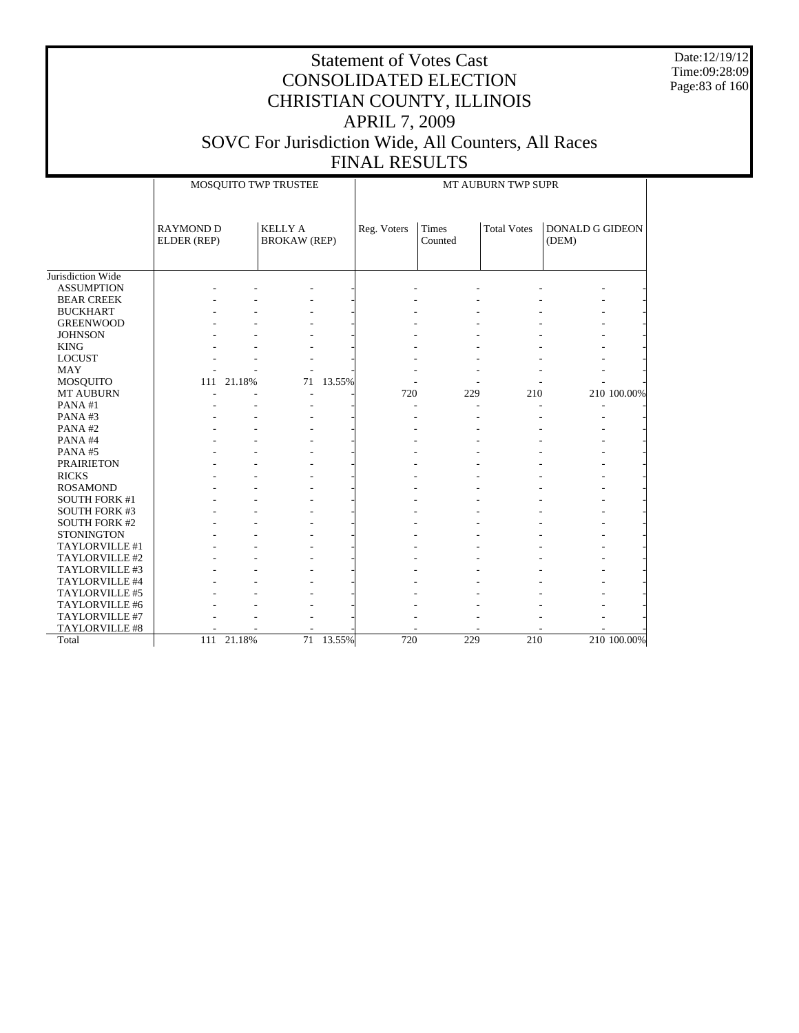# Statement of Votes Cast
# CONSOLIDATED ELECTION
# CHRISTIAN COUNTY, ILLINOIS
# APRIL 7, 2009
# SOVC For Jurisdiction Wide, All Counters, All Races
# FINAL RESULTS

|  | MOSQUITO TWP TRUSTEE | | | | MT AUBURN TWP SUPR | | | | |
|---|---|---|---|---|---|---|---|---|---|
|  | RAYMOND D ELDER (REP) | | KELLY A BROKAW (REP) | | Reg. Voters | Times Counted | Total Votes | DONALD G GIDEON (DEM) | |
| Jurisdiction Wide | | | | | | | | | |
| ASSUMPTION | - | - | - | - | - | - | - | - | - |
| BEAR CREEK | - | - | - | - | - | - | - | - | - |
| BUCKHART | - | - | - | - | - | - | - | - | - |
| GREENWOOD | - | - | - | - | - | - | - | - | - |
| JOHNSON | - | - | - | - | - | - | - | - | - |
| KING | - | - | - | - | - | - | - | - | - |
| LOCUST | - | - | - | - | - | - | - | - | - |
| MAY | - | - | - | - | - | - | - | - | - |
| MOSQUITO | 111 | 21.18% | 71 | 13.55% | - | - | - | - | - |
| MT AUBURN | - | - | - | - | 720 | 229 | 210 | 210 | 100.00% |
| PANA #1 | - | - | - | - | - | - | - | - | - |
| PANA #3 | - | - | - | - | - | - | - | - | - |
| PANA #2 | - | - | - | - | - | - | - | - | - |
| PANA #4 | - | - | - | - | - | - | - | - | - |
| PANA #5 | - | - | - | - | - | - | - | - | - |
| PRAIRIETON | - | - | - | - | - | - | - | - | - |
| RICKS | - | - | - | - | - | - | - | - | - |
| ROSAMOND | - | - | - | - | - | - | - | - | - |
| SOUTH FORK #1 | - | - | - | - | - | - | - | - | - |
| SOUTH FORK #3 | - | - | - | - | - | - | - | - | - |
| SOUTH FORK #2 | - | - | - | - | - | - | - | - | - |
| STONINGTON | - | - | - | - | - | - | - | - | - |
| TAYLORVILLE #1 | - | - | - | - | - | - | - | - | - |
| TAYLORVILLE #2 | - | - | - | - | - | - | - | - | - |
| TAYLORVILLE #3 | - | - | - | - | - | - | - | - | - |
| TAYLORVILLE #4 | - | - | - | - | - | - | - | - | - |
| TAYLORVILLE #5 | - | - | - | - | - | - | - | - | - |
| TAYLORVILLE #6 | - | - | - | - | - | - | - | - | - |
| TAYLORVILLE #7 | - | - | - | - | - | - | - | - | - |
| TAYLORVILLE #8 | - | - | - | - | - | - | - | - | - |
| Total | 111 | 21.18% | 71 | 13.55% | 720 | 229 | 210 | 210 | 100.00% |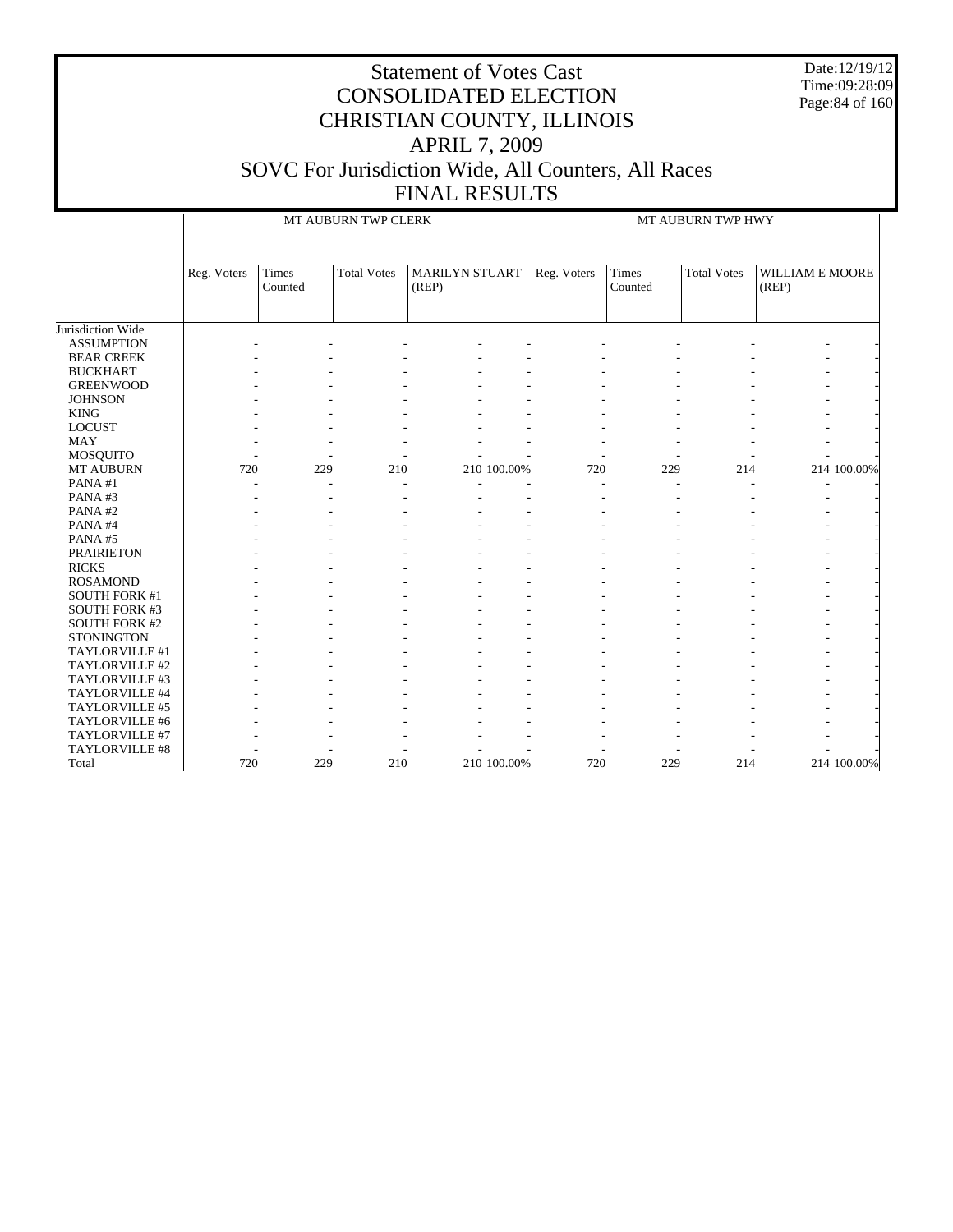# Statement of Votes Cast
# CONSOLIDATED ELECTION
# CHRISTIAN COUNTY, ILLINOIS
# APRIL 7, 2009
# SOVC For Jurisdiction Wide, All Counters, All Races
# FINAL RESULTS

Date:12/19/12
Time:09:28:09

| | MT AUBURN TWP CLERK | | | | | MT AUBURN TWP HWY | | | | |
|---|---|---|---|---|---|---|---|---|---|---|
| | Reg. Voters | Times Counted | Total Votes | MARILYN STUART (REP) | | Reg. Voters | Times Counted | Total Votes | WILLIAM E MOORE (REP) | |
| Jurisdiction Wide | | | | | | | | | | |
| ASSUMPTION | - | - | - | - | - | - | - | - | - | - |
| BEAR CREEK | - | - | - | - | - | - | - | - | - | - |
| BUCKHART | - | - | - | - | - | - | - | - | - | - |
| GREENWOOD | - | - | - | - | - | - | - | - | - | - |
| JOHNSON | - | - | - | - | - | - | - | - | - | - |
| KING | - | - | - | - | - | - | - | - | - | - |
| LOCUST | - | - | - | - | - | - | - | - | - | - |
| MAY | - | - | - | - | - | - | - | - | - | - |
| MOSQUITO | - | - | - | - | - | - | - | - | - | - |
| MT AUBURN | 720 | 229 | 210 | 210 | 100.00% | 720 | 229 | 214 | 214 | 100.00% |
| PANA #1 | - | - | - | - | - | - | - | - | - | - |
| PANA #3 | - | - | - | - | - | - | - | - | - | - |
| PANA #2 | - | - | - | - | - | - | - | - | - | - |
| PANA #4 | - | - | - | - | - | - | - | - | - | - |
| PANA #5 | - | - | - | - | - | - | - | - | - | - |
| PRAIRIETON | - | - | - | - | - | - | - | - | - | - |
| RICKS | - | - | - | - | - | - | - | - | - | - |
| ROSAMOND | - | - | - | - | - | - | - | - | - | - |
| SOUTH FORK #1 | - | - | - | - | - | - | - | - | - | - |
| SOUTH FORK #3 | - | - | - | - | - | - | - | - | - | - |
| SOUTH FORK #2 | - | - | - | - | - | - | - | - | - | - |
| STONINGTON | - | - | - | - | - | - | - | - | - | - |
| TAYLORVILLE #1 | - | - | - | - | - | - | - | - | - | - |
| TAYLORVILLE #2 | - | - | - | - | - | - | - | - | - | - |
| TAYLORVILLE #3 | - | - | - | - | - | - | - | - | - | - |
| TAYLORVILLE #4 | - | - | - | - | - | - | - | - | - | - |
| TAYLORVILLE #5 | - | - | - | - | - | - | - | - | - | - |
| TAYLORVILLE #6 | - | - | - | - | - | - | - | - | - | - |
| TAYLORVILLE #7 | - | - | - | - | - | - | - | - | - | - |
| TAYLORVILLE #8 | - | - | - | - | - | - | - | - | - | - |
| Total | 720 | 229 | 210 | 210 | 100.00% | 720 | 229 | 214 | 214 | 100.00% |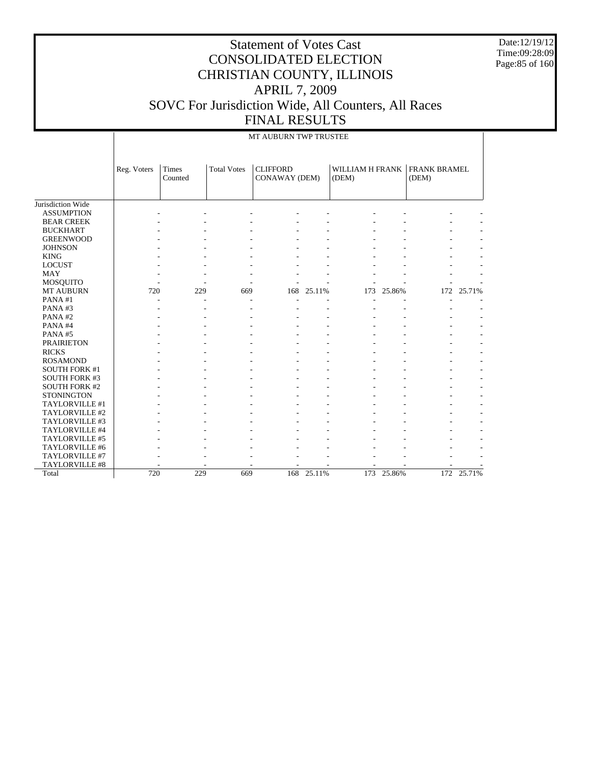# Statement of Votes Cast
# CONSOLIDATED ELECTION
# CHRISTIAN COUNTY, ILLINOIS
# APRIL 7, 2009
# SOVC For Jurisdiction Wide, All Counters, All Races
# FINAL RESULTS

Date:12/19/12
Time:09:28:09

MT AUBURN TWP TRUSTEE

| | Reg. Voters | Times Counted | Total Votes | CLIFFORD CONAWAY (DEM) | | WILLIAM H FRANK (DEM) | | FRANK BRAMEL (DEM) | |
|---|---|---|---|---|---|---|---|---|---|
| Jurisdiction Wide | | | | | | | | | |
| ASSUMPTION | - | - | - | - | - | - | - | - | - |
| BEAR CREEK | - | - | - | - | - | - | - | - | - |
| BUCKHART | - | - | - | - | - | - | - | - | - |
| GREENWOOD | - | - | - | - | - | - | - | - | - |
| JOHNSON | - | - | - | - | - | - | - | - | - |
| KING | - | - | - | - | - | - | - | - | - |
| LOCUST | - | - | - | - | - | - | - | - | - |
| MAY | - | - | - | - | - | - | - | - | - |
| MOSQUITO | - | - | - | - | - | - | - | - | - |
| MT AUBURN | 720 | 229 | 669 | 168 | 25.11% | 173 | 25.86% | 172 | 25.71% |
| PANA #1 | - | - | - | - | - | - | - | - | - |
| PANA #3 | - | - | - | - | - | - | - | - | - |
| PANA #2 | - | - | - | - | - | - | - | - | - |
| PANA #4 | - | - | - | - | - | - | - | - | - |
| PANA #5 | - | - | - | - | - | - | - | - | - |
| PRAIRIETON | - | - | - | - | - | - | - | - | - |
| RICKS | - | - | - | - | - | - | - | - | - |
| ROSAMOND | - | - | - | - | - | - | - | - | - |
| SOUTH FORK #1 | - | - | - | - | - | - | - | - | - |
| SOUTH FORK #3 | - | - | - | - | - | - | - | - | - |
| SOUTH FORK #2 | - | - | - | - | - | - | - | - | - |
| STONINGTON | - | - | - | - | - | - | - | - | - |
| TAYLORVILLE #1 | - | - | - | - | - | - | - | - | - |
| TAYLORVILLE #2 | - | - | - | - | - | - | - | - | - |
| TAYLORVILLE #3 | - | - | - | - | - | - | - | - | - |
| TAYLORVILLE #4 | - | - | - | - | - | - | - | - | - |
| TAYLORVILLE #5 | - | - | - | - | - | - | - | - | - |
| TAYLORVILLE #6 | - | - | - | - | - | - | - | - | - |
| TAYLORVILLE #7 | - | - | - | - | - | - | - | - | - |
| TAYLORVILLE #8 | - | - | - | - | - | - | - | - | - |
| Total | 720 | 229 | 669 | 168 | 25.11% | 173 | 25.86% | 172 | 25.71% |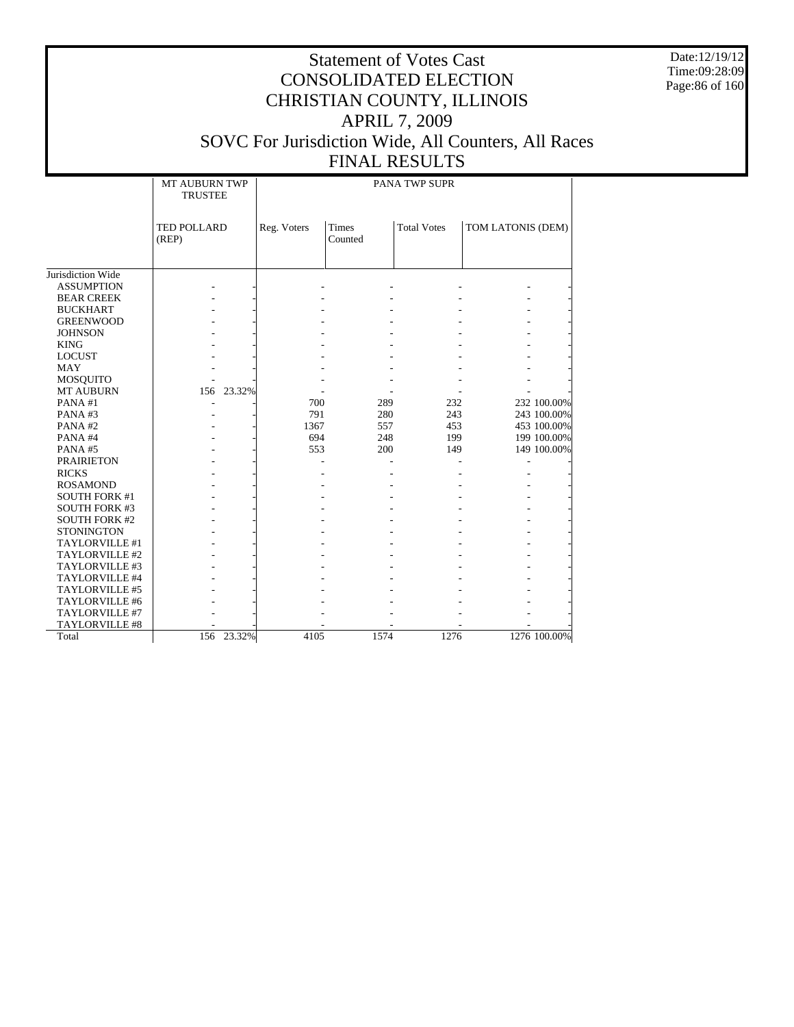# Statement of Votes Cast
# CONSOLIDATED ELECTION
# CHRISTIAN COUNTY, ILLINOIS
# APRIL 7, 2009
# SOVC For Jurisdiction Wide, All Counters, All Races
# FINAL RESULTS

| | MT AUBURN TWP TRUSTEE | | PANA TWP SUPR | | | | |
|---|---|---|---|---|---|---|---|
| | TED POLLARD (REP) | | Reg. Voters | Times Counted | Total Votes | TOM LATONIS (DEM) | |
| Jurisdiction Wide | | | | | | | |
| ASSUMPTION | - | - | - | - | - | - | - |
| BEAR CREEK | - | - | - | - | - | - | - |
| BUCKHART | - | - | - | - | - | - | - |
| GREENWOOD | - | - | - | - | - | - | - |
| JOHNSON | - | - | - | - | - | - | - |
| KING | - | - | - | - | - | - | - |
| LOCUST | - | - | - | - | - | - | - |
| MAY | - | - | - | - | - | - | - |
| MOSQUITO | - | - | - | - | - | - | - |
| MT AUBURN | 156 | 23.32% | - | - | - | - | - |
| PANA #1 | - | - | 700 | 289 | 232 | 232 | 100.00% |
| PANA #3 | - | - | 791 | 280 | 243 | 243 | 100.00% |
| PANA #2 | - | - | 1367 | 557 | 453 | 453 | 100.00% |
| PANA #4 | - | - | 694 | 248 | 199 | 199 | 100.00% |
| PANA #5 | - | - | 553 | 200 | 149 | 149 | 100.00% |
| PRAIRIETON | - | - | - | - | - | - | - |
| RICKS | - | - | - | - | - | - | - |
| ROSAMOND | - | - | - | - | - | - | - |
| SOUTH FORK #1 | - | - | - | - | - | - | - |
| SOUTH FORK #3 | - | - | - | - | - | - | - |
| SOUTH FORK #2 | - | - | - | - | - | - | - |
| STONINGTON | - | - | - | - | - | - | - |
| TAYLORVILLE #1 | - | - | - | - | - | - | - |
| TAYLORVILLE #2 | - | - | - | - | - | - | - |
| TAYLORVILLE #3 | - | - | - | - | - | - | - |
| TAYLORVILLE #4 | - | - | - | - | - | - | - |
| TAYLORVILLE #5 | - | - | - | - | - | - | - |
| TAYLORVILLE #6 | - | - | - | - | - | - | - |
| TAYLORVILLE #7 | - | - | - | - | - | - | - |
| TAYLORVILLE #8 | - | - | - | - | - | - | - |
| Total | 156 | 23.32% | 4105 | 1574 | 1276 | 1276 | 100.00% |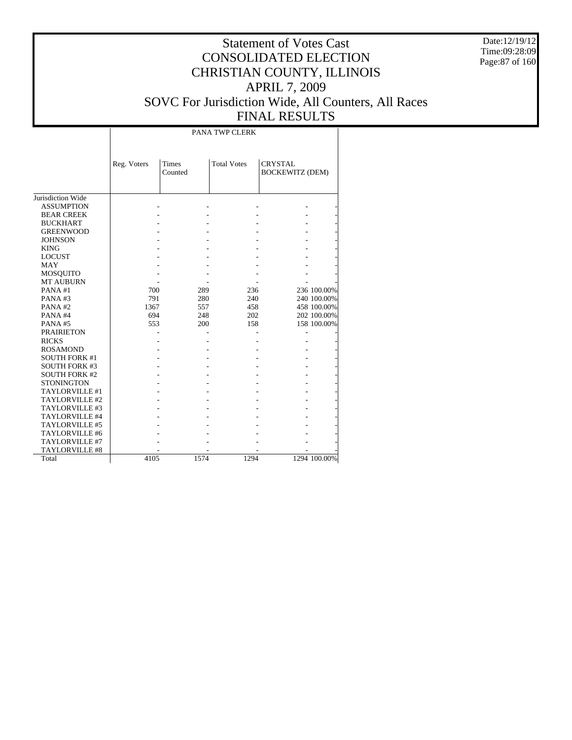# Statement of Votes Cast
# CONSOLIDATED ELECTION
# CHRISTIAN COUNTY, ILLINOIS
# APRIL 7, 2009
# SOVC For Jurisdiction Wide, All Counters, All Races
# FINAL RESULTS

Date:12/19/12
Time:09:28:09

| | PANA TWP CLERK | | | | |
|---|---|---|---|---|---|
| | Reg. Voters | Times Counted | Total Votes | CRYSTAL BOCKEWITZ (DEM) | |
| Jurisdiction Wide | | | | | |
| ASSUMPTION | - | - | - | - | - |
| BEAR CREEK | - | - | - | - | - |
| BUCKHART | - | - | - | - | - |
| GREENWOOD | - | - | - | - | - |
| JOHNSON | - | - | - | - | - |
| KING | - | - | - | - | - |
| LOCUST | - | - | - | - | - |
| MAY | - | - | - | - | - |
| MOSQUITO | - | - | - | - | - |
| MT AUBURN | - | - | - | - | - |
| PANA #1 | 700 | 289 | 236 | 236 | 100.00% |
| PANA #3 | 791 | 280 | 240 | 240 | 100.00% |
| PANA #2 | 1367 | 557 | 458 | 458 | 100.00% |
| PANA #4 | 694 | 248 | 202 | 202 | 100.00% |
| PANA #5 | 553 | 200 | 158 | 158 | 100.00% |
| PRAIRIETON | - | - | - | - | - |
| RICKS | - | - | - | - | - |
| ROSAMOND | - | - | - | - | - |
| SOUTH FORK #1 | - | - | - | - | - |
| SOUTH FORK #3 | - | - | - | - | - |
| SOUTH FORK #2 | - | - | - | - | - |
| STONINGTON | - | - | - | - | - |
| TAYLORVILLE #1 | - | - | - | - | - |
| TAYLORVILLE #2 | - | - | - | - | - |
| TAYLORVILLE #3 | - | - | - | - | - |
| TAYLORVILLE #4 | - | - | - | - | - |
| TAYLORVILLE #5 | - | - | - | - | - |
| TAYLORVILLE #6 | - | - | - | - | - |
| TAYLORVILLE #7 | - | - | - | - | - |
| TAYLORVILLE #8 | - | - | - | - | - |
| Total | 4105 | 1574 | 1294 | 1294 | 100.00% |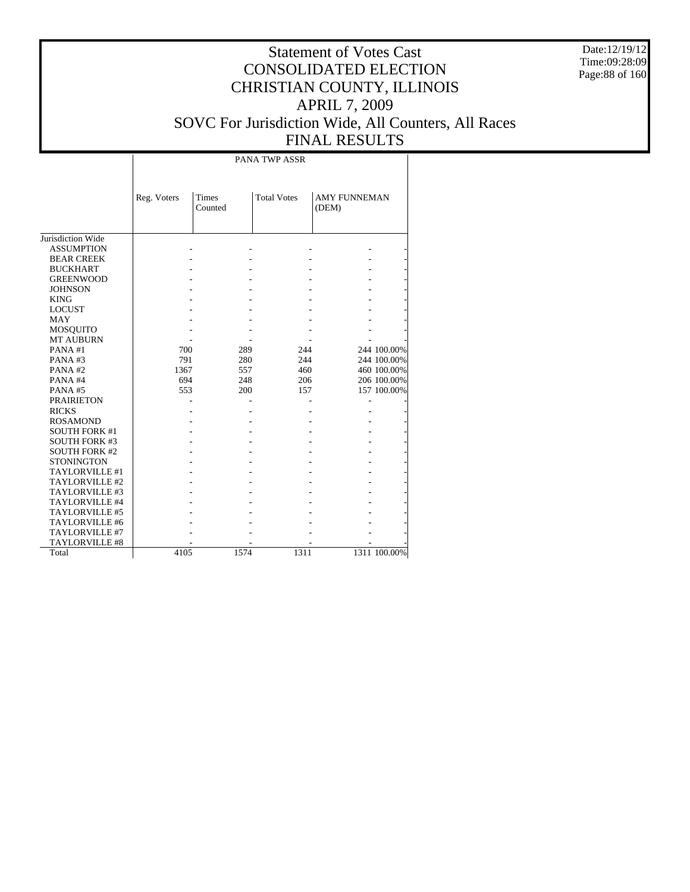# Statement of Votes Cast
# CONSOLIDATED ELECTION
# CHRISTIAN COUNTY, ILLINOIS
# APRIL 7, 2009
# SOVC For Jurisdiction Wide, All Counters, All Races
# FINAL RESULTS

Date:12/19/12
Time:09:28:09

| | PANA TWP ASSR | | | | |
|---|---|---|---|---|---|
| | Reg. Voters | Times Counted | Total Votes | AMY FUNNEMAN (DEM) | |
| Jurisdiction Wide | | | | | |
| ASSUMPTION | - | - | - | - | - |
| BEAR CREEK | - | - | - | - | - |
| BUCKHART | - | - | - | - | - |
| GREENWOOD | - | - | - | - | - |
| JOHNSON | - | - | - | - | - |
| KING | - | - | - | - | - |
| LOCUST | - | - | - | - | - |
| MAY | - | - | - | - | - |
| MOSQUITO | - | - | - | - | - |
| MT AUBURN | - | - | - | - | - |
| PANA #1 | 700 | 289 | 244 | 244 | 100.00% |
| PANA #3 | 791 | 280 | 244 | 244 | 100.00% |
| PANA #2 | 1367 | 557 | 460 | 460 | 100.00% |
| PANA #4 | 694 | 248 | 206 | 206 | 100.00% |
| PANA #5 | 553 | 200 | 157 | 157 | 100.00% |
| PRAIRIETON | - | - | - | - | - |
| RICKS | - | - | - | - | - |
| ROSAMOND | - | - | - | - | - |
| SOUTH FORK #1 | - | - | - | - | - |
| SOUTH FORK #3 | - | - | - | - | - |
| SOUTH FORK #2 | - | - | - | - | - |
| STONINGTON | - | - | - | - | - |
| TAYLORVILLE #1 | - | - | - | - | - |
| TAYLORVILLE #2 | - | - | - | - | - |
| TAYLORVILLE #3 | - | - | - | - | - |
| TAYLORVILLE #4 | - | - | - | - | - |
| TAYLORVILLE #5 | - | - | - | - | - |
| TAYLORVILLE #6 | - | - | - | - | - |
| TAYLORVILLE #7 | - | - | - | - | - |
| TAYLORVILLE #8 | - | - | - | - | - |
| Total | 4105 | 1574 | 1311 | 1311 | 100.00% |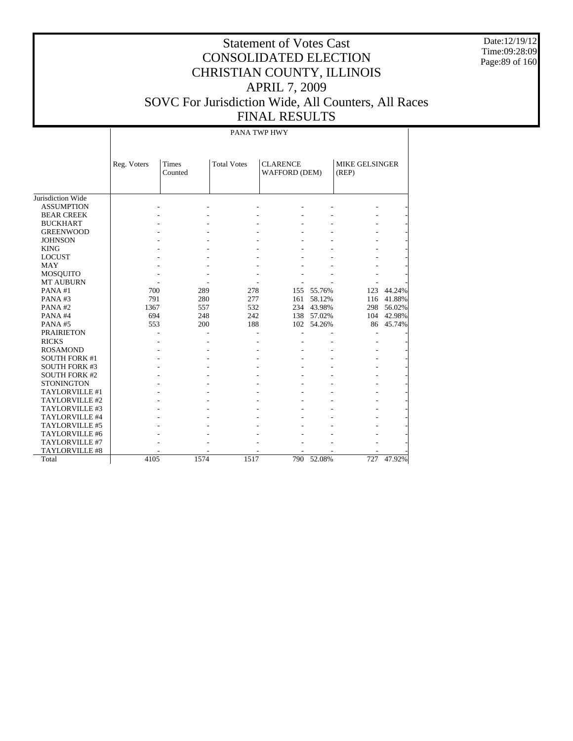# Statement of Votes Cast
# CONSOLIDATED ELECTION
# CHRISTIAN COUNTY, ILLINOIS
# APRIL 7, 2009
# SOVC For Jurisdiction Wide, All Counters, All Races
# FINAL RESULTS

Date:12/19/12
Time:09:28:09

| | PANA TWP HWY | | | | | | |
|---|---|---|---|---|---|---|---|
| | Reg. Voters | Times Counted | Total Votes | CLARENCE WAFFORD (DEM) | | MIKE GELSINGER (REP) | |
| Jurisdiction Wide | | | | | | | |
| ASSUMPTION | - | - | - | - | - | - | - |
| BEAR CREEK | - | - | - | - | - | - | - |
| BUCKHART | - | - | - | - | - | - | - |
| GREENWOOD | - | - | - | - | - | - | - |
| JOHNSON | - | - | - | - | - | - | - |
| KING | - | - | - | - | - | - | - |
| LOCUST | - | - | - | - | - | - | - |
| MAY | - | - | - | - | - | - | - |
| MOSQUITO | - | - | - | - | - | - | - |
| MT AUBURN | - | - | - | - | - | - | - |
| PANA #1 | 700 | 289 | 278 | 155 | 55.76% | 123 | 44.24% |
| PANA #3 | 791 | 280 | 277 | 161 | 58.12% | 116 | 41.88% |
| PANA #2 | 1367 | 557 | 532 | 234 | 43.98% | 298 | 56.02% |
| PANA #4 | 694 | 248 | 242 | 138 | 57.02% | 104 | 42.98% |
| PANA #5 | 553 | 200 | 188 | 102 | 54.26% | 86 | 45.74% |
| PRAIRIETON | - | - | - | - | - | - | - |
| RICKS | - | - | - | - | - | - | - |
| ROSAMOND | - | - | - | - | - | - | - |
| SOUTH FORK #1 | - | - | - | - | - | - | - |
| SOUTH FORK #3 | - | - | - | - | - | - | - |
| SOUTH FORK #2 | - | - | - | - | - | - | - |
| STONINGTON | - | - | - | - | - | - | - |
| TAYLORVILLE #1 | - | - | - | - | - | - | - |
| TAYLORVILLE #2 | - | - | - | - | - | - | - |
| TAYLORVILLE #3 | - | - | - | - | - | - | - |
| TAYLORVILLE #4 | - | - | - | - | - | - | - |
| TAYLORVILLE #5 | - | - | - | - | - | - | - |
| TAYLORVILLE #6 | - | - | - | - | - | - | - |
| TAYLORVILLE #7 | - | - | - | - | - | - | - |
| TAYLORVILLE #8 | - | - | - | - | - | - | - |
| Total | 4105 | 1574 | 1517 | 790 | 52.08% | 727 | 47.92% |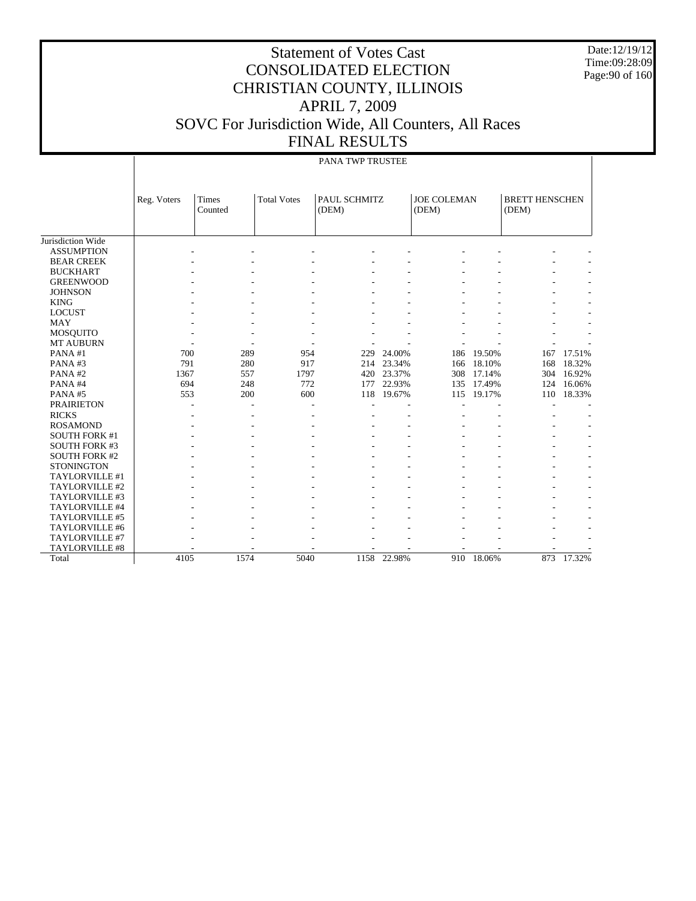# Statement of Votes Cast
# CONSOLIDATED ELECTION
# CHRISTIAN COUNTY, ILLINOIS
# APRIL 7, 2009
# SOVC For Jurisdiction Wide, All Counters, All Races
# FINAL RESULTS

Date:12/19/12
Time:09:28:09

| | PANA TWP TRUSTEE | | | | | | | | |
|---|---|---|---|---|---|---|---|---|---|
| | Reg. Voters | Times Counted | Total Votes | PAUL SCHMITZ (DEM) | | JOE COLEMAN (DEM) | | BRETT HENSCHEN (DEM) | |
| Jurisdiction Wide | | | | | | | | | |
| ASSUMPTION | - | - | - | - | - | - | - | - | - |
| BEAR CREEK | - | - | - | - | - | - | - | - | - |
| BUCKHART | - | - | - | - | - | - | - | - | - |
| GREENWOOD | - | - | - | - | - | - | - | - | - |
| JOHNSON | - | - | - | - | - | - | - | - | - |
| KING | - | - | - | - | - | - | - | - | - |
| LOCUST | - | - | - | - | - | - | - | - | - |
| MAY | - | - | - | - | - | - | - | - | - |
| MOSQUITO | - | - | - | - | - | - | - | - | - |
| MT AUBURN | - | - | - | - | - | - | - | - | - |
| PANA #1 | 700 | 289 | 954 | 229 | 24.00% | 186 | 19.50% | 167 | 17.51% |
| PANA #3 | 791 | 280 | 917 | 214 | 23.34% | 166 | 18.10% | 168 | 18.32% |
| PANA #2 | 1367 | 557 | 1797 | 420 | 23.37% | 308 | 17.14% | 304 | 16.92% |
| PANA #4 | 694 | 248 | 772 | 177 | 22.93% | 135 | 17.49% | 124 | 16.06% |
| PANA #5 | 553 | 200 | 600 | 118 | 19.67% | 115 | 19.17% | 110 | 18.33% |
| PRAIRIETON | - | - | - | - | - | - | - | - | - |
| RICKS | - | - | - | - | - | - | - | - | - |
| ROSAMOND | - | - | - | - | - | - | - | - | - |
| SOUTH FORK #1 | - | - | - | - | - | - | - | - | - |
| SOUTH FORK #3 | - | - | - | - | - | - | - | - | - |
| SOUTH FORK #2 | - | - | - | - | - | - | - | - | - |
| STONINGTON | - | - | - | - | - | - | - | - | - |
| TAYLORVILLE #1 | - | - | - | - | - | - | - | - | - |
| TAYLORVILLE #2 | - | - | - | - | - | - | - | - | - |
| TAYLORVILLE #3 | - | - | - | - | - | - | - | - | - |
| TAYLORVILLE #4 | - | - | - | - | - | - | - | - | - |
| TAYLORVILLE #5 | - | - | - | - | - | - | - | - | - |
| TAYLORVILLE #6 | - | - | - | - | - | - | - | - | - |
| TAYLORVILLE #7 | - | - | - | - | - | - | - | - | - |
| TAYLORVILLE #8 | - | - | - | - | - | - | - | - | - |
| Total | 4105 | 1574 | 5040 | 1158 | 22.98% | 910 | 18.06% | 873 | 17.32% |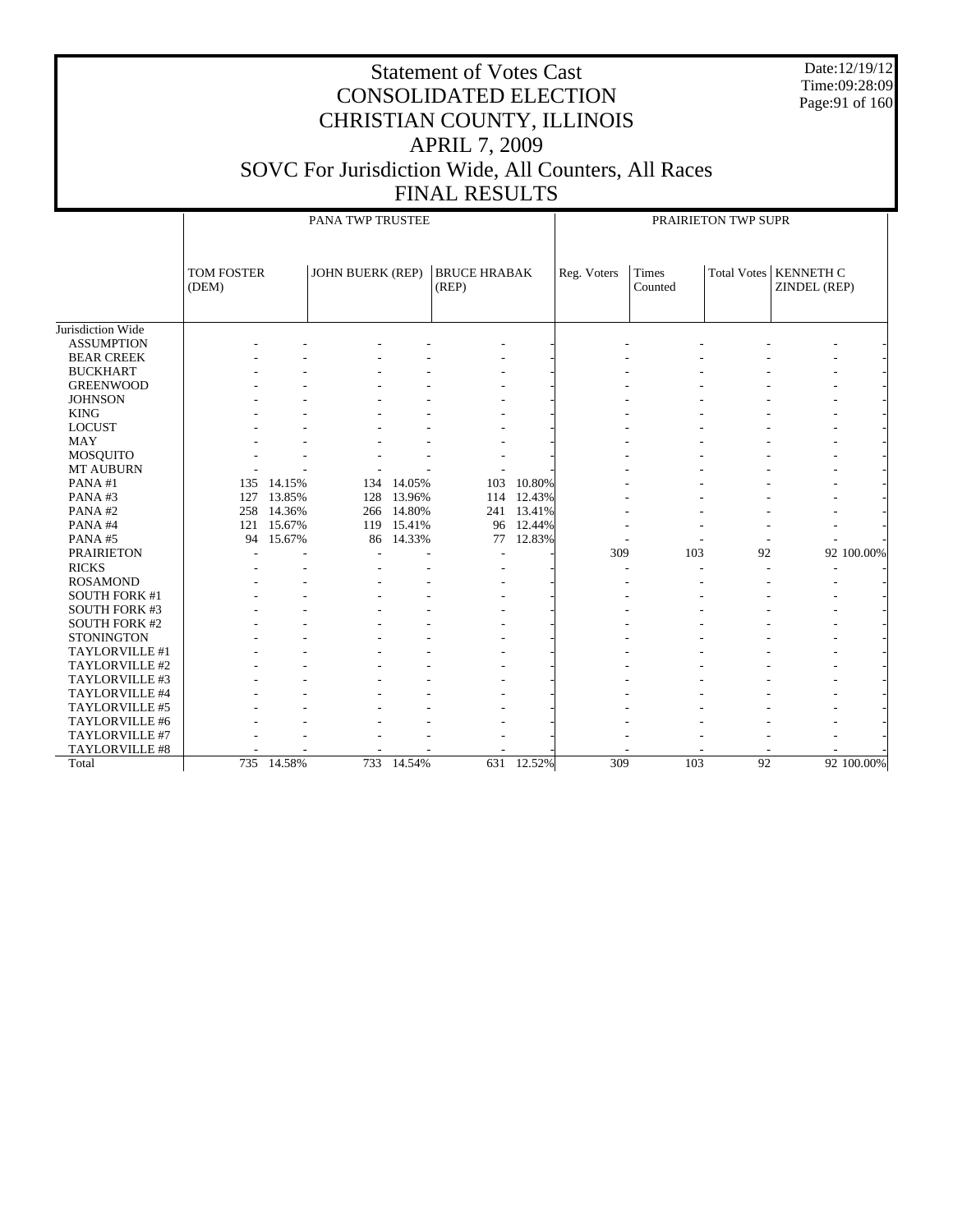# Statement of Votes Cast
# CONSOLIDATED ELECTION
# CHRISTIAN COUNTY, ILLINOIS
# APRIL 7, 2009
# SOVC For Jurisdiction Wide, All Counters, All Races
# FINAL RESULTS

Date:12/19/12
Time:09:28:09

| | PANA TWP TRUSTEE | | | | | | PRAIRIETON TWP SUPR | | | | |
|---|---|---|---|---|---|---|---|---|---|---|---|
| | TOM FOSTER (DEM) | | JOHN BUERK (REP) | | BRUCE HRABAK (REP) | | Reg. Voters | Times Counted | Total Votes | KENNETH C ZINDEL (REP) | |
| Jurisdiction Wide | | | | | | | | | | | |
| ASSUMPTION | - | - | - | - | - | - | - | - | - | - | - |
| BEAR CREEK | - | - | - | - | - | - | - | - | - | - | - |
| BUCKHART | - | - | - | - | - | - | - | - | - | - | - |
| GREENWOOD | - | - | - | - | - | - | - | - | - | - | - |
| JOHNSON | - | - | - | - | - | - | - | - | - | - | - |
| KING | - | - | - | - | - | - | - | - | - | - | - |
| LOCUST | - | - | - | - | - | - | - | - | - | - | - |
| MAY | - | - | - | - | - | - | - | - | - | - | - |
| MOSQUITO | - | - | - | - | - | - | - | - | - | - | - |
| MT AUBURN | - | - | - | - | - | - | - | - | - | - | - |
| PANA #1 | 135 | 14.15% | 134 | 14.05% | 103 | 10.80% | - | - | - | - | - |
| PANA #3 | 127 | 13.85% | 128 | 13.96% | 114 | 12.43% | - | - | - | - | - |
| PANA #2 | 258 | 14.36% | 266 | 14.80% | 241 | 13.41% | - | - | - | - | - |
| PANA #4 | 121 | 15.67% | 119 | 15.41% | 96 | 12.44% | - | - | - | - | - |
| PANA #5 | 94 | 15.67% | 86 | 14.33% | 77 | 12.83% | - | - | - | - | - |
| PRAIRIETON | - | - | - | - | - | - | 309 | 103 | 92 | 92 | 100.00% |
| RICKS | - | - | - | - | - | - | - | - | - | - | - |
| ROSAMOND | - | - | - | - | - | - | - | - | - | - | - |
| SOUTH FORK #1 | - | - | - | - | - | - | - | - | - | - | - |
| SOUTH FORK #3 | - | - | - | - | - | - | - | - | - | - | - |
| SOUTH FORK #2 | - | - | - | - | - | - | - | - | - | - | - |
| STONINGTON | - | - | - | - | - | - | - | - | - | - | - |
| TAYLORVILLE #1 | - | - | - | - | - | - | - | - | - | - | - |
| TAYLORVILLE #2 | - | - | - | - | - | - | - | - | - | - | - |
| TAYLORVILLE #3 | - | - | - | - | - | - | - | - | - | - | - |
| TAYLORVILLE #4 | - | - | - | - | - | - | - | - | - | - | - |
| TAYLORVILLE #5 | - | - | - | - | - | - | - | - | - | - | - |
| TAYLORVILLE #6 | - | - | - | - | - | - | - | - | - | - | - |
| TAYLORVILLE #7 | - | - | - | - | - | - | - | - | - | - | - |
| TAYLORVILLE #8 | - | - | - | - | - | - | - | - | - | - | - |
| Total | 735 | 14.58% | 733 | 14.54% | 631 | 12.52% | 309 | 103 | 92 | 92 | 100.00% |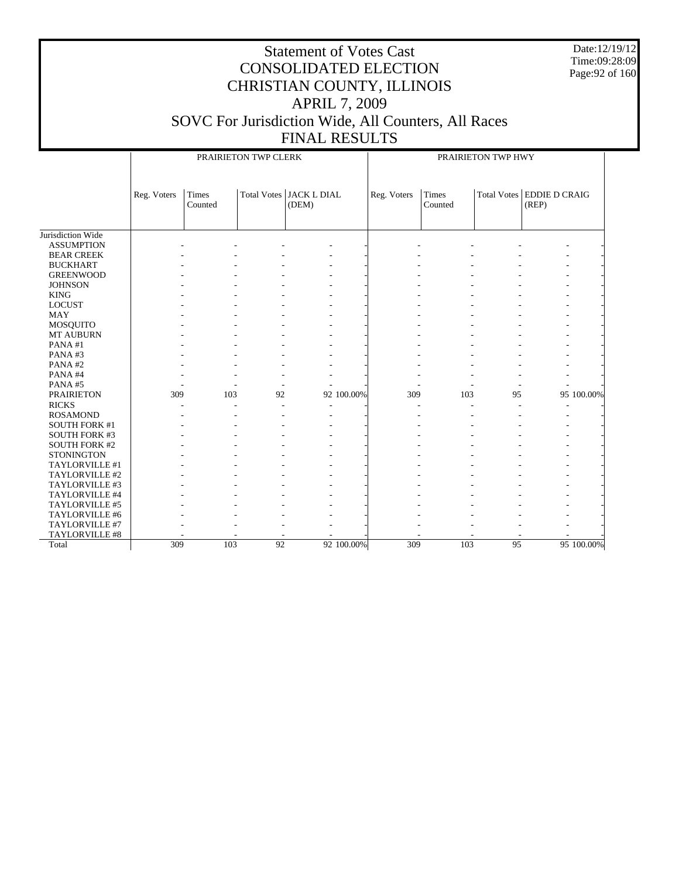# Statement of Votes Cast
# CONSOLIDATED ELECTION
# CHRISTIAN COUNTY, ILLINOIS
# APRIL 7, 2009
# SOVC For Jurisdiction Wide, All Counters, All Races
# FINAL RESULTS

Date:12/19/12
Time:09:28:09

| | PRAIRIETON TWP CLERK | | | | | PRAIRIETON TWP HWY | | | | |
|---|---|---|---|---|---|---|---|---|---|---|
| | Reg. Voters | Times Counted | Total Votes | JACK L DIAL (DEM) | | Reg. Voters | Times Counted | Total Votes | EDDIE D CRAIG (REP) | |
| Jurisdiction Wide | | | | | | | | | | |
| ASSUMPTION | - | - | - | - | - | - | - | - | - | - |
| BEAR CREEK | - | - | - | - | - | - | - | - | - | - |
| BUCKHART | - | - | - | - | - | - | - | - | - | - |
| GREENWOOD | - | - | - | - | - | - | - | - | - | - |
| JOHNSON | - | - | - | - | - | - | - | - | - | - |
| KING | - | - | - | - | - | - | - | - | - | - |
| LOCUST | - | - | - | - | - | - | - | - | - | - |
| MAY | - | - | - | - | - | - | - | - | - | - |
| MOSQUITO | - | - | - | - | - | - | - | - | - | - |
| MT AUBURN | - | - | - | - | - | - | - | - | - | - |
| PANA #1 | - | - | - | - | - | - | - | - | - | - |
| PANA #3 | - | - | - | - | - | - | - | - | - | - |
| PANA #2 | - | - | - | - | - | - | - | - | - | - |
| PANA #4 | - | - | - | - | - | - | - | - | - | - |
| PANA #5 | - | - | - | - | - | - | - | - | - | - |
| PRAIRIETON | 309 | 103 | 92 | 92 | 100.00% | 309 | 103 | 95 | 95 | 100.00% |
| RICKS | - | - | - | - | - | - | - | - | - | - |
| ROSAMOND | - | - | - | - | - | - | - | - | - | - |
| SOUTH FORK #1 | - | - | - | - | - | - | - | - | - | - |
| SOUTH FORK #3 | - | - | - | - | - | - | - | - | - | - |
| SOUTH FORK #2 | - | - | - | - | - | - | - | - | - | - |
| STONINGTON | - | - | - | - | - | - | - | - | - | - |
| TAYLORVILLE #1 | - | - | - | - | - | - | - | - | - | - |
| TAYLORVILLE #2 | - | - | - | - | - | - | - | - | - | - |
| TAYLORVILLE #3 | - | - | - | - | - | - | - | - | - | - |
| TAYLORVILLE #4 | - | - | - | - | - | - | - | - | - | - |
| TAYLORVILLE #5 | - | - | - | - | - | - | - | - | - | - |
| TAYLORVILLE #6 | - | - | - | - | - | - | - | - | - | - |
| TAYLORVILLE #7 | - | - | - | - | - | - | - | - | - | - |
| TAYLORVILLE #8 | - | - | - | - | - | - | - | - | - | - |
| Total | 309 | 103 | 92 | 92 | 100.00% | 309 | 103 | 95 | 95 | 100.00% |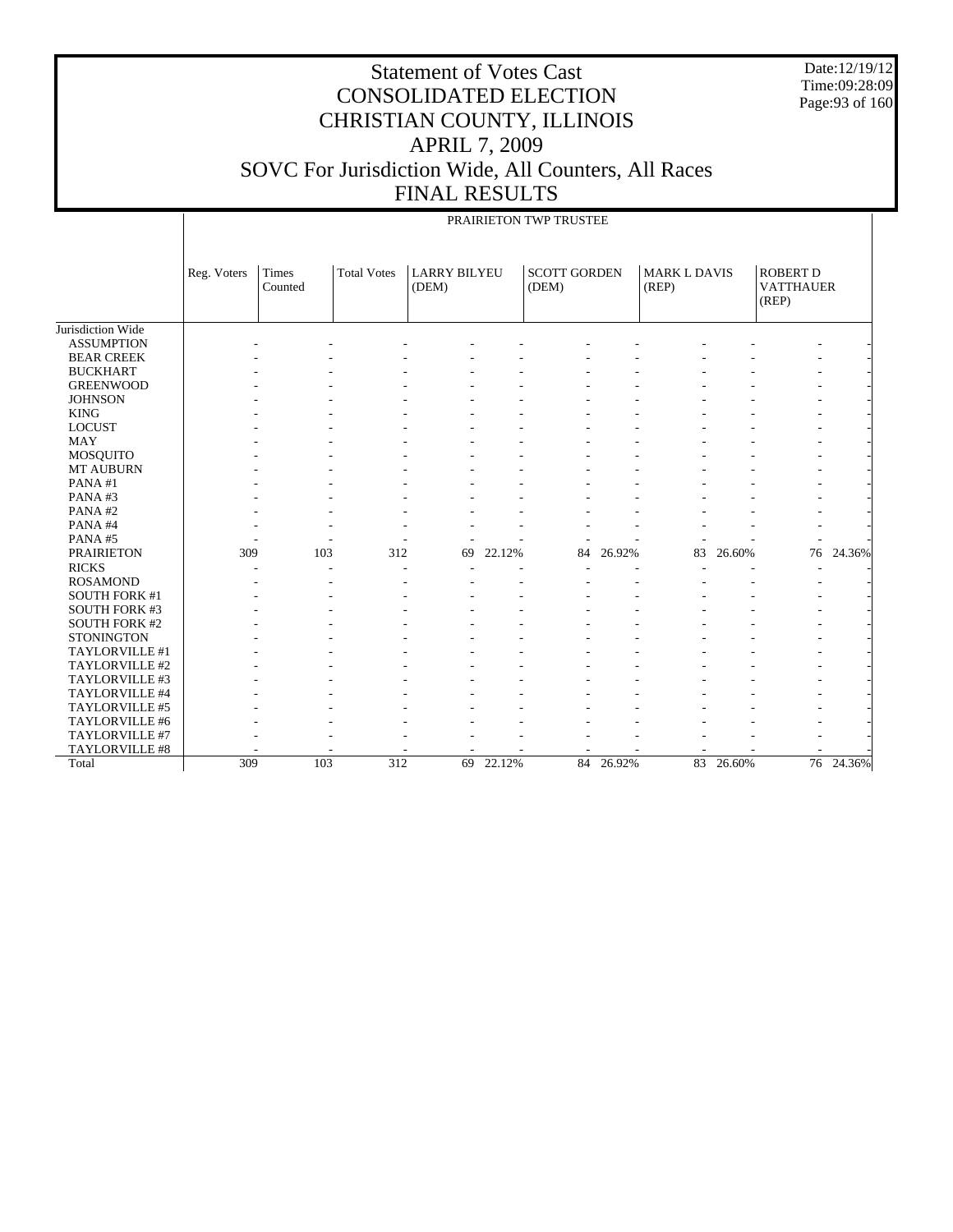# Statement of Votes Cast
# CONSOLIDATED ELECTION
# CHRISTIAN COUNTY, ILLINOIS
# APRIL 7, 2009
# SOVC For Jurisdiction Wide, All Counters, All Races
# FINAL RESULTS

Date:12/19/12
Time:09:28:09

## PRAIRIETON TWP TRUSTEE

| | Reg. Voters | Times Counted | Total Votes | LARRY BILYEU (DEM) | | SCOTT GORDEN (DEM) | | MARK L DAVIS (REP) | | ROBERT D VATTHAUER (REP) | |
|---|---|---|---|---|---|---|---|---|---|---|---|
| Jurisdiction Wide | | | | | | | | | | | |
| ASSUMPTION | - | - | - | - | - | - | - | - | - | - | - |
| BEAR CREEK | - | - | - | - | - | - | - | - | - | - | - |
| BUCKHART | - | - | - | - | - | - | - | - | - | - | - |
| GREENWOOD | - | - | - | - | - | - | - | - | - | - | - |
| JOHNSON | - | - | - | - | - | - | - | - | - | - | - |
| KING | - | - | - | - | - | - | - | - | - | - | - |
| LOCUST | - | - | - | - | - | - | - | - | - | - | - |
| MAY | - | - | - | - | - | - | - | - | - | - | - |
| MOSQUITO | - | - | - | - | - | - | - | - | - | - | - |
| MT AUBURN | - | - | - | - | - | - | - | - | - | - | - |
| PANA #1 | - | - | - | - | - | - | - | - | - | - | - |
| PANA #3 | - | - | - | - | - | - | - | - | - | - | - |
| PANA #2 | - | - | - | - | - | - | - | - | - | - | - |
| PANA #4 | - | - | - | - | - | - | - | - | - | - | - |
| PANA #5 | - | - | - | - | - | - | - | - | - | - | - |
| PRAIRIETON | 309 | 103 | 312 | 69 | 22.12% | 84 | 26.92% | 83 | 26.60% | 76 | 24.36% |
| RICKS | - | - | - | - | - | - | - | - | - | - | - |
| ROSAMOND | - | - | - | - | - | - | - | - | - | - | - |
| SOUTH FORK #1 | - | - | - | - | - | - | - | - | - | - | - |
| SOUTH FORK #3 | - | - | - | - | - | - | - | - | - | - | - |
| SOUTH FORK #2 | - | - | - | - | - | - | - | - | - | - | - |
| STONINGTON | - | - | - | - | - | - | - | - | - | - | - |
| TAYLORVILLE #1 | - | - | - | - | - | - | - | - | - | - | - |
| TAYLORVILLE #2 | - | - | - | - | - | - | - | - | - | - | - |
| TAYLORVILLE #3 | - | - | - | - | - | - | - | - | - | - | - |
| TAYLORVILLE #4 | - | - | - | - | - | - | - | - | - | - | - |
| TAYLORVILLE #5 | - | - | - | - | - | - | - | - | - | - | - |
| TAYLORVILLE #6 | - | - | - | - | - | - | - | - | - | - | - |
| TAYLORVILLE #7 | - | - | - | - | - | - | - | - | - | - | - |
| TAYLORVILLE #8 | - | - | - | - | - | - | - | - | - | - | - |
| Total | 309 | 103 | 312 | 69 | 22.12% | 84 | 26.92% | 83 | 26.60% | 76 | 24.36% |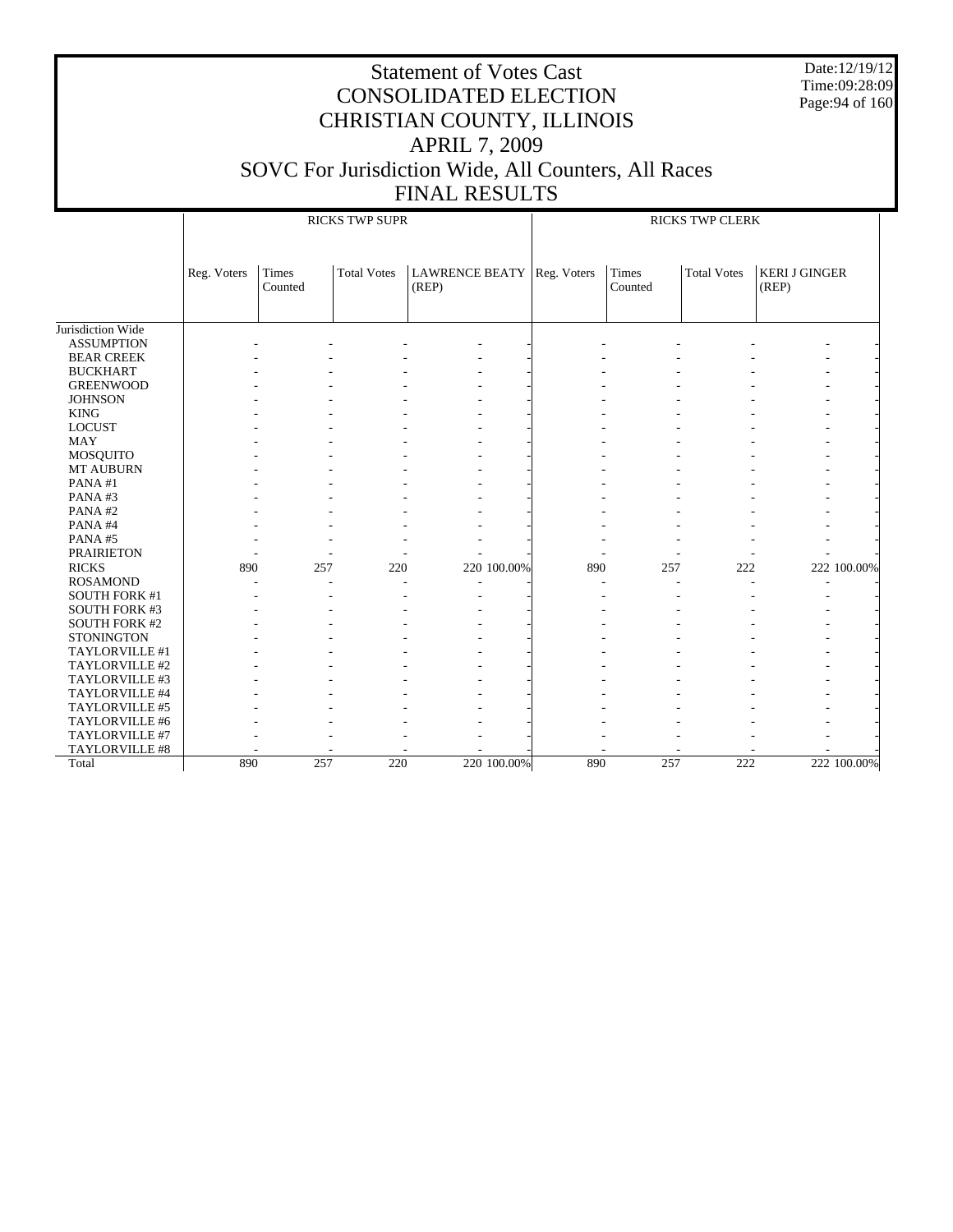# Statement of Votes Cast
## CONSOLIDATED ELECTION
## CHRISTIAN COUNTY, ILLINOIS
## APRIL 7, 2009
## SOVC For Jurisdiction Wide, All Counters, All Races
## FINAL RESULTS

Date:12/19/12
Time:09:28:09

| | RICKS TWP SUPR | | | | | RICKS TWP CLERK | | | | |
|---|---|---|---|---|---|---|---|---|---|---|
| | Reg. Voters | Times Counted | Total Votes | LAWRENCE BEATY (REP) | | Reg. Voters | Times Counted | Total Votes | KERI J GINGER (REP) | |
| Jurisdiction Wide | | | | | | | | | | |
| ASSUMPTION | - | - | - | - | - | - | - | - | - | - |
| BEAR CREEK | - | - | - | - | - | - | - | - | - | - |
| BUCKHART | - | - | - | - | - | - | - | - | - | - |
| GREENWOOD | - | - | - | - | - | - | - | - | - | - |
| JOHNSON | - | - | - | - | - | - | - | - | - | - |
| KING | - | - | - | - | - | - | - | - | - | - |
| LOCUST | - | - | - | - | - | - | - | - | - | - |
| MAY | - | - | - | - | - | - | - | - | - | - |
| MOSQUITO | - | - | - | - | - | - | - | - | - | - |
| MT AUBURN | - | - | - | - | - | - | - | - | - | - |
| PANA #1 | - | - | - | - | - | - | - | - | - | - |
| PANA #3 | - | - | - | - | - | - | - | - | - | - |
| PANA #2 | - | - | - | - | - | - | - | - | - | - |
| PANA #4 | - | - | - | - | - | - | - | - | - | - |
| PANA #5 | - | - | - | - | - | - | - | - | - | - |
| PRAIRIETON | - | - | - | - | - | - | - | - | - | - |
| RICKS | 890 | 257 | 220 | 220 | 100.00% | 890 | 257 | 222 | 222 | 100.00% |
| ROSAMOND | - | - | - | - | - | - | - | - | - | - |
| SOUTH FORK #1 | - | - | - | - | - | - | - | - | - | - |
| SOUTH FORK #3 | - | - | - | - | - | - | - | - | - | - |
| SOUTH FORK #2 | - | - | - | - | - | - | - | - | - | - |
| STONINGTON | - | - | - | - | - | - | - | - | - | - |
| TAYLORVILLE #1 | - | - | - | - | - | - | - | - | - | - |
| TAYLORVILLE #2 | - | - | - | - | - | - | - | - | - | - |
| TAYLORVILLE #3 | - | - | - | - | - | - | - | - | - | - |
| TAYLORVILLE #4 | - | - | - | - | - | - | - | - | - | - |
| TAYLORVILLE #5 | - | - | - | - | - | - | - | - | - | - |
| TAYLORVILLE #6 | - | - | - | - | - | - | - | - | - | - |
| TAYLORVILLE #7 | - | - | - | - | - | - | - | - | - | - |
| TAYLORVILLE #8 | - | - | - | - | - | - | - | - | - | - |
| Total | 890 | 257 | 220 | 220 | 100.00% | 890 | 257 | 222 | 222 | 100.00% |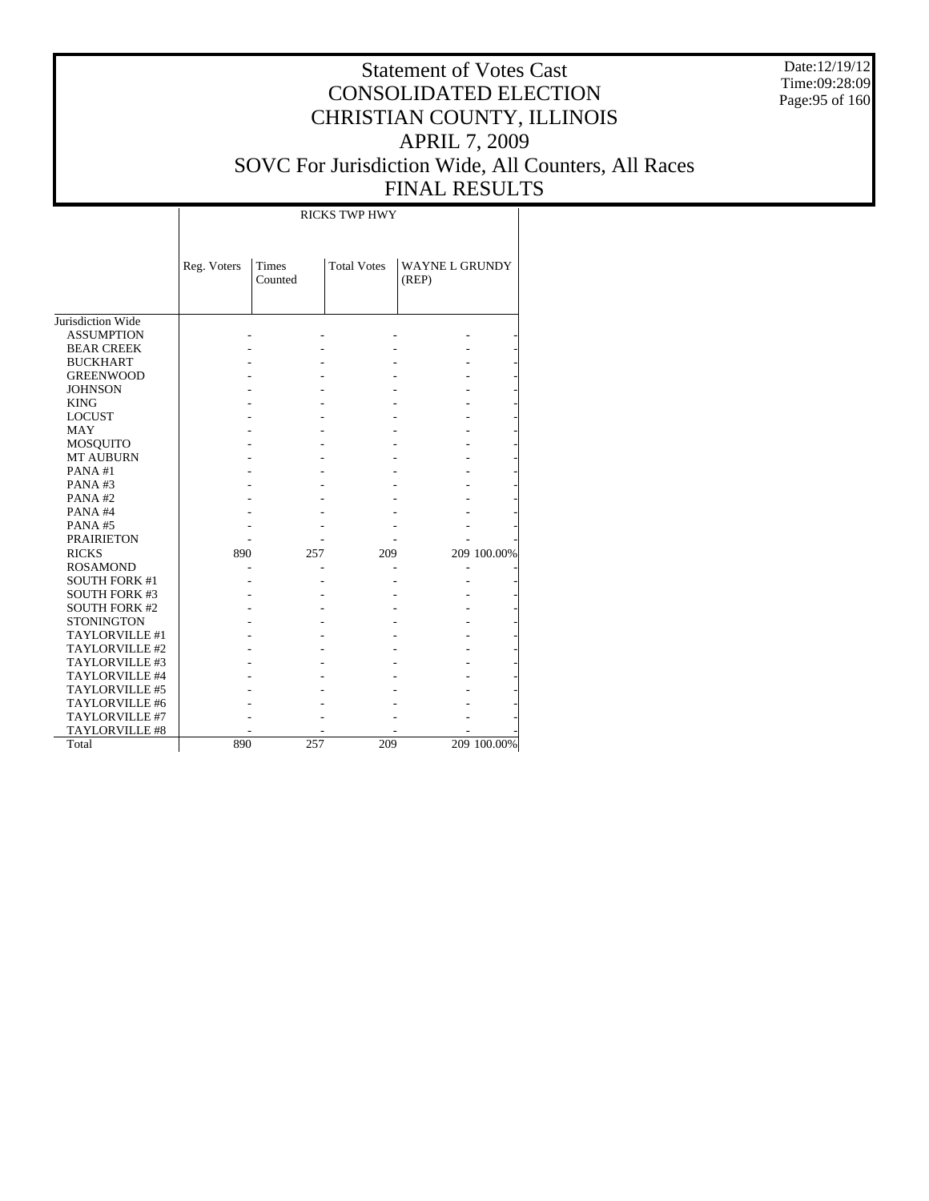# Statement of Votes Cast
# CONSOLIDATED ELECTION
# CHRISTIAN COUNTY, ILLINOIS
# APRIL 7, 2009
# SOVC For Jurisdiction Wide, All Counters, All Races
# FINAL RESULTS

Date:12/19/12
Time:09:28:09

| | RICKS TWP HWY | | | | |
|---|---|---|---|---|---|
| | Reg. Voters | Times Counted | Total Votes | WAYNE L GRUNDY (REP) | |
| Jurisdiction Wide | | | | | |
| ASSUMPTION | - | - | - | - | - |
| BEAR CREEK | - | - | - | - | - |
| BUCKHART | - | - | - | - | - |
| GREENWOOD | - | - | - | - | - |
| JOHNSON | - | - | - | - | - |
| KING | - | - | - | - | - |
| LOCUST | - | - | - | - | - |
| MAY | - | - | - | - | - |
| MOSQUITO | - | - | - | - | - |
| MT AUBURN | - | - | - | - | - |
| PANA #1 | - | - | - | - | - |
| PANA #3 | - | - | - | - | - |
| PANA #2 | - | - | - | - | - |
| PANA #4 | - | - | - | - | - |
| PANA #5 | - | - | - | - | - |
| PRAIRIETON | - | - | - | - | - |
| RICKS | 890 | 257 | 209 | 209 | 100.00% |
| ROSAMOND | - | - | - | - | - |
| SOUTH FORK #1 | - | - | - | - | - |
| SOUTH FORK #3 | - | - | - | - | - |
| SOUTH FORK #2 | - | - | - | - | - |
| STONINGTON | - | - | - | - | - |
| TAYLORVILLE #1 | - | - | - | - | - |
| TAYLORVILLE #2 | - | - | - | - | - |
| TAYLORVILLE #3 | - | - | - | - | - |
| TAYLORVILLE #4 | - | - | - | - | - |
| TAYLORVILLE #5 | - | - | - | - | - |
| TAYLORVILLE #6 | - | - | - | - | - |
| TAYLORVILLE #7 | - | - | - | - | - |
| TAYLORVILLE #8 | - | - | - | - | - |
| Total | 890 | 257 | 209 | 209 | 100.00% |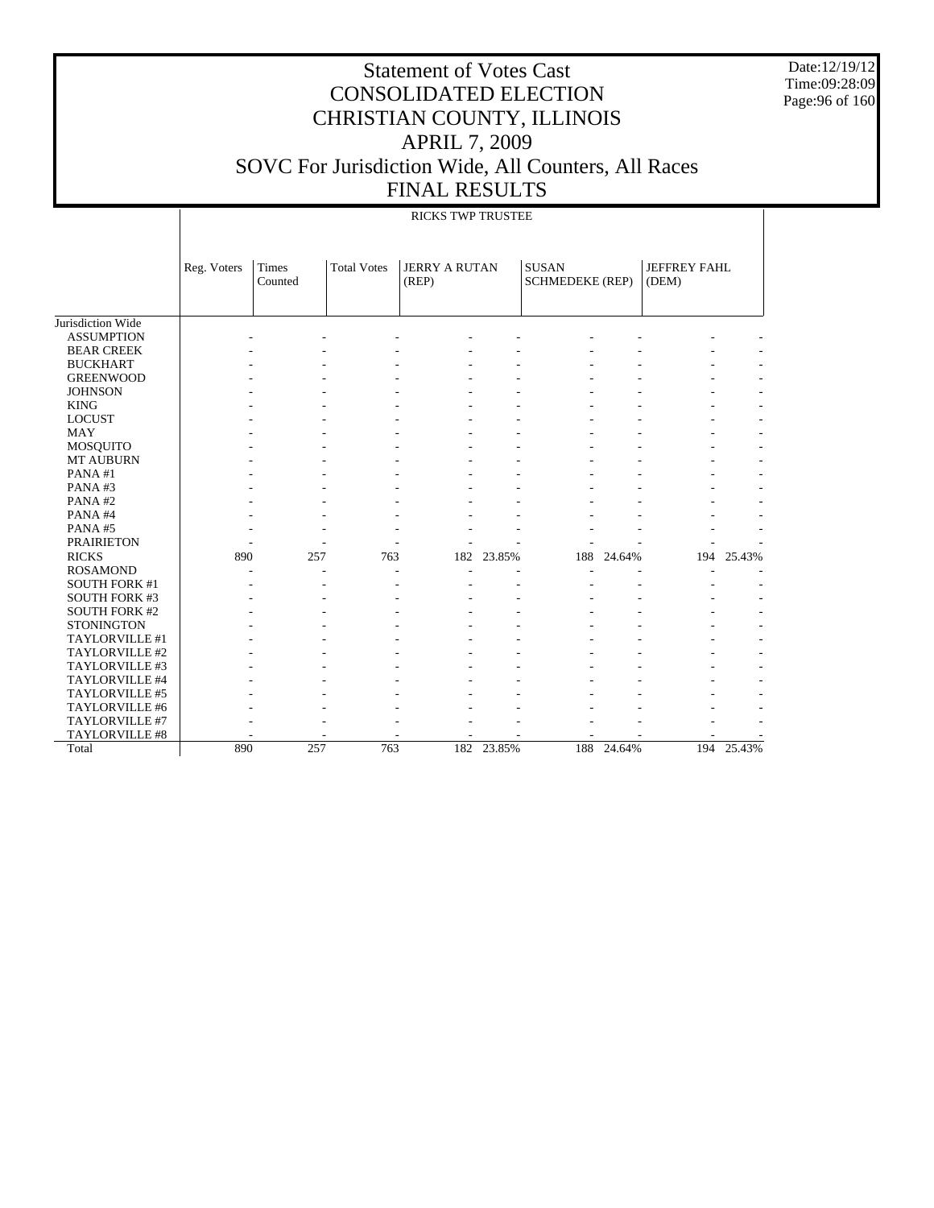# Statement of Votes Cast
# CONSOLIDATED ELECTION
# CHRISTIAN COUNTY, ILLINOIS
# APRIL 7, 2009
# SOVC For Jurisdiction Wide, All Counters, All Races
# FINAL RESULTS

Date:12/19/12
Time:09:28:09

RICKS TWP TRUSTEE

| | Reg. Voters | Times Counted | Total Votes | JERRY A RUTAN (REP) | | SUSAN SCHMEDEKE (REP) | | JEFFREY FAHL (DEM) | |
|---|---|---|---|---|---|---|---|---|---|
| Jurisdiction Wide | | | | | | | | | |
| ASSUMPTION | - | - | - | - | - | - | - | - | - |
| BEAR CREEK | - | - | - | - | - | - | - | - | - |
| BUCKHART | - | - | - | - | - | - | - | - | - |
| GREENWOOD | - | - | - | - | - | - | - | - | - |
| JOHNSON | - | - | - | - | - | - | - | - | - |
| KING | - | - | - | - | - | - | - | - | - |
| LOCUST | - | - | - | - | - | - | - | - | - |
| MAY | - | - | - | - | - | - | - | - | - |
| MOSQUITO | - | - | - | - | - | - | - | - | - |
| MT AUBURN | - | - | - | - | - | - | - | - | - |
| PANA #1 | - | - | - | - | - | - | - | - | - |
| PANA #3 | - | - | - | - | - | - | - | - | - |
| PANA #2 | - | - | - | - | - | - | - | - | - |
| PANA #4 | - | - | - | - | - | - | - | - | - |
| PANA #5 | - | - | - | - | - | - | - | - | - |
| PRAIRIETON | - | - | - | - | - | - | - | - | - |
| RICKS | 890 | 257 | 763 | 182 | 23.85% | 188 | 24.64% | 194 | 25.43% |
| ROSAMOND | - | - | - | - | - | - | - | - | - |
| SOUTH FORK #1 | - | - | - | - | - | - | - | - | - |
| SOUTH FORK #3 | - | - | - | - | - | - | - | - | - |
| SOUTH FORK #2 | - | - | - | - | - | - | - | - | - |
| STONINGTON | - | - | - | - | - | - | - | - | - |
| TAYLORVILLE #1 | - | - | - | - | - | - | - | - | - |
| TAYLORVILLE #2 | - | - | - | - | - | - | - | - | - |
| TAYLORVILLE #3 | - | - | - | - | - | - | - | - | - |
| TAYLORVILLE #4 | - | - | - | - | - | - | - | - | - |
| TAYLORVILLE #5 | - | - | - | - | - | - | - | - | - |
| TAYLORVILLE #6 | - | - | - | - | - | - | - | - | - |
| TAYLORVILLE #7 | - | - | - | - | - | - | - | - | - |
| TAYLORVILLE #8 | - | - | - | - | - | - | - | - | - |
| Total | 890 | 257 | 763 | 182 | 23.85% | 188 | 24.64% | 194 | 25.43% |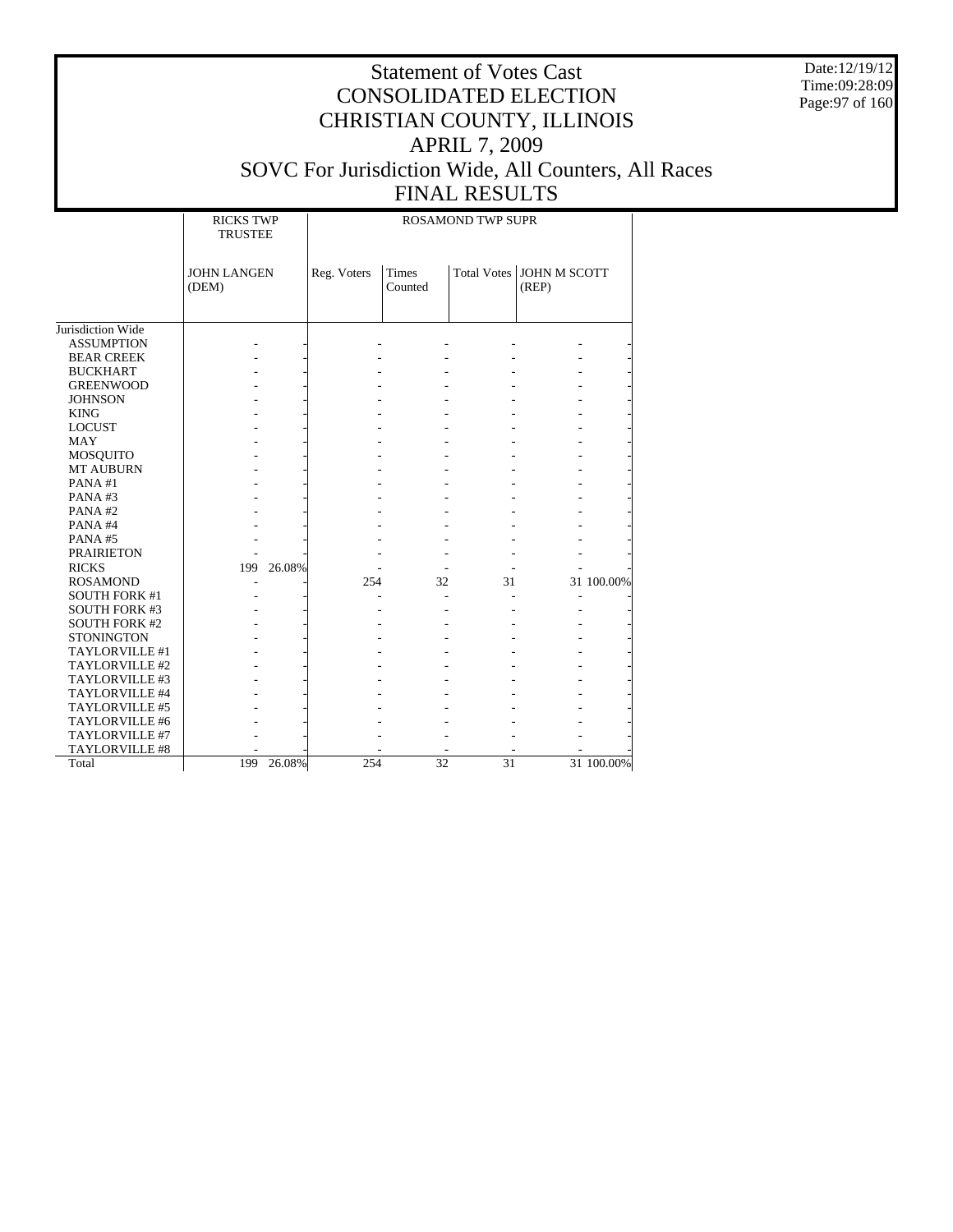# Statement of Votes Cast
# CONSOLIDATED ELECTION
# CHRISTIAN COUNTY, ILLINOIS
# APRIL 7, 2009
# SOVC For Jurisdiction Wide, All Counters, All Races
# FINAL RESULTS

Date:12/19/12
Time:09:28:09

| | RICKS TWP TRUSTEE | | ROSAMOND TWP SUPR | | | | |
|---|---|---|---|---|---|---|---|
| | JOHN LANGEN (DEM) | | Reg. Voters | Times Counted | Total Votes | JOHN M SCOTT (REP) | |
| Jurisdiction Wide | | | | | | | |
| ASSUMPTION | - | - | - | - | - | - | - |
| BEAR CREEK | - | - | - | - | - | - | - |
| BUCKHART | - | - | - | - | - | - | - |
| GREENWOOD | - | - | - | - | - | - | - |
| JOHNSON | - | - | - | - | - | - | - |
| KING | - | - | - | - | - | - | - |
| LOCUST | - | - | - | - | - | - | - |
| MAY | - | - | - | - | - | - | - |
| MOSQUITO | - | - | - | - | - | - | - |
| MT AUBURN | - | - | - | - | - | - | - |
| PANA #1 | - | - | - | - | - | - | - |
| PANA #3 | - | - | - | - | - | - | - |
| PANA #2 | - | - | - | - | - | - | - |
| PANA #4 | - | - | - | - | - | - | - |
| PANA #5 | - | - | - | - | - | - | - |
| PRAIRIETON | - | - | - | - | - | - | - |
| RICKS | 199 | 26.08% | - | - | - | - | - |
| ROSAMOND | - | - | 254 | 32 | 31 | 31 | 100.00% |
| SOUTH FORK #1 | - | - | - | - | - | - | - |
| SOUTH FORK #3 | - | - | - | - | - | - | - |
| SOUTH FORK #2 | - | - | - | - | - | - | - |
| STONINGTON | - | - | - | - | - | - | - |
| TAYLORVILLE #1 | - | - | - | - | - | - | - |
| TAYLORVILLE #2 | - | - | - | - | - | - | - |
| TAYLORVILLE #3 | - | - | - | - | - | - | - |
| TAYLORVILLE #4 | - | - | - | - | - | - | - |
| TAYLORVILLE #5 | - | - | - | - | - | - | - |
| TAYLORVILLE #6 | - | - | - | - | - | - | - |
| TAYLORVILLE #7 | - | - | - | - | - | - | - |
| TAYLORVILLE #8 | - | - | - | - | - | - | - |
| Total | 199 | 26.08% | 254 | 32 | 31 | 31 | 100.00% |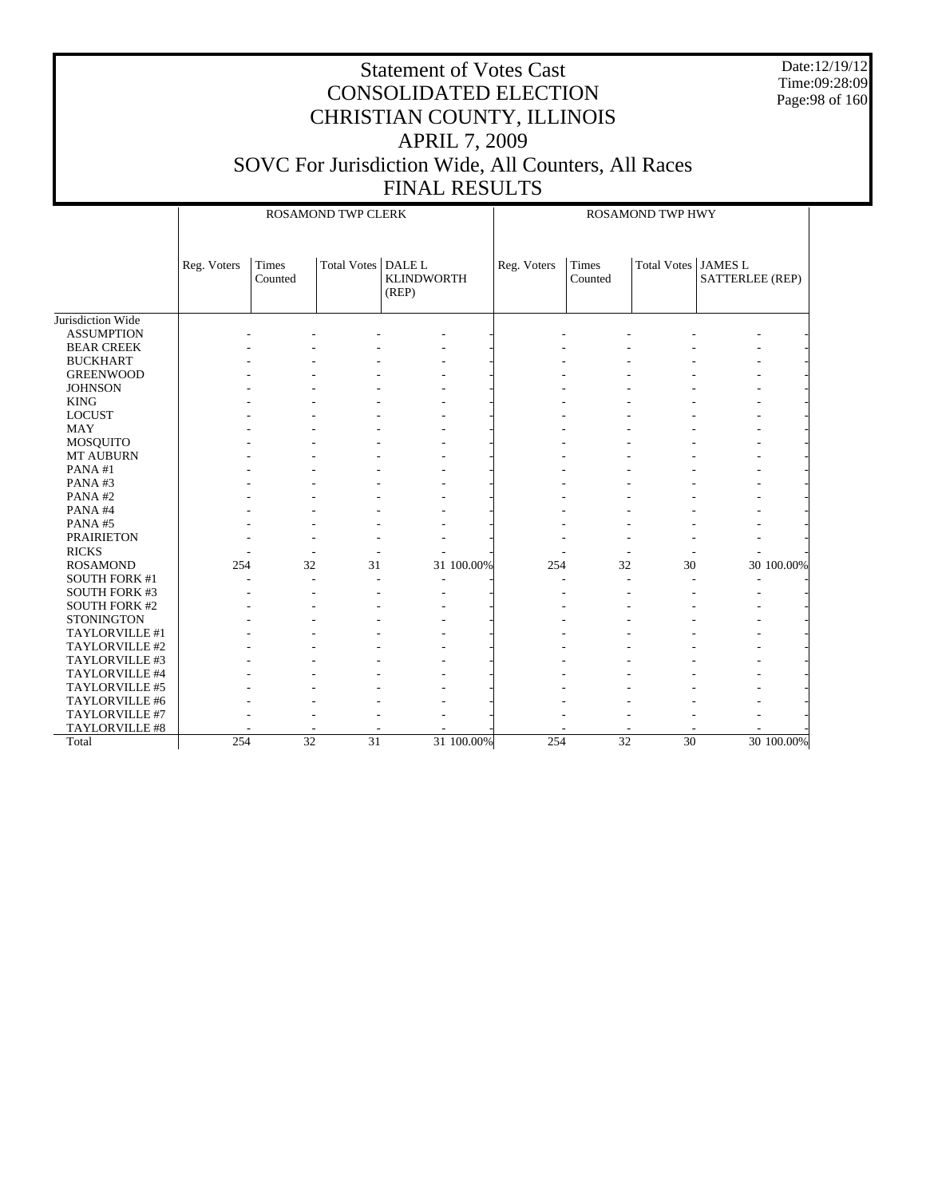# Statement of Votes Cast
# CONSOLIDATED ELECTION
# CHRISTIAN COUNTY, ILLINOIS
# APRIL 7, 2009
# SOVC For Jurisdiction Wide, All Counters, All Races
# FINAL RESULTS

Date:12/19/12
Time:09:28:09

| | ROSAMOND TWP CLERK | | | | | ROSAMOND TWP HWY | | | | |
|---|---|---|---|---|---|---|---|---|---|---|
| | Reg. Voters | Times Counted | Total Votes | DALE L KLINDWORTH (REP) | | Reg. Voters | Times Counted | Total Votes | JAMES L SATTERLEE (REP) | |
| Jurisdiction Wide | | | | | | | | | | |
| ASSUMPTION | - | - | - | - | - | - | - | - | - | - |
| BEAR CREEK | - | - | - | - | - | - | - | - | - | - |
| BUCKHART | - | - | - | - | - | - | - | - | - | - |
| GREENWOOD | - | - | - | - | - | - | - | - | - | - |
| JOHNSON | - | - | - | - | - | - | - | - | - | - |
| KING | - | - | - | - | - | - | - | - | - | - |
| LOCUST | - | - | - | - | - | - | - | - | - | - |
| MAY | - | - | - | - | - | - | - | - | - | - |
| MOSQUITO | - | - | - | - | - | - | - | - | - | - |
| MT AUBURN | - | - | - | - | - | - | - | - | - | - |
| PANA #1 | - | - | - | - | - | - | - | - | - | - |
| PANA #3 | - | - | - | - | - | - | - | - | - | - |
| PANA #2 | - | - | - | - | - | - | - | - | - | - |
| PANA #4 | - | - | - | - | - | - | - | - | - | - |
| PANA #5 | - | - | - | - | - | - | - | - | - | - |
| PRAIRIETON | - | - | - | - | - | - | - | - | - | - |
| RICKS | - | - | - | - | - | - | - | - | - | - |
| ROSAMOND | 254 | 32 | 31 | 31 | 100.00% | 254 | 32 | 30 | 30 | 100.00% |
| SOUTH FORK #1 | - | - | - | - | - | - | - | - | - | - |
| SOUTH FORK #3 | - | - | - | - | - | - | - | - | - | - |
| SOUTH FORK #2 | - | - | - | - | - | - | - | - | - | - |
| STONINGTON | - | - | - | - | - | - | - | - | - | - |
| TAYLORVILLE #1 | - | - | - | - | - | - | - | - | - | - |
| TAYLORVILLE #2 | - | - | - | - | - | - | - | - | - | - |
| TAYLORVILLE #3 | - | - | - | - | - | - | - | - | - | - |
| TAYLORVILLE #4 | - | - | - | - | - | - | - | - | - | - |
| TAYLORVILLE #5 | - | - | - | - | - | - | - | - | - | - |
| TAYLORVILLE #6 | - | - | - | - | - | - | - | - | - | - |
| TAYLORVILLE #7 | - | - | - | - | - | - | - | - | - | - |
| TAYLORVILLE #8 | - | - | - | - | - | - | - | - | - | - |
| Total | 254 | 32 | 31 | 31 | 100.00% | 254 | 32 | 30 | 30 | 100.00% |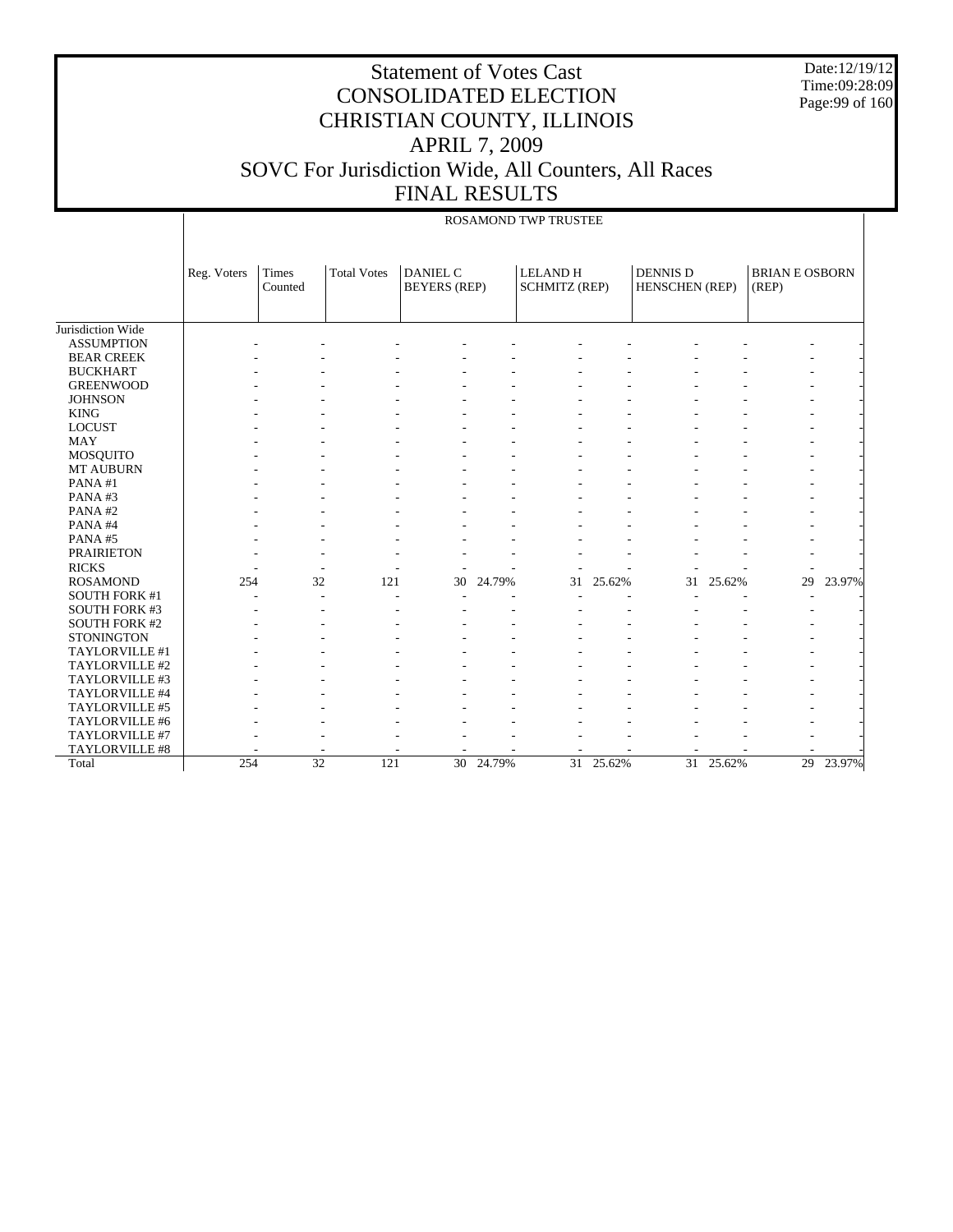# Statement of Votes Cast
# CONSOLIDATED ELECTION
# CHRISTIAN COUNTY, ILLINOIS
# APRIL 7, 2009
# SOVC For Jurisdiction Wide, All Counters, All Races
# FINAL RESULTS

Date:12/19/12
Time:09:28:09

ROSAMOND TWP TRUSTEE

| | Reg. Voters | Times Counted | Total Votes | DANIEL C BEYERS (REP) | | LELAND H SCHMITZ (REP) | | DENNIS D HENSCHEN (REP) | | BRIAN E OSBORN (REP) | |
|---|---|---|---|---|---|---|---|---|---|---|---|
| Jurisdiction Wide | | | | | | | | | | | |
| ASSUMPTION | - | - | - | - | - | - | - | - | - | - | - |
| BEAR CREEK | - | - | - | - | - | - | - | - | - | - | - |
| BUCKHART | - | - | - | - | - | - | - | - | - | - | - |
| GREENWOOD | - | - | - | - | - | - | - | - | - | - | - |
| JOHNSON | - | - | - | - | - | - | - | - | - | - | - |
| KING | - | - | - | - | - | - | - | - | - | - | - |
| LOCUST | - | - | - | - | - | - | - | - | - | - | - |
| MAY | - | - | - | - | - | - | - | - | - | - | - |
| MOSQUITO | - | - | - | - | - | - | - | - | - | - | - |
| MT AUBURN | - | - | - | - | - | - | - | - | - | - | - |
| PANA #1 | - | - | - | - | - | - | - | - | - | - | - |
| PANA #3 | - | - | - | - | - | - | - | - | - | - | - |
| PANA #2 | - | - | - | - | - | - | - | - | - | - | - |
| PANA #4 | - | - | - | - | - | - | - | - | - | - | - |
| PANA #5 | - | - | - | - | - | - | - | - | - | - | - |
| PRAIRIETON | - | - | - | - | - | - | - | - | - | - | - |
| RICKS | - | - | - | - | - | - | - | - | - | - | - |
| ROSAMOND | 254 | 32 | 121 | 30 | 24.79% | 31 | 25.62% | 31 | 25.62% | 29 | 23.97% |
| SOUTH FORK #1 | - | - | - | - | - | - | - | - | - | - | - |
| SOUTH FORK #3 | - | - | - | - | - | - | - | - | - | - | - |
| SOUTH FORK #2 | - | - | - | - | - | - | - | - | - | - | - |
| STONINGTON | - | - | - | - | - | - | - | - | - | - | - |
| TAYLORVILLE #1 | - | - | - | - | - | - | - | - | - | - | - |
| TAYLORVILLE #2 | - | - | - | - | - | - | - | - | - | - | - |
| TAYLORVILLE #3 | - | - | - | - | - | - | - | - | - | - | - |
| TAYLORVILLE #4 | - | - | - | - | - | - | - | - | - | - | - |
| TAYLORVILLE #5 | - | - | - | - | - | - | - | - | - | - | - |
| TAYLORVILLE #6 | - | - | - | - | - | - | - | - | - | - | - |
| TAYLORVILLE #7 | - | - | - | - | - | - | - | - | - | - | - |
| TAYLORVILLE #8 | - | - | - | - | - | - | - | - | - | - | - |
| Total | 254 | 32 | 121 | 30 | 24.79% | 31 | 25.62% | 31 | 25.62% | 29 | 23.97% |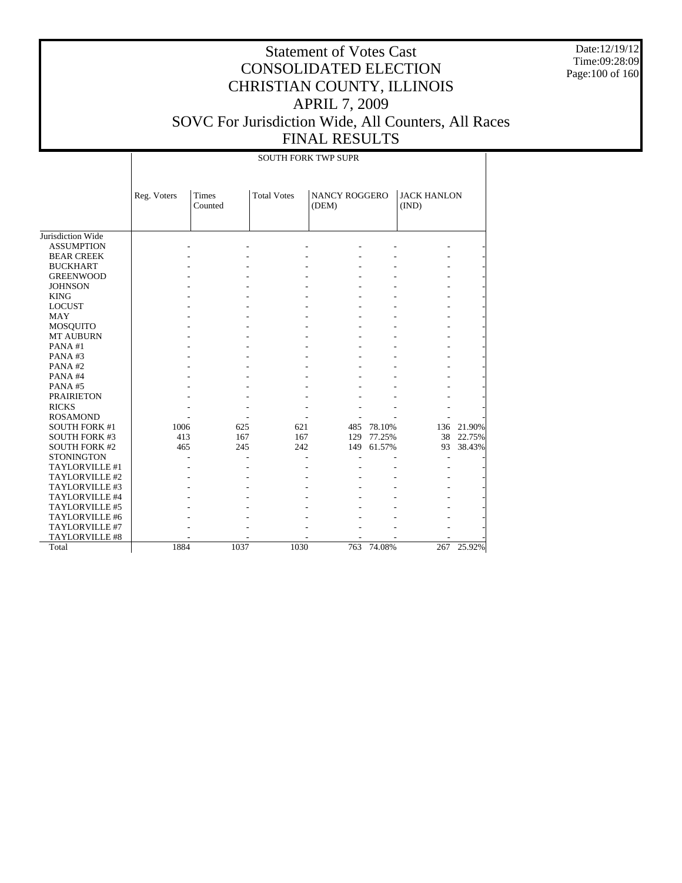# Statement of Votes Cast
# CONSOLIDATED ELECTION
# CHRISTIAN COUNTY, ILLINOIS
# APRIL 7, 2009
# SOVC For Jurisdiction Wide, All Counters, All Races
# FINAL RESULTS

Date:12/19/12
Time:09:28:09

| | SOUTH FORK TWP SUPR | | | | | | |
|---|---|---|---|---|---|---|---|
| | Reg. Voters | Times Counted | Total Votes | NANCY ROGGERO (DEM) | | JACK HANLON (IND) | |
| Jurisdiction Wide | | | | | | | |
| ASSUMPTION | - | - | - | - | - | - | - |
| BEAR CREEK | - | - | - | - | - | - | - |
| BUCKHART | - | - | - | - | - | - | - |
| GREENWOOD | - | - | - | - | - | - | - |
| JOHNSON | - | - | - | - | - | - | - |
| KING | - | - | - | - | - | - | - |
| LOCUST | - | - | - | - | - | - | - |
| MAY | - | - | - | - | - | - | - |
| MOSQUITO | - | - | - | - | - | - | - |
| MT AUBURN | - | - | - | - | - | - | - |
| PANA #1 | - | - | - | - | - | - | - |
| PANA #3 | - | - | - | - | - | - | - |
| PANA #2 | - | - | - | - | - | - | - |
| PANA #4 | - | - | - | - | - | - | - |
| PANA #5 | - | - | - | - | - | - | - |
| PRAIRIETON | - | - | - | - | - | - | - |
| RICKS | - | - | - | - | - | - | - |
| ROSAMOND | - | - | - | - | - | - | - |
| SOUTH FORK #1 | 1006 | 625 | 621 | 485 | 78.10% | 136 | 21.90% |
| SOUTH FORK #3 | 413 | 167 | 167 | 129 | 77.25% | 38 | 22.75% |
| SOUTH FORK #2 | 465 | 245 | 242 | 149 | 61.57% | 93 | 38.43% |
| STONINGTON | - | - | - | - | - | - | - |
| TAYLORVILLE #1 | - | - | - | - | - | - | - |
| TAYLORVILLE #2 | - | - | - | - | - | - | - |
| TAYLORVILLE #3 | - | - | - | - | - | - | - |
| TAYLORVILLE #4 | - | - | - | - | - | - | - |
| TAYLORVILLE #5 | - | - | - | - | - | - | - |
| TAYLORVILLE #6 | - | - | - | - | - | - | - |
| TAYLORVILLE #7 | - | - | - | - | - | - | - |
| TAYLORVILLE #8 | - | - | - | - | - | - | - |
| Total | 1884 | 1037 | 1030 | 763 | 74.08% | 267 | 25.92% |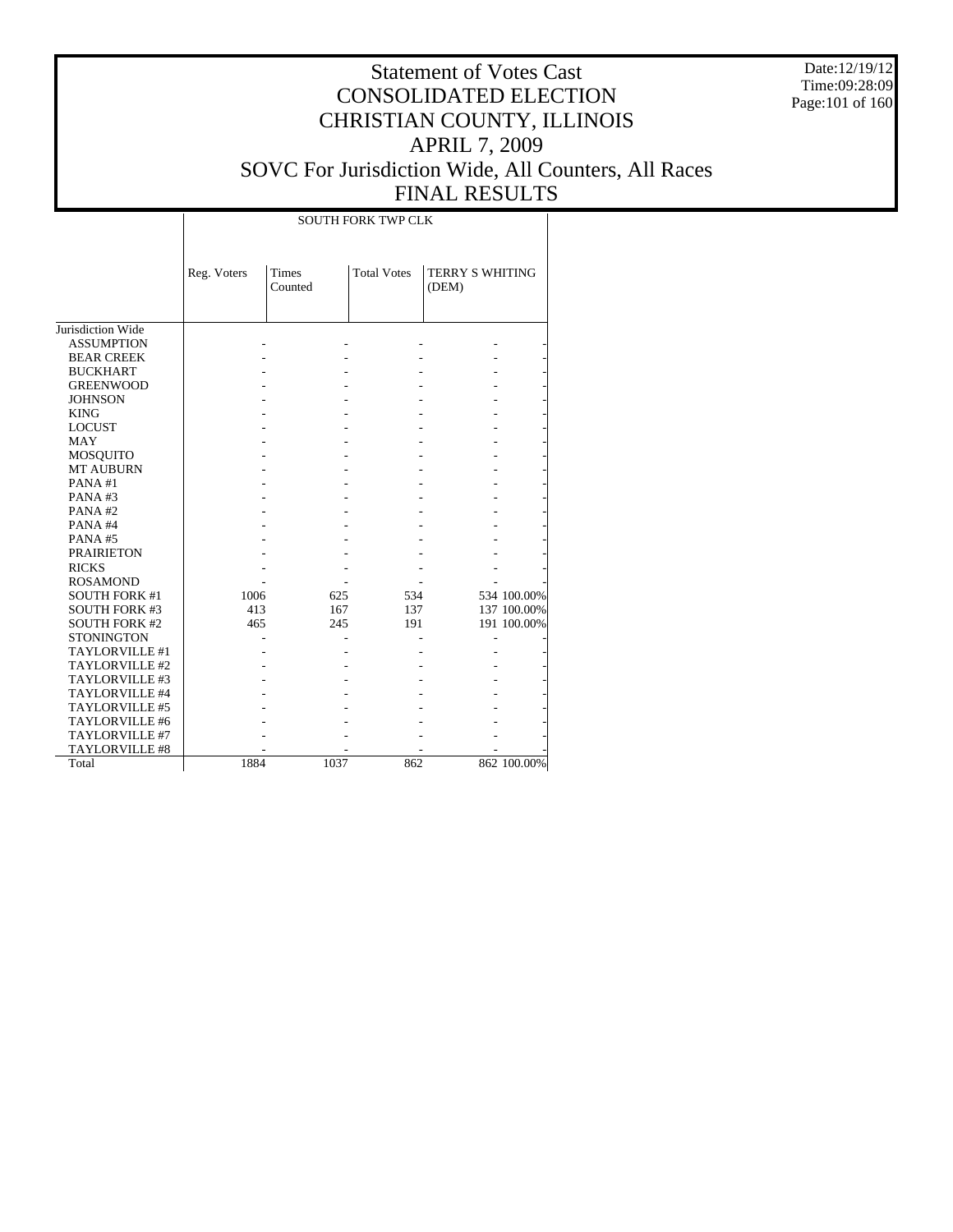# Statement of Votes Cast
# CONSOLIDATED ELECTION
# CHRISTIAN COUNTY, ILLINOIS
# APRIL 7, 2009
# SOVC For Jurisdiction Wide, All Counters, All Races
# FINAL RESULTS

Date:12/19/12
Time:09:28:09

| | SOUTH FORK TWP CLK | | | | |
|---|---|---|---|---|---|
| | Reg. Voters | Times Counted | Total Votes | TERRY S WHITING (DEM) | |
| Jurisdiction Wide | | | | | |
| ASSUMPTION | - | - | - | - | - |
| BEAR CREEK | - | - | - | - | - |
| BUCKHART | - | - | - | - | - |
| GREENWOOD | - | - | - | - | - |
| JOHNSON | - | - | - | - | - |
| KING | - | - | - | - | - |
| LOCUST | - | - | - | - | - |
| MAY | - | - | - | - | - |
| MOSQUITO | - | - | - | - | - |
| MT AUBURN | - | - | - | - | - |
| PANA #1 | - | - | - | - | - |
| PANA #3 | - | - | - | - | - |
| PANA #2 | - | - | - | - | - |
| PANA #4 | - | - | - | - | - |
| PANA #5 | - | - | - | - | - |
| PRAIRIETON | - | - | - | - | - |
| RICKS | - | - | - | - | - |
| ROSAMOND | - | - | - | - | - |
| SOUTH FORK #1 | 1006 | 625 | 534 | 534 | 100.00% |
| SOUTH FORK #3 | 413 | 167 | 137 | 137 | 100.00% |
| SOUTH FORK #2 | 465 | 245 | 191 | 191 | 100.00% |
| STONINGTON | - | - | - | - | - |
| TAYLORVILLE #1 | - | - | - | - | - |
| TAYLORVILLE #2 | - | - | - | - | - |
| TAYLORVILLE #3 | - | - | - | - | - |
| TAYLORVILLE #4 | - | - | - | - | - |
| TAYLORVILLE #5 | - | - | - | - | - |
| TAYLORVILLE #6 | - | - | - | - | - |
| TAYLORVILLE #7 | - | - | - | - | - |
| TAYLORVILLE #8 | - | - | - | - | - |
| Total | 1884 | 1037 | 862 | 862 | 100.00% |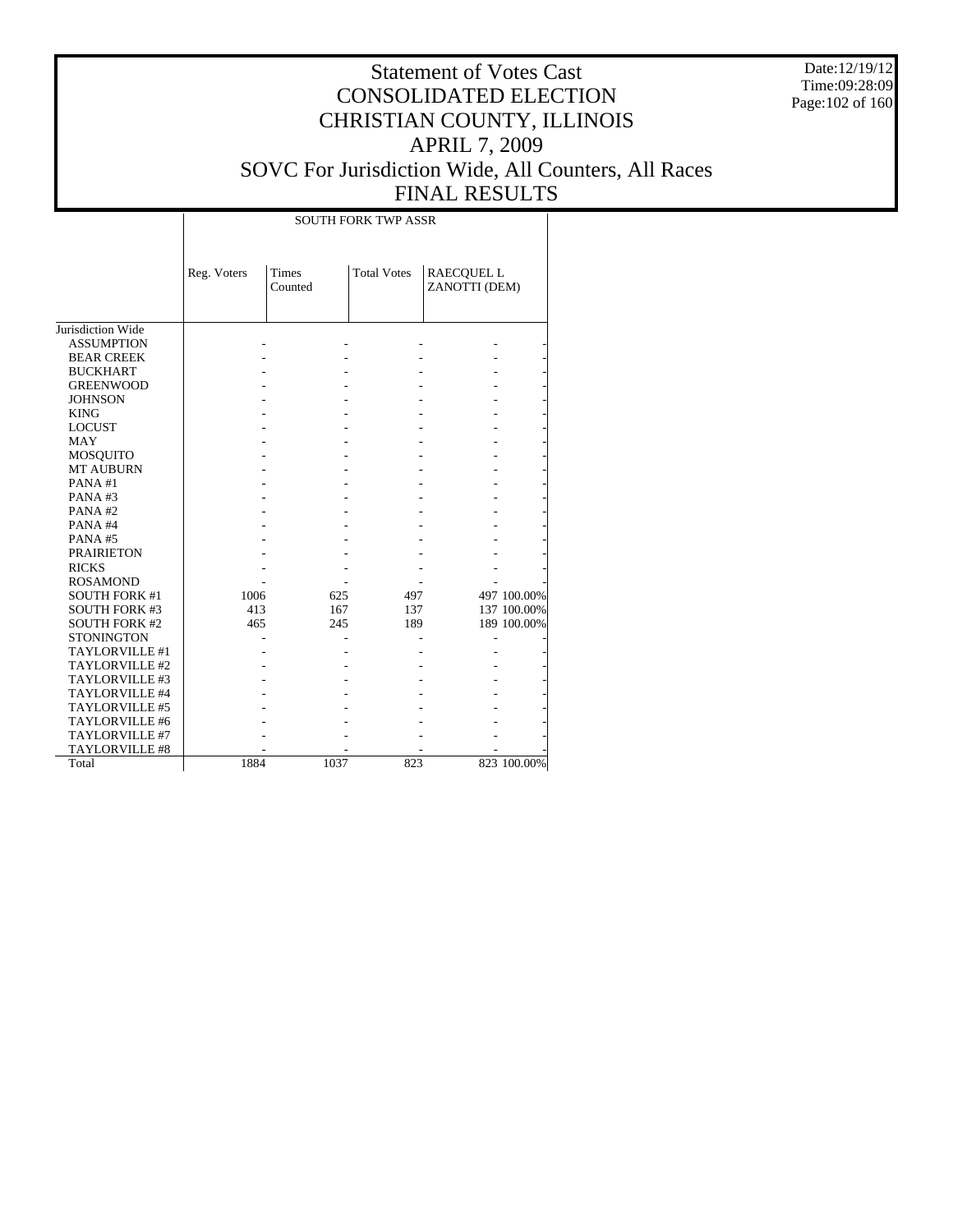# Statement of Votes Cast
# CONSOLIDATED ELECTION
# CHRISTIAN COUNTY, ILLINOIS
# APRIL 7, 2009
# SOVC For Jurisdiction Wide, All Counters, All Races
# FINAL RESULTS

Date:12/19/12
Time:09:28:09

| | SOUTH FORK TWP ASSR | | | | |
|---|---|---|---|---|---|
| | Reg. Voters | Times Counted | Total Votes | RAECQUEL L ZANOTTI (DEM) | |
| Jurisdiction Wide | | | | | |
| ASSUMPTION | - | - | - | - | - |
| BEAR CREEK | - | - | - | - | - |
| BUCKHART | - | - | - | - | - |
| GREENWOOD | - | - | - | - | - |
| JOHNSON | - | - | - | - | - |
| KING | - | - | - | - | - |
| LOCUST | - | - | - | - | - |
| MAY | - | - | - | - | - |
| MOSQUITO | - | - | - | - | - |
| MT AUBURN | - | - | - | - | - |
| PANA #1 | - | - | - | - | - |
| PANA #3 | - | - | - | - | - |
| PANA #2 | - | - | - | - | - |
| PANA #4 | - | - | - | - | - |
| PANA #5 | - | - | - | - | - |
| PRAIRIETON | - | - | - | - | - |
| RICKS | - | - | - | - | - |
| ROSAMOND | - | - | - | - | - |
| SOUTH FORK #1 | 1006 | 625 | 497 | 497 | 100.00% |
| SOUTH FORK #3 | 413 | 167 | 137 | 137 | 100.00% |
| SOUTH FORK #2 | 465 | 245 | 189 | 189 | 100.00% |
| STONINGTON | - | - | - | - | - |
| TAYLORVILLE #1 | - | - | - | - | - |
| TAYLORVILLE #2 | - | - | - | - | - |
| TAYLORVILLE #3 | - | - | - | - | - |
| TAYLORVILLE #4 | - | - | - | - | - |
| TAYLORVILLE #5 | - | - | - | - | - |
| TAYLORVILLE #6 | - | - | - | - | - |
| TAYLORVILLE #7 | - | - | - | - | - |
| TAYLORVILLE #8 | - | - | - | - | - |
| Total | 1884 | 1037 | 823 | 823 | 100.00% |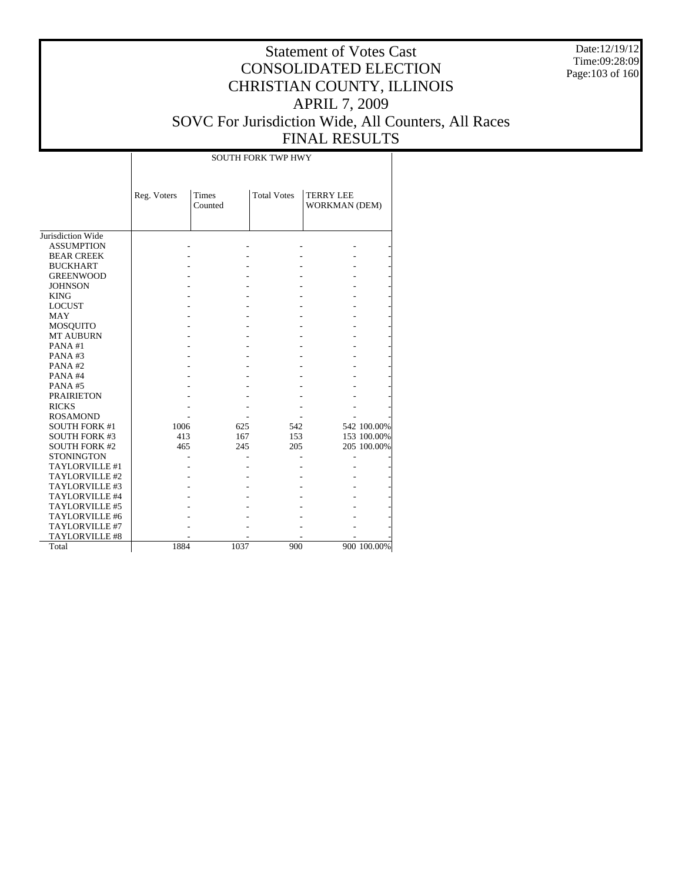# Statement of Votes Cast
# CONSOLIDATED ELECTION
# CHRISTIAN COUNTY, ILLINOIS
# APRIL 7, 2009
# SOVC For Jurisdiction Wide, All Counters, All Races
# FINAL RESULTS

Date:12/19/12
Time:09:28:09

| | SOUTH FORK TWP HWY | | | | |
|---|---|---|---|---|---|
| | Reg. Voters | Times Counted | Total Votes | TERRY LEE WORKMAN (DEM) | |
| Jurisdiction Wide | | | | | |
| ASSUMPTION | - | - | - | - | - |
| BEAR CREEK | - | - | - | - | - |
| BUCKHART | - | - | - | - | - |
| GREENWOOD | - | - | - | - | - |
| JOHNSON | - | - | - | - | - |
| KING | - | - | - | - | - |
| LOCUST | - | - | - | - | - |
| MAY | - | - | - | - | - |
| MOSQUITO | - | - | - | - | - |
| MT AUBURN | - | - | - | - | - |
| PANA #1 | - | - | - | - | - |
| PANA #3 | - | - | - | - | - |
| PANA #2 | - | - | - | - | - |
| PANA #4 | - | - | - | - | - |
| PANA #5 | - | - | - | - | - |
| PRAIRIETON | - | - | - | - | - |
| RICKS | - | - | - | - | - |
| ROSAMOND | - | - | - | - | - |
| SOUTH FORK #1 | 1006 | 625 | 542 | 542 | 100.00% |
| SOUTH FORK #3 | 413 | 167 | 153 | 153 | 100.00% |
| SOUTH FORK #2 | 465 | 245 | 205 | 205 | 100.00% |
| STONINGTON | - | - | - | - | - |
| TAYLORVILLE #1 | - | - | - | - | - |
| TAYLORVILLE #2 | - | - | - | - | - |
| TAYLORVILLE #3 | - | - | - | - | - |
| TAYLORVILLE #4 | - | - | - | - | - |
| TAYLORVILLE #5 | - | - | - | - | - |
| TAYLORVILLE #6 | - | - | - | - | - |
| TAYLORVILLE #7 | - | - | - | - | - |
| TAYLORVILLE #8 | - | - | - | - | - |
| Total | 1884 | 1037 | 900 | 900 | 100.00% |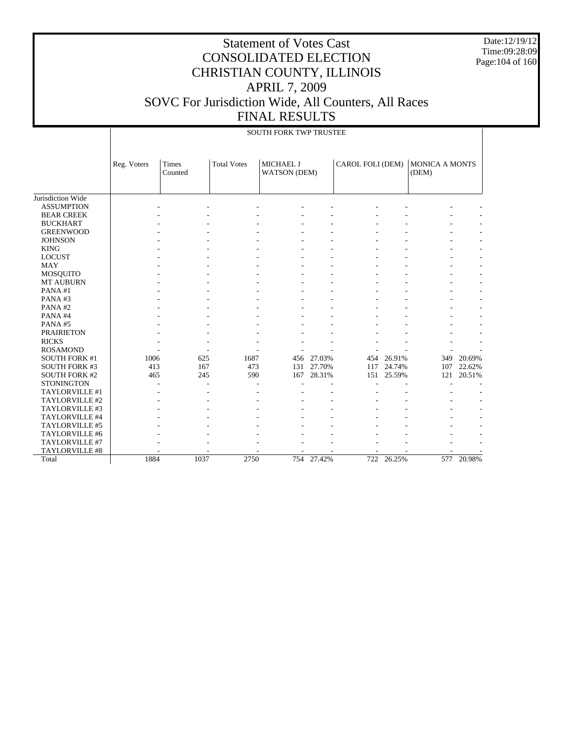# Statement of Votes Cast
## CONSOLIDATED ELECTION
## CHRISTIAN COUNTY, ILLINOIS
## APRIL 7, 2009
## SOVC For Jurisdiction Wide, All Counters, All Races
## FINAL RESULTS

Date:12/19/12
Time:09:28:09

SOUTH FORK TWP TRUSTEE

| | Reg. Voters | Times Counted | Total Votes | MICHAEL J WATSON (DEM) | | CAROL FOLI (DEM) | | MONICA A MONTS (DEM) | |
|---|---|---|---|---|---|---|---|---|---|
| Jurisdiction Wide | | | | | | | | | |
| ASSUMPTION | - | - | - | - | - | - | - | - | - |
| BEAR CREEK | - | - | - | - | - | - | - | - | - |
| BUCKHART | - | - | - | - | - | - | - | - | - |
| GREENWOOD | - | - | - | - | - | - | - | - | - |
| JOHNSON | - | - | - | - | - | - | - | - | - |
| KING | - | - | - | - | - | - | - | - | - |
| LOCUST | - | - | - | - | - | - | - | - | - |
| MAY | - | - | - | - | - | - | - | - | - |
| MOSQUITO | - | - | - | - | - | - | - | - | - |
| MT AUBURN | - | - | - | - | - | - | - | - | - |
| PANA #1 | - | - | - | - | - | - | - | - | - |
| PANA #3 | - | - | - | - | - | - | - | - | - |
| PANA #2 | - | - | - | - | - | - | - | - | - |
| PANA #4 | - | - | - | - | - | - | - | - | - |
| PANA #5 | - | - | - | - | - | - | - | - | - |
| PRAIRIETON | - | - | - | - | - | - | - | - | - |
| RICKS | - | - | - | - | - | - | - | - | - |
| ROSAMOND | - | - | - | - | - | - | - | - | - |
| SOUTH FORK #1 | 1006 | 625 | 1687 | 456 | 27.03% | 454 | 26.91% | 349 | 20.69% |
| SOUTH FORK #3 | 413 | 167 | 473 | 131 | 27.70% | 117 | 24.74% | 107 | 22.62% |
| SOUTH FORK #2 | 465 | 245 | 590 | 167 | 28.31% | 151 | 25.59% | 121 | 20.51% |
| STONINGTON | - | - | - | - | - | - | - | - | - |
| TAYLORVILLE #1 | - | - | - | - | - | - | - | - | - |
| TAYLORVILLE #2 | - | - | - | - | - | - | - | - | - |
| TAYLORVILLE #3 | - | - | - | - | - | - | - | - | - |
| TAYLORVILLE #4 | - | - | - | - | - | - | - | - | - |
| TAYLORVILLE #5 | - | - | - | - | - | - | - | - | - |
| TAYLORVILLE #6 | - | - | - | - | - | - | - | - | - |
| TAYLORVILLE #7 | - | - | - | - | - | - | - | - | - |
| TAYLORVILLE #8 | - | - | - | - | - | - | - | - | - |
| Total | 1884 | 1037 | 2750 | 754 | 27.42% | 722 | 26.25% | 577 | 20.98% |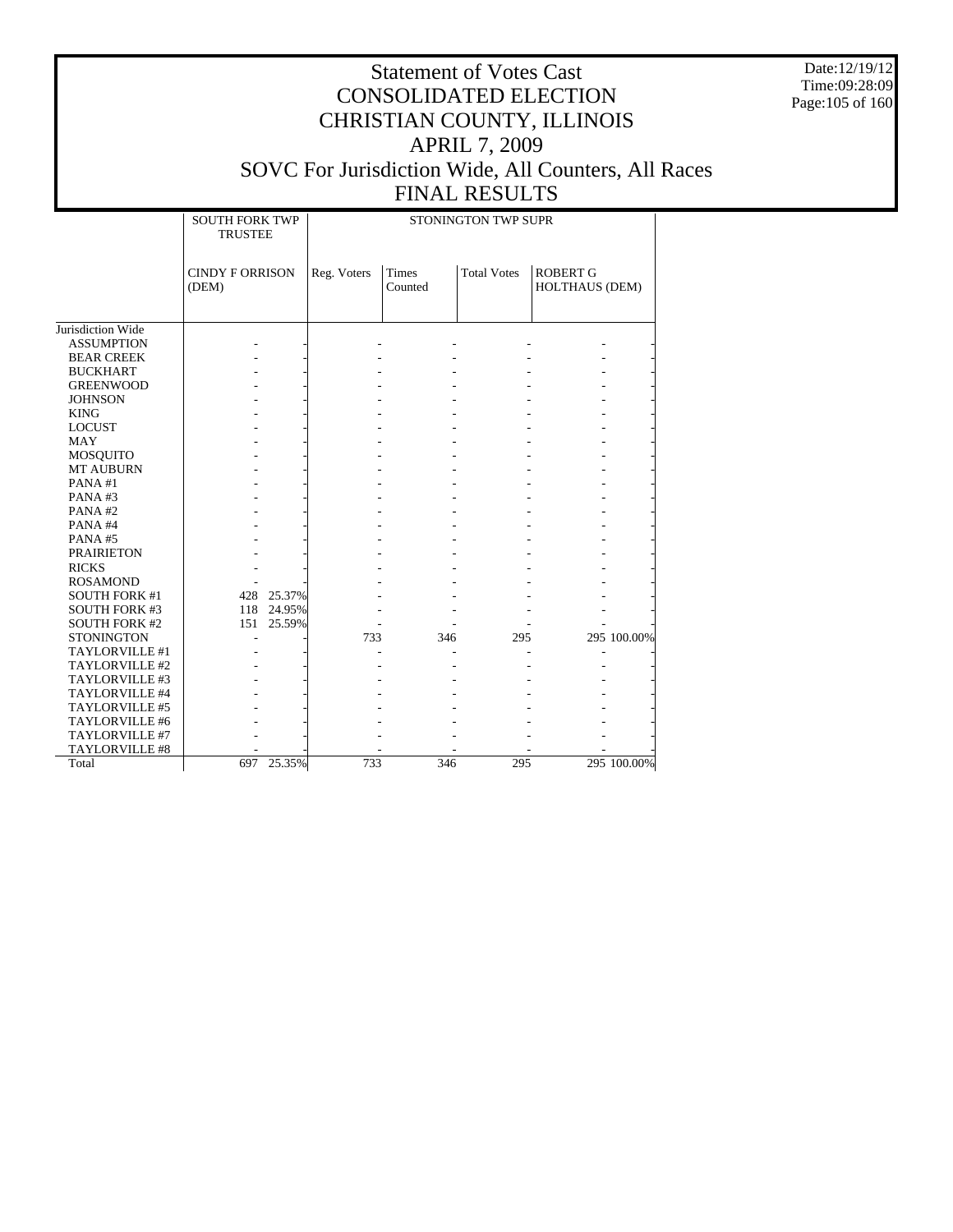# Statement of Votes Cast
# CONSOLIDATED ELECTION
# CHRISTIAN COUNTY, ILLINOIS
# APRIL 7, 2009
# SOVC For Jurisdiction Wide, All Counters, All Races
# FINAL RESULTS

Date:12/19/12
Time:09:28:09

| | SOUTH FORK TWP TRUSTEE | | STONINGTON TWP SUPR | | | | |
|---|---|---|---|---|---|---|---|
| | CINDY F ORRISON (DEM) | | Reg. Voters | Times Counted | Total Votes | ROBERT G HOLTHAUS (DEM) | |
| Jurisdiction Wide | | | | | | | |
| ASSUMPTION | - | - | - | - | - | - | - |
| BEAR CREEK | - | - | - | - | - | - | - |
| BUCKHART | - | - | - | - | - | - | - |
| GREENWOOD | - | - | - | - | - | - | - |
| JOHNSON | - | - | - | - | - | - | - |
| KING | - | - | - | - | - | - | - |
| LOCUST | - | - | - | - | - | - | - |
| MAY | - | - | - | - | - | - | - |
| MOSQUITO | - | - | - | - | - | - | - |
| MT AUBURN | - | - | - | - | - | - | - |
| PANA #1 | - | - | - | - | - | - | - |
| PANA #3 | - | - | - | - | - | - | - |
| PANA #2 | - | - | - | - | - | - | - |
| PANA #4 | - | - | - | - | - | - | - |
| PANA #5 | - | - | - | - | - | - | - |
| PRAIRIETON | - | - | - | - | - | - | - |
| RICKS | - | - | - | - | - | - | - |
| ROSAMOND | - | - | - | - | - | - | - |
| SOUTH FORK #1 | 428 | 25.37% | - | - | - | - | - |
| SOUTH FORK #3 | 118 | 24.95% | - | - | - | - | - |
| SOUTH FORK #2 | 151 | 25.59% | - | - | - | - | - |
| STONINGTON | - | - | 733 | 346 | 295 | 295 | 100.00% |
| TAYLORVILLE #1 | - | - | - | - | - | - | - |
| TAYLORVILLE #2 | - | - | - | - | - | - | - |
| TAYLORVILLE #3 | - | - | - | - | - | - | - |
| TAYLORVILLE #4 | - | - | - | - | - | - | - |
| TAYLORVILLE #5 | - | - | - | - | - | - | - |
| TAYLORVILLE #6 | - | - | - | - | - | - | - |
| TAYLORVILLE #7 | - | - | - | - | - | - | - |
| TAYLORVILLE #8 | - | - | - | - | - | - | - |
| Total | 697 | 25.35% | 733 | 346 | 295 | 295 | 100.00% |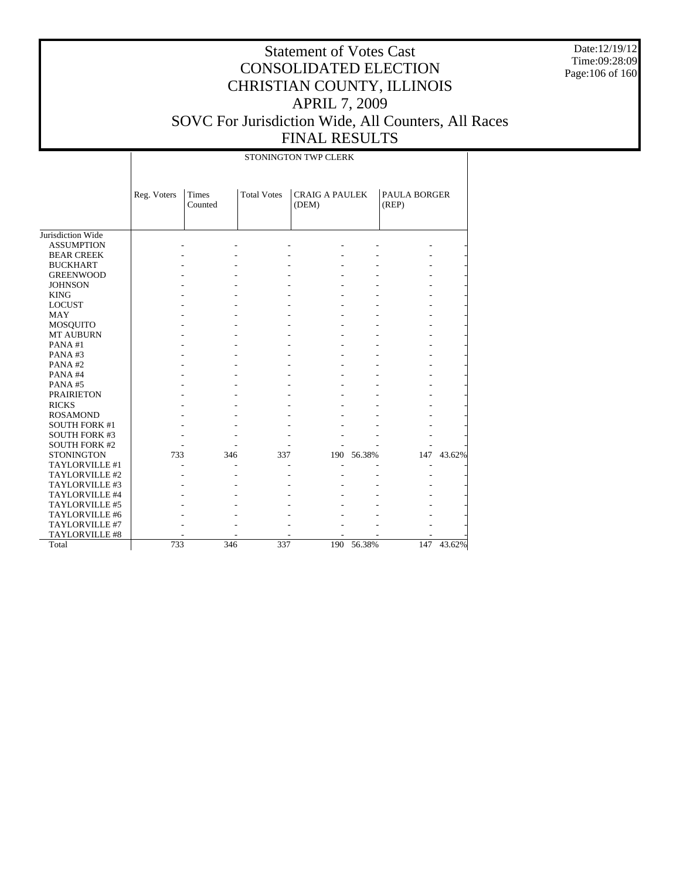# Statement of Votes Cast
# CONSOLIDATED ELECTION
# CHRISTIAN COUNTY, ILLINOIS
# APRIL 7, 2009
# SOVC For Jurisdiction Wide, All Counters, All Races
# FINAL RESULTS

Date:12/19/12
Time:09:28:09

| | STONINGTON TWP CLERK | | | | | | |
|---|---|---|---|---|---|---|---|
| | Reg. Voters | Times Counted | Total Votes | CRAIG A PAULEK (DEM) | | PAULA BORGER (REP) | |
| Jurisdiction Wide | | | | | | | |
| ASSUMPTION | - | - | - | - | - | - | - |
| BEAR CREEK | - | - | - | - | - | - | - |
| BUCKHART | - | - | - | - | - | - | - |
| GREENWOOD | - | - | - | - | - | - | - |
| JOHNSON | - | - | - | - | - | - | - |
| KING | - | - | - | - | - | - | - |
| LOCUST | - | - | - | - | - | - | - |
| MAY | - | - | - | - | - | - | - |
| MOSQUITO | - | - | - | - | - | - | - |
| MT AUBURN | - | - | - | - | - | - | - |
| PANA #1 | - | - | - | - | - | - | - |
| PANA #3 | - | - | - | - | - | - | - |
| PANA #2 | - | - | - | - | - | - | - |
| PANA #4 | - | - | - | - | - | - | - |
| PANA #5 | - | - | - | - | - | - | - |
| PRAIRIETON | - | - | - | - | - | - | - |
| RICKS | - | - | - | - | - | - | - |
| ROSAMOND | - | - | - | - | - | - | - |
| SOUTH FORK #1 | - | - | - | - | - | - | - |
| SOUTH FORK #3 | - | - | - | - | - | - | - |
| SOUTH FORK #2 | - | - | - | - | - | - | - |
| STONINGTON | 733 | 346 | 337 | 190 | 56.38% | 147 | 43.62% |
| TAYLORVILLE #1 | - | - | - | - | - | - | - |
| TAYLORVILLE #2 | - | - | - | - | - | - | - |
| TAYLORVILLE #3 | - | - | - | - | - | - | - |
| TAYLORVILLE #4 | - | - | - | - | - | - | - |
| TAYLORVILLE #5 | - | - | - | - | - | - | - |
| TAYLORVILLE #6 | - | - | - | - | - | - | - |
| TAYLORVILLE #7 | - | - | - | - | - | - | - |
| TAYLORVILLE #8 | - | - | - | - | - | - | - |
| Total | 733 | 346 | 337 | 190 | 56.38% | 147 | 43.62% |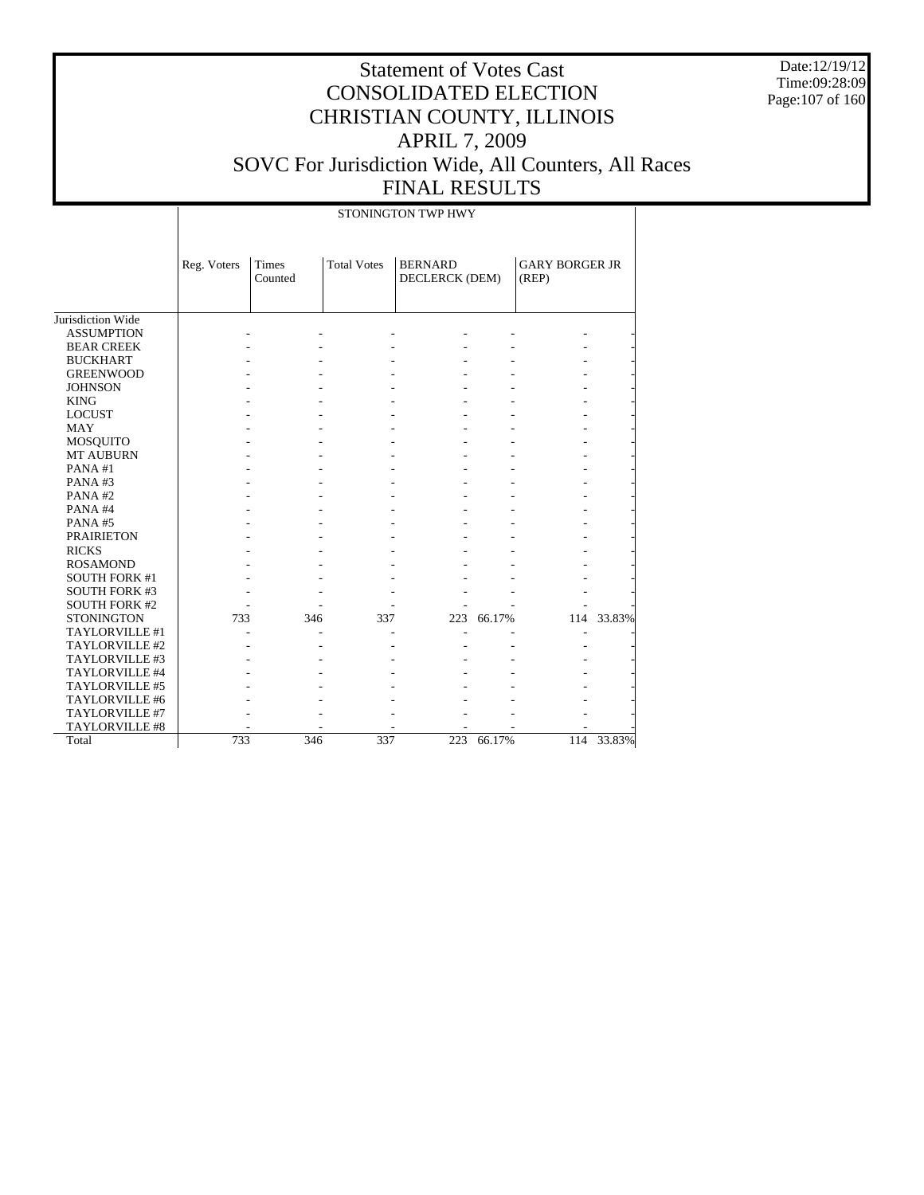# Statement of Votes Cast
# CONSOLIDATED ELECTION
# CHRISTIAN COUNTY, ILLINOIS
# APRIL 7, 2009
# SOVC For Jurisdiction Wide, All Counters, All Races
# FINAL RESULTS

Date:12/19/12
Time:09:28:09

| | STONINGTON TWP HWY | | | | | | |
|---|---|---|---|---|---|---|---|
| | Reg. Voters | Times Counted | Total Votes | BERNARD DECLERCK (DEM) | | GARY BORGER JR (REP) | |
| Jurisdiction Wide | | | | | | | |
| ASSUMPTION | - | - | - | - | - | - | - |
| BEAR CREEK | - | - | - | - | - | - | - |
| BUCKHART | - | - | - | - | - | - | - |
| GREENWOOD | - | - | - | - | - | - | - |
| JOHNSON | - | - | - | - | - | - | - |
| KING | - | - | - | - | - | - | - |
| LOCUST | - | - | - | - | - | - | - |
| MAY | - | - | - | - | - | - | - |
| MOSQUITO | - | - | - | - | - | - | - |
| MT AUBURN | - | - | - | - | - | - | - |
| PANA #1 | - | - | - | - | - | - | - |
| PANA #3 | - | - | - | - | - | - | - |
| PANA #2 | - | - | - | - | - | - | - |
| PANA #4 | - | - | - | - | - | - | - |
| PANA #5 | - | - | - | - | - | - | - |
| PRAIRIETON | - | - | - | - | - | - | - |
| RICKS | - | - | - | - | - | - | - |
| ROSAMOND | - | - | - | - | - | - | - |
| SOUTH FORK #1 | - | - | - | - | - | - | - |
| SOUTH FORK #3 | - | - | - | - | - | - | - |
| SOUTH FORK #2 | - | - | - | - | - | - | - |
| STONINGTON | 733 | 346 | 337 | 223 | 66.17% | 114 | 33.83% |
| TAYLORVILLE #1 | - | - | - | - | - | - | - |
| TAYLORVILLE #2 | - | - | - | - | - | - | - |
| TAYLORVILLE #3 | - | - | - | - | - | - | - |
| TAYLORVILLE #4 | - | - | - | - | - | - | - |
| TAYLORVILLE #5 | - | - | - | - | - | - | - |
| TAYLORVILLE #6 | - | - | - | - | - | - | - |
| TAYLORVILLE #7 | - | - | - | - | - | - | - |
| TAYLORVILLE #8 | - | - | - | - | - | - | - |
| Total | 733 | 346 | 337 | 223 | 66.17% | 114 | 33.83% |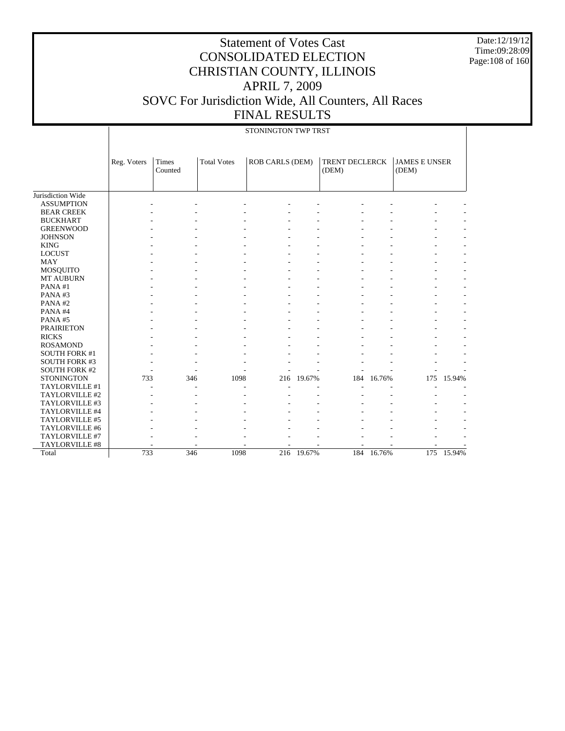# Statement of Votes Cast
# CONSOLIDATED ELECTION
# CHRISTIAN COUNTY, ILLINOIS
# APRIL 7, 2009
# SOVC For Jurisdiction Wide, All Counters, All Races
# FINAL RESULTS

Date:12/19/12
Time:09:28:09

STONINGTON TWP TRST

| | Reg. Voters | Times Counted | Total Votes | ROB CARLS (DEM) | | TRENT DECLERCK (DEM) | | JAMES E UNSER (DEM) | |
|---|---|---|---|---|---|---|---|---|---|
| Jurisdiction Wide | | | | | | | | | |
| ASSUMPTION | - | - | - | - | - | - | - | - | - |
| BEAR CREEK | - | - | - | - | - | - | - | - | - |
| BUCKHART | - | - | - | - | - | - | - | - | - |
| GREENWOOD | - | - | - | - | - | - | - | - | - |
| JOHNSON | - | - | - | - | - | - | - | - | - |
| KING | - | - | - | - | - | - | - | - | - |
| LOCUST | - | - | - | - | - | - | - | - | - |
| MAY | - | - | - | - | - | - | - | - | - |
| MOSQUITO | - | - | - | - | - | - | - | - | - |
| MT AUBURN | - | - | - | - | - | - | - | - | - |
| PANA #1 | - | - | - | - | - | - | - | - | - |
| PANA #3 | - | - | - | - | - | - | - | - | - |
| PANA #2 | - | - | - | - | - | - | - | - | - |
| PANA #4 | - | - | - | - | - | - | - | - | - |
| PANA #5 | - | - | - | - | - | - | - | - | - |
| PRAIRIETON | - | - | - | - | - | - | - | - | - |
| RICKS | - | - | - | - | - | - | - | - | - |
| ROSAMOND | - | - | - | - | - | - | - | - | - |
| SOUTH FORK #1 | - | - | - | - | - | - | - | - | - |
| SOUTH FORK #3 | - | - | - | - | - | - | - | - | - |
| SOUTH FORK #2 | - | - | - | - | - | - | - | - | - |
| STONINGTON | 733 | 346 | 1098 | 216 | 19.67% | 184 | 16.76% | 175 | 15.94% |
| TAYLORVILLE #1 | - | - | - | - | - | - | - | - | - |
| TAYLORVILLE #2 | - | - | - | - | - | - | - | - | - |
| TAYLORVILLE #3 | - | - | - | - | - | - | - | - | - |
| TAYLORVILLE #4 | - | - | - | - | - | - | - | - | - |
| TAYLORVILLE #5 | - | - | - | - | - | - | - | - | - |
| TAYLORVILLE #6 | - | - | - | - | - | - | - | - | - |
| TAYLORVILLE #7 | - | - | - | - | - | - | - | - | - |
| TAYLORVILLE #8 | - | - | - | - | - | - | - | - | - |
| Total | 733 | 346 | 1098 | 216 | 19.67% | 184 | 16.76% | 175 | 15.94% |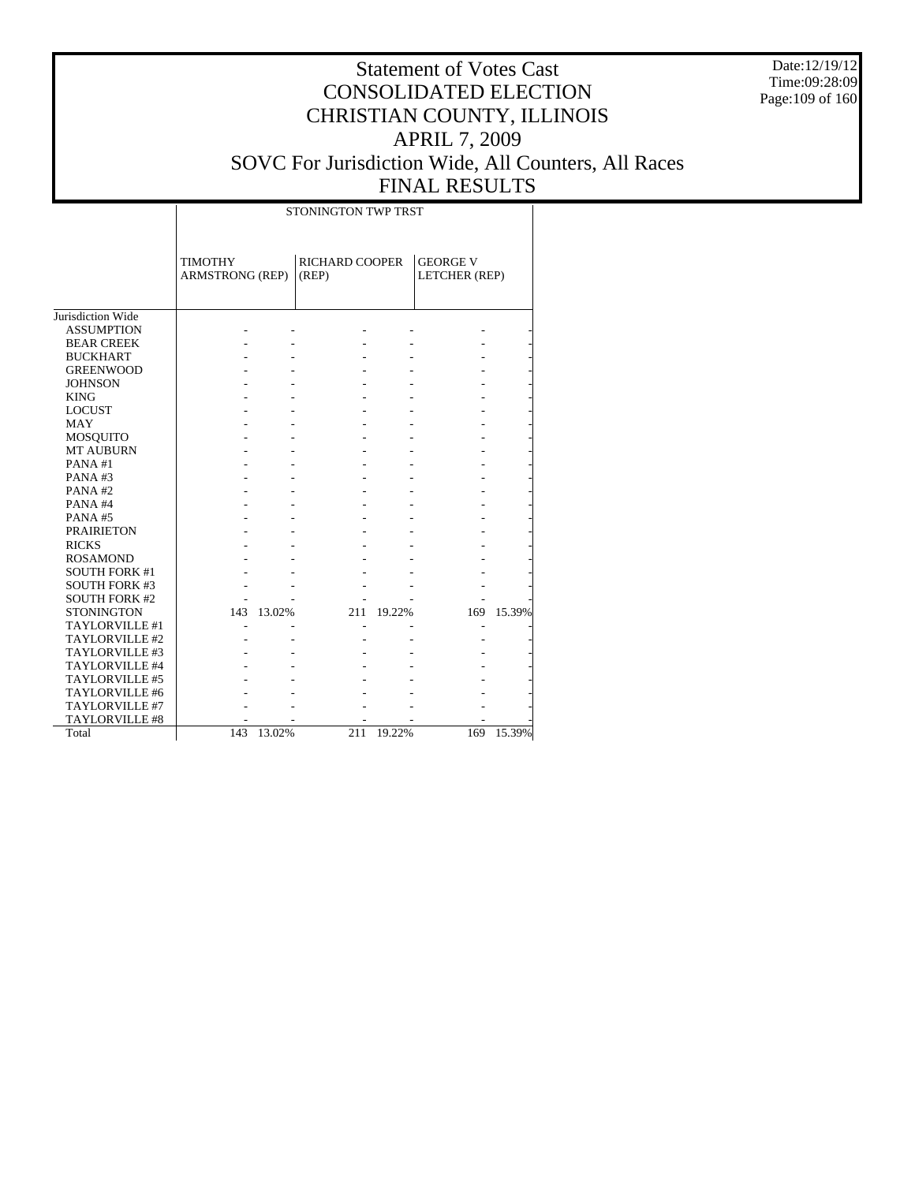# Statement of Votes Cast
# CONSOLIDATED ELECTION
# CHRISTIAN COUNTY, ILLINOIS
# APRIL 7, 2009
# SOVC For Jurisdiction Wide, All Counters, All Races
# FINAL RESULTS

Date:12/19/12
Time:09:28:09

| | STONINGTON TWP TRST | | | | | |
|---|---|---|---|---|---|---|
| | TIMOTHY ARMSTRONG (REP) | | RICHARD COOPER (REP) | | GEORGE V LETCHER (REP) | |
| Jurisdiction Wide | | | | | | |
| ASSUMPTION | - | - | - | - | - | - |
| BEAR CREEK | - | - | - | - | - | - |
| BUCKHART | - | - | - | - | - | - |
| GREENWOOD | - | - | - | - | - | - |
| JOHNSON | - | - | - | - | - | - |
| KING | - | - | - | - | - | - |
| LOCUST | - | - | - | - | - | - |
| MAY | - | - | - | - | - | - |
| MOSQUITO | - | - | - | - | - | - |
| MT AUBURN | - | - | - | - | - | - |
| PANA #1 | - | - | - | - | - | - |
| PANA #3 | - | - | - | - | - | - |
| PANA #2 | - | - | - | - | - | - |
| PANA #4 | - | - | - | - | - | - |
| PANA #5 | - | - | - | - | - | - |
| PRAIRIETON | - | - | - | - | - | - |
| RICKS | - | - | - | - | - | - |
| ROSAMOND | - | - | - | - | - | - |
| SOUTH FORK #1 | - | - | - | - | - | - |
| SOUTH FORK #3 | - | - | - | - | - | - |
| SOUTH FORK #2 | - | - | - | - | - | - |
| STONINGTON | 143 | 13.02% | 211 | 19.22% | 169 | 15.39% |
| TAYLORVILLE #1 | - | - | - | - | - | - |
| TAYLORVILLE #2 | - | - | - | - | - | - |
| TAYLORVILLE #3 | - | - | - | - | - | - |
| TAYLORVILLE #4 | - | - | - | - | - | - |
| TAYLORVILLE #5 | - | - | - | - | - | - |
| TAYLORVILLE #6 | - | - | - | - | - | - |
| TAYLORVILLE #7 | - | - | - | - | - | - |
| TAYLORVILLE #8 | - | - | - | - | - | - |
| Total | 143 | 13.02% | 211 | 19.22% | 169 | 15.39% |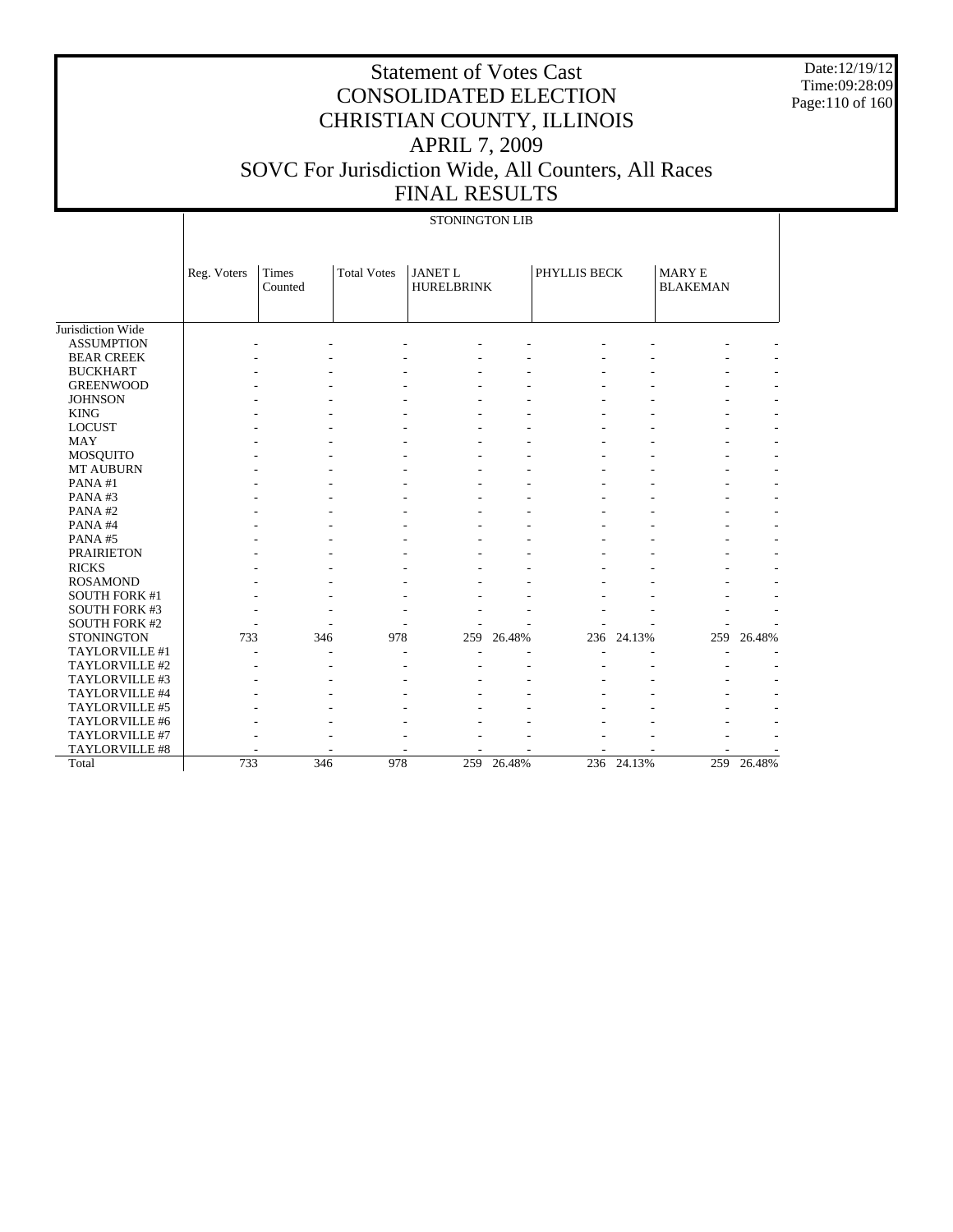# Statement of Votes Cast
# CONSOLIDATED ELECTION
# CHRISTIAN COUNTY, ILLINOIS
# APRIL 7, 2009
# SOVC For Jurisdiction Wide, All Counters, All Races
# FINAL RESULTS

Date:12/19/12
Time:09:28:09

| | STONINGTON LIB | | | | | | | | |
|---|---|---|---|---|---|---|---|---|---|
| | Reg. Voters | Times Counted | Total Votes | JANET L HURELBRINK | | PHYLLIS BECK | | MARY E BLAKEMAN | |
| Jurisdiction Wide | | | | | | | | | |
| ASSUMPTION | - | - | - | - | - | - | - | - | - |
| BEAR CREEK | - | - | - | - | - | - | - | - | - |
| BUCKHART | - | - | - | - | - | - | - | - | - |
| GREENWOOD | - | - | - | - | - | - | - | - | - |
| JOHNSON | - | - | - | - | - | - | - | - | - |
| KING | - | - | - | - | - | - | - | - | - |
| LOCUST | - | - | - | - | - | - | - | - | - |
| MAY | - | - | - | - | - | - | - | - | - |
| MOSQUITO | - | - | - | - | - | - | - | - | - |
| MT AUBURN | - | - | - | - | - | - | - | - | - |
| PANA #1 | - | - | - | - | - | - | - | - | - |
| PANA #3 | - | - | - | - | - | - | - | - | - |
| PANA #2 | - | - | - | - | - | - | - | - | - |
| PANA #4 | - | - | - | - | - | - | - | - | - |
| PANA #5 | - | - | - | - | - | - | - | - | - |
| PRAIRIETON | - | - | - | - | - | - | - | - | - |
| RICKS | - | - | - | - | - | - | - | - | - |
| ROSAMOND | - | - | - | - | - | - | - | - | - |
| SOUTH FORK #1 | - | - | - | - | - | - | - | - | - |
| SOUTH FORK #3 | - | - | - | - | - | - | - | - | - |
| SOUTH FORK #2 | - | - | - | - | - | - | - | - | - |
| STONINGTON | 733 | 346 | 978 | 259 | 26.48% | 236 | 24.13% | 259 | 26.48% |
| TAYLORVILLE #1 | - | - | - | - | - | - | - | - | - |
| TAYLORVILLE #2 | - | - | - | - | - | - | - | - | - |
| TAYLORVILLE #3 | - | - | - | - | - | - | - | - | - |
| TAYLORVILLE #4 | - | - | - | - | - | - | - | - | - |
| TAYLORVILLE #5 | - | - | - | - | - | - | - | - | - |
| TAYLORVILLE #6 | - | - | - | - | - | - | - | - | - |
| TAYLORVILLE #7 | - | - | - | - | - | - | - | - | - |
| TAYLORVILLE #8 | - | - | - | - | - | - | - | - | - |
| Total | 733 | 346 | 978 | 259 | 26.48% | 236 | 24.13% | 259 | 26.48% |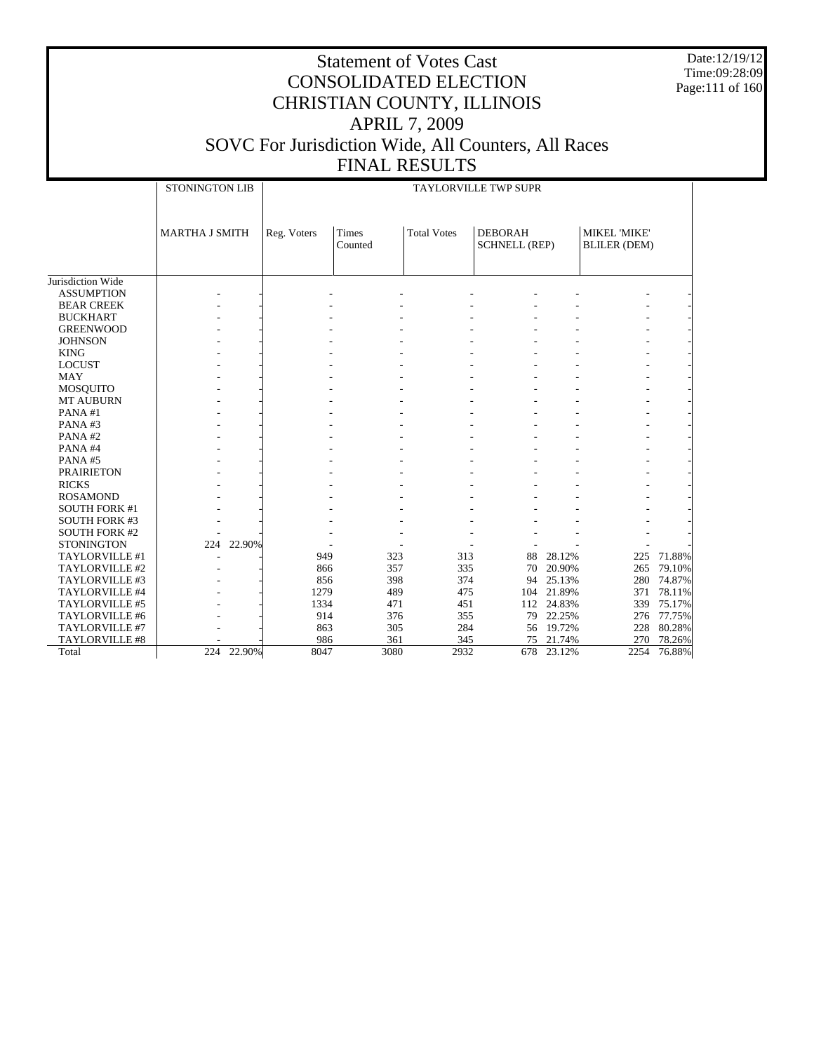# Statement of Votes Cast
## CONSOLIDATED ELECTION
## CHRISTIAN COUNTY, ILLINOIS
## APRIL 7, 2009
## SOVC For Jurisdiction Wide, All Counters, All Races
## FINAL RESULTS

Date:12/19/12
Time:09:28:09

| | STONINGTON LIB | | TAYLORVILLE TWP SUPR | | | | | | |
|---|---|---|---|---|---|---|---|---|---|
| | MARTHA J SMITH | | Reg. Voters | Times Counted | Total Votes | DEBORAH SCHNELL (REP) | | MIKEL 'MIKE' BLILER (DEM) | |
| Jurisdiction Wide | | | | | | | | | |
| ASSUMPTION | - | - | - | - | - | - | - | - | - |
| BEAR CREEK | - | - | - | - | - | - | - | - | - |
| BUCKHART | - | - | - | - | - | - | - | - | - |
| GREENWOOD | - | - | - | - | - | - | - | - | - |
| JOHNSON | - | - | - | - | - | - | - | - | - |
| KING | - | - | - | - | - | - | - | - | - |
| LOCUST | - | - | - | - | - | - | - | - | - |
| MAY | - | - | - | - | - | - | - | - | - |
| MOSQUITO | - | - | - | - | - | - | - | - | - |
| MT AUBURN | - | - | - | - | - | - | - | - | - |
| PANA #1 | - | - | - | - | - | - | - | - | - |
| PANA #3 | - | - | - | - | - | - | - | - | - |
| PANA #2 | - | - | - | - | - | - | - | - | - |
| PANA #4 | - | - | - | - | - | - | - | - | - |
| PANA #5 | - | - | - | - | - | - | - | - | - |
| PRAIRIETON | - | - | - | - | - | - | - | - | - |
| RICKS | - | - | - | - | - | - | - | - | - |
| ROSAMOND | - | - | - | - | - | - | - | - | - |
| SOUTH FORK #1 | - | - | - | - | - | - | - | - | - |
| SOUTH FORK #3 | - | - | - | - | - | - | - | - | - |
| SOUTH FORK #2 | - | - | - | - | - | - | - | - | - |
| STONINGTON | 224 | 22.90% | - | - | - | - | - | - | - |
| TAYLORVILLE #1 | - | - | 949 | 323 | 313 | 88 | 28.12% | 225 | 71.88% |
| TAYLORVILLE #2 | - | - | 866 | 357 | 335 | 70 | 20.90% | 265 | 79.10% |
| TAYLORVILLE #3 | - | - | 856 | 398 | 374 | 94 | 25.13% | 280 | 74.87% |
| TAYLORVILLE #4 | - | - | 1279 | 489 | 475 | 104 | 21.89% | 371 | 78.11% |
| TAYLORVILLE #5 | - | - | 1334 | 471 | 451 | 112 | 24.83% | 339 | 75.17% |
| TAYLORVILLE #6 | - | - | 914 | 376 | 355 | 79 | 22.25% | 276 | 77.75% |
| TAYLORVILLE #7 | - | - | 863 | 305 | 284 | 56 | 19.72% | 228 | 80.28% |
| TAYLORVILLE #8 | - | - | 986 | 361 | 345 | 75 | 21.74% | 270 | 78.26% |
| Total | 224 | 22.90% | 8047 | 3080 | 2932 | 678 | 23.12% | 2254 | 76.88% |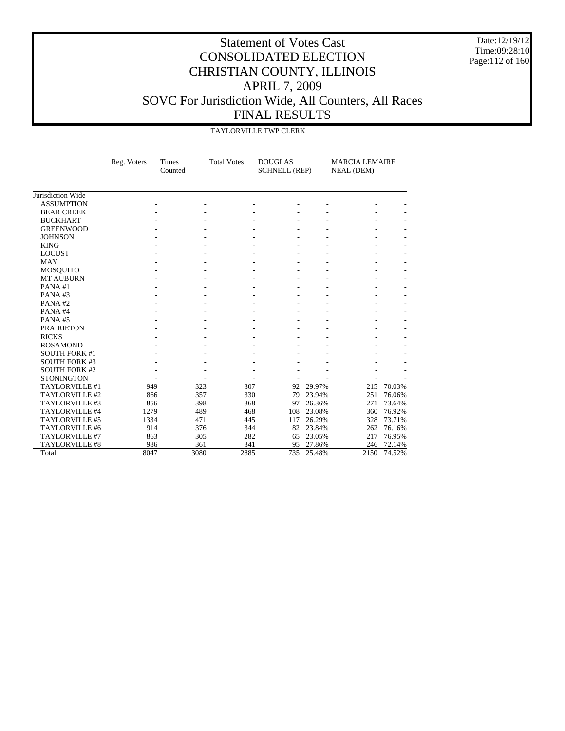# Statement of Votes Cast
## CONSOLIDATED ELECTION
## CHRISTIAN COUNTY, ILLINOIS
## APRIL 7, 2009
## SOVC For Jurisdiction Wide, All Counters, All Races
## FINAL RESULTS

Date:12/19/12
Time:09:28:10

| | TAYLORVILLE TWP CLERK | | | | | | |
|---|---|---|---|---|---|---|---|
| | Reg. Voters | Times Counted | Total Votes | DOUGLAS SCHNELL (REP) | | MARCIA LEMAIRE NEAL (DEM) | |
| Jurisdiction Wide | | | | | | | |
| ASSUMPTION | - | - | - | - | - | - | - |
| BEAR CREEK | - | - | - | - | - | - | - |
| BUCKHART | - | - | - | - | - | - | - |
| GREENWOOD | - | - | - | - | - | - | - |
| JOHNSON | - | - | - | - | - | - | - |
| KING | - | - | - | - | - | - | - |
| LOCUST | - | - | - | - | - | - | - |
| MAY | - | - | - | - | - | - | - |
| MOSQUITO | - | - | - | - | - | - | - |
| MT AUBURN | - | - | - | - | - | - | - |
| PANA #1 | - | - | - | - | - | - | - |
| PANA #3 | - | - | - | - | - | - | - |
| PANA #2 | - | - | - | - | - | - | - |
| PANA #4 | - | - | - | - | - | - | - |
| PANA #5 | - | - | - | - | - | - | - |
| PRAIRIETON | - | - | - | - | - | - | - |
| RICKS | - | - | - | - | - | - | - |
| ROSAMOND | - | - | - | - | - | - | - |
| SOUTH FORK #1 | - | - | - | - | - | - | - |
| SOUTH FORK #3 | - | - | - | - | - | - | - |
| SOUTH FORK #2 | - | - | - | - | - | - | - |
| STONINGTON | - | - | - | - | - | - | - |
| TAYLORVILLE #1 | 949 | 323 | 307 | 92 | 29.97% | 215 | 70.03% |
| TAYLORVILLE #2 | 866 | 357 | 330 | 79 | 23.94% | 251 | 76.06% |
| TAYLORVILLE #3 | 856 | 398 | 368 | 97 | 26.36% | 271 | 73.64% |
| TAYLORVILLE #4 | 1279 | 489 | 468 | 108 | 23.08% | 360 | 76.92% |
| TAYLORVILLE #5 | 1334 | 471 | 445 | 117 | 26.29% | 328 | 73.71% |
| TAYLORVILLE #6 | 914 | 376 | 344 | 82 | 23.84% | 262 | 76.16% |
| TAYLORVILLE #7 | 863 | 305 | 282 | 65 | 23.05% | 217 | 76.95% |
| TAYLORVILLE #8 | 986 | 361 | 341 | 95 | 27.86% | 246 | 72.14% |
| Total | 8047 | 3080 | 2885 | 735 | 25.48% | 2150 | 74.52% |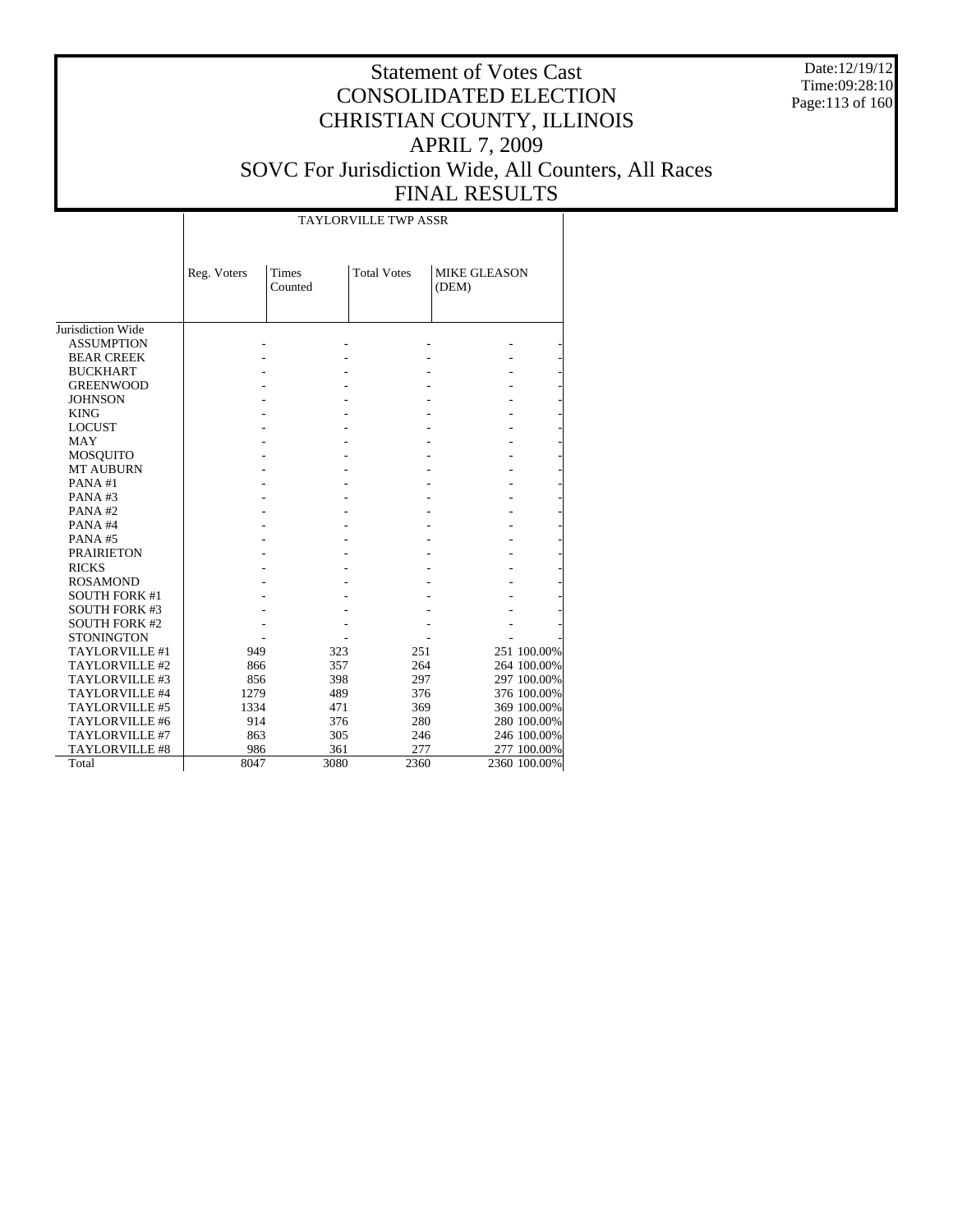# Statement of Votes Cast
# CONSOLIDATED ELECTION
# CHRISTIAN COUNTY, ILLINOIS
# APRIL 7, 2009
# SOVC For Jurisdiction Wide, All Counters, All Races
# FINAL RESULTS

Date:12/19/12
Time:09:28:10

| | TAYLORVILLE TWP ASSR | | | | |
|---|---|---|---|---|---|
| | Reg. Voters | Times Counted | Total Votes | MIKE GLEASON (DEM) | |
| Jurisdiction Wide | | | | | |
| ASSUMPTION | - | - | - | - | - |
| BEAR CREEK | - | - | - | - | - |
| BUCKHART | - | - | - | - | - |
| GREENWOOD | - | - | - | - | - |
| JOHNSON | - | - | - | - | - |
| KING | - | - | - | - | - |
| LOCUST | - | - | - | - | - |
| MAY | - | - | - | - | - |
| MOSQUITO | - | - | - | - | - |
| MT AUBURN | - | - | - | - | - |
| PANA #1 | - | - | - | - | - |
| PANA #3 | - | - | - | - | - |
| PANA #2 | - | - | - | - | - |
| PANA #4 | - | - | - | - | - |
| PANA #5 | - | - | - | - | - |
| PRAIRIETON | - | - | - | - | - |
| RICKS | - | - | - | - | - |
| ROSAMOND | - | - | - | - | - |
| SOUTH FORK #1 | - | - | - | - | - |
| SOUTH FORK #3 | - | - | - | - | - |
| SOUTH FORK #2 | - | - | - | - | - |
| STONINGTON | - | - | - | - | - |
| TAYLORVILLE #1 | 949 | 323 | 251 | 251 | 100.00% |
| TAYLORVILLE #2 | 866 | 357 | 264 | 264 | 100.00% |
| TAYLORVILLE #3 | 856 | 398 | 297 | 297 | 100.00% |
| TAYLORVILLE #4 | 1279 | 489 | 376 | 376 | 100.00% |
| TAYLORVILLE #5 | 1334 | 471 | 369 | 369 | 100.00% |
| TAYLORVILLE #6 | 914 | 376 | 280 | 280 | 100.00% |
| TAYLORVILLE #7 | 863 | 305 | 246 | 246 | 100.00% |
| TAYLORVILLE #8 | 986 | 361 | 277 | 277 | 100.00% |
| Total | 8047 | 3080 | 2360 | 2360 | 100.00% |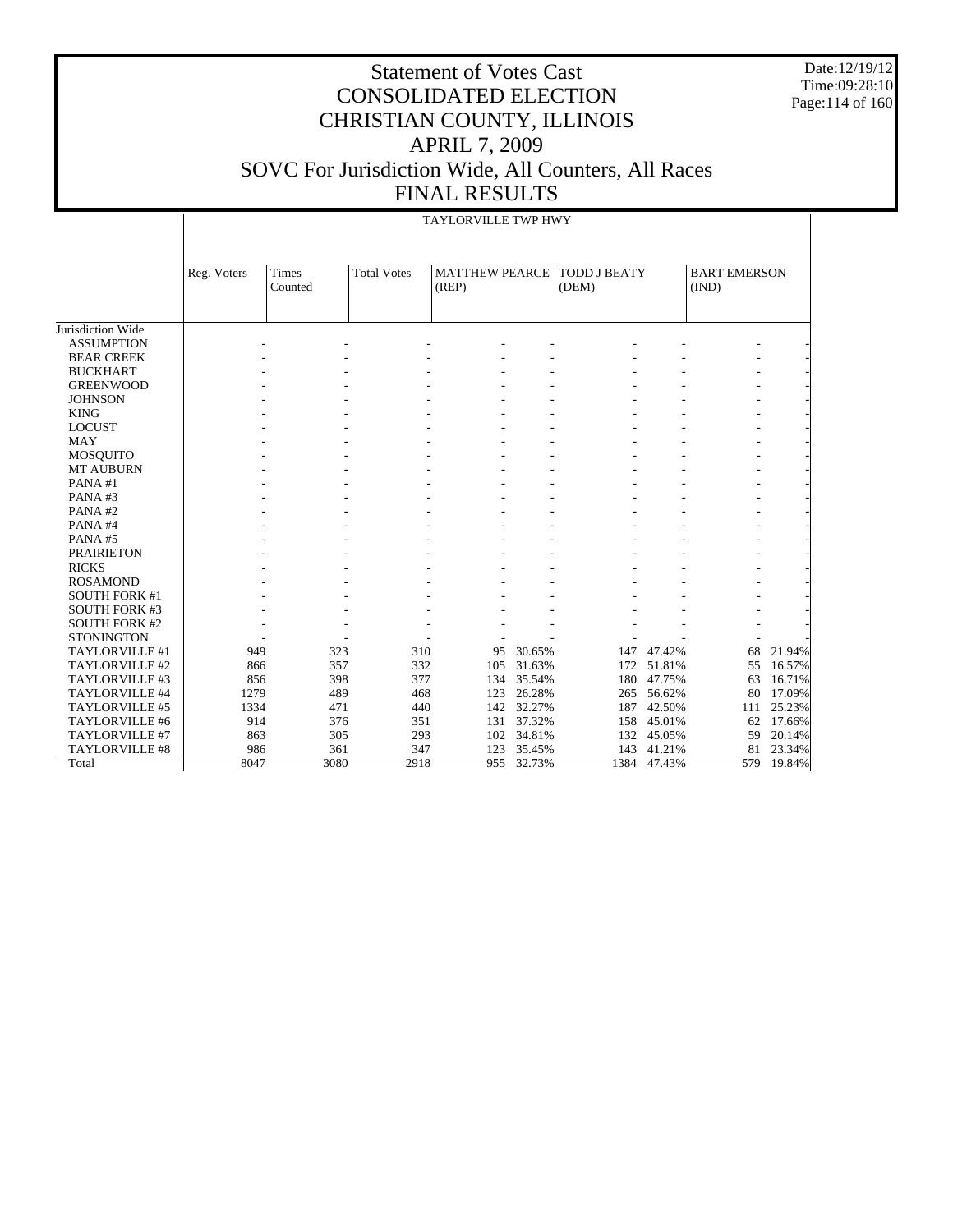# Statement of Votes Cast
# CONSOLIDATED ELECTION
# CHRISTIAN COUNTY, ILLINOIS
# APRIL 7, 2009
# SOVC For Jurisdiction Wide, All Counters, All Races
# FINAL RESULTS

Date:12/19/12
Time:09:28:10

TAYLORVILLE TWP HWY

| | Reg. Voters | Times Counted | Total Votes | MATTHEW PEARCE (REP) | | TODD J BEATY (DEM) | | BART EMERSON (IND) | |
|---|---|---|---|---|---|---|---|---|---|
| Jurisdiction Wide | | | | | | | | | |
| ASSUMPTION | - | - | - | - | - | - | - | - | - |
| BEAR CREEK | - | - | - | - | - | - | - | - | - |
| BUCKHART | - | - | - | - | - | - | - | - | - |
| GREENWOOD | - | - | - | - | - | - | - | - | - |
| JOHNSON | - | - | - | - | - | - | - | - | - |
| KING | - | - | - | - | - | - | - | - | - |
| LOCUST | - | - | - | - | - | - | - | - | - |
| MAY | - | - | - | - | - | - | - | - | - |
| MOSQUITO | - | - | - | - | - | - | - | - | - |
| MT AUBURN | - | - | - | - | - | - | - | - | - |
| PANA #1 | - | - | - | - | - | - | - | - | - |
| PANA #3 | - | - | - | - | - | - | - | - | - |
| PANA #2 | - | - | - | - | - | - | - | - | - |
| PANA #4 | - | - | - | - | - | - | - | - | - |
| PANA #5 | - | - | - | - | - | - | - | - | - |
| PRAIRIETON | - | - | - | - | - | - | - | - | - |
| RICKS | - | - | - | - | - | - | - | - | - |
| ROSAMOND | - | - | - | - | - | - | - | - | - |
| SOUTH FORK #1 | - | - | - | - | - | - | - | - | - |
| SOUTH FORK #3 | - | - | - | - | - | - | - | - | - |
| SOUTH FORK #2 | - | - | - | - | - | - | - | - | - |
| STONINGTON | - | - | - | - | - | - | - | - | - |
| TAYLORVILLE #1 | 949 | 323 | 310 | 95 | 30.65% | 147 | 47.42% | 68 | 21.94% |
| TAYLORVILLE #2 | 866 | 357 | 332 | 105 | 31.63% | 172 | 51.81% | 55 | 16.57% |
| TAYLORVILLE #3 | 856 | 398 | 377 | 134 | 35.54% | 180 | 47.75% | 63 | 16.71% |
| TAYLORVILLE #4 | 1279 | 489 | 468 | 123 | 26.28% | 265 | 56.62% | 80 | 17.09% |
| TAYLORVILLE #5 | 1334 | 471 | 440 | 142 | 32.27% | 187 | 42.50% | 111 | 25.23% |
| TAYLORVILLE #6 | 914 | 376 | 351 | 131 | 37.32% | 158 | 45.01% | 62 | 17.66% |
| TAYLORVILLE #7 | 863 | 305 | 293 | 102 | 34.81% | 132 | 45.05% | 59 | 20.14% |
| TAYLORVILLE #8 | 986 | 361 | 347 | 123 | 35.45% | 143 | 41.21% | 81 | 23.34% |
| Total | 8047 | 3080 | 2918 | 955 | 32.73% | 1384 | 47.43% | 579 | 19.84% |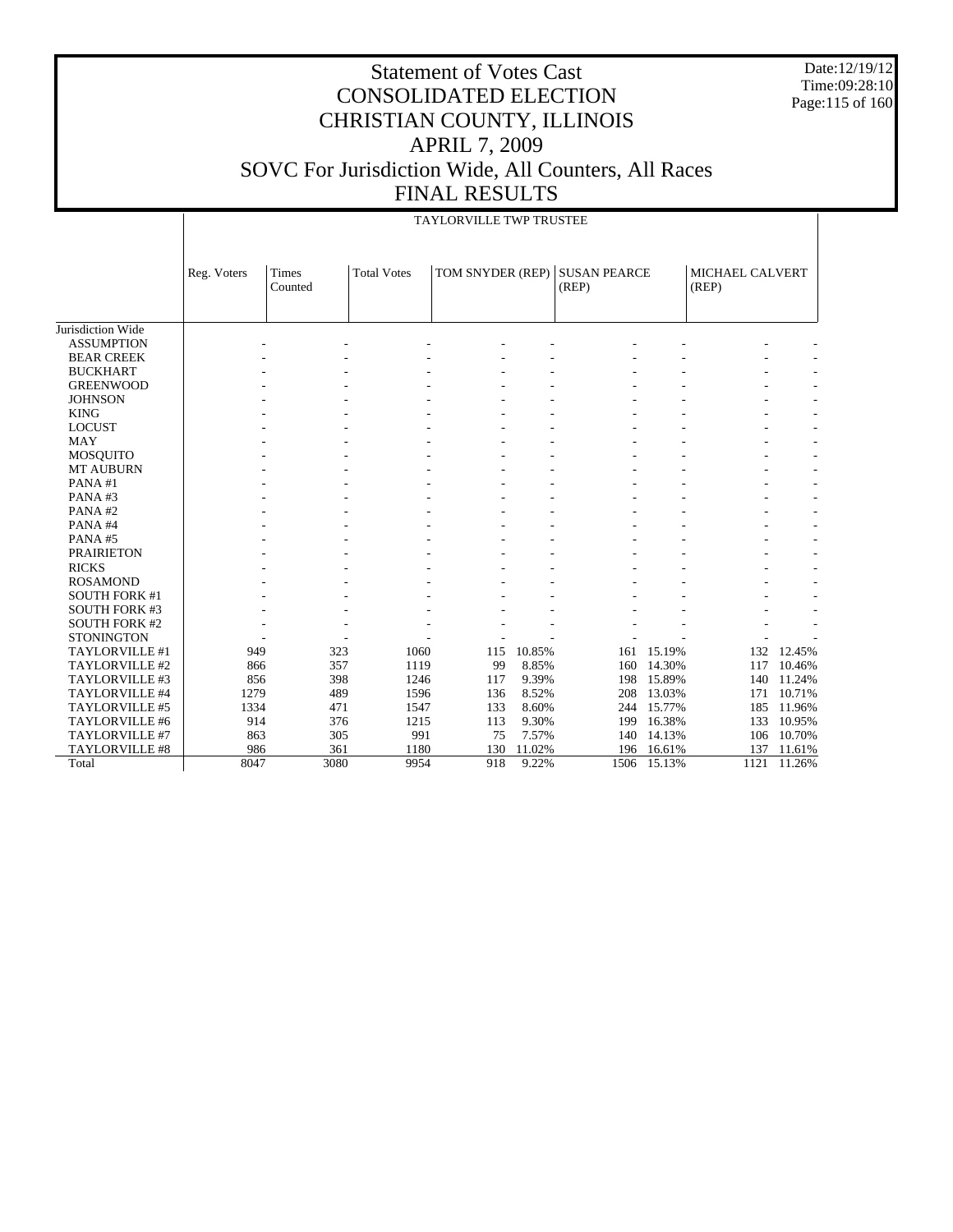# Statement of Votes Cast
# CONSOLIDATED ELECTION
# CHRISTIAN COUNTY, ILLINOIS
# APRIL 7, 2009
# SOVC For Jurisdiction Wide, All Counters, All Races
# FINAL RESULTS

Date:12/19/12
Time:09:28:10

TAYLORVILLE TWP TRUSTEE

| | Reg. Voters | Times Counted | Total Votes | TOM SNYDER (REP) | | SUSAN PEARCE (REP) | | MICHAEL CALVERT (REP) | |
|---|---|---|---|---|---|---|---|---|---|
| Jurisdiction Wide | | | | | | | | | |
| ASSUMPTION | - | - | - | - | - | - | - | - | - |
| BEAR CREEK | - | - | - | - | - | - | - | - | - |
| BUCKHART | - | - | - | - | - | - | - | - | - |
| GREENWOOD | - | - | - | - | - | - | - | - | - |
| JOHNSON | - | - | - | - | - | - | - | - | - |
| KING | - | - | - | - | - | - | - | - | - |
| LOCUST | - | - | - | - | - | - | - | - | - |
| MAY | - | - | - | - | - | - | - | - | - |
| MOSQUITO | - | - | - | - | - | - | - | - | - |
| MT AUBURN | - | - | - | - | - | - | - | - | - |
| PANA #1 | - | - | - | - | - | - | - | - | - |
| PANA #3 | - | - | - | - | - | - | - | - | - |
| PANA #2 | - | - | - | - | - | - | - | - | - |
| PANA #4 | - | - | - | - | - | - | - | - | - |
| PANA #5 | - | - | - | - | - | - | - | - | - |
| PRAIRIETON | - | - | - | - | - | - | - | - | - |
| RICKS | - | - | - | - | - | - | - | - | - |
| ROSAMOND | - | - | - | - | - | - | - | - | - |
| SOUTH FORK #1 | - | - | - | - | - | - | - | - | - |
| SOUTH FORK #3 | - | - | - | - | - | - | - | - | - |
| SOUTH FORK #2 | - | - | - | - | - | - | - | - | - |
| STONINGTON | - | - | - | - | - | - | - | - | - |
| TAYLORVILLE #1 | 949 | 323 | 1060 | 115 | 10.85% | 161 | 15.19% | 132 | 12.45% |
| TAYLORVILLE #2 | 866 | 357 | 1119 | 99 | 8.85% | 160 | 14.30% | 117 | 10.46% |
| TAYLORVILLE #3 | 856 | 398 | 1246 | 117 | 9.39% | 198 | 15.89% | 140 | 11.24% |
| TAYLORVILLE #4 | 1279 | 489 | 1596 | 136 | 8.52% | 208 | 13.03% | 171 | 10.71% |
| TAYLORVILLE #5 | 1334 | 471 | 1547 | 133 | 8.60% | 244 | 15.77% | 185 | 11.96% |
| TAYLORVILLE #6 | 914 | 376 | 1215 | 113 | 9.30% | 199 | 16.38% | 133 | 10.95% |
| TAYLORVILLE #7 | 863 | 305 | 991 | 75 | 7.57% | 140 | 14.13% | 106 | 10.70% |
| TAYLORVILLE #8 | 986 | 361 | 1180 | 130 | 11.02% | 196 | 16.61% | 137 | 11.61% |
| Total | 8047 | 3080 | 9954 | 918 | 9.22% | 1506 | 15.13% | 1121 | 11.26% |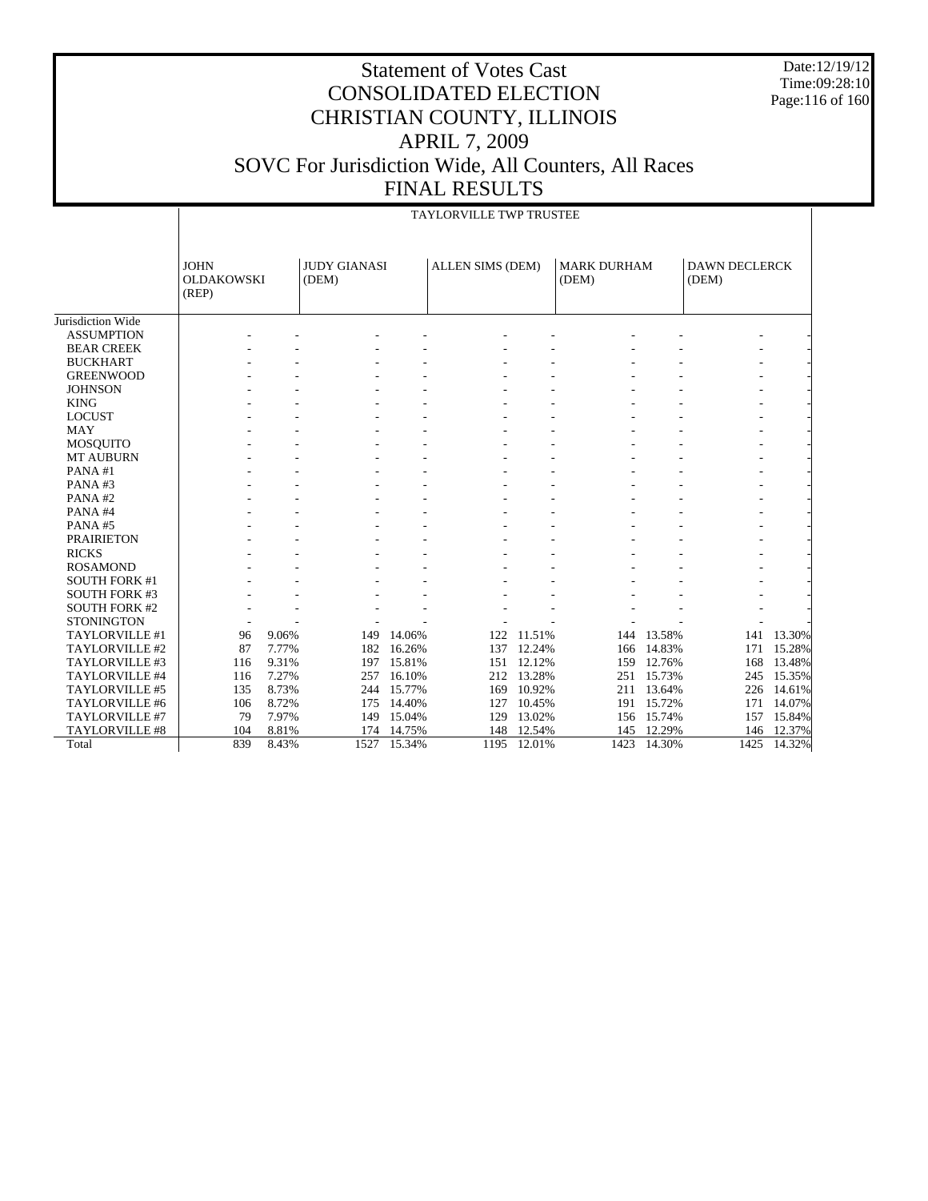# Statement of Votes Cast
# CONSOLIDATED ELECTION
# CHRISTIAN COUNTY, ILLINOIS
# APRIL 7, 2009
# SOVC For Jurisdiction Wide, All Counters, All Races
# FINAL RESULTS

Date:12/19/12
Time:09:28:10

| | TAYLORVILLE TWP TRUSTEE | | | | | | | | | |
|---|---|---|---|---|---|---|---|---|---|---|
| | JOHN OLDAKOWSKI (REP) | | JUDY GIANASI (DEM) | | ALLEN SIMS (DEM) | | MARK DURHAM (DEM) | | DAWN DECLERCK (DEM) | |
| Jurisdiction Wide | | | | | | | | | | |
| ASSUMPTION | - | - | - | - | - | - | - | - | - | - |
| BEAR CREEK | - | - | - | - | - | - | - | - | - | - |
| BUCKHART | - | - | - | - | - | - | - | - | - | - |
| GREENWOOD | - | - | - | - | - | - | - | - | - | - |
| JOHNSON | - | - | - | - | - | - | - | - | - | - |
| KING | - | - | - | - | - | - | - | - | - | - |
| LOCUST | - | - | - | - | - | - | - | - | - | - |
| MAY | - | - | - | - | - | - | - | - | - | - |
| MOSQUITO | - | - | - | - | - | - | - | - | - | - |
| MT AUBURN | - | - | - | - | - | - | - | - | - | - |
| PANA #1 | - | - | - | - | - | - | - | - | - | - |
| PANA #3 | - | - | - | - | - | - | - | - | - | - |
| PANA #2 | - | - | - | - | - | - | - | - | - | - |
| PANA #4 | - | - | - | - | - | - | - | - | - | - |
| PANA #5 | - | - | - | - | - | - | - | - | - | - |
| PRAIRIETON | - | - | - | - | - | - | - | - | - | - |
| RICKS | - | - | - | - | - | - | - | - | - | - |
| ROSAMOND | - | - | - | - | - | - | - | - | - | - |
| SOUTH FORK #1 | - | - | - | - | - | - | - | - | - | - |
| SOUTH FORK #3 | - | - | - | - | - | - | - | - | - | - |
| SOUTH FORK #2 | - | - | - | - | - | - | - | - | - | - |
| STONINGTON | - | - | - | - | - | - | - | - | - | - |
| TAYLORVILLE #1 | 96 | 9.06% | 149 | 14.06% | 122 | 11.51% | 144 | 13.58% | 141 | 13.30% |
| TAYLORVILLE #2 | 87 | 7.77% | 182 | 16.26% | 137 | 12.24% | 166 | 14.83% | 171 | 15.28% |
| TAYLORVILLE #3 | 116 | 9.31% | 197 | 15.81% | 151 | 12.12% | 159 | 12.76% | 168 | 13.48% |
| TAYLORVILLE #4 | 116 | 7.27% | 257 | 16.10% | 212 | 13.28% | 251 | 15.73% | 245 | 15.35% |
| TAYLORVILLE #5 | 135 | 8.73% | 244 | 15.77% | 169 | 10.92% | 211 | 13.64% | 226 | 14.61% |
| TAYLORVILLE #6 | 106 | 8.72% | 175 | 14.40% | 127 | 10.45% | 191 | 15.72% | 171 | 14.07% |
| TAYLORVILLE #7 | 79 | 7.97% | 149 | 15.04% | 129 | 13.02% | 156 | 15.74% | 157 | 15.84% |
| TAYLORVILLE #8 | 104 | 8.81% | 174 | 14.75% | 148 | 12.54% | 145 | 12.29% | 146 | 12.37% |
| Total | 839 | 8.43% | 1527 | 15.34% | 1195 | 12.01% | 1423 | 14.30% | 1425 | 14.32% |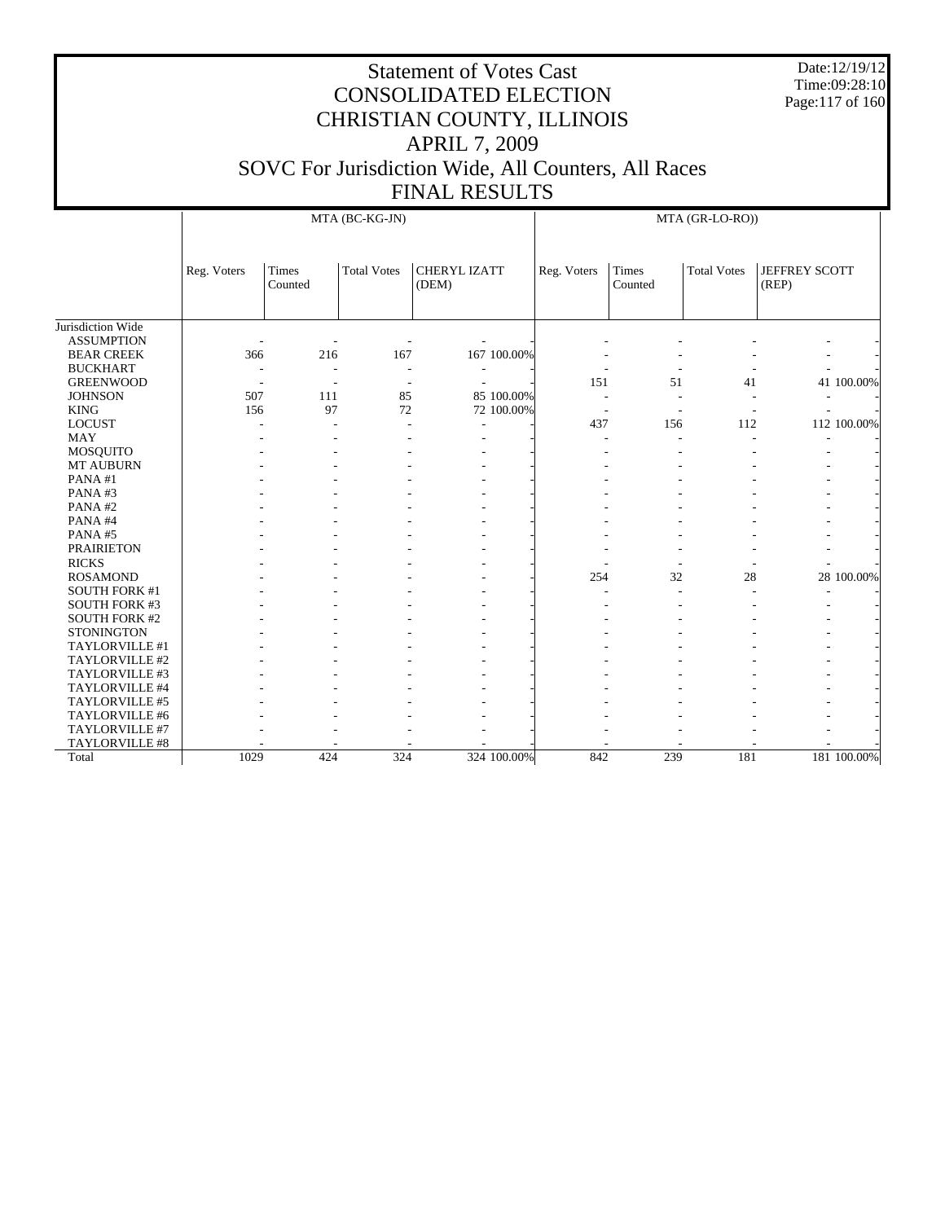# Statement of Votes Cast
## CONSOLIDATED ELECTION
## CHRISTIAN COUNTY, ILLINOIS
## APRIL 7, 2009
## SOVC For Jurisdiction Wide, All Counters, All Races
## FINAL RESULTS

Date:12/19/12
Time:09:28:10

| | MTA (BC-KG-JN) | | | | | MTA (GR-LO-RO)) | | | | |
|---|---|---|---|---|---|---|---|---|---|---|
| | Reg. Voters | Times Counted | Total Votes | CHERYL IZATT (DEM) | | Reg. Voters | Times Counted | Total Votes | JEFFREY SCOTT (REP) | |
| Jurisdiction Wide | | | | | | | | | | |
| ASSUMPTION | - | - | - | - | - | - | - | - | - | - |
| BEAR CREEK | 366 | 216 | 167 | 167 | 100.00% | - | - | - | - | - |
| BUCKHART | - | - | - | - | - | - | - | - | - | - |
| GREENWOOD | - | - | - | - | - | 151 | 51 | 41 | 41 | 100.00% |
| JOHNSON | 507 | 111 | 85 | 85 | 100.00% | - | - | - | - | - |
| KING | 156 | 97 | 72 | 72 | 100.00% | - | - | - | - | - |
| LOCUST | - | - | - | - | - | 437 | 156 | 112 | 112 | 100.00% |
| MAY | - | - | - | - | - | - | - | - | - | - |
| MOSQUITO | - | - | - | - | - | - | - | - | - | - |
| MT AUBURN | - | - | - | - | - | - | - | - | - | - |
| PANA #1 | - | - | - | - | - | - | - | - | - | - |
| PANA #3 | - | - | - | - | - | - | - | - | - | - |
| PANA #2 | - | - | - | - | - | - | - | - | - | - |
| PANA #4 | - | - | - | - | - | - | - | - | - | - |
| PANA #5 | - | - | - | - | - | - | - | - | - | - |
| PRAIRIETON | - | - | - | - | - | - | - | - | - | - |
| RICKS | - | - | - | - | - | - | - | - | - | - |
| ROSAMOND | - | - | - | - | - | 254 | 32 | 28 | 28 | 100.00% |
| SOUTH FORK #1 | - | - | - | - | - | - | - | - | - | - |
| SOUTH FORK #3 | - | - | - | - | - | - | - | - | - | - |
| SOUTH FORK #2 | - | - | - | - | - | - | - | - | - | - |
| STONINGTON | - | - | - | - | - | - | - | - | - | - |
| TAYLORVILLE #1 | - | - | - | - | - | - | - | - | - | - |
| TAYLORVILLE #2 | - | - | - | - | - | - | - | - | - | - |
| TAYLORVILLE #3 | - | - | - | - | - | - | - | - | - | - |
| TAYLORVILLE #4 | - | - | - | - | - | - | - | - | - | - |
| TAYLORVILLE #5 | - | - | - | - | - | - | - | - | - | - |
| TAYLORVILLE #6 | - | - | - | - | - | - | - | - | - | - |
| TAYLORVILLE #7 | - | - | - | - | - | - | - | - | - | - |
| TAYLORVILLE #8 | - | - | - | - | - | - | - | - | - | - |
| Total | 1029 | 424 | 324 | 324 | 100.00% | 842 | 239 | 181 | 181 | 100.00% |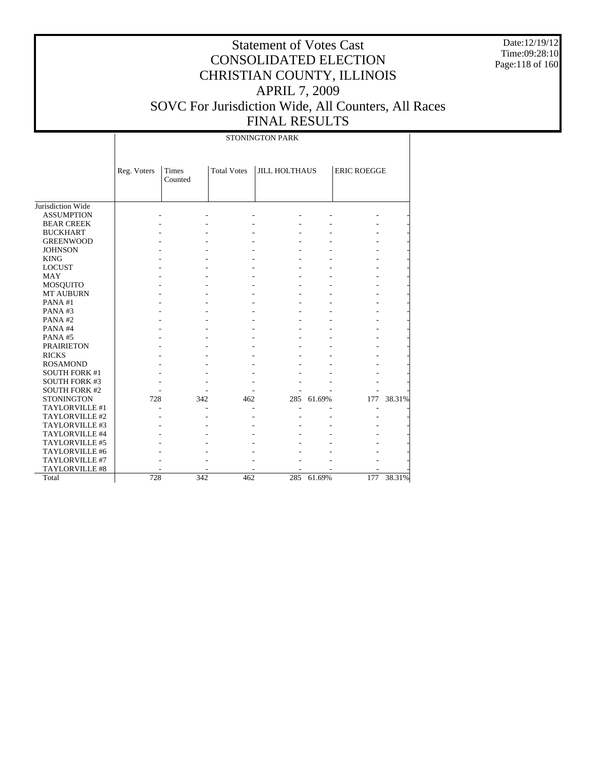# Statement of Votes Cast
# CONSOLIDATED ELECTION
# CHRISTIAN COUNTY, ILLINOIS
# APRIL 7, 2009
# SOVC For Jurisdiction Wide, All Counters, All Races
# FINAL RESULTS

Date:12/19/12
Time:09:28:10

STONINGTON PARK

| | Reg. Voters | Times Counted | Total Votes | JILL HOLTHAUS | | ERIC ROEGGE | |
|---|---|---|---|---|---|---|---|
| Jurisdiction Wide | | | | | | | |
| ASSUMPTION | - | - | - | - | - | - | - |
| BEAR CREEK | - | - | - | - | - | - | - |
| BUCKHART | - | - | - | - | - | - | - |
| GREENWOOD | - | - | - | - | - | - | - |
| JOHNSON | - | - | - | - | - | - | - |
| KING | - | - | - | - | - | - | - |
| LOCUST | - | - | - | - | - | - | - |
| MAY | - | - | - | - | - | - | - |
| MOSQUITO | - | - | - | - | - | - | - |
| MT AUBURN | - | - | - | - | - | - | - |
| PANA #1 | - | - | - | - | - | - | - |
| PANA #3 | - | - | - | - | - | - | - |
| PANA #2 | - | - | - | - | - | - | - |
| PANA #4 | - | - | - | - | - | - | - |
| PANA #5 | - | - | - | - | - | - | - |
| PRAIRIETON | - | - | - | - | - | - | - |
| RICKS | - | - | - | - | - | - | - |
| ROSAMOND | - | - | - | - | - | - | - |
| SOUTH FORK #1 | - | - | - | - | - | - | - |
| SOUTH FORK #3 | - | - | - | - | - | - | - |
| SOUTH FORK #2 | - | - | - | - | - | - | - |
| STONINGTON | 728 | 342 | 462 | 285 | 61.69% | 177 | 38.31% |
| TAYLORVILLE #1 | - | - | - | - | - | - | - |
| TAYLORVILLE #2 | - | - | - | - | - | - | - |
| TAYLORVILLE #3 | - | - | - | - | - | - | - |
| TAYLORVILLE #4 | - | - | - | - | - | - | - |
| TAYLORVILLE #5 | - | - | - | - | - | - | - |
| TAYLORVILLE #6 | - | - | - | - | - | - | - |
| TAYLORVILLE #7 | - | - | - | - | - | - | - |
| TAYLORVILLE #8 | - | - | - | - | - | - | - |
| Total | 728 | 342 | 462 | 285 | 61.69% | 177 | 38.31% |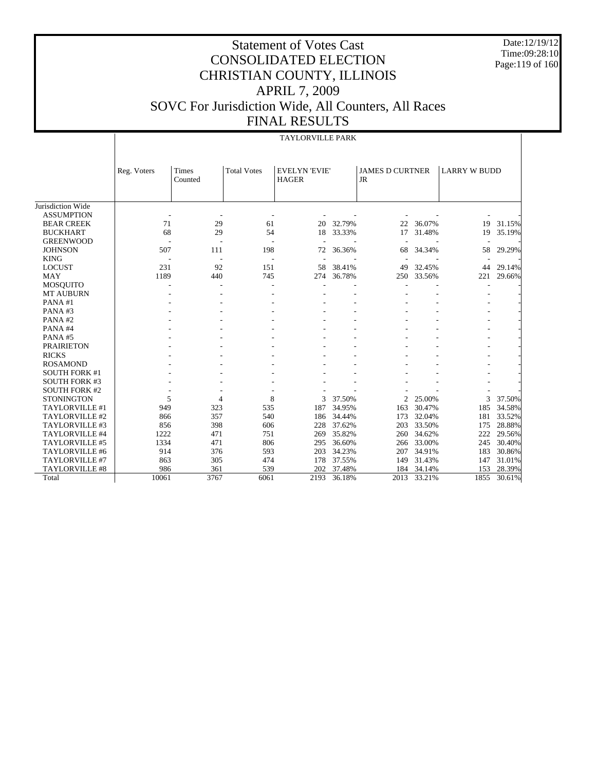# Statement of Votes Cast
## CONSOLIDATED ELECTION
## CHRISTIAN COUNTY, ILLINOIS
## APRIL 7, 2009
## SOVC For Jurisdiction Wide, All Counters, All Races
## FINAL RESULTS

Date:12/19/12
Time:09:28:10

TAYLORVILLE PARK

| | Reg. Voters | Times Counted | Total Votes | EVELYN 'EVIE' HAGER | | JAMES D CURTNER JR | | LARRY W BUDD | |
|---|---|---|---|---|---|---|---|---|---|
| Jurisdiction Wide | | | | | | | | | |
| ASSUMPTION | - | - | - | - | - | - | - | - | - |
| BEAR CREEK | 71 | 29 | 61 | 20 | 32.79% | 22 | 36.07% | 19 | 31.15% |
| BUCKHART | 68 | 29 | 54 | 18 | 33.33% | 17 | 31.48% | 19 | 35.19% |
| GREENWOOD | - | - | - | - | - | - | - | - | - |
| JOHNSON | 507 | 111 | 198 | 72 | 36.36% | 68 | 34.34% | 58 | 29.29% |
| KING | - | - | - | - | - | - | - | - | - |
| LOCUST | 231 | 92 | 151 | 58 | 38.41% | 49 | 32.45% | 44 | 29.14% |
| MAY | 1189 | 440 | 745 | 274 | 36.78% | 250 | 33.56% | 221 | 29.66% |
| MOSQUITO | - | - | - | - | - | - | - | - | - |
| MT AUBURN | - | - | - | - | - | - | - | - | - |
| PANA #1 | - | - | - | - | - | - | - | - | - |
| PANA #3 | - | - | - | - | - | - | - | - | - |
| PANA #2 | - | - | - | - | - | - | - | - | - |
| PANA #4 | - | - | - | - | - | - | - | - | - |
| PANA #5 | - | - | - | - | - | - | - | - | - |
| PRAIRIETON | - | - | - | - | - | - | - | - | - |
| RICKS | - | - | - | - | - | - | - | - | - |
| ROSAMOND | - | - | - | - | - | - | - | - | - |
| SOUTH FORK #1 | - | - | - | - | - | - | - | - | - |
| SOUTH FORK #3 | - | - | - | - | - | - | - | - | - |
| SOUTH FORK #2 | - | - | - | - | - | - | - | - | - |
| STONINGTON | 5 | 4 | 8 | 3 | 37.50% | 2 | 25.00% | 3 | 37.50% |
| TAYLORVILLE #1 | 949 | 323 | 535 | 187 | 34.95% | 163 | 30.47% | 185 | 34.58% |
| TAYLORVILLE #2 | 866 | 357 | 540 | 186 | 34.44% | 173 | 32.04% | 181 | 33.52% |
| TAYLORVILLE #3 | 856 | 398 | 606 | 228 | 37.62% | 203 | 33.50% | 175 | 28.88% |
| TAYLORVILLE #4 | 1222 | 471 | 751 | 269 | 35.82% | 260 | 34.62% | 222 | 29.56% |
| TAYLORVILLE #5 | 1334 | 471 | 806 | 295 | 36.60% | 266 | 33.00% | 245 | 30.40% |
| TAYLORVILLE #6 | 914 | 376 | 593 | 203 | 34.23% | 207 | 34.91% | 183 | 30.86% |
| TAYLORVILLE #7 | 863 | 305 | 474 | 178 | 37.55% | 149 | 31.43% | 147 | 31.01% |
| TAYLORVILLE #8 | 986 | 361 | 539 | 202 | 37.48% | 184 | 34.14% | 153 | 28.39% |
| Total | 10061 | 3767 | 6061 | 2193 | 36.18% | 2013 | 33.21% | 1855 | 30.61% |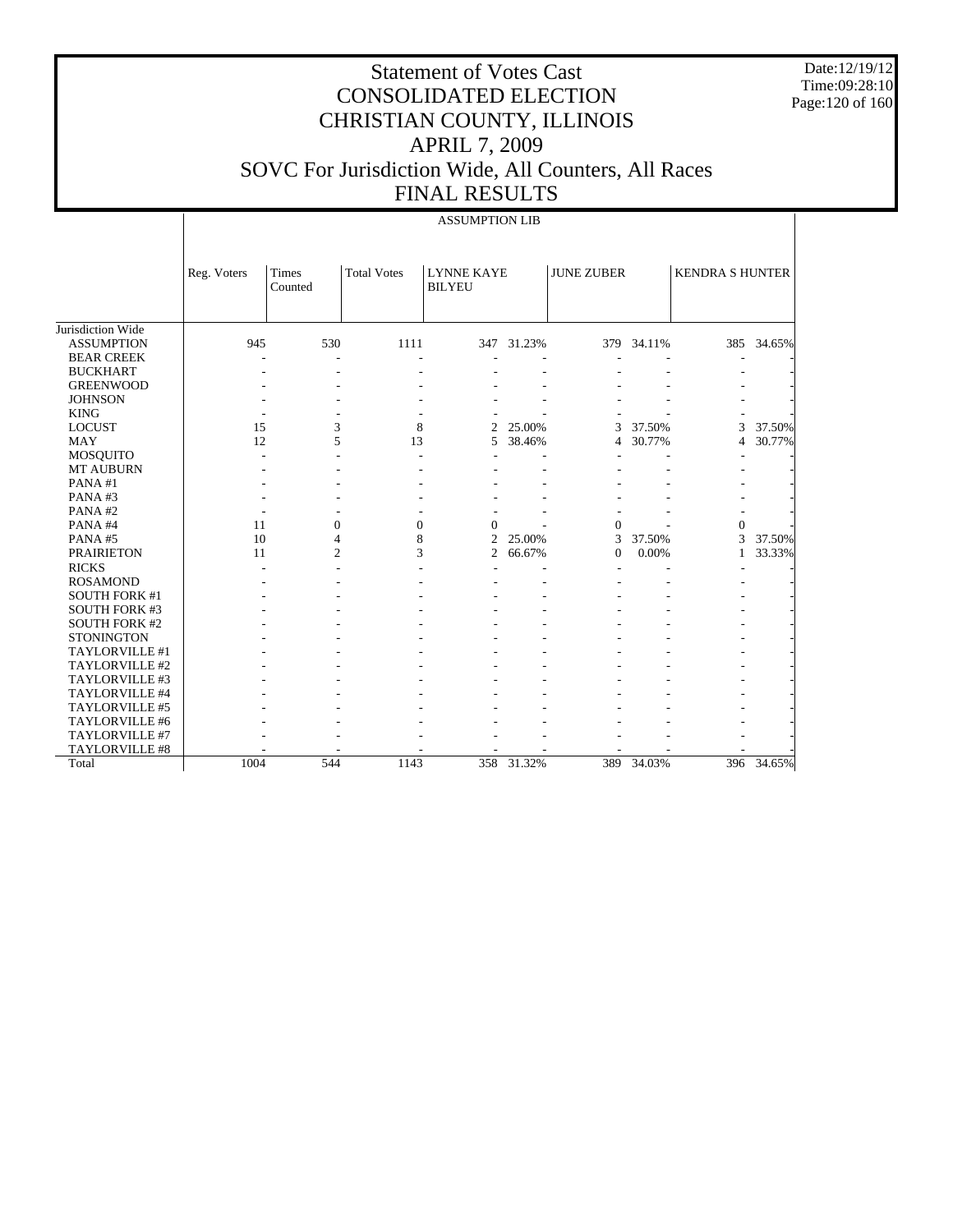# Statement of Votes Cast
# CONSOLIDATED ELECTION
# CHRISTIAN COUNTY, ILLINOIS
# APRIL 7, 2009
# SOVC For Jurisdiction Wide, All Counters, All Races
# FINAL RESULTS

Date:12/19/12
Time:09:28:10

| | ASSUMPTION LIB | | | | | | | | |
|---|---|---|---|---|---|---|---|---|---|
| | Reg. Voters | Times Counted | Total Votes | LYNNE KAYE BILYEU | | JUNE ZUBER | | KENDRA S HUNTER | |
| Jurisdiction Wide | | | | | | | | | |
| ASSUMPTION | 945 | 530 | 1111 | 347 | 31.23% | 379 | 34.11% | 385 | 34.65% |
| BEAR CREEK | - | - | - | - | - | - | - | - | - |
| BUCKHART | - | - | - | - | - | - | - | - | - |
| GREENWOOD | - | - | - | - | - | - | - | - | - |
| JOHNSON | - | - | - | - | - | - | - | - | - |
| KING | - | - | - | - | - | - | - | - | - |
| LOCUST | 15 | 3 | 8 | 2 | 25.00% | 3 | 37.50% | 3 | 37.50% |
| MAY | 12 | 5 | 13 | 5 | 38.46% | 4 | 30.77% | 4 | 30.77% |
| MOSQUITO | - | - | - | - | - | - | - | - | - |
| MT AUBURN | - | - | - | - | - | - | - | - | - |
| PANA #1 | - | - | - | - | - | - | - | - | - |
| PANA #3 | - | - | - | - | - | - | - | - | - |
| PANA #2 | - | - | - | - | - | - | - | - | - |
| PANA #4 | 11 | 0 | 0 | 0 | - | 0 | - | 0 | - |
| PANA #5 | 10 | 4 | 8 | 2 | 25.00% | 3 | 37.50% | 3 | 37.50% |
| PRAIRIETON | 11 | 2 | 3 | 2 | 66.67% | 0 | 0.00% | 1 | 33.33% |
| RICKS | - | - | - | - | - | - | - | - | - |
| ROSAMOND | - | - | - | - | - | - | - | - | - |
| SOUTH FORK #1 | - | - | - | - | - | - | - | - | - |
| SOUTH FORK #3 | - | - | - | - | - | - | - | - | - |
| SOUTH FORK #2 | - | - | - | - | - | - | - | - | - |
| STONINGTON | - | - | - | - | - | - | - | - | - |
| TAYLORVILLE #1 | - | - | - | - | - | - | - | - | - |
| TAYLORVILLE #2 | - | - | - | - | - | - | - | - | - |
| TAYLORVILLE #3 | - | - | - | - | - | - | - | - | - |
| TAYLORVILLE #4 | - | - | - | - | - | - | - | - | - |
| TAYLORVILLE #5 | - | - | - | - | - | - | - | - | - |
| TAYLORVILLE #6 | - | - | - | - | - | - | - | - | - |
| TAYLORVILLE #7 | - | - | - | - | - | - | - | - | - |
| TAYLORVILLE #8 | - | - | - | - | - | - | - | - | - |
| Total | 1004 | 544 | 1143 | 358 | 31.32% | 389 | 34.03% | 396 | 34.65% |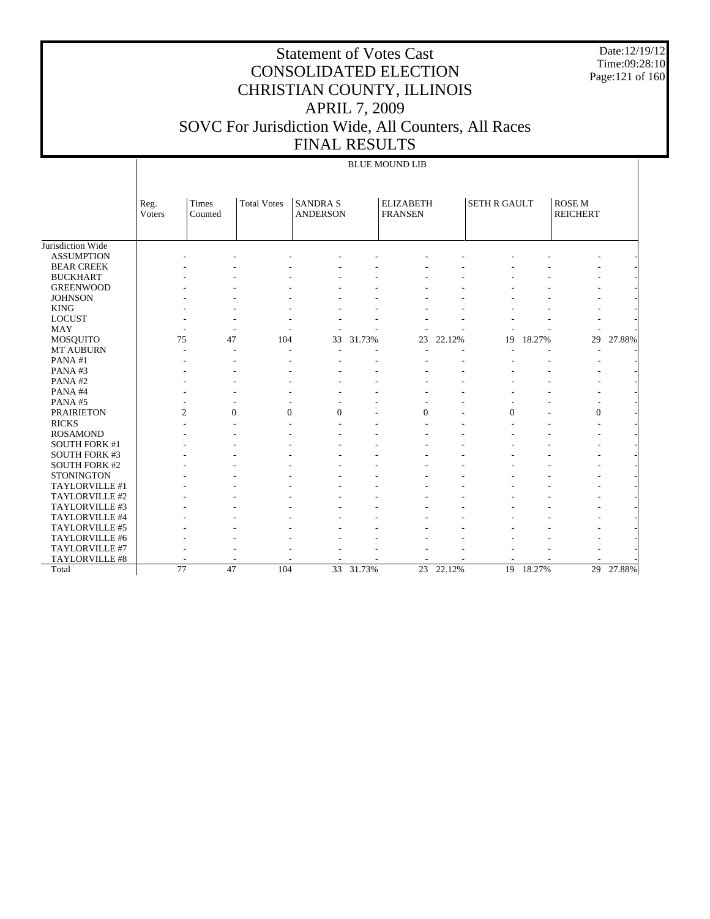# Statement of Votes Cast
# CONSOLIDATED ELECTION
# CHRISTIAN COUNTY, ILLINOIS
# APRIL 7, 2009
# SOVC For Jurisdiction Wide, All Counters, All Races
# FINAL RESULTS

Date:12/19/12
Time:09:28:10

BLUE MOUND LIB

| | Reg. Voters | Times Counted | Total Votes | SANDRA S ANDERSON | | ELIZABETH FRANSEN | | SETH R GAULT | | ROSE M REICHERT | |
|---|---|---|---|---|---|---|---|---|---|---|---|
| Jurisdiction Wide | | | | | | | | | | | |
| ASSUMPTION | - | - | - | - | - | - | - | - | - | - | - |
| BEAR CREEK | - | - | - | - | - | - | - | - | - | - | - |
| BUCKHART | - | - | - | - | - | - | - | - | - | - | - |
| GREENWOOD | - | - | - | - | - | - | - | - | - | - | - |
| JOHNSON | - | - | - | - | - | - | - | - | - | - | - |
| KING | - | - | - | - | - | - | - | - | - | - | - |
| LOCUST | - | - | - | - | - | - | - | - | - | - | - |
| MAY | - | - | - | - | - | - | - | - | - | - | - |
| MOSQUITO | 75 | 47 | 104 | 33 | 31.73% | 23 | 22.12% | 19 | 18.27% | 29 | 27.88% |
| MT AUBURN | - | - | - | - | - | - | - | - | - | - | - |
| PANA #1 | - | - | - | - | - | - | - | - | - | - | - |
| PANA #3 | - | - | - | - | - | - | - | - | - | - | - |
| PANA #2 | - | - | - | - | - | - | - | - | - | - | - |
| PANA #4 | - | - | - | - | - | - | - | - | - | - | - |
| PANA #5 | - | - | - | - | - | - | - | - | - | - | - |
| PRAIRIETON | 2 | 0 | 0 | 0 | - | 0 | - | 0 | - | 0 | - |
| RICKS | - | - | - | - | - | - | - | - | - | - | - |
| ROSAMOND | - | - | - | - | - | - | - | - | - | - | - |
| SOUTH FORK #1 | - | - | - | - | - | - | - | - | - | - | - |
| SOUTH FORK #3 | - | - | - | - | - | - | - | - | - | - | - |
| SOUTH FORK #2 | - | - | - | - | - | - | - | - | - | - | - |
| STONINGTON | - | - | - | - | - | - | - | - | - | - | - |
| TAYLORVILLE #1 | - | - | - | - | - | - | - | - | - | - | - |
| TAYLORVILLE #2 | - | - | - | - | - | - | - | - | - | - | - |
| TAYLORVILLE #3 | - | - | - | - | - | - | - | - | - | - | - |
| TAYLORVILLE #4 | - | - | - | - | - | - | - | - | - | - | - |
| TAYLORVILLE #5 | - | - | - | - | - | - | - | - | - | - | - |
| TAYLORVILLE #6 | - | - | - | - | - | - | - | - | - | - | - |
| TAYLORVILLE #7 | - | - | - | - | - | - | - | - | - | - | - |
| TAYLORVILLE #8 | - | - | - | - | - | - | - | - | - | - | - |
| Total | 77 | 47 | 104 | 33 | 31.73% | 23 | 22.12% | 19 | 18.27% | 29 | 27.88% |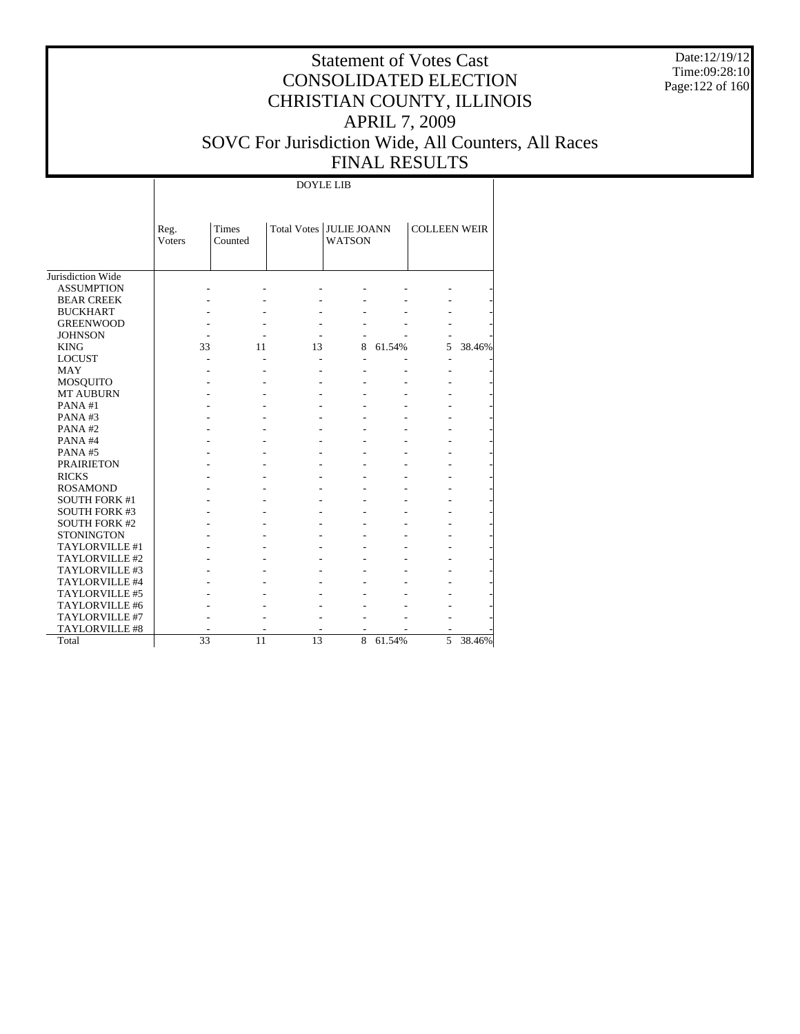# Statement of Votes Cast
# CONSOLIDATED ELECTION
# CHRISTIAN COUNTY, ILLINOIS
# APRIL 7, 2009
# SOVC For Jurisdiction Wide, All Counters, All Races
# FINAL RESULTS

Date:12/19/12
Time:09:28:10

| | DOYLE LIB | | | | | | |
|---|---|---|---|---|---|---|---|
| | Reg. Voters | Times Counted | Total Votes | JULIE JOANN WATSON | | COLLEEN WEIR | |
| Jurisdiction Wide | | | | | | | |
| ASSUMPTION | - | - | - | - | - | - | - |
| BEAR CREEK | - | - | - | - | - | - | - |
| BUCKHART | - | - | - | - | - | - | - |
| GREENWOOD | - | - | - | - | - | - | - |
| JOHNSON | - | - | - | - | - | - | - |
| KING | 33 | 11 | 13 | 8 | 61.54% | 5 | 38.46% |
| LOCUST | - | - | - | - | - | - | - |
| MAY | - | - | - | - | - | - | - |
| MOSQUITO | - | - | - | - | - | - | - |
| MT AUBURN | - | - | - | - | - | - | - |
| PANA #1 | - | - | - | - | - | - | - |
| PANA #3 | - | - | - | - | - | - | - |
| PANA #2 | - | - | - | - | - | - | - |
| PANA #4 | - | - | - | - | - | - | - |
| PANA #5 | - | - | - | - | - | - | - |
| PRAIRIETON | - | - | - | - | - | - | - |
| RICKS | - | - | - | - | - | - | - |
| ROSAMOND | - | - | - | - | - | - | - |
| SOUTH FORK #1 | - | - | - | - | - | - | - |
| SOUTH FORK #3 | - | - | - | - | - | - | - |
| SOUTH FORK #2 | - | - | - | - | - | - | - |
| STONINGTON | - | - | - | - | - | - | - |
| TAYLORVILLE #1 | - | - | - | - | - | - | - |
| TAYLORVILLE #2 | - | - | - | - | - | - | - |
| TAYLORVILLE #3 | - | - | - | - | - | - | - |
| TAYLORVILLE #4 | - | - | - | - | - | - | - |
| TAYLORVILLE #5 | - | - | - | - | - | - | - |
| TAYLORVILLE #6 | - | - | - | - | - | - | - |
| TAYLORVILLE #7 | - | - | - | - | - | - | - |
| TAYLORVILLE #8 | - | - | - | - | - | - | - |
| Total | 33 | 11 | 13 | 8 | 61.54% | 5 | 38.46% |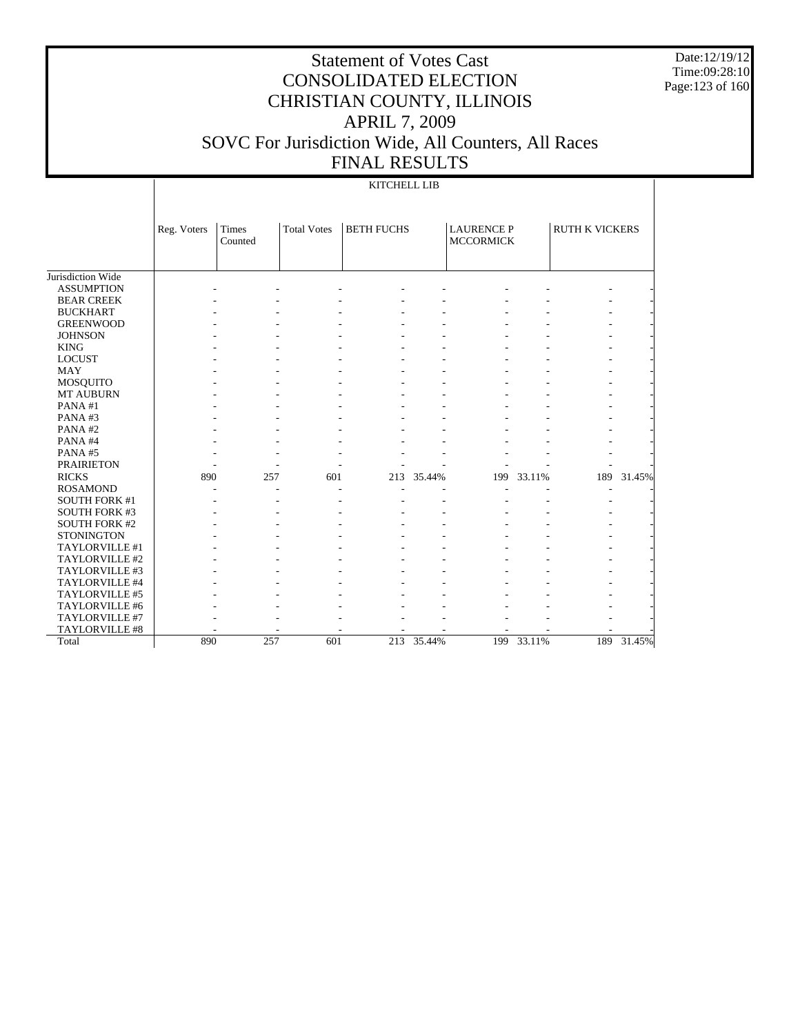# Statement of Votes Cast
# CONSOLIDATED ELECTION
# CHRISTIAN COUNTY, ILLINOIS
# APRIL 7, 2009
# SOVC For Jurisdiction Wide, All Counters, All Races
# FINAL RESULTS

Date:12/19/12
Time:09:28:10

KITCHELL LIB

| | Reg. Voters | Times Counted | Total Votes | BETH FUCHS | | LAURENCE P MCCORMICK | | RUTH K VICKERS | |
|---|---|---|---|---|---|---|---|---|---|
| Jurisdiction Wide | | | | | | | | | |
| ASSUMPTION | - | - | - | - | - | - | - | - | - |
| BEAR CREEK | - | - | - | - | - | - | - | - | - |
| BUCKHART | - | - | - | - | - | - | - | - | - |
| GREENWOOD | - | - | - | - | - | - | - | - | - |
| JOHNSON | - | - | - | - | - | - | - | - | - |
| KING | - | - | - | - | - | - | - | - | - |
| LOCUST | - | - | - | - | - | - | - | - | - |
| MAY | - | - | - | - | - | - | - | - | - |
| MOSQUITO | - | - | - | - | - | - | - | - | - |
| MT AUBURN | - | - | - | - | - | - | - | - | - |
| PANA #1 | - | - | - | - | - | - | - | - | - |
| PANA #3 | - | - | - | - | - | - | - | - | - |
| PANA #2 | - | - | - | - | - | - | - | - | - |
| PANA #4 | - | - | - | - | - | - | - | - | - |
| PANA #5 | - | - | - | - | - | - | - | - | - |
| PRAIRIETON | - | - | - | - | - | - | - | - | - |
| RICKS | 890 | 257 | 601 | 213 | 35.44% | 199 | 33.11% | 189 | 31.45% |
| ROSAMOND | - | - | - | - | - | - | - | - | - |
| SOUTH FORK #1 | - | - | - | - | - | - | - | - | - |
| SOUTH FORK #3 | - | - | - | - | - | - | - | - | - |
| SOUTH FORK #2 | - | - | - | - | - | - | - | - | - |
| STONINGTON | - | - | - | - | - | - | - | - | - |
| TAYLORVILLE #1 | - | - | - | - | - | - | - | - | - |
| TAYLORVILLE #2 | - | - | - | - | - | - | - | - | - |
| TAYLORVILLE #3 | - | - | - | - | - | - | - | - | - |
| TAYLORVILLE #4 | - | - | - | - | - | - | - | - | - |
| TAYLORVILLE #5 | - | - | - | - | - | - | - | - | - |
| TAYLORVILLE #6 | - | - | - | - | - | - | - | - | - |
| TAYLORVILLE #7 | - | - | - | - | - | - | - | - | - |
| TAYLORVILLE #8 | - | - | - | - | - | - | - | - | - |
| Total | 890 | 257 | 601 | 213 | 35.44% | 199 | 33.11% | 189 | 31.45% |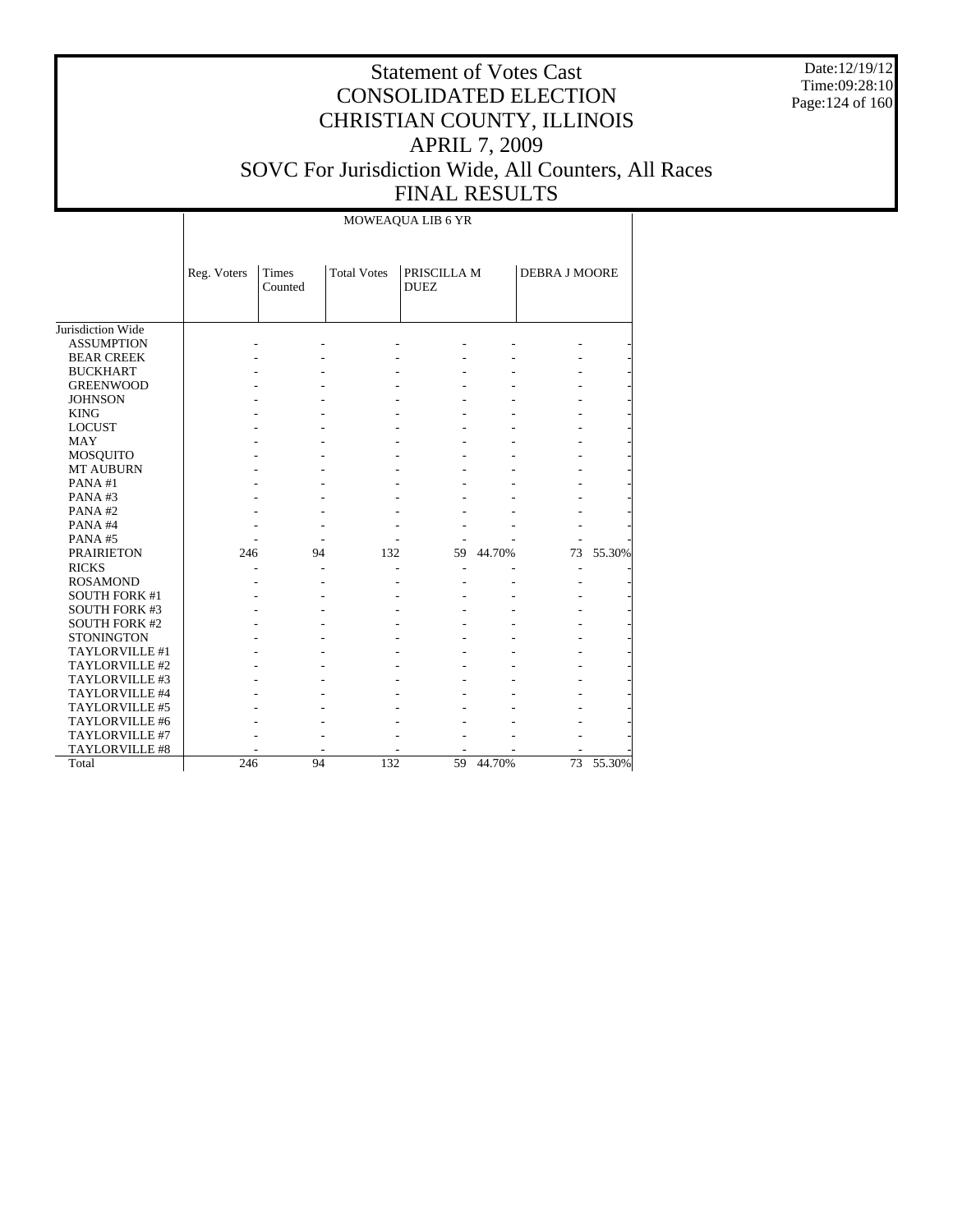# Statement of Votes Cast
# CONSOLIDATED ELECTION
# CHRISTIAN COUNTY, ILLINOIS
# APRIL 7, 2009
# SOVC For Jurisdiction Wide, All Counters, All Races
# FINAL RESULTS

Date:12/19/12
Time:09:28:10

MOWEAQUA LIB 6 YR

| | Reg. Voters | Times Counted | Total Votes | PRISCILLA M DUEZ | | DEBRA J MOORE | |
|---|---|---|---|---|---|---|---|
| Jurisdiction Wide | | | | | | | |
| ASSUMPTION | - | - | - | - | - | - | - |
| BEAR CREEK | - | - | - | - | - | - | - |
| BUCKHART | - | - | - | - | - | - | - |
| GREENWOOD | - | - | - | - | - | - | - |
| JOHNSON | - | - | - | - | - | - | - |
| KING | - | - | - | - | - | - | - |
| LOCUST | - | - | - | - | - | - | - |
| MAY | - | - | - | - | - | - | - |
| MOSQUITO | - | - | - | - | - | - | - |
| MT AUBURN | - | - | - | - | - | - | - |
| PANA #1 | - | - | - | - | - | - | - |
| PANA #3 | - | - | - | - | - | - | - |
| PANA #2 | - | - | - | - | - | - | - |
| PANA #4 | - | - | - | - | - | - | - |
| PANA #5 | - | - | - | - | - | - | - |
| PRAIRIETON | 246 | 94 | 132 | 59 | 44.70% | 73 | 55.30% |
| RICKS | - | - | - | - | - | - | - |
| ROSAMOND | - | - | - | - | - | - | - |
| SOUTH FORK #1 | - | - | - | - | - | - | - |
| SOUTH FORK #3 | - | - | - | - | - | - | - |
| SOUTH FORK #2 | - | - | - | - | - | - | - |
| STONINGTON | - | - | - | - | - | - | - |
| TAYLORVILLE #1 | - | - | - | - | - | - | - |
| TAYLORVILLE #2 | - | - | - | - | - | - | - |
| TAYLORVILLE #3 | - | - | - | - | - | - | - |
| TAYLORVILLE #4 | - | - | - | - | - | - | - |
| TAYLORVILLE #5 | - | - | - | - | - | - | - |
| TAYLORVILLE #6 | - | - | - | - | - | - | - |
| TAYLORVILLE #7 | - | - | - | - | - | - | - |
| TAYLORVILLE #8 | - | - | - | - | - | - | - |
| Total | 246 | 94 | 132 | 59 | 44.70% | 73 | 55.30% |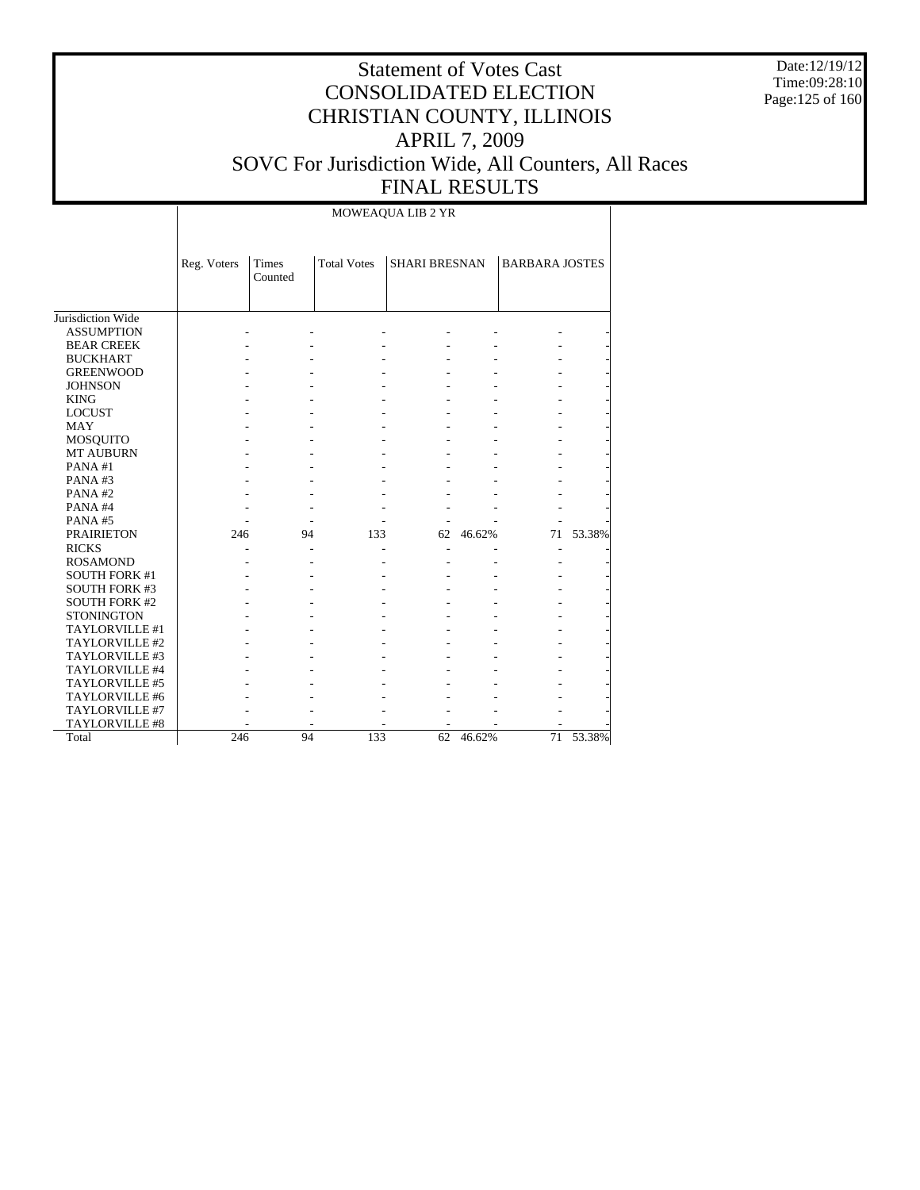# Statement of Votes Cast
# CONSOLIDATED ELECTION
# CHRISTIAN COUNTY, ILLINOIS
# APRIL 7, 2009
# SOVC For Jurisdiction Wide, All Counters, All Races
# FINAL RESULTS

Date:12/19/12
Time:09:28:10

| | MOWEAQUA LIB 2 YR | | | | | | |
|---|---|---|---|---|---|---|---|
| | Reg. Voters | Times Counted | Total Votes | SHARI BRESNAN | | BARBARA JOSTES | |
| Jurisdiction Wide | | | | | | | |
| ASSUMPTION | - | - | - | - | - | - | - |
| BEAR CREEK | - | - | - | - | - | - | - |
| BUCKHART | - | - | - | - | - | - | - |
| GREENWOOD | - | - | - | - | - | - | - |
| JOHNSON | - | - | - | - | - | - | - |
| KING | - | - | - | - | - | - | - |
| LOCUST | - | - | - | - | - | - | - |
| MAY | - | - | - | - | - | - | - |
| MOSQUITO | - | - | - | - | - | - | - |
| MT AUBURN | - | - | - | - | - | - | - |
| PANA #1 | - | - | - | - | - | - | - |
| PANA #3 | - | - | - | - | - | - | - |
| PANA #2 | - | - | - | - | - | - | - |
| PANA #4 | - | - | - | - | - | - | - |
| PANA #5 | - | - | - | - | - | - | - |
| PRAIRIETON | 246 | 94 | 133 | 62 | 46.62% | 71 | 53.38% |
| RICKS | - | - | - | - | - | - | - |
| ROSAMOND | - | - | - | - | - | - | - |
| SOUTH FORK #1 | - | - | - | - | - | - | - |
| SOUTH FORK #3 | - | - | - | - | - | - | - |
| SOUTH FORK #2 | - | - | - | - | - | - | - |
| STONINGTON | - | - | - | - | - | - | - |
| TAYLORVILLE #1 | - | - | - | - | - | - | - |
| TAYLORVILLE #2 | - | - | - | - | - | - | - |
| TAYLORVILLE #3 | - | - | - | - | - | - | - |
| TAYLORVILLE #4 | - | - | - | - | - | - | - |
| TAYLORVILLE #5 | - | - | - | - | - | - | - |
| TAYLORVILLE #6 | - | - | - | - | - | - | - |
| TAYLORVILLE #7 | - | - | - | - | - | - | - |
| TAYLORVILLE #8 | - | - | - | - | - | - | - |
| Total | 246 | 94 | 133 | 62 | 46.62% | 71 | 53.38% |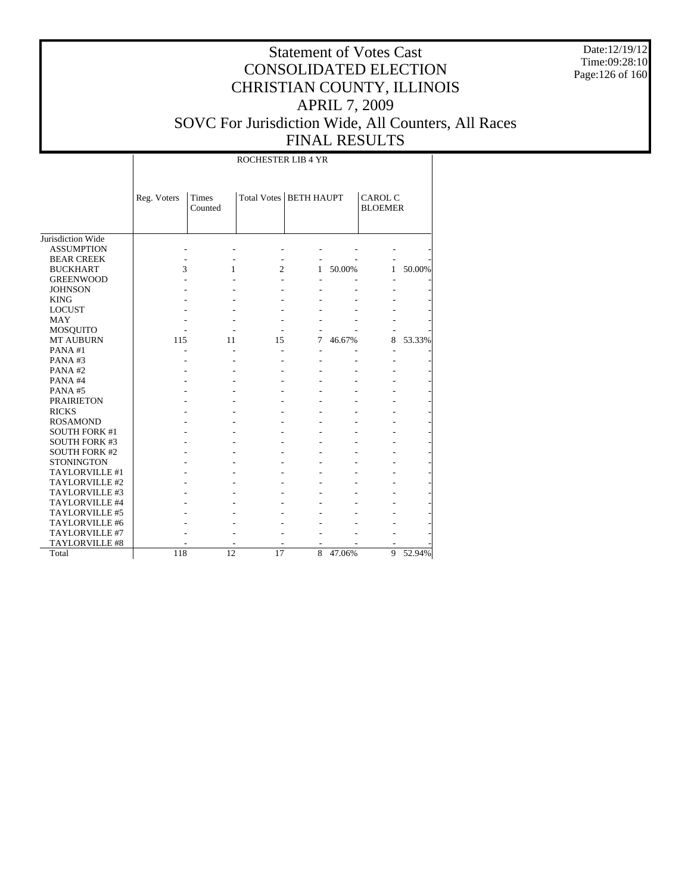# Statement of Votes Cast
# CONSOLIDATED ELECTION
# CHRISTIAN COUNTY, ILLINOIS
# APRIL 7, 2009
# SOVC For Jurisdiction Wide, All Counters, All Races
# FINAL RESULTS

Date:12/19/12
Time:09:28:10

| | ROCHESTER LIB 4 YR | | | | | | |
|---|---|---|---|---|---|---|---|
| | Reg. Voters | Times Counted | Total Votes | BETH HAUPT | | CAROL C BLOEMER | |
| Jurisdiction Wide | | | | | | | |
| ASSUMPTION | - | - | - | - | - | - | - |
| BEAR CREEK | - | - | - | - | - | - | - |
| BUCKHART | 3 | 1 | 2 | 1 | 50.00% | 1 | 50.00% |
| GREENWOOD | - | - | - | - | - | - | - |
| JOHNSON | - | - | - | - | - | - | - |
| KING | - | - | - | - | - | - | - |
| LOCUST | - | - | - | - | - | - | - |
| MAY | - | - | - | - | - | - | - |
| MOSQUITO | - | - | - | - | - | - | - |
| MT AUBURN | 115 | 11 | 15 | 7 | 46.67% | 8 | 53.33% |
| PANA #1 | - | - | - | - | - | - | - |
| PANA #3 | - | - | - | - | - | - | - |
| PANA #2 | - | - | - | - | - | - | - |
| PANA #4 | - | - | - | - | - | - | - |
| PANA #5 | - | - | - | - | - | - | - |
| PRAIRIETON | - | - | - | - | - | - | - |
| RICKS | - | - | - | - | - | - | - |
| ROSAMOND | - | - | - | - | - | - | - |
| SOUTH FORK #1 | - | - | - | - | - | - | - |
| SOUTH FORK #3 | - | - | - | - | - | - | - |
| SOUTH FORK #2 | - | - | - | - | - | - | - |
| STONINGTON | - | - | - | - | - | - | - |
| TAYLORVILLE #1 | - | - | - | - | - | - | - |
| TAYLORVILLE #2 | - | - | - | - | - | - | - |
| TAYLORVILLE #3 | - | - | - | - | - | - | - |
| TAYLORVILLE #4 | - | - | - | - | - | - | - |
| TAYLORVILLE #5 | - | - | - | - | - | - | - |
| TAYLORVILLE #6 | - | - | - | - | - | - | - |
| TAYLORVILLE #7 | - | - | - | - | - | - | - |
| TAYLORVILLE #8 | - | - | - | - | - | - | - |
| Total | 118 | 12 | 17 | 8 | 47.06% | 9 | 52.94% |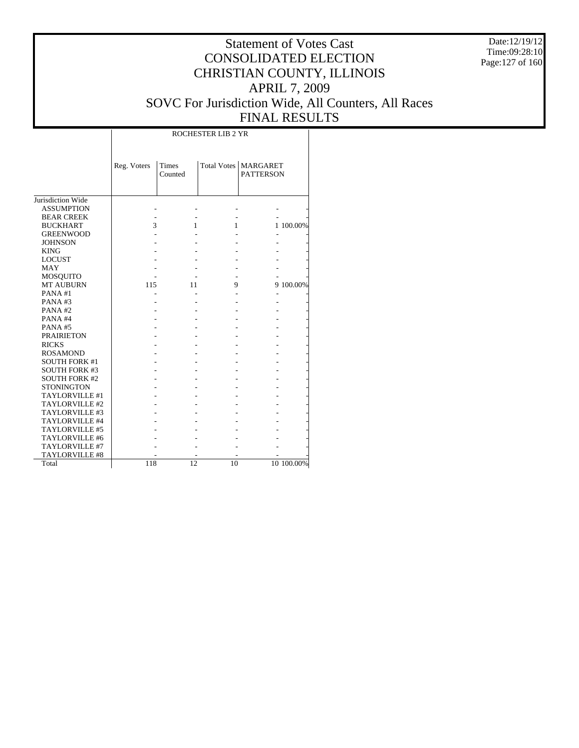# Statement of Votes Cast
# CONSOLIDATED ELECTION
# CHRISTIAN COUNTY, ILLINOIS
# APRIL 7, 2009
# SOVC For Jurisdiction Wide, All Counters, All Races
# FINAL RESULTS

Date:12/19/12
Time:09:28:10

| | ROCHESTER LIB 2 YR | | | | |
|---|---|---|---|---|---|
| | Reg. Voters | Times Counted | Total Votes | MARGARET PATTERSON | |
| Jurisdiction Wide | | | | | |
| ASSUMPTION | - | - | - | - | - |
| BEAR CREEK | - | - | - | - | - |
| BUCKHART | 3 | 1 | 1 | 1 | 100.00% |
| GREENWOOD | - | - | - | - | - |
| JOHNSON | - | - | - | - | - |
| KING | - | - | - | - | - |
| LOCUST | - | - | - | - | - |
| MAY | - | - | - | - | - |
| MOSQUITO | - | - | - | - | - |
| MT AUBURN | 115 | 11 | 9 | 9 | 100.00% |
| PANA #1 | - | - | - | - | - |
| PANA #3 | - | - | - | - | - |
| PANA #2 | - | - | - | - | - |
| PANA #4 | - | - | - | - | - |
| PANA #5 | - | - | - | - | - |
| PRAIRIETON | - | - | - | - | - |
| RICKS | - | - | - | - | - |
| ROSAMOND | - | - | - | - | - |
| SOUTH FORK #1 | - | - | - | - | - |
| SOUTH FORK #3 | - | - | - | - | - |
| SOUTH FORK #2 | - | - | - | - | - |
| STONINGTON | - | - | - | - | - |
| TAYLORVILLE #1 | - | - | - | - | - |
| TAYLORVILLE #2 | - | - | - | - | - |
| TAYLORVILLE #3 | - | - | - | - | - |
| TAYLORVILLE #4 | - | - | - | - | - |
| TAYLORVILLE #5 | - | - | - | - | - |
| TAYLORVILLE #6 | - | - | - | - | - |
| TAYLORVILLE #7 | - | - | - | - | - |
| TAYLORVILLE #8 | - | - | - | - | - |
| Total | 118 | 12 | 10 | 10 | 100.00% |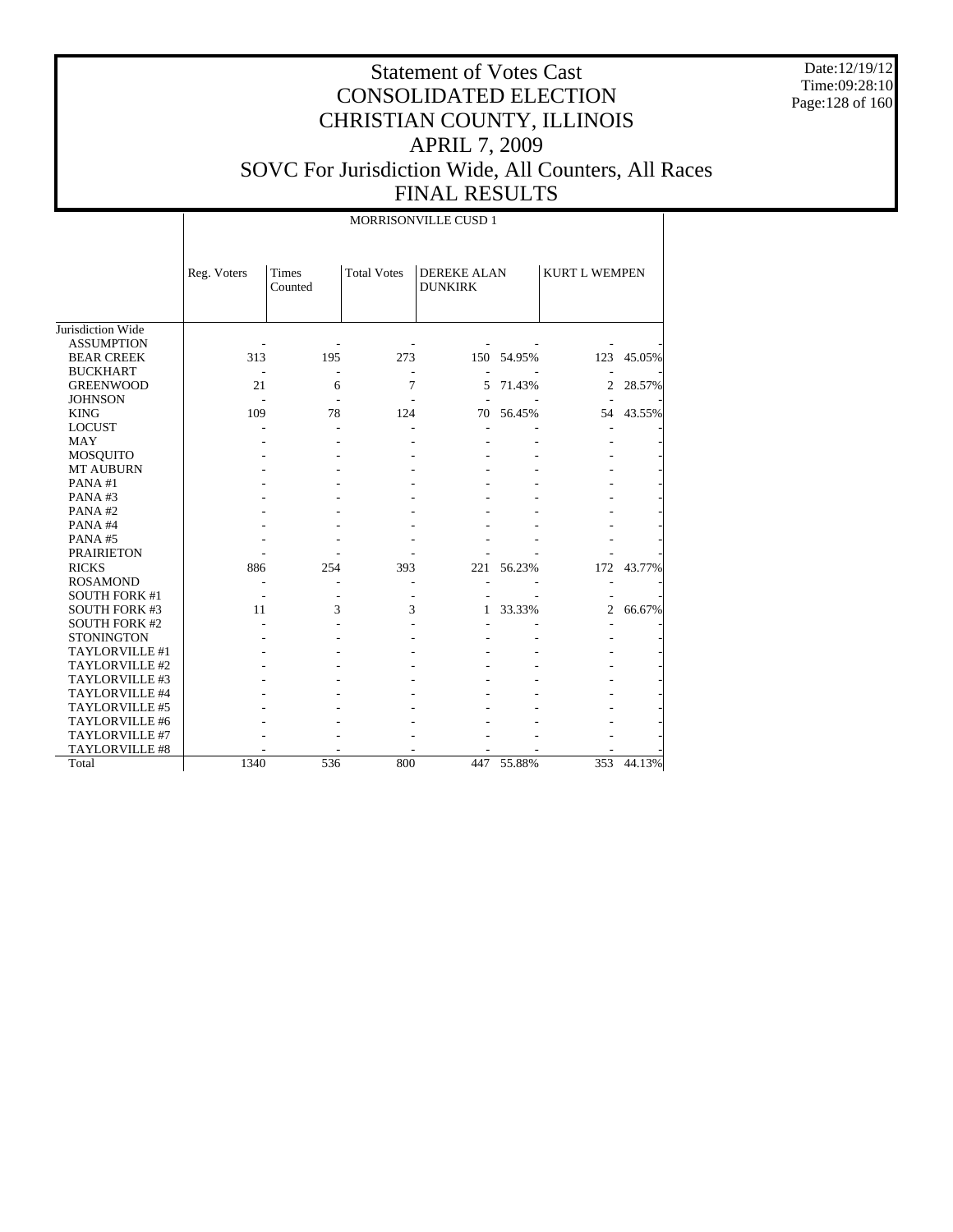# Statement of Votes Cast
# CONSOLIDATED ELECTION
# CHRISTIAN COUNTY, ILLINOIS
# APRIL 7, 2009
# SOVC For Jurisdiction Wide, All Counters, All Races
# FINAL RESULTS

Date:12/19/12
Time:09:28:10

| | MORRISONVILLE CUSD 1 | | | | | | |
|---|---|---|---|---|---|---|---|
| | Reg. Voters | Times Counted | Total Votes | DEREKE ALAN DUNKIRK | | KURT L WEMPEN | |
| Jurisdiction Wide | | | | | | | |
| ASSUMPTION | - | - | - | - | - | - | - |
| BEAR CREEK | 313 | 195 | 273 | 150 | 54.95% | 123 | 45.05% |
| BUCKHART | - | - | - | - | - | - | - |
| GREENWOOD | 21 | 6 | 7 | 5 | 71.43% | 2 | 28.57% |
| JOHNSON | - | - | - | - | - | - | - |
| KING | 109 | 78 | 124 | 70 | 56.45% | 54 | 43.55% |
| LOCUST | - | - | - | - | - | - | - |
| MAY | - | - | - | - | - | - | - |
| MOSQUITO | - | - | - | - | - | - | - |
| MT AUBURN | - | - | - | - | - | - | - |
| PANA #1 | - | - | - | - | - | - | - |
| PANA #3 | - | - | - | - | - | - | - |
| PANA #2 | - | - | - | - | - | - | - |
| PANA #4 | - | - | - | - | - | - | - |
| PANA #5 | - | - | - | - | - | - | - |
| PRAIRIETON | - | - | - | - | - | - | - |
| RICKS | 886 | 254 | 393 | 221 | 56.23% | 172 | 43.77% |
| ROSAMOND | - | - | - | - | - | - | - |
| SOUTH FORK #1 | - | - | - | - | - | - | - |
| SOUTH FORK #3 | 11 | 3 | 3 | 1 | 33.33% | 2 | 66.67% |
| SOUTH FORK #2 | - | - | - | - | - | - | - |
| STONINGTON | - | - | - | - | - | - | - |
| TAYLORVILLE #1 | - | - | - | - | - | - | - |
| TAYLORVILLE #2 | - | - | - | - | - | - | - |
| TAYLORVILLE #3 | - | - | - | - | - | - | - |
| TAYLORVILLE #4 | - | - | - | - | - | - | - |
| TAYLORVILLE #5 | - | - | - | - | - | - | - |
| TAYLORVILLE #6 | - | - | - | - | - | - | - |
| TAYLORVILLE #7 | - | - | - | - | - | - | - |
| TAYLORVILLE #8 | - | - | - | - | - | - | - |
| Total | 1340 | 536 | 800 | 447 | 55.88% | 353 | 44.13% |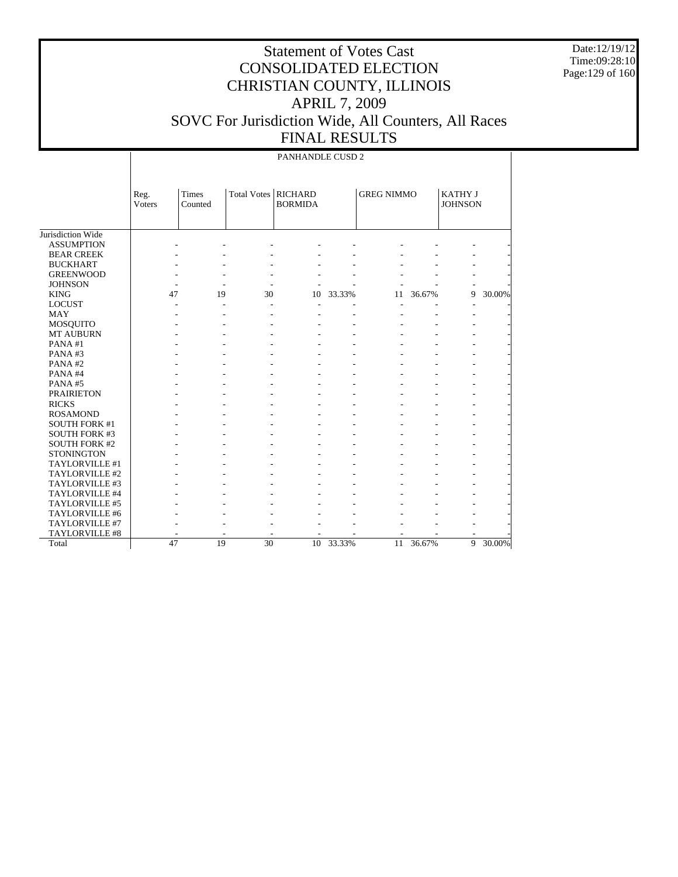# Statement of Votes Cast
# CONSOLIDATED ELECTION
# CHRISTIAN COUNTY, ILLINOIS
# APRIL 7, 2009
# SOVC For Jurisdiction Wide, All Counters, All Races
# FINAL RESULTS

Date:12/19/12
Time:09:28:10

PANHANDLE CUSD 2

| | Reg. Voters | Times Counted | Total Votes | RICHARD BORMIDA | | GREG NIMMO | | KATHY J JOHNSON | |
|---|---|---|---|---|---|---|---|---|---|
| Jurisdiction Wide | | | | | | | | | |
| ASSUMPTION | - | - | - | - | - | - | - | - | - |
| BEAR CREEK | - | - | - | - | - | - | - | - | - |
| BUCKHART | - | - | - | - | - | - | - | - | - |
| GREENWOOD | - | - | - | - | - | - | - | - | - |
| JOHNSON | - | - | - | - | - | - | - | - | - |
| KING | 47 | 19 | 30 | 10 | 33.33% | 11 | 36.67% | 9 | 30.00% |
| LOCUST | - | - | - | - | - | - | - | - | - |
| MAY | - | - | - | - | - | - | - | - | - |
| MOSQUITO | - | - | - | - | - | - | - | - | - |
| MT AUBURN | - | - | - | - | - | - | - | - | - |
| PANA #1 | - | - | - | - | - | - | - | - | - |
| PANA #3 | - | - | - | - | - | - | - | - | - |
| PANA #2 | - | - | - | - | - | - | - | - | - |
| PANA #4 | - | - | - | - | - | - | - | - | - |
| PANA #5 | - | - | - | - | - | - | - | - | - |
| PRAIRIETON | - | - | - | - | - | - | - | - | - |
| RICKS | - | - | - | - | - | - | - | - | - |
| ROSAMOND | - | - | - | - | - | - | - | - | - |
| SOUTH FORK #1 | - | - | - | - | - | - | - | - | - |
| SOUTH FORK #3 | - | - | - | - | - | - | - | - | - |
| SOUTH FORK #2 | - | - | - | - | - | - | - | - | - |
| STONINGTON | - | - | - | - | - | - | - | - | - |
| TAYLORVILLE #1 | - | - | - | - | - | - | - | - | - |
| TAYLORVILLE #2 | - | - | - | - | - | - | - | - | - |
| TAYLORVILLE #3 | - | - | - | - | - | - | - | - | - |
| TAYLORVILLE #4 | - | - | - | - | - | - | - | - | - |
| TAYLORVILLE #5 | - | - | - | - | - | - | - | - | - |
| TAYLORVILLE #6 | - | - | - | - | - | - | - | - | - |
| TAYLORVILLE #7 | - | - | - | - | - | - | - | - | - |
| TAYLORVILLE #8 | - | - | - | - | - | - | - | - | - |
| Total | 47 | 19 | 30 | 10 | 33.33% | 11 | 36.67% | 9 | 30.00% |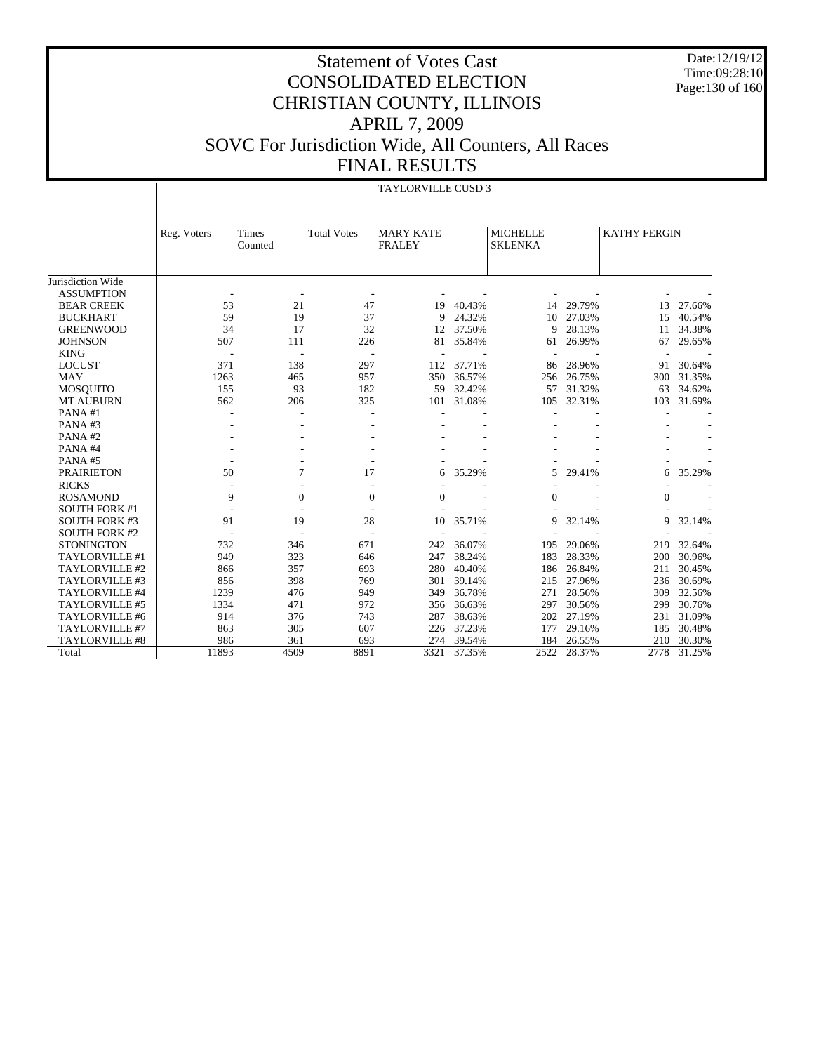# Statement of Votes Cast
# CONSOLIDATED ELECTION
# CHRISTIAN COUNTY, ILLINOIS
# APRIL 7, 2009
# SOVC For Jurisdiction Wide, All Counters, All Races
# FINAL RESULTS

Date:12/19/12
Time:09:28:10

TAYLORVILLE CUSD 3

| | Reg. Voters | Times Counted | Total Votes | MARY KATE FRALEY | | MICHELLE SKLENKA | | KATHY FERGIN | |
|---|---|---|---|---|---|---|---|---|---|
| Jurisdiction Wide | | | | | | | | | |
| ASSUMPTION | - | - | - | - | - | - | - | - | - |
| BEAR CREEK | 53 | 21 | 47 | 19 | 40.43% | 14 | 29.79% | 13 | 27.66% |
| BUCKHART | 59 | 19 | 37 | 9 | 24.32% | 10 | 27.03% | 15 | 40.54% |
| GREENWOOD | 34 | 17 | 32 | 12 | 37.50% | 9 | 28.13% | 11 | 34.38% |
| JOHNSON | 507 | 111 | 226 | 81 | 35.84% | 61 | 26.99% | 67 | 29.65% |
| KING | - | - | - | - | - | - | - | - | - |
| LOCUST | 371 | 138 | 297 | 112 | 37.71% | 86 | 28.96% | 91 | 30.64% |
| MAY | 1263 | 465 | 957 | 350 | 36.57% | 256 | 26.75% | 300 | 31.35% |
| MOSQUITO | 155 | 93 | 182 | 59 | 32.42% | 57 | 31.32% | 63 | 34.62% |
| MT AUBURN | 562 | 206 | 325 | 101 | 31.08% | 105 | 32.31% | 103 | 31.69% |
| PANA #1 | - | - | - | - | - | - | - | - | - |
| PANA #3 | - | - | - | - | - | - | - | - | - |
| PANA #2 | - | - | - | - | - | - | - | - | - |
| PANA #4 | - | - | - | - | - | - | - | - | - |
| PANA #5 | - | - | - | - | - | - | - | - | - |
| PRAIRIETON | 50 | 7 | 17 | 6 | 35.29% | 5 | 29.41% | 6 | 35.29% |
| RICKS | - | - | - | - | - | - | - | - | - |
| ROSAMOND | 9 | 0 | 0 | 0 | - | 0 | - | 0 | - |
| SOUTH FORK #1 | - | - | - | - | - | - | - | - | - |
| SOUTH FORK #3 | 91 | 19 | 28 | 10 | 35.71% | 9 | 32.14% | 9 | 32.14% |
| SOUTH FORK #2 | - | - | - | - | - | - | - | - | - |
| STONINGTON | 732 | 346 | 671 | 242 | 36.07% | 195 | 29.06% | 219 | 32.64% |
| TAYLORVILLE #1 | 949 | 323 | 646 | 247 | 38.24% | 183 | 28.33% | 200 | 30.96% |
| TAYLORVILLE #2 | 866 | 357 | 693 | 280 | 40.40% | 186 | 26.84% | 211 | 30.45% |
| TAYLORVILLE #3 | 856 | 398 | 769 | 301 | 39.14% | 215 | 27.96% | 236 | 30.69% |
| TAYLORVILLE #4 | 1239 | 476 | 949 | 349 | 36.78% | 271 | 28.56% | 309 | 32.56% |
| TAYLORVILLE #5 | 1334 | 471 | 972 | 356 | 36.63% | 297 | 30.56% | 299 | 30.76% |
| TAYLORVILLE #6 | 914 | 376 | 743 | 287 | 38.63% | 202 | 27.19% | 231 | 31.09% |
| TAYLORVILLE #7 | 863 | 305 | 607 | 226 | 37.23% | 177 | 29.16% | 185 | 30.48% |
| TAYLORVILLE #8 | 986 | 361 | 693 | 274 | 39.54% | 184 | 26.55% | 210 | 30.30% |
| Total | 11893 | 4509 | 8891 | 3321 | 37.35% | 2522 | 28.37% | 2778 | 31.25% |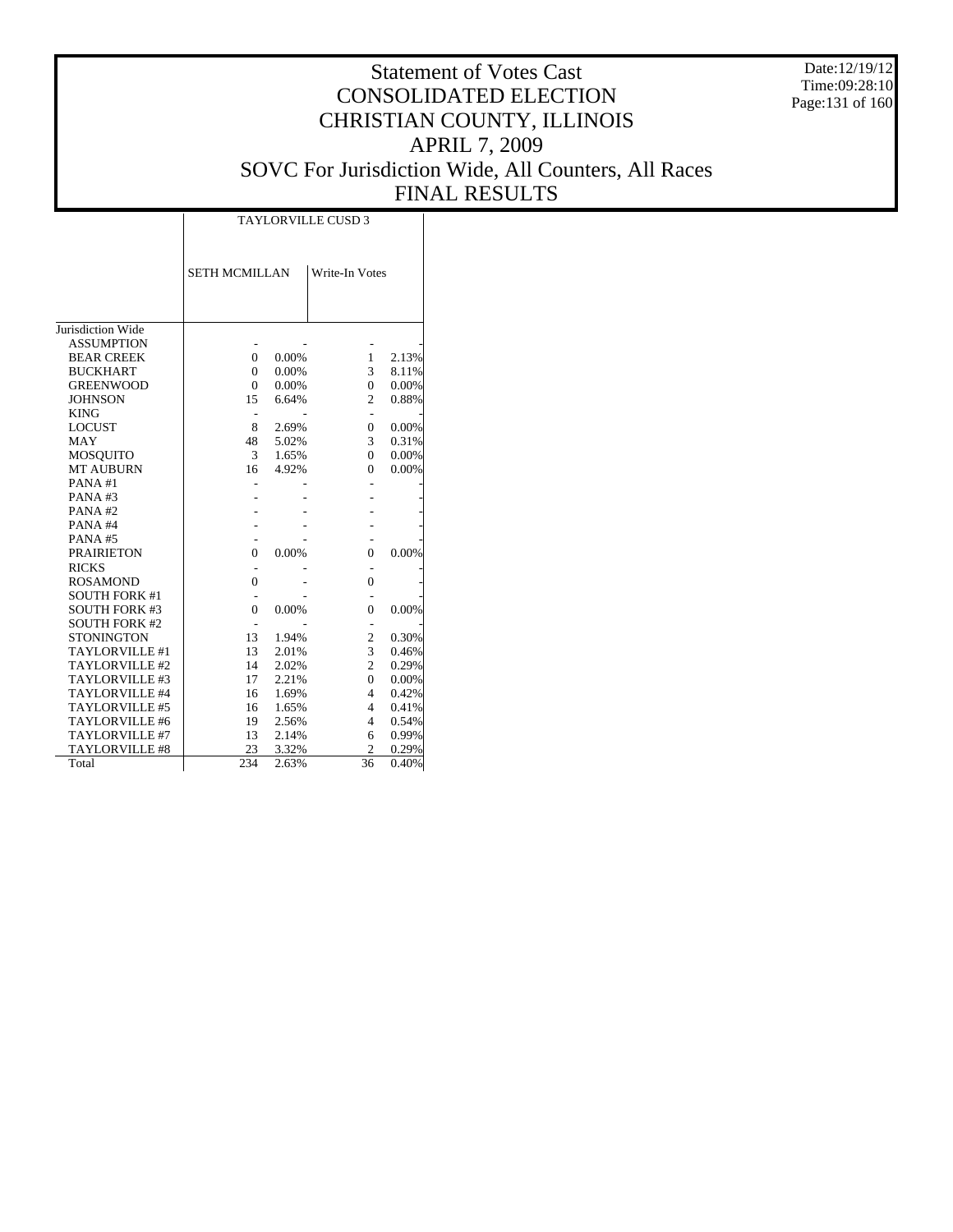# Statement of Votes Cast
# CONSOLIDATED ELECTION
# CHRISTIAN COUNTY, ILLINOIS
# APRIL 7, 2009
# SOVC For Jurisdiction Wide, All Counters, All Races
# FINAL RESULTS

Date:12/19/12
Time:09:28:10

| | TAYLORVILLE CUSD 3 | | | |
|---|---|---|---|---|
| | SETH MCMILLAN | | Write-In Votes | |
| Jurisdiction Wide | | | | |
| ASSUMPTION | - | - | - | - |
| BEAR CREEK | 0 | 0.00% | 1 | 2.13% |
| BUCKHART | 0 | 0.00% | 3 | 8.11% |
| GREENWOOD | 0 | 0.00% | 0 | 0.00% |
| JOHNSON | 15 | 6.64% | 2 | 0.88% |
| KING | - | - | - | - |
| LOCUST | 8 | 2.69% | 0 | 0.00% |
| MAY | 48 | 5.02% | 3 | 0.31% |
| MOSQUITO | 3 | 1.65% | 0 | 0.00% |
| MT AUBURN | 16 | 4.92% | 0 | 0.00% |
| PANA #1 | - | - | - | - |
| PANA #3 | - | - | - | - |
| PANA #2 | - | - | - | - |
| PANA #4 | - | - | - | - |
| PANA #5 | - | - | - | - |
| PRAIRIETON | 0 | 0.00% | 0 | 0.00% |
| RICKS | - | - | - | - |
| ROSAMOND | 0 | - | 0 | - |
| SOUTH FORK #1 | - | - | - | - |
| SOUTH FORK #3 | 0 | 0.00% | 0 | 0.00% |
| SOUTH FORK #2 | - | - | - | - |
| STONINGTON | 13 | 1.94% | 2 | 0.30% |
| TAYLORVILLE #1 | 13 | 2.01% | 3 | 0.46% |
| TAYLORVILLE #2 | 14 | 2.02% | 2 | 0.29% |
| TAYLORVILLE #3 | 17 | 2.21% | 0 | 0.00% |
| TAYLORVILLE #4 | 16 | 1.69% | 4 | 0.42% |
| TAYLORVILLE #5 | 16 | 1.65% | 4 | 0.41% |
| TAYLORVILLE #6 | 19 | 2.56% | 4 | 0.54% |
| TAYLORVILLE #7 | 13 | 2.14% | 6 | 0.99% |
| TAYLORVILLE #8 | 23 | 3.32% | 2 | 0.29% |
| Total | 234 | 2.63% | 36 | 0.40% |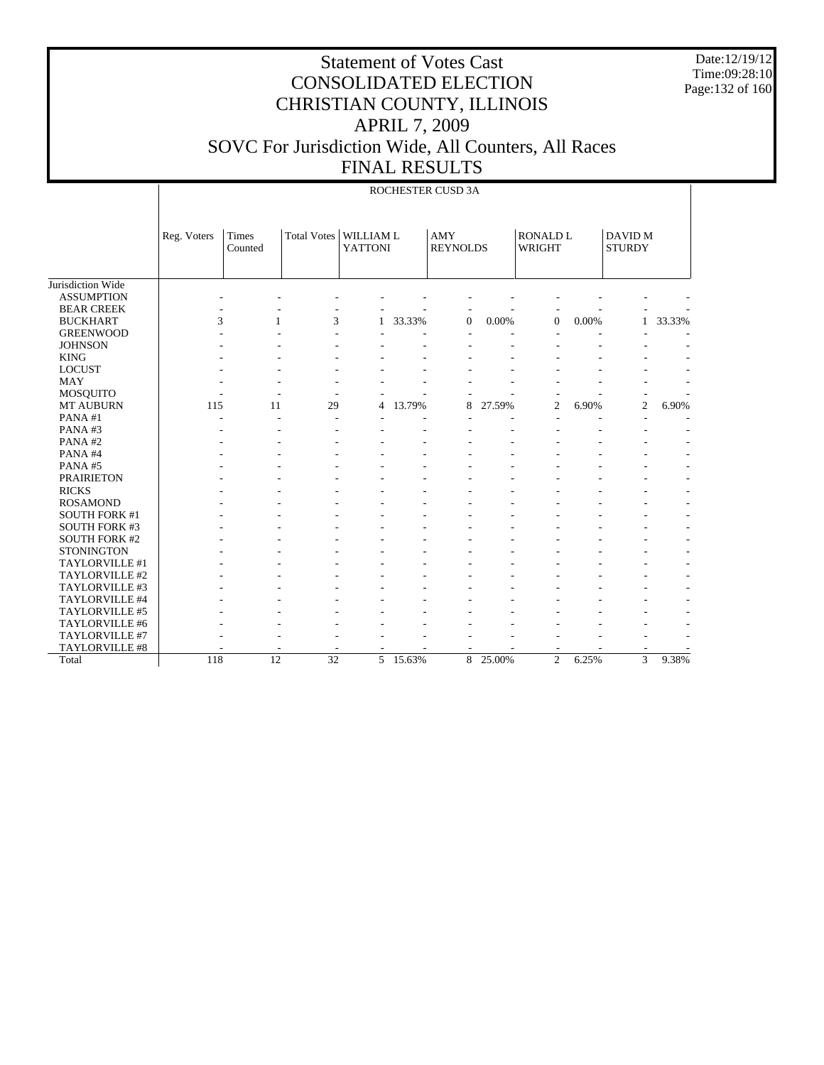# Statement of Votes Cast
# CONSOLIDATED ELECTION
# CHRISTIAN COUNTY, ILLINOIS
# APRIL 7, 2009
# SOVC For Jurisdiction Wide, All Counters, All Races
# FINAL RESULTS

Date:12/19/12
Time:09:28:10

ROCHESTER CUSD 3A

| | Reg. Voters | Times Counted | Total Votes | WILLIAM L YATTONI | | AMY REYNOLDS | | RONALD L WRIGHT | | DAVID M STURDY | |
|---|---|---|---|---|---|---|---|---|---|---|---|
| Jurisdiction Wide | | | | | | | | | | | |
| ASSUMPTION | - | - | - | - | - | - | - | - | - | - | - |
| BEAR CREEK | - | - | - | - | - | - | - | - | - | - | - |
| BUCKHART | 3 | 1 | 3 | 1 | 33.33% | 0 | 0.00% | 0 | 0.00% | 1 | 33.33% |
| GREENWOOD | - | - | - | - | - | - | - | - | - | - | - |
| JOHNSON | - | - | - | - | - | - | - | - | - | - | - |
| KING | - | - | - | - | - | - | - | - | - | - | - |
| LOCUST | - | - | - | - | - | - | - | - | - | - | - |
| MAY | - | - | - | - | - | - | - | - | - | - | - |
| MOSQUITO | - | - | - | - | - | - | - | - | - | - | - |
| MT AUBURN | 115 | 11 | 29 | 4 | 13.79% | 8 | 27.59% | 2 | 6.90% | 2 | 6.90% |
| PANA #1 | - | - | - | - | - | - | - | - | - | - | - |
| PANA #3 | - | - | - | - | - | - | - | - | - | - | - |
| PANA #2 | - | - | - | - | - | - | - | - | - | - | - |
| PANA #4 | - | - | - | - | - | - | - | - | - | - | - |
| PANA #5 | - | - | - | - | - | - | - | - | - | - | - |
| PRAIRIETON | - | - | - | - | - | - | - | - | - | - | - |
| RICKS | - | - | - | - | - | - | - | - | - | - | - |
| ROSAMOND | - | - | - | - | - | - | - | - | - | - | - |
| SOUTH FORK #1 | - | - | - | - | - | - | - | - | - | - | - |
| SOUTH FORK #3 | - | - | - | - | - | - | - | - | - | - | - |
| SOUTH FORK #2 | - | - | - | - | - | - | - | - | - | - | - |
| STONINGTON | - | - | - | - | - | - | - | - | - | - | - |
| TAYLORVILLE #1 | - | - | - | - | - | - | - | - | - | - | - |
| TAYLORVILLE #2 | - | - | - | - | - | - | - | - | - | - | - |
| TAYLORVILLE #3 | - | - | - | - | - | - | - | - | - | - | - |
| TAYLORVILLE #4 | - | - | - | - | - | - | - | - | - | - | - |
| TAYLORVILLE #5 | - | - | - | - | - | - | - | - | - | - | - |
| TAYLORVILLE #6 | - | - | - | - | - | - | - | - | - | - | - |
| TAYLORVILLE #7 | - | - | - | - | - | - | - | - | - | - | - |
| TAYLORVILLE #8 | - | - | - | - | - | - | - | - | - | - | - |
| Total | 118 | 12 | 32 | 5 | 15.63% | 8 | 25.00% | 2 | 6.25% | 3 | 9.38% |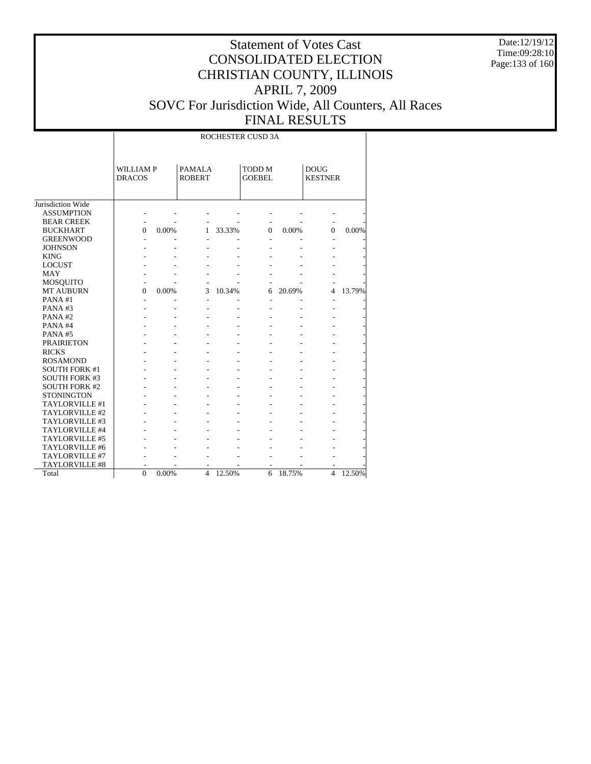# Statement of Votes Cast
# CONSOLIDATED ELECTION
# CHRISTIAN COUNTY, ILLINOIS
# APRIL 7, 2009
# SOVC For Jurisdiction Wide, All Counters, All Races
# FINAL RESULTS

Date:12/19/12
Time:09:28:10

| | ROCHESTER CUSD 3A | | | | | | | |
|---|---|---|---|---|---|---|---|---|
| | WILLIAM P DRACOS | | PAMALA ROBERT | | TODD M GOEBEL | | DOUG KESTNER | |
| Jurisdiction Wide | | | | | | | | |
| ASSUMPTION | - | - | - | - | - | - | - | - |
| BEAR CREEK | - | - | - | - | - | - | - | - |
| BUCKHART | 0 | 0.00% | 1 | 33.33% | 0 | 0.00% | 0 | 0.00% |
| GREENWOOD | - | - | - | - | - | - | - | - |
| JOHNSON | - | - | - | - | - | - | - | - |
| KING | - | - | - | - | - | - | - | - |
| LOCUST | - | - | - | - | - | - | - | - |
| MAY | - | - | - | - | - | - | - | - |
| MOSQUITO | - | - | - | - | - | - | - | - |
| MT AUBURN | 0 | 0.00% | 3 | 10.34% | 6 | 20.69% | 4 | 13.79% |
| PANA #1 | - | - | - | - | - | - | - | - |
| PANA #3 | - | - | - | - | - | - | - | - |
| PANA #2 | - | - | - | - | - | - | - | - |
| PANA #4 | - | - | - | - | - | - | - | - |
| PANA #5 | - | - | - | - | - | - | - | - |
| PRAIRIETON | - | - | - | - | - | - | - | - |
| RICKS | - | - | - | - | - | - | - | - |
| ROSAMOND | - | - | - | - | - | - | - | - |
| SOUTH FORK #1 | - | - | - | - | - | - | - | - |
| SOUTH FORK #3 | - | - | - | - | - | - | - | - |
| SOUTH FORK #2 | - | - | - | - | - | - | - | - |
| STONINGTON | - | - | - | - | - | - | - | - |
| TAYLORVILLE #1 | - | - | - | - | - | - | - | - |
| TAYLORVILLE #2 | - | - | - | - | - | - | - | - |
| TAYLORVILLE #3 | - | - | - | - | - | - | - | - |
| TAYLORVILLE #4 | - | - | - | - | - | - | - | - |
| TAYLORVILLE #5 | - | - | - | - | - | - | - | - |
| TAYLORVILLE #6 | - | - | - | - | - | - | - | - |
| TAYLORVILLE #7 | - | - | - | - | - | - | - | - |
| TAYLORVILLE #8 | - | - | - | - | - | - | - | - |
| Total | 0 | 0.00% | 4 | 12.50% | 6 | 18.75% | 4 | 12.50% |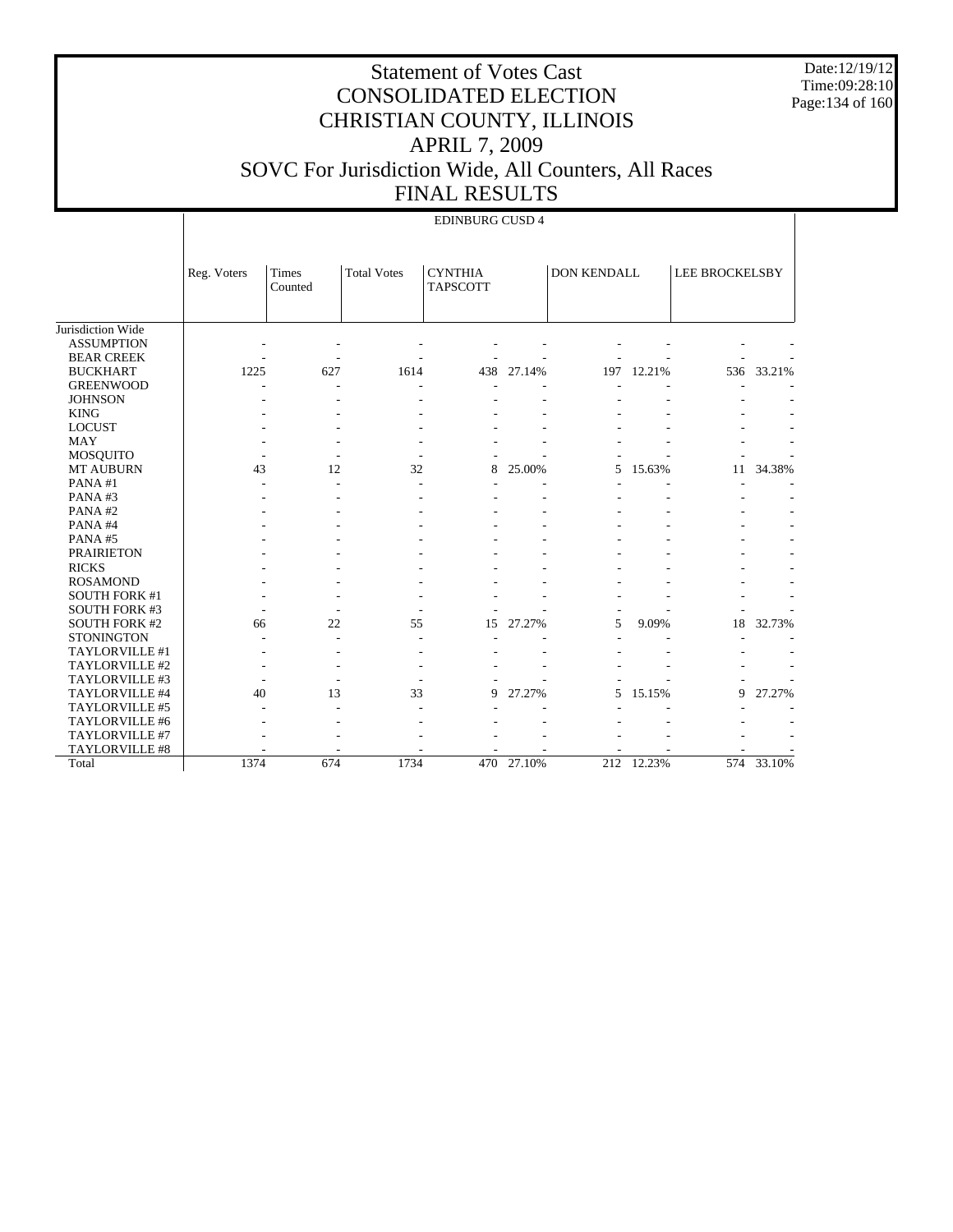# Statement of Votes Cast
# CONSOLIDATED ELECTION
# CHRISTIAN COUNTY, ILLINOIS
# APRIL 7, 2009
# SOVC For Jurisdiction Wide, All Counters, All Races
# FINAL RESULTS

Date:12/19/12
Time:09:28:10

| | EDINBURG CUSD 4 | | | | | | | | |
|---|---|---|---|---|---|---|---|---|---|
| | Reg. Voters | Times Counted | Total Votes | CYNTHIA TAPSCOTT | | DON KENDALL | | LEE BROCKELSBY | |
| Jurisdiction Wide | | | | | | | | | |
| ASSUMPTION | - | - | - | - | - | - | - | - | - |
| BEAR CREEK | - | - | - | - | - | - | - | - | - |
| BUCKHART | 1225 | 627 | 1614 | 438 | 27.14% | 197 | 12.21% | 536 | 33.21% |
| GREENWOOD | - | - | - | - | - | - | - | - | - |
| JOHNSON | - | - | - | - | - | - | - | - | - |
| KING | - | - | - | - | - | - | - | - | - |
| LOCUST | - | - | - | - | - | - | - | - | - |
| MAY | - | - | - | - | - | - | - | - | - |
| MOSQUITO | - | - | - | - | - | - | - | - | - |
| MT AUBURN | 43 | 12 | 32 | 8 | 25.00% | 5 | 15.63% | 11 | 34.38% |
| PANA #1 | - | - | - | - | - | - | - | - | - |
| PANA #3 | - | - | - | - | - | - | - | - | - |
| PANA #2 | - | - | - | - | - | - | - | - | - |
| PANA #4 | - | - | - | - | - | - | - | - | - |
| PANA #5 | - | - | - | - | - | - | - | - | - |
| PRAIRIETON | - | - | - | - | - | - | - | - | - |
| RICKS | - | - | - | - | - | - | - | - | - |
| ROSAMOND | - | - | - | - | - | - | - | - | - |
| SOUTH FORK #1 | - | - | - | - | - | - | - | - | - |
| SOUTH FORK #3 | - | - | - | - | - | - | - | - | - |
| SOUTH FORK #2 | 66 | 22 | 55 | 15 | 27.27% | 5 | 9.09% | 18 | 32.73% |
| STONINGTON | - | - | - | - | - | - | - | - | - |
| TAYLORVILLE #1 | - | - | - | - | - | - | - | - | - |
| TAYLORVILLE #2 | - | - | - | - | - | - | - | - | - |
| TAYLORVILLE #3 | - | - | - | - | - | - | - | - | - |
| TAYLORVILLE #4 | 40 | 13 | 33 | 9 | 27.27% | 5 | 15.15% | 9 | 27.27% |
| TAYLORVILLE #5 | - | - | - | - | - | - | - | - | - |
| TAYLORVILLE #6 | - | - | - | - | - | - | - | - | - |
| TAYLORVILLE #7 | - | - | - | - | - | - | - | - | - |
| TAYLORVILLE #8 | - | - | - | - | - | - | - | - | - |
| Total | 1374 | 674 | 1734 | 470 | 27.10% | 212 | 12.23% | 574 | 33.10% |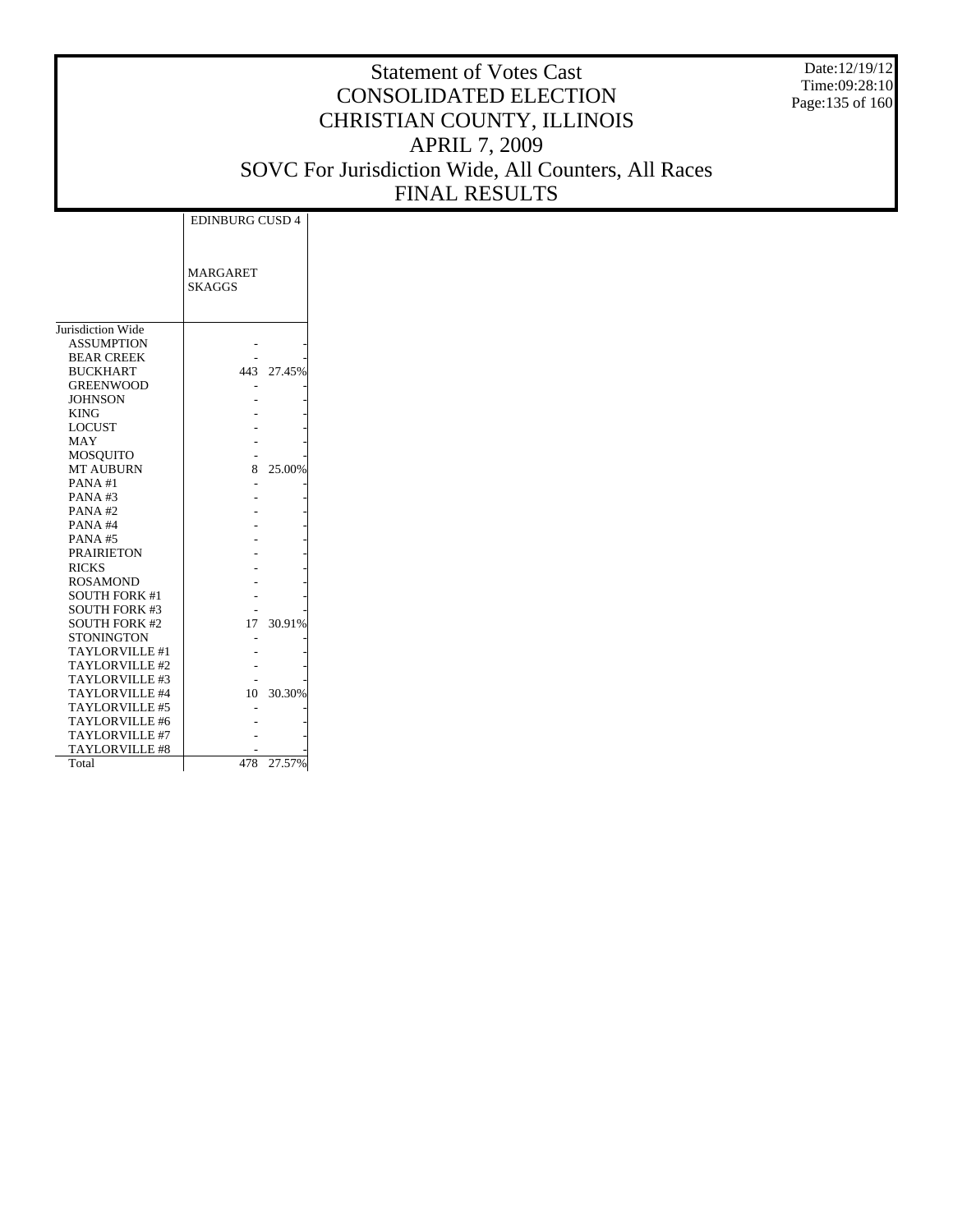# Statement of Votes Cast
# CONSOLIDATED ELECTION
# CHRISTIAN COUNTY, ILLINOIS
# APRIL 7, 2009
# SOVC For Jurisdiction Wide, All Counters, All Races
# FINAL RESULTS

Date:12/19/12
Time:09:28:10

| | EDINBURG CUSD 4 | |
|---|---|---|
| | MARGARET SKAGGS | |
| Jurisdiction Wide | | |
| ASSUMPTION | - | - |
| BEAR CREEK | - | - |
| BUCKHART | 443 | 27.45% |
| GREENWOOD | - | - |
| JOHNSON | - | - |
| KING | - | - |
| LOCUST | - | - |
| MAY | - | - |
| MOSQUITO | - | - |
| MT AUBURN | 8 | 25.00% |
| PANA #1 | - | - |
| PANA #3 | - | - |
| PANA #2 | - | - |
| PANA #4 | - | - |
| PANA #5 | - | - |
| PRAIRIETON | - | - |
| RICKS | - | - |
| ROSAMOND | - | - |
| SOUTH FORK #1 | - | - |
| SOUTH FORK #3 | - | - |
| SOUTH FORK #2 | 17 | 30.91% |
| STONINGTON | - | - |
| TAYLORVILLE #1 | - | - |
| TAYLORVILLE #2 | - | - |
| TAYLORVILLE #3 | - | - |
| TAYLORVILLE #4 | 10 | 30.30% |
| TAYLORVILLE #5 | - | - |
| TAYLORVILLE #6 | - | - |
| TAYLORVILLE #7 | - | - |
| TAYLORVILLE #8 | - | - |
| Total | 478 | 27.57% |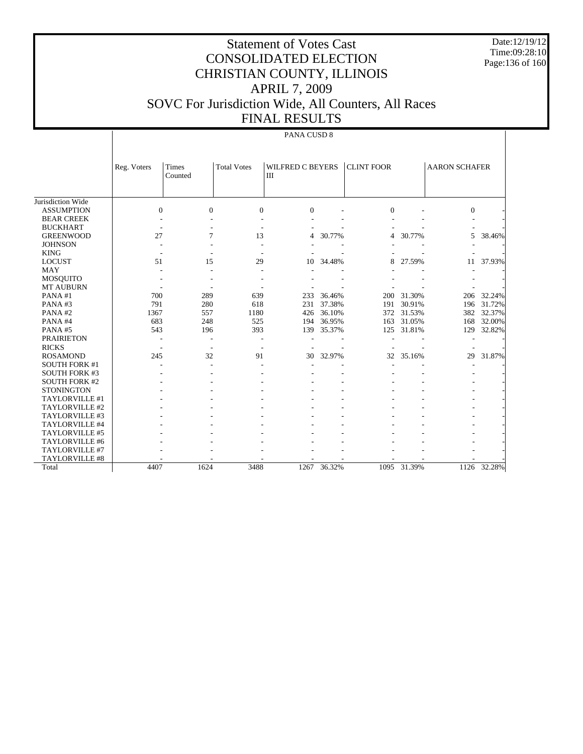# Statement of Votes Cast
# CONSOLIDATED ELECTION
# CHRISTIAN COUNTY, ILLINOIS
# APRIL 7, 2009
# SOVC For Jurisdiction Wide, All Counters, All Races
# FINAL RESULTS

Date:12/19/12
Time:09:28:10

PANA CUSD 8

| | Reg. Voters | Times Counted | Total Votes | WILFRED C BEYERS III | | CLINT FOOR | | AARON SCHAFER | |
|---|---|---|---|---|---|---|---|---|---|
| Jurisdiction Wide | | | | | | | | | |
| ASSUMPTION | 0 | 0 | 0 | 0 | - | 0 | - | 0 | - |
| BEAR CREEK | - | - | - | - | - | - | - | - | - |
| BUCKHART | - | - | - | - | - | - | - | - | - |
| GREENWOOD | 27 | 7 | 13 | 4 | 30.77% | 4 | 30.77% | 5 | 38.46% |
| JOHNSON | - | - | - | - | - | - | - | - | - |
| KING | - | - | - | - | - | - | - | - | - |
| LOCUST | 51 | 15 | 29 | 10 | 34.48% | 8 | 27.59% | 11 | 37.93% |
| MAY | - | - | - | - | - | - | - | - | - |
| MOSQUITO | - | - | - | - | - | - | - | - | - |
| MT AUBURN | - | - | - | - | - | - | - | - | - |
| PANA #1 | 700 | 289 | 639 | 233 | 36.46% | 200 | 31.30% | 206 | 32.24% |
| PANA #3 | 791 | 280 | 618 | 231 | 37.38% | 191 | 30.91% | 196 | 31.72% |
| PANA #2 | 1367 | 557 | 1180 | 426 | 36.10% | 372 | 31.53% | 382 | 32.37% |
| PANA #4 | 683 | 248 | 525 | 194 | 36.95% | 163 | 31.05% | 168 | 32.00% |
| PANA #5 | 543 | 196 | 393 | 139 | 35.37% | 125 | 31.81% | 129 | 32.82% |
| PRAIRIETON | - | - | - | - | - | - | - | - | - |
| RICKS | - | - | - | - | - | - | - | - | - |
| ROSAMOND | 245 | 32 | 91 | 30 | 32.97% | 32 | 35.16% | 29 | 31.87% |
| SOUTH FORK #1 | - | - | - | - | - | - | - | - | - |
| SOUTH FORK #3 | - | - | - | - | - | - | - | - | - |
| SOUTH FORK #2 | - | - | - | - | - | - | - | - | - |
| STONINGTON | - | - | - | - | - | - | - | - | - |
| TAYLORVILLE #1 | - | - | - | - | - | - | - | - | - |
| TAYLORVILLE #2 | - | - | - | - | - | - | - | - | - |
| TAYLORVILLE #3 | - | - | - | - | - | - | - | - | - |
| TAYLORVILLE #4 | - | - | - | - | - | - | - | - | - |
| TAYLORVILLE #5 | - | - | - | - | - | - | - | - | - |
| TAYLORVILLE #6 | - | - | - | - | - | - | - | - | - |
| TAYLORVILLE #7 | - | - | - | - | - | - | - | - | - |
| TAYLORVILLE #8 | - | - | - | - | - | - | - | - | - |
| Total | 4407 | 1624 | 3488 | 1267 | 36.32% | 1095 | 31.39% | 1126 | 32.28% |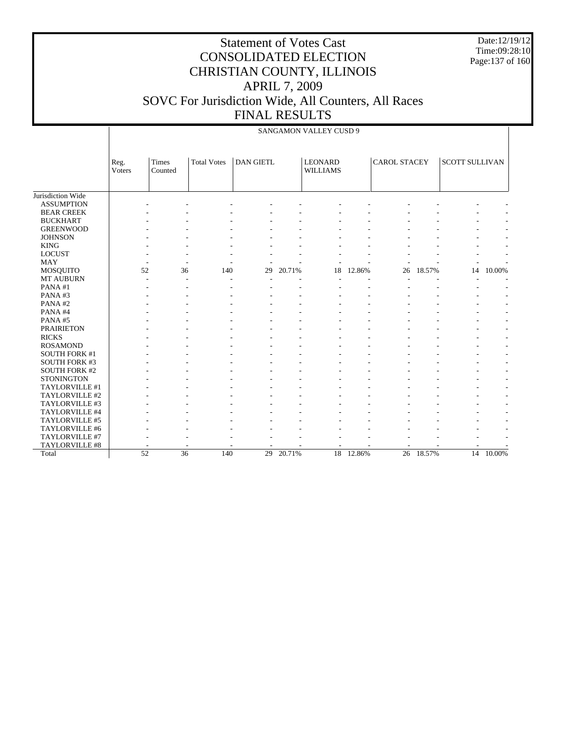# Statement of Votes Cast
## CONSOLIDATED ELECTION
## CHRISTIAN COUNTY, ILLINOIS
## APRIL 7, 2009
## SOVC For Jurisdiction Wide, All Counters, All Races
## FINAL RESULTS

Date:12/19/12
Time:09:28:10

SANGAMON VALLEY CUSD 9

| | Reg. Voters | Times Counted | Total Votes | DAN GIETL | | LEONARD WILLIAMS | | CAROL STACEY | | SCOTT SULLIVAN | |
|---|---|---|---|---|---|---|---|---|---|---|---|
| Jurisdiction Wide | | | | | | | | | | | |
| ASSUMPTION | - | - | - | - | - | - | - | - | - | - | - |
| BEAR CREEK | - | - | - | - | - | - | - | - | - | - | - |
| BUCKHART | - | - | - | - | - | - | - | - | - | - | - |
| GREENWOOD | - | - | - | - | - | - | - | - | - | - | - |
| JOHNSON | - | - | - | - | - | - | - | - | - | - | - |
| KING | - | - | - | - | - | - | - | - | - | - | - |
| LOCUST | - | - | - | - | - | - | - | - | - | - | - |
| MAY | - | - | - | - | - | - | - | - | - | - | - |
| MOSQUITO | 52 | 36 | 140 | 29 | 20.71% | 18 | 12.86% | 26 | 18.57% | 14 | 10.00% |
| MT AUBURN | - | - | - | - | - | - | - | - | - | - | - |
| PANA #1 | - | - | - | - | - | - | - | - | - | - | - |
| PANA #3 | - | - | - | - | - | - | - | - | - | - | - |
| PANA #2 | - | - | - | - | - | - | - | - | - | - | - |
| PANA #4 | - | - | - | - | - | - | - | - | - | - | - |
| PANA #5 | - | - | - | - | - | - | - | - | - | - | - |
| PRAIRIETON | - | - | - | - | - | - | - | - | - | - | - |
| RICKS | - | - | - | - | - | - | - | - | - | - | - |
| ROSAMOND | - | - | - | - | - | - | - | - | - | - | - |
| SOUTH FORK #1 | - | - | - | - | - | - | - | - | - | - | - |
| SOUTH FORK #3 | - | - | - | - | - | - | - | - | - | - | - |
| SOUTH FORK #2 | - | - | - | - | - | - | - | - | - | - | - |
| STONINGTON | - | - | - | - | - | - | - | - | - | - | - |
| TAYLORVILLE #1 | - | - | - | - | - | - | - | - | - | - | - |
| TAYLORVILLE #2 | - | - | - | - | - | - | - | - | - | - | - |
| TAYLORVILLE #3 | - | - | - | - | - | - | - | - | - | - | - |
| TAYLORVILLE #4 | - | - | - | - | - | - | - | - | - | - | - |
| TAYLORVILLE #5 | - | - | - | - | - | - | - | - | - | - | - |
| TAYLORVILLE #6 | - | - | - | - | - | - | - | - | - | - | - |
| TAYLORVILLE #7 | - | - | - | - | - | - | - | - | - | - | - |
| TAYLORVILLE #8 | - | - | - | - | - | - | - | - | - | - | - |
| Total | 52 | 36 | 140 | 29 | 20.71% | 18 | 12.86% | 26 | 18.57% | 14 | 10.00% |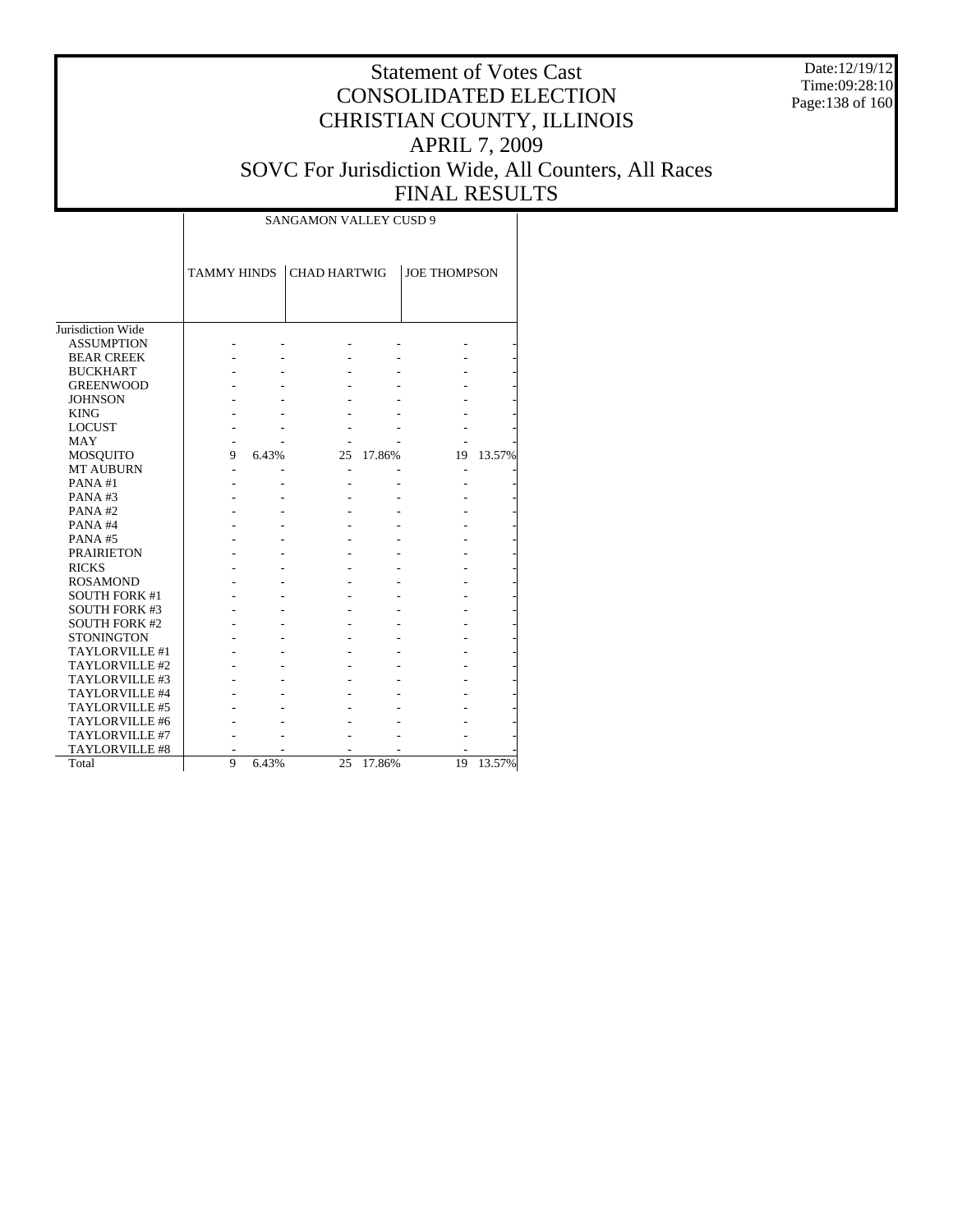# Statement of Votes Cast
## CONSOLIDATED ELECTION
## CHRISTIAN COUNTY, ILLINOIS
## APRIL 7, 2009
## SOVC For Jurisdiction Wide, All Counters, All Races
## FINAL RESULTS

Date:12/19/12
Time:09:28:10

| | SANGAMON VALLEY CUSD 9 | | | | | |
|---|---|---|---|---|---|---|
| | TAMMY HINDS | | CHAD HARTWIG | | JOE THOMPSON | |
| Jurisdiction Wide | | | | | | |
| ASSUMPTION | - | - | - | - | - | - |
| BEAR CREEK | - | - | - | - | - | - |
| BUCKHART | - | - | - | - | - | - |
| GREENWOOD | - | - | - | - | - | - |
| JOHNSON | - | - | - | - | - | - |
| KING | - | - | - | - | - | - |
| LOCUST | - | - | - | - | - | - |
| MAY | - | - | - | - | - | - |
| MOSQUITO | 9 | 6.43% | 25 | 17.86% | 19 | 13.57% |
| MT AUBURN | - | - | - | - | - | - |
| PANA #1 | - | - | - | - | - | - |
| PANA #3 | - | - | - | - | - | - |
| PANA #2 | - | - | - | - | - | - |
| PANA #4 | - | - | - | - | - | - |
| PANA #5 | - | - | - | - | - | - |
| PRAIRIETON | - | - | - | - | - | - |
| RICKS | - | - | - | - | - | - |
| ROSAMOND | - | - | - | - | - | - |
| SOUTH FORK #1 | - | - | - | - | - | - |
| SOUTH FORK #3 | - | - | - | - | - | - |
| SOUTH FORK #2 | - | - | - | - | - | - |
| STONINGTON | - | - | - | - | - | - |
| TAYLORVILLE #1 | - | - | - | - | - | - |
| TAYLORVILLE #2 | - | - | - | - | - | - |
| TAYLORVILLE #3 | - | - | - | - | - | - |
| TAYLORVILLE #4 | - | - | - | - | - | - |
| TAYLORVILLE #5 | - | - | - | - | - | - |
| TAYLORVILLE #6 | - | - | - | - | - | - |
| TAYLORVILLE #7 | - | - | - | - | - | - |
| TAYLORVILLE #8 | - | - | - | - | - | - |
| Total | 9 | 6.43% | 25 | 17.86% | 19 | 13.57% |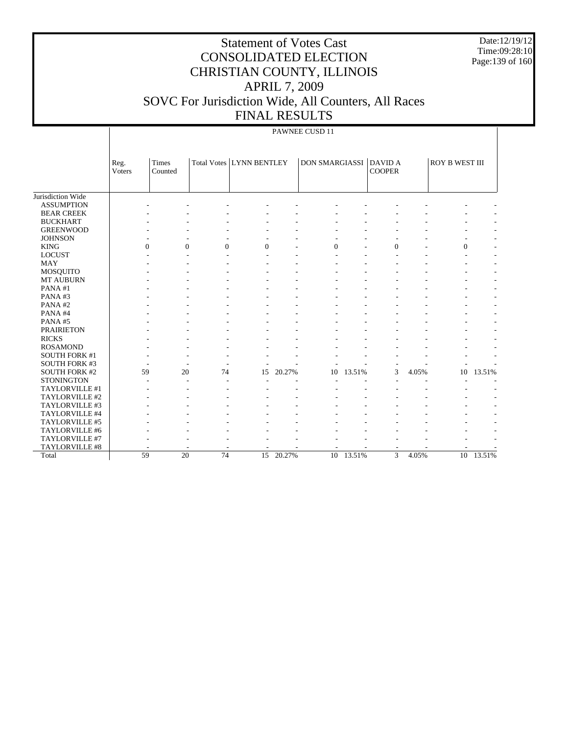# Statement of Votes Cast
# CONSOLIDATED ELECTION
# CHRISTIAN COUNTY, ILLINOIS
# APRIL 7, 2009
# SOVC For Jurisdiction Wide, All Counters, All Races
# FINAL RESULTS

Date:12/19/12
Time:09:28:10

PAWNEE CUSD 11

| | Reg. Voters | Times Counted | Total Votes | LYNN BENTLEY | | DON SMARGIASSI | | DAVID A COOPER | | ROY B WEST III | |
|---|---|---|---|---|---|---|---|---|---|---|---|
| Jurisdiction Wide | | | | | | | | | | | |
| ASSUMPTION | - | - | - | - | - | - | - | - | - | - | - |
| BEAR CREEK | - | - | - | - | - | - | - | - | - | - | - |
| BUCKHART | - | - | - | - | - | - | - | - | - | - | - |
| GREENWOOD | - | - | - | - | - | - | - | - | - | - | - |
| JOHNSON | - | - | - | - | - | - | - | - | - | - | - |
| KING | 0 | 0 | 0 | 0 | - | 0 | - | 0 | - | 0 | - |
| LOCUST | - | - | - | - | - | - | - | - | - | - | - |
| MAY | - | - | - | - | - | - | - | - | - | - | - |
| MOSQUITO | - | - | - | - | - | - | - | - | - | - | - |
| MT AUBURN | - | - | - | - | - | - | - | - | - | - | - |
| PANA #1 | - | - | - | - | - | - | - | - | - | - | - |
| PANA #3 | - | - | - | - | - | - | - | - | - | - | - |
| PANA #2 | - | - | - | - | - | - | - | - | - | - | - |
| PANA #4 | - | - | - | - | - | - | - | - | - | - | - |
| PANA #5 | - | - | - | - | - | - | - | - | - | - | - |
| PRAIRIETON | - | - | - | - | - | - | - | - | - | - | - |
| RICKS | - | - | - | - | - | - | - | - | - | - | - |
| ROSAMOND | - | - | - | - | - | - | - | - | - | - | - |
| SOUTH FORK #1 | - | - | - | - | - | - | - | - | - | - | - |
| SOUTH FORK #3 | - | - | - | - | - | - | - | - | - | - | - |
| SOUTH FORK #2 | 59 | 20 | 74 | 15 | 20.27% | 10 | 13.51% | 3 | 4.05% | 10 | 13.51% |
| STONINGTON | - | - | - | - | - | - | - | - | - | - | - |
| TAYLORVILLE #1 | - | - | - | - | - | - | - | - | - | - | - |
| TAYLORVILLE #2 | - | - | - | - | - | - | - | - | - | - | - |
| TAYLORVILLE #3 | - | - | - | - | - | - | - | - | - | - | - |
| TAYLORVILLE #4 | - | - | - | - | - | - | - | - | - | - | - |
| TAYLORVILLE #5 | - | - | - | - | - | - | - | - | - | - | - |
| TAYLORVILLE #6 | - | - | - | - | - | - | - | - | - | - | - |
| TAYLORVILLE #7 | - | - | - | - | - | - | - | - | - | - | - |
| TAYLORVILLE #8 | - | - | - | - | - | - | - | - | - | - | - |
| Total | 59 | 20 | 74 | 15 | 20.27% | 10 | 13.51% | 3 | 4.05% | 10 | 13.51% |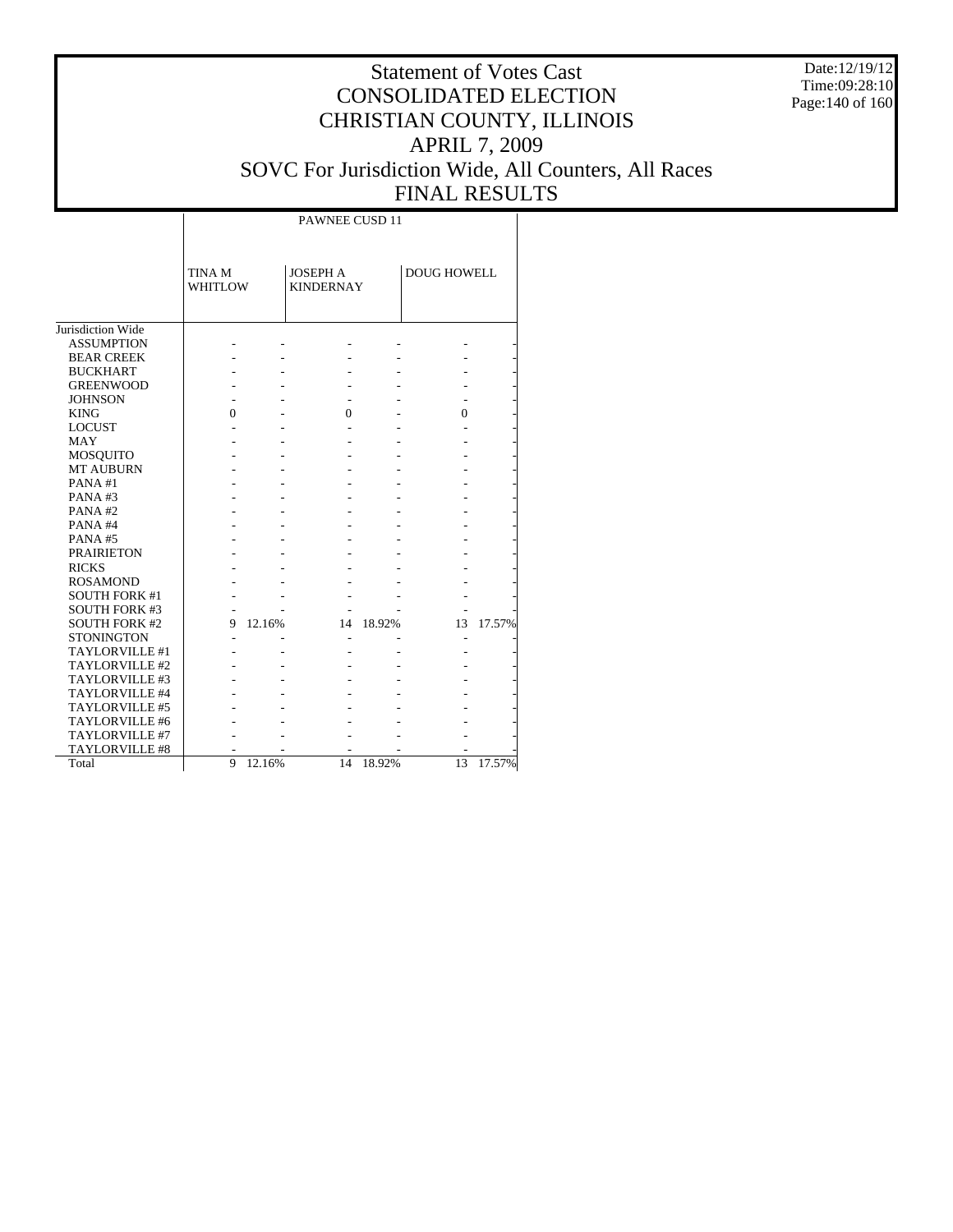# Statement of Votes Cast
# CONSOLIDATED ELECTION
# CHRISTIAN COUNTY, ILLINOIS
# APRIL 7, 2009
# SOVC For Jurisdiction Wide, All Counters, All Races
# FINAL RESULTS

Date:12/19/12
Time:09:28:10

| | PAWNEE CUSD 11 | | | | | |
|---|---|---|---|---|---|---|
| | TINA M WHITLOW | | JOSEPH A KINDERNAY | | DOUG HOWELL | |
| Jurisdiction Wide | | | | | | |
| ASSUMPTION | - | - | - | - | - | - |
| BEAR CREEK | - | - | - | - | - | - |
| BUCKHART | - | - | - | - | - | - |
| GREENWOOD | - | - | - | - | - | - |
| JOHNSON | - | - | - | - | - | - |
| KING | 0 | - | 0 | - | 0 | - |
| LOCUST | - | - | - | - | - | - |
| MAY | - | - | - | - | - | - |
| MOSQUITO | - | - | - | - | - | - |
| MT AUBURN | - | - | - | - | - | - |
| PANA #1 | - | - | - | - | - | - |
| PANA #3 | - | - | - | - | - | - |
| PANA #2 | - | - | - | - | - | - |
| PANA #4 | - | - | - | - | - | - |
| PANA #5 | - | - | - | - | - | - |
| PRAIRIETON | - | - | - | - | - | - |
| RICKS | - | - | - | - | - | - |
| ROSAMOND | - | - | - | - | - | - |
| SOUTH FORK #1 | - | - | - | - | - | - |
| SOUTH FORK #3 | - | - | - | - | - | - |
| SOUTH FORK #2 | 9 | 12.16% | 14 | 18.92% | 13 | 17.57% |
| STONINGTON | - | - | - | - | - | - |
| TAYLORVILLE #1 | - | - | - | - | - | - |
| TAYLORVILLE #2 | - | - | - | - | - | - |
| TAYLORVILLE #3 | - | - | - | - | - | - |
| TAYLORVILLE #4 | - | - | - | - | - | - |
| TAYLORVILLE #5 | - | - | - | - | - | - |
| TAYLORVILLE #6 | - | - | - | - | - | - |
| TAYLORVILLE #7 | - | - | - | - | - | - |
| TAYLORVILLE #8 | - | - | - | - | - | - |
| Total | 9 | 12.16% | 14 | 18.92% | 13 | 17.57% |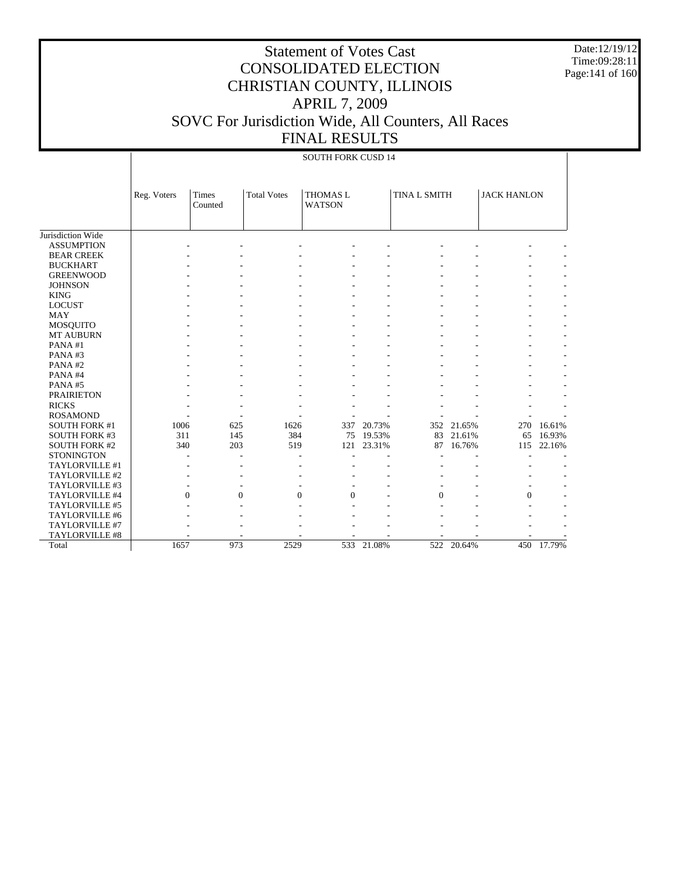# Statement of Votes Cast
# CONSOLIDATED ELECTION
# CHRISTIAN COUNTY, ILLINOIS
# APRIL 7, 2009
# SOVC For Jurisdiction Wide, All Counters, All Races
# FINAL RESULTS

Date:12/19/12
Time:09:28:11

| | SOUTH FORK CUSD 14 | | | | | | | | |
|---|---|---|---|---|---|---|---|---|---|
| | Reg. Voters | Times Counted | Total Votes | THOMAS L WATSON | | TINA L SMITH | | JACK HANLON | |
| Jurisdiction Wide | | | | | | | | | |
| ASSUMPTION | - | - | - | - | - | - | - | - | - |
| BEAR CREEK | - | - | - | - | - | - | - | - | - |
| BUCKHART | - | - | - | - | - | - | - | - | - |
| GREENWOOD | - | - | - | - | - | - | - | - | - |
| JOHNSON | - | - | - | - | - | - | - | - | - |
| KING | - | - | - | - | - | - | - | - | - |
| LOCUST | - | - | - | - | - | - | - | - | - |
| MAY | - | - | - | - | - | - | - | - | - |
| MOSQUITO | - | - | - | - | - | - | - | - | - |
| MT AUBURN | - | - | - | - | - | - | - | - | - |
| PANA #1 | - | - | - | - | - | - | - | - | - |
| PANA #3 | - | - | - | - | - | - | - | - | - |
| PANA #2 | - | - | - | - | - | - | - | - | - |
| PANA #4 | - | - | - | - | - | - | - | - | - |
| PANA #5 | - | - | - | - | - | - | - | - | - |
| PRAIRIETON | - | - | - | - | - | - | - | - | - |
| RICKS | - | - | - | - | - | - | - | - | - |
| ROSAMOND | - | - | - | - | - | - | - | - | - |
| SOUTH FORK #1 | 1006 | 625 | 1626 | 337 | 20.73% | 352 | 21.65% | 270 | 16.61% |
| SOUTH FORK #3 | 311 | 145 | 384 | 75 | 19.53% | 83 | 21.61% | 65 | 16.93% |
| SOUTH FORK #2 | 340 | 203 | 519 | 121 | 23.31% | 87 | 16.76% | 115 | 22.16% |
| STONINGTON | - | - | - | - | - | - | - | - | - |
| TAYLORVILLE #1 | - | - | - | - | - | - | - | - | - |
| TAYLORVILLE #2 | - | - | - | - | - | - | - | - | - |
| TAYLORVILLE #3 | - | - | - | - | - | - | - | - | - |
| TAYLORVILLE #4 | 0 | 0 | 0 | 0 | - | 0 | - | 0 | - |
| TAYLORVILLE #5 | - | - | - | - | - | - | - | - | - |
| TAYLORVILLE #6 | - | - | - | - | - | - | - | - | - |
| TAYLORVILLE #7 | - | - | - | - | - | - | - | - | - |
| TAYLORVILLE #8 | - | - | - | - | - | - | - | - | - |
| Total | 1657 | 973 | 2529 | 533 | 21.08% | 522 | 20.64% | 450 | 17.79% |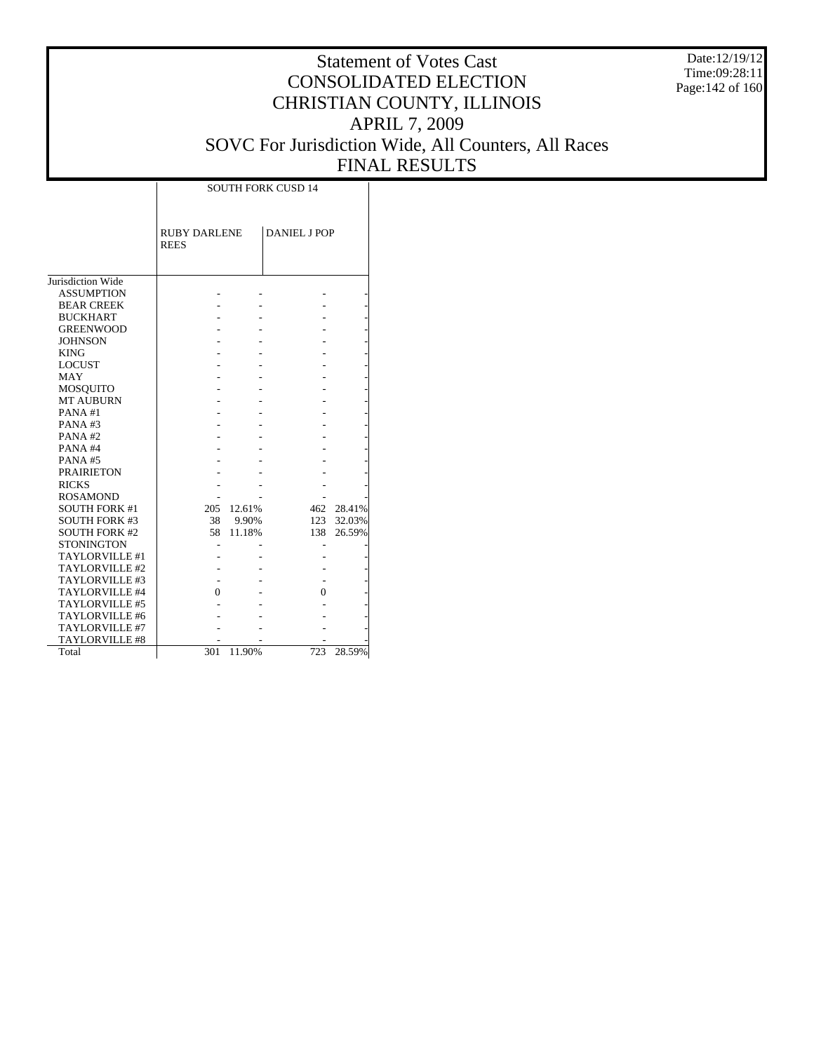# Statement of Votes Cast
# CONSOLIDATED ELECTION
# CHRISTIAN COUNTY, ILLINOIS
# APRIL 7, 2009
# SOVC For Jurisdiction Wide, All Counters, All Races
# FINAL RESULTS

Date:12/19/12
Time:09:28:11

| | SOUTH FORK CUSD 14 | | | |
|---|---|---|---|---|
| | RUBY DARLENE REES | | DANIEL J POP | |
| Jurisdiction Wide | | | | |
| ASSUMPTION | - | - | - | - |
| BEAR CREEK | - | - | - | - |
| BUCKHART | - | - | - | - |
| GREENWOOD | - | - | - | - |
| JOHNSON | - | - | - | - |
| KING | - | - | - | - |
| LOCUST | - | - | - | - |
| MAY | - | - | - | - |
| MOSQUITO | - | - | - | - |
| MT AUBURN | - | - | - | - |
| PANA #1 | - | - | - | - |
| PANA #3 | - | - | - | - |
| PANA #2 | - | - | - | - |
| PANA #4 | - | - | - | - |
| PANA #5 | - | - | - | - |
| PRAIRIETON | - | - | - | - |
| RICKS | - | - | - | - |
| ROSAMOND | - | - | - | - |
| SOUTH FORK #1 | 205 | 12.61% | 462 | 28.41% |
| SOUTH FORK #3 | 38 | 9.90% | 123 | 32.03% |
| SOUTH FORK #2 | 58 | 11.18% | 138 | 26.59% |
| STONINGTON | - | - | - | - |
| TAYLORVILLE #1 | - | - | - | - |
| TAYLORVILLE #2 | - | - | - | - |
| TAYLORVILLE #3 | - | - | - | - |
| TAYLORVILLE #4 | 0 | - | 0 | - |
| TAYLORVILLE #5 | - | - | - | - |
| TAYLORVILLE #6 | - | - | - | - |
| TAYLORVILLE #7 | - | - | - | - |
| TAYLORVILLE #8 | - | - | - | - |
| Total | 301 | 11.90% | 723 | 28.59% |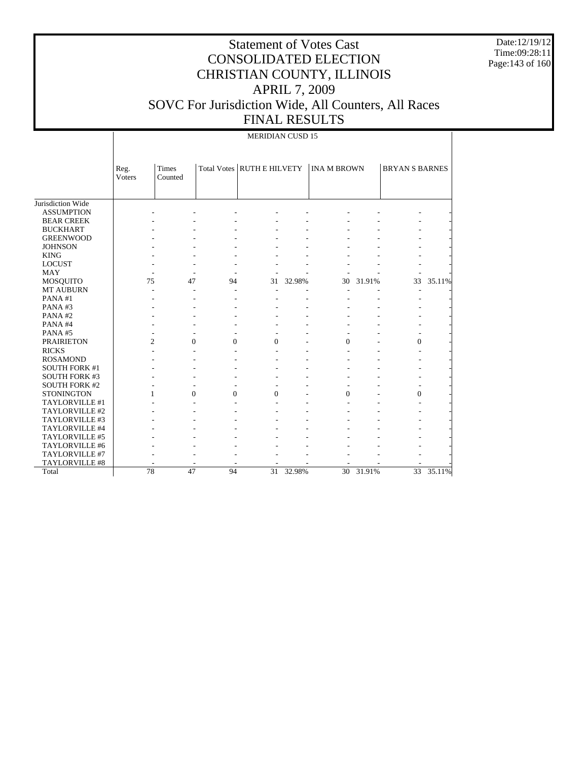# Statement of Votes Cast
# CONSOLIDATED ELECTION
# CHRISTIAN COUNTY, ILLINOIS
# APRIL 7, 2009
# SOVC For Jurisdiction Wide, All Counters, All Races
# FINAL RESULTS

Date:12/19/12
Time:09:28:11

| | MERIDIAN CUSD 15 | | | | | | | | |
|---|---|---|---|---|---|---|---|---|---|
| | Reg. Voters | Times Counted | Total Votes | RUTH E HILVETY | | INA M BROWN | | BRYAN S BARNES | |
| Jurisdiction Wide | | | | | | | | | |
| ASSUMPTION | - | - | - | - | - | - | - | - | - |
| BEAR CREEK | - | - | - | - | - | - | - | - | - |
| BUCKHART | - | - | - | - | - | - | - | - | - |
| GREENWOOD | - | - | - | - | - | - | - | - | - |
| JOHNSON | - | - | - | - | - | - | - | - | - |
| KING | - | - | - | - | - | - | - | - | - |
| LOCUST | - | - | - | - | - | - | - | - | - |
| MAY | - | - | - | - | - | - | - | - | - |
| MOSQUITO | 75 | 47 | 94 | 31 | 32.98% | 30 | 31.91% | 33 | 35.11% |
| MT AUBURN | - | - | - | - | - | - | - | - | - |
| PANA #1 | - | - | - | - | - | - | - | - | - |
| PANA #3 | - | - | - | - | - | - | - | - | - |
| PANA #2 | - | - | - | - | - | - | - | - | - |
| PANA #4 | - | - | - | - | - | - | - | - | - |
| PANA #5 | - | - | - | - | - | - | - | - | - |
| PRAIRIETON | 2 | 0 | 0 | 0 | - | 0 | - | 0 | - |
| RICKS | - | - | - | - | - | - | - | - | - |
| ROSAMOND | - | - | - | - | - | - | - | - | - |
| SOUTH FORK #1 | - | - | - | - | - | - | - | - | - |
| SOUTH FORK #3 | - | - | - | - | - | - | - | - | - |
| SOUTH FORK #2 | - | - | - | - | - | - | - | - | - |
| STONINGTON | 1 | 0 | 0 | 0 | - | 0 | - | 0 | - |
| TAYLORVILLE #1 | - | - | - | - | - | - | - | - | - |
| TAYLORVILLE #2 | - | - | - | - | - | - | - | - | - |
| TAYLORVILLE #3 | - | - | - | - | - | - | - | - | - |
| TAYLORVILLE #4 | - | - | - | - | - | - | - | - | - |
| TAYLORVILLE #5 | - | - | - | - | - | - | - | - | - |
| TAYLORVILLE #6 | - | - | - | - | - | - | - | - | - |
| TAYLORVILLE #7 | - | - | - | - | - | - | - | - | - |
| TAYLORVILLE #8 | - | - | - | - | - | - | - | - | - |
| Total | 78 | 47 | 94 | 31 | 32.98% | 30 | 31.91% | 33 | 35.11% |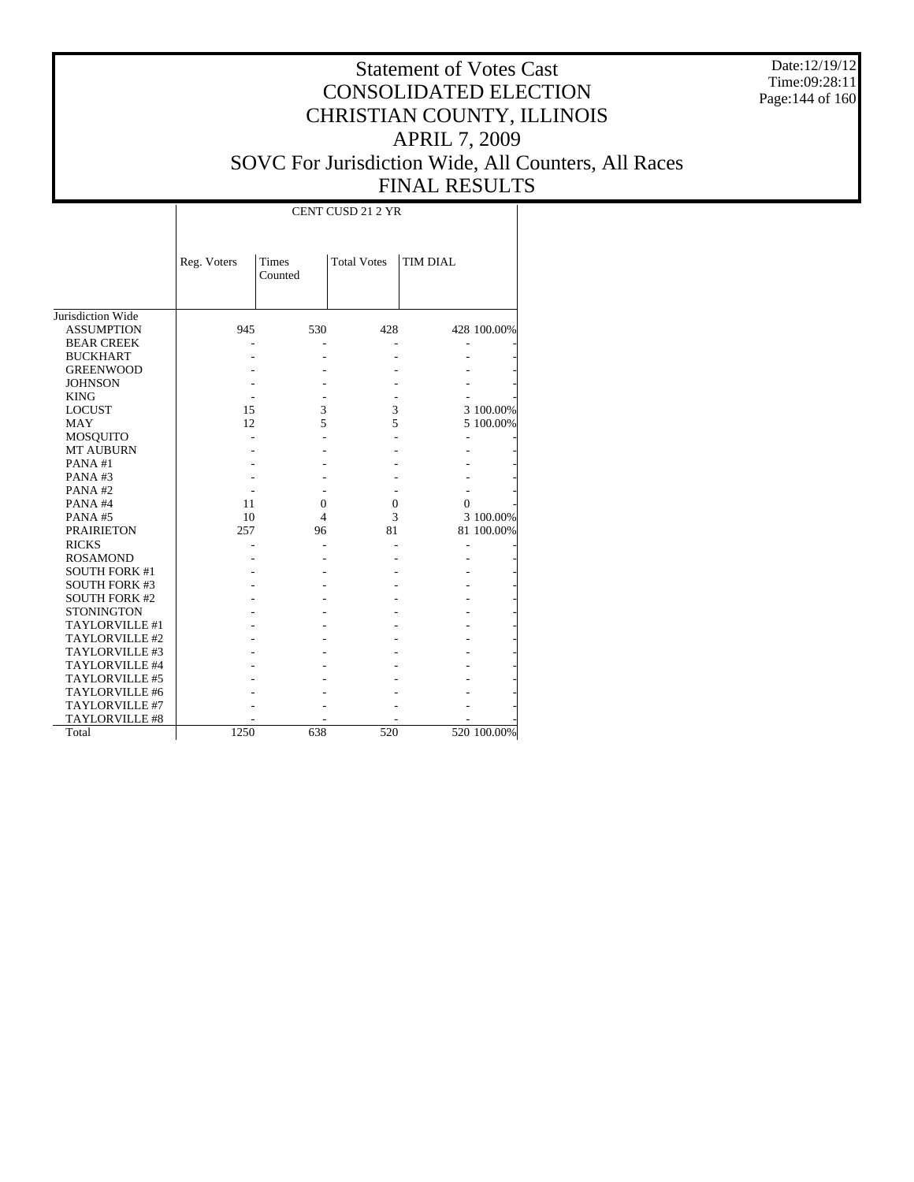# Statement of Votes Cast
# CONSOLIDATED ELECTION
# CHRISTIAN COUNTY, ILLINOIS
# APRIL 7, 2009
# SOVC For Jurisdiction Wide, All Counters, All Races
# FINAL RESULTS

Date:12/19/12
Time:09:28:11

| | CENT CUSD 21 2 YR | | | | |
|---|---|---|---|---|---|
| | Reg. Voters | Times Counted | Total Votes | TIM DIAL | |
| Jurisdiction Wide | | | | | |
| ASSUMPTION | 945 | 530 | 428 | 428 | 100.00% |
| BEAR CREEK | - | - | - | - | - |
| BUCKHART | - | - | - | - | - |
| GREENWOOD | - | - | - | - | - |
| JOHNSON | - | - | - | - | - |
| KING | - | - | - | - | - |
| LOCUST | 15 | 3 | 3 | 3 | 100.00% |
| MAY | 12 | 5 | 5 | 5 | 100.00% |
| MOSQUITO | - | - | - | - | - |
| MT AUBURN | - | - | - | - | - |
| PANA #1 | - | - | - | - | - |
| PANA #3 | - | - | - | - | - |
| PANA #2 | - | - | - | - | - |
| PANA #4 | 11 | 0 | 0 | 0 | - |
| PANA #5 | 10 | 4 | 3 | 3 | 100.00% |
| PRAIRIETON | 257 | 96 | 81 | 81 | 100.00% |
| RICKS | - | - | - | - | - |
| ROSAMOND | - | - | - | - | - |
| SOUTH FORK #1 | - | - | - | - | - |
| SOUTH FORK #3 | - | - | - | - | - |
| SOUTH FORK #2 | - | - | - | - | - |
| STONINGTON | - | - | - | - | - |
| TAYLORVILLE #1 | - | - | - | - | - |
| TAYLORVILLE #2 | - | - | - | - | - |
| TAYLORVILLE #3 | - | - | - | - | - |
| TAYLORVILLE #4 | - | - | - | - | - |
| TAYLORVILLE #5 | - | - | - | - | - |
| TAYLORVILLE #6 | - | - | - | - | - |
| TAYLORVILLE #7 | - | - | - | - | - |
| TAYLORVILLE #8 | - | - | - | - | - |
| Total | 1250 | 638 | 520 | 520 | 100.00% |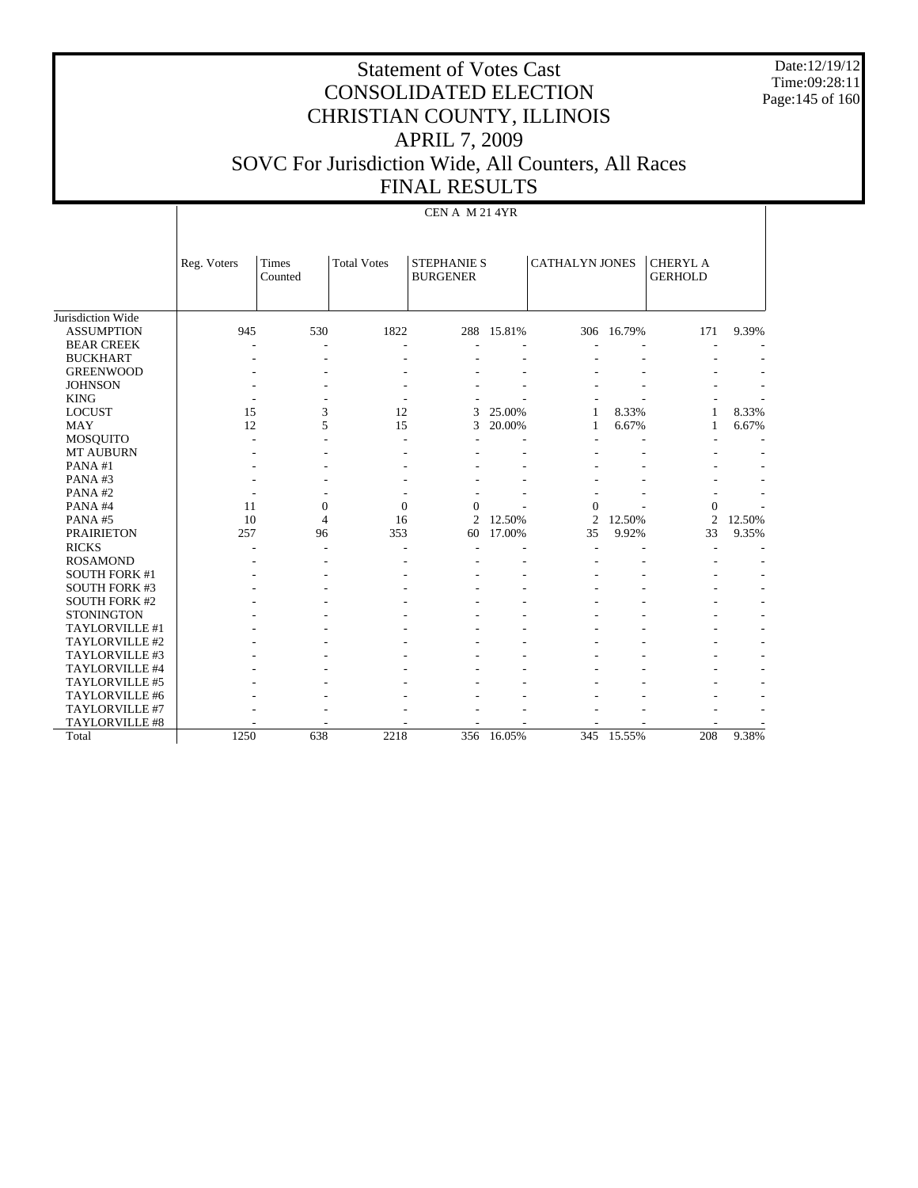# Statement of Votes Cast
# CONSOLIDATED ELECTION
# CHRISTIAN COUNTY, ILLINOIS
# APRIL 7, 2009
# SOVC For Jurisdiction Wide, All Counters, All Races
# FINAL RESULTS

Date:12/19/12
Time:09:28:11

CEN A M 21 4YR

| | Reg. Voters | Times Counted | Total Votes | STEPHANIE S BURGENER | | CATHALYN JONES | | CHERYL A GERHOLD | |
|---|---|---|---|---|---|---|---|---|---|
| Jurisdiction Wide | | | | | | | | | |
| ASSUMPTION | 945 | 530 | 1822 | 288 | 15.81% | 306 | 16.79% | 171 | 9.39% |
| BEAR CREEK | - | - | - | - | - | - | - | - | - |
| BUCKHART | - | - | - | - | - | - | - | - | - |
| GREENWOOD | - | - | - | - | - | - | - | - | - |
| JOHNSON | - | - | - | - | - | - | - | - | - |
| KING | - | - | - | - | - | - | - | - | - |
| LOCUST | 15 | 3 | 12 | 3 | 25.00% | 1 | 8.33% | 1 | 8.33% |
| MAY | 12 | 5 | 15 | 3 | 20.00% | 1 | 6.67% | 1 | 6.67% |
| MOSQUITO | - | - | - | - | - | - | - | - | - |
| MT AUBURN | - | - | - | - | - | - | - | - | - |
| PANA #1 | - | - | - | - | - | - | - | - | - |
| PANA #3 | - | - | - | - | - | - | - | - | - |
| PANA #2 | - | - | - | - | - | - | - | - | - |
| PANA #4 | 11 | 0 | 0 | 0 | - | 0 | - | 0 | - |
| PANA #5 | 10 | 4 | 16 | 2 | 12.50% | 2 | 12.50% | 2 | 12.50% |
| PRAIRIETON | 257 | 96 | 353 | 60 | 17.00% | 35 | 9.92% | 33 | 9.35% |
| RICKS | - | - | - | - | - | - | - | - | - |
| ROSAMOND | - | - | - | - | - | - | - | - | - |
| SOUTH FORK #1 | - | - | - | - | - | - | - | - | - |
| SOUTH FORK #3 | - | - | - | - | - | - | - | - | - |
| SOUTH FORK #2 | - | - | - | - | - | - | - | - | - |
| STONINGTON | - | - | - | - | - | - | - | - | - |
| TAYLORVILLE #1 | - | - | - | - | - | - | - | - | - |
| TAYLORVILLE #2 | - | - | - | - | - | - | - | - | - |
| TAYLORVILLE #3 | - | - | - | - | - | - | - | - | - |
| TAYLORVILLE #4 | - | - | - | - | - | - | - | - | - |
| TAYLORVILLE #5 | - | - | - | - | - | - | - | - | - |
| TAYLORVILLE #6 | - | - | - | - | - | - | - | - | - |
| TAYLORVILLE #7 | - | - | - | - | - | - | - | - | - |
| TAYLORVILLE #8 | - | - | - | - | - | - | - | - | - |
| Total | 1250 | 638 | 2218 | 356 | 16.05% | 345 | 15.55% | 208 | 9.38% |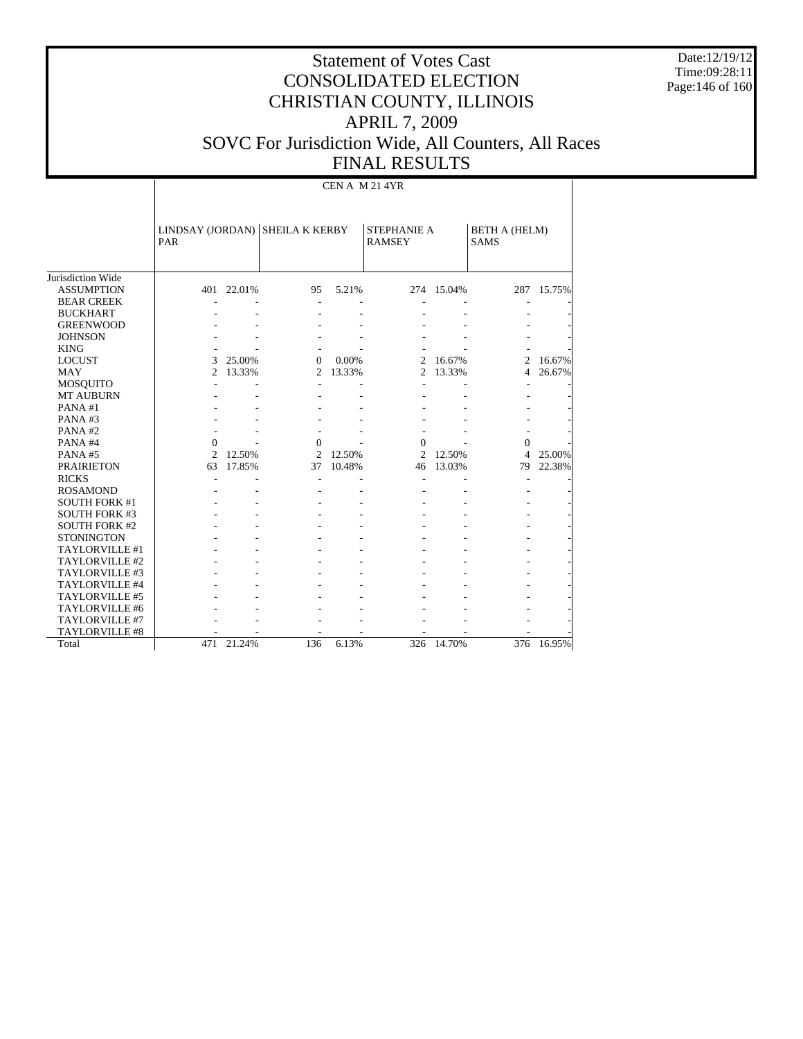# Statement of Votes Cast
# CONSOLIDATED ELECTION
# CHRISTIAN COUNTY, ILLINOIS
# APRIL 7, 2009
# SOVC For Jurisdiction Wide, All Counters, All Races
# FINAL RESULTS

Date:12/19/12
Time:09:28:11

CEN A M 21 4YR

| | LINDSAY (JORDAN) PAR | | SHEILA K KERBY | | STEPHANIE A RAMSEY | | BETH A (HELM) SAMS | |
|---|---|---|---|---|---|---|---|---|
| Jurisdiction Wide | | | | | | | | |
| ASSUMPTION | 401 | 22.01% | 95 | 5.21% | 274 | 15.04% | 287 | 15.75% |
| BEAR CREEK | - | - | - | - | - | - | - | - |
| BUCKHART | - | - | - | - | - | - | - | - |
| GREENWOOD | - | - | - | - | - | - | - | - |
| JOHNSON | - | - | - | - | - | - | - | - |
| KING | - | - | - | - | - | - | - | - |
| LOCUST | 3 | 25.00% | 0 | 0.00% | 2 | 16.67% | 2 | 16.67% |
| MAY | 2 | 13.33% | 2 | 13.33% | 2 | 13.33% | 4 | 26.67% |
| MOSQUITO | - | - | - | - | - | - | - | - |
| MT AUBURN | - | - | - | - | - | - | - | - |
| PANA #1 | - | - | - | - | - | - | - | - |
| PANA #3 | - | - | - | - | - | - | - | - |
| PANA #2 | - | - | - | - | - | - | - | - |
| PANA #4 | 0 | - | 0 | - | 0 | - | 0 | - |
| PANA #5 | 2 | 12.50% | 2 | 12.50% | 2 | 12.50% | 4 | 25.00% |
| PRAIRIETON | 63 | 17.85% | 37 | 10.48% | 46 | 13.03% | 79 | 22.38% |
| RICKS | - | - | - | - | - | - | - | - |
| ROSAMOND | - | - | - | - | - | - | - | - |
| SOUTH FORK #1 | - | - | - | - | - | - | - | - |
| SOUTH FORK #3 | - | - | - | - | - | - | - | - |
| SOUTH FORK #2 | - | - | - | - | - | - | - | - |
| STONINGTON | - | - | - | - | - | - | - | - |
| TAYLORVILLE #1 | - | - | - | - | - | - | - | - |
| TAYLORVILLE #2 | - | - | - | - | - | - | - | - |
| TAYLORVILLE #3 | - | - | - | - | - | - | - | - |
| TAYLORVILLE #4 | - | - | - | - | - | - | - | - |
| TAYLORVILLE #5 | - | - | - | - | - | - | - | - |
| TAYLORVILLE #6 | - | - | - | - | - | - | - | - |
| TAYLORVILLE #7 | - | - | - | - | - | - | - | - |
| TAYLORVILLE #8 | - | - | - | - | - | - | - | - |
| Total | 471 | 21.24% | 136 | 6.13% | 326 | 14.70% | 376 | 16.95% |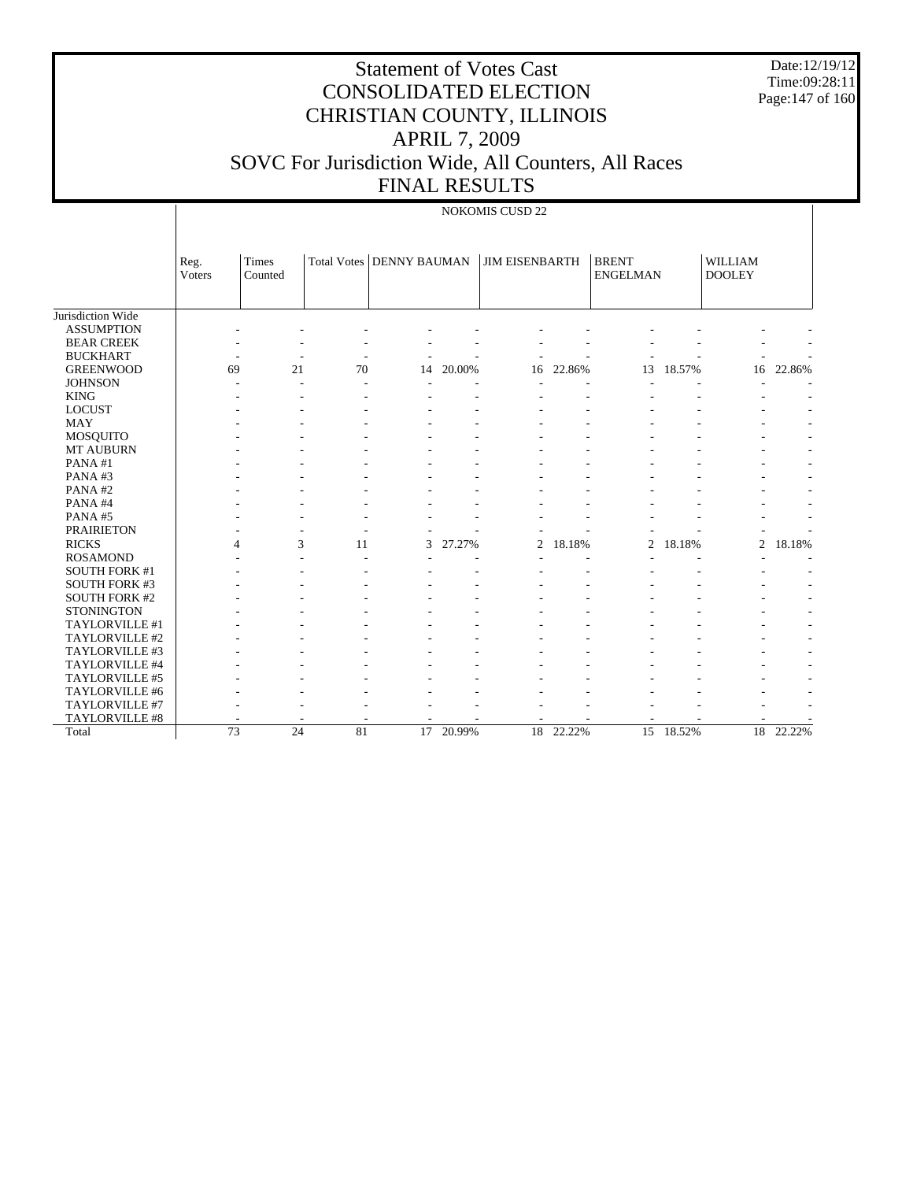# Statement of Votes Cast
# CONSOLIDATED ELECTION
# CHRISTIAN COUNTY, ILLINOIS
# APRIL 7, 2009
# SOVC For Jurisdiction Wide, All Counters, All Races
# FINAL RESULTS

Date:12/19/12
Time:09:28:11

NOKOMIS CUSD 22

| | Reg. Voters | Times Counted | Total Votes | DENNY BAUMAN | | JIM EISENBARTH | | BRENT ENGELMAN | | WILLIAM DOOLEY | |
|---|---|---|---|---|---|---|---|---|---|---|---|
| Jurisdiction Wide | | | | | | | | | | | |
| ASSUMPTION | - | - | - | - | - | - | - | - | - | - | - |
| BEAR CREEK | - | - | - | - | - | - | - | - | - | - | - |
| BUCKHART | - | - | - | - | - | - | - | - | - | - | - |
| GREENWOOD | 69 | 21 | 70 | 14 | 20.00% | 16 | 22.86% | 13 | 18.57% | 16 | 22.86% |
| JOHNSON | - | - | - | - | - | - | - | - | - | - | - |
| KING | - | - | - | - | - | - | - | - | - | - | - |
| LOCUST | - | - | - | - | - | - | - | - | - | - | - |
| MAY | - | - | - | - | - | - | - | - | - | - | - |
| MOSQUITO | - | - | - | - | - | - | - | - | - | - | - |
| MT AUBURN | - | - | - | - | - | - | - | - | - | - | - |
| PANA #1 | - | - | - | - | - | - | - | - | - | - | - |
| PANA #3 | - | - | - | - | - | - | - | - | - | - | - |
| PANA #2 | - | - | - | - | - | - | - | - | - | - | - |
| PANA #4 | - | - | - | - | - | - | - | - | - | - | - |
| PANA #5 | - | - | - | - | - | - | - | - | - | - | - |
| PRAIRIETON | - | - | - | - | - | - | - | - | - | - | - |
| RICKS | 4 | 3 | 11 | 3 | 27.27% | 2 | 18.18% | 2 | 18.18% | 2 | 18.18% |
| ROSAMOND | - | - | - | - | - | - | - | - | - | - | - |
| SOUTH FORK #1 | - | - | - | - | - | - | - | - | - | - | - |
| SOUTH FORK #3 | - | - | - | - | - | - | - | - | - | - | - |
| SOUTH FORK #2 | - | - | - | - | - | - | - | - | - | - | - |
| STONINGTON | - | - | - | - | - | - | - | - | - | - | - |
| TAYLORVILLE #1 | - | - | - | - | - | - | - | - | - | - | - |
| TAYLORVILLE #2 | - | - | - | - | - | - | - | - | - | - | - |
| TAYLORVILLE #3 | - | - | - | - | - | - | - | - | - | - | - |
| TAYLORVILLE #4 | - | - | - | - | - | - | - | - | - | - | - |
| TAYLORVILLE #5 | - | - | - | - | - | - | - | - | - | - | - |
| TAYLORVILLE #6 | - | - | - | - | - | - | - | - | - | - | - |
| TAYLORVILLE #7 | - | - | - | - | - | - | - | - | - | - | - |
| TAYLORVILLE #8 | - | - | - | - | - | - | - | - | - | - | - |
| Total | 73 | 24 | 81 | 17 | 20.99% | 18 | 22.22% | 15 | 18.52% | 18 | 22.22% |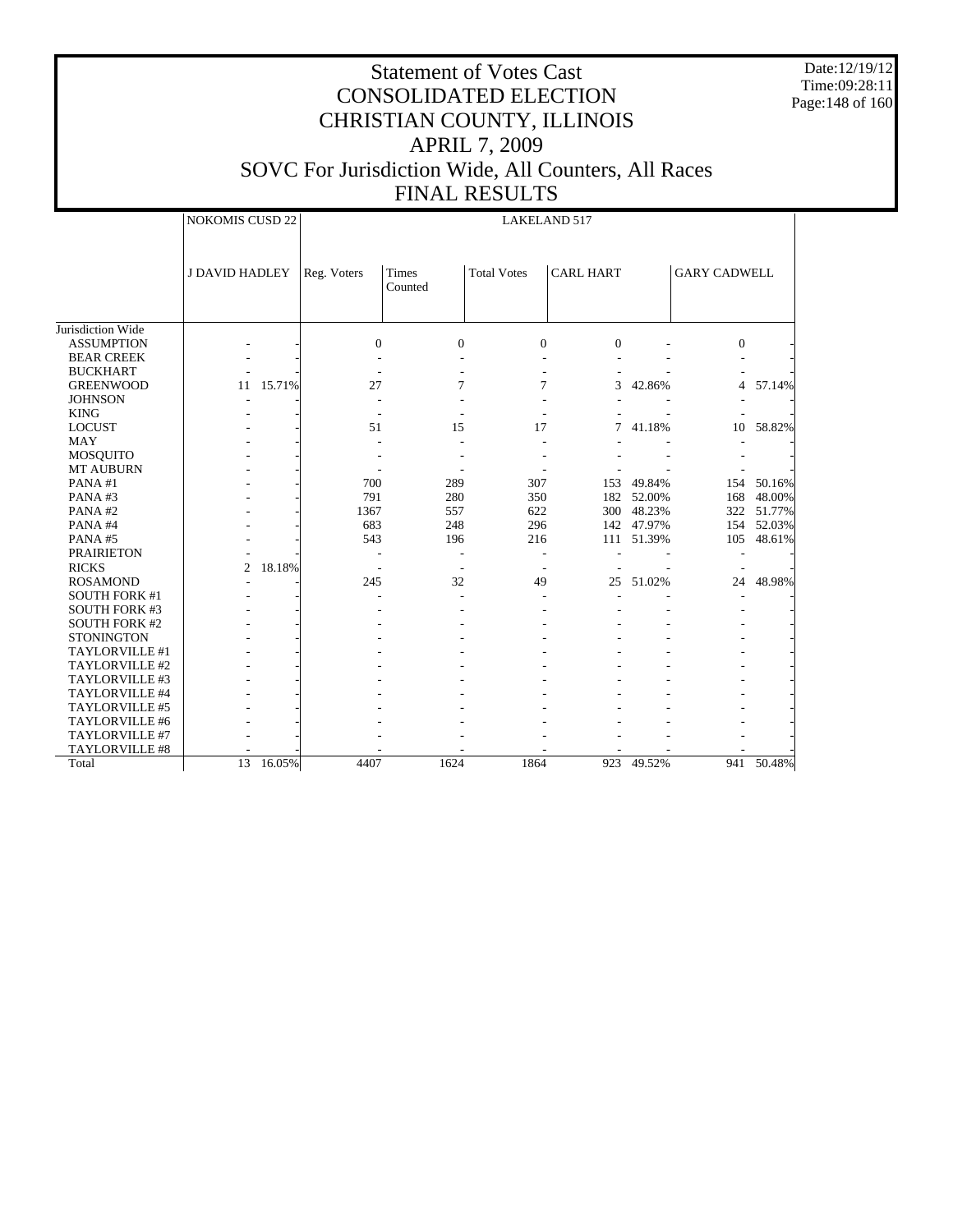# Statement of Votes Cast
# CONSOLIDATED ELECTION
# CHRISTIAN COUNTY, ILLINOIS
# APRIL 7, 2009
# SOVC For Jurisdiction Wide, All Counters, All Races
# FINAL RESULTS

Date:12/19/12
Time:09:28:11

| | NOKOMIS CUSD 22 | | LAKELAND 517 | | | | | | |
|---|---|---|---|---|---|---|---|---|---|
| | J DAVID HADLEY | | Reg. Voters | Times Counted | Total Votes | CARL HART | | GARY CADWELL | |
| Jurisdiction Wide | | | | | | | | | |
| ASSUMPTION | - | - | 0 | 0 | 0 | 0 | - | 0 | - |
| BEAR CREEK | - | - | - | - | - | - | - | - | - |
| BUCKHART | - | - | - | - | - | - | - | - | - |
| GREENWOOD | 11 | 15.71% | 27 | 7 | 7 | 3 | 42.86% | 4 | 57.14% |
| JOHNSON | - | - | - | - | - | - | - | - | - |
| KING | - | - | - | - | - | - | - | - | - |
| LOCUST | - | - | 51 | 15 | 17 | 7 | 41.18% | 10 | 58.82% |
| MAY | - | - | - | - | - | - | - | - | - |
| MOSQUITO | - | - | - | - | - | - | - | - | - |
| MT AUBURN | - | - | - | - | - | - | - | - | - |
| PANA #1 | - | - | 700 | 289 | 307 | 153 | 49.84% | 154 | 50.16% |
| PANA #3 | - | - | 791 | 280 | 350 | 182 | 52.00% | 168 | 48.00% |
| PANA #2 | - | - | 1367 | 557 | 622 | 300 | 48.23% | 322 | 51.77% |
| PANA #4 | - | - | 683 | 248 | 296 | 142 | 47.97% | 154 | 52.03% |
| PANA #5 | - | - | 543 | 196 | 216 | 111 | 51.39% | 105 | 48.61% |
| PRAIRIETON | - | - | - | - | - | - | - | - | - |
| RICKS | 2 | 18.18% | - | - | - | - | - | - | - |
| ROSAMOND | - | - | 245 | 32 | 49 | 25 | 51.02% | 24 | 48.98% |
| SOUTH FORK #1 | - | - | - | - | - | - | - | - | - |
| SOUTH FORK #3 | - | - | - | - | - | - | - | - | - |
| SOUTH FORK #2 | - | - | - | - | - | - | - | - | - |
| STONINGTON | - | - | - | - | - | - | - | - | - |
| TAYLORVILLE #1 | - | - | - | - | - | - | - | - | - |
| TAYLORVILLE #2 | - | - | - | - | - | - | - | - | - |
| TAYLORVILLE #3 | - | - | - | - | - | - | - | - | - |
| TAYLORVILLE #4 | - | - | - | - | - | - | - | - | - |
| TAYLORVILLE #5 | - | - | - | - | - | - | - | - | - |
| TAYLORVILLE #6 | - | - | - | - | - | - | - | - | - |
| TAYLORVILLE #7 | - | - | - | - | - | - | - | - | - |
| TAYLORVILLE #8 | - | - | - | - | - | - | - | - | - |
| Total | 13 | 16.05% | 4407 | 1624 | 1864 | 923 | 49.52% | 941 | 50.48% |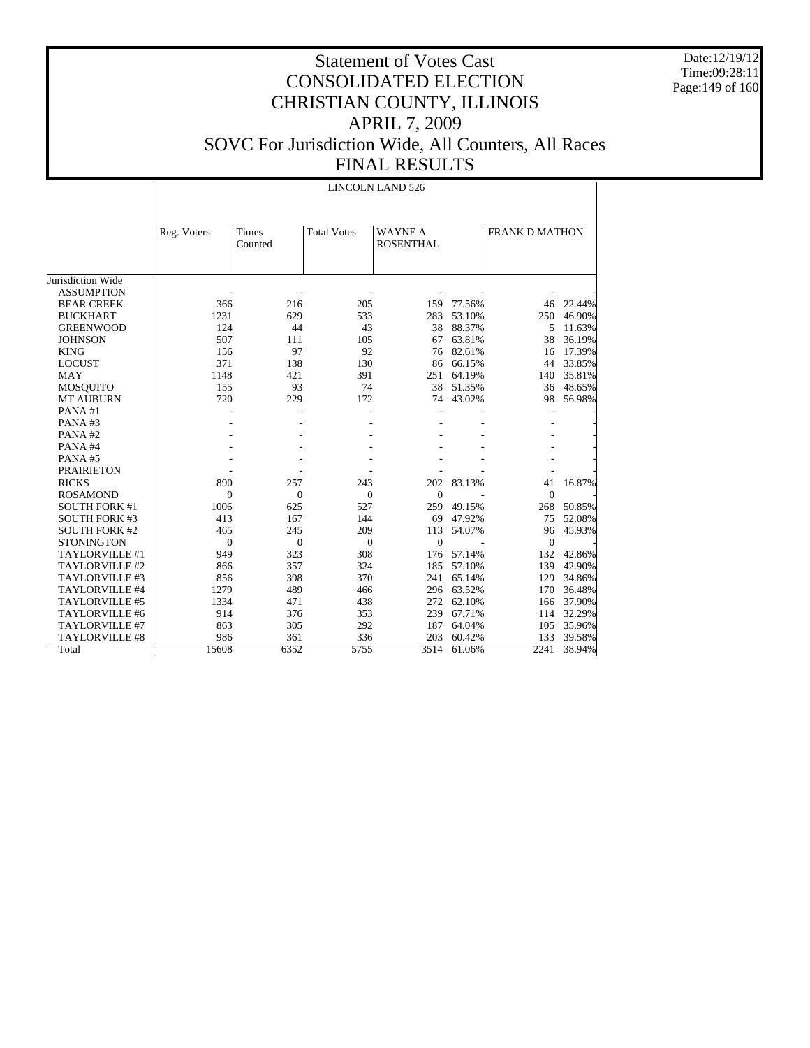# Statement of Votes Cast
# CONSOLIDATED ELECTION
# CHRISTIAN COUNTY, ILLINOIS
# APRIL 7, 2009
# SOVC For Jurisdiction Wide, All Counters, All Races
# FINAL RESULTS

Date:12/19/12
Time:09:28:11

| | LINCOLN LAND 526 | | | | | | |
|---|---|---|---|---|---|---|---|
| | Reg. Voters | Times Counted | Total Votes | WAYNE A ROSENTHAL | | FRANK D MATHON | |
| Jurisdiction Wide | | | | | | | |
| ASSUMPTION | - | - | - | - | - | - | - |
| BEAR CREEK | 366 | 216 | 205 | 159 | 77.56% | 46 | 22.44% |
| BUCKHART | 1231 | 629 | 533 | 283 | 53.10% | 250 | 46.90% |
| GREENWOOD | 124 | 44 | 43 | 38 | 88.37% | 5 | 11.63% |
| JOHNSON | 507 | 111 | 105 | 67 | 63.81% | 38 | 36.19% |
| KING | 156 | 97 | 92 | 76 | 82.61% | 16 | 17.39% |
| LOCUST | 371 | 138 | 130 | 86 | 66.15% | 44 | 33.85% |
| MAY | 1148 | 421 | 391 | 251 | 64.19% | 140 | 35.81% |
| MOSQUITO | 155 | 93 | 74 | 38 | 51.35% | 36 | 48.65% |
| MT AUBURN | 720 | 229 | 172 | 74 | 43.02% | 98 | 56.98% |
| PANA #1 | - | - | - | - | - | - | - |
| PANA #3 | - | - | - | - | - | - | - |
| PANA #2 | - | - | - | - | - | - | - |
| PANA #4 | - | - | - | - | - | - | - |
| PANA #5 | - | - | - | - | - | - | - |
| PRAIRIETON | - | - | - | - | - | - | - |
| RICKS | 890 | 257 | 243 | 202 | 83.13% | 41 | 16.87% |
| ROSAMOND | 9 | 0 | 0 | 0 | - | 0 | - |
| SOUTH FORK #1 | 1006 | 625 | 527 | 259 | 49.15% | 268 | 50.85% |
| SOUTH FORK #3 | 413 | 167 | 144 | 69 | 47.92% | 75 | 52.08% |
| SOUTH FORK #2 | 465 | 245 | 209 | 113 | 54.07% | 96 | 45.93% |
| STONINGTON | 0 | 0 | 0 | 0 | - | 0 | - |
| TAYLORVILLE #1 | 949 | 323 | 308 | 176 | 57.14% | 132 | 42.86% |
| TAYLORVILLE #2 | 866 | 357 | 324 | 185 | 57.10% | 139 | 42.90% |
| TAYLORVILLE #3 | 856 | 398 | 370 | 241 | 65.14% | 129 | 34.86% |
| TAYLORVILLE #4 | 1279 | 489 | 466 | 296 | 63.52% | 170 | 36.48% |
| TAYLORVILLE #5 | 1334 | 471 | 438 | 272 | 62.10% | 166 | 37.90% |
| TAYLORVILLE #6 | 914 | 376 | 353 | 239 | 67.71% | 114 | 32.29% |
| TAYLORVILLE #7 | 863 | 305 | 292 | 187 | 64.04% | 105 | 35.96% |
| TAYLORVILLE #8 | 986 | 361 | 336 | 203 | 60.42% | 133 | 39.58% |
| Total | 15608 | 6352 | 5755 | 3514 | 61.06% | 2241 | 38.94% |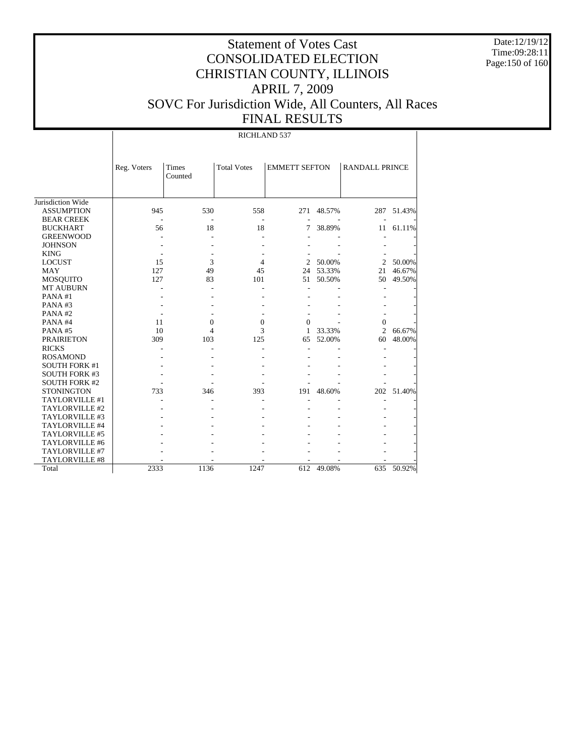# Statement of Votes Cast
# CONSOLIDATED ELECTION
# CHRISTIAN COUNTY, ILLINOIS
# APRIL 7, 2009
# SOVC For Jurisdiction Wide, All Counters, All Races
# FINAL RESULTS

Date:12/19/12
Time:09:28:11

RICHLAND 537

| | Reg. Voters | Times Counted | Total Votes | EMMETT SEFTON | | RANDALL PRINCE | |
|---|---|---|---|---|---|---|---|
| Jurisdiction Wide | | | | | | | |
| ASSUMPTION | 945 | 530 | 558 | 271 | 48.57% | 287 | 51.43% |
| BEAR CREEK | - | - | - | - | - | - | - |
| BUCKHART | 56 | 18 | 18 | 7 | 38.89% | 11 | 61.11% |
| GREENWOOD | - | - | - | - | - | - | - |
| JOHNSON | - | - | - | - | - | - | - |
| KING | - | - | - | - | - | - | - |
| LOCUST | 15 | 3 | 4 | 2 | 50.00% | 2 | 50.00% |
| MAY | 127 | 49 | 45 | 24 | 53.33% | 21 | 46.67% |
| MOSQUITO | 127 | 83 | 101 | 51 | 50.50% | 50 | 49.50% |
| MT AUBURN | - | - | - | - | - | - | - |
| PANA #1 | - | - | - | - | - | - | - |
| PANA #3 | - | - | - | - | - | - | - |
| PANA #2 | - | - | - | - | - | - | - |
| PANA #4 | 11 | 0 | 0 | 0 | - | 0 | - |
| PANA #5 | 10 | 4 | 3 | 1 | 33.33% | 2 | 66.67% |
| PRAIRIETON | 309 | 103 | 125 | 65 | 52.00% | 60 | 48.00% |
| RICKS | - | - | - | - | - | - | - |
| ROSAMOND | - | - | - | - | - | - | - |
| SOUTH FORK #1 | - | - | - | - | - | - | - |
| SOUTH FORK #3 | - | - | - | - | - | - | - |
| SOUTH FORK #2 | - | - | - | - | - | - | - |
| STONINGTON | 733 | 346 | 393 | 191 | 48.60% | 202 | 51.40% |
| TAYLORVILLE #1 | - | - | - | - | - | - | - |
| TAYLORVILLE #2 | - | - | - | - | - | - | - |
| TAYLORVILLE #3 | - | - | - | - | - | - | - |
| TAYLORVILLE #4 | - | - | - | - | - | - | - |
| TAYLORVILLE #5 | - | - | - | - | - | - | - |
| TAYLORVILLE #6 | - | - | - | - | - | - | - |
| TAYLORVILLE #7 | - | - | - | - | - | - | - |
| TAYLORVILLE #8 | - | - | - | - | - | - | - |
| Total | 2333 | 1136 | 1247 | 612 | 49.08% | 635 | 50.92% |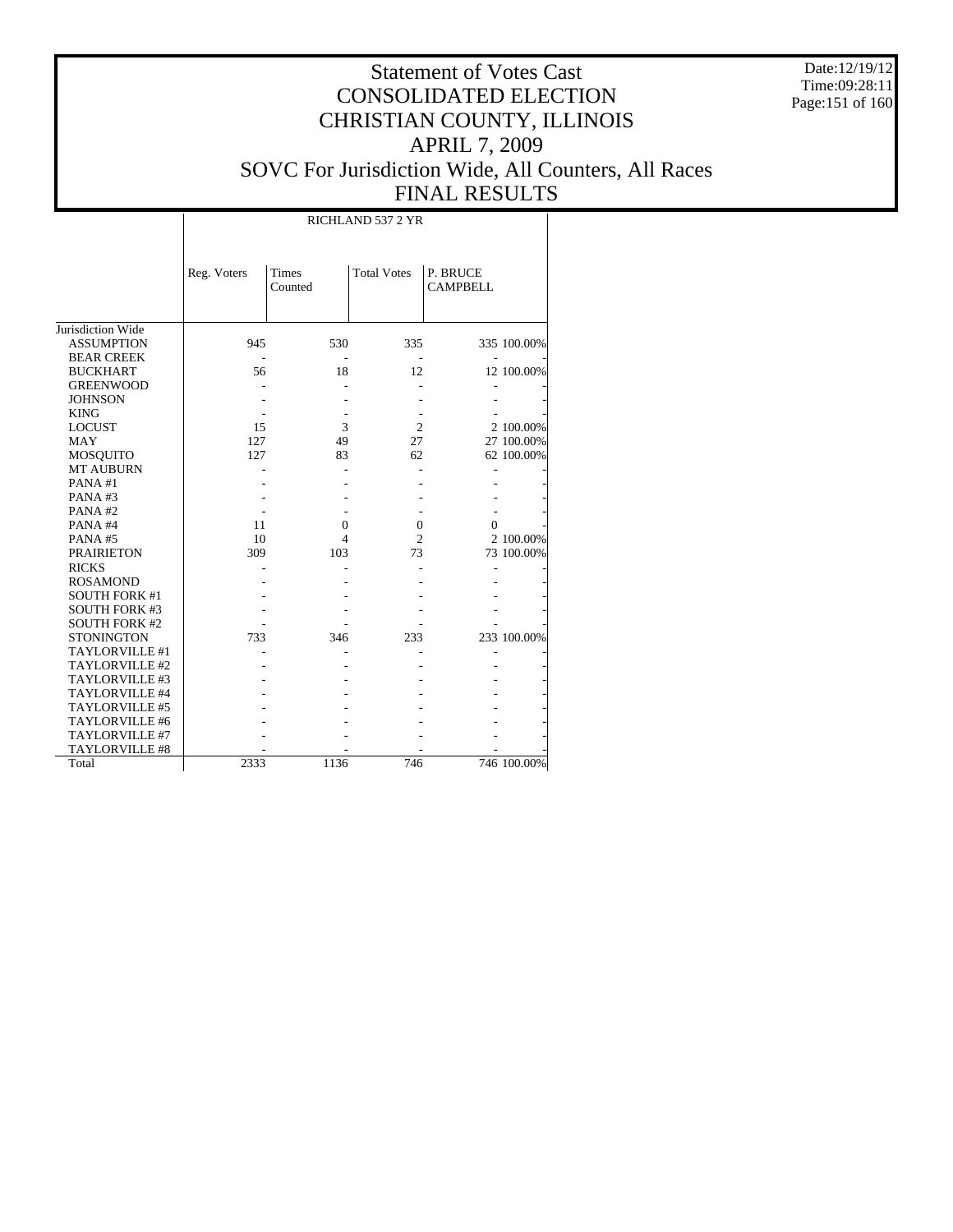# Statement of Votes Cast
# CONSOLIDATED ELECTION
# CHRISTIAN COUNTY, ILLINOIS
# APRIL 7, 2009
# SOVC For Jurisdiction Wide, All Counters, All Races
# FINAL RESULTS

Date:12/19/12
Time:09:28:11

| | RICHLAND 537 2 YR | | | | |
|---|---|---|---|---|---|
| | Reg. Voters | Times Counted | Total Votes | P. BRUCE CAMPBELL | |
| Jurisdiction Wide | | | | | |
| ASSUMPTION | 945 | 530 | 335 | 335 | 100.00% |
| BEAR CREEK | - | - | - | - | - |
| BUCKHART | 56 | 18 | 12 | 12 | 100.00% |
| GREENWOOD | - | - | - | - | - |
| JOHNSON | - | - | - | - | - |
| KING | - | - | - | - | - |
| LOCUST | 15 | 3 | 2 | 2 | 100.00% |
| MAY | 127 | 49 | 27 | 27 | 100.00% |
| MOSQUITO | 127 | 83 | 62 | 62 | 100.00% |
| MT AUBURN | - | - | - | - | - |
| PANA #1 | - | - | - | - | - |
| PANA #3 | - | - | - | - | - |
| PANA #2 | - | - | - | - | - |
| PANA #4 | 11 | 0 | 0 | 0 | - |
| PANA #5 | 10 | 4 | 2 | 2 | 100.00% |
| PRAIRIETON | 309 | 103 | 73 | 73 | 100.00% |
| RICKS | - | - | - | - | - |
| ROSAMOND | - | - | - | - | - |
| SOUTH FORK #1 | - | - | - | - | - |
| SOUTH FORK #3 | - | - | - | - | - |
| SOUTH FORK #2 | - | - | - | - | - |
| STONINGTON | 733 | 346 | 233 | 233 | 100.00% |
| TAYLORVILLE #1 | - | - | - | - | - |
| TAYLORVILLE #2 | - | - | - | - | - |
| TAYLORVILLE #3 | - | - | - | - | - |
| TAYLORVILLE #4 | - | - | - | - | - |
| TAYLORVILLE #5 | - | - | - | - | - |
| TAYLORVILLE #6 | - | - | - | - | - |
| TAYLORVILLE #7 | - | - | - | - | - |
| TAYLORVILLE #8 | - | - | - | - | - |
| Total | 2333 | 1136 | 746 | 746 | 100.00% |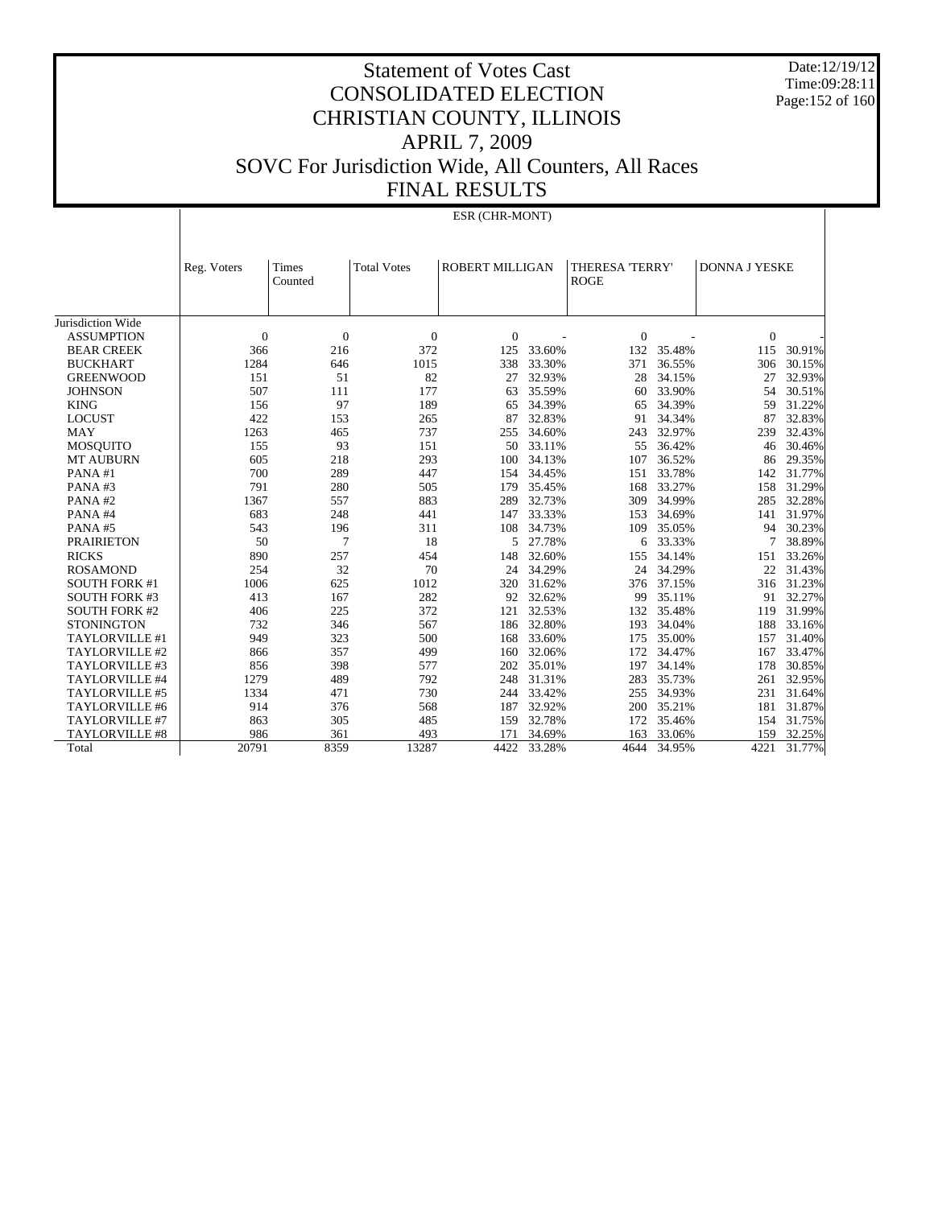# Statement of Votes Cast
## CONSOLIDATED ELECTION
## CHRISTIAN COUNTY, ILLINOIS
## APRIL 7, 2009
## SOVC For Jurisdiction Wide, All Counters, All Races
## FINAL RESULTS

Date:12/19/12
Time:09:28:11

ESR (CHR-MONT)

| | Reg. Voters | Times Counted | Total Votes | ROBERT MILLIGAN | | THERESA 'TERRY' ROGE | | DONNA J YESKE | |
|---|---|---|---|---|---|---|---|---|---|
| Jurisdiction Wide | | | | | | | | | |
| ASSUMPTION | 0 | 0 | 0 | 0 | - | 0 | - | 0 | - |
| BEAR CREEK | 366 | 216 | 372 | 125 | 33.60% | 132 | 35.48% | 115 | 30.91% |
| BUCKHART | 1284 | 646 | 1015 | 338 | 33.30% | 371 | 36.55% | 306 | 30.15% |
| GREENWOOD | 151 | 51 | 82 | 27 | 32.93% | 28 | 34.15% | 27 | 32.93% |
| JOHNSON | 507 | 111 | 177 | 63 | 35.59% | 60 | 33.90% | 54 | 30.51% |
| KING | 156 | 97 | 189 | 65 | 34.39% | 65 | 34.39% | 59 | 31.22% |
| LOCUST | 422 | 153 | 265 | 87 | 32.83% | 91 | 34.34% | 87 | 32.83% |
| MAY | 1263 | 465 | 737 | 255 | 34.60% | 243 | 32.97% | 239 | 32.43% |
| MOSQUITO | 155 | 93 | 151 | 50 | 33.11% | 55 | 36.42% | 46 | 30.46% |
| MT AUBURN | 605 | 218 | 293 | 100 | 34.13% | 107 | 36.52% | 86 | 29.35% |
| PANA #1 | 700 | 289 | 447 | 154 | 34.45% | 151 | 33.78% | 142 | 31.77% |
| PANA #3 | 791 | 280 | 505 | 179 | 35.45% | 168 | 33.27% | 158 | 31.29% |
| PANA #2 | 1367 | 557 | 883 | 289 | 32.73% | 309 | 34.99% | 285 | 32.28% |
| PANA #4 | 683 | 248 | 441 | 147 | 33.33% | 153 | 34.69% | 141 | 31.97% |
| PANA #5 | 543 | 196 | 311 | 108 | 34.73% | 109 | 35.05% | 94 | 30.23% |
| PRAIRIETON | 50 | 7 | 18 | 5 | 27.78% | 6 | 33.33% | 7 | 38.89% |
| RICKS | 890 | 257 | 454 | 148 | 32.60% | 155 | 34.14% | 151 | 33.26% |
| ROSAMOND | 254 | 32 | 70 | 24 | 34.29% | 24 | 34.29% | 22 | 31.43% |
| SOUTH FORK #1 | 1006 | 625 | 1012 | 320 | 31.62% | 376 | 37.15% | 316 | 31.23% |
| SOUTH FORK #3 | 413 | 167 | 282 | 92 | 32.62% | 99 | 35.11% | 91 | 32.27% |
| SOUTH FORK #2 | 406 | 225 | 372 | 121 | 32.53% | 132 | 35.48% | 119 | 31.99% |
| STONINGTON | 732 | 346 | 567 | 186 | 32.80% | 193 | 34.04% | 188 | 33.16% |
| TAYLORVILLE #1 | 949 | 323 | 500 | 168 | 33.60% | 175 | 35.00% | 157 | 31.40% |
| TAYLORVILLE #2 | 866 | 357 | 499 | 160 | 32.06% | 172 | 34.47% | 167 | 33.47% |
| TAYLORVILLE #3 | 856 | 398 | 577 | 202 | 35.01% | 197 | 34.14% | 178 | 30.85% |
| TAYLORVILLE #4 | 1279 | 489 | 792 | 248 | 31.31% | 283 | 35.73% | 261 | 32.95% |
| TAYLORVILLE #5 | 1334 | 471 | 730 | 244 | 33.42% | 255 | 34.93% | 231 | 31.64% |
| TAYLORVILLE #6 | 914 | 376 | 568 | 187 | 32.92% | 200 | 35.21% | 181 | 31.87% |
| TAYLORVILLE #7 | 863 | 305 | 485 | 159 | 32.78% | 172 | 35.46% | 154 | 31.75% |
| TAYLORVILLE #8 | 986 | 361 | 493 | 171 | 34.69% | 163 | 33.06% | 159 | 32.25% |
| Total | 20791 | 8359 | 13287 | 4422 | 33.28% | 4644 | 34.95% | 4221 | 31.77% |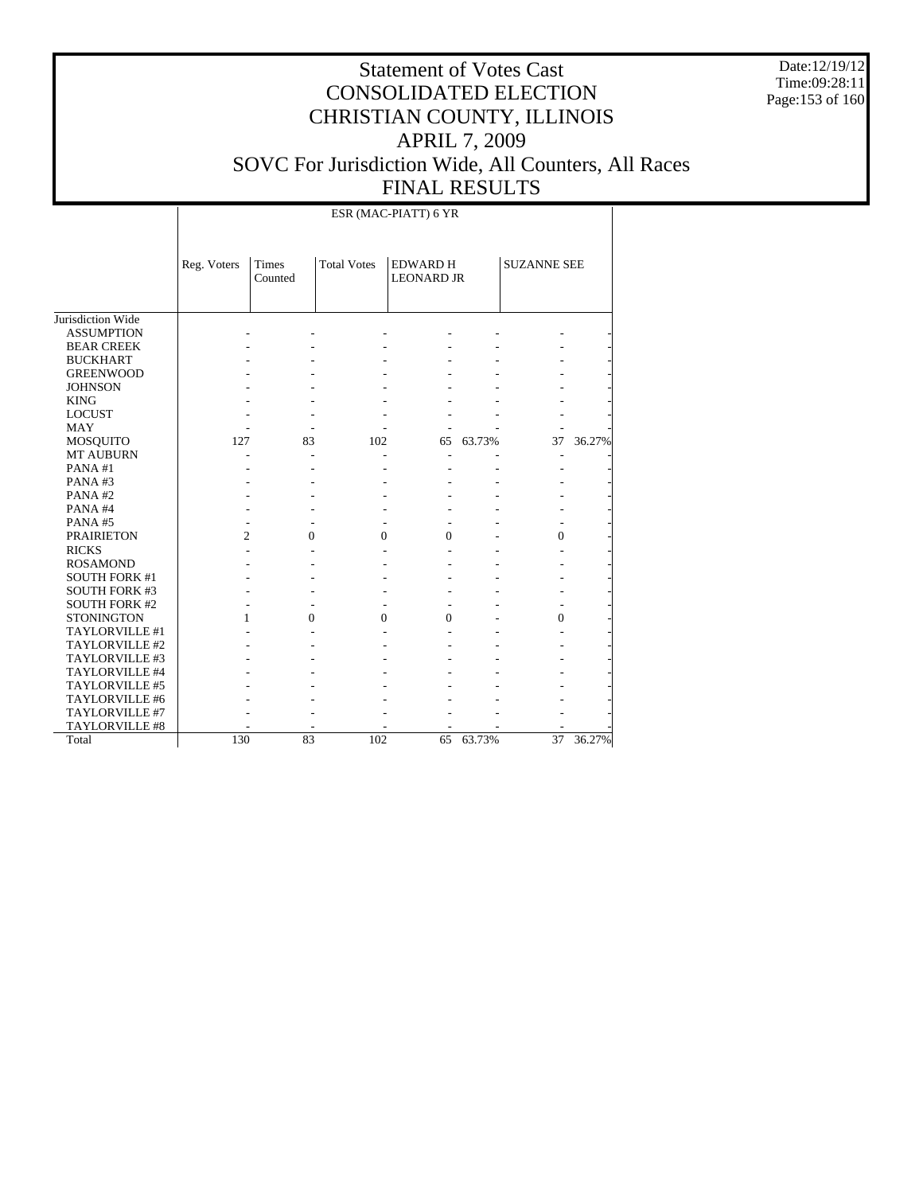# Statement of Votes Cast
# CONSOLIDATED ELECTION
# CHRISTIAN COUNTY, ILLINOIS
# APRIL 7, 2009
# SOVC For Jurisdiction Wide, All Counters, All Races
# FINAL RESULTS

Date:12/19/12
Time:09:28:11

ESR (MAC-PIATT) 6 YR

| | Reg. Voters | Times Counted | Total Votes | EDWARD H LEONARD JR | | SUZANNE SEE | |
|---|---|---|---|---|---|---|---|
| Jurisdiction Wide | | | | | | | |
| ASSUMPTION | - | - | - | - | - | - | - |
| BEAR CREEK | - | - | - | - | - | - | - |
| BUCKHART | - | - | - | - | - | - | - |
| GREENWOOD | - | - | - | - | - | - | - |
| JOHNSON | - | - | - | - | - | - | - |
| KING | - | - | - | - | - | - | - |
| LOCUST | - | - | - | - | - | - | - |
| MAY | - | - | - | - | - | - | - |
| MOSQUITO | 127 | 83 | 102 | 65 | 63.73% | 37 | 36.27% |
| MT AUBURN | - | - | - | - | - | - | - |
| PANA #1 | - | - | - | - | - | - | - |
| PANA #3 | - | - | - | - | - | - | - |
| PANA #2 | - | - | - | - | - | - | - |
| PANA #4 | - | - | - | - | - | - | - |
| PANA #5 | - | - | - | - | - | - | - |
| PRAIRIETON | 2 | 0 | 0 | 0 | - | 0 | - |
| RICKS | - | - | - | - | - | - | - |
| ROSAMOND | - | - | - | - | - | - | - |
| SOUTH FORK #1 | - | - | - | - | - | - | - |
| SOUTH FORK #3 | - | - | - | - | - | - | - |
| SOUTH FORK #2 | - | - | - | - | - | - | - |
| STONINGTON | 1 | 0 | 0 | 0 | - | 0 | - |
| TAYLORVILLE #1 | - | - | - | - | - | - | - |
| TAYLORVILLE #2 | - | - | - | - | - | - | - |
| TAYLORVILLE #3 | - | - | - | - | - | - | - |
| TAYLORVILLE #4 | - | - | - | - | - | - | - |
| TAYLORVILLE #5 | - | - | - | - | - | - | - |
| TAYLORVILLE #6 | - | - | - | - | - | - | - |
| TAYLORVILLE #7 | - | - | - | - | - | - | - |
| TAYLORVILLE #8 | - | - | - | - | - | - | - |
| Total | 130 | 83 | 102 | 65 | 63.73% | 37 | 36.27% |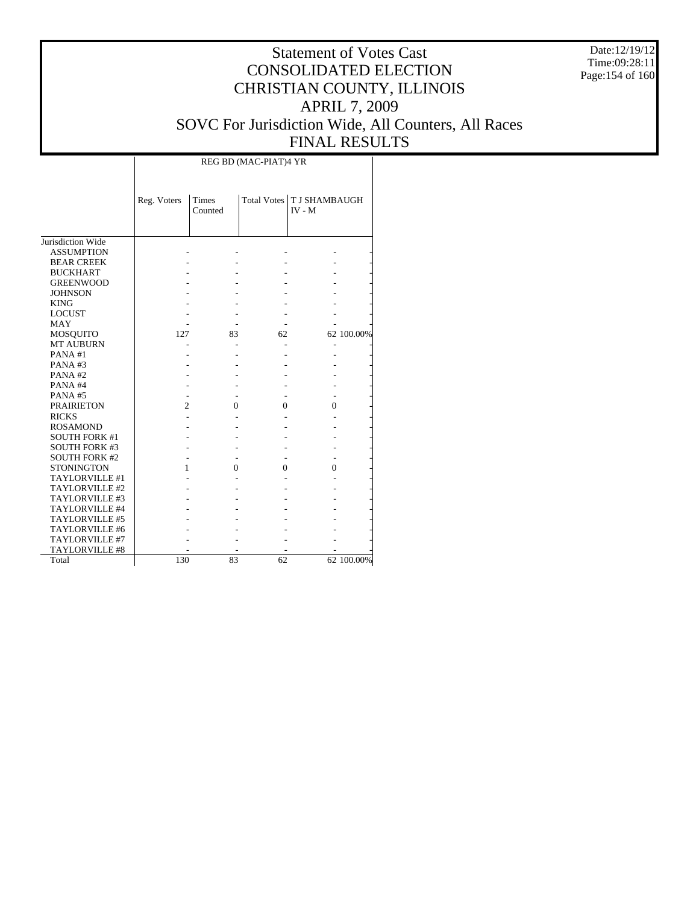# Statement of Votes Cast
# CONSOLIDATED ELECTION
# CHRISTIAN COUNTY, ILLINOIS
# APRIL 7, 2009
# SOVC For Jurisdiction Wide, All Counters, All Races
# FINAL RESULTS

Date:12/19/12
Time:09:28:11

| | REG BD (MAC-PIAT)4 YR | | | | |
|---|---|---|---|---|---|
| | Reg. Voters | Times Counted | Total Votes | T J SHAMBAUGH IV - M | |
| Jurisdiction Wide | | | | | |
| ASSUMPTION | - | - | - | - | - |
| BEAR CREEK | - | - | - | - | - |
| BUCKHART | - | - | - | - | - |
| GREENWOOD | - | - | - | - | - |
| JOHNSON | - | - | - | - | - |
| KING | - | - | - | - | - |
| LOCUST | - | - | - | - | - |
| MAY | - | - | - | - | - |
| MOSQUITO | 127 | 83 | 62 | 62 | 100.00% |
| MT AUBURN | - | - | - | - | - |
| PANA #1 | - | - | - | - | - |
| PANA #3 | - | - | - | - | - |
| PANA #2 | - | - | - | - | - |
| PANA #4 | - | - | - | - | - |
| PANA #5 | - | - | - | - | - |
| PRAIRIETON | 2 | 0 | 0 | 0 | - |
| RICKS | - | - | - | - | - |
| ROSAMOND | - | - | - | - | - |
| SOUTH FORK #1 | - | - | - | - | - |
| SOUTH FORK #3 | - | - | - | - | - |
| SOUTH FORK #2 | - | - | - | - | - |
| STONINGTON | 1 | 0 | 0 | 0 | - |
| TAYLORVILLE #1 | - | - | - | - | - |
| TAYLORVILLE #2 | - | - | - | - | - |
| TAYLORVILLE #3 | - | - | - | - | - |
| TAYLORVILLE #4 | - | - | - | - | - |
| TAYLORVILLE #5 | - | - | - | - | - |
| TAYLORVILLE #6 | - | - | - | - | - |
| TAYLORVILLE #7 | - | - | - | - | - |
| TAYLORVILLE #8 | - | - | - | - | - |
| Total | 130 | 83 | 62 | 62 | 100.00% |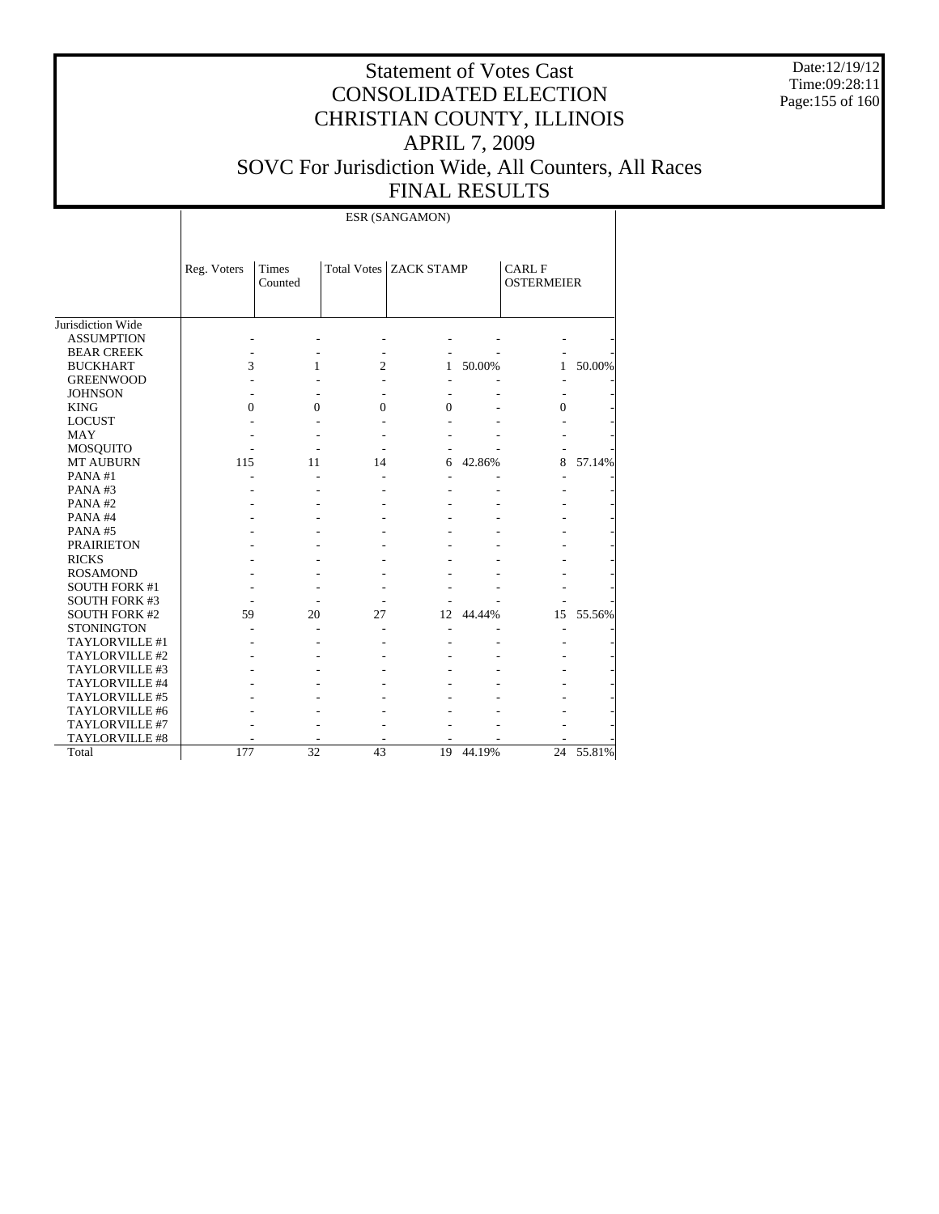# Statement of Votes Cast
# CONSOLIDATED ELECTION
# CHRISTIAN COUNTY, ILLINOIS
# APRIL 7, 2009
# SOVC For Jurisdiction Wide, All Counters, All Races
# FINAL RESULTS

Date:12/19/12
Time:09:28:11

| | ESR (SANGAMON) | | | | | | |
|---|---|---|---|---|---|---|---|
| | Reg. Voters | Times Counted | Total Votes | ZACK STAMP | | CARL F OSTERMEIER | |
| Jurisdiction Wide | | | | | | | |
| ASSUMPTION | - | - | - | - | - | - | - |
| BEAR CREEK | - | - | - | - | - | - | - |
| BUCKHART | 3 | 1 | 2 | 1 | 50.00% | 1 | 50.00% |
| GREENWOOD | - | - | - | - | - | - | - |
| JOHNSON | - | - | - | - | - | - | - |
| KING | 0 | 0 | 0 | 0 | - | 0 | - |
| LOCUST | - | - | - | - | - | - | - |
| MAY | - | - | - | - | - | - | - |
| MOSQUITO | - | - | - | - | - | - | - |
| MT AUBURN | 115 | 11 | 14 | 6 | 42.86% | 8 | 57.14% |
| PANA #1 | - | - | - | - | - | - | - |
| PANA #3 | - | - | - | - | - | - | - |
| PANA #2 | - | - | - | - | - | - | - |
| PANA #4 | - | - | - | - | - | - | - |
| PANA #5 | - | - | - | - | - | - | - |
| PRAIRIETON | - | - | - | - | - | - | - |
| RICKS | - | - | - | - | - | - | - |
| ROSAMOND | - | - | - | - | - | - | - |
| SOUTH FORK #1 | - | - | - | - | - | - | - |
| SOUTH FORK #3 | - | - | - | - | - | - | - |
| SOUTH FORK #2 | 59 | 20 | 27 | 12 | 44.44% | 15 | 55.56% |
| STONINGTON | - | - | - | - | - | - | - |
| TAYLORVILLE #1 | - | - | - | - | - | - | - |
| TAYLORVILLE #2 | - | - | - | - | - | - | - |
| TAYLORVILLE #3 | - | - | - | - | - | - | - |
| TAYLORVILLE #4 | - | - | - | - | - | - | - |
| TAYLORVILLE #5 | - | - | - | - | - | - | - |
| TAYLORVILLE #6 | - | - | - | - | - | - | - |
| TAYLORVILLE #7 | - | - | - | - | - | - | - |
| TAYLORVILLE #8 | - | - | - | - | - | - | - |
| Total | 177 | 32 | 43 | 19 | 44.19% | 24 | 55.81% |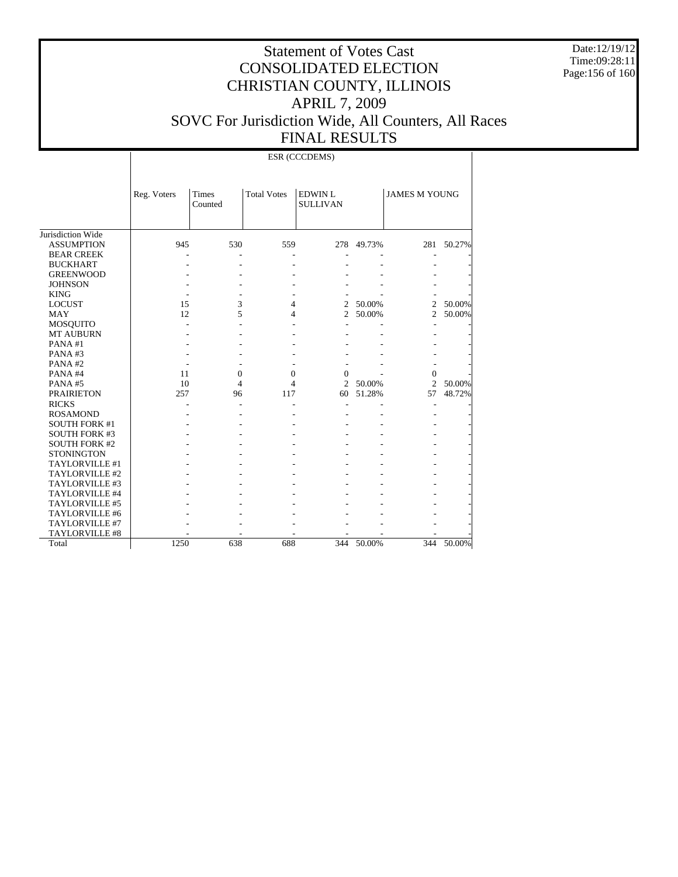# Statement of Votes Cast
# CONSOLIDATED ELECTION
# CHRISTIAN COUNTY, ILLINOIS
# APRIL 7, 2009
# SOVC For Jurisdiction Wide, All Counters, All Races
# FINAL RESULTS

Date:12/19/12
Time:09:28:11

| | ESR (CCCDEMS) | | | | | | |
|---|---|---|---|---|---|---|---|
| | Reg. Voters | Times Counted | Total Votes | EDWIN L SULLIVAN | | JAMES M YOUNG | |
| Jurisdiction Wide | | | | | | | |
| ASSUMPTION | 945 | 530 | 559 | 278 | 49.73% | 281 | 50.27% |
| BEAR CREEK | - | - | - | - | - | - | - |
| BUCKHART | - | - | - | - | - | - | - |
| GREENWOOD | - | - | - | - | - | - | - |
| JOHNSON | - | - | - | - | - | - | - |
| KING | - | - | - | - | - | - | - |
| LOCUST | 15 | 3 | 4 | 2 | 50.00% | 2 | 50.00% |
| MAY | 12 | 5 | 4 | 2 | 50.00% | 2 | 50.00% |
| MOSQUITO | - | - | - | - | - | - | - |
| MT AUBURN | - | - | - | - | - | - | - |
| PANA #1 | - | - | - | - | - | - | - |
| PANA #3 | - | - | - | - | - | - | - |
| PANA #2 | - | - | - | - | - | - | - |
| PANA #4 | 11 | 0 | 0 | 0 | - | 0 | - |
| PANA #5 | 10 | 4 | 4 | 2 | 50.00% | 2 | 50.00% |
| PRAIRIETON | 257 | 96 | 117 | 60 | 51.28% | 57 | 48.72% |
| RICKS | - | - | - | - | - | - | - |
| ROSAMOND | - | - | - | - | - | - | - |
| SOUTH FORK #1 | - | - | - | - | - | - | - |
| SOUTH FORK #3 | - | - | - | - | - | - | - |
| SOUTH FORK #2 | - | - | - | - | - | - | - |
| STONINGTON | - | - | - | - | - | - | - |
| TAYLORVILLE #1 | - | - | - | - | - | - | - |
| TAYLORVILLE #2 | - | - | - | - | - | - | - |
| TAYLORVILLE #3 | - | - | - | - | - | - | - |
| TAYLORVILLE #4 | - | - | - | - | - | - | - |
| TAYLORVILLE #5 | - | - | - | - | - | - | - |
| TAYLORVILLE #6 | - | - | - | - | - | - | - |
| TAYLORVILLE #7 | - | - | - | - | - | - | - |
| TAYLORVILLE #8 | - | - | - | - | - | - | - |
| Total | 1250 | 638 | 688 | 344 | 50.00% | 344 | 50.00% |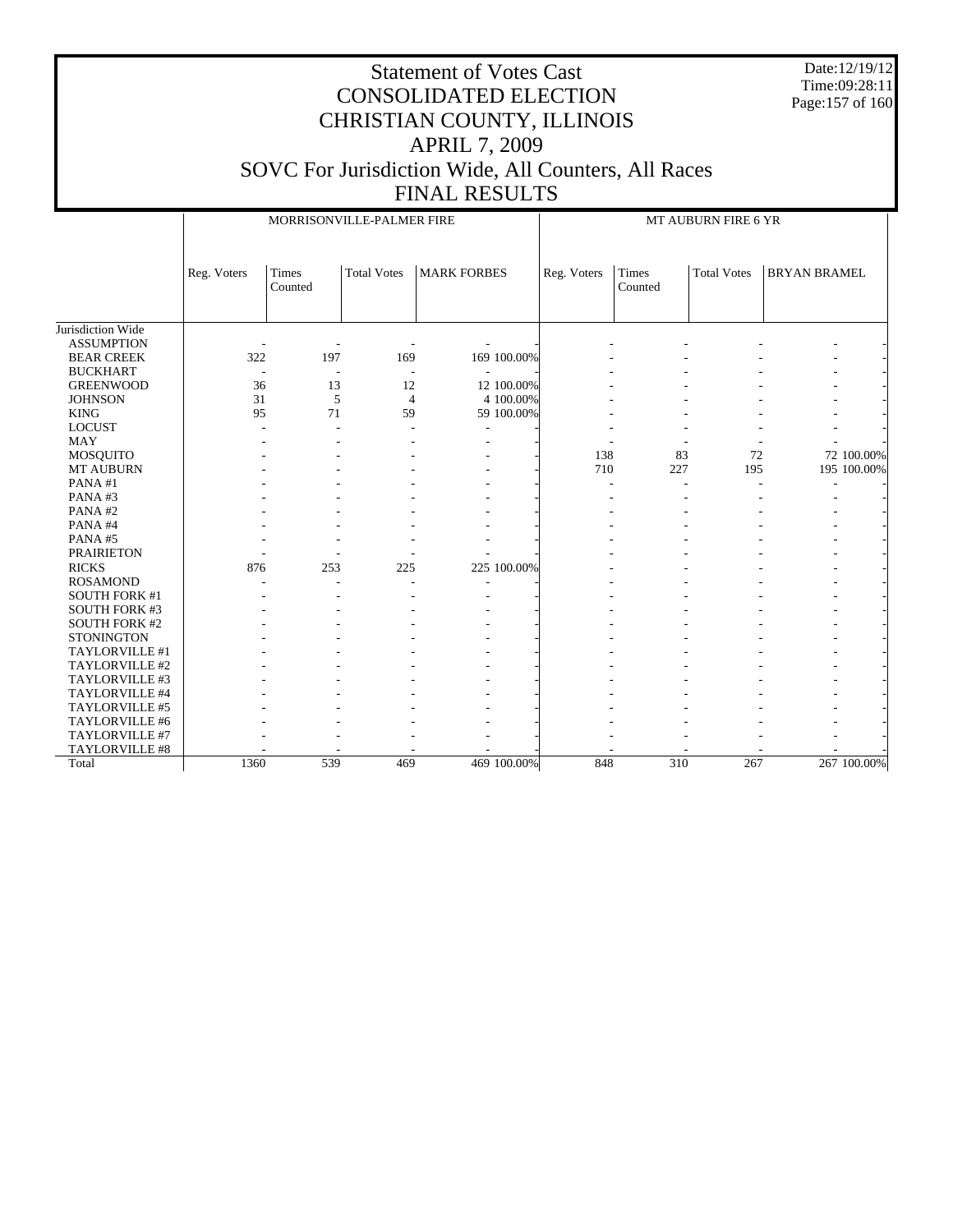# Statement of Votes Cast
# CONSOLIDATED ELECTION
# CHRISTIAN COUNTY, ILLINOIS
# APRIL 7, 2009
# SOVC For Jurisdiction Wide, All Counters, All Races
# FINAL RESULTS

Date:12/19/12
Time:09:28:11

| | MORRISONVILLE-PALMER FIRE | | | | | MT AUBURN FIRE 6 YR | | | | |
|---|---|---|---|---|---|---|---|---|---|---|
| | Reg. Voters | Times Counted | Total Votes | MARK FORBES | | Reg. Voters | Times Counted | Total Votes | BRYAN BRAMEL | |
| Jurisdiction Wide | | | | | | | | | | |
| ASSUMPTION | - | - | - | - | - | - | - | - | - | - |
| BEAR CREEK | 322 | 197 | 169 | 169 | 100.00% | - | - | - | - | - |
| BUCKHART | - | - | - | - | - | - | - | - | - | - |
| GREENWOOD | 36 | 13 | 12 | 12 | 100.00% | - | - | - | - | - |
| JOHNSON | 31 | 5 | 4 | 4 | 100.00% | - | - | - | - | - |
| KING | 95 | 71 | 59 | 59 | 100.00% | - | - | - | - | - |
| LOCUST | - | - | - | - | - | - | - | - | - | - |
| MAY | - | - | - | - | - | - | - | - | - | - |
| MOSQUITO | - | - | - | - | - | 138 | 83 | 72 | 72 | 100.00% |
| MT AUBURN | - | - | - | - | - | 710 | 227 | 195 | 195 | 100.00% |
| PANA #1 | - | - | - | - | - | - | - | - | - | - |
| PANA #3 | - | - | - | - | - | - | - | - | - | - |
| PANA #2 | - | - | - | - | - | - | - | - | - | - |
| PANA #4 | - | - | - | - | - | - | - | - | - | - |
| PANA #5 | - | - | - | - | - | - | - | - | - | - |
| PRAIRIETON | - | - | - | - | - | - | - | - | - | - |
| RICKS | 876 | 253 | 225 | 225 | 100.00% | - | - | - | - | - |
| ROSAMOND | - | - | - | - | - | - | - | - | - | - |
| SOUTH FORK #1 | - | - | - | - | - | - | - | - | - | - |
| SOUTH FORK #3 | - | - | - | - | - | - | - | - | - | - |
| SOUTH FORK #2 | - | - | - | - | - | - | - | - | - | - |
| STONINGTON | - | - | - | - | - | - | - | - | - | - |
| TAYLORVILLE #1 | - | - | - | - | - | - | - | - | - | - |
| TAYLORVILLE #2 | - | - | - | - | - | - | - | - | - | - |
| TAYLORVILLE #3 | - | - | - | - | - | - | - | - | - | - |
| TAYLORVILLE #4 | - | - | - | - | - | - | - | - | - | - |
| TAYLORVILLE #5 | - | - | - | - | - | - | - | - | - | - |
| TAYLORVILLE #6 | - | - | - | - | - | - | - | - | - | - |
| TAYLORVILLE #7 | - | - | - | - | - | - | - | - | - | - |
| TAYLORVILLE #8 | - | - | - | - | - | - | - | - | - | - |
| Total | 1360 | 539 | 469 | 469 | 100.00% | 848 | 310 | 267 | 267 | 100.00% |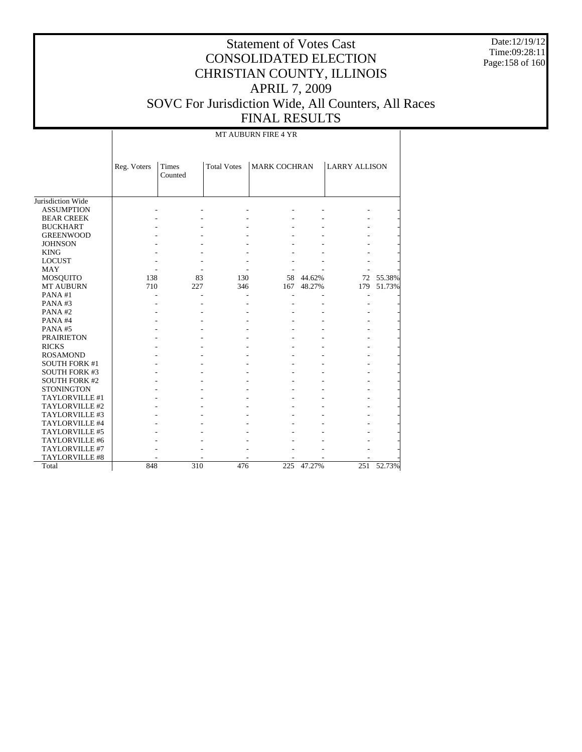# Statement of Votes Cast
# CONSOLIDATED ELECTION
# CHRISTIAN COUNTY, ILLINOIS
# APRIL 7, 2009
# SOVC For Jurisdiction Wide, All Counters, All Races
# FINAL RESULTS

Date:12/19/12
Time:09:28:11

| | MT AUBURN FIRE 4 YR | | | | | | |
|---|---|---|---|---|---|---|---|
| | Reg. Voters | Times Counted | Total Votes | MARK COCHRAN | | LARRY ALLISON | |
| Jurisdiction Wide | | | | | | | |
| ASSUMPTION | - | - | - | - | - | - | - |
| BEAR CREEK | - | - | - | - | - | - | - |
| BUCKHART | - | - | - | - | - | - | - |
| GREENWOOD | - | - | - | - | - | - | - |
| JOHNSON | - | - | - | - | - | - | - |
| KING | - | - | - | - | - | - | - |
| LOCUST | - | - | - | - | - | - | - |
| MAY | - | - | - | - | - | - | - |
| MOSQUITO | 138 | 83 | 130 | 58 | 44.62% | 72 | 55.38% |
| MT AUBURN | 710 | 227 | 346 | 167 | 48.27% | 179 | 51.73% |
| PANA #1 | - | - | - | - | - | - | - |
| PANA #3 | - | - | - | - | - | - | - |
| PANA #2 | - | - | - | - | - | - | - |
| PANA #4 | - | - | - | - | - | - | - |
| PANA #5 | - | - | - | - | - | - | - |
| PRAIRIETON | - | - | - | - | - | - | - |
| RICKS | - | - | - | - | - | - | - |
| ROSAMOND | - | - | - | - | - | - | - |
| SOUTH FORK #1 | - | - | - | - | - | - | - |
| SOUTH FORK #3 | - | - | - | - | - | - | - |
| SOUTH FORK #2 | - | - | - | - | - | - | - |
| STONINGTON | - | - | - | - | - | - | - |
| TAYLORVILLE #1 | - | - | - | - | - | - | - |
| TAYLORVILLE #2 | - | - | - | - | - | - | - |
| TAYLORVILLE #3 | - | - | - | - | - | - | - |
| TAYLORVILLE #4 | - | - | - | - | - | - | - |
| TAYLORVILLE #5 | - | - | - | - | - | - | - |
| TAYLORVILLE #6 | - | - | - | - | - | - | - |
| TAYLORVILLE #7 | - | - | - | - | - | - | - |
| TAYLORVILLE #8 | - | - | - | - | - | - | - |
| Total | 848 | 310 | 476 | 225 | 47.27% | 251 | 52.73% |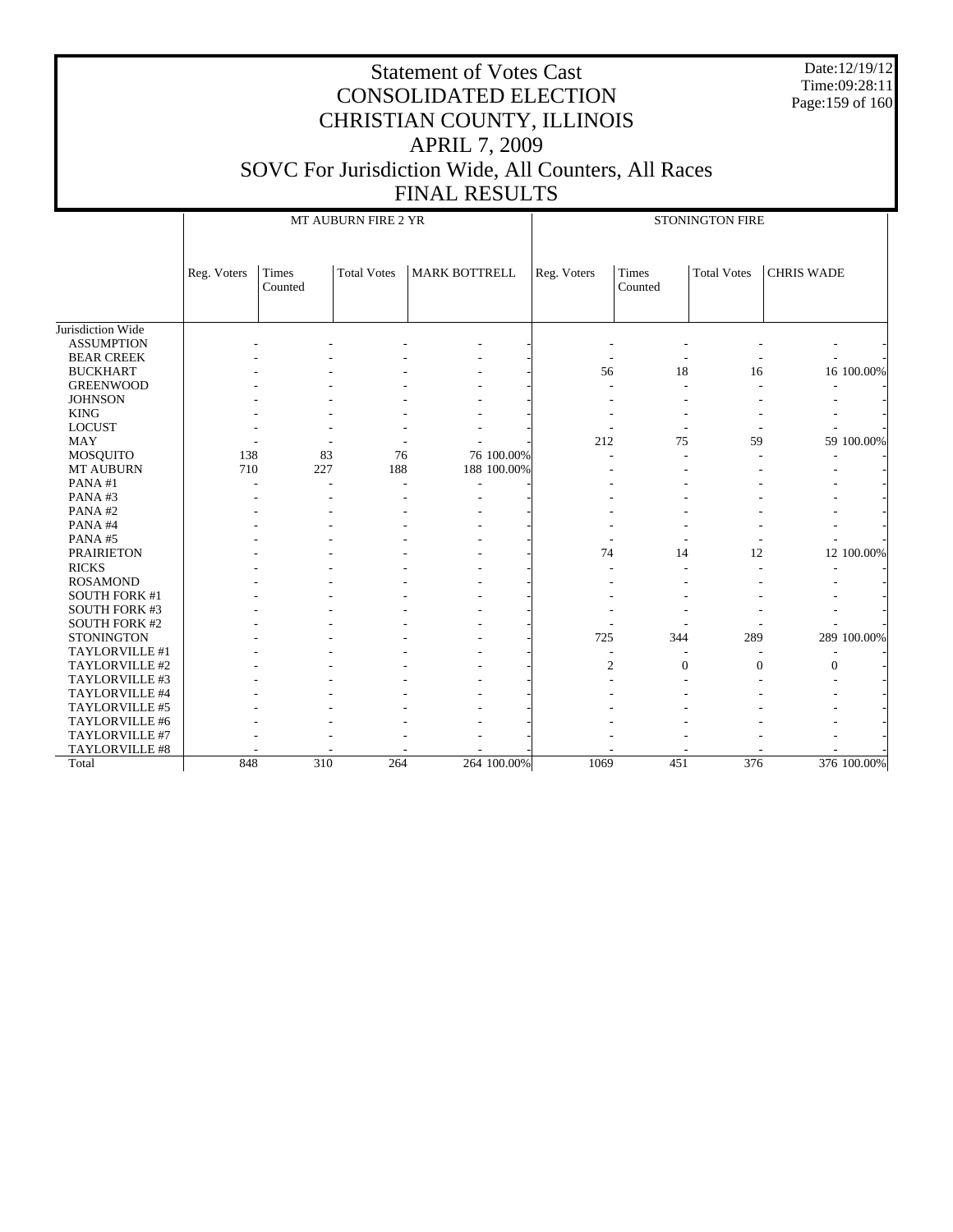# Statement of Votes Cast
## CONSOLIDATED ELECTION
## CHRISTIAN COUNTY, ILLINOIS
## APRIL 7, 2009
## SOVC For Jurisdiction Wide, All Counters, All Races
## FINAL RESULTS

Date:12/19/12
Time:09:28:11

| | MT AUBURN FIRE 2 YR | | | | | STONINGTON FIRE | | | | |
|---|---|---|---|---|---|---|---|---|---|---|
| | Reg. Voters | Times Counted | Total Votes | MARK BOTTRELL | | Reg. Voters | Times Counted | Total Votes | CHRIS WADE | |
| Jurisdiction Wide | | | | | | | | | | |
| ASSUMPTION | - | - | - | - | - | - | - | - | - | - |
| BEAR CREEK | - | - | - | - | - | - | - | - | - | - |
| BUCKHART | - | - | - | - | - | 56 | 18 | 16 | 16 | 100.00% |
| GREENWOOD | - | - | - | - | - | - | - | - | - | - |
| JOHNSON | - | - | - | - | - | - | - | - | - | - |
| KING | - | - | - | - | - | - | - | - | - | - |
| LOCUST | - | - | - | - | - | - | - | - | - | - |
| MAY | - | - | - | - | - | 212 | 75 | 59 | 59 | 100.00% |
| MOSQUITO | 138 | 83 | 76 | 76 | 100.00% | - | - | - | - | - |
| MT AUBURN | 710 | 227 | 188 | 188 | 100.00% | - | - | - | - | - |
| PANA #1 | - | - | - | - | - | - | - | - | - | - |
| PANA #3 | - | - | - | - | - | - | - | - | - | - |
| PANA #2 | - | - | - | - | - | - | - | - | - | - |
| PANA #4 | - | - | - | - | - | - | - | - | - | - |
| PANA #5 | - | - | - | - | - | - | - | - | - | - |
| PRAIRIETON | - | - | - | - | - | 74 | 14 | 12 | 12 | 100.00% |
| RICKS | - | - | - | - | - | - | - | - | - | - |
| ROSAMOND | - | - | - | - | - | - | - | - | - | - |
| SOUTH FORK #1 | - | - | - | - | - | - | - | - | - | - |
| SOUTH FORK #3 | - | - | - | - | - | - | - | - | - | - |
| SOUTH FORK #2 | - | - | - | - | - | - | - | - | - | - |
| STONINGTON | - | - | - | - | - | 725 | 344 | 289 | 289 | 100.00% |
| TAYLORVILLE #1 | - | - | - | - | - | - | - | - | - | - |
| TAYLORVILLE #2 | - | - | - | - | - | 2 | 0 | 0 | 0 | - |
| TAYLORVILLE #3 | - | - | - | - | - | - | - | - | - | - |
| TAYLORVILLE #4 | - | - | - | - | - | - | - | - | - | - |
| TAYLORVILLE #5 | - | - | - | - | - | - | - | - | - | - |
| TAYLORVILLE #6 | - | - | - | - | - | - | - | - | - | - |
| TAYLORVILLE #7 | - | - | - | - | - | - | - | - | - | - |
| TAYLORVILLE #8 | - | - | - | - | - | - | - | - | - | - |
| Total | 848 | 310 | 264 | 264 | 100.00% | 1069 | 451 | 376 | 376 | 100.00% |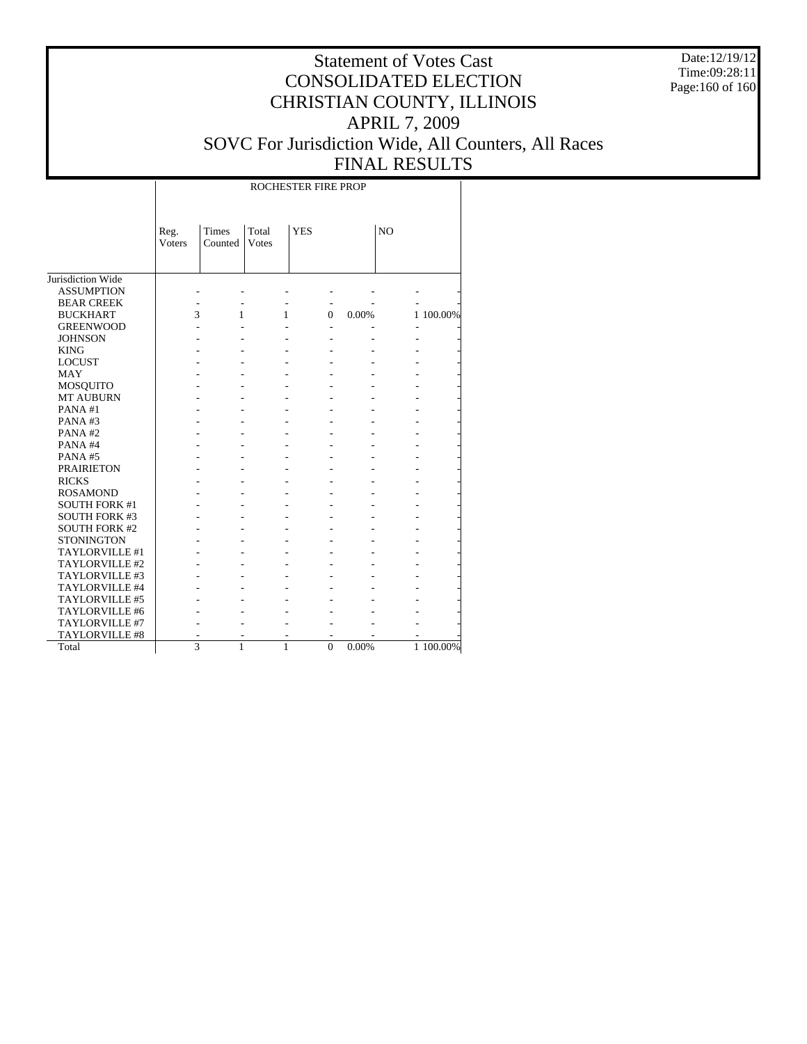# Statement of Votes Cast
# CONSOLIDATED ELECTION
# CHRISTIAN COUNTY, ILLINOIS
# APRIL 7, 2009
# SOVC For Jurisdiction Wide, All Counters, All Races
# FINAL RESULTS

Date:12/19/12
Time:09:28:11

| | ROCHESTER FIRE PROP | | | | | | |
|---|---|---|---|---|---|---|---|
| | Reg. Voters | Times Counted | Total Votes | YES | | NO | |
| Jurisdiction Wide | | | | | | | |
| ASSUMPTION | - | - | - | - | - | - | - |
| BEAR CREEK | - | - | - | - | - | - | - |
| BUCKHART | 3 | 1 | 1 | 0 | 0.00% | 1 | 100.00% |
| GREENWOOD | - | - | - | - | - | - | - |
| JOHNSON | - | - | - | - | - | - | - |
| KING | - | - | - | - | - | - | - |
| LOCUST | - | - | - | - | - | - | - |
| MAY | - | - | - | - | - | - | - |
| MOSQUITO | - | - | - | - | - | - | - |
| MT AUBURN | - | - | - | - | - | - | - |
| PANA #1 | - | - | - | - | - | - | - |
| PANA #3 | - | - | - | - | - | - | - |
| PANA #2 | - | - | - | - | - | - | - |
| PANA #4 | - | - | - | - | - | - | - |
| PANA #5 | - | - | - | - | - | - | - |
| PRAIRIETON | - | - | - | - | - | - | - |
| RICKS | - | - | - | - | - | - | - |
| ROSAMOND | - | - | - | - | - | - | - |
| SOUTH FORK #1 | - | - | - | - | - | - | - |
| SOUTH FORK #3 | - | - | - | - | - | - | - |
| SOUTH FORK #2 | - | - | - | - | - | - | - |
| STONINGTON | - | - | - | - | - | - | - |
| TAYLORVILLE #1 | - | - | - | - | - | - | - |
| TAYLORVILLE #2 | - | - | - | - | - | - | - |
| TAYLORVILLE #3 | - | - | - | - | - | - | - |
| TAYLORVILLE #4 | - | - | - | - | - | - | - |
| TAYLORVILLE #5 | - | - | - | - | - | - | - |
| TAYLORVILLE #6 | - | - | - | - | - | - | - |
| TAYLORVILLE #7 | - | - | - | - | - | - | - |
| TAYLORVILLE #8 | - | - | - | - | - | - | - |
| Total | 3 | 1 | 1 | 0 | 0.00% | 1 | 100.00% |